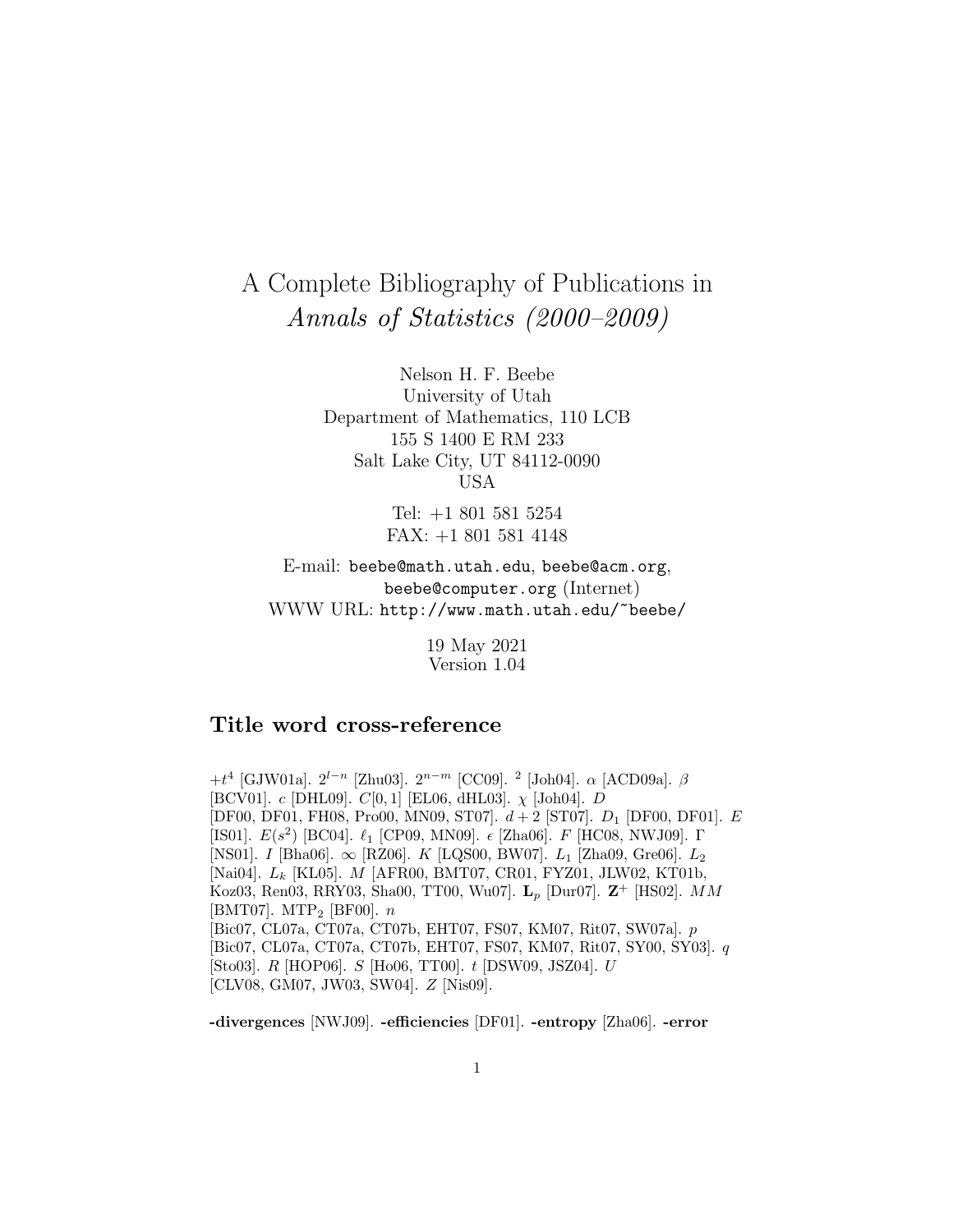# A Complete Bibliography of Publications in *Annals of Statistics (2000–2009)*

Nelson H. F. Beebe
University of Utah
Department of Mathematics, 110 LCB
155 S 1400 E RM 233
Salt Lake City, UT 84112-0090
USA

Tel: +1 801 581 5254
FAX: +1 801 581 4148

E-mail: beebe@math.utah.edu, beebe@acm.org,
beebe@computer.org (Internet)
WWW URL: http://www.math.utah.edu/~beebe/

19 May 2021
Version 1.04

## Title word cross-reference

$+t^4$ [GJW01a]. $2^{l-n}$ [Zhu03]. $2^{n-m}$ [CC09]. $^2$ [Joh04]. $\alpha$ [ACD09a]. $\beta$ [BCV01]. $c$ [DHL09]. $C[0,1]$ [EL06, dHL03]. $\chi$ [Joh04]. $D$ [DF00, DF01, FH08, Pro00, MN09, ST07]. $d+2$ [ST07]. $D_1$ [DF00, DF01]. $E$ [IS01]. $E(s^2)$ [BC04]. $\ell_1$ [CP09, MN09]. $\epsilon$ [Zha06]. $F$ [HC08, NWJ09]. $\Gamma$ [NS01]. $I$ [Bha06]. $\infty$ [RZ06]. $K$ [LQS00, BW07]. $L_1$ [Zha09, Gre06]. $L_2$ [Nai04]. $L_k$ [KL05]. $M$ [AFR00, BMT07, CR01, FYZ01, JLW02, KT01b, Koz03, Ren03, RRY03, Sha00, TT00, Wu07]. $\mathbf{L}_p$ [Dur07]. $\mathbf{Z}^+$ [HS02]. $MM$ [BMT07]. $\mathrm{MTP}_2$ [BF00]. $n$ [Bic07, CL07a, CT07a, CT07b, EHT07, FS07, KM07, Rit07, SW07a]. $p$ [Bic07, CL07a, CT07a, CT07b, EHT07, FS07, KM07, Rit07, SY00, SY03]. $q$ [Sto03]. $R$ [HOP06]. $S$ [Ho06, TT00]. $t$ [DSW09, JSZ04]. $U$ [CLV08, GM07, JW03, SW04]. $Z$ [Nis09].

**-divergences** [NWJ09]. **-efficiencies** [DF01]. **-entropy** [Zha06]. **-error**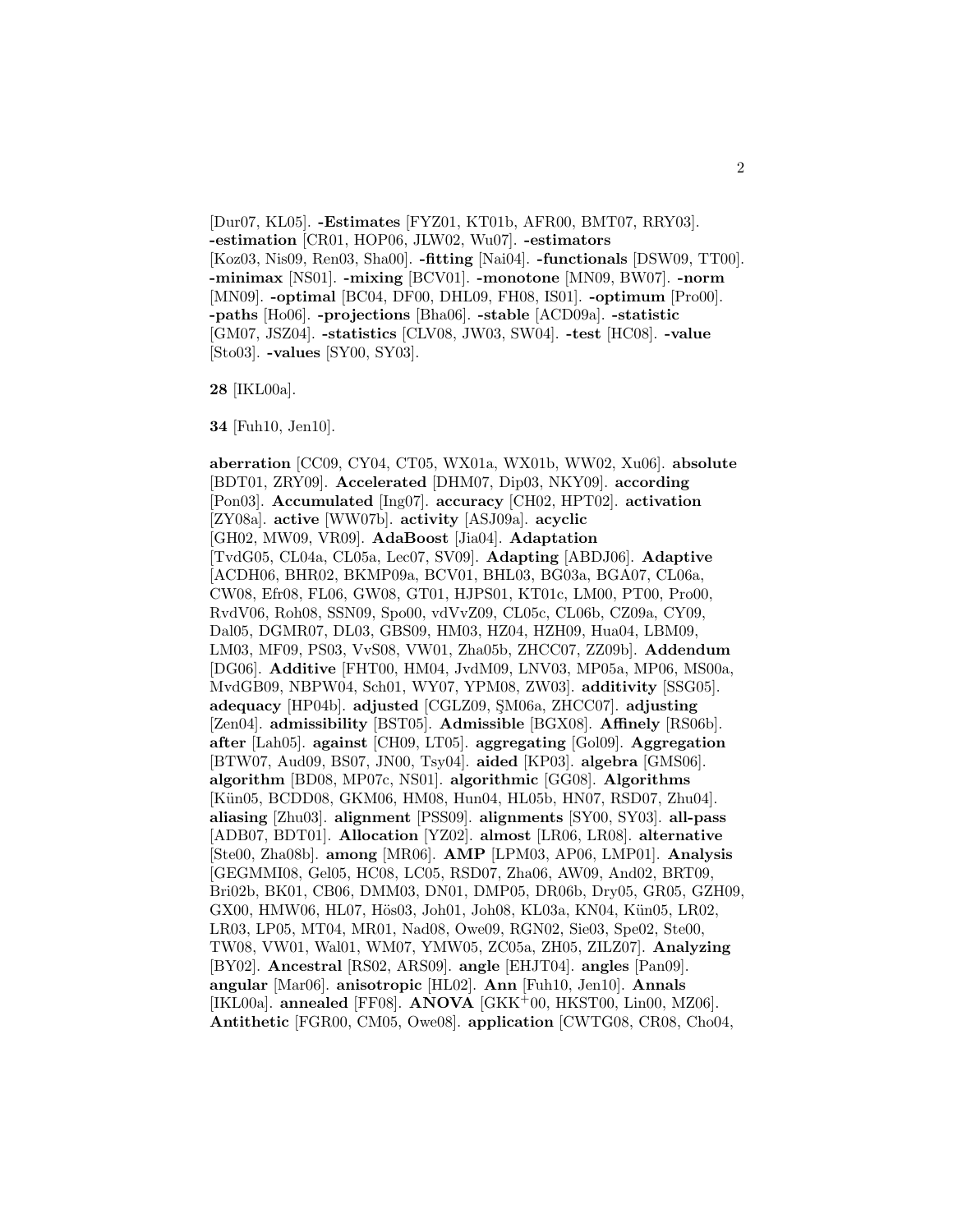[Dur07, KL05]. **-Estimates** [FYZ01, KT01b, AFR00, BMT07, RRY03]. **-estimation** [CR01, HOP06, JLW02, Wu07]. **-estimators** [Koz03, Nis09, Ren03, Sha00]. **-fitting** [Nai04]. **-functionals** [DSW09, TT00]. **-minimax** [NS01]. **-mixing** [BCV01]. **-monotone** [MN09, BW07]. **-norm** [MN09]. **-optimal** [BC04, DF00, DHL09, FH08, IS01]. **-optimum** [Pro00]. **-paths** [Ho06]. **-projections** [Bha06]. **-stable** [ACD09a]. **-statistic** [GM07, JSZ04]. **-statistics** [CLV08, JW03, SW04]. **-test** [HC08]. **-value** [Sto03]. **-values** [SY00, SY03].

**28** [IKL00a].

**34** [Fuh10, Jen10].

**aberration** [CC09, CY04, CT05, WX01a, WX01b, WW02, Xu06]. **absolute** [BDT01, ZRY09]. **Accelerated** [DHM07, Dip03, NKY09]. **according** [Pon03]. **Accumulated** [Ing07]. **accuracy** [CH02, HPT02]. **activation** [ZY08a]. **active** [WW07b]. **activity** [ASJ09a]. **acyclic** [GH02, MW09, VR09]. **AdaBoost** [Jia04]. **Adaptation** [TvdG05, CL04a, CL05a, Lec07, SV09]. **Adapting** [ABDJ06]. **Adaptive** [ACDH06, BHR02, BKMP09a, BCV01, BHL03, BG03a, BGA07, CL06a, CW08, Efr08, FL06, GW08, GT01, HJPS01, KT01c, LM00, PT00, Pro00, RvdV06, Roh08, SSN09, Spo00, vdVvZ09, CL05c, CL06b, CZ09a, CY09, Dal05, DGMR07, DL03, GBS09, HM03, HZ04, HZH09, Hua04, LBM09, LM03, MF09, PS03, VvS08, VW01, Zha05b, ZHCC07, ZZ09b]. **Addendum** [DG06]. **Additive** [FHT00, HM04, JvdM09, LNV03, MP05a, MP06, MS00a, MvdGB09, NBPW04, Sch01, WY07, YPM08, ZW03]. **additivity** [SSG05]. **adequacy** [HP04b]. **adjusted** [CGLZ09, ŞM06a, ZHCC07]. **adjusting** [Zen04]. **admissibility** [BST05]. **Admissible** [BGX08]. **Affinely** [RS06b]. **after** [Lah05]. **against** [CH09, LT05]. **aggregating** [Gol09]. **Aggregation** [BTW07, Aud09, BS07, JN00, Tsy04]. **aided** [KP03]. **algebra** [GMS06]. **algorithm** [BD08, MP07c, NS01]. **algorithmic** [GG08]. **Algorithms** [Kün05, BCDD08, GKM06, HM08, Hun04, HL05b, HN07, RSD07, Zhu04]. **aliasing** [Zhu03]. **alignment** [PSS09]. **alignments** [SY00, SY03]. **all-pass** [ADB07, BDT01]. **Allocation** [YZ02]. **almost** [LR06, LR08]. **alternative** [Ste00, Zha08b]. **among** [MR06]. **AMP** [LPM03, AP06, LMP01]. **Analysis** [GEGMMI08, Gel05, HC08, LC05, RSD07, Zha06, AW09, And02, BRT09, Bri02b, BK01, CB06, DMM03, DN01, DMP05, DR06b, Dry05, GR05, GZH09, GX00, HMW06, HL07, Hös03, Joh01, Joh08, KL03a, KN04, Kün05, LR02, LR03, LP05, MT04, MR01, Nad08, Owe09, RGN02, Sie03, Spe02, Ste00, TW08, VW01, Wal01, WM07, YMW05, ZC05a, ZH05, ZILZ07]. **Analyzing** [BY02]. **Ancestral** [RS02, ARS09]. **angle** [EHJT04]. **angles** [Pan09]. **angular** [Mar06]. **anisotropic** [HL02]. **Ann** [Fuh10, Jen10]. **Annals** [IKL00a]. **annealed** [FF08]. **ANOVA** [GKK+00, HKST00, Lin00, MZ06]. **Antithetic** [FGR00, CM05, Owe08]. **application** [CWTG08, CR08, Cho04,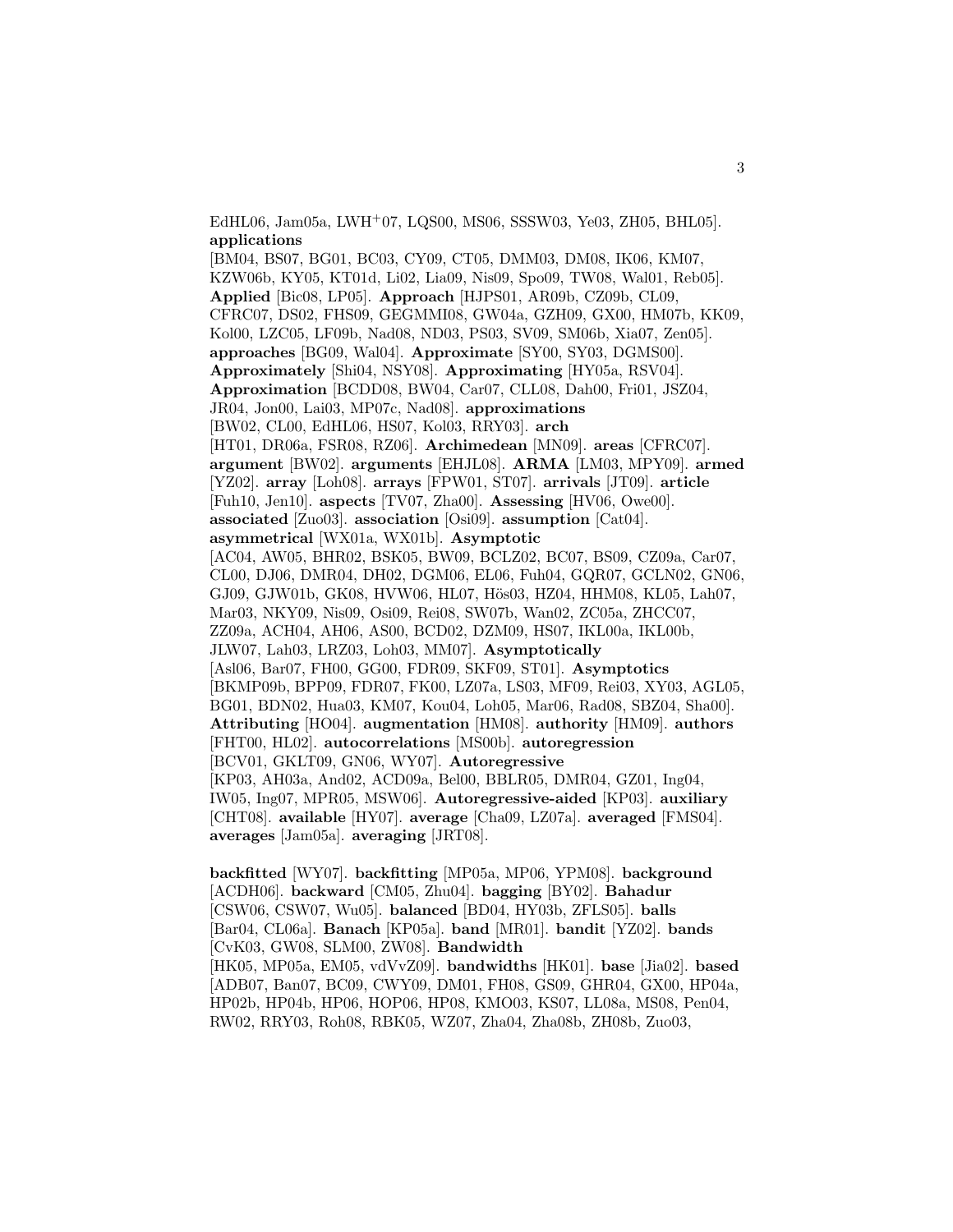EdHL06, Jam05a, LWH+07, LQS00, MS06, SSSW03, Ye03, ZH05, BHL05]. **applications** [BM04, BS07, BG01, BC03, CY09, CT05, DMM03, DM08, IK06, KM07, KZW06b, KY05, KT01d, Li02, Lia09, Nis09, Spo09, TW08, Wal01, Reb05]. **Applied** [Bic08, LP05]. **Approach** [HJPS01, AR09b, CZ09b, CL09, CFRC07, DS02, FHS09, GEGMMI08, GW04a, GZH09, GX00, HM07b, KK09, Kol00, LZC05, LF09b, Nad08, ND03, PS03, SV09, SM06b, Xia07, Zen05]. **approaches** [BG09, Wal04]. **Approximate** [SY00, SY03, DGMS00]. **Approximately** [Shi04, NSY08]. **Approximating** [HY05a, RSV04]. **Approximation** [BCDD08, BW04, Car07, CLL08, Dah00, Fri01, JSZ04, JR04, Jon00, Lai03, MP07c, Nad08]. **approximations** [BW02, CL00, EdHL06, HS07, Kol03, RRY03]. **arch** [HT01, DR06a, FSR08, RZ06]. **Archimedean** [MN09]. **areas** [CFRC07]. **argument** [BW02]. **arguments** [EHJL08]. **ARMA** [LM03, MPY09]. **armed** [YZ02]. **array** [Loh08]. **arrays** [FPW01, ST07]. **arrivals** [JT09]. **article** [Fuh10, Jen10]. **aspects** [TV07, Zha00]. **Assessing** [HV06, Owe00]. **associated** [Zuo03]. **association** [Osi09]. **assumption** [Cat04]. **asymmetrical** [WX01a, WX01b]. **Asymptotic** [AC04, AW05, BHR02, BSK05, BW09, BCLZ02, BC07, BS09, CZ09a, Car07, CL00, DJ06, DMR04, DH02, DGM06, EL06, Fuh04, GQR07, GCLN02, GN06, GJ09, GJW01b, GK08, HVW06, HL07, Hös03, HZ04, HHM08, KL05, Lah07, Mar03, NKY09, Nis09, Osi09, Rei08, SW07b, Wan02, ZC05a, ZHCC07, ZZ09a, ACH04, AH06, AS00, BCD02, DZM09, HS07, IKL00a, IKL00b, JLW07, Lah03, LRZ03, Loh03, MM07]. **Asymptotically** [Asl06, Bar07, FH00, GG00, FDR09, SKF09, ST01]. **Asymptotics** [BKMP09b, BPP09, FDR07, FK00, LZ07a, LS03, MF09, Rei03, XY03, AGL05, BG01, BDN02, Hua03, KM07, Kou04, Loh05, Mar06, Rad08, SBZ04, Sha00]. **Attributing** [HO04]. **augmentation** [HM08]. **authority** [HM09]. **authors** [FHT00, HL02]. **autocorrelations** [MS00b]. **autoregression** [BCV01, GKLT09, GN06, WY07]. **Autoregressive** [KP03, AH03a, And02, ACD09a, Bel00, BBLR05, DMR04, GZ01, Ing04, IW05, Ing07, MPR05, MSW06]. **Autoregressive-aided** [KP03]. **auxiliary** [CHT08]. **available** [HY07]. **average** [Cha09, LZ07a]. **averaged** [FMS04]. **averages** [Jam05a]. **averaging** [JRT08].

**backfitted** [WY07]. **backfitting** [MP05a, MP06, YPM08]. **background** [ACDH06]. **backward** [CM05, Zhu04]. **bagging** [BY02]. **Bahadur** [CSW06, CSW07, Wu05]. **balanced** [BD04, HY03b, ZFLS05]. **balls** [Bar04, CL06a]. **Banach** [KP05a]. **band** [MR01]. **bandit** [YZ02]. **bands** [CvK03, GW08, SLM00, ZW08]. **Bandwidth** [HK05, MP05a, EM05, vdVvZ09]. **bandwidths** [HK01]. **base** [Jia02]. **based** [ADB07, Ban07, BC09, CWY09, DM01, FH08, GS09, GHR04, GX00, HP04a, HP02b, HP04b, HP06, HOP06, HP08, KMO03, KS07, LL08a, MS08, Pen04, RW02, RRY03, Roh08, RBK05, WZ07, Zha04, Zha08b, ZH08b, Zuo03,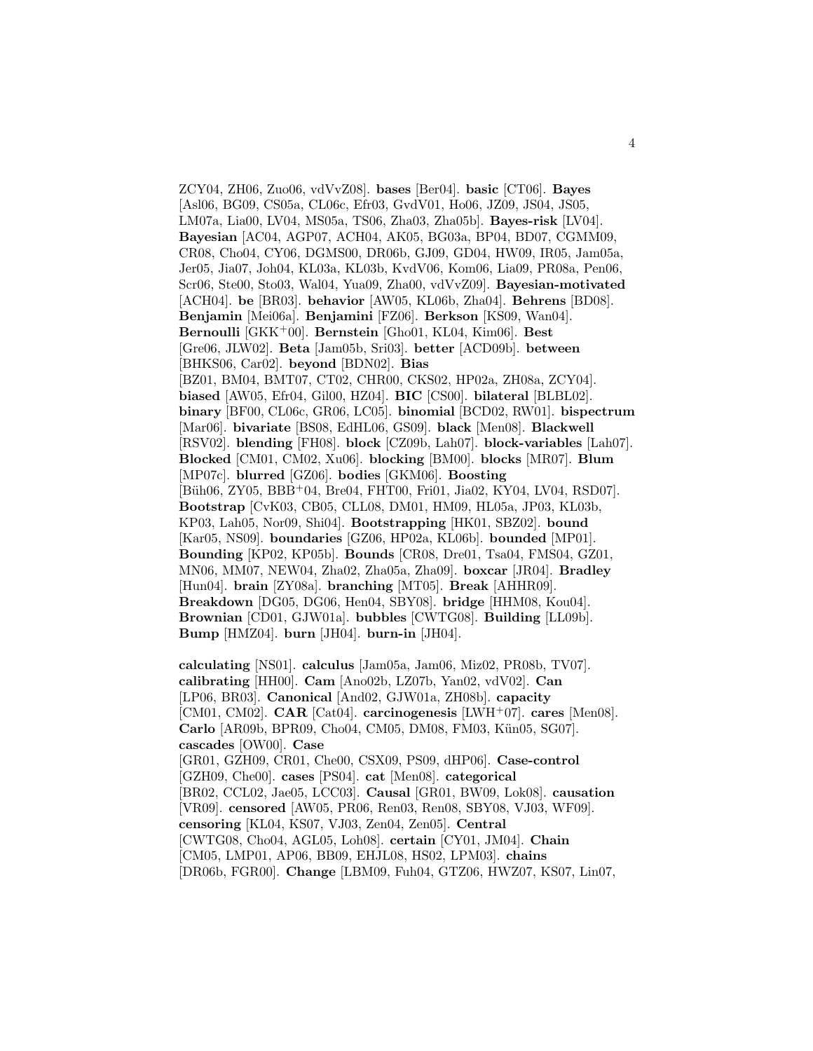ZCY04, ZH06, Zuo06, vdVvZ08]. **bases** [Ber04]. **basic** [CT06]. **Bayes** [Asl06, BG09, CS05a, CL06c, Efr03, GvdV01, Ho06, JZ09, JS04, JS05, LM07a, Lia00, LV04, MS05a, TS06, Zha03, Zha05b]. **Bayes-risk** [LV04]. **Bayesian** [AC04, AGP07, ACH04, AK05, BG03a, BP04, BD07, CGMM09, CR08, Cho04, CY06, DGMS00, DR06b, GJ09, GD04, HW09, IR05, Jam05a, Jer05, Jia07, Joh04, KL03a, KL03b, KvdV06, Kom06, Lia09, PR08a, Pen06, Scr06, Ste00, Sto03, Wal04, Yua09, Zha00, vdVvZ09]. **Bayesian-motivated** [ACH04]. **be** [BR03]. **behavior** [AW05, KL06b, Zha04]. **Behrens** [BD08]. **Benjamin** [Mei06a]. **Benjamini** [FZ06]. **Berkson** [KS09, Wan04]. **Bernoulli** [GKK+00]. **Bernstein** [Gho01, KL04, Kim06]. **Best** [Gre06, JLW02]. **Beta** [Jam05b, Sri03]. **better** [ACD09b]. **between** [BHKS06, Car02]. **beyond** [BDN02]. **Bias** [BZ01, BM04, BMT07, CT02, CHR00, CKS02, HP02a, ZH08a, ZCY04]. **biased** [AW05, Efr04, Gil00, HZ04]. **BIC** [CS00]. **bilateral** [BLBL02]. **binary** [BF00, CL06c, GR06, LC05]. **binomial** [BCD02, RW01]. **bispectrum** [Mar06]. **bivariate** [BS08, EdHL06, GS09]. **black** [Men08]. **Blackwell** [RSV02]. **blending** [FH08]. **block** [CZ09b, Lah07]. **block-variables** [Lah07]. **Blocked** [CM01, CM02, Xu06]. **blocking** [BM00]. **blocks** [MR07]. **Blum** [MP07c]. **blurred** [GZ06]. **bodies** [GKM06]. **Boosting** [Büh06, ZY05, BBB+04, Bre04, FHT00, Fri01, Jia02, KY04, LV04, RSD07]. **Bootstrap** [CvK03, CB05, CLL08, DM01, HM09, HL05a, JP03, KL03b, KP03, Lah05, Nor09, Shi04]. **Bootstrapping** [HK01, SBZ02]. **bound** [Kar05, NS09]. **boundaries** [GZ06, HP02a, KL06b]. **bounded** [MP01]. **Bounding** [KP02, KP05b]. **Bounds** [CR08, Dre01, Tsa04, FMS04, GZ01, MN06, MM07, NEW04, Zha02, Zha05a, Zha09]. **boxcar** [JR04]. **Bradley** [Hun04]. **brain** [ZY08a]. **branching** [MT05]. **Break** [AHHR09]. **Breakdown** [DG05, DG06, Hen04, SBY08]. **bridge** [HHM08, Kou04]. **Brownian** [CD01, GJW01a]. **bubbles** [CWTG08]. **Building** [LL09b]. **Bump** [HMZ04]. **burn** [JH04]. **burn-in** [JH04].

**calculating** [NS01]. **calculus** [Jam05a, Jam06, Miz02, PR08b, TV07]. **calibrating** [HH00]. **Cam** [Ano02b, LZ07b, Yan02, vdV02]. **Can** [LP06, BR03]. **Canonical** [And02, GJW01a, ZH08b]. **capacity** [CM01, CM02]. **CAR** [Cat04]. **carcinogenesis** [LWH+07]. **cares** [Men08]. **Carlo** [AR09b, BPR09, Cho04, CM05, DM08, FM03, Kün05, SG07]. **cascades** [OW00]. **Case** [GR01, GZH09, CR01, Che00, CSX09, PS09, dHP06]. **Case-control** [GZH09, Che00]. **cases** [PS04]. **cat** [Men08]. **categorical** [BR02, CCL02, Jae05, LCC03]. **Causal** [GR01, BW09, Lok08]. **causation** [VR09]. **censored** [AW05, PR06, Ren03, Ren08, SBY08, VJ03, WF09]. **censoring** [KL04, KS07, VJ03, Zen04, Zen05]. **Central** [CWTG08, Cho04, AGL05, Loh08]. **certain** [CY01, JM04]. **Chain** [CM05, LMP01, AP06, BB09, EHJL08, HS02, LPM03]. **chains** [DR06b, FGR00]. **Change** [LBM09, Fuh04, GTZ06, HWZ07, KS07, Lin07,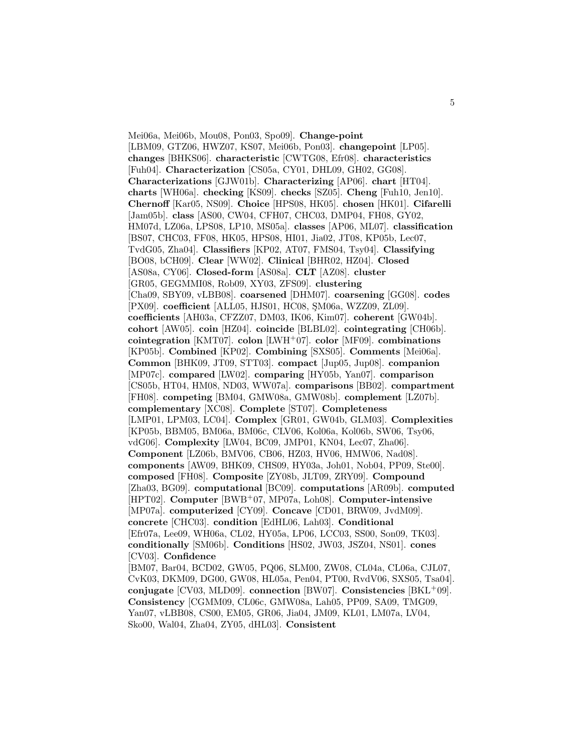Mei06a, Mei06b, Mou08, Pon03, Spo09]. **Change-point** [LBM09, GTZ06, HWZ07, KS07, Mei06b, Pon03]. **changepoint** [LP05]. **changes** [BHKS06]. **characteristic** [CWTG08, Efr08]. **characteristics** [Fuh04]. **Characterization** [CS05a, CY01, DHL09, GH02, GG08]. **Characterizations** [GJW01b]. **Characterizing** [AP06]. **chart** [HT04]. **charts** [WH06a]. **checking** [KS09]. **checks** [SZ05]. **Cheng** [Fuh10, Jen10]. **Chernoff** [Kar05, NS09]. **Choice** [HPS08, HK05]. **chosen** [HK01]. **Cifarelli** [Jam05b]. **class** [AS00, CW04, CFH07, CHC03, DMP04, FH08, GY02, HM07d, LZ06a, LPS08, LP10, MS05a]. **classes** [AP06, ML07]. **classification** [BS07, CHC03, FF08, HK05, HPS08, HI01, Jia02, JT08, KP05b, Lec07, TvdG05, Zha04]. **Classifiers** [KP02, AT07, FMS04, Tsy04]. **Classifying** [BO08, bCH09]. **Clear** [WW02]. **Clinical** [BHR02, HZ04]. **Closed** [AS08a, CY06]. **Closed-form** [AS08a]. **CLT** [AZ08]. **cluster** [GR05, GEGMMI08, Rob09, XY03, ZFS09]. **clustering** [Cha09, SBY09, vLBB08]. **coarsened** [DHM07]. **coarsening** [GG08]. **codes** [PX09]. **coefficient** [ALL05, HJS01, HC08, ŞM06a, WZZ09, ZL09]. **coefficients** [AH03a, CFZZ07, DM03, IK06, Kim07]. **coherent** [GW04b]. **cohort** [AW05]. **coin** [HZ04]. **coincide** [BLBL02]. **cointegrating** [CH06b]. **cointegration** [KMT07]. **colon** [LWH+07]. **color** [MF09]. **combinations** [KP05b]. **Combined** [KP02]. **Combining** [SXS05]. **Comments** [Mei06a]. **Common** [BHK09, JT09, STT03]. **compact** [Jup05, Jup08]. **companion** [MP07c]. **compared** [LW02]. **comparing** [HY05b, Yan07]. **comparison** [CS05b, HT04, HM08, ND03, WW07a]. **comparisons** [BB02]. **compartment** [FH08]. **competing** [BM04, GMW08a, GMW08b]. **complement** [LZ07b]. **complementary** [XC08]. **Complete** [ST07]. **Completeness** [LMP01, LPM03, LC04]. **Complex** [GR01, GW04b, GLM03]. **Complexities** [KP05b, BBM05, BM06a, BM06c, CLV06, Kol06a, Kol06b, SW06, Tsy06, vdG06]. **Complexity** [LW04, BC09, JMP01, KN04, Lec07, Zha06]. **Component** [LZ06b, BMV06, CB06, HZ03, HV06, HMW06, Nad08]. **components** [AW09, BHK09, CHS09, HY03a, Joh01, Nob04, PP09, Ste00]. **composed** [FH08]. **Composite** [ZY08b, JLT09, ZRY09]. **Compound** [Zha03, BG09]. **computational** [BC09]. **computations** [AR09b]. **computed** [HPT02]. **Computer** [BWB+07, MP07a, Loh08]. **Computer-intensive** [MP07a]. **computerized** [CY09]. **Concave** [CD01, BRW09, JvdM09]. **concrete** [CHC03]. **condition** [EdHL06, Lah03]. **Conditional** [Efr07a, Lee09, WH06a, CL02, HY05a, LP06, LCC03, SS00, Son09, TK03]. **conditionally** [SM06b]. **Conditions** [HS02, JW03, JSZ04, NS01]. **cones** [CV03]. **Confidence** [BM07, Bar04, BCD02, GW05, PQ06, SLM00, ZW08, CL04a, CL06a, CJL07, CvK03, DKM09, DG00, GW08, HL05a, Pen04, PT00, RvdV06, SXS05, Tsa04]. **conjugate** [CV03, MLD09]. **connection** [BW07]. **Consistencies** [BKL+09]. **Consistency** [CGMM09, CL06c, GMW08a, Lah05, PP09, SA09, TMG09, Yan07, vLBB08, CS00, EM05, GR06, Jia04, JM09, KL01, LM07a, LV04, Sko00, Wal04, Zha04, ZY05, dHL03]. **Consistent**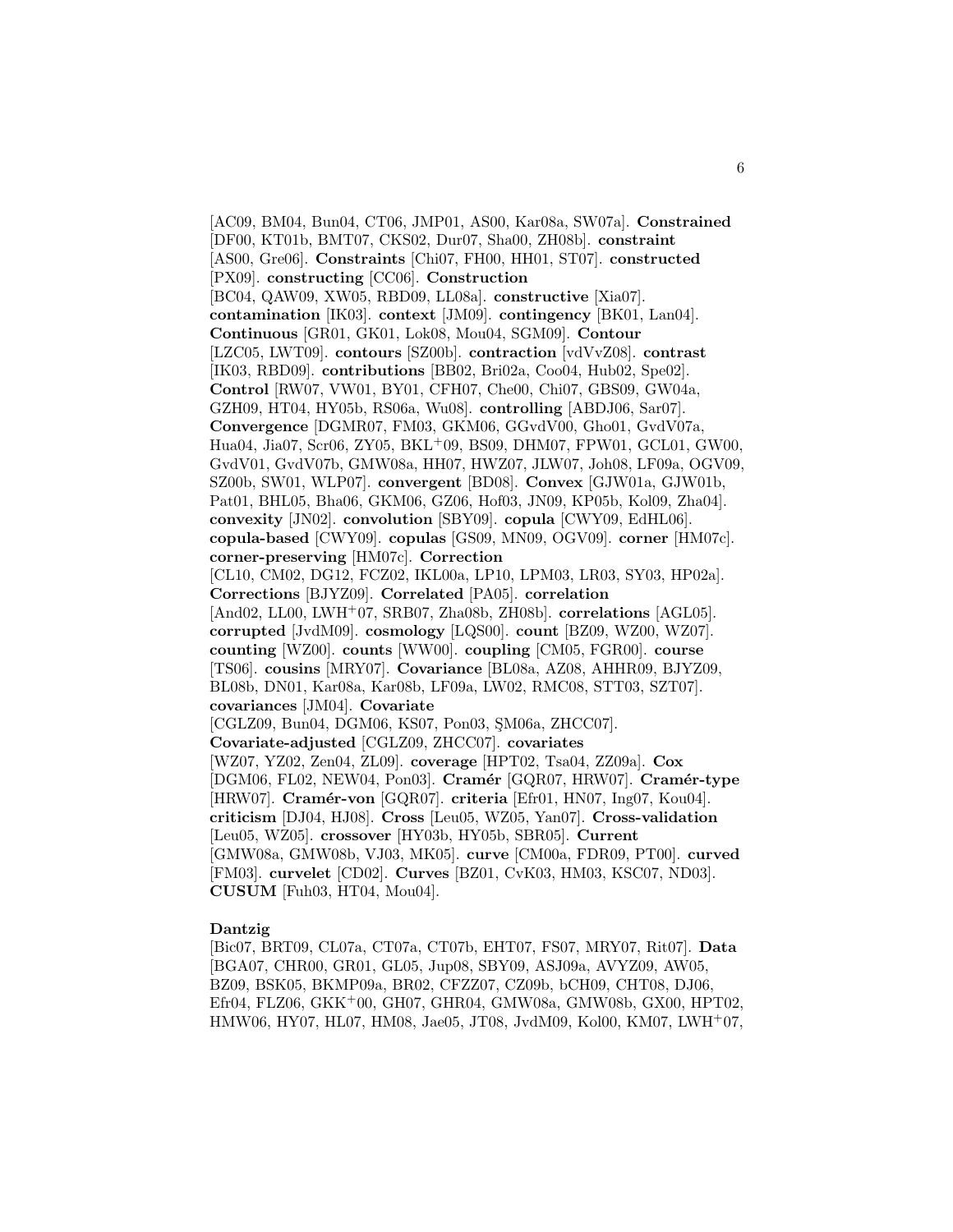[AC09, BM04, Bun04, CT06, JMP01, AS00, Kar08a, SW07a]. **Constrained** [DF00, KT01b, BMT07, CKS02, Dur07, Sha00, ZH08b]. **constraint** [AS00, Gre06]. **Constraints** [Chi07, FH00, HH01, ST07]. **constructed** [PX09]. **constructing** [CC06]. **Construction** [BC04, QAW09, XW05, RBD09, LL08a]. **constructive** [Xia07]. **contamination** [IK03]. **context** [JM09]. **contingency** [BK01, Lan04]. **Continuous** [GR01, GK01, Lok08, Mou04, SGM09]. **Contour** [LZC05, LWT09]. **contours** [SZ00b]. **contraction** [vdVvZ08]. **contrast** [IK03, RBD09]. **contributions** [BB02, Bri02a, Coo04, Hub02, Spe02]. **Control** [RW07, VW01, BY01, CFH07, Che00, Chi07, GBS09, GW04a, GZH09, HT04, HY05b, RS06a, Wu08]. **controlling** [ABDJ06, Sar07]. **Convergence** [DGMR07, FM03, GKM06, GGvdV00, Gho01, GvdV07a, Hua04, Jia07, Scr06, ZY05, BKL+09, BS09, DHM07, FPW01, GCL01, GW00, GvdV01, GvdV07b, GMW08a, HH07, HWZ07, JLW07, Joh08, LF09a, OGV09, SZ00b, SW01, WLP07]. **convergent** [BD08]. **Convex** [GJW01a, GJW01b, Pat01, BHL05, Bha06, GKM06, GZ06, Hof03, JN09, KP05b, Kol09, Zha04]. **convexity** [JN02]. **convolution** [SBY09]. **copula** [CWY09, EdHL06]. **copula-based** [CWY09]. **copulas** [GS09, MN09, OGV09]. **corner** [HM07c]. **corner-preserving** [HM07c]. **Correction** [CL10, CM02, DG12, FCZ02, IKL00a, LP10, LPM03, LR03, SY03, HP02a]. **Corrections** [BJYZ09]. **Correlated** [PA05]. **correlation** [And02, LL00, LWH+07, SRB07, Zha08b, ZH08b]. **correlations** [AGL05]. **corrupted** [JvdM09]. **cosmology** [LQS00]. **count** [BZ09, WZ00, WZ07]. **counting** [WZ00]. **counts** [WW00]. **coupling** [CM05, FGR00]. **course** [TS06]. **cousins** [MRY07]. **Covariance** [BL08a, AZ08, AHHR09, BJYZ09, BL08b, DN01, Kar08a, Kar08b, LF09a, LW02, RMC08, STT03, SZT07]. **covariances** [JM04]. **Covariate** [CGLZ09, Bun04, DGM06, KS07, Pon03, ŞM06a, ZHCC07]. **Covariate-adjusted** [CGLZ09, ZHCC07]. **covariates** [WZ07, YZ02, Zen04, ZL09]. **coverage** [HPT02, Tsa04, ZZ09a]. **Cox** [DGM06, FL02, NEW04, Pon03]. **Cramér** [GQR07, HRW07]. **Cramér-type** [HRW07]. **Cramér-von** [GQR07]. **criteria** [Efr01, HN07, Ing07, Kou04]. **criticism** [DJ04, HJ08]. **Cross** [Leu05, WZ05, Yan07]. **Cross-validation** [Leu05, WZ05]. **crossover** [HY03b, HY05b, SBR05]. **Current** [GMW08a, GMW08b, VJ03, MK05]. **curve** [CM00a, FDR09, PT00]. **curved** [FM03]. **curvelet** [CD02]. **Curves** [BZ01, CvK03, HM03, KSC07, ND03]. **CUSUM** [Fuh03, HT04, Mou04].

**Dantzig** [Bic07, BRT09, CL07a, CT07a, CT07b, EHT07, FS07, MRY07, Rit07]. **Data** [BGA07, CHR00, GR01, GL05, Jup08, SBY09, ASJ09a, AVYZ09, AW05, BZ09, BSK05, BKMP09a, BR02, CFZZ07, CZ09b, bCH09, CHT08, DJ06, Efr04, FLZ06, GKK+00, GH07, GHR04, GMW08a, GMW08b, GX00, HPT02, HMW06, HY07, HL07, HM08, Jae05, JT08, JvdM09, Kol00, KM07, LWH+07,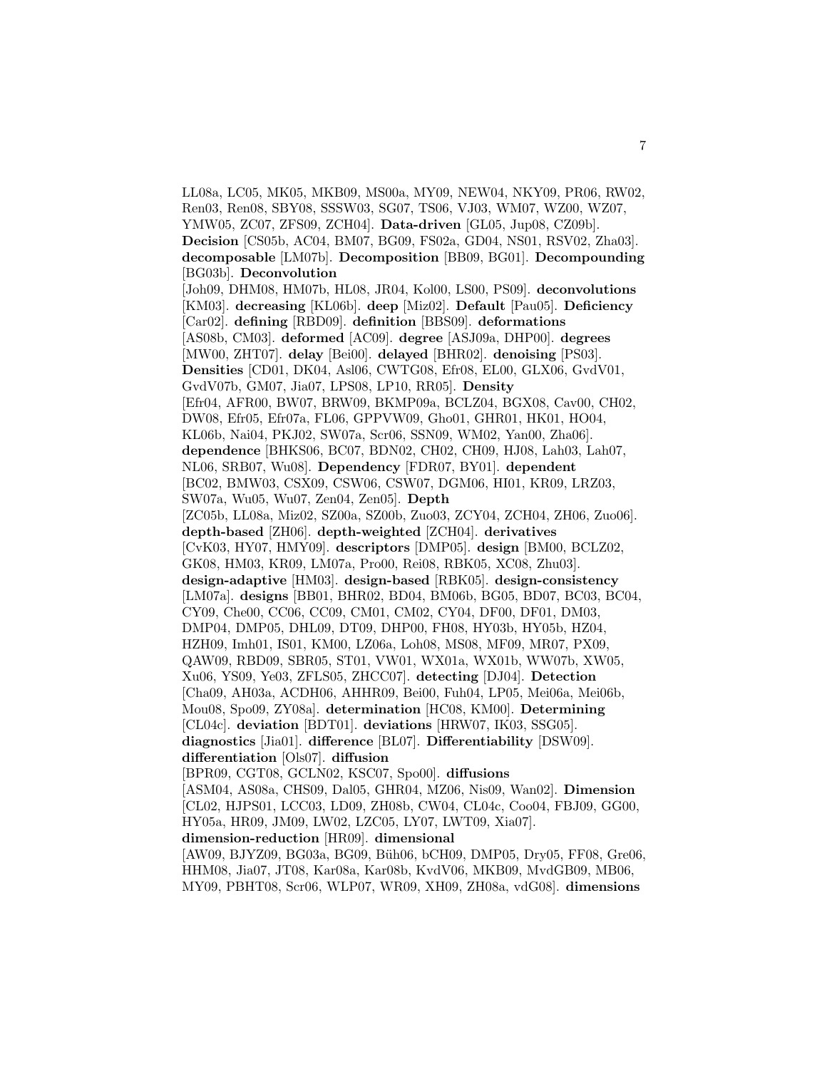LL08a, LC05, MK05, MKB09, MS00a, MY09, NEW04, NKY09, PR06, RW02, Ren03, Ren08, SBY08, SSSW03, SG07, TS06, VJ03, WM07, WZ00, WZ07, YMW05, ZC07, ZFS09, ZCH04]. **Data-driven** [GL05, Jup08, CZ09b]. **Decision** [CS05b, AC04, BM07, BG09, FS02a, GD04, NS01, RSV02, Zha03]. **decomposable** [LM07b]. **Decomposition** [BB09, BG01]. **Decompounding** [BG03b]. **Deconvolution** [Joh09, DHM08, HM07b, HL08, JR04, Kol00, LS00, PS09]. **deconvolutions** [KM03]. **decreasing** [KL06b]. **deep** [Miz02]. **Default** [Pau05]. **Deficiency** [Car02]. **defining** [RBD09]. **definition** [BBS09]. **deformations** [AS08b, CM03]. **deformed** [AC09]. **degree** [ASJ09a, DHP00]. **degrees** [MW00, ZHT07]. **delay** [Bei00]. **delayed** [BHR02]. **denoising** [PS03]. **Densities** [CD01, DK04, Asl06, CWTG08, Efr08, EL00, GLX06, GvdV01, GvdV07b, GM07, Jia07, LPS08, LP10, RR05]. **Density** [Efr04, AFR00, BW07, BRW09, BKMP09a, BCLZ04, BGX08, Cav00, CH02, DW08, Efr05, Efr07a, FL06, GPPVW09, Gho01, GHR01, HK01, HO04, KL06b, Nai04, PKJ02, SW07a, Scr06, SSN09, WM02, Yan00, Zha06]. **dependence** [BHKS06, BC07, BDN02, CH02, CH09, HJ08, Lah03, Lah07, NL06, SRB07, Wu08]. **Dependency** [FDR07, BY01]. **dependent** [BC02, BMW03, CSX09, CSW06, CSW07, DGM06, HI01, KR09, LRZ03, SW07a, Wu05, Wu07, Zen04, Zen05]. **Depth** [ZC05b, LL08a, Miz02, SZ00a, SZ00b, Zuo03, ZCY04, ZCH04, ZH06, Zuo06]. **depth-based** [ZH06]. **depth-weighted** [ZCH04]. **derivatives** [CvK03, HY07, HMY09]. **descriptors** [DMP05]. **design** [BM00, BCLZ02, GK08, HM03, KR09, LM07a, Pro00, Rei08, RBK05, XC08, Zhu03]. **design-adaptive** [HM03]. **design-based** [RBK05]. **design-consistency** [LM07a]. **designs** [BB01, BHR02, BD04, BM06b, BG05, BD07, BC03, BC04, CY09, Che00, CC06, CC09, CM01, CM02, CY04, DF00, DF01, DM03, DMP04, DMP05, DHL09, DT09, DHP00, FH08, HY03b, HY05b, HZ04, HZH09, Imh01, IS01, KM00, LZ06a, Loh08, MS08, MF09, MR07, PX09, QAW09, RBD09, SBR05, ST01, VW01, WX01a, WX01b, WW07b, XW05, Xu06, YS09, Ye03, ZFLS05, ZHCC07]. **detecting** [DJ04]. **Detection** [Cha09, AH03a, ACDH06, AHHR09, Bei00, Fuh04, LP05, Mei06a, Mei06b, Mou08, Spo09, ZY08a]. **determination** [HC08, KM00]. **Determining** [CL04c]. **deviation** [BDT01]. **deviations** [HRW07, IK03, SSG05]. **diagnostics** [Jia01]. **difference** [BL07]. **Differentiability** [DSW09]. **differentiation** [Ols07]. **diffusion** [BPR09, CGT08, GCLN02, KSC07, Spo00]. **diffusions** [ASM04, AS08a, CHS09, Dal05, GHR04, MZ06, Nis09, Wan02]. **Dimension** [CL02, HJPS01, LCC03, LD09, ZH08b, CW04, CL04c, Coo04, FBJ09, GG00, HY05a, HR09, JM09, LW02, LZC05, LY07, LWT09, Xia07]. **dimension-reduction** [HR09]. **dimensional** [AW09, BJYZ09, BG03a, BG09, Büh06, bCH09, DMP05, Dry05, FF08, Gre06, HHM08, Jia07, JT08, Kar08a, Kar08b, KvdV06, MKB09, MvdGB09, MB06, MY09, PBHT08, Scr06, WLP07, WR09, XH09, ZH08a, vdG08]. **dimensions**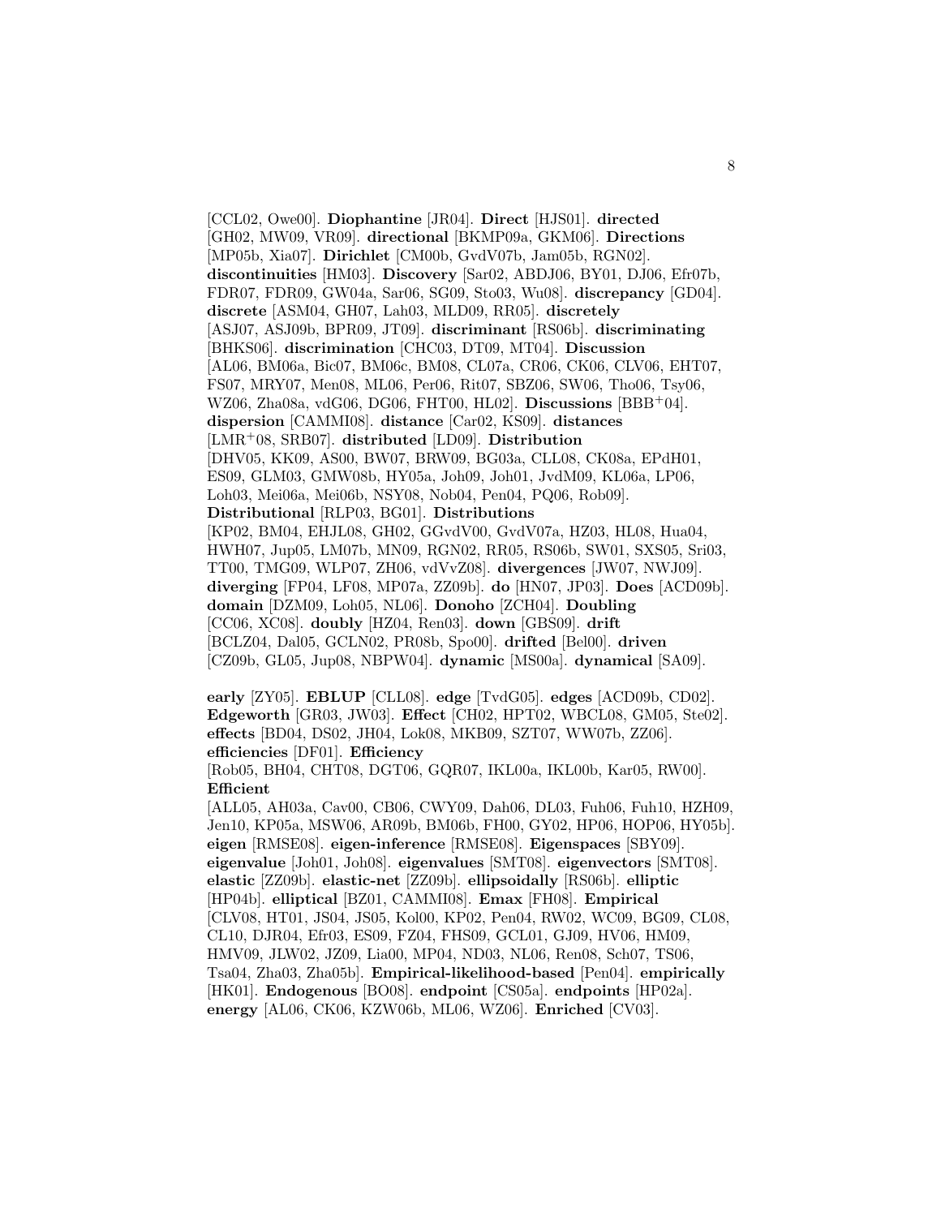[CCL02, Owe00]. **Diophantine** [JR04]. **Direct** [HJS01]. **directed** [GH02, MW09, VR09]. **directional** [BKMP09a, GKM06]. **Directions** [MP05b, Xia07]. **Dirichlet** [CM00b, GvdV07b, Jam05b, RGN02]. **discontinuities** [HM03]. **Discovery** [Sar02, ABDJ06, BY01, DJ06, Efr07b, FDR07, FDR09, GW04a, Sar06, SG09, Sto03, Wu08]. **discrepancy** [GD04]. **discrete** [ASM04, GH07, Lah03, MLD09, RR05]. **discretely** [ASJ07, ASJ09b, BPR09, JT09]. **discriminant** [RS06b]. **discriminating** [BHKS06]. **discrimination** [CHC03, DT09, MT04]. **Discussion** [AL06, BM06a, Bic07, BM06c, BM08, CL07a, CR06, CK06, CLV06, EHT07, FS07, MRY07, Men08, ML06, Per06, Rit07, SBZ06, SW06, Tho06, Tsy06, WZ06, Zha08a, vdG06, DG06, FHT00, HL02]. **Discussions** [BBB+04]. **dispersion** [CAMMI08]. **distance** [Car02, KS09]. **distances** [LMR+08, SRB07]. **distributed** [LD09]. **Distribution** [DHV05, KK09, AS00, BW07, BRW09, BG03a, CLL08, CK08a, EPdH01, ES09, GLM03, GMW08b, HY05a, Joh09, Joh01, JvdM09, KL06a, LP06, Loh03, Mei06a, Mei06b, NSY08, Nob04, Pen04, PQ06, Rob09]. **Distributional** [RLP03, BG01]. **Distributions** [KP02, BM04, EHJL08, GH02, GGvdV00, GvdV07a, HZ03, HL08, Hua04, HWH07, Jup05, LM07b, MN09, RGN02, RR05, RS06b, SW01, SXS05, Sri03, TT00, TMG09, WLP07, ZH06, vdVvZ08]. **divergences** [JW07, NWJ09]. **diverging** [FP04, LF08, MP07a, ZZ09b]. **do** [HN07, JP03]. **Does** [ACD09b]. **domain** [DZM09, Loh05, NL06]. **Donoho** [ZCH04]. **Doubling** [CC06, XC08]. **doubly** [HZ04, Ren03]. **down** [GBS09]. **drift** [BCLZ04, Dal05, GCLN02, PR08b, Spo00]. **drifted** [Bel00]. **driven** [CZ09b, GL05, Jup08, NBPW04]. **dynamic** [MS00a]. **dynamical** [SA09].

**early** [ZY05]. **EBLUP** [CLL08]. **edge** [TvdG05]. **edges** [ACD09b, CD02]. **Edgeworth** [GR03, JW03]. **Effect** [CH02, HPT02, WBCL08, GM05, Ste02]. **effects** [BD04, DS02, JH04, Lok08, MKB09, SZT07, WW07b, ZZ06]. **efficiencies** [DF01]. **Efficiency** [Rob05, BH04, CHT08, DGT06, GQR07, IKL00a, IKL00b, Kar05, RW00]. **Efficient** [ALL05, AH03a, Cav00, CB06, CWY09, Dah06, DL03, Fuh06, Fuh10, HZH09, Jen10, KP05a, MSW06, AR09b, BM06b, FH00, GY02, HP06, HOP06, HY05b]. **eigen** [RMSE08]. **eigen-inference** [RMSE08]. **Eigenspaces** [SBY09]. **eigenvalue** [Joh01, Joh08]. **eigenvalues** [SMT08]. **eigenvectors** [SMT08]. **elastic** [ZZ09b]. **elastic-net** [ZZ09b]. **ellipsoidally** [RS06b]. **elliptic** [HP04b]. **elliptical** [BZ01, CAMMI08]. **Emax** [FH08]. **Empirical** [CLV08, HT01, JS04, JS05, Kol00, KP02, Pen04, RW02, WC09, BG09, CL08, CL10, DJR04, Efr03, ES09, FZ04, FHS09, GCL01, GJ09, HV06, HM09, HMV09, JLW02, JZ09, Lia00, MP04, ND03, NL06, Ren08, Sch07, TS06, Tsa04, Zha03, Zha05b]. **Empirical-likelihood-based** [Pen04]. **empirically** [HK01]. **Endogenous** [BO08]. **endpoint** [CS05a]. **endpoints** [HP02a]. **energy** [AL06, CK06, KZW06b, ML06, WZ06]. **Enriched** [CV03].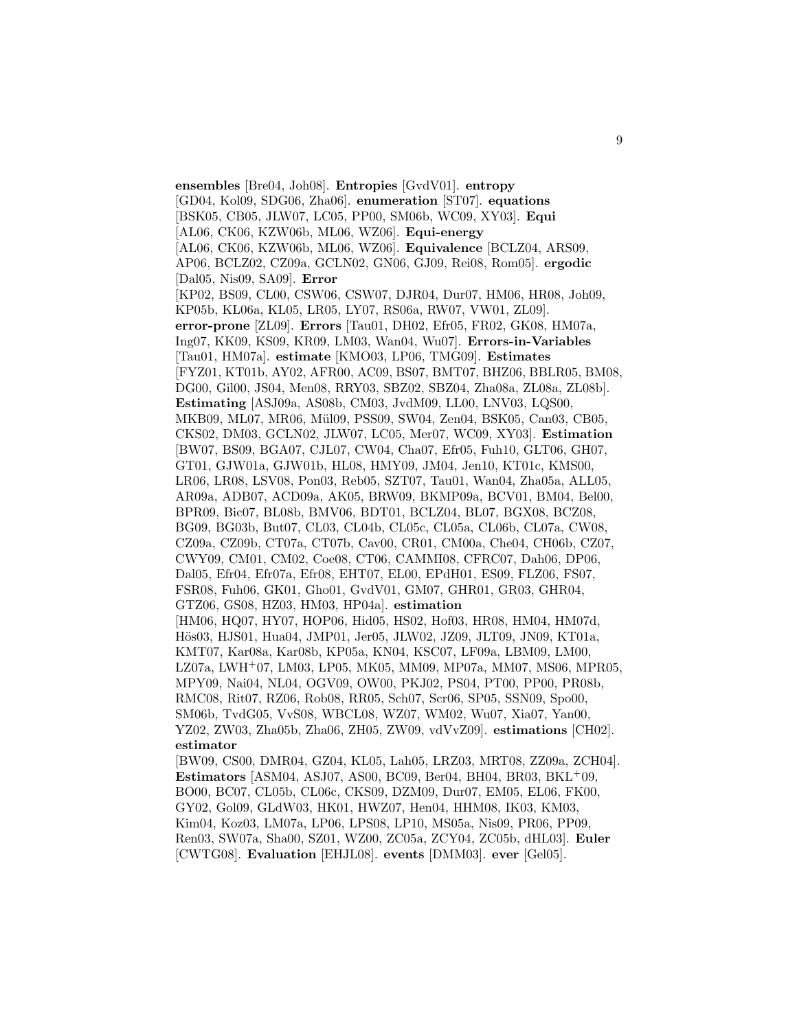**ensembles** [Bre04, Joh08]. **Entropies** [GvdV01]. **entropy** [GD04, Kol09, SDG06, Zha06]. **enumeration** [ST07]. **equations** [BSK05, CB05, JLW07, LC05, PP00, SM06b, WC09, XY03]. **Equi** [AL06, CK06, KZW06b, ML06, WZ06]. **Equi-energy** [AL06, CK06, KZW06b, ML06, WZ06]. **Equivalence** [BCLZ04, ARS09, AP06, BCLZ02, CZ09a, GCLN02, GN06, GJ09, Rei08, Rom05]. **ergodic** [Dal05, Nis09, SA09]. **Error** [KP02, BS09, CL00, CSW06, CSW07, DJR04, Dur07, HM06, HR08, Joh09, KP05b, KL06a, KL05, LR05, LY07, RS06a, RW07, VW01, ZL09]. **error-prone** [ZL09]. **Errors** [Tau01, DH02, Efr05, FR02, GK08, HM07a, Ing07, KK09, KS09, KR09, LM03, Wan04, Wu07]. **Errors-in-Variables** [Tau01, HM07a]. **estimate** [KMO03, LP06, TMG09]. **Estimates** [FYZ01, KT01b, AY02, AFR00, AC09, BS07, BMT07, BHZ06, BBLR05, BM08, DG00, Gil00, JS04, Men08, RRY03, SBZ02, SBZ04, Zha08a, ZL08a, ZL08b]. **Estimating** [ASJ09a, AS08b, CM03, JvdM09, LL00, LNV03, LQS00, MKB09, ML07, MR06, Mül09, PSS09, SW04, Zen04, BSK05, Can03, CB05, CKS02, DM03, GCLN02, JLW07, LC05, Mer07, WC09, XY03]. **Estimation** [BW07, BS09, BGA07, CJL07, CW04, Cha07, Efr05, Fuh10, GLT06, GH07, GT01, GJW01a, GJW01b, HL08, HMY09, JM04, Jen10, KT01c, KMS00, LR06, LR08, LSV08, Pon03, Reb05, SZT07, Tau01, Wan04, Zha05a, ALL05, AR09a, ADB07, ACD09a, AK05, BRW09, BKMP09a, BCV01, BM04, Bel00, BPR09, Bic07, BL08b, BMV06, BDT01, BCLZ04, BL07, BGX08, BCZ08, BG09, BG03b, But07, CL03, CL04b, CL05c, CL05a, CL06b, CL07a, CW08, CZ09a, CZ09b, CT07a, CT07b, Cav00, CR01, CM00a, Che04, CH06b, CZ07, CWY09, CM01, CM02, Coe08, CT06, CAMMI08, CFRC07, Dah06, DP06, Dal05, Efr04, Efr07a, Efr08, EHT07, EL00, EPdH01, ES09, FLZ06, FS07, FSR08, Fuh06, GK01, Gho01, GvdV01, GM07, GHR01, GR03, GHR04, GTZ06, GS08, HZ03, HM03, HP04a]. **estimation** [HM06, HQ07, HY07, HOP06, Hid05, HS02, Hof03, HR08, HM04, HM07d, Hös03, HJS01, Hua04, JMP01, Jer05, JLW02, JZ09, JLT09, JN09, KT01a, KMT07, Kar08a, Kar08b, KP05a, KN04, KSC07, LF09a, LBM09, LM00, LZ07a, LWH$^{+}$07, LM03, LP05, MK05, MM09, MP07a, MM07, MS06, MPR05, MPY09, Nai04, NL04, OGV09, OW00, PKJ02, PS04, PT00, PP00, PR08b, RMC08, Rit07, RZ06, Rob08, RR05, Sch07, Scr06, SP05, SSN09, Spo00, SM06b, TvdG05, VvS08, WBCL08, WZ07, WM02, Wu07, Xia07, Yan00, YZ02, ZW03, Zha05b, Zha06, ZH05, ZW09, vdVvZ09]. **estimations** [CH02]. **estimator** [BW09, CS00, DMR04, GZ04, KL05, Lah05, LRZ03, MRT08, ZZ09a, ZCH04]. **Estimators** [ASM04, ASJ07, AS00, BC09, Ber04, BH04, BR03, BKL$^{+}$09, BO00, BC07, CL05b, CL06c, CKS09, DZM09, Dur07, EM05, EL06, FK00, GY02, Gol09, GLdW03, HK01, HWZ07, Hen04, HHM08, IK03, KM03, Kim04, Koz03, LM07a, LP06, LPS08, LP10, MS05a, Nis09, PR06, PP09, Ren03, SW07a, Sha00, SZ01, WZ00, ZC05a, ZCY04, ZC05b, dHL03]. **Euler** [CWTG08]. **Evaluation** [EHJL08]. **events** [DMM03]. **ever** [Gel05].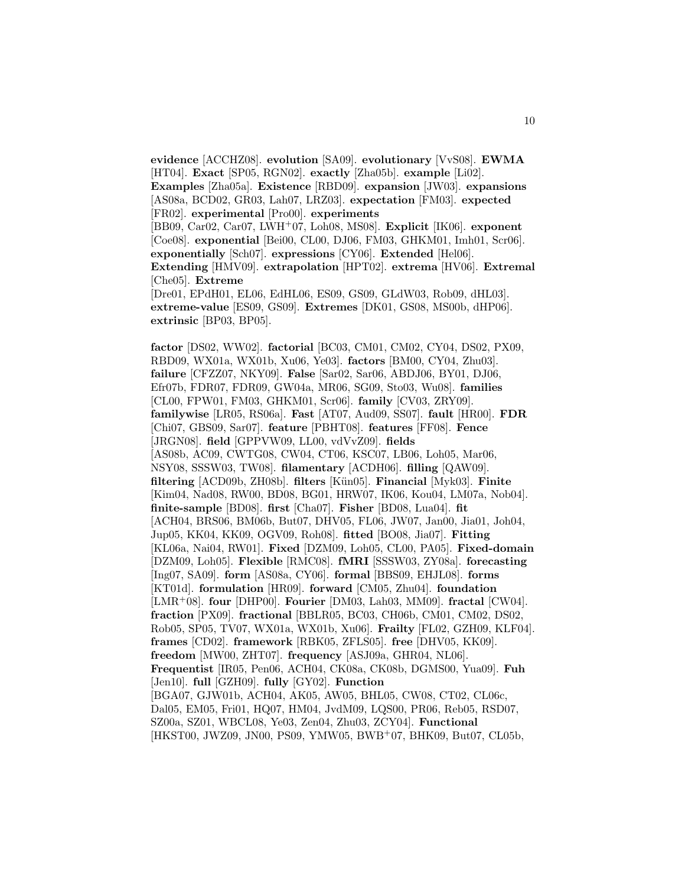**evidence** [ACCHZ08]. **evolution** [SA09]. **evolutionary** [VvS08]. **EWMA** [HT04]. **Exact** [SP05, RGN02]. **exactly** [Zha05b]. **example** [Li02]. **Examples** [Zha05a]. **Existence** [RBD09]. **expansion** [JW03]. **expansions** [AS08a, BCD02, GR03, Lah07, LRZ03]. **expectation** [FM03]. **expected** [FR02]. **experimental** [Pro00]. **experiments** [BB09, Car02, Car07, LWH+07, Loh08, MS08]. **Explicit** [IK06]. **exponent** [Coe08]. **exponential** [Bei00, CL00, DJ06, FM03, GHKM01, Imh01, Scr06]. **exponentially** [Sch07]. **expressions** [CY06]. **Extended** [Hel06]. **Extending** [HMV09]. **extrapolation** [HPT02]. **extrema** [HV06]. **Extremal** [Che05]. **Extreme** [Dre01, EPdH01, EL06, EdHL06, ES09, GS09, GLdW03, Rob09, dHL03]. **extreme-value** [ES09, GS09]. **Extremes** [DK01, GS08, MS00b, dHP06]. **extrinsic** [BP03, BP05].

**factor** [DS02, WW02]. **factorial** [BC03, CM01, CM02, CY04, DS02, PX09, RBD09, WX01a, WX01b, Xu06, Ye03]. **factors** [BM00, CY04, Zhu03]. **failure** [CFZZ07, NKY09]. **False** [Sar02, Sar06, ABDJ06, BY01, DJ06, Efr07b, FDR07, FDR09, GW04a, MR06, SG09, Sto03, Wu08]. **families** [CL00, FPW01, FM03, GHKM01, Scr06]. **family** [CV03, ZRY09]. **familywise** [LR05, RS06a]. **Fast** [AT07, Aud09, SS07]. **fault** [HR00]. **FDR** [Chi07, GBS09, Sar07]. **feature** [PBHT08]. **features** [FF08]. **Fence** [JRGN08]. **field** [GPPVW09, LL00, vdVvZ09]. **fields** [AS08b, AC09, CWTG08, CW04, CT06, KSC07, LB06, Loh05, Mar06, NSY08, SSSW03, TW08]. **filamentary** [ACDH06]. **filling** [QAW09]. **filtering** [ACD09b, ZH08b]. **filters** [Kün05]. **Financial** [Myk03]. **Finite** [Kim04, Nad08, RW00, BD08, BG01, HRW07, IK06, Kou04, LM07a, Nob04]. **finite-sample** [BD08]. **first** [Cha07]. **Fisher** [BD08, Lua04]. **fit** [ACH04, BRS06, BM06b, But07, DHV05, FL06, JW07, Jan00, Jia01, Joh04, Jup05, KK04, KK09, OGV09, Roh08]. **fitted** [BO08, Jia07]. **Fitting** [KL06a, Nai04, RW01]. **Fixed** [DZM09, Loh05, CL00, PA05]. **Fixed-domain** [DZM09, Loh05]. **Flexible** [RMC08]. **fMRI** [SSSW03, ZY08a]. **forecasting** [Ing07, SA09]. **form** [AS08a, CY06]. **formal** [BBS09, EHJL08]. **forms** [KT01d]. **formulation** [HR09]. **forward** [CM05, Zhu04]. **foundation** [LMR+08]. **four** [DHP00]. **Fourier** [DM03, Lah03, MM09]. **fractal** [CW04]. **fraction** [PX09]. **fractional** [BBLR05, BC03, CH06b, CM01, CM02, DS02, Rob05, SP05, TV07, WX01a, WX01b, Xu06]. **Frailty** [FL02, GZH09, KLF04]. **frames** [CD02]. **framework** [RBK05, ZFLS05]. **free** [DHV05, KK09]. **freedom** [MW00, ZHT07]. **frequency** [ASJ09a, GHR04, NL06]. **Frequentist** [IR05, Pen06, ACH04, CK08a, CK08b, DGMS00, Yua09]. **Fuh** [Jen10]. **full** [GZH09]. **fully** [GY02]. **Function** [BGA07, GJW01b, ACH04, AK05, AW05, BHL05, CW08, CT02, CL06c, Dal05, EM05, Fri01, HQ07, HM04, JvdM09, LQS00, PR06, Reb05, RSD07, SZ00a, SZ01, WBCL08, Ye03, Zen04, Zhu03, ZCY04]. **Functional** [HKST00, JWZ09, JN00, PS09, YMW05, BWB+07, BHK09, But07, CL05b,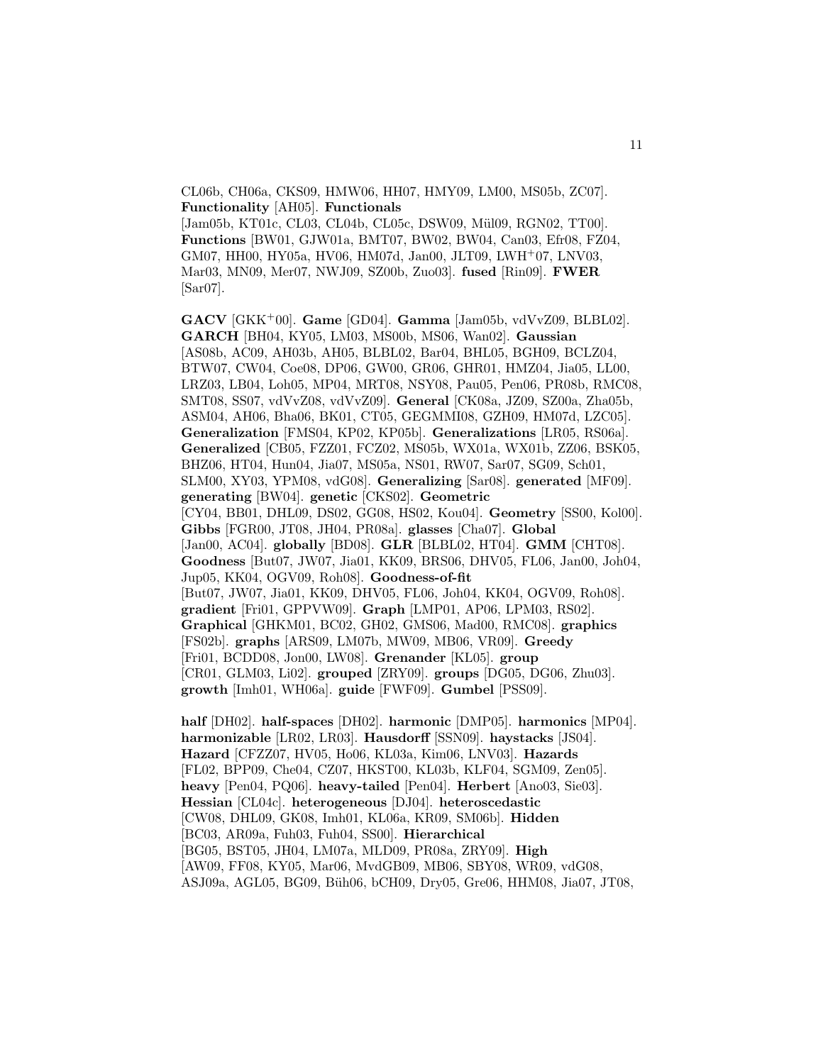CL06b, CH06a, CKS09, HMW06, HH07, HMY09, LM00, MS05b, ZC07]. **Functionality** [AH05]. **Functionals** [Jam05b, KT01c, CL03, CL04b, CL05c, DSW09, Mül09, RGN02, TT00]. **Functions** [BW01, GJW01a, BMT07, BW02, BW04, Can03, Efr08, FZ04, GM07, HH00, HY05a, HV06, HM07d, Jan00, JLT09, LWH+07, LNV03, Mar03, MN09, Mer07, NWJ09, SZ00b, Zuo03]. **fused** [Rin09]. **FWER** [Sar07].

**GACV** [GKK+00]. **Game** [GD04]. **Gamma** [Jam05b, vdVvZ09, BLBL02]. **GARCH** [BH04, KY05, LM03, MS00b, MS06, Wan02]. **Gaussian** [AS08b, AC09, AH03b, AH05, BLBL02, Bar04, BHL05, BGH09, BCLZ04, BTW07, CW04, Coe08, DP06, GW00, GR06, GHR01, HMZ04, Jia05, LL00, LRZ03, LB04, Loh05, MP04, MRT08, NSY08, Pau05, Pen06, PR08b, RMC08, SMT08, SS07, vdVvZ08, vdVvZ09]. **General** [CK08a, JZ09, SZ00a, Zha05b, ASM04, AH06, Bha06, BK01, CT05, GEGMMI08, GZH09, HM07d, LZC05]. **Generalization** [FMS04, KP02, KP05b]. **Generalizations** [LR05, RS06a]. **Generalized** [CB05, FZZ01, FCZ02, MS05b, WX01a, WX01b, ZZ06, BSK05, BHZ06, HT04, Hun04, Jia07, MS05a, NS01, RW07, Sar07, SG09, Sch01, SLM00, XY03, YPM08, vdG08]. **Generalizing** [Sar08]. **generated** [MF09]. **generating** [BW04]. **genetic** [CKS02]. **Geometric** [CY04, BB01, DHL09, DS02, GG08, HS02, Kou04]. **Geometry** [SS00, Kol00]. **Gibbs** [FGR00, JT08, JH04, PR08a]. **glasses** [Cha07]. **Global** [Jan00, AC04]. **globally** [BD08]. **GLR** [BLBL02, HT04]. **GMM** [CHT08]. **Goodness** [But07, JW07, Jia01, KK09, BRS06, DHV05, FL06, Jan00, Joh04, Jup05, KK04, OGV09, Roh08]. **Goodness-of-fit** [But07, JW07, Jia01, KK09, DHV05, FL06, Joh04, KK04, OGV09, Roh08]. **gradient** [Fri01, GPPVW09]. **Graph** [LMP01, AP06, LPM03, RS02]. **Graphical** [GHKM01, BC02, GH02, GMS06, Mad00, RMC08]. **graphics** [FS02b]. **graphs** [ARS09, LM07b, MW09, MB06, VR09]. **Greedy** [Fri01, BCDD08, Jon00, LW08]. **Grenander** [KL05]. **group** [CR01, GLM03, Li02]. **grouped** [ZRY09]. **groups** [DG05, DG06, Zhu03]. **growth** [Imh01, WH06a]. **guide** [FWF09]. **Gumbel** [PSS09].

**half** [DH02]. **half-spaces** [DH02]. **harmonic** [DMP05]. **harmonics** [MP04]. **harmonizable** [LR02, LR03]. **Hausdorff** [SSN09]. **haystacks** [JS04]. **Hazard** [CFZZ07, HV05, Ho06, KL03a, Kim06, LNV03]. **Hazards** [FL02, BPP09, Che04, CZ07, HKST00, KL03b, KLF04, SGM09, Zen05]. **heavy** [Pen04, PQ06]. **heavy-tailed** [Pen04]. **Herbert** [Ano03, Sie03]. **Hessian** [CL04c]. **heterogeneous** [DJ04]. **heteroscedastic** [CW08, DHL09, GK08, Imh01, KL06a, KR09, SM06b]. **Hidden** [BC03, AR09a, Fuh03, Fuh04, SS00]. **Hierarchical** [BG05, BST05, JH04, LM07a, MLD09, PR08a, ZRY09]. **High** [AW09, FF08, KY05, Mar06, MvdGB09, MB06, SBY08, WR09, vdG08, ASJ09a, AGL05, BG09, Büh06, bCH09, Dry05, Gre06, HHM08, Jia07, JT08,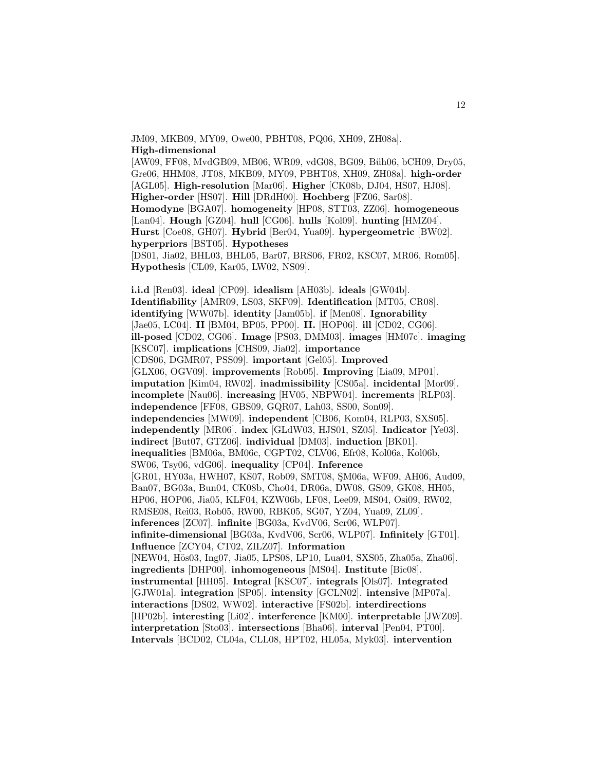JM09, MKB09, MY09, Owe00, PBHT08, PQ06, XH09, ZH08a]. **High-dimensional** [AW09, FF08, MvdGB09, MB06, WR09, vdG08, BG09, Büh06, bCH09, Dry05, Gre06, HHM08, JT08, MKB09, MY09, PBHT08, XH09, ZH08a]. **high-order** [AGL05]. **High-resolution** [Mar06]. **Higher** [CK08b, DJ04, HS07, HJ08]. **Higher-order** [HS07]. **Hill** [DRdH00]. **Hochberg** [FZ06, Sar08]. **Homodyne** [BGA07]. **homogeneity** [HP08, STT03, ZZ06]. **homogeneous** [Lan04]. **Hough** [GZ04]. **hull** [CG06]. **hulls** [Kol09]. **hunting** [HMZ04]. **Hurst** [Coe08, GH07]. **Hybrid** [Ber04, Yua09]. **hypergeometric** [BW02]. **hyperpriors** [BST05]. **Hypotheses** [DS01, Jia02, BHL03, BHL05, Bar07, BRS06, FR02, KSC07, MR06, Rom05]. **Hypothesis** [CL09, Kar05, LW02, NS09].

**i.i.d** [Ren03]. **ideal** [CP09]. **idealism** [AH03b]. **ideals** [GW04b]. **Identifiability** [AMR09, LS03, SKF09]. **Identification** [MT05, CR08]. **identifying** [WW07b]. **identity** [Jam05b]. **if** [Men08]. **Ignorability** [Jae05, LC04]. **II** [BM04, BP05, PP00]. **II.** [HOP06]. **ill** [CD02, CG06]. **ill-posed** [CD02, CG06]. **Image** [PS03, DMM03]. **images** [HM07c]. **imaging** [KSC07]. **implications** [CHS09, Jia02]. **importance** [CDS06, DGMR07, PSS09]. **important** [Gel05]. **Improved** [GLX06, OGV09]. **improvements** [Rob05]. **Improving** [Lia09, MP01]. **imputation** [Kim04, RW02]. **inadmissibility** [CS05a]. **incidental** [Mor09]. **incomplete** [Nau06]. **increasing** [HV05, NBPW04]. **increments** [RLP03]. **independence** [FF08, GBS09, GQR07, Lah03, SS00, Son09]. **independencies** [MW09]. **independent** [CB06, Kom04, RLP03, SXS05]. **independently** [MR06]. **index** [GLdW03, HJS01, SZ05]. **Indicator** [Ye03]. **indirect** [But07, GTZ06]. **individual** [DM03]. **induction** [BK01]. **inequalities** [BM06a, BM06c, CGPT02, CLV06, Efr08, Kol06a, Kol06b, SW06, Tsy06, vdG06]. **inequality** [CP04]. **Inference** [GR01, HY03a, HWH07, KS07, Rob09, SMT08, ŞM06a, WF09, AH06, Aud09, Ban07, BG03a, Bun04, CK08b, Cho04, DR06a, DW08, GS09, GK08, HH05, HP06, HOP06, Jia05, KLF04, KZW06b, LF08, Lee09, MS04, Osi09, RW02, RMSE08, Rei03, Rob05, RW00, RBK05, SG07, YZ04, Yua09, ZL09]. **inferences** [ZC07]. **infinite** [BG03a, KvdV06, Scr06, WLP07]. **infinite-dimensional** [BG03a, KvdV06, Scr06, WLP07]. **Infinitely** [GT01]. **Influence** [ZCY04, CT02, ZILZ07]. **Information** [NEW04, Hös03, Ing07, Jia05, LPS08, LP10, Lua04, SXS05, Zha05a, Zha06]. **ingredients** [DHP00]. **inhomogeneous** [MS04]. **Institute** [Bic08]. **instrumental** [HH05]. **Integral** [KSC07]. **integrals** [Ols07]. **Integrated** [GJW01a]. **integration** [SP05]. **intensity** [GCLN02]. **intensive** [MP07a]. **interactions** [DS02, WW02]. **interactive** [FS02b]. **interdirections** [HP02b]. **interesting** [Li02]. **interference** [KM00]. **interpretable** [JWZ09]. **interpretation** [Sto03]. **intersections** [Bha06]. **interval** [Pen04, PT00]. **Intervals** [BCD02, CL04a, CLL08, HPT02, HL05a, Myk03]. **intervention**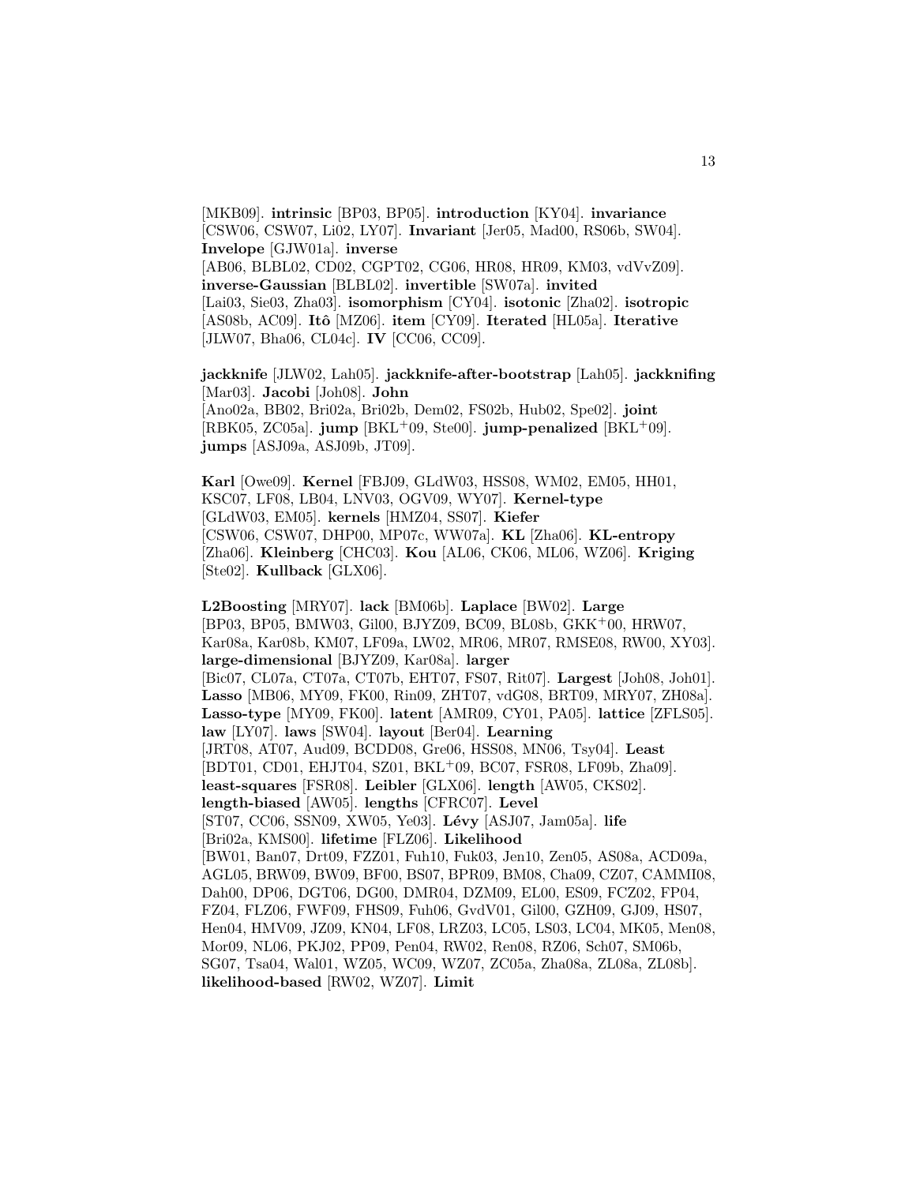[MKB09]. **intrinsic** [BP03, BP05]. **introduction** [KY04]. **invariance** [CSW06, CSW07, Li02, LY07]. **Invariant** [Jer05, Mad00, RS06b, SW04]. **Invelope** [GJW01a]. **inverse** [AB06, BLBL02, CD02, CGPT02, CG06, HR08, HR09, KM03, vdVvZ09]. **inverse-Gaussian** [BLBL02]. **invertible** [SW07a]. **invited** [Lai03, Sie03, Zha03]. **isomorphism** [CY04]. **isotonic** [Zha02]. **isotropic** [AS08b, AC09]. **Itô** [MZ06]. **item** [CY09]. **Iterated** [HL05a]. **Iterative** [JLW07, Bha06, CL04c]. **IV** [CC06, CC09].

**jackknife** [JLW02, Lah05]. **jackknife-after-bootstrap** [Lah05]. **jackknifing** [Mar03]. **Jacobi** [Joh08]. **John** [Ano02a, BB02, Bri02a, Bri02b, Dem02, FS02b, Hub02, Spe02]. **joint** [RBK05, ZC05a]. **jump** [BKL+09, Ste00]. **jump-penalized** [BKL+09]. **jumps** [ASJ09a, ASJ09b, JT09].

**Karl** [Owe09]. **Kernel** [FBJ09, GLdW03, HSS08, WM02, EM05, HH01, KSC07, LF08, LB04, LNV03, OGV09, WY07]. **Kernel-type** [GLdW03, EM05]. **kernels** [HMZ04, SS07]. **Kiefer** [CSW06, CSW07, DHP00, MP07c, WW07a]. **KL** [Zha06]. **KL-entropy** [Zha06]. **Kleinberg** [CHC03]. **Kou** [AL06, CK06, ML06, WZ06]. **Kriging** [Ste02]. **Kullback** [GLX06].

**L2Boosting** [MRY07]. **lack** [BM06b]. **Laplace** [BW02]. **Large** [BP03, BP05, BMW03, Gil00, BJYZ09, BC09, BL08b, GKK+00, HRW07, Kar08a, Kar08b, KM07, LF09a, LW02, MR06, MR07, RMSE08, RW00, XY03]. **large-dimensional** [BJYZ09, Kar08a]. **larger** [Bic07, CL07a, CT07a, CT07b, EHT07, FS07, Rit07]. **Largest** [Joh08, Joh01]. **Lasso** [MB06, MY09, FK00, Rin09, ZHT07, vdG08, BRT09, MRY07, ZH08a]. **Lasso-type** [MY09, FK00]. **latent** [AMR09, CY01, PA05]. **lattice** [ZFLS05]. **law** [LY07]. **laws** [SW04]. **layout** [Ber04]. **Learning** [JRT08, AT07, Aud09, BCDD08, Gre06, HSS08, MN06, Tsy04]. **Least** [BDT01, CD01, EHJT04, SZ01, BKL+09, BC07, FSR08, LF09b, Zha09]. **least-squares** [FSR08]. **Leibler** [GLX06]. **length** [AW05, CKS02]. **length-biased** [AW05]. **lengths** [CFRC07]. **Level** [ST07, CC06, SSN09, XW05, Ye03]. **Lévy** [ASJ07, Jam05a]. **life** [Bri02a, KMS00]. **lifetime** [FLZ06]. **Likelihood** [BW01, Ban07, Drt09, FZZ01, Fuh10, Fuk03, Jen10, Zen05, AS08a, ACD09a, AGL05, BRW09, BW09, BF00, BS07, BPR09, BM08, Cha09, CZ07, CAMMI08, Dah00, DP06, DGT06, DG00, DMR04, DZM09, EL00, ES09, FCZ02, FP04, FZ04, FLZ06, FWF09, FHS09, Fuh06, GvdV01, Gil00, GZH09, GJ09, HS07, Hen04, HMV09, JZ09, KN04, LF08, LRZ03, LC05, LS03, LC04, MK05, Men08, Mor09, NL06, PKJ02, PP09, Pen04, RW02, Ren08, RZ06, Sch07, SM06b, SG07, Tsa04, Wal01, WZ05, WC09, WZ07, ZC05a, Zha08a, ZL08a, ZL08b]. **likelihood-based** [RW02, WZ07]. **Limit**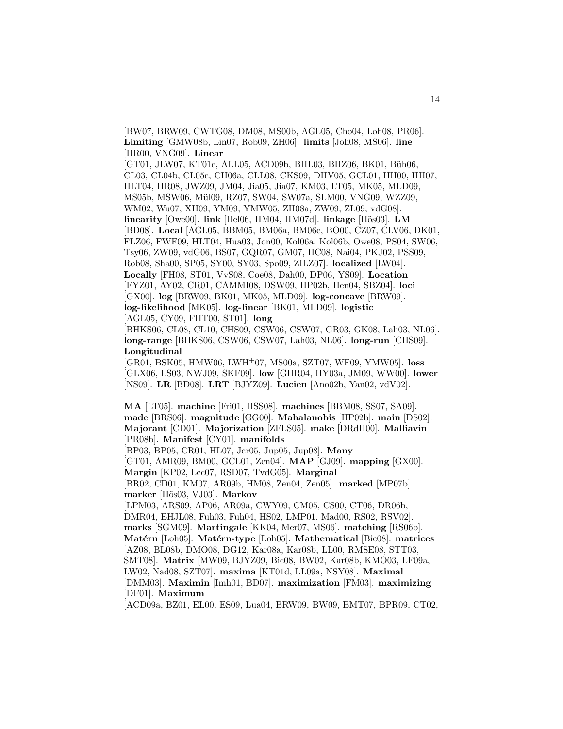[BW07, BRW09, CWTG08, DM08, MS00b, AGL05, Cho04, Loh08, PR06]. **Limiting** [GMW08b, Lin07, Rob09, ZH06]. **limits** [Joh08, MS06]. **line** [HR00, VNG09]. **Linear** [GT01, JLW07, KT01c, ALL05, ACD09b, BHL03, BHZ06, BK01, Büh06, CL03, CL04b, CL05c, CH06a, CLL08, CKS09, DHV05, GCL01, HH00, HH07, HLT04, HR08, JWZ09, JM04, Jia05, Jia07, KM03, LT05, MK05, MLD09, MS05b, MSW06, Mül09, RZ07, SW04, SW07a, SLM00, VNG09, WZZ09, WM02, Wu07, XH09, YM09, YMW05, ZH08a, ZW09, ZL09, vdG08]. **linearity** [Owe00]. **link** [Hel06, HM04, HM07d]. **linkage** [Hös03]. **LM** [BD08]. **Local** [AGL05, BBM05, BM06a, BM06c, BO00, CZ07, CLV06, DK01, FLZ06, FWF09, HLT04, Hua03, Jon00, Kol06a, Kol06b, Owe08, PS04, SW06, Tsy06, ZW09, vdG06, BS07, GQR07, GM07, HC08, Nai04, PKJ02, PSS09, Rob08, Sha00, SP05, SY00, SY03, Spo09, ZILZ07]. **localized** [LW04]. **Locally** [FH08, ST01, VvS08, Coe08, Dah00, DP06, YS09]. **Location** [FYZ01, AY02, CR01, CAMMI08, DSW09, HP02b, Hen04, SBZ04]. **loci** [GX00]. **log** [BRW09, BK01, MK05, MLD09]. **log-concave** [BRW09]. **log-likelihood** [MK05]. **log-linear** [BK01, MLD09]. **logistic** [AGL05, CY09, FHT00, ST01]. **long** [BHKS06, CL08, CL10, CHS09, CSW06, CSW07, GR03, GK08, Lah03, NL06]. **long-range** [BHKS06, CSW06, CSW07, Lah03, NL06]. **long-run** [CHS09]. **Longitudinal** [GR01, BSK05, HMW06, LWH$^+$07, MS00a, SZT07, WF09, YMW05]. **loss** [GLX06, LS03, NWJ09, SKF09]. **low** [GHR04, HY03a, JM09, WW00]. **lower** [NS09]. **LR** [BD08]. **LRT** [BJYZ09]. **Lucien** [Ano02b, Yan02, vdV02].

**MA** [LT05]. **machine** [Fri01, HSS08]. **machines** [BBM08, SS07, SA09]. **made** [BRS06]. **magnitude** [GG00]. **Mahalanobis** [HP02b]. **main** [DS02]. **Majorant** [CD01]. **Majorization** [ZFLS05]. **make** [DRdH00]. **Malliavin** [PR08b]. **Manifest** [CY01]. **manifolds** [BP03, BP05, CR01, HL07, Jer05, Jup05, Jup08]. **Many** [GT01, AMR09, BM00, GCL01, Zen04]. **MAP** [GJ09]. **mapping** [GX00]. **Margin** [KP02, Lec07, RSD07, TvdG05]. **Marginal** [BR02, CD01, KM07, AR09b, HM08, Zen04, Zen05]. **marked** [MP07b]. **marker** [Hös03, VJ03]. **Markov** [LPM03, ARS09, AP06, AR09a, CWY09, CM05, CS00, CT06, DR06b, DMR04, EHJL08, Fuh03, Fuh04, HS02, LMP01, Mad00, RS02, RSV02]. **marks** [SGM09]. **Martingale** [KK04, Mer07, MS06]. **matching** [RS06b]. **Matérn** [Loh05]. **Matérn-type** [Loh05]. **Mathematical** [Bic08]. **matrices** [AZ08, BL08b, DMO08, DG12, Kar08a, Kar08b, LL00, RMSE08, STT03, SMT08]. **Matrix** [MW09, BJYZ09, Bic08, BW02, Kar08b, KMO03, LF09a, LW02, Nad08, SZT07]. **maxima** [KT01d, LL09a, NSY08]. **Maximal** [DMM03]. **Maximin** [Imh01, BD07]. **maximization** [FM03]. **maximizing** [DF01]. **Maximum** [ACD09a, BZ01, EL00, ES09, Lua04, BRW09, BW09, BMT07, BPR09, CT02,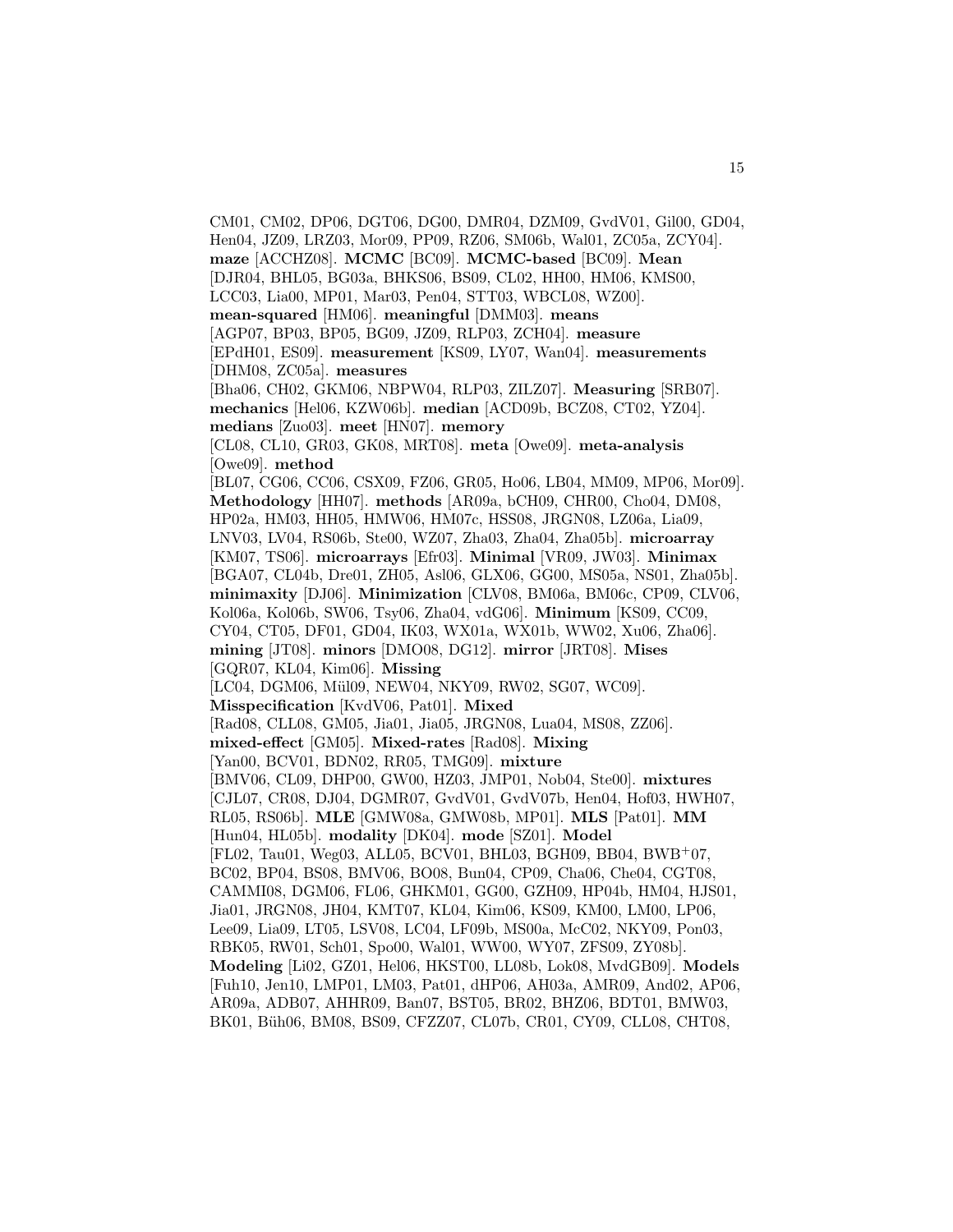CM01, CM02, DP06, DGT06, DG00, DMR04, DZM09, GvdV01, Gil00, GD04, Hen04, JZ09, LRZ03, Mor09, PP09, RZ06, SM06b, Wal01, ZC05a, ZCY04]. **maze** [ACCHZ08]. **MCMC** [BC09]. **MCMC-based** [BC09]. **Mean** [DJR04, BHL05, BG03a, BHKS06, BS09, CL02, HH00, HM06, KMS00, LCC03, Lia00, MP01, Mar03, Pen04, STT03, WBCL08, WZ00]. **mean-squared** [HM06]. **meaningful** [DMM03]. **means** [AGP07, BP03, BP05, BG09, JZ09, RLP03, ZCH04]. **measure** [EPdH01, ES09]. **measurement** [KS09, LY07, Wan04]. **measurements** [DHM08, ZC05a]. **measures** [Bha06, CH02, GKM06, NBPW04, RLP03, ZILZ07]. **Measuring** [SRB07]. **mechanics** [Hel06, KZW06b]. **median** [ACD09b, BCZ08, CT02, YZ04]. **medians** [Zuo03]. **meet** [HN07]. **memory** [CL08, CL10, GR03, GK08, MRT08]. **meta** [Owe09]. **meta-analysis** [Owe09]. **method** [BL07, CG06, CC06, CSX09, FZ06, GR05, Ho06, LB04, MM09, MP06, Mor09]. **Methodology** [HH07]. **methods** [AR09a, bCH09, CHR00, Cho04, DM08, HP02a, HM03, HH05, HMW06, HM07c, HSS08, JRGN08, LZ06a, Lia09, LNV03, LV04, RS06b, Ste00, WZ07, Zha03, Zha04, Zha05b]. **microarray** [KM07, TS06]. **microarrays** [Efr03]. **Minimal** [VR09, JW03]. **Minimax** [BGA07, CL04b, Dre01, ZH05, Asl06, GLX06, GG00, MS05a, NS01, Zha05b]. **minimaxity** [DJ06]. **Minimization** [CLV08, BM06a, BM06c, CP09, CLV06, Kol06a, Kol06b, SW06, Tsy06, Zha04, vdG06]. **Minimum** [KS09, CC09, CY04, CT05, DF01, GD04, IK03, WX01a, WX01b, WW02, Xu06, Zha06]. **mining** [JT08]. **minors** [DMO08, DG12]. **mirror** [JRT08]. **Mises** [GQR07, KL04, Kim06]. **Missing** [LC04, DGM06, Mül09, NEW04, NKY09, RW02, SG07, WC09]. **Misspecification** [KvdV06, Pat01]. **Mixed** [Rad08, CLL08, GM05, Jia01, Jia05, JRGN08, Lua04, MS08, ZZ06]. **mixed-effect** [GM05]. **Mixed-rates** [Rad08]. **Mixing** [Yan00, BCV01, BDN02, RR05, TMG09]. **mixture** [BMV06, CL09, DHP00, GW00, HZ03, JMP01, Nob04, Ste00]. **mixtures** [CJL07, CR08, DJ04, DGMR07, GvdV01, GvdV07b, Hen04, Hof03, HWH07, RL05, RS06b]. **MLE** [GMW08a, GMW08b, MP01]. **MLS** [Pat01]. **MM** [Hun04, HL05b]. **modality** [DK04]. **mode** [SZ01]. **Model** [FL02, Tau01, Weg03, ALL05, BCV01, BHL03, BGH09, BB04, BWB+07, BC02, BP04, BS08, BMV06, BO08, Bun04, CP09, Cha06, Che04, CGT08, CAMMI08, DGM06, FL06, GHKM01, GG00, GZH09, HP04b, HM04, HJS01, Jia01, JRGN08, JH04, KMT07, KL04, Kim06, KS09, KM00, LM00, LP06, Lee09, Lia09, LT05, LSV08, LC04, LF09b, MS00a, McC02, NKY09, Pon03, RBK05, RW01, Sch01, Spo00, Wal01, WW00, WY07, ZFS09, ZY08b]. **Modeling** [Li02, GZ01, Hel06, HKST00, LL08b, Lok08, MvdGB09]. **Models** [Fuh10, Jen10, LMP01, LM03, Pat01, dHP06, AH03a, AMR09, And02, AP06, AR09a, ADB07, AHHR09, Ban07, BST05, BR02, BHZ06, BDT01, BMW03, BK01, Büh06, BM08, BS09, CFZZ07, CL07b, CR01, CY09, CLL08, CHT08,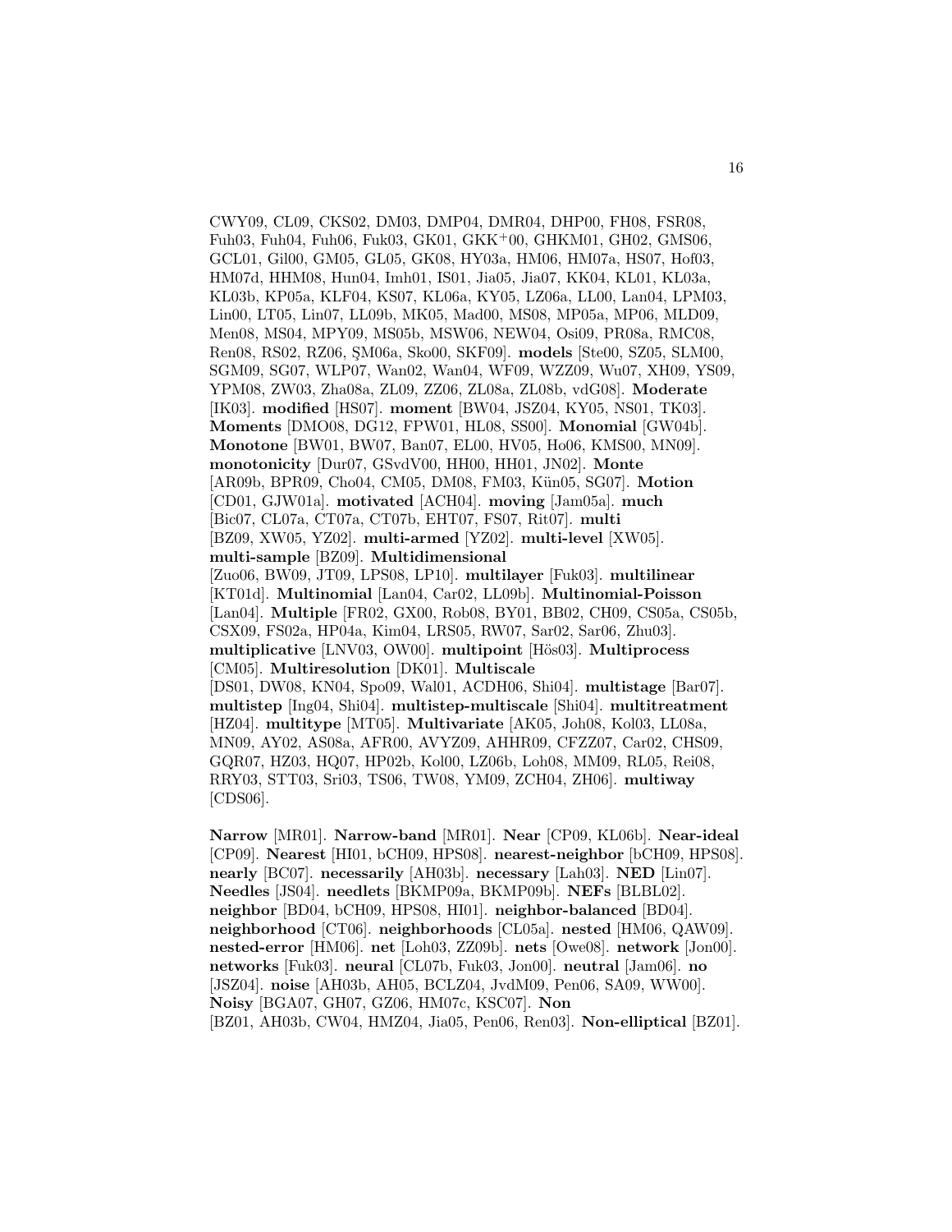CWY09, CL09, CKS02, DM03, DMP04, DMR04, DHP00, FH08, FSR08, Fuh03, Fuh04, Fuh06, Fuk03, GK01, GKK+00, GHKM01, GH02, GMS06, GCL01, Gil00, GM05, GL05, GK08, HY03a, HM06, HM07a, HS07, Hof03, HM07d, HHM08, Hun04, Imh01, IS01, Jia05, Jia07, KK04, KL01, KL03a, KL03b, KP05a, KLF04, KS07, KL06a, KY05, LZ06a, LL00, Lan04, LPM03, Lin00, LT05, Lin07, LL09b, MK05, Mad00, MS08, MP05a, MP06, MLD09, Men08, MS04, MPY09, MS05b, MSW06, NEW04, Osi09, PR08a, RMC08, Ren08, RS02, RZ06, ŞM06a, Sko00, SKF09]. **models** [Ste00, SZ05, SLM00, SGM09, SG07, WLP07, Wan02, Wan04, WF09, WZZ09, Wu07, XH09, YS09, YPM08, ZW03, Zha08a, ZL09, ZZ06, ZL08a, ZL08b, vdG08]. **Moderate** [IK03]. **modified** [HS07]. **moment** [BW04, JSZ04, KY05, NS01, TK03]. **Moments** [DMO08, DG12, FPW01, HL08, SS00]. **Monomial** [GW04b]. **Monotone** [BW01, BW07, Ban07, EL00, HV05, Ho06, KMS00, MN09]. **monotonicity** [Dur07, GSvdV00, HH00, HH01, JN02]. **Monte** [AR09b, BPR09, Cho04, CM05, DM08, FM03, Kün05, SG07]. **Motion** [CD01, GJW01a]. **motivated** [ACH04]. **moving** [Jam05a]. **much** [Bic07, CL07a, CT07a, CT07b, EHT07, FS07, Rit07]. **multi** [BZ09, XW05, YZ02]. **multi-armed** [YZ02]. **multi-level** [XW05]. **multi-sample** [BZ09]. **Multidimensional** [Zuo06, BW09, JT09, LPS08, LP10]. **multilayer** [Fuk03]. **multilinear** [KT01d]. **Multinomial** [Lan04, Car02, LL09b]. **Multinomial-Poisson** [Lan04]. **Multiple** [FR02, GX00, Rob08, BY01, BB02, CH09, CS05a, CS05b, CSX09, FS02a, HP04a, Kim04, LRS05, RW07, Sar02, Sar06, Zhu03]. **multiplicative** [LNV03, OW00]. **multipoint** [Hös03]. **Multiprocess** [CM05]. **Multiresolution** [DK01]. **Multiscale** [DS01, DW08, KN04, Spo09, Wal01, ACDH06, Shi04]. **multistage** [Bar07]. **multistep** [Ing04, Shi04]. **multistep-multiscale** [Shi04]. **multitreatment** [HZ04]. **multitype** [MT05]. **Multivariate** [AK05, Joh08, Kol03, LL08a, MN09, AY02, AS08a, AFR00, AVYZ09, AHHR09, CFZZ07, Car02, CHS09, GQR07, HZ03, HQ07, HP02b, Kol00, LZ06b, Loh08, MM09, RL05, Rei08, RRY03, STT03, Sri03, TS06, TW08, YM09, ZCH04, ZH06]. **multiway** [CDS06].

**Narrow** [MR01]. **Narrow-band** [MR01]. **Near** [CP09, KL06b]. **Near-ideal** [CP09]. **Nearest** [HI01, bCH09, HPS08]. **nearest-neighbor** [bCH09, HPS08]. **nearly** [BC07]. **necessarily** [AH03b]. **necessary** [Lah03]. **NED** [Lin07]. **Needles** [JS04]. **needlets** [BKMP09a, BKMP09b]. **NEFs** [BLBL02]. **neighbor** [BD04, bCH09, HPS08, HI01]. **neighbor-balanced** [BD04]. **neighborhood** [CT06]. **neighborhoods** [CL05a]. **nested** [HM06, QAW09]. **nested-error** [HM06]. **net** [Loh03, ZZ09b]. **nets** [Owe08]. **network** [Jon00]. **networks** [Fuk03]. **neural** [CL07b, Fuk03, Jon00]. **neutral** [Jam06]. **no** [JSZ04]. **noise** [AH03b, AH05, BCLZ04, JvdM09, Pen06, SA09, WW00]. **Noisy** [BGA07, GH07, GZ06, HM07c, KSC07]. **Non** [BZ01, AH03b, CW04, HMZ04, Jia05, Pen06, Ren03]. **Non-elliptical** [BZ01].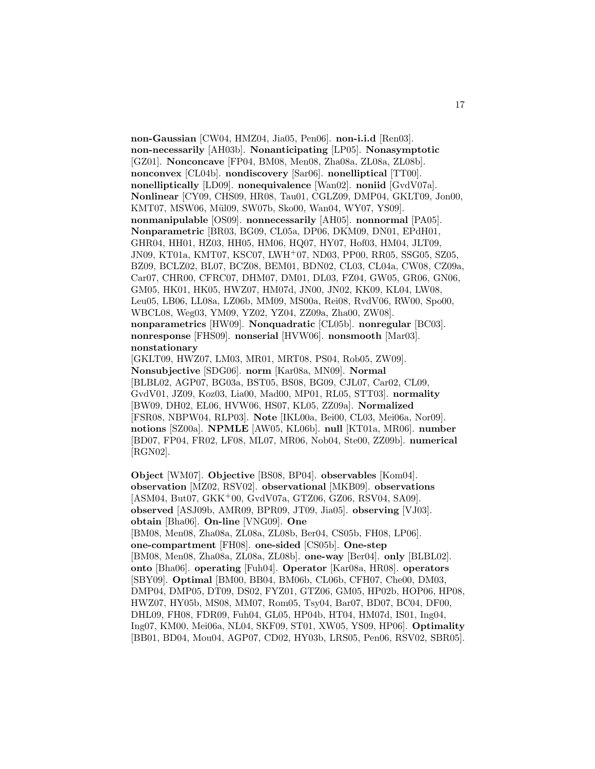**non-Gaussian** [CW04, HMZ04, Jia05, Pen06]. **non-i.i.d** [Ren03]. **non-necessarily** [AH03b]. **Nonanticipating** [LP05]. **Nonasymptotic** [GZ01]. **Nonconcave** [FP04, BM08, Men08, Zha08a, ZL08a, ZL08b]. **nonconvex** [CL04b]. **nondiscovery** [Sar06]. **nonelliptical** [TT00]. **nonelliptically** [LD09]. **nonequivalence** [Wan02]. **noniid** [GvdV07a]. **Nonlinear** [CY09, CHS09, HR08, Tau01, CGLZ09, DMP04, GKLT09, Jon00, KMT07, MSW06, Mül09, SW07b, Sko00, Wan04, WY07, YS09]. **nonmanipulable** [OS09]. **nonnecessarily** [AH05]. **nonnormal** [PA05]. **Nonparametric** [BR03, BG09, CL05a, DP06, DKM09, DN01, EPdH01, GHR04, HH01, HZ03, HH05, HM06, HQ07, HY07, Hof03, HM04, JLT09, JN09, KT01a, KMT07, KSC07, LWH$^{+}$07, ND03, PP00, RR05, SSG05, SZ05, BZ09, BCLZ02, BL07, BCZ08, BEM01, BDN02, CL03, CL04a, CW08, CZ09a, Car07, CHR00, CFRC07, DHM07, DM01, DL03, FZ04, GW05, GR06, GN06, GM05, HK01, HK05, HWZ07, HM07d, JN00, JN02, KK09, KL04, LW08, Leu05, LB06, LL08a, LZ06b, MM09, MS00a, Rei08, RvdV06, RW00, Spo00, WBCL08, Weg03, YM09, YZ02, YZ04, ZZ09a, Zha00, ZW08]. **nonparametrics** [HW09]. **Nonquadratic** [CL05b]. **nonregular** [BC03]. **nonresponse** [FHS09]. **nonserial** [HVW06]. **nonsmooth** [Mar03]. **nonstationary** [GKLT09, HWZ07, LM03, MR01, MRT08, PS04, Rob05, ZW09]. **Nonsubjective** [SDG06]. **norm** [Kar08a, MN09]. **Normal** [BLBL02, AGP07, BG03a, BST05, BS08, BG09, CJL07, Car02, CL09, GvdV01, JZ09, Koz03, Lia00, Mad00, MP01, RL05, STT03]. **normality** [BW09, DH02, EL06, HVW06, HS07, KL05, ZZ09a]. **Normalized** [FSR08, NBPW04, RLP03]. **Note** [IKL00a, Bei00, CL03, Mei06a, Nor09]. **notions** [SZ00a]. **NPMLE** [AW05, KL06b]. **null** [KT01a, MR06]. **number** [BD07, FP04, FR02, LF08, ML07, MR06, Nob04, Ste00, ZZ09b]. **numerical** [RGN02].

**Object** [WM07]. **Objective** [BS08, BP04]. **observables** [Kom04]. **observation** [MZ02, RSV02]. **observational** [MKB09]. **observations** [ASM04, But07, GKK$^{+}$00, GvdV07a, GTZ06, GZ06, RSV04, SA09]. **observed** [ASJ09b, AMR09, BPR09, JT09, Jia05]. **observing** [VJ03]. **obtain** [Bha06]. **On-line** [VNG09]. **One** [BM08, Men08, Zha08a, ZL08a, ZL08b, Ber04, CS05b, FH08, LP06]. **one-compartment** [FH08]. **one-sided** [CS05b]. **One-step** [BM08, Men08, Zha08a, ZL08a, ZL08b]. **one-way** [Ber04]. **only** [BLBL02]. **onto** [Bha06]. **operating** [Fuh04]. **Operator** [Kar08a, HR08]. **operators** [SBY09]. **Optimal** [BM00, BB04, BM06b, CL06b, CFH07, Che00, DM03, DMP04, DMP05, DT09, DS02, FYZ01, GTZ06, GM05, HP02b, HOP06, HP08, HWZ07, HY05b, MS08, MM07, Rom05, Tsy04, Bar07, BD07, BC04, DF00, DHL09, FH08, FDR09, Fuh04, GL05, HP04b, HT04, HM07d, IS01, Ing04, Ing07, KM00, Mei06a, NL04, SKF09, ST01, XW05, YS09, HP06]. **Optimality** [BB01, BD04, Mou04, AGP07, CD02, HY03b, LRS05, Pen06, RSV02, SBR05].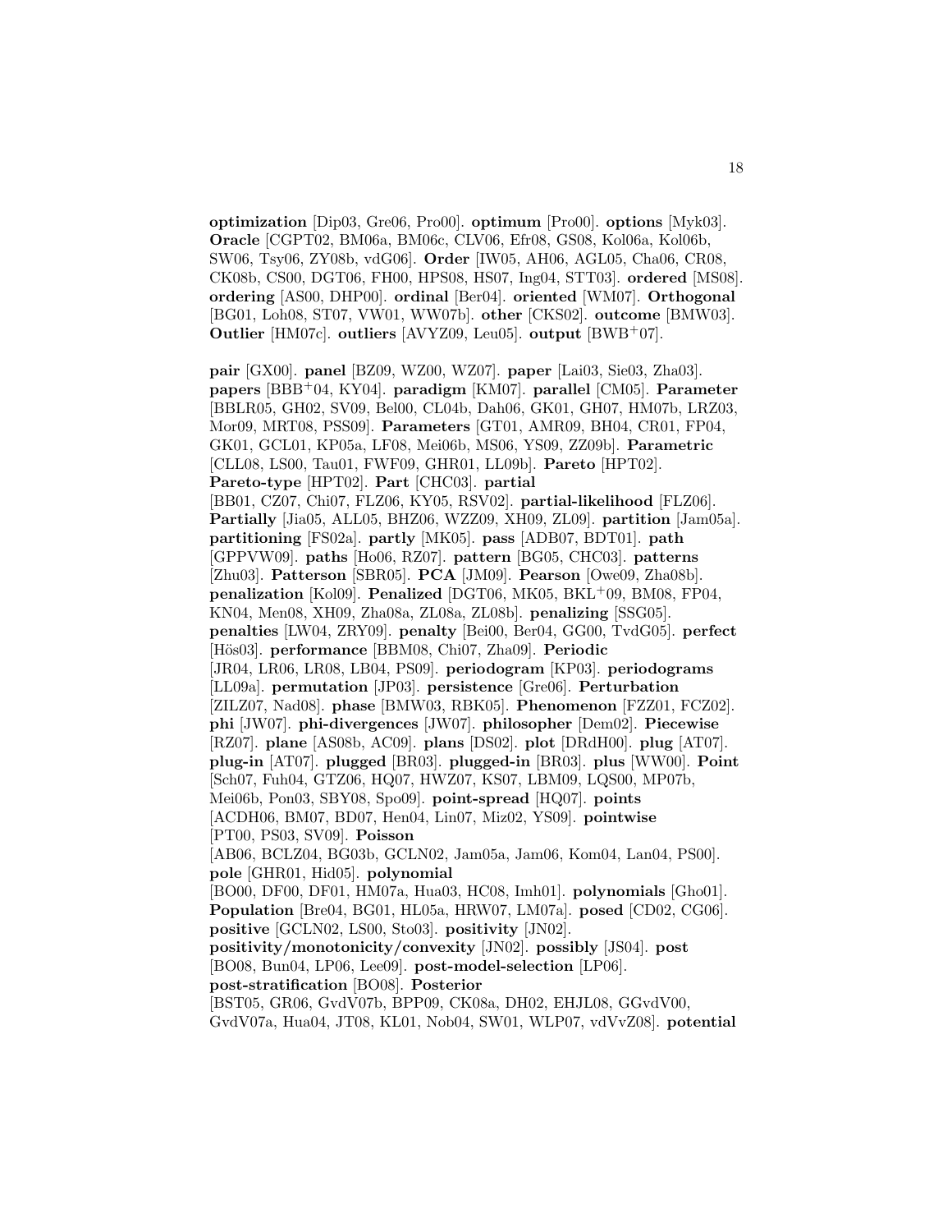**optimization** [Dip03, Gre06, Pro00]. **optimum** [Pro00]. **options** [Myk03]. **Oracle** [CGPT02, BM06a, BM06c, CLV06, Efr08, GS08, Kol06a, Kol06b, SW06, Tsy06, ZY08b, vdG06]. **Order** [IW05, AH06, AGL05, Cha06, CR08, CK08b, CS00, DGT06, FH00, HPS08, HS07, Ing04, STT03]. **ordered** [MS08]. **ordering** [AS00, DHP00]. **ordinal** [Ber04]. **oriented** [WM07]. **Orthogonal** [BG01, Loh08, ST07, VW01, WW07b]. **other** [CKS02]. **outcome** [BMW03]. **Outlier** [HM07c]. **outliers** [AVYZ09, Leu05]. **output** [BWB+07].

**pair** [GX00]. **panel** [BZ09, WZ00, WZ07]. **paper** [Lai03, Sie03, Zha03]. **papers** [BBB+04, KY04]. **paradigm** [KM07]. **parallel** [CM05]. **Parameter** [BBLR05, GH02, SV09, Bel00, CL04b, Dah06, GK01, GH07, HM07b, LRZ03, Mor09, MRT08, PSS09]. **Parameters** [GT01, AMR09, BH04, CR01, FP04, GK01, GCL01, KP05a, LF08, Mei06b, MS06, YS09, ZZ09b]. **Parametric** [CLL08, LS00, Tau01, FWF09, GHR01, LL09b]. **Pareto** [HPT02]. **Pareto-type** [HPT02]. **Part** [CHC03]. **partial** [BB01, CZ07, Chi07, FLZ06, KY05, RSV02]. **partial-likelihood** [FLZ06]. **Partially** [Jia05, ALL05, BHZ06, WZZ09, XH09, ZL09]. **partition** [Jam05a]. **partitioning** [FS02a]. **partly** [MK05]. **pass** [ADB07, BDT01]. **path** [GPPVW09]. **paths** [Ho06, RZ07]. **pattern** [BG05, CHC03]. **patterns** [Zhu03]. **Patterson** [SBR05]. **PCA** [JM09]. **Pearson** [Owe09, Zha08b]. **penalization** [Kol09]. **Penalized** [DGT06, MK05, BKL+09, BM08, FP04, KN04, Men08, XH09, Zha08a, ZL08a, ZL08b]. **penalizing** [SSG05]. **penalties** [LW04, ZRY09]. **penalty** [Bei00, Ber04, GG00, TvdG05]. **perfect** [Hös03]. **performance** [BBM08, Chi07, Zha09]. **Periodic** [JR04, LR06, LR08, LB04, PS09]. **periodogram** [KP03]. **periodograms** [LL09a]. **permutation** [JP03]. **persistence** [Gre06]. **Perturbation** [ZILZ07, Nad08]. **phase** [BMW03, RBK05]. **Phenomenon** [FZZ01, FCZ02]. **phi** [JW07]. **phi-divergences** [JW07]. **philosopher** [Dem02]. **Piecewise** [RZ07]. **plane** [AS08b, AC09]. **plans** [DS02]. **plot** [DRdH00]. **plug** [AT07]. **plug-in** [AT07]. **plugged** [BR03]. **plugged-in** [BR03]. **plus** [WW00]. **Point** [Sch07, Fuh04, GTZ06, HQ07, HWZ07, KS07, LBM09, LQS00, MP07b, Mei06b, Pon03, SBY08, Spo09]. **point-spread** [HQ07]. **points** [ACDH06, BM07, BD07, Hen04, Lin07, Miz02, YS09]. **pointwise** [PT00, PS03, SV09]. **Poisson** [AB06, BCLZ04, BG03b, GCLN02, Jam05a, Jam06, Kom04, Lan04, PS00]. **pole** [GHR01, Hid05]. **polynomial** [BO00, DF00, DF01, HM07a, Hua03, HC08, Imh01]. **polynomials** [Gho01]. **Population** [Bre04, BG01, HL05a, HRW07, LM07a]. **posed** [CD02, CG06]. **positive** [GCLN02, LS00, Sto03]. **positivity** [JN02]. **positivity/monotonicity/convexity** [JN02]. **possibly** [JS04]. **post** [BO08, Bun04, LP06, Lee09]. **post-model-selection** [LP06]. **post-stratification** [BO08]. **Posterior** [BST05, GR06, GvdV07b, BPP09, CK08a, DH02, EHJL08, GGvdV00, GvdV07a, Hua04, JT08, KL01, Nob04, SW01, WLP07, vdVvZ08]. **potential**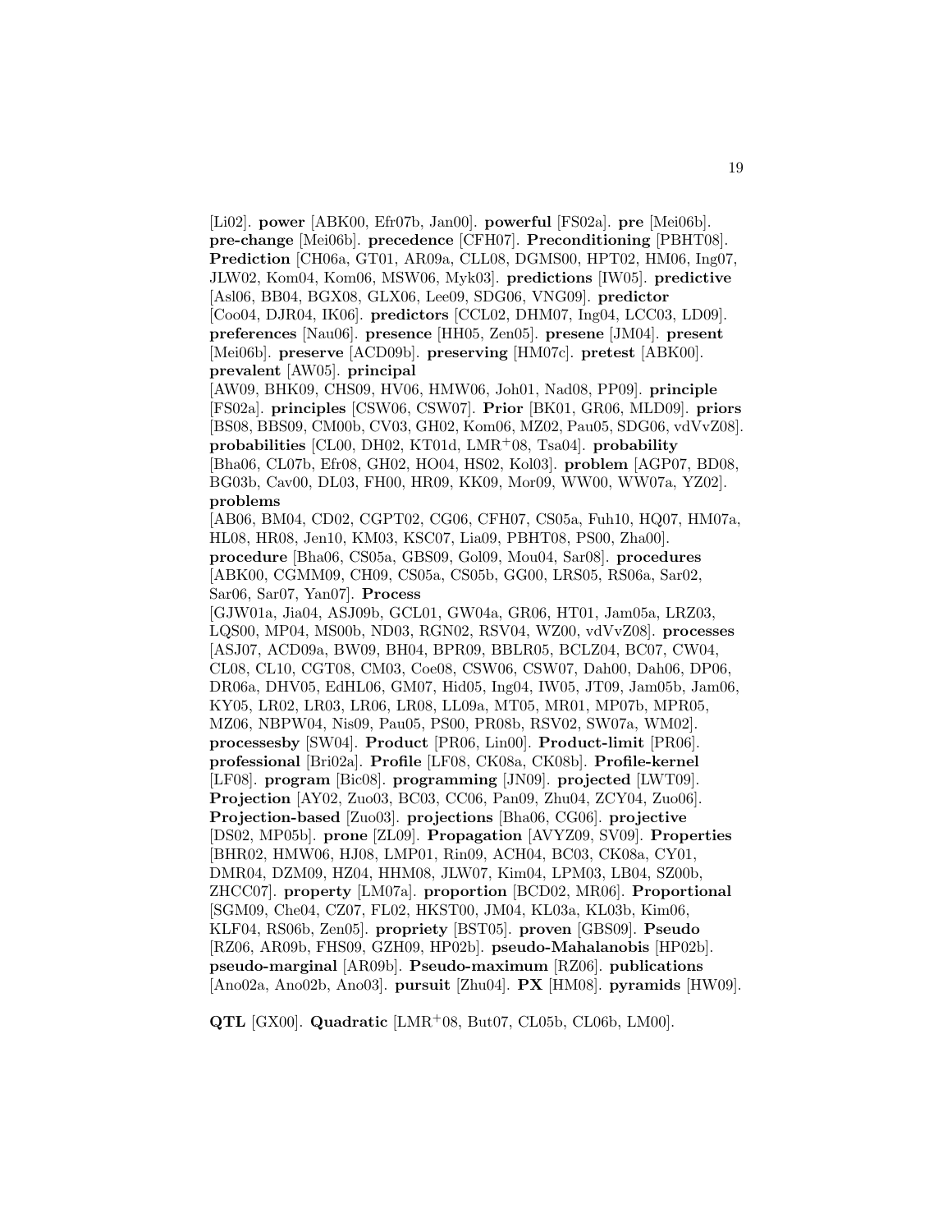[Li02]. **power** [ABK00, Efr07b, Jan00]. **powerful** [FS02a]. **pre** [Mei06b]. **pre-change** [Mei06b]. **precedence** [CFH07]. **Preconditioning** [PBHT08]. **Prediction** [CH06a, GT01, AR09a, CLL08, DGMS00, HPT02, HM06, Ing07, JLW02, Kom04, Kom06, MSW06, Myk03]. **predictions** [IW05]. **predictive** [Asl06, BB04, BGX08, GLX06, Lee09, SDG06, VNG09]. **predictor** [Coo04, DJR04, IK06]. **predictors** [CCL02, DHM07, Ing04, LCC03, LD09]. **preferences** [Nau06]. **presence** [HH05, Zen05]. **presene** [JM04]. **present** [Mei06b]. **preserve** [ACD09b]. **preserving** [HM07c]. **pretest** [ABK00]. **prevalent** [AW05]. **principal** [AW09, BHK09, CHS09, HV06, HMW06, Joh01, Nad08, PP09]. **principle** [FS02a]. **principles** [CSW06, CSW07]. **Prior** [BK01, GR06, MLD09]. **priors** [BS08, BBS09, CM00b, CV03, GH02, Kom06, MZ02, Pau05, SDG06, vdVvZ08]. **probabilities** [CL00, DH02, KT01d, LMR+08, Tsa04]. **probability** [Bha06, CL07b, Efr08, GH02, HO04, HS02, Kol03]. **problem** [AGP07, BD08, BG03b, Cav00, DL03, FH00, HR09, KK09, Mor09, WW00, WW07a, YZ02]. **problems** [AB06, BM04, CD02, CGPT02, CG06, CFH07, CS05a, Fuh10, HQ07, HM07a, HL08, HR08, Jen10, KM03, KSC07, Lia09, PBHT08, PS00, Zha00]. **procedure** [Bha06, CS05a, GBS09, Gol09, Mou04, Sar08]. **procedures** [ABK00, CGMM09, CH09, CS05a, CS05b, GG00, LRS05, RS06a, Sar02, Sar06, Sar07, Yan07]. **Process** [GJW01a, Jia04, ASJ09b, GCL01, GW04a, GR06, HT01, Jam05a, LRZ03, LQS00, MP04, MS00b, ND03, RGN02, RSV04, WZ00, vdVvZ08]. **processes** [ASJ07, ACD09a, BW09, BH04, BPR09, BBLR05, BCLZ04, BC07, CW04, CL08, CL10, CGT08, CM03, Coe08, CSW06, CSW07, Dah00, Dah06, DP06, DR06a, DHV05, EdHL06, GM07, Hid05, Ing04, IW05, JT09, Jam05b, Jam06, KY05, LR02, LR03, LR06, LR08, LL09a, MT05, MR01, MP07b, MPR05, MZ06, NBPW04, Nis09, Pau05, PS00, PR08b, RSV02, SW07a, WM02]. **processesby** [SW04]. **Product** [PR06, Lin00]. **Product-limit** [PR06]. **professional** [Bri02a]. **Profile** [LF08, CK08a, CK08b]. **Profile-kernel** [LF08]. **program** [Bic08]. **programming** [JN09]. **projected** [LWT09]. **Projection** [AY02, Zuo03, BC03, CC06, Pan09, Zhu04, ZCY04, Zuo06]. **Projection-based** [Zuo03]. **projections** [Bha06, CG06]. **projective** [DS02, MP05b]. **prone** [ZL09]. **Propagation** [AVYZ09, SV09]. **Properties** [BHR02, HMW06, HJ08, LMP01, Rin09, ACH04, BC03, CK08a, CY01, DMR04, DZM09, HZ04, HHM08, JLW07, Kim04, LPM03, LB04, SZ00b, ZHCC07]. **property** [LM07a]. **proportion** [BCD02, MR06]. **Proportional** [SGM09, Che04, CZ07, FL02, HKST00, JM04, KL03a, KL03b, Kim06, KLF04, RS06b, Zen05]. **propriety** [BST05]. **proven** [GBS09]. **Pseudo** [RZ06, AR09b, FHS09, GZH09, HP02b]. **pseudo-Mahalanobis** [HP02b]. **pseudo-marginal** [AR09b]. **Pseudo-maximum** [RZ06]. **publications** [Ano02a, Ano02b, Ano03]. **pursuit** [Zhu04]. **PX** [HM08]. **pyramids** [HW09].

**QTL** [GX00]. **Quadratic** [LMR+08, But07, CL05b, CL06b, LM00].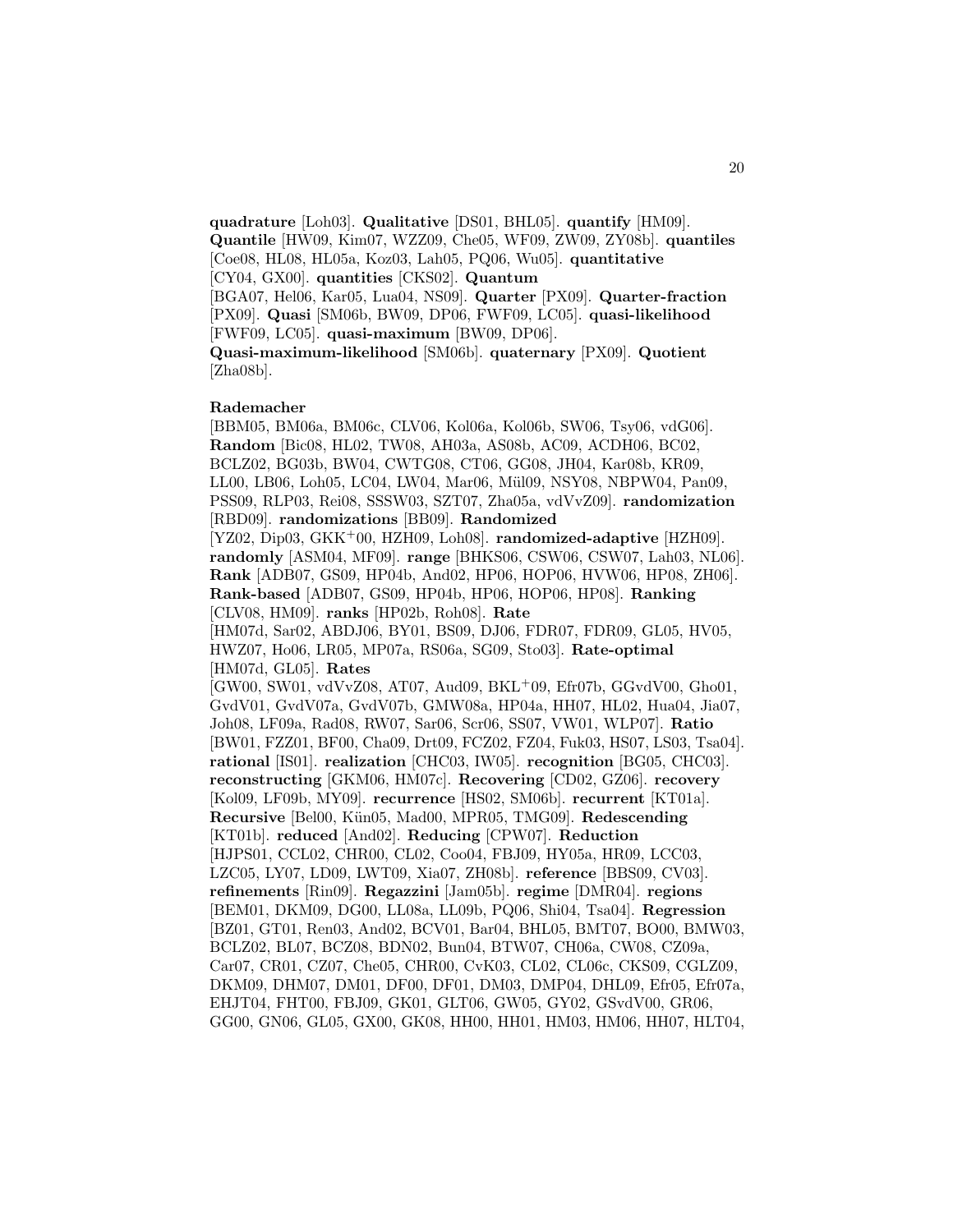**quadrature** [Loh03]. **Qualitative** [DS01, BHL05]. **quantify** [HM09]. **Quantile** [HW09, Kim07, WZZ09, Che05, WF09, ZW09, ZY08b]. **quantiles** [Coe08, HL08, HL05a, Koz03, Lah05, PQ06, Wu05]. **quantitative** [CY04, GX00]. **quantities** [CKS02]. **Quantum** [BGA07, Hel06, Kar05, Lua04, NS09]. **Quarter** [PX09]. **Quarter-fraction** [PX09]. **Quasi** [SM06b, BW09, DP06, FWF09, LC05]. **quasi-likelihood** [FWF09, LC05]. **quasi-maximum** [BW09, DP06]. **Quasi-maximum-likelihood** [SM06b]. **quaternary** [PX09]. **Quotient** [Zha08b].

**Rademacher** [BBM05, BM06a, BM06c, CLV06, Kol06a, Kol06b, SW06, Tsy06, vdG06]. **Random** [Bic08, HL02, TW08, AH03a, AS08b, AC09, ACDH06, BC02, BCLZ02, BG03b, BW04, CWTG08, CT06, GG08, JH04, Kar08b, KR09, LL00, LB06, Loh05, LC04, LW04, Mar06, Mül09, NSY08, NBPW04, Pan09, PSS09, RLP03, Rei08, SSSW03, SZT07, Zha05a, vdVvZ09]. **randomization** [RBD09]. **randomizations** [BB09]. **Randomized** [YZ02, Dip03, GKK+00, HZH09, Loh08]. **randomized-adaptive** [HZH09]. **randomly** [ASM04, MF09]. **range** [BHKS06, CSW06, CSW07, Lah03, NL06]. **Rank** [ADB07, GS09, HP04b, And02, HP06, HOP06, HVW06, HP08, ZH06]. **Rank-based** [ADB07, GS09, HP04b, HP06, HOP06, HP08]. **Ranking** [CLV08, HM09]. **ranks** [HP02b, Roh08]. **Rate** [HM07d, Sar02, ABDJ06, BY01, BS09, DJ06, FDR07, FDR09, GL05, HV05, HWZ07, Ho06, LR05, MP07a, RS06a, SG09, Sto03]. **Rate-optimal** [HM07d, GL05]. **Rates** [GW00, SW01, vdVvZ08, AT07, Aud09, BKL+09, Efr07b, GGvdV00, Gho01, GvdV01, GvdV07a, GvdV07b, GMW08a, HP04a, HH07, HL02, Hua04, Jia07, Joh08, LF09a, Rad08, RW07, Sar06, Scr06, SS07, VW01, WLP07]. **Ratio** [BW01, FZZ01, BF00, Cha09, Drt09, FCZ02, FZ04, Fuk03, HS07, LS03, Tsa04]. **rational** [IS01]. **realization** [CHC03, IW05]. **recognition** [BG05, CHC03]. **reconstructing** [GKM06, HM07c]. **Recovering** [CD02, GZ06]. **recovery** [Kol09, LF09b, MY09]. **recurrence** [HS02, SM06b]. **recurrent** [KT01a]. **Recursive** [Bel00, Kün05, Mad00, MPR05, TMG09]. **Redescending** [KT01b]. **reduced** [And02]. **Reducing** [CPW07]. **Reduction** [HJPS01, CCL02, CHR00, CL02, Coo04, FBJ09, HY05a, HR09, LCC03, LZC05, LY07, LD09, LWT09, Xia07, ZH08b]. **reference** [BBS09, CV03]. **refinements** [Rin09]. **Regazzini** [Jam05b]. **regime** [DMR04]. **regions** [BEM01, DKM09, DG00, LL08a, LL09b, PQ06, Shi04, Tsa04]. **Regression** [BZ01, GT01, Ren03, And02, BCV01, Bar04, BHL05, BMT07, BO00, BMW03, BCLZ02, BL07, BCZ08, BDN02, Bun04, BTW07, CH06a, CW08, CZ09a, Car07, CR01, CZ07, Che05, CHR00, CvK03, CL02, CL06c, CKS09, CGLZ09, DKM09, DHM07, DM01, DF00, DF01, DM03, DMP04, DHL09, Efr05, Efr07a, EHJT04, FHT00, FBJ09, GK01, GLT06, GW05, GY02, GSvdV00, GR06, GG00, GN06, GL05, GX00, GK08, HH00, HH01, HM03, HM06, HH07, HLT04,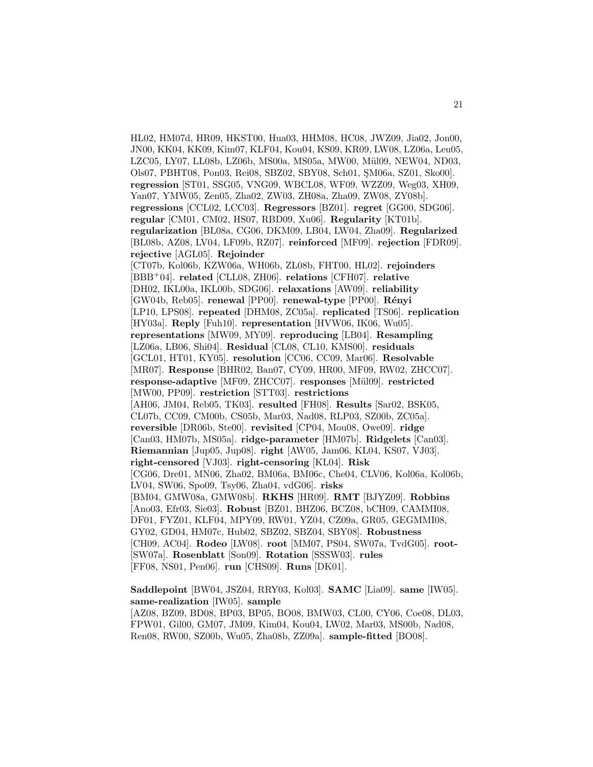HL02, HM07d, HR09, HKST00, Hua03, HHM08, HC08, JWZ09, Jia02, Jon00, JN00, KK04, KK09, Kim07, KLF04, Kou04, KS09, KR09, LW08, LZ06a, Leu05, LZC05, LY07, LL08b, LZ06b, MS00a, MS05a, MW00, Mül09, NEW04, ND03, Ols07, PBHT08, Pon03, Rei08, SBZ02, SBY08, Sch01, ŞM06a, SZ01, Sko00]. **regression** [ST01, SSG05, VNG09, WBCL08, WF09, WZZ09, Weg03, XH09, Yan07, YMW05, Zen05, Zha02, ZW03, ZH08a, Zha09, ZW08, ZY08b]. **regressions** [CCL02, LCC03]. **Regressors** [BZ01]. **regret** [GG00, SDG06]. **regular** [CM01, CM02, HS07, RBD09, Xu06]. **Regularity** [KT01b]. **regularization** [BL08a, CG06, DKM09, LB04, LW04, Zha09]. **Regularized** [BL08b, AZ08, LV04, LF09b, RZ07]. **reinforced** [MF09]. **rejection** [FDR09]. **rejective** [AGL05]. **Rejoinder** [CT07b, Kol06b, KZW06a, WH06b, ZL08b, FHT00, HL02]. **rejoinders** [BBB+04]. **related** [CLL08, ZH06]. **relations** [CFH07]. **relative** [DH02, IKL00a, IKL00b, SDG06]. **relaxations** [AW09]. **reliability** [GW04b, Reb05]. **renewal** [PP00]. **renewal-type** [PP00]. **Rényi** [LP10, LPS08]. **repeated** [DHM08, ZC05a]. **replicated** [TS06]. **replication** [HY03a]. **Reply** [Fuh10]. **representation** [HVW06, IK06, Wu05]. **representations** [MW09, MY09]. **reproducing** [LB04]. **Resampling** [LZ06a, LB06, Shi04]. **Residual** [CL08, CL10, KMS00]. **residuals** [GCL01, HT01, KY05]. **resolution** [CC06, CC09, Mar06]. **Resolvable** [MR07]. **Response** [BHR02, Ban07, CY09, HR00, MF09, RW02, ZHCC07]. **response-adaptive** [MF09, ZHCC07]. **responses** [Mül09]. **restricted** [MW00, PP09]. **restriction** [STT03]. **restrictions** [AH06, JM04, Reb05, TK03]. **resulted** [FH08]. **Results** [Sar02, BSK05, CL07b, CC09, CM00b, CS05b, Mar03, Nad08, RLP03, SZ00b, ZC05a]. **reversible** [DR06b, Ste00]. **revisited** [CP04, Mou08, Owe09]. **ridge** [Can03, HM07b, MS05a]. **ridge-parameter** [HM07b]. **Ridgelets** [Can03]. **Riemannian** [Jup05, Jup08]. **right** [AW05, Jam06, KL04, KS07, VJ03]. **right-censored** [VJ03]. **right-censoring** [KL04]. **Risk** [CG06, Dre01, MN06, Zha02, BM06a, BM06c, Che04, CLV06, Kol06a, Kol06b, LV04, SW06, Spo09, Tsy06, Zha04, vdG06]. **risks** [BM04, GMW08a, GMW08b]. **RKHS** [HR09]. **RMT** [BJYZ09]. **Robbins** [Ano03, Efr03, Sie03]. **Robust** [BZ01, BHZ06, BCZ08, bCH09, CAMMI08, DF01, FYZ01, KLF04, MPY09, RW01, YZ04, CZ09a, GR05, GEGMMI08, GY02, GD04, HM07c, Hub02, SBZ02, SBZ04, SBY08]. **Robustness** [CH09, AC04]. **Rodeo** [LW08]. **root** [MM07, PS04, SW07a, TvdG05]. **root-** [SW07a]. **Rosenblatt** [Son09]. **Rotation** [SSSW03]. **rules** [FF08, NS01, Pen06]. **run** [CHS09]. **Runs** [DK01].

**Saddlepoint** [BW04, JSZ04, RRY03, Kol03]. **SAMC** [Lia09]. **same** [IW05]. **same-realization** [IW05]. **sample** [AZ08, BZ09, BD08, BP03, BP05, BO08, BMW03, CL00, CY06, Coe08, DL03, FPW01, Gil00, GM07, JM09, Kim04, Kou04, LW02, Mar03, MS00b, Nad08, Ren08, RW00, SZ00b, Wu05, Zha08b, ZZ09a]. **sample-fitted** [BO08].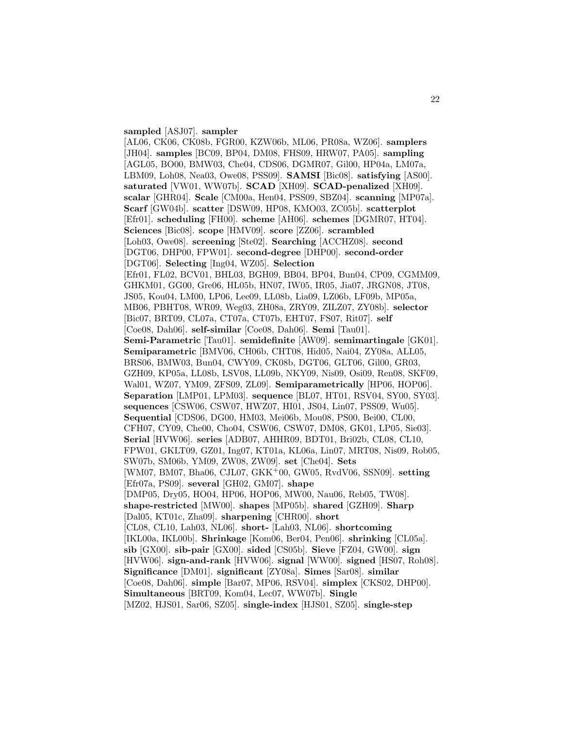**sampled** [ASJ07]. **sampler** [AL06, CK06, CK08b, FGR00, KZW06b, ML06, PR08a, WZ06]. **samplers** [JH04]. **samples** [BC09, BP04, DM08, FHS09, HRW07, PA05]. **sampling** [AGL05, BO00, BMW03, Che04, CDS06, DGMR07, Gil00, HP04a, LM07a, LBM09, Loh08, Nea03, Owe08, PSS09]. **SAMSI** [Bic08]. **satisfying** [AS00]. **saturated** [VW01, WW07b]. **SCAD** [XH09]. **SCAD-penalized** [XH09]. **scalar** [GHR04]. **Scale** [CM00a, Hen04, PSS09, SBZ04]. **scanning** [MP07a]. **Scarf** [GW04b]. **scatter** [DSW09, HP08, KMO03, ZC05b]. **scatterplot** [Efr01]. **scheduling** [FH00]. **scheme** [AH06]. **schemes** [DGMR07, HT04]. **Sciences** [Bic08]. **scope** [HMV09]. **score** [ZZ06]. **scrambled** [Loh03, Owe08]. **screening** [Ste02]. **Searching** [ACCHZ08]. **second** [DGT06, DHP00, FPW01]. **second-degree** [DHP00]. **second-order** [DGT06]. **Selecting** [Ing04, WZ05]. **Selection** [Efr01, FL02, BCV01, BHL03, BGH09, BB04, BP04, Bun04, CP09, CGMM09, GHKM01, GG00, Gre06, HL05b, HN07, IW05, IR05, Jia07, JRGN08, JT08, JS05, Kou04, LM00, LP06, Lee09, LL08b, Lia09, LZ06b, LF09b, MP05a, MB06, PBHT08, WR09, Weg03, ZH08a, ZRY09, ZILZ07, ZY08b]. **selector** [Bic07, BRT09, CL07a, CT07a, CT07b, EHT07, FS07, Rit07]. **self** [Coe08, Dah06]. **self-similar** [Coe08, Dah06]. **Semi** [Tau01]. **Semi-Parametric** [Tau01]. **semidefinite** [AW09]. **semimartingale** [GK01]. **Semiparametric** [BMV06, CH06b, CHT08, Hid05, Nai04, ZY08a, ALL05, BRS06, BMW03, Bun04, CWY09, CK08b, DGT06, GLT06, Gil00, GR03, GZH09, KP05a, LL08b, LSV08, LL09b, NKY09, Nis09, Osi09, Ren08, SKF09, Wal01, WZ07, YM09, ZFS09, ZL09]. **Semiparametrically** [HP06, HOP06]. **Separation** [LMP01, LPM03]. **sequence** [BL07, HT01, RSV04, SY00, SY03]. **sequences** [CSW06, CSW07, HWZ07, HI01, JS04, Lin07, PSS09, Wu05]. **Sequential** [CDS06, DG00, HM03, Mei06b, Mou08, PS00, Bei00, CL00, CFH07, CY09, Che00, Cho04, CSW06, CSW07, DM08, GK01, LP05, Sie03]. **Serial** [HVW06]. **series** [ADB07, AHHR09, BDT01, Bri02b, CL08, CL10, FPW01, GKLT09, GZ01, Ing07, KT01a, KL06a, Lin07, MRT08, Nis09, Rob05, SW07b, SM06b, YM09, ZW08, ZW09]. **set** [Che04]. **Sets** [WM07, BM07, Bha06, CJL07, GKK$^+$00, GW05, RvdV06, SSN09]. **setting** [Efr07a, PS09]. **several** [GH02, GM07]. **shape** [DMP05, Dry05, HO04, HP06, HOP06, MW00, Nau06, Reb05, TW08]. **shape-restricted** [MW00]. **shapes** [MP05b]. **shared** [GZH09]. **Sharp** [Dal05, KT01c, Zha09]. **sharpening** [CHR00]. **short** [CL08, CL10, Lah03, NL06]. **short-** [Lah03, NL06]. **shortcoming** [IKL00a, IKL00b]. **Shrinkage** [Kom06, Ber04, Pen06]. **shrinking** [CL05a]. **sib** [GX00]. **sib-pair** [GX00]. **sided** [CS05b]. **Sieve** [FZ04, GW00]. **sign** [HVW06]. **sign-and-rank** [HVW06]. **signal** [WW00]. **signed** [HS07, Roh08]. **Significance** [DM01]. **significant** [ZY08a]. **Simes** [Sar08]. **similar** [Coe08, Dah06]. **simple** [Bar07, MP06, RSV04]. **simplex** [CKS02, DHP00]. **Simultaneous** [BRT09, Kom04, Lec07, WW07b]. **Single** [MZ02, HJS01, Sar06, SZ05]. **single-index** [HJS01, SZ05]. **single-step**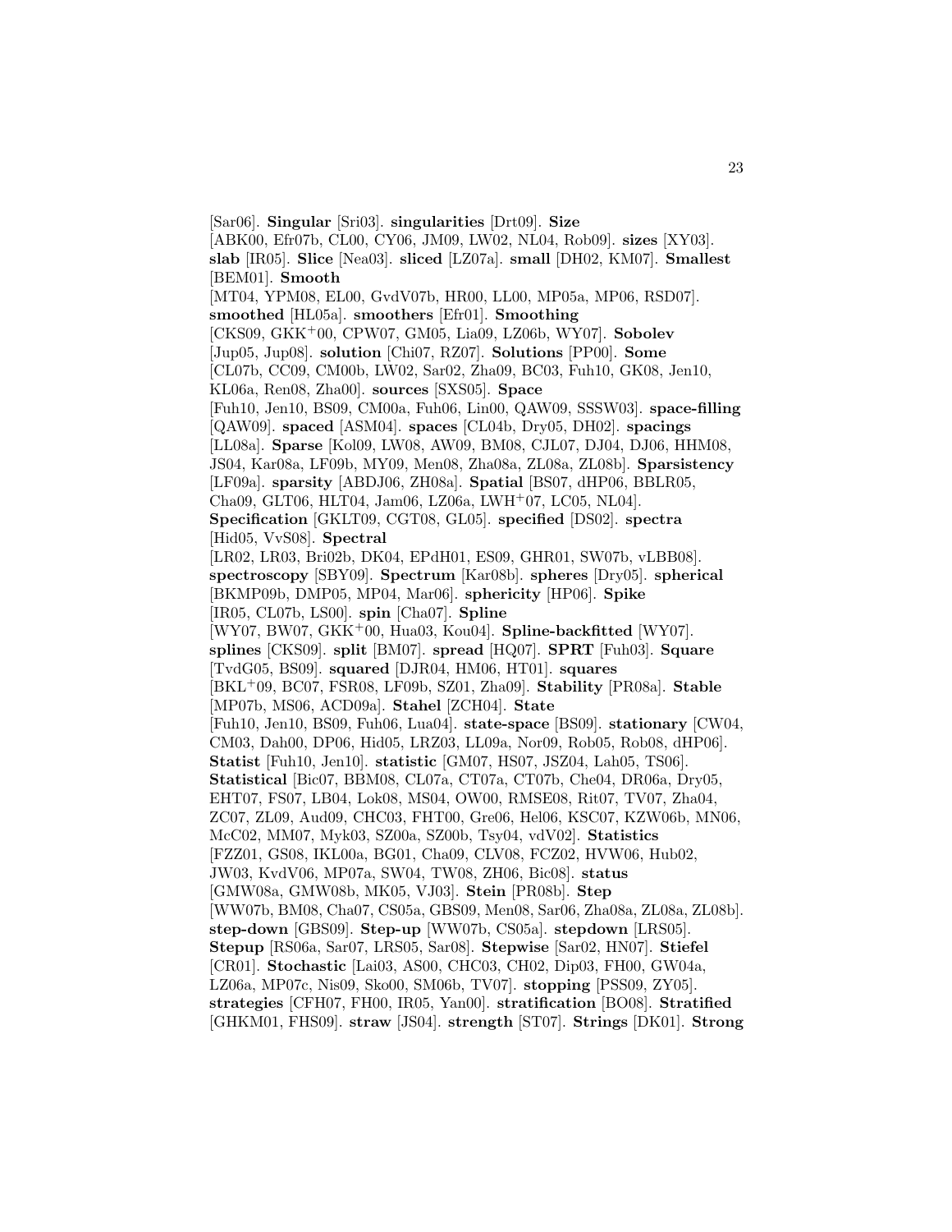[Sar06]. **Singular** [Sri03]. **singularities** [Drt09]. **Size** [ABK00, Efr07b, CL00, CY06, JM09, LW02, NL04, Rob09]. **sizes** [XY03]. **slab** [IR05]. **Slice** [Nea03]. **sliced** [LZ07a]. **small** [DH02, KM07]. **Smallest** [BEM01]. **Smooth** [MT04, YPM08, EL00, GvdV07b, HR00, LL00, MP05a, MP06, RSD07]. **smoothed** [HL05a]. **smoothers** [Efr01]. **Smoothing** [CKS09, GKK+00, CPW07, GM05, Lia09, LZ06b, WY07]. **Sobolev** [Jup05, Jup08]. **solution** [Chi07, RZ07]. **Solutions** [PP00]. **Some** [CL07b, CC09, CM00b, LW02, Sar02, Zha09, BC03, Fuh10, GK08, Jen10, KL06a, Ren08, Zha00]. **sources** [SXS05]. **Space** [Fuh10, Jen10, BS09, CM00a, Fuh06, Lin00, QAW09, SSSW03]. **space-filling** [QAW09]. **spaced** [ASM04]. **spaces** [CL04b, Dry05, DH02]. **spacings** [LL08a]. **Sparse** [Kol09, LW08, AW09, BM08, CJL07, DJ04, DJ06, HHM08, JS04, Kar08a, LF09b, MY09, Men08, Zha08a, ZL08a, ZL08b]. **Sparsistency** [LF09a]. **sparsity** [ABDJ06, ZH08a]. **Spatial** [BS07, dHP06, BBLR05, Cha09, GLT06, HLT04, Jam06, LZ06a, LWH+07, LC05, NL04]. **Specification** [GKLT09, CGT08, GL05]. **specified** [DS02]. **spectra** [Hid05, VvS08]. **Spectral** [LR02, LR03, Bri02b, DK04, EPdH01, ES09, GHR01, SW07b, vLBB08]. **spectroscopy** [SBY09]. **Spectrum** [Kar08b]. **spheres** [Dry05]. **spherical** [BKMP09b, DMP05, MP04, Mar06]. **sphericity** [HP06]. **Spike** [IR05, CL07b, LS00]. **spin** [Cha07]. **Spline** [WY07, BW07, GKK+00, Hua03, Kou04]. **Spline-backfitted** [WY07]. **splines** [CKS09]. **split** [BM07]. **spread** [HQ07]. **SPRT** [Fuh03]. **Square** [TvdG05, BS09]. **squared** [DJR04, HM06, HT01]. **squares** [BKL+09, BC07, FSR08, LF09b, SZ01, Zha09]. **Stability** [PR08a]. **Stable** [MP07b, MS06, ACD09a]. **Stahel** [ZCH04]. **State** [Fuh10, Jen10, BS09, Fuh06, Lua04]. **state-space** [BS09]. **stationary** [CW04, CM03, Dah00, DP06, Hid05, LRZ03, LL09a, Nor09, Rob05, Rob08, dHP06]. **Statist** [Fuh10, Jen10]. **statistic** [GM07, HS07, JSZ04, Lah05, TS06]. **Statistical** [Bic07, BBM08, CL07a, CT07a, CT07b, Che04, DR06a, Dry05, EHT07, FS07, LB04, Lok08, MS04, OW00, RMSE08, Rit07, TV07, Zha04, ZC07, ZL09, Aud09, CHC03, FHT00, Gre06, Hel06, KSC07, KZW06b, MN06, McC02, MM07, Myk03, SZ00a, SZ00b, Tsy04, vdV02]. **Statistics** [FZZ01, GS08, IKL00a, BG01, Cha09, CLV08, FCZ02, HVW06, Hub02, JW03, KvdV06, MP07a, SW04, TW08, ZH06, Bic08]. **status** [GMW08a, GMW08b, MK05, VJ03]. **Stein** [PR08b]. **Step** [WW07b, BM08, Cha07, CS05a, GBS09, Men08, Sar06, Zha08a, ZL08a, ZL08b]. **step-down** [GBS09]. **Step-up** [WW07b, CS05a]. **stepdown** [LRS05]. **Stepup** [RS06a, Sar07, LRS05, Sar08]. **Stepwise** [Sar02, HN07]. **Stiefel** [CR01]. **Stochastic** [Lai03, AS00, CHC03, CH02, Dip03, FH00, GW04a, LZ06a, MP07c, Nis09, Sko00, SM06b, TV07]. **stopping** [PSS09, ZY05]. **strategies** [CFH07, FH00, IR05, Yan00]. **stratification** [BO08]. **Stratified** [GHKM01, FHS09]. **straw** [JS04]. **strength** [ST07]. **Strings** [DK01]. **Strong**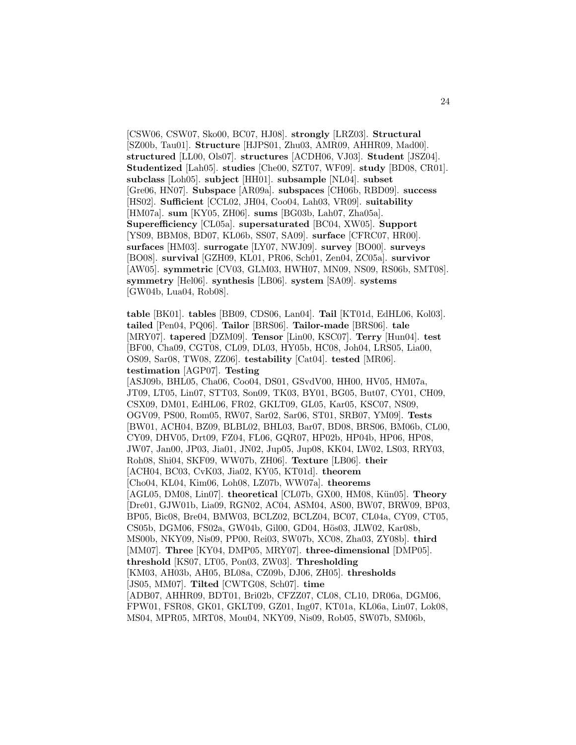[CSW06, CSW07, Sko00, BC07, HJ08]. **strongly** [LRZ03]. **Structural** [SZ00b, Tau01]. **Structure** [HJPS01, Zhu03, AMR09, AHHR09, Mad00]. **structured** [LL00, Ols07]. **structures** [ACDH06, VJ03]. **Student** [JSZ04]. **Studentized** [Lah05]. **studies** [Che00, SZT07, WF09]. **study** [BD08, CR01]. **subclass** [Loh05]. **subject** [HH01]. **subsample** [NL04]. **subset** [Gre06, HN07]. **Subspace** [AR09a]. **subspaces** [CH06b, RBD09]. **success** [HS02]. **Sufficient** [CCL02, JH04, Coo04, Lah03, VR09]. **suitability** [HM07a]. **sum** [KY05, ZH06]. **sums** [BG03b, Lah07, Zha05a]. **Superefficiency** [CL05a]. **supersaturated** [BC04, XW05]. **Support** [YS09, BBM08, BD07, KL06b, SS07, SA09]. **surface** [CFRC07, HR00]. **surfaces** [HM03]. **surrogate** [LY07, NWJ09]. **survey** [BO00]. **surveys** [BO08]. **survival** [GZH09, KL01, PR06, Sch01, Zen04, ZC05a]. **survivor** [AW05]. **symmetric** [CV03, GLM03, HWH07, MN09, NS09, RS06b, SMT08]. **symmetry** [Hel06]. **synthesis** [LB06]. **system** [SA09]. **systems** [GW04b, Lua04, Rob08].

**table** [BK01]. **tables** [BB09, CDS06, Lan04]. **Tail** [KT01d, EdHL06, Kol03]. **tailed** [Pen04, PQ06]. **Tailor** [BRS06]. **Tailor-made** [BRS06]. **tale** [MRY07]. **tapered** [DZM09]. **Tensor** [Lin00, KSC07]. **Terry** [Hun04]. **test** [BF00, Cha09, CGT08, CL09, DL03, HY05b, HC08, Joh04, LRS05, Lia00, OS09, Sar08, TW08, ZZ06]. **testability** [Cat04]. **tested** [MR06]. **testimation** [AGP07]. **Testing** [ASJ09b, BHL05, Cha06, Coo04, DS01, GSvdV00, HH00, HV05, HM07a, JT09, LT05, Lin07, STT03, Son09, TK03, BY01, BG05, But07, CY01, CH09, CSX09, DM01, EdHL06, FR02, GKLT09, GL05, Kar05, KSC07, NS09, OGV09, PS00, Rom05, RW07, Sar02, Sar06, ST01, SRB07, YM09]. **Tests** [BW01, ACH04, BZ09, BLBL02, BHL03, Bar07, BD08, BRS06, BM06b, CL00, CY09, DHV05, Drt09, FZ04, FL06, GQR07, HP02b, HP04b, HP06, HP08, JW07, Jan00, JP03, Jia01, JN02, Jup05, Jup08, KK04, LW02, LS03, RRY03, Roh08, Shi04, SKF09, WW07b, ZH06]. **Texture** [LB06]. **their** [ACH04, BC03, CvK03, Jia02, KY05, KT01d]. **theorem** [Cho04, KL04, Kim06, Loh08, LZ07b, WW07a]. **theorems** [AGL05, DM08, Lin07]. **theoretical** [CL07b, GX00, HM08, Kün05]. **Theory** [Dre01, GJW01b, Lia09, RGN02, AC04, ASM04, AS00, BW07, BRW09, BP03, BP05, Bic08, Bre04, BMW03, BCLZ02, BCLZ04, BC07, CL04a, CY09, CT05, CS05b, DGM06, FS02a, GW04b, Gil00, GD04, Hös03, JLW02, Kar08b, MS00b, NKY09, Nis09, PP00, Rei03, SW07b, XC08, Zha03, ZY08b]. **third** [MM07]. **Three** [KY04, DMP05, MRY07]. **three-dimensional** [DMP05]. **threshold** [KS07, LT05, Pon03, ZW03]. **Thresholding** [KM03, AH03b, AH05, BL08a, CZ09b, DJ06, ZH05]. **thresholds** [JS05, MM07]. **Tilted** [CWTG08, Sch07]. **time** [ADB07, AHHR09, BDT01, Bri02b, CFZZ07, CL08, CL10, DR06a, DGM06, FPW01, FSR08, GK01, GKLT09, GZ01, Ing07, KT01a, KL06a, Lin07, Lok08, MS04, MPR05, MRT08, Mou04, NKY09, Nis09, Rob05, SW07b, SM06b,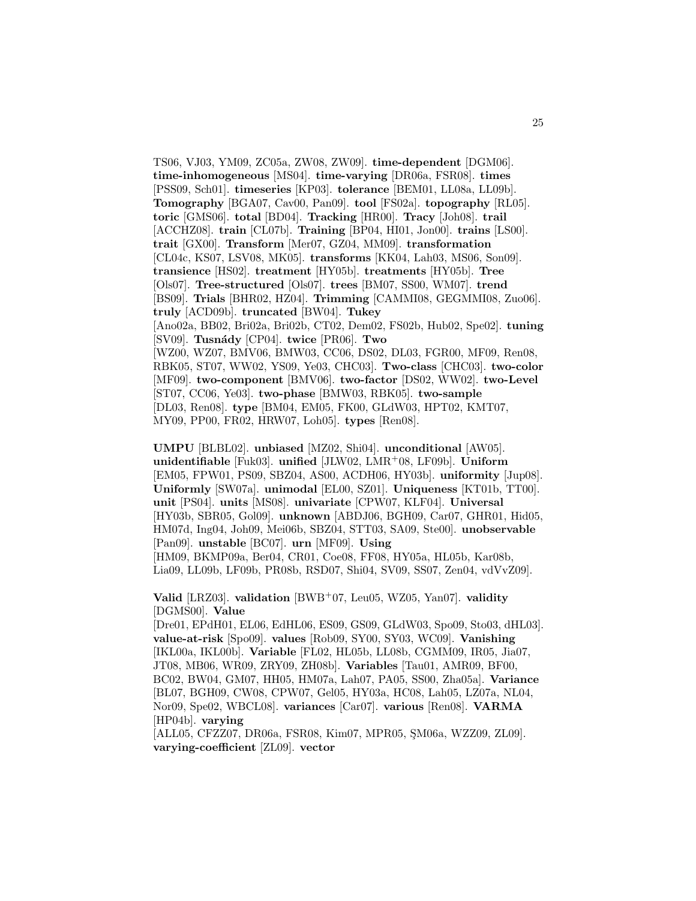TS06, VJ03, YM09, ZC05a, ZW08, ZW09]. **time-dependent** [DGM06]. **time-inhomogeneous** [MS04]. **time-varying** [DR06a, FSR08]. **times** [PSS09, Sch01]. **timeseries** [KP03]. **tolerance** [BEM01, LL08a, LL09b]. **Tomography** [BGA07, Cav00, Pan09]. **tool** [FS02a]. **topography** [RL05]. **toric** [GMS06]. **total** [BD04]. **Tracking** [HR00]. **Tracy** [Joh08]. **trail** [ACCHZ08]. **train** [CL07b]. **Training** [BP04, HI01, Jon00]. **trains** [LS00]. **trait** [GX00]. **Transform** [Mer07, GZ04, MM09]. **transformation** [CL04c, KS07, LSV08, MK05]. **transforms** [KK04, Lah03, MS06, Son09]. **transience** [HS02]. **treatment** [HY05b]. **treatments** [HY05b]. **Tree** [Ols07]. **Tree-structured** [Ols07]. **trees** [BM07, SS00, WM07]. **trend** [BS09]. **Trials** [BHR02, HZ04]. **Trimming** [CAMMI08, GEGMMI08, Zuo06]. **truly** [ACD09b]. **truncated** [BW04]. **Tukey** [Ano02a, BB02, Bri02a, Bri02b, CT02, Dem02, FS02b, Hub02, Spe02]. **tuning** [SV09]. **Tusnády** [CP04]. **twice** [PR06]. **Two** [WZ00, WZ07, BMV06, BMW03, CC06, DS02, DL03, FGR00, MF09, Ren08, RBK05, ST07, WW02, YS09, Ye03, CHC03]. **Two-class** [CHC03]. **two-color** [MF09]. **two-component** [BMV06]. **two-factor** [DS02, WW02]. **two-Level** [ST07, CC06, Ye03]. **two-phase** [BMW03, RBK05]. **two-sample** [DL03, Ren08]. **type** [BM04, EM05, FK00, GLdW03, HPT02, KMT07, MY09, PP00, FR02, HRW07, Loh05]. **types** [Ren08].

**UMPU** [BLBL02]. **unbiased** [MZ02, Shi04]. **unconditional** [AW05]. **unidentifiable** [Fuk03]. **unified** [JLW02, LMR+08, LF09b]. **Uniform** [EM05, FPW01, PS09, SBZ04, AS00, ACDH06, HY03b]. **uniformity** [Jup08]. **Uniformly** [SW07a]. **unimodal** [EL00, SZ01]. **Uniqueness** [KT01b, TT00]. **unit** [PS04]. **units** [MS08]. **univariate** [CPW07, KLF04]. **Universal** [HY03b, SBR05, Gol09]. **unknown** [ABDJ06, BGH09, Car07, GHR01, Hid05, HM07d, Ing04, Joh09, Mei06b, SBZ04, STT03, SA09, Ste00]. **unobservable** [Pan09]. **unstable** [BC07]. **urn** [MF09]. **Using** [HM09, BKMP09a, Ber04, CR01, Coe08, FF08, HY05a, HL05b, Kar08b, Lia09, LL09b, LF09b, PR08b, RSD07, Shi04, SV09, SS07, Zen04, vdVvZ09].

**Valid** [LRZ03]. **validation** [BWB+07, Leu05, WZ05, Yan07]. **validity** [DGMS00]. **Value** [Dre01, EPdH01, EL06, EdHL06, ES09, GS09, GLdW03, Spo09, Sto03, dHL03]. **value-at-risk** [Spo09]. **values** [Rob09, SY00, SY03, WC09]. **Vanishing** [IKL00a, IKL00b]. **Variable** [FL02, HL05b, LL08b, CGMM09, IR05, Jia07, JT08, MB06, WR09, ZRY09, ZH08b]. **Variables** [Tau01, AMR09, BF00, BC02, BW04, GM07, HH05, HM07a, Lah07, PA05, SS00, Zha05a]. **Variance** [BL07, BGH09, CW08, CPW07, Gel05, HY03a, HC08, Lah05, LZ07a, NL04, Nor09, Spe02, WBCL08]. **variances** [Car07]. **various** [Ren08]. **VARMA** [HP04b]. **varying** [ALL05, CFZZ07, DR06a, FSR08, Kim07, MPR05, ŞM06a, WZZ09, ZL09]. **varying-coefficient** [ZL09]. **vector**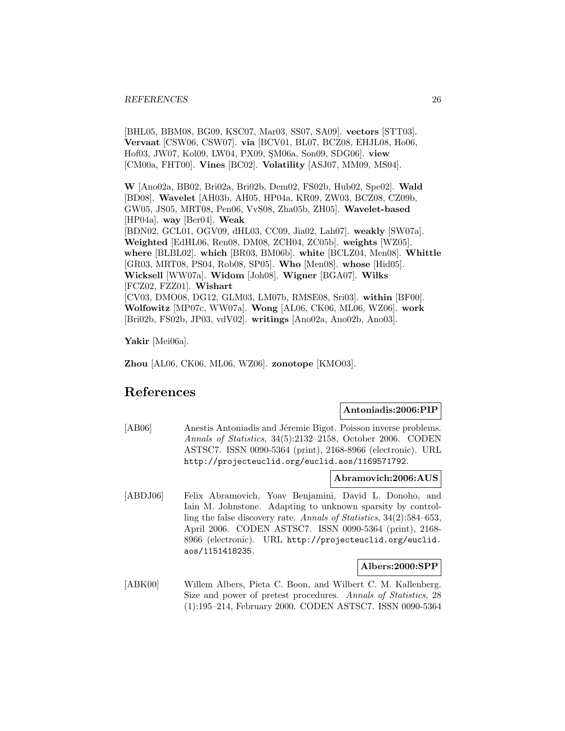[BHL05, BBM08, BG09, KSC07, Mar03, SS07, SA09]. **vectors** [STT03]. **Vervaat** [CSW06, CSW07]. **via** [BCV01, BL07, BCZ08, EHJL08, Ho06, Hof03, JW07, Kol09, LW04, PX09, ŞM06a, Son09, SDG06]. **view** [CM00a, FHT00]. **Vines** [BC02]. **Volatility** [ASJ07, MM09, MS04].

**W** [Ano02a, BB02, Bri02a, Bri02b, Dem02, FS02b, Hub02, Spe02]. **Wald** [BD08]. **Wavelet** [AH03b, AH05, HP04a, KR09, ZW03, BCZ08, CZ09b, GW05, JS05, MRT08, Pen06, VvS08, Zha05b, ZH05]. **Wavelet-based** [HP04a]. **way** [Ber04]. **Weak** [BDN02, GCL01, OGV09, dHL03, CC09, Jia02, Lah07]. **weakly** [SW07a]. **Weighted** [EdHL06, Ren08, DM08, ZCH04, ZC05b]. **weights** [WZ05]. **where** [BLBL02]. **which** [BR03, BM06b]. **white** [BCLZ04, Men08]. **Whittle** [GR03, MRT08, PS04, Rob08, SP05]. **Who** [Men08]. **whose** [Hid05]. **Wicksell** [WW07a]. **Widom** [Joh08]. **Wigner** [BGA07]. **Wilks** [FCZ02, FZZ01]. **Wishart** [CV03, DMO08, DG12, GLM03, LM07b, RMSE08, Sri03]. **within** [BF00]. **Wolfowitz** [MP07c, WW07a]. **Wong** [AL06, CK06, ML06, WZ06]. **work** [Bri02b, FS02b, JP03, vdV02]. **writings** [Ano02a, Ano02b, Ano03].

**Yakir** [Mei06a].

**Zhou** [AL06, CK06, ML06, WZ06]. **zonotope** [KMO03].

# References

**Antoniadis:2006:PIP**

[AB06] Anestis Antoniadis and Jéremie Bigot. Poisson inverse problems. *Annals of Statistics*, 34(5):2132–2158, October 2006. CODEN ASTSC7. ISSN 0090-5364 (print), 2168-8966 (electronic). URL http://projecteuclid.org/euclid.aos/1169571792.

**Abramovich:2006:AUS**

[ABDJ06] Felix Abramovich, Yoav Benjamini, David L. Donoho, and Iain M. Johnstone. Adapting to unknown sparsity by controlling the false discovery rate. *Annals of Statistics*, 34(2):584–653, April 2006. CODEN ASTSC7. ISSN 0090-5364 (print), 2168-8966 (electronic). URL http://projecteuclid.org/euclid.aos/1151418235.

**Albers:2000:SPP**

[ABK00] Willem Albers, Pieta C. Boon, and Wilbert C. M. Kallenberg. Size and power of pretest procedures. *Annals of Statistics*, 28 (1):195–214, February 2000. CODEN ASTSC7. ISSN 0090-5364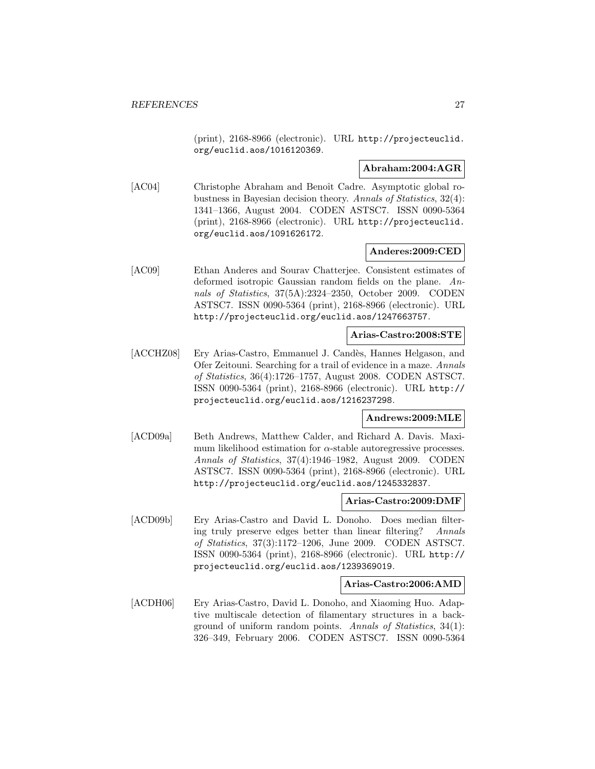(print), 2168-8966 (electronic). URL http://projecteuclid.org/euclid.aos/1016120369.

**Abraham:2004:AGR**

[AC04] Christophe Abraham and Benoît Cadre. Asymptotic global robustness in Bayesian decision theory. *Annals of Statistics*, 32(4): 1341–1366, August 2004. CODEN ASTSC7. ISSN 0090-5364 (print), 2168-8966 (electronic). URL http://projecteuclid.org/euclid.aos/1091626172.

**Anderes:2009:CED**

[AC09] Ethan Anderes and Sourav Chatterjee. Consistent estimates of deformed isotropic Gaussian random fields on the plane. *Annals of Statistics*, 37(5A):2324–2350, October 2009. CODEN ASTSC7. ISSN 0090-5364 (print), 2168-8966 (electronic). URL http://projecteuclid.org/euclid.aos/1247663757.

**Arias-Castro:2008:STE**

[ACCHZ08] Ery Arias-Castro, Emmanuel J. Candès, Hannes Helgason, and Ofer Zeitouni. Searching for a trail of evidence in a maze. *Annals of Statistics*, 36(4):1726–1757, August 2008. CODEN ASTSC7. ISSN 0090-5364 (print), 2168-8966 (electronic). URL http://projecteuclid.org/euclid.aos/1216237298.

**Andrews:2009:MLE**

[ACD09a] Beth Andrews, Matthew Calder, and Richard A. Davis. Maximum likelihood estimation for $\alpha$-stable autoregressive processes. *Annals of Statistics*, 37(4):1946–1982, August 2009. CODEN ASTSC7. ISSN 0090-5364 (print), 2168-8966 (electronic). URL http://projecteuclid.org/euclid.aos/1245332837.

**Arias-Castro:2009:DMF**

[ACD09b] Ery Arias-Castro and David L. Donoho. Does median filtering truly preserve edges better than linear filtering? *Annals of Statistics*, 37(3):1172–1206, June 2009. CODEN ASTSC7. ISSN 0090-5364 (print), 2168-8966 (electronic). URL http://projecteuclid.org/euclid.aos/1239369019.

**Arias-Castro:2006:AMD**

[ACDH06] Ery Arias-Castro, David L. Donoho, and Xiaoming Huo. Adaptive multiscale detection of filamentary structures in a background of uniform random points. *Annals of Statistics*, 34(1): 326–349, February 2006. CODEN ASTSC7. ISSN 0090-5364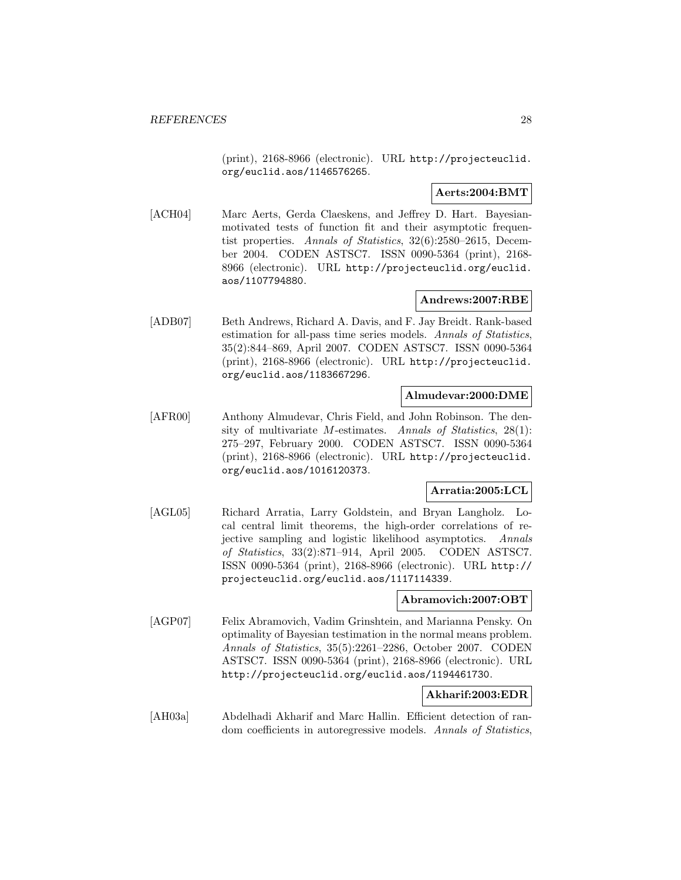(print), 2168-8966 (electronic). URL http://projecteuclid.org/euclid.aos/1146576265.

**Aerts:2004:BMT**

[ACH04] Marc Aerts, Gerda Claeskens, and Jeffrey D. Hart. Bayesian-motivated tests of function fit and their asymptotic frequentist properties. *Annals of Statistics*, 32(6):2580–2615, December 2004. CODEN ASTSC7. ISSN 0090-5364 (print), 2168-8966 (electronic). URL http://projecteuclid.org/euclid.aos/1107794880.

**Andrews:2007:RBE**

[ADB07] Beth Andrews, Richard A. Davis, and F. Jay Breidt. Rank-based estimation for all-pass time series models. *Annals of Statistics*, 35(2):844–869, April 2007. CODEN ASTSC7. ISSN 0090-5364 (print), 2168-8966 (electronic). URL http://projecteuclid.org/euclid.aos/1183667296.

**Almudevar:2000:DME**

[AFR00] Anthony Almudevar, Chris Field, and John Robinson. The density of multivariate $M$-estimates. *Annals of Statistics*, 28(1): 275–297, February 2000. CODEN ASTSC7. ISSN 0090-5364 (print), 2168-8966 (electronic). URL http://projecteuclid.org/euclid.aos/1016120373.

**Arratia:2005:LCL**

[AGL05] Richard Arratia, Larry Goldstein, and Bryan Langholz. Local central limit theorems, the high-order correlations of rejective sampling and logistic likelihood asymptotics. *Annals of Statistics*, 33(2):871–914, April 2005. CODEN ASTSC7. ISSN 0090-5364 (print), 2168-8966 (electronic). URL http://projecteuclid.org/euclid.aos/1117114339.

**Abramovich:2007:OBT**

[AGP07] Felix Abramovich, Vadim Grinshtein, and Marianna Pensky. On optimality of Bayesian testimation in the normal means problem. *Annals of Statistics*, 35(5):2261–2286, October 2007. CODEN ASTSC7. ISSN 0090-5364 (print), 2168-8966 (electronic). URL http://projecteuclid.org/euclid.aos/1194461730.

**Akharif:2003:EDR**

[AH03a] Abdelhadi Akharif and Marc Hallin. Efficient detection of random coefficients in autoregressive models. *Annals of Statistics*,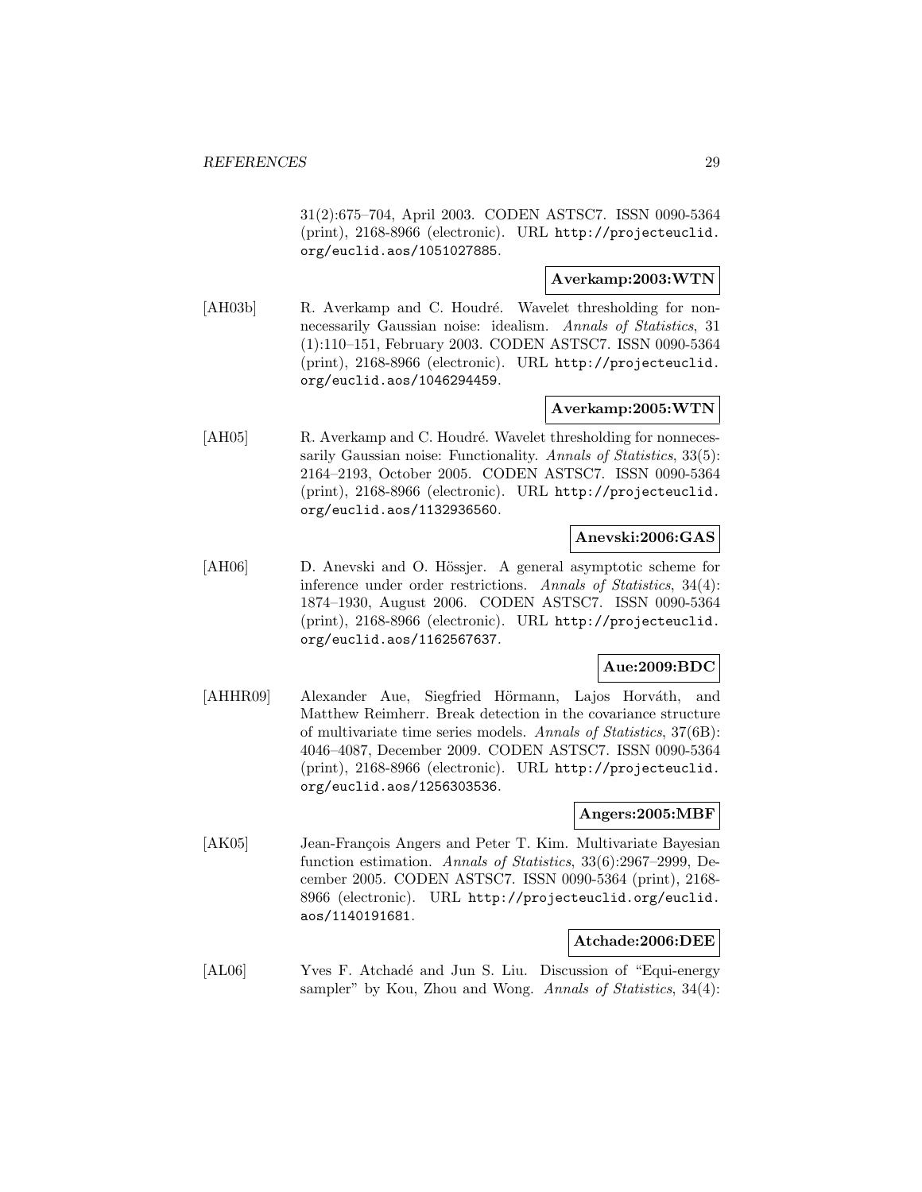31(2):675–704, April 2003. CODEN ASTSC7. ISSN 0090-5364 (print), 2168-8966 (electronic). URL http://projecteuclid.org/euclid.aos/1051027885.

**Averkamp:2003:WTN**

[AH03b] R. Averkamp and C. Houdré. Wavelet thresholding for nonnecessarily Gaussian noise: idealism. *Annals of Statistics*, 31 (1):110–151, February 2003. CODEN ASTSC7. ISSN 0090-5364 (print), 2168-8966 (electronic). URL http://projecteuclid.org/euclid.aos/1046294459.

**Averkamp:2005:WTN**

[AH05] R. Averkamp and C. Houdré. Wavelet thresholding for nonnecessarily Gaussian noise: Functionality. *Annals of Statistics*, 33(5): 2164–2193, October 2005. CODEN ASTSC7. ISSN 0090-5364 (print), 2168-8966 (electronic). URL http://projecteuclid.org/euclid.aos/1132936560.

**Anevski:2006:GAS**

[AH06] D. Anevski and O. Hössjer. A general asymptotic scheme for inference under order restrictions. *Annals of Statistics*, 34(4): 1874–1930, August 2006. CODEN ASTSC7. ISSN 0090-5364 (print), 2168-8966 (electronic). URL http://projecteuclid.org/euclid.aos/1162567637.

**Aue:2009:BDC**

[AHHR09] Alexander Aue, Siegfried Hörmann, Lajos Horváth, and Matthew Reimherr. Break detection in the covariance structure of multivariate time series models. *Annals of Statistics*, 37(6B): 4046–4087, December 2009. CODEN ASTSC7. ISSN 0090-5364 (print), 2168-8966 (electronic). URL http://projecteuclid.org/euclid.aos/1256303536.

**Angers:2005:MBF**

[AK05] Jean-François Angers and Peter T. Kim. Multivariate Bayesian function estimation. *Annals of Statistics*, 33(6):2967–2999, December 2005. CODEN ASTSC7. ISSN 0090-5364 (print), 2168-8966 (electronic). URL http://projecteuclid.org/euclid.aos/1140191681.

**Atchade:2006:DEE**

[AL06] Yves F. Atchadé and Jun S. Liu. Discussion of "Equi-energy sampler" by Kou, Zhou and Wong. *Annals of Statistics*, 34(4):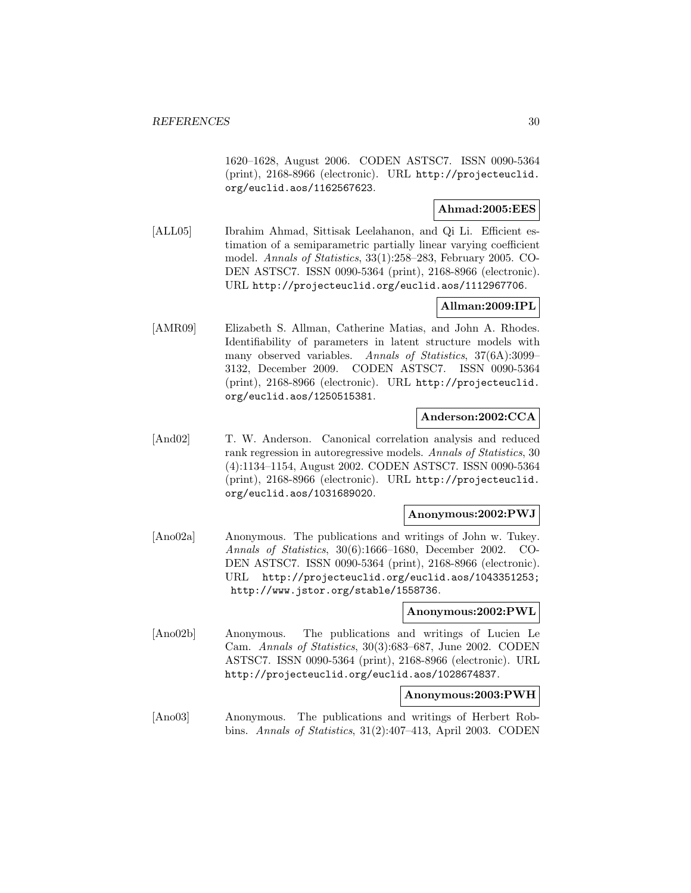1620–1628, August 2006. CODEN ASTSC7. ISSN 0090-5364 (print), 2168-8966 (electronic). URL http://projecteuclid.org/euclid.aos/1162567623.

**Ahmad:2005:EES**

[ALL05] Ibrahim Ahmad, Sittisak Leelahanon, and Qi Li. Efficient estimation of a semiparametric partially linear varying coefficient model. *Annals of Statistics*, 33(1):258–283, February 2005. CODEN ASTSC7. ISSN 0090-5364 (print), 2168-8966 (electronic). URL http://projecteuclid.org/euclid.aos/1112967706.

**Allman:2009:IPL**

[AMR09] Elizabeth S. Allman, Catherine Matias, and John A. Rhodes. Identifiability of parameters in latent structure models with many observed variables. *Annals of Statistics*, 37(6A):3099–3132, December 2009. CODEN ASTSC7. ISSN 0090-5364 (print), 2168-8966 (electronic). URL http://projecteuclid.org/euclid.aos/1250515381.

**Anderson:2002:CCA**

[And02] T. W. Anderson. Canonical correlation analysis and reduced rank regression in autoregressive models. *Annals of Statistics*, 30 (4):1134–1154, August 2002. CODEN ASTSC7. ISSN 0090-5364 (print), 2168-8966 (electronic). URL http://projecteuclid.org/euclid.aos/1031689020.

**Anonymous:2002:PWJ**

[Ano02a] Anonymous. The publications and writings of John w. Tukey. *Annals of Statistics*, 30(6):1666–1680, December 2002. CODEN ASTSC7. ISSN 0090-5364 (print), 2168-8966 (electronic). URL http://projecteuclid.org/euclid.aos/1043351253; http://www.jstor.org/stable/1558736.

**Anonymous:2002:PWL**

[Ano02b] Anonymous. The publications and writings of Lucien Le Cam. *Annals of Statistics*, 30(3):683–687, June 2002. CODEN ASTSC7. ISSN 0090-5364 (print), 2168-8966 (electronic). URL http://projecteuclid.org/euclid.aos/1028674837.

**Anonymous:2003:PWH**

[Ano03] Anonymous. The publications and writings of Herbert Robbins. *Annals of Statistics*, 31(2):407–413, April 2003. CODEN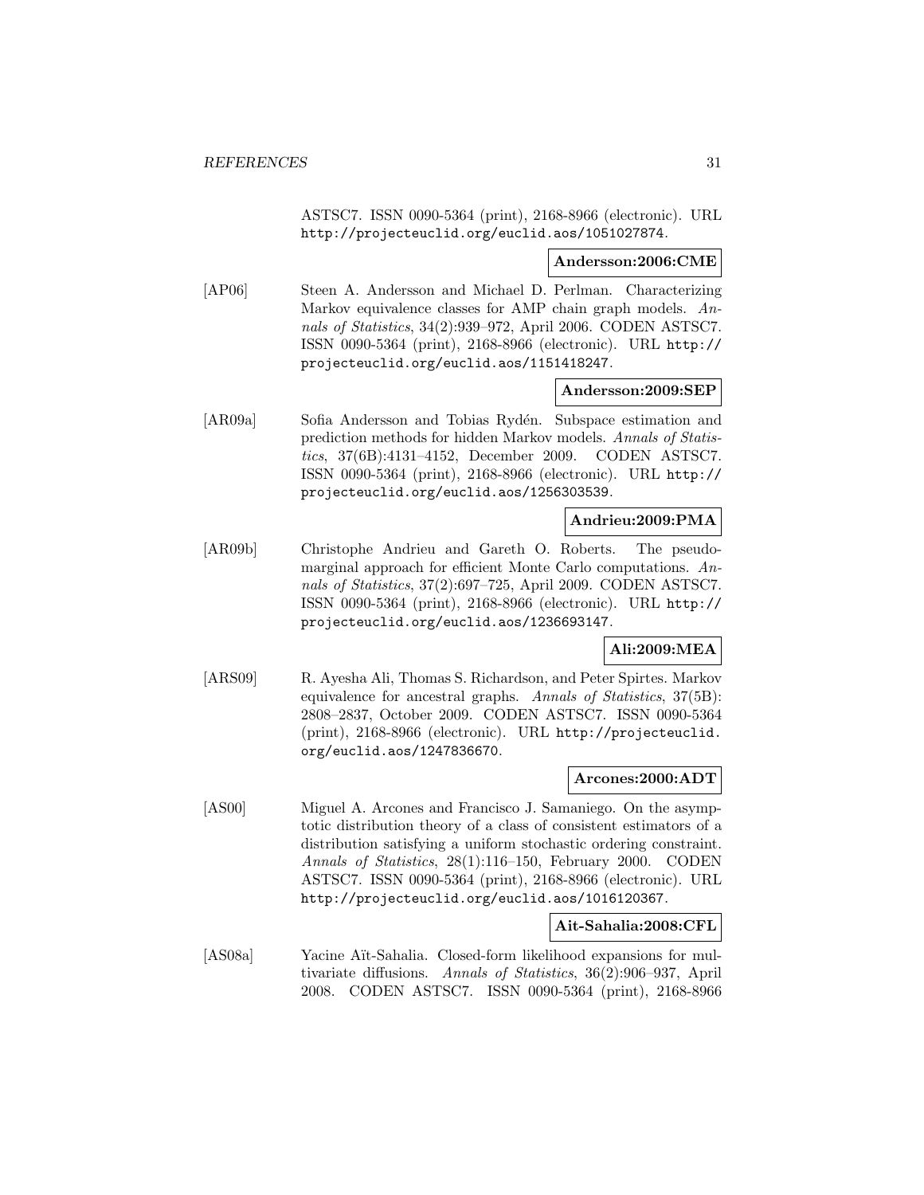ASTSC7. ISSN 0090-5364 (print), 2168-8966 (electronic). URL http://projecteuclid.org/euclid.aos/1051027874.

**Andersson:2006:CME**

[AP06] Steen A. Andersson and Michael D. Perlman. Characterizing Markov equivalence classes for AMP chain graph models. *Annals of Statistics*, 34(2):939–972, April 2006. CODEN ASTSC7. ISSN 0090-5364 (print), 2168-8966 (electronic). URL http://projecteuclid.org/euclid.aos/1151418247.

**Andersson:2009:SEP**

[AR09a] Sofia Andersson and Tobias Rydén. Subspace estimation and prediction methods for hidden Markov models. *Annals of Statistics*, 37(6B):4131–4152, December 2009. CODEN ASTSC7. ISSN 0090-5364 (print), 2168-8966 (electronic). URL http://projecteuclid.org/euclid.aos/1256303539.

**Andrieu:2009:PMA**

[AR09b] Christophe Andrieu and Gareth O. Roberts. The pseudo-marginal approach for efficient Monte Carlo computations. *Annals of Statistics*, 37(2):697–725, April 2009. CODEN ASTSC7. ISSN 0090-5364 (print), 2168-8966 (electronic). URL http://projecteuclid.org/euclid.aos/1236693147.

**Ali:2009:MEA**

[ARS09] R. Ayesha Ali, Thomas S. Richardson, and Peter Spirtes. Markov equivalence for ancestral graphs. *Annals of Statistics*, 37(5B):2808–2837, October 2009. CODEN ASTSC7. ISSN 0090-5364 (print), 2168-8966 (electronic). URL http://projecteuclid.org/euclid.aos/1247836670.

**Arcones:2000:ADT**

[AS00] Miguel A. Arcones and Francisco J. Samaniego. On the asymptotic distribution theory of a class of consistent estimators of a distribution satisfying a uniform stochastic ordering constraint. *Annals of Statistics*, 28(1):116–150, February 2000. CODEN ASTSC7. ISSN 0090-5364 (print), 2168-8966 (electronic). URL http://projecteuclid.org/euclid.aos/1016120367.

**Ait-Sahalia:2008:CFL**

[AS08a] Yacine Aït-Sahalia. Closed-form likelihood expansions for multivariate diffusions. *Annals of Statistics*, 36(2):906–937, April 2008. CODEN ASTSC7. ISSN 0090-5364 (print), 2168-8966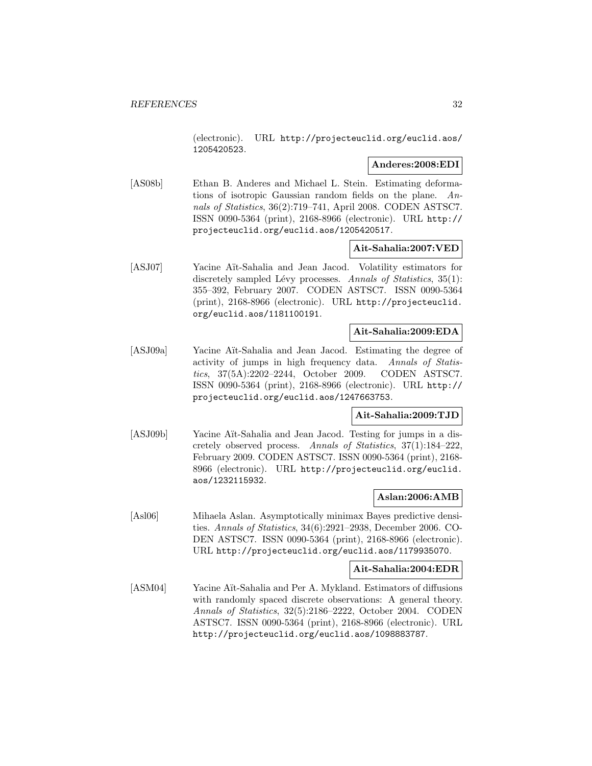(electronic). URL http://projecteuclid.org/euclid.aos/1205420523.

**Anderes:2008:EDI**

[AS08b] Ethan B. Anderes and Michael L. Stein. Estimating deformations of isotropic Gaussian random fields on the plane. *Annals of Statistics*, 36(2):719–741, April 2008. CODEN ASTSC7. ISSN 0090-5364 (print), 2168-8966 (electronic). URL http://projecteuclid.org/euclid.aos/1205420517.

**Ait-Sahalia:2007:VED**

[ASJ07] Yacine Aït-Sahalia and Jean Jacod. Volatility estimators for discretely sampled Lévy processes. *Annals of Statistics*, 35(1): 355–392, February 2007. CODEN ASTSC7. ISSN 0090-5364 (print), 2168-8966 (electronic). URL http://projecteuclid.org/euclid.aos/1181100191.

**Ait-Sahalia:2009:EDA**

[ASJ09a] Yacine Aït-Sahalia and Jean Jacod. Estimating the degree of activity of jumps in high frequency data. *Annals of Statistics*, 37(5A):2202–2244, October 2009. CODEN ASTSC7. ISSN 0090-5364 (print), 2168-8966 (electronic). URL http://projecteuclid.org/euclid.aos/1247663753.

**Ait-Sahalia:2009:TJD**

[ASJ09b] Yacine Aït-Sahalia and Jean Jacod. Testing for jumps in a discretely observed process. *Annals of Statistics*, 37(1):184–222, February 2009. CODEN ASTSC7. ISSN 0090-5364 (print), 2168-8966 (electronic). URL http://projecteuclid.org/euclid.aos/1232115932.

**Aslan:2006:AMB**

[Asl06] Mihaela Aslan. Asymptotically minimax Bayes predictive densities. *Annals of Statistics*, 34(6):2921–2938, December 2006. CODEN ASTSC7. ISSN 0090-5364 (print), 2168-8966 (electronic). URL http://projecteuclid.org/euclid.aos/1179935070.

**Ait-Sahalia:2004:EDR**

[ASM04] Yacine Aït-Sahalia and Per A. Mykland. Estimators of diffusions with randomly spaced discrete observations: A general theory. *Annals of Statistics*, 32(5):2186–2222, October 2004. CODEN ASTSC7. ISSN 0090-5364 (print), 2168-8966 (electronic). URL http://projecteuclid.org/euclid.aos/1098883787.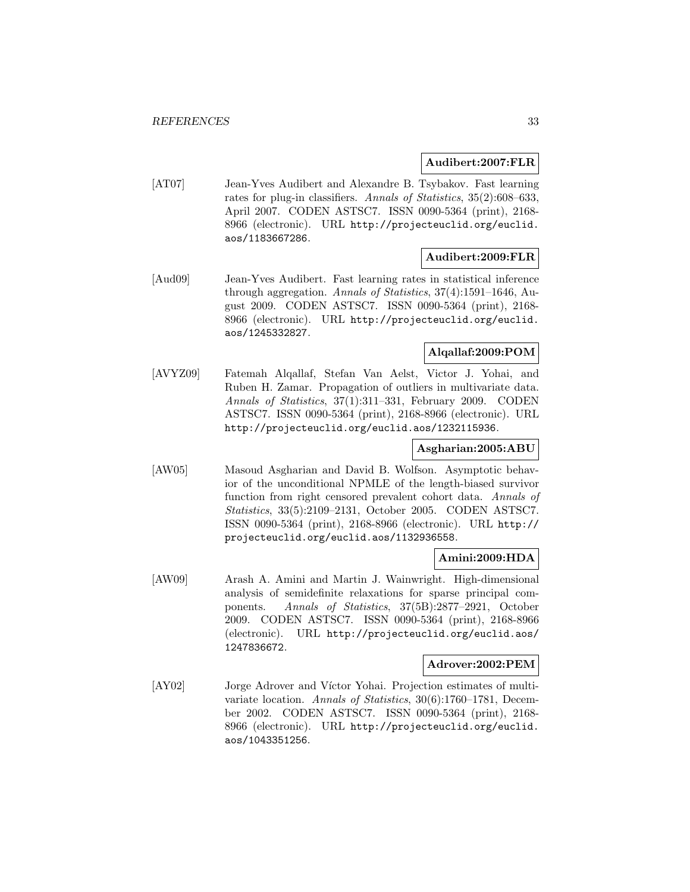**Audibert:2007:FLR**

[AT07] Jean-Yves Audibert and Alexandre B. Tsybakov. Fast learning rates for plug-in classifiers. *Annals of Statistics*, 35(2):608–633, April 2007. CODEN ASTSC7. ISSN 0090-5364 (print), 2168-8966 (electronic). URL http://projecteuclid.org/euclid.aos/1183667286.

**Audibert:2009:FLR**

[Aud09] Jean-Yves Audibert. Fast learning rates in statistical inference through aggregation. *Annals of Statistics*, 37(4):1591–1646, August 2009. CODEN ASTSC7. ISSN 0090-5364 (print), 2168-8966 (electronic). URL http://projecteuclid.org/euclid.aos/1245332827.

**Alqallaf:2009:POM**

[AVYZ09] Fatemah Alqallaf, Stefan Van Aelst, Victor J. Yohai, and Ruben H. Zamar. Propagation of outliers in multivariate data. *Annals of Statistics*, 37(1):311–331, February 2009. CODEN ASTSC7. ISSN 0090-5364 (print), 2168-8966 (electronic). URL http://projecteuclid.org/euclid.aos/1232115936.

**Asgharian:2005:ABU**

[AW05] Masoud Asgharian and David B. Wolfson. Asymptotic behavior of the unconditional NPMLE of the length-biased survivor function from right censored prevalent cohort data. *Annals of Statistics*, 33(5):2109–2131, October 2005. CODEN ASTSC7. ISSN 0090-5364 (print), 2168-8966 (electronic). URL http://projecteuclid.org/euclid.aos/1132936558.

**Amini:2009:HDA**

[AW09] Arash A. Amini and Martin J. Wainwright. High-dimensional analysis of semidefinite relaxations for sparse principal components. *Annals of Statistics*, 37(5B):2877–2921, October 2009. CODEN ASTSC7. ISSN 0090-5364 (print), 2168-8966 (electronic). URL http://projecteuclid.org/euclid.aos/1247836672.

**Adrover:2002:PEM**

[AY02] Jorge Adrover and Víctor Yohai. Projection estimates of multivariate location. *Annals of Statistics*, 30(6):1760–1781, December 2002. CODEN ASTSC7. ISSN 0090-5364 (print), 2168-8966 (electronic). URL http://projecteuclid.org/euclid.aos/1043351256.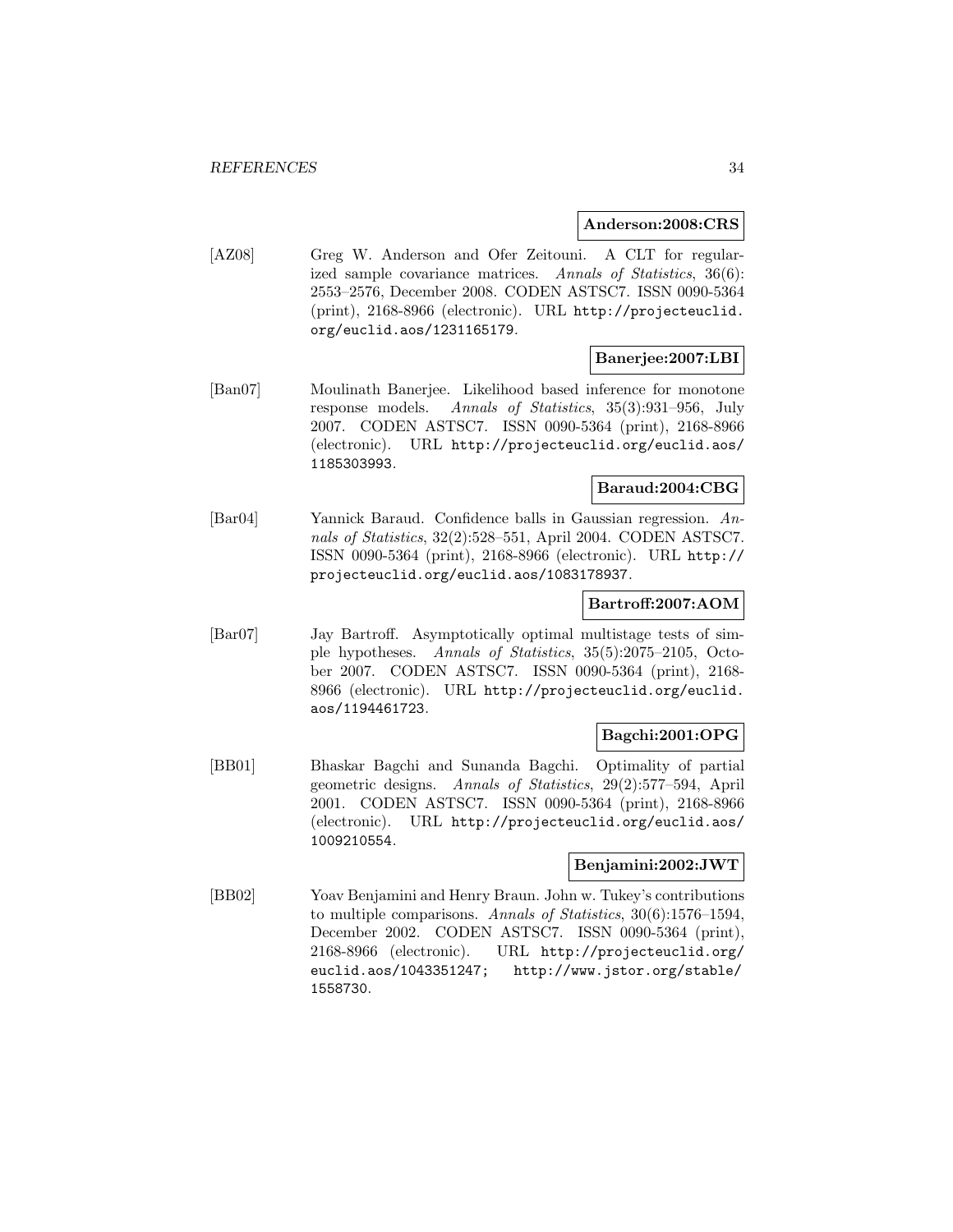**Anderson:2008:CRS**

[AZ08] Greg W. Anderson and Ofer Zeitouni. A CLT for regularized sample covariance matrices. *Annals of Statistics*, 36(6): 2553–2576, December 2008. CODEN ASTSC7. ISSN 0090-5364 (print), 2168-8966 (electronic). URL `http://projecteuclid.org/euclid.aos/1231165179`.

**Banerjee:2007:LBI**

[Ban07] Moulinath Banerjee. Likelihood based inference for monotone response models. *Annals of Statistics*, 35(3):931–956, July 2007. CODEN ASTSC7. ISSN 0090-5364 (print), 2168-8966 (electronic). URL `http://projecteuclid.org/euclid.aos/1185303993`.

**Baraud:2004:CBG**

[Bar04] Yannick Baraud. Confidence balls in Gaussian regression. *Annals of Statistics*, 32(2):528–551, April 2004. CODEN ASTSC7. ISSN 0090-5364 (print), 2168-8966 (electronic). URL `http://projecteuclid.org/euclid.aos/1083178937`.

**Bartroff:2007:AOM**

[Bar07] Jay Bartroff. Asymptotically optimal multistage tests of simple hypotheses. *Annals of Statistics*, 35(5):2075–2105, October 2007. CODEN ASTSC7. ISSN 0090-5364 (print), 2168-8966 (electronic). URL `http://projecteuclid.org/euclid.aos/1194461723`.

**Bagchi:2001:OPG**

[BB01] Bhaskar Bagchi and Sunanda Bagchi. Optimality of partial geometric designs. *Annals of Statistics*, 29(2):577–594, April 2001. CODEN ASTSC7. ISSN 0090-5364 (print), 2168-8966 (electronic). URL `http://projecteuclid.org/euclid.aos/1009210554`.

**Benjamini:2002:JWT**

[BB02] Yoav Benjamini and Henry Braun. John w. Tukey's contributions to multiple comparisons. *Annals of Statistics*, 30(6):1576–1594, December 2002. CODEN ASTSC7. ISSN 0090-5364 (print), 2168-8966 (electronic). URL `http://projecteuclid.org/euclid.aos/1043351247`; `http://www.jstor.org/stable/1558730`.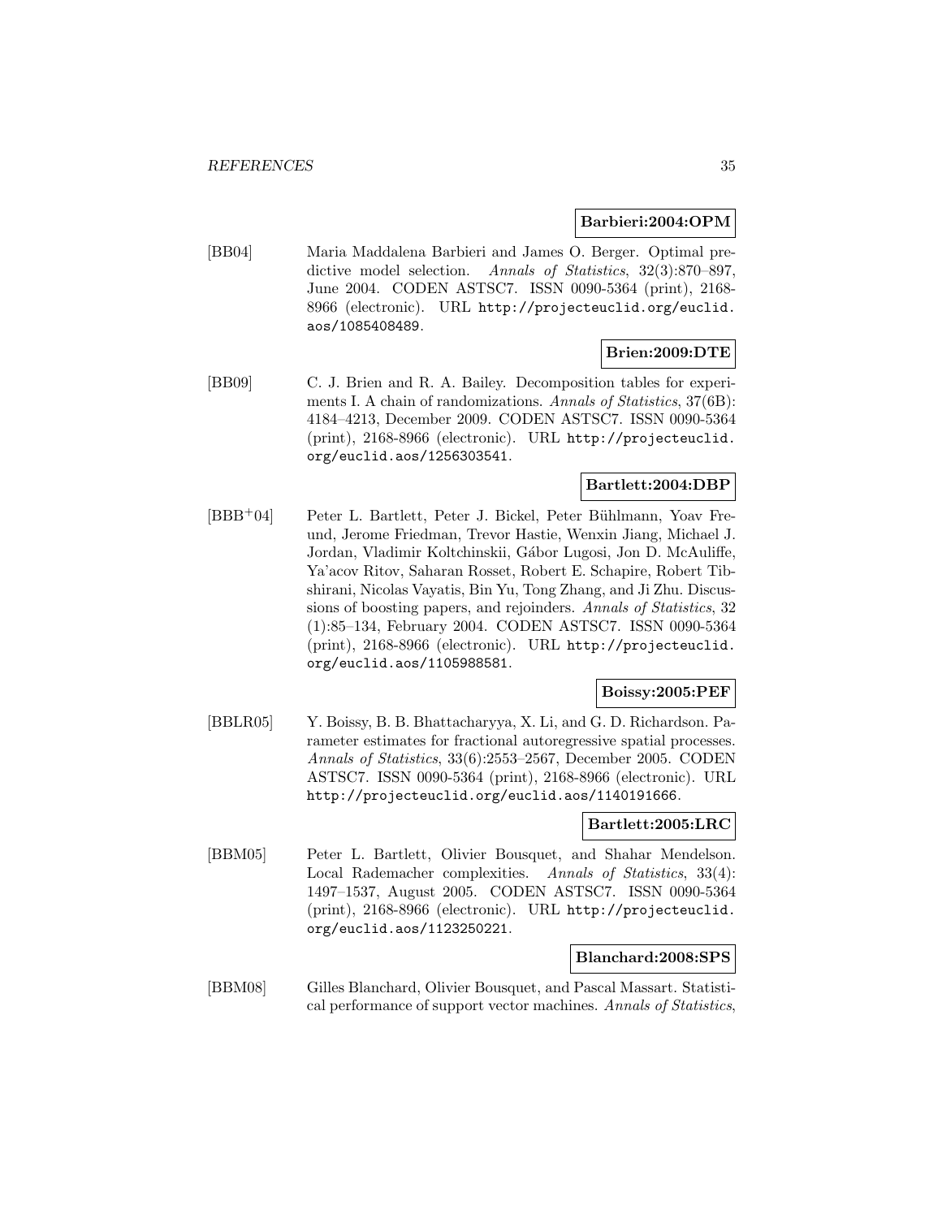**Barbieri:2004:OPM**

[BB04] Maria Maddalena Barbieri and James O. Berger. Optimal predictive model selection. *Annals of Statistics*, 32(3):870–897, June 2004. CODEN ASTSC7. ISSN 0090-5364 (print), 2168-8966 (electronic). URL http://projecteuclid.org/euclid.aos/1085408489.

**Brien:2009:DTE**

[BB09] C. J. Brien and R. A. Bailey. Decomposition tables for experiments I. A chain of randomizations. *Annals of Statistics*, 37(6B): 4184–4213, December 2009. CODEN ASTSC7. ISSN 0090-5364 (print), 2168-8966 (electronic). URL http://projecteuclid.org/euclid.aos/1256303541.

**Bartlett:2004:DBP**

[BBB+04] Peter L. Bartlett, Peter J. Bickel, Peter Bühlmann, Yoav Freund, Jerome Friedman, Trevor Hastie, Wenxin Jiang, Michael J. Jordan, Vladimir Koltchinskii, Gábor Lugosi, Jon D. McAuliffe, Ya'acov Ritov, Saharan Rosset, Robert E. Schapire, Robert Tibshirani, Nicolas Vayatis, Bin Yu, Tong Zhang, and Ji Zhu. Discussions of boosting papers, and rejoinders. *Annals of Statistics*, 32 (1):85–134, February 2004. CODEN ASTSC7. ISSN 0090-5364 (print), 2168-8966 (electronic). URL http://projecteuclid.org/euclid.aos/1105988581.

**Boissy:2005:PEF**

[BBLR05] Y. Boissy, B. B. Bhattacharyya, X. Li, and G. D. Richardson. Parameter estimates for fractional autoregressive spatial processes. *Annals of Statistics*, 33(6):2553–2567, December 2005. CODEN ASTSC7. ISSN 0090-5364 (print), 2168-8966 (electronic). URL http://projecteuclid.org/euclid.aos/1140191666.

**Bartlett:2005:LRC**

[BBM05] Peter L. Bartlett, Olivier Bousquet, and Shahar Mendelson. Local Rademacher complexities. *Annals of Statistics*, 33(4): 1497–1537, August 2005. CODEN ASTSC7. ISSN 0090-5364 (print), 2168-8966 (electronic). URL http://projecteuclid.org/euclid.aos/1123250221.

**Blanchard:2008:SPS**

[BBM08] Gilles Blanchard, Olivier Bousquet, and Pascal Massart. Statistical performance of support vector machines. *Annals of Statistics*,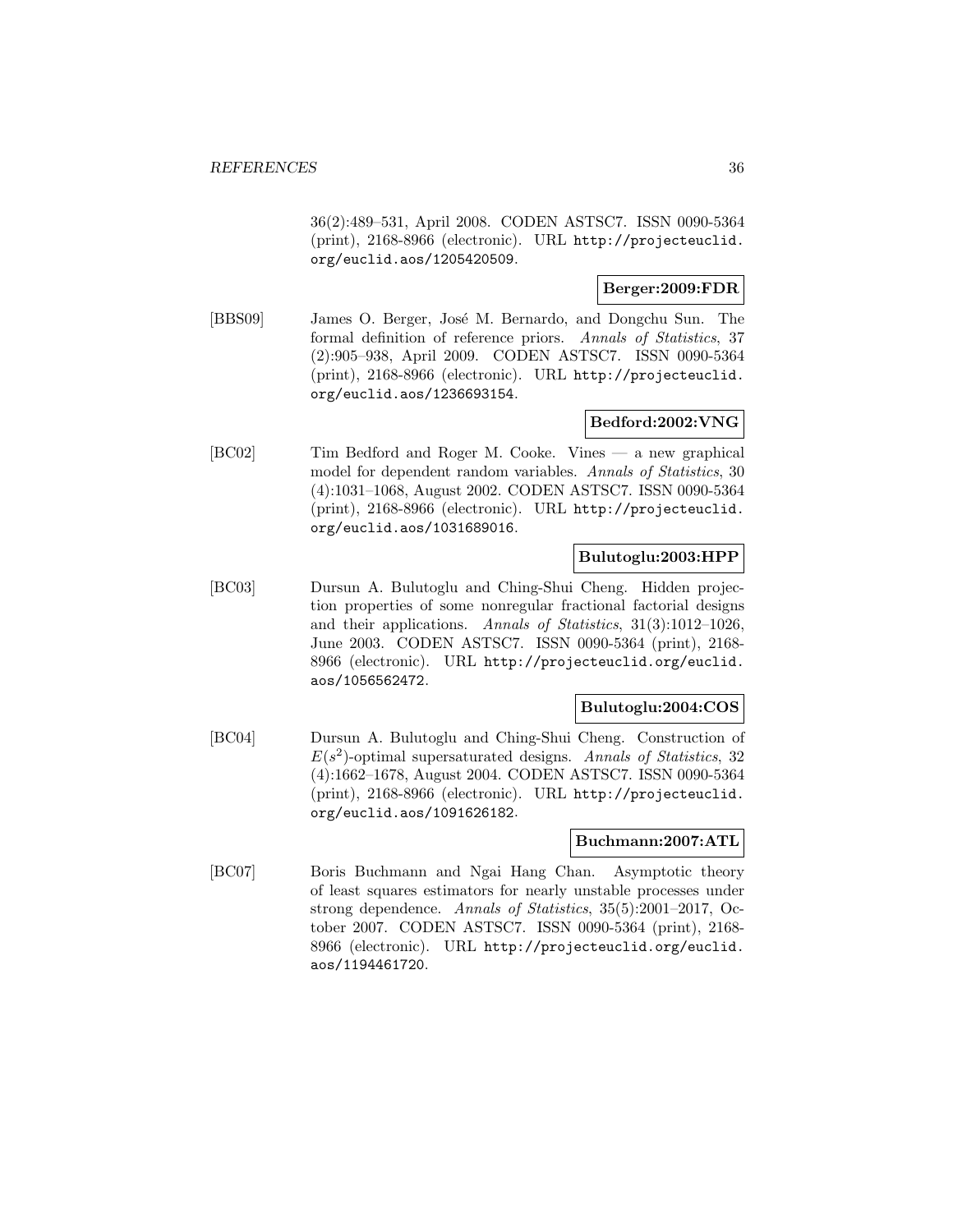36(2):489–531, April 2008. CODEN ASTSC7. ISSN 0090-5364 (print), 2168-8966 (electronic). URL http://projecteuclid.org/euclid.aos/1205420509.

**Berger:2009:FDR**

[BBS09] James O. Berger, José M. Bernardo, and Dongchu Sun. The formal definition of reference priors. *Annals of Statistics*, 37 (2):905–938, April 2009. CODEN ASTSC7. ISSN 0090-5364 (print), 2168-8966 (electronic). URL http://projecteuclid.org/euclid.aos/1236693154.

**Bedford:2002:VNG**

[BC02] Tim Bedford and Roger M. Cooke. Vines — a new graphical model for dependent random variables. *Annals of Statistics*, 30 (4):1031–1068, August 2002. CODEN ASTSC7. ISSN 0090-5364 (print), 2168-8966 (electronic). URL http://projecteuclid.org/euclid.aos/1031689016.

**Bulutoglu:2003:HPP**

[BC03] Dursun A. Bulutoglu and Ching-Shui Cheng. Hidden projection properties of some nonregular fractional factorial designs and their applications. *Annals of Statistics*, 31(3):1012–1026, June 2003. CODEN ASTSC7. ISSN 0090-5364 (print), 2168-8966 (electronic). URL http://projecteuclid.org/euclid.aos/1056562472.

**Bulutoglu:2004:COS**

[BC04] Dursun A. Bulutoglu and Ching-Shui Cheng. Construction of $E(s^2)$-optimal supersaturated designs. *Annals of Statistics*, 32 (4):1662–1678, August 2004. CODEN ASTSC7. ISSN 0090-5364 (print), 2168-8966 (electronic). URL http://projecteuclid.org/euclid.aos/1091626182.

**Buchmann:2007:ATL**

[BC07] Boris Buchmann and Ngai Hang Chan. Asymptotic theory of least squares estimators for nearly unstable processes under strong dependence. *Annals of Statistics*, 35(5):2001–2017, October 2007. CODEN ASTSC7. ISSN 0090-5364 (print), 2168-8966 (electronic). URL http://projecteuclid.org/euclid.aos/1194461720.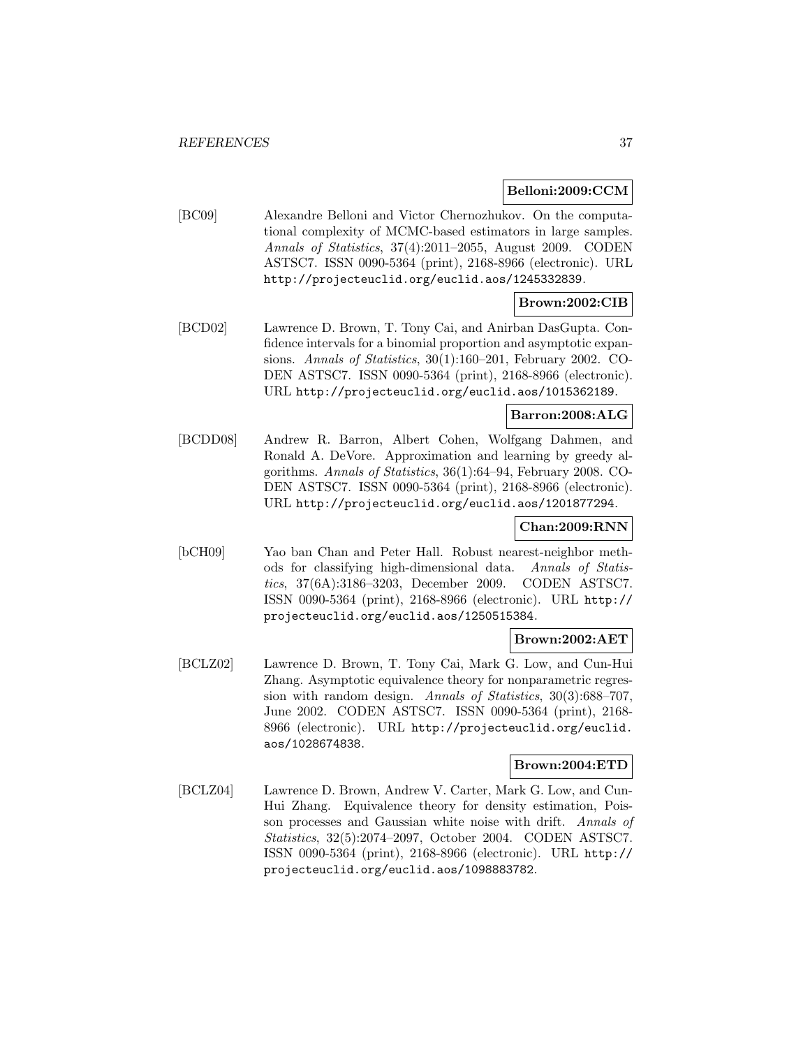**Belloni:2009:CCM**

[BC09] Alexandre Belloni and Victor Chernozhukov. On the computational complexity of MCMC-based estimators in large samples. *Annals of Statistics*, 37(4):2011–2055, August 2009. CODEN ASTSC7. ISSN 0090-5364 (print), 2168-8966 (electronic). URL http://projecteuclid.org/euclid.aos/1245332839.

**Brown:2002:CIB**

[BCD02] Lawrence D. Brown, T. Tony Cai, and Anirban DasGupta. Confidence intervals for a binomial proportion and asymptotic expansions. *Annals of Statistics*, 30(1):160–201, February 2002. CODEN ASTSC7. ISSN 0090-5364 (print), 2168-8966 (electronic). URL http://projecteuclid.org/euclid.aos/1015362189.

**Barron:2008:ALG**

[BCDD08] Andrew R. Barron, Albert Cohen, Wolfgang Dahmen, and Ronald A. DeVore. Approximation and learning by greedy algorithms. *Annals of Statistics*, 36(1):64–94, February 2008. CODEN ASTSC7. ISSN 0090-5364 (print), 2168-8966 (electronic). URL http://projecteuclid.org/euclid.aos/1201877294.

**Chan:2009:RNN**

[bCH09] Yao ban Chan and Peter Hall. Robust nearest-neighbor methods for classifying high-dimensional data. *Annals of Statistics*, 37(6A):3186–3203, December 2009. CODEN ASTSC7. ISSN 0090-5364 (print), 2168-8966 (electronic). URL http://projecteuclid.org/euclid.aos/1250515384.

**Brown:2002:AET**

[BCLZ02] Lawrence D. Brown, T. Tony Cai, Mark G. Low, and Cun-Hui Zhang. Asymptotic equivalence theory for nonparametric regression with random design. *Annals of Statistics*, 30(3):688–707, June 2002. CODEN ASTSC7. ISSN 0090-5364 (print), 2168-8966 (electronic). URL http://projecteuclid.org/euclid.aos/1028674838.

**Brown:2004:ETD**

[BCLZ04] Lawrence D. Brown, Andrew V. Carter, Mark G. Low, and Cun-Hui Zhang. Equivalence theory for density estimation, Poisson processes and Gaussian white noise with drift. *Annals of Statistics*, 32(5):2074–2097, October 2004. CODEN ASTSC7. ISSN 0090-5364 (print), 2168-8966 (electronic). URL http://projecteuclid.org/euclid.aos/1098883782.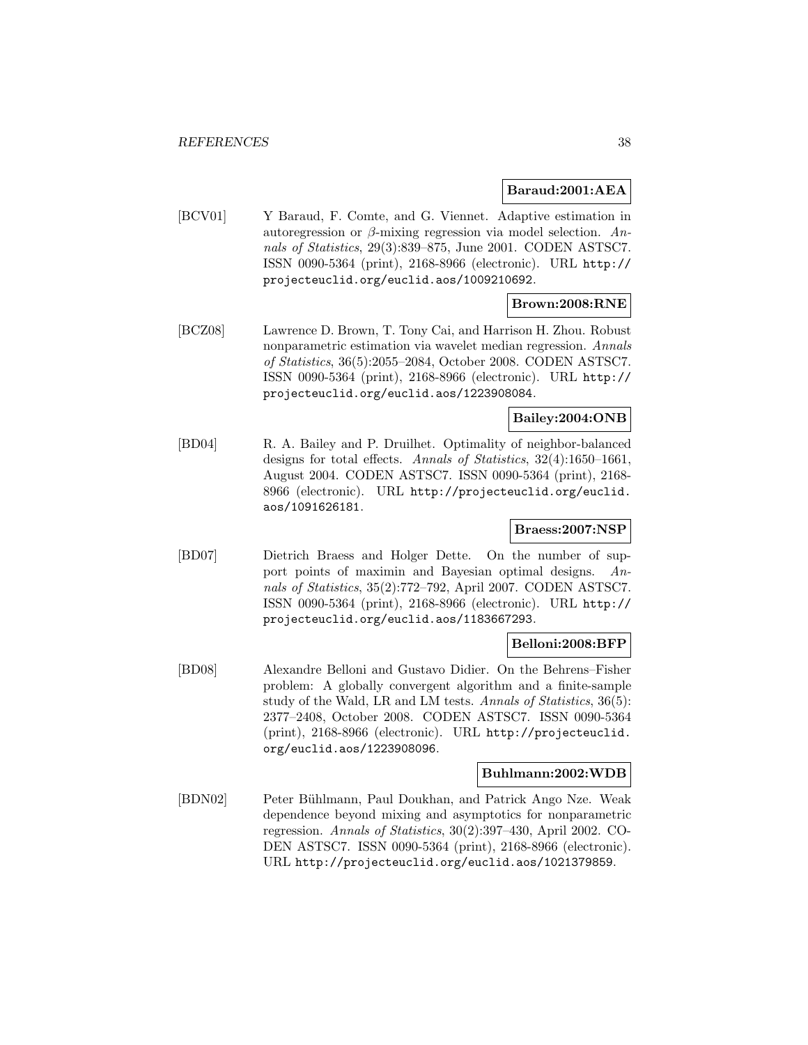**Baraud:2001:AEA**

[BCV01] Y Baraud, F. Comte, and G. Viennet. Adaptive estimation in autoregression or $\beta$-mixing regression via model selection. *Annals of Statistics*, 29(3):839–875, June 2001. CODEN ASTSC7. ISSN 0090-5364 (print), 2168-8966 (electronic). URL http://projecteuclid.org/euclid.aos/1009210692.

**Brown:2008:RNE**

[BCZ08] Lawrence D. Brown, T. Tony Cai, and Harrison H. Zhou. Robust nonparametric estimation via wavelet median regression. *Annals of Statistics*, 36(5):2055–2084, October 2008. CODEN ASTSC7. ISSN 0090-5364 (print), 2168-8966 (electronic). URL http://projecteuclid.org/euclid.aos/1223908084.

**Bailey:2004:ONB**

[BD04] R. A. Bailey and P. Druilhet. Optimality of neighbor-balanced designs for total effects. *Annals of Statistics*, 32(4):1650–1661, August 2004. CODEN ASTSC7. ISSN 0090-5364 (print), 2168-8966 (electronic). URL http://projecteuclid.org/euclid.aos/1091626181.

**Braess:2007:NSP**

[BD07] Dietrich Braess and Holger Dette. On the number of support points of maximin and Bayesian optimal designs. *Annals of Statistics*, 35(2):772–792, April 2007. CODEN ASTSC7. ISSN 0090-5364 (print), 2168-8966 (electronic). URL http://projecteuclid.org/euclid.aos/1183667293.

**Belloni:2008:BFP**

[BD08] Alexandre Belloni and Gustavo Didier. On the Behrens–Fisher problem: A globally convergent algorithm and a finite-sample study of the Wald, LR and LM tests. *Annals of Statistics*, 36(5):2377–2408, October 2008. CODEN ASTSC7. ISSN 0090-5364 (print), 2168-8966 (electronic). URL http://projecteuclid.org/euclid.aos/1223908096.

**Buhlmann:2002:WDB**

[BDN02] Peter Bühlmann, Paul Doukhan, and Patrick Ango Nze. Weak dependence beyond mixing and asymptotics for nonparametric regression. *Annals of Statistics*, 30(2):397–430, April 2002. CODEN ASTSC7. ISSN 0090-5364 (print), 2168-8966 (electronic). URL http://projecteuclid.org/euclid.aos/1021379859.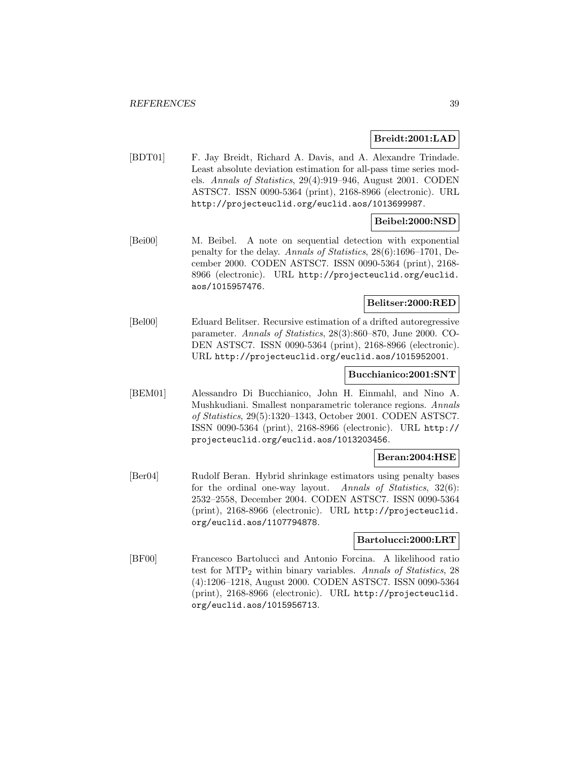**Breidt:2001:LAD**

[BDT01] F. Jay Breidt, Richard A. Davis, and A. Alexandre Trindade. Least absolute deviation estimation for all-pass time series models. *Annals of Statistics*, 29(4):919–946, August 2001. CODEN ASTSC7. ISSN 0090-5364 (print), 2168-8966 (electronic). URL http://projecteuclid.org/euclid.aos/1013699987.

**Beibel:2000:NSD**

[Bei00] M. Beibel. A note on sequential detection with exponential penalty for the delay. *Annals of Statistics*, 28(6):1696–1701, December 2000. CODEN ASTSC7. ISSN 0090-5364 (print), 2168-8966 (electronic). URL http://projecteuclid.org/euclid.aos/1015957476.

**Belitser:2000:RED**

[Bel00] Eduard Belitser. Recursive estimation of a drifted autoregressive parameter. *Annals of Statistics*, 28(3):860–870, June 2000. CODEN ASTSC7. ISSN 0090-5364 (print), 2168-8966 (electronic). URL http://projecteuclid.org/euclid.aos/1015952001.

**Bucchianico:2001:SNT**

[BEM01] Alessandro Di Bucchianico, John H. Einmahl, and Nino A. Mushkudiani. Smallest nonparametric tolerance regions. *Annals of Statistics*, 29(5):1320–1343, October 2001. CODEN ASTSC7. ISSN 0090-5364 (print), 2168-8966 (electronic). URL http://projecteuclid.org/euclid.aos/1013203456.

**Beran:2004:HSE**

[Ber04] Rudolf Beran. Hybrid shrinkage estimators using penalty bases for the ordinal one-way layout. *Annals of Statistics*, 32(6): 2532–2558, December 2004. CODEN ASTSC7. ISSN 0090-5364 (print), 2168-8966 (electronic). URL http://projecteuclid.org/euclid.aos/1107794878.

**Bartolucci:2000:LRT**

[BF00] Francesco Bartolucci and Antonio Forcina. A likelihood ratio test for $\mathrm{MTP}_2$ within binary variables. *Annals of Statistics*, 28 (4):1206–1218, August 2000. CODEN ASTSC7. ISSN 0090-5364 (print), 2168-8966 (electronic). URL http://projecteuclid.org/euclid.aos/1015956713.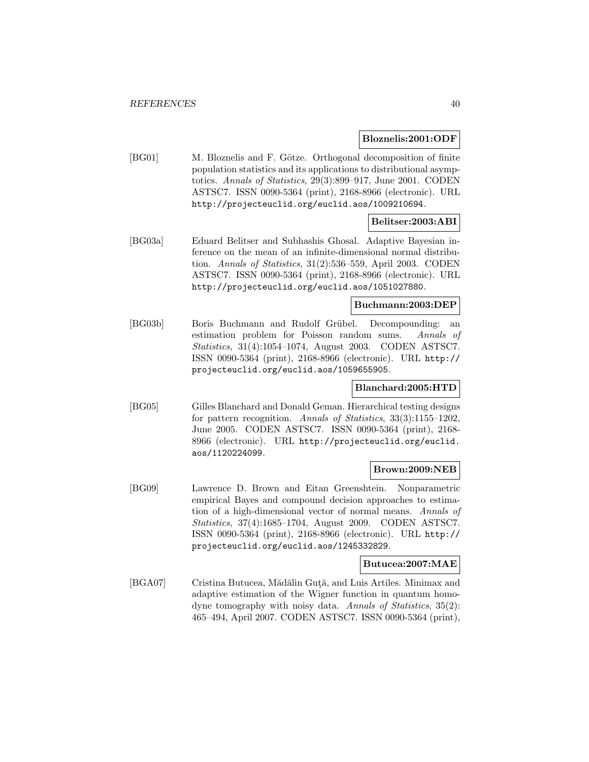**Bloznelis:2001:ODF**

[BG01] M. Bloznelis and F. Götze. Orthogonal decomposition of finite population statistics and its applications to distributional asymptotics. *Annals of Statistics*, 29(3):899–917, June 2001. CODEN ASTSC7. ISSN 0090-5364 (print), 2168-8966 (electronic). URL http://projecteuclid.org/euclid.aos/1009210694.

**Belitser:2003:ABI**

[BG03a] Eduard Belitser and Subhashis Ghosal. Adaptive Bayesian inference on the mean of an infinite-dimensional normal distribution. *Annals of Statistics*, 31(2):536–559, April 2003. CODEN ASTSC7. ISSN 0090-5364 (print), 2168-8966 (electronic). URL http://projecteuclid.org/euclid.aos/1051027880.

**Buchmann:2003:DEP**

[BG03b] Boris Buchmann and Rudolf Grübel. Decompounding: an estimation problem for Poisson random sums. *Annals of Statistics*, 31(4):1054–1074, August 2003. CODEN ASTSC7. ISSN 0090-5364 (print), 2168-8966 (electronic). URL http://projecteuclid.org/euclid.aos/1059655905.

**Blanchard:2005:HTD**

[BG05] Gilles Blanchard and Donald Geman. Hierarchical testing designs for pattern recognition. *Annals of Statistics*, 33(3):1155–1202, June 2005. CODEN ASTSC7. ISSN 0090-5364 (print), 2168-8966 (electronic). URL http://projecteuclid.org/euclid.aos/1120224099.

**Brown:2009:NEB**

[BG09] Lawrence D. Brown and Eitan Greenshtein. Nonparametric empirical Bayes and compound decision approaches to estimation of a high-dimensional vector of normal means. *Annals of Statistics*, 37(4):1685–1704, August 2009. CODEN ASTSC7. ISSN 0090-5364 (print), 2168-8966 (electronic). URL http://projecteuclid.org/euclid.aos/1245332829.

**Butucea:2007:MAE**

[BGA07] Cristina Butucea, Mădălin Guţă, and Luis Artiles. Minimax and adaptive estimation of the Wigner function in quantum homodyne tomography with noisy data. *Annals of Statistics*, 35(2): 465–494, April 2007. CODEN ASTSC7. ISSN 0090-5364 (print),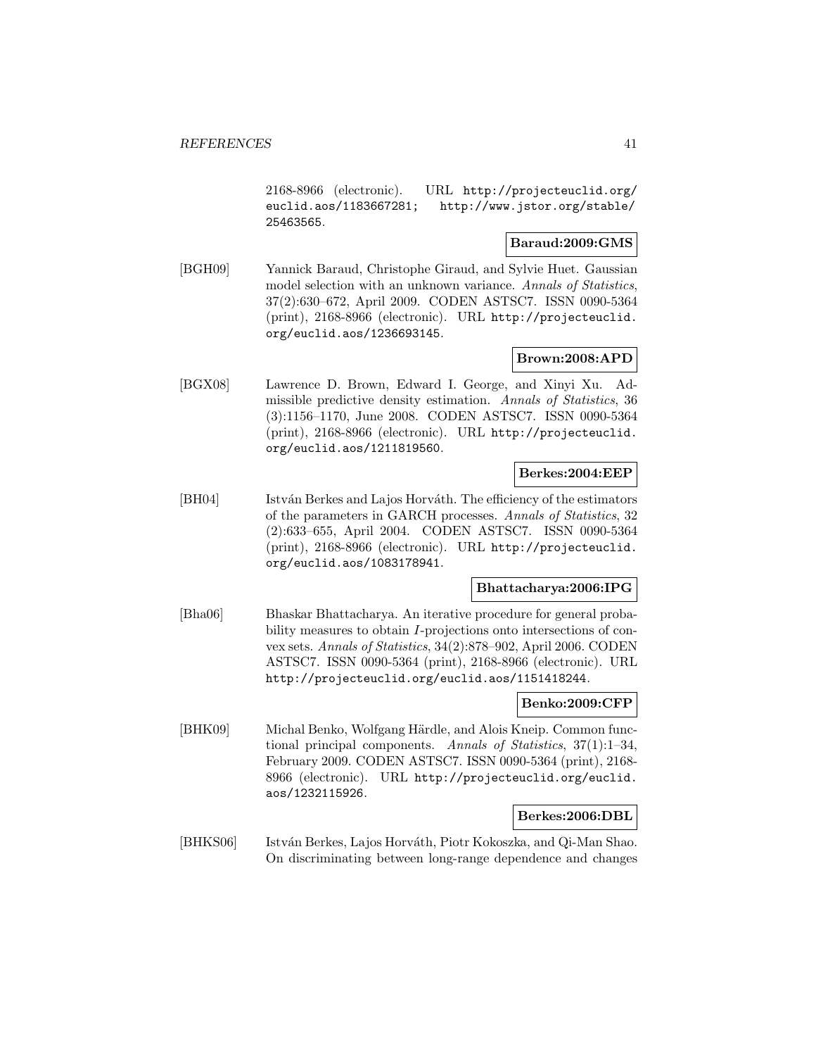2168-8966 (electronic). URL http://projecteuclid.org/euclid.aos/1183667281; http://www.jstor.org/stable/25463565.

**Baraud:2009:GMS**

[BGH09] Yannick Baraud, Christophe Giraud, and Sylvie Huet. Gaussian model selection with an unknown variance. *Annals of Statistics*, 37(2):630–672, April 2009. CODEN ASTSC7. ISSN 0090-5364 (print), 2168-8966 (electronic). URL http://projecteuclid.org/euclid.aos/1236693145.

**Brown:2008:APD**

[BGX08] Lawrence D. Brown, Edward I. George, and Xinyi Xu. Admissible predictive density estimation. *Annals of Statistics*, 36 (3):1156–1170, June 2008. CODEN ASTSC7. ISSN 0090-5364 (print), 2168-8966 (electronic). URL http://projecteuclid.org/euclid.aos/1211819560.

**Berkes:2004:EEP**

[BH04] István Berkes and Lajos Horváth. The efficiency of the estimators of the parameters in GARCH processes. *Annals of Statistics*, 32 (2):633–655, April 2004. CODEN ASTSC7. ISSN 0090-5364 (print), 2168-8966 (electronic). URL http://projecteuclid.org/euclid.aos/1083178941.

**Bhattacharya:2006:IPG**

[Bha06] Bhaskar Bhattacharya. An iterative procedure for general probability measures to obtain $I$-projections onto intersections of convex sets. *Annals of Statistics*, 34(2):878–902, April 2006. CODEN ASTSC7. ISSN 0090-5364 (print), 2168-8966 (electronic). URL http://projecteuclid.org/euclid.aos/1151418244.

**Benko:2009:CFP**

[BHK09] Michal Benko, Wolfgang Härdle, and Alois Kneip. Common functional principal components. *Annals of Statistics*, 37(1):1–34, February 2009. CODEN ASTSC7. ISSN 0090-5364 (print), 2168-8966 (electronic). URL http://projecteuclid.org/euclid.aos/1232115926.

**Berkes:2006:DBL**

[BHKS06] István Berkes, Lajos Horváth, Piotr Kokoszka, and Qi-Man Shao. On discriminating between long-range dependence and changes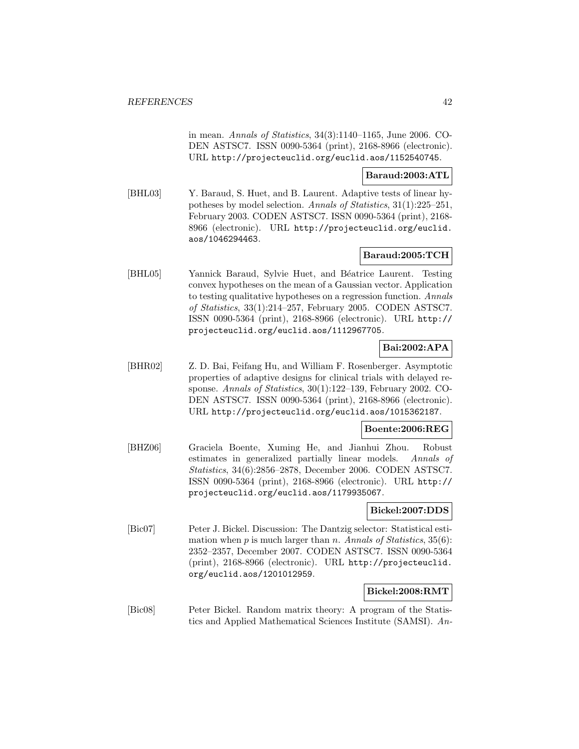in mean. *Annals of Statistics*, 34(3):1140–1165, June 2006. CODEN ASTSC7. ISSN 0090-5364 (print), 2168-8966 (electronic). URL http://projecteuclid.org/euclid.aos/1152540745.

**Baraud:2003:ATL**

[BHL03] Y. Baraud, S. Huet, and B. Laurent. Adaptive tests of linear hypotheses by model selection. *Annals of Statistics*, 31(1):225–251, February 2003. CODEN ASTSC7. ISSN 0090-5364 (print), 2168-8966 (electronic). URL http://projecteuclid.org/euclid.aos/1046294463.

**Baraud:2005:TCH**

[BHL05] Yannick Baraud, Sylvie Huet, and Béatrice Laurent. Testing convex hypotheses on the mean of a Gaussian vector. Application to testing qualitative hypotheses on a regression function. *Annals of Statistics*, 33(1):214–257, February 2005. CODEN ASTSC7. ISSN 0090-5364 (print), 2168-8966 (electronic). URL http://projecteuclid.org/euclid.aos/1112967705.

**Bai:2002:APA**

[BHR02] Z. D. Bai, Feifang Hu, and William F. Rosenberger. Asymptotic properties of adaptive designs for clinical trials with delayed response. *Annals of Statistics*, 30(1):122–139, February 2002. CODEN ASTSC7. ISSN 0090-5364 (print), 2168-8966 (electronic). URL http://projecteuclid.org/euclid.aos/1015362187.

**Boente:2006:REG**

[BHZ06] Graciela Boente, Xuming He, and Jianhui Zhou. Robust estimates in generalized partially linear models. *Annals of Statistics*, 34(6):2856–2878, December 2006. CODEN ASTSC7. ISSN 0090-5364 (print), 2168-8966 (electronic). URL http://projecteuclid.org/euclid.aos/1179935067.

**Bickel:2007:DDS**

[Bic07] Peter J. Bickel. Discussion: The Dantzig selector: Statistical estimation when $p$ is much larger than $n$. *Annals of Statistics*, 35(6): 2352–2357, December 2007. CODEN ASTSC7. ISSN 0090-5364 (print), 2168-8966 (electronic). URL http://projecteuclid.org/euclid.aos/1201012959.

**Bickel:2008:RMT**

[Bic08] Peter Bickel. Random matrix theory: A program of the Statistics and Applied Mathematical Sciences Institute (SAMSI). *An-*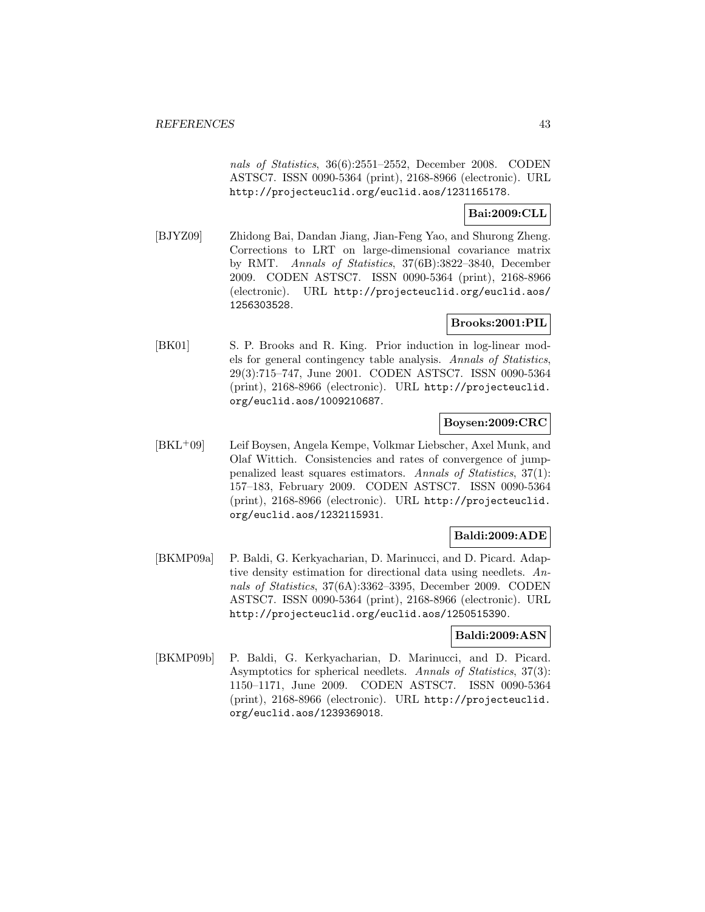*nals of Statistics*, 36(6):2551–2552, December 2008. CODEN ASTSC7. ISSN 0090-5364 (print), 2168-8966 (electronic). URL http://projecteuclid.org/euclid.aos/1231165178.

**Bai:2009:CLL**

[BJYZ09] Zhidong Bai, Dandan Jiang, Jian-Feng Yao, and Shurong Zheng. Corrections to LRT on large-dimensional covariance matrix by RMT. *Annals of Statistics*, 37(6B):3822–3840, December 2009. CODEN ASTSC7. ISSN 0090-5364 (print), 2168-8966 (electronic). URL http://projecteuclid.org/euclid.aos/1256303528.

**Brooks:2001:PIL**

[BK01] S. P. Brooks and R. King. Prior induction in log-linear models for general contingency table analysis. *Annals of Statistics*, 29(3):715–747, June 2001. CODEN ASTSC7. ISSN 0090-5364 (print), 2168-8966 (electronic). URL http://projecteuclid.org/euclid.aos/1009210687.

**Boysen:2009:CRC**

[BKL+09] Leif Boysen, Angela Kempe, Volkmar Liebscher, Axel Munk, and Olaf Wittich. Consistencies and rates of convergence of jump-penalized least squares estimators. *Annals of Statistics*, 37(1): 157–183, February 2009. CODEN ASTSC7. ISSN 0090-5364 (print), 2168-8966 (electronic). URL http://projecteuclid.org/euclid.aos/1232115931.

**Baldi:2009:ADE**

[BKMP09a] P. Baldi, G. Kerkyacharian, D. Marinucci, and D. Picard. Adaptive density estimation for directional data using needlets. *Annals of Statistics*, 37(6A):3362–3395, December 2009. CODEN ASTSC7. ISSN 0090-5364 (print), 2168-8966 (electronic). URL http://projecteuclid.org/euclid.aos/1250515390.

**Baldi:2009:ASN**

[BKMP09b] P. Baldi, G. Kerkyacharian, D. Marinucci, and D. Picard. Asymptotics for spherical needlets. *Annals of Statistics*, 37(3): 1150–1171, June 2009. CODEN ASTSC7. ISSN 0090-5364 (print), 2168-8966 (electronic). URL http://projecteuclid.org/euclid.aos/1239369018.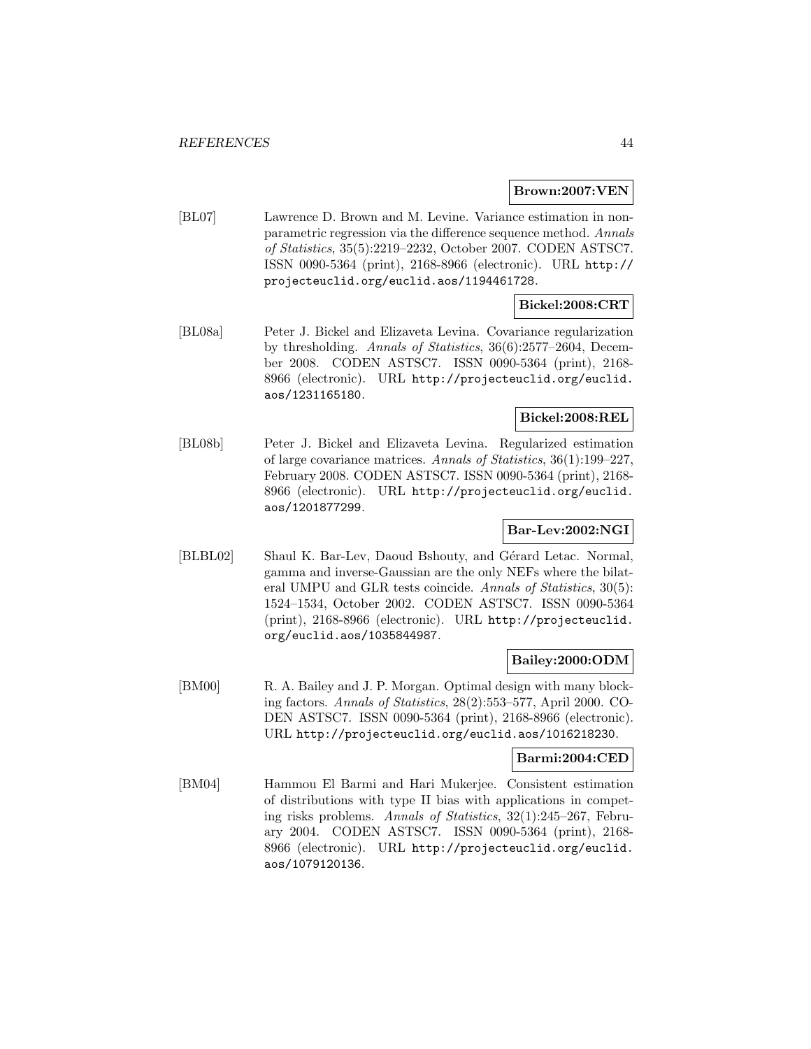**Brown:2007:VEN**

[BL07] Lawrence D. Brown and M. Levine. Variance estimation in nonparametric regression via the difference sequence method. *Annals of Statistics*, 35(5):2219–2232, October 2007. CODEN ASTSC7. ISSN 0090-5364 (print), 2168-8966 (electronic). URL http://projecteuclid.org/euclid.aos/1194461728.

**Bickel:2008:CRT**

[BL08a] Peter J. Bickel and Elizaveta Levina. Covariance regularization by thresholding. *Annals of Statistics*, 36(6):2577–2604, December 2008. CODEN ASTSC7. ISSN 0090-5364 (print), 2168-8966 (electronic). URL http://projecteuclid.org/euclid.aos/1231165180.

**Bickel:2008:REL**

[BL08b] Peter J. Bickel and Elizaveta Levina. Regularized estimation of large covariance matrices. *Annals of Statistics*, 36(1):199–227, February 2008. CODEN ASTSC7. ISSN 0090-5364 (print), 2168-8966 (electronic). URL http://projecteuclid.org/euclid.aos/1201877299.

**Bar-Lev:2002:NGI**

[BLBL02] Shaul K. Bar-Lev, Daoud Bshouty, and Gérard Letac. Normal, gamma and inverse-Gaussian are the only NEFs where the bilateral UMPU and GLR tests coincide. *Annals of Statistics*, 30(5):1524–1534, October 2002. CODEN ASTSC7. ISSN 0090-5364 (print), 2168-8966 (electronic). URL http://projecteuclid.org/euclid.aos/1035844987.

**Bailey:2000:ODM**

[BM00] R. A. Bailey and J. P. Morgan. Optimal design with many blocking factors. *Annals of Statistics*, 28(2):553–577, April 2000. CODEN ASTSC7. ISSN 0090-5364 (print), 2168-8966 (electronic). URL http://projecteuclid.org/euclid.aos/1016218230.

**Barmi:2004:CED**

[BM04] Hammou El Barmi and Hari Mukerjee. Consistent estimation of distributions with type II bias with applications in competing risks problems. *Annals of Statistics*, 32(1):245–267, February 2004. CODEN ASTSC7. ISSN 0090-5364 (print), 2168-8966 (electronic). URL http://projecteuclid.org/euclid.aos/1079120136.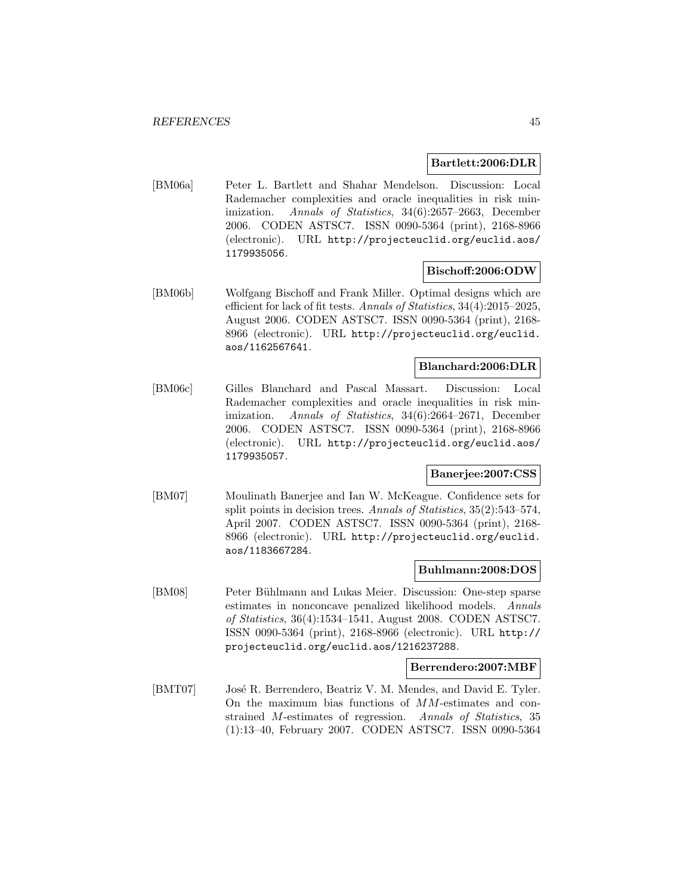**Bartlett:2006:DLR**

[BM06a] Peter L. Bartlett and Shahar Mendelson. Discussion: Local Rademacher complexities and oracle inequalities in risk minimization. *Annals of Statistics*, 34(6):2657–2663, December 2006. CODEN ASTSC7. ISSN 0090-5364 (print), 2168-8966 (electronic). URL `http://projecteuclid.org/euclid.aos/1179935056`.

**Bischoff:2006:ODW**

[BM06b] Wolfgang Bischoff and Frank Miller. Optimal designs which are efficient for lack of fit tests. *Annals of Statistics*, 34(4):2015–2025, August 2006. CODEN ASTSC7. ISSN 0090-5364 (print), 2168-8966 (electronic). URL `http://projecteuclid.org/euclid.aos/1162567641`.

**Blanchard:2006:DLR**

[BM06c] Gilles Blanchard and Pascal Massart. Discussion: Local Rademacher complexities and oracle inequalities in risk minimization. *Annals of Statistics*, 34(6):2664–2671, December 2006. CODEN ASTSC7. ISSN 0090-5364 (print), 2168-8966 (electronic). URL `http://projecteuclid.org/euclid.aos/1179935057`.

**Banerjee:2007:CSS**

[BM07] Moulinath Banerjee and Ian W. McKeague. Confidence sets for split points in decision trees. *Annals of Statistics*, 35(2):543–574, April 2007. CODEN ASTSC7. ISSN 0090-5364 (print), 2168-8966 (electronic). URL `http://projecteuclid.org/euclid.aos/1183667284`.

**Buhlmann:2008:DOS**

[BM08] Peter Bühlmann and Lukas Meier. Discussion: One-step sparse estimates in nonconcave penalized likelihood models. *Annals of Statistics*, 36(4):1534–1541, August 2008. CODEN ASTSC7. ISSN 0090-5364 (print), 2168-8966 (electronic). URL `http://projecteuclid.org/euclid.aos/1216237288`.

**Berrendero:2007:MBF**

[BMT07] José R. Berrendero, Beatriz V. M. Mendes, and David E. Tyler. On the maximum bias functions of $MM$-estimates and constrained $M$-estimates of regression. *Annals of Statistics*, 35 (1):13–40, February 2007. CODEN ASTSC7. ISSN 0090-5364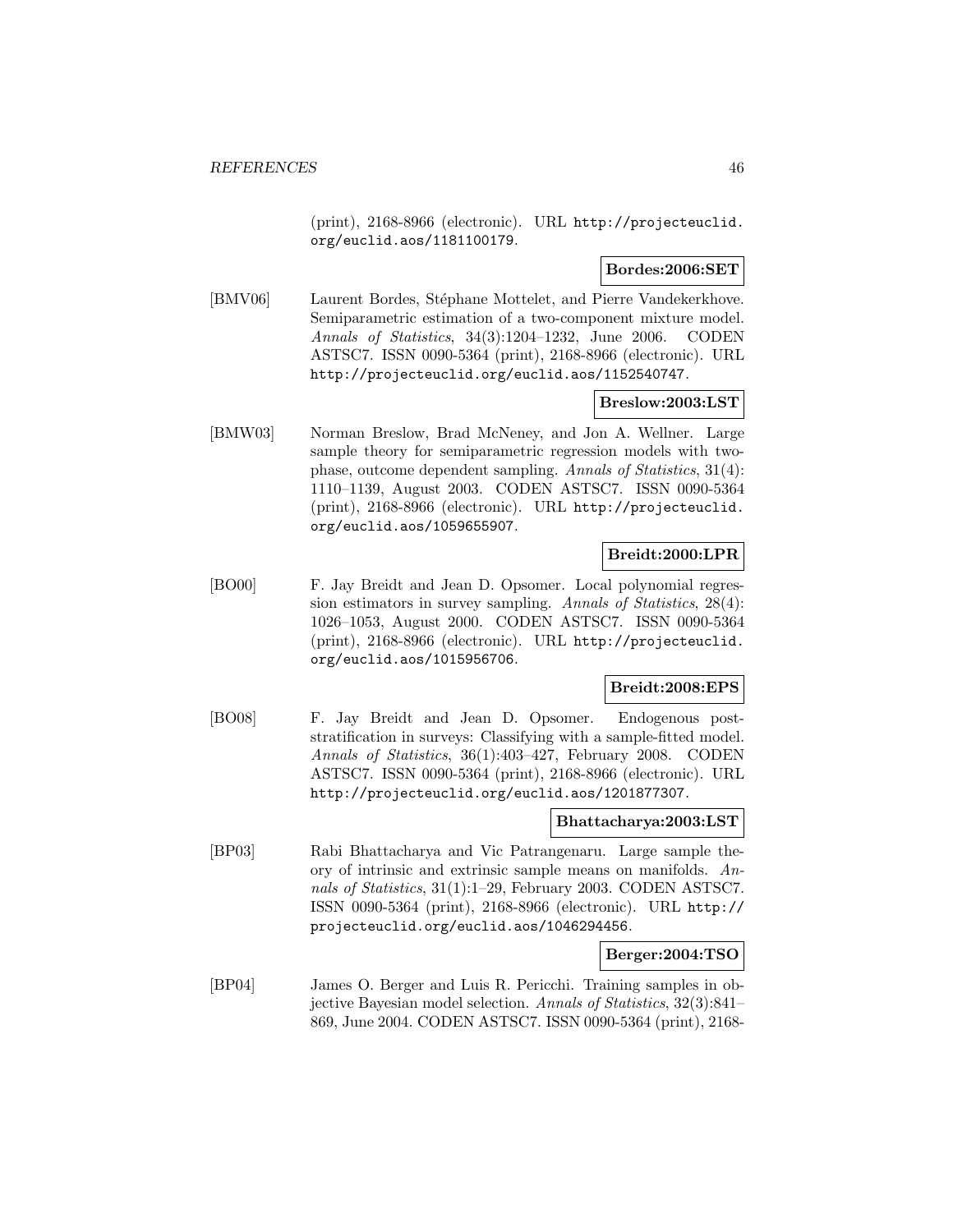(print), 2168-8966 (electronic). URL http://projecteuclid.org/euclid.aos/1181100179.

**Bordes:2006:SET**

[BMV06] Laurent Bordes, Stéphane Mottelet, and Pierre Vandekerkhove. Semiparametric estimation of a two-component mixture model. *Annals of Statistics*, 34(3):1204–1232, June 2006. CODEN ASTSC7. ISSN 0090-5364 (print), 2168-8966 (electronic). URL http://projecteuclid.org/euclid.aos/1152540747.

**Breslow:2003:LST**

[BMW03] Norman Breslow, Brad McNeney, and Jon A. Wellner. Large sample theory for semiparametric regression models with two-phase, outcome dependent sampling. *Annals of Statistics*, 31(4): 1110–1139, August 2003. CODEN ASTSC7. ISSN 0090-5364 (print), 2168-8966 (electronic). URL http://projecteuclid.org/euclid.aos/1059655907.

**Breidt:2000:LPR**

[BO00] F. Jay Breidt and Jean D. Opsomer. Local polynomial regression estimators in survey sampling. *Annals of Statistics*, 28(4): 1026–1053, August 2000. CODEN ASTSC7. ISSN 0090-5364 (print), 2168-8966 (electronic). URL http://projecteuclid.org/euclid.aos/1015956706.

**Breidt:2008:EPS**

[BO08] F. Jay Breidt and Jean D. Opsomer. Endogenous post-stratification in surveys: Classifying with a sample-fitted model. *Annals of Statistics*, 36(1):403–427, February 2008. CODEN ASTSC7. ISSN 0090-5364 (print), 2168-8966 (electronic). URL http://projecteuclid.org/euclid.aos/1201877307.

**Bhattacharya:2003:LST**

[BP03] Rabi Bhattacharya and Vic Patrangenaru. Large sample theory of intrinsic and extrinsic sample means on manifolds. *Annals of Statistics*, 31(1):1–29, February 2003. CODEN ASTSC7. ISSN 0090-5364 (print), 2168-8966 (electronic). URL http://projecteuclid.org/euclid.aos/1046294456.

**Berger:2004:TSO**

[BP04] James O. Berger and Luis R. Pericchi. Training samples in objective Bayesian model selection. *Annals of Statistics*, 32(3):841–869, June 2004. CODEN ASTSC7. ISSN 0090-5364 (print), 2168-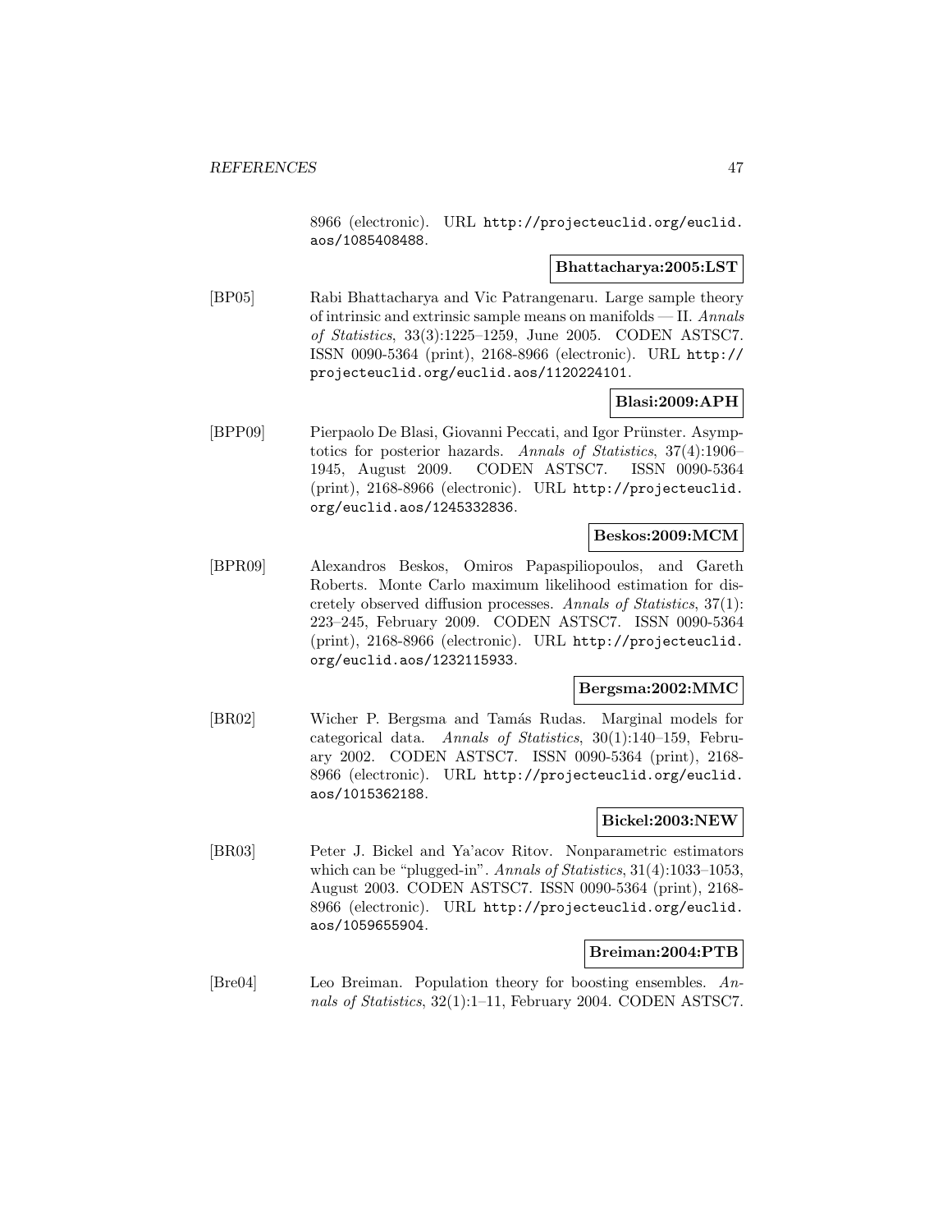8966 (electronic). URL http://projecteuclid.org/euclid.aos/1085408488.

**Bhattacharya:2005:LST**

[BP05] Rabi Bhattacharya and Vic Patrangenaru. Large sample theory of intrinsic and extrinsic sample means on manifolds — II. *Annals of Statistics*, 33(3):1225–1259, June 2005. CODEN ASTSC7. ISSN 0090-5364 (print), 2168-8966 (electronic). URL http://projecteuclid.org/euclid.aos/1120224101.

**Blasi:2009:APH**

[BPP09] Pierpaolo De Blasi, Giovanni Peccati, and Igor Prünster. Asymptotics for posterior hazards. *Annals of Statistics*, 37(4):1906–1945, August 2009. CODEN ASTSC7. ISSN 0090-5364 (print), 2168-8966 (electronic). URL http://projecteuclid.org/euclid.aos/1245332836.

**Beskos:2009:MCM**

[BPR09] Alexandros Beskos, Omiros Papaspiliopoulos, and Gareth Roberts. Monte Carlo maximum likelihood estimation for discretely observed diffusion processes. *Annals of Statistics*, 37(1):223–245, February 2009. CODEN ASTSC7. ISSN 0090-5364 (print), 2168-8966 (electronic). URL http://projecteuclid.org/euclid.aos/1232115933.

**Bergsma:2002:MMC**

[BR02] Wicher P. Bergsma and Tamás Rudas. Marginal models for categorical data. *Annals of Statistics*, 30(1):140–159, February 2002. CODEN ASTSC7. ISSN 0090-5364 (print), 2168-8966 (electronic). URL http://projecteuclid.org/euclid.aos/1015362188.

**Bickel:2003:NEW**

[BR03] Peter J. Bickel and Ya'acov Ritov. Nonparametric estimators which can be "plugged-in". *Annals of Statistics*, 31(4):1033–1053, August 2003. CODEN ASTSC7. ISSN 0090-5364 (print), 2168-8966 (electronic). URL http://projecteuclid.org/euclid.aos/1059655904.

**Breiman:2004:PTB**

[Bre04] Leo Breiman. Population theory for boosting ensembles. *Annals of Statistics*, 32(1):1–11, February 2004. CODEN ASTSC7.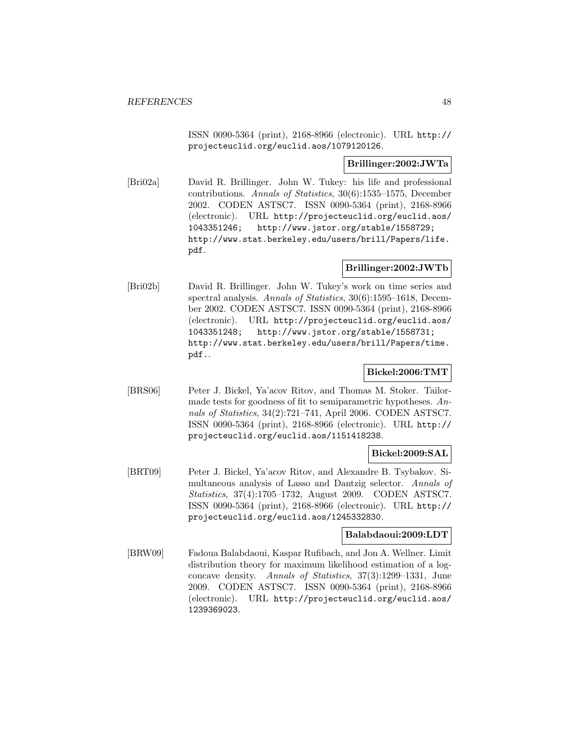ISSN 0090-5364 (print), 2168-8966 (electronic). URL http://projecteuclid.org/euclid.aos/1079120126.

**Brillinger:2002:JWTa**

[Bri02a] David R. Brillinger. John W. Tukey: his life and professional contributions. *Annals of Statistics*, 30(6):1535–1575, December 2002. CODEN ASTSC7. ISSN 0090-5364 (print), 2168-8966 (electronic). URL http://projecteuclid.org/euclid.aos/1043351246; http://www.jstor.org/stable/1558729; http://www.stat.berkeley.edu/users/brill/Papers/life.pdf.

**Brillinger:2002:JWTb**

[Bri02b] David R. Brillinger. John W. Tukey's work on time series and spectral analysis. *Annals of Statistics*, 30(6):1595–1618, December 2002. CODEN ASTSC7. ISSN 0090-5364 (print), 2168-8966 (electronic). URL http://projecteuclid.org/euclid.aos/1043351248; http://www.jstor.org/stable/1558731; http://www.stat.berkeley.edu/users/brill/Papers/time.pdf..

**Bickel:2006:TMT**

[BRS06] Peter J. Bickel, Ya'acov Ritov, and Thomas M. Stoker. Tailor-made tests for goodness of fit to semiparametric hypotheses. *Annals of Statistics*, 34(2):721–741, April 2006. CODEN ASTSC7. ISSN 0090-5364 (print), 2168-8966 (electronic). URL http://projecteuclid.org/euclid.aos/1151418238.

**Bickel:2009:SAL**

[BRT09] Peter J. Bickel, Ya'acov Ritov, and Alexandre B. Tsybakov. Simultaneous analysis of Lasso and Dantzig selector. *Annals of Statistics*, 37(4):1705–1732, August 2009. CODEN ASTSC7. ISSN 0090-5364 (print), 2168-8966 (electronic). URL http://projecteuclid.org/euclid.aos/1245332830.

**Balabdaoui:2009:LDT**

[BRW09] Fadoua Balabdaoui, Kaspar Rufibach, and Jon A. Wellner. Limit distribution theory for maximum likelihood estimation of a log-concave density. *Annals of Statistics*, 37(3):1299–1331, June 2009. CODEN ASTSC7. ISSN 0090-5364 (print), 2168-8966 (electronic). URL http://projecteuclid.org/euclid.aos/1239369023.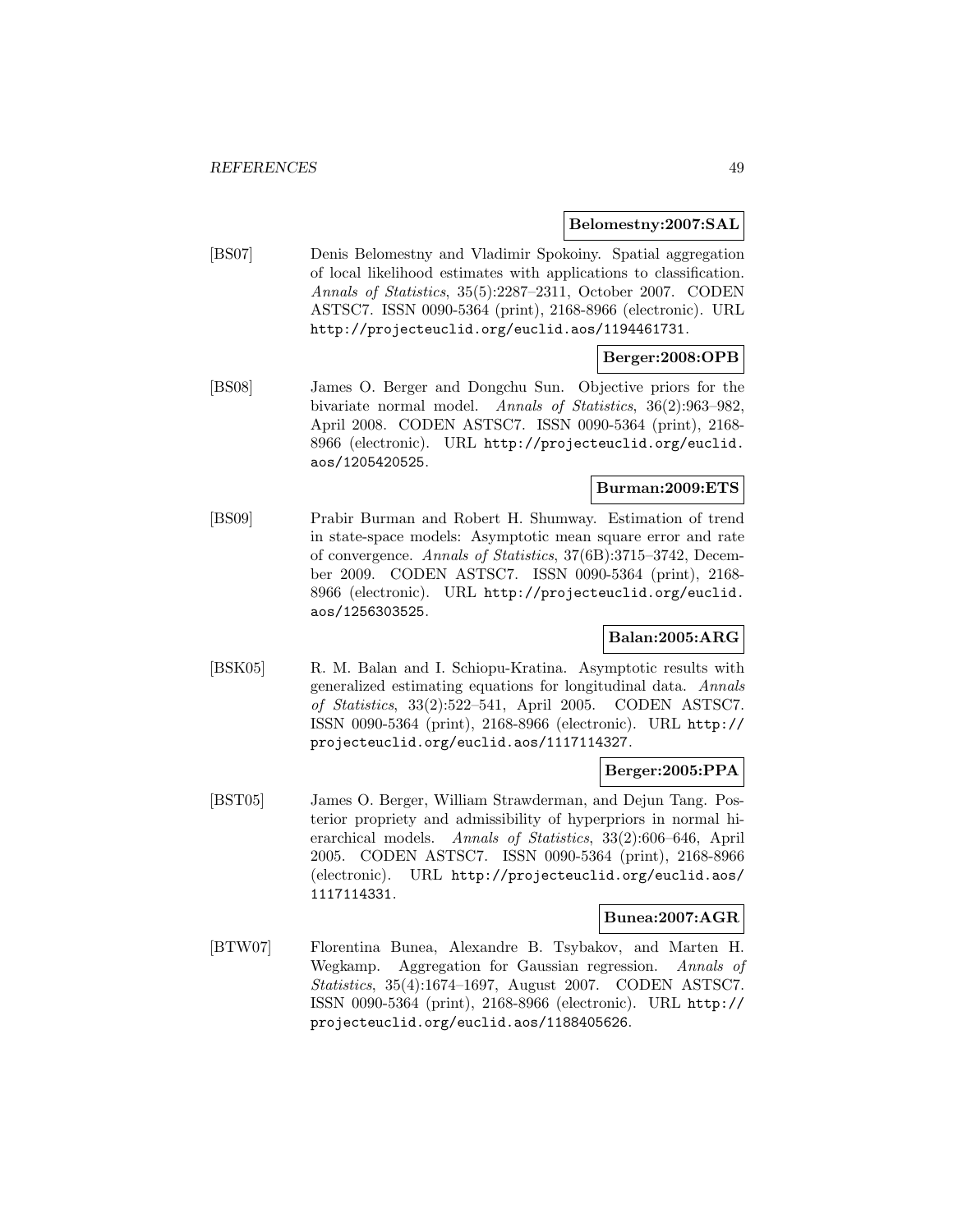**Belomestny:2007:SAL**

[BS07] Denis Belomestny and Vladimir Spokoiny. Spatial aggregation of local likelihood estimates with applications to classification. *Annals of Statistics*, 35(5):2287–2311, October 2007. CODEN ASTSC7. ISSN 0090-5364 (print), 2168-8966 (electronic). URL `http://projecteuclid.org/euclid.aos/1194461731`.

**Berger:2008:OPB**

[BS08] James O. Berger and Dongchu Sun. Objective priors for the bivariate normal model. *Annals of Statistics*, 36(2):963–982, April 2008. CODEN ASTSC7. ISSN 0090-5364 (print), 2168-8966 (electronic). URL `http://projecteuclid.org/euclid.aos/1205420525`.

**Burman:2009:ETS**

[BS09] Prabir Burman and Robert H. Shumway. Estimation of trend in state-space models: Asymptotic mean square error and rate of convergence. *Annals of Statistics*, 37(6B):3715–3742, December 2009. CODEN ASTSC7. ISSN 0090-5364 (print), 2168-8966 (electronic). URL `http://projecteuclid.org/euclid.aos/1256303525`.

**Balan:2005:ARG**

[BSK05] R. M. Balan and I. Schiopu-Kratina. Asymptotic results with generalized estimating equations for longitudinal data. *Annals of Statistics*, 33(2):522–541, April 2005. CODEN ASTSC7. ISSN 0090-5364 (print), 2168-8966 (electronic). URL `http://projecteuclid.org/euclid.aos/1117114327`.

**Berger:2005:PPA**

[BST05] James O. Berger, William Strawderman, and Dejun Tang. Posterior propriety and admissibility of hyperpriors in normal hierarchical models. *Annals of Statistics*, 33(2):606–646, April 2005. CODEN ASTSC7. ISSN 0090-5364 (print), 2168-8966 (electronic). URL `http://projecteuclid.org/euclid.aos/1117114331`.

**Bunea:2007:AGR**

[BTW07] Florentina Bunea, Alexandre B. Tsybakov, and Marten H. Wegkamp. Aggregation for Gaussian regression. *Annals of Statistics*, 35(4):1674–1697, August 2007. CODEN ASTSC7. ISSN 0090-5364 (print), 2168-8966 (electronic). URL `http://projecteuclid.org/euclid.aos/1188405626`.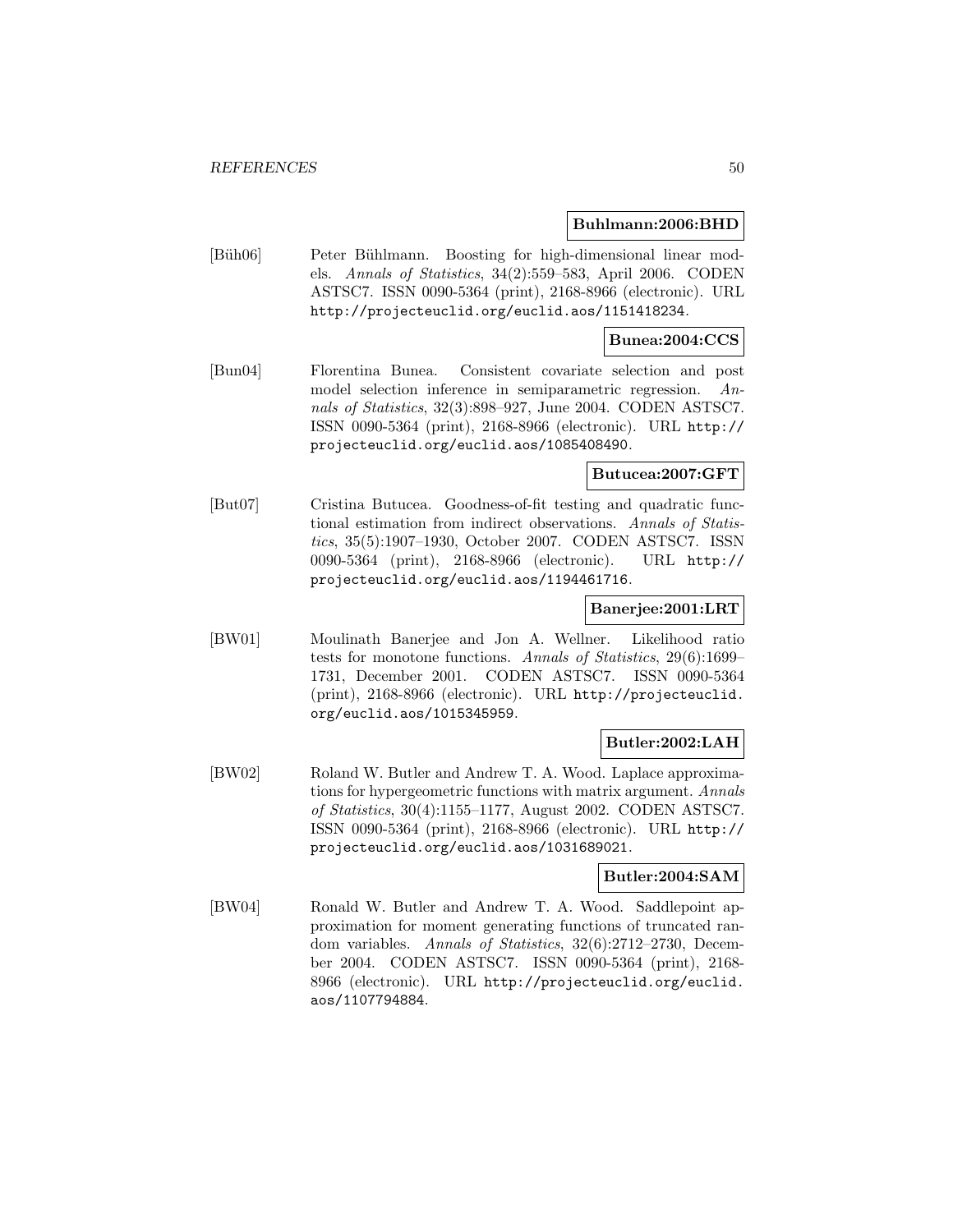**Buhlmann:2006:BHD**

[Büh06] Peter Bühlmann. Boosting for high-dimensional linear models. *Annals of Statistics*, 34(2):559–583, April 2006. CODEN ASTSC7. ISSN 0090-5364 (print), 2168-8966 (electronic). URL http://projecteuclid.org/euclid.aos/1151418234.

**Bunea:2004:CCS**

[Bun04] Florentina Bunea. Consistent covariate selection and post model selection inference in semiparametric regression. *Annals of Statistics*, 32(3):898–927, June 2004. CODEN ASTSC7. ISSN 0090-5364 (print), 2168-8966 (electronic). URL http://projecteuclid.org/euclid.aos/1085408490.

**Butucea:2007:GFT**

[But07] Cristina Butucea. Goodness-of-fit testing and quadratic functional estimation from indirect observations. *Annals of Statistics*, 35(5):1907–1930, October 2007. CODEN ASTSC7. ISSN 0090-5364 (print), 2168-8966 (electronic). URL http://projecteuclid.org/euclid.aos/1194461716.

**Banerjee:2001:LRT**

[BW01] Moulinath Banerjee and Jon A. Wellner. Likelihood ratio tests for monotone functions. *Annals of Statistics*, 29(6):1699–1731, December 2001. CODEN ASTSC7. ISSN 0090-5364 (print), 2168-8966 (electronic). URL http://projecteuclid.org/euclid.aos/1015345959.

**Butler:2002:LAH**

[BW02] Roland W. Butler and Andrew T. A. Wood. Laplace approximations for hypergeometric functions with matrix argument. *Annals of Statistics*, 30(4):1155–1177, August 2002. CODEN ASTSC7. ISSN 0090-5364 (print), 2168-8966 (electronic). URL http://projecteuclid.org/euclid.aos/1031689021.

**Butler:2004:SAM**

[BW04] Ronald W. Butler and Andrew T. A. Wood. Saddlepoint approximation for moment generating functions of truncated random variables. *Annals of Statistics*, 32(6):2712–2730, December 2004. CODEN ASTSC7. ISSN 0090-5364 (print), 2168-8966 (electronic). URL http://projecteuclid.org/euclid.aos/1107794884.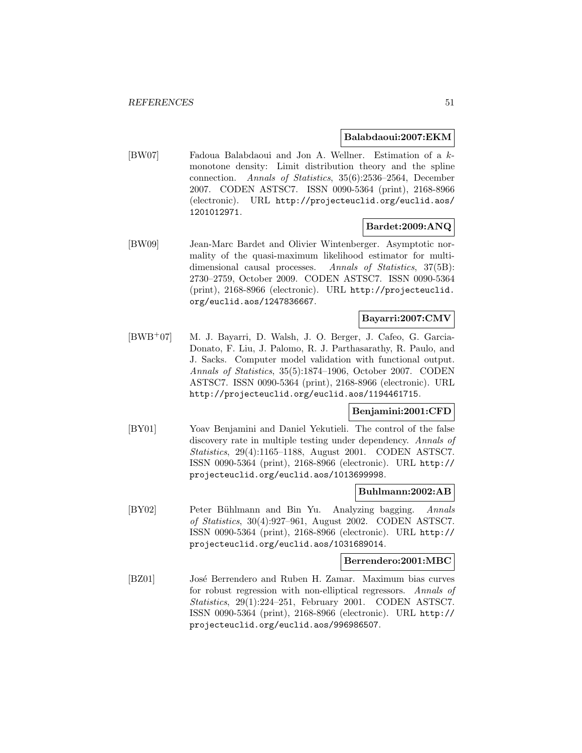**Balabdaoui:2007:EKM**

[BW07] Fadoua Balabdaoui and Jon A. Wellner. Estimation of a $k$-monotone density: Limit distribution theory and the spline connection. *Annals of Statistics*, 35(6):2536–2564, December 2007. CODEN ASTSC7. ISSN 0090-5364 (print), 2168-8966 (electronic). URL `http://projecteuclid.org/euclid.aos/1201012971`.

**Bardet:2009:ANQ**

[BW09] Jean-Marc Bardet and Olivier Wintenberger. Asymptotic normality of the quasi-maximum likelihood estimator for multidimensional causal processes. *Annals of Statistics*, 37(5B): 2730–2759, October 2009. CODEN ASTSC7. ISSN 0090-5364 (print), 2168-8966 (electronic). URL `http://projecteuclid.org/euclid.aos/1247836667`.

**Bayarri:2007:CMV**

[BWB+07] M. J. Bayarri, D. Walsh, J. O. Berger, J. Cafeo, G. Garcia-Donato, F. Liu, J. Palomo, R. J. Parthasarathy, R. Paulo, and J. Sacks. Computer model validation with functional output. *Annals of Statistics*, 35(5):1874–1906, October 2007. CODEN ASTSC7. ISSN 0090-5364 (print), 2168-8966 (electronic). URL `http://projecteuclid.org/euclid.aos/1194461715`.

**Benjamini:2001:CFD**

[BY01] Yoav Benjamini and Daniel Yekutieli. The control of the false discovery rate in multiple testing under dependency. *Annals of Statistics*, 29(4):1165–1188, August 2001. CODEN ASTSC7. ISSN 0090-5364 (print), 2168-8966 (electronic). URL `http://projecteuclid.org/euclid.aos/1013699998`.

**Buhlmann:2002:AB**

[BY02] Peter Bühlmann and Bin Yu. Analyzing bagging. *Annals of Statistics*, 30(4):927–961, August 2002. CODEN ASTSC7. ISSN 0090-5364 (print), 2168-8966 (electronic). URL `http://projecteuclid.org/euclid.aos/1031689014`.

**Berrendero:2001:MBC**

[BZ01] José Berrendero and Ruben H. Zamar. Maximum bias curves for robust regression with non-elliptical regressors. *Annals of Statistics*, 29(1):224–251, February 2001. CODEN ASTSC7. ISSN 0090-5364 (print), 2168-8966 (electronic). URL `http://projecteuclid.org/euclid.aos/996986507`.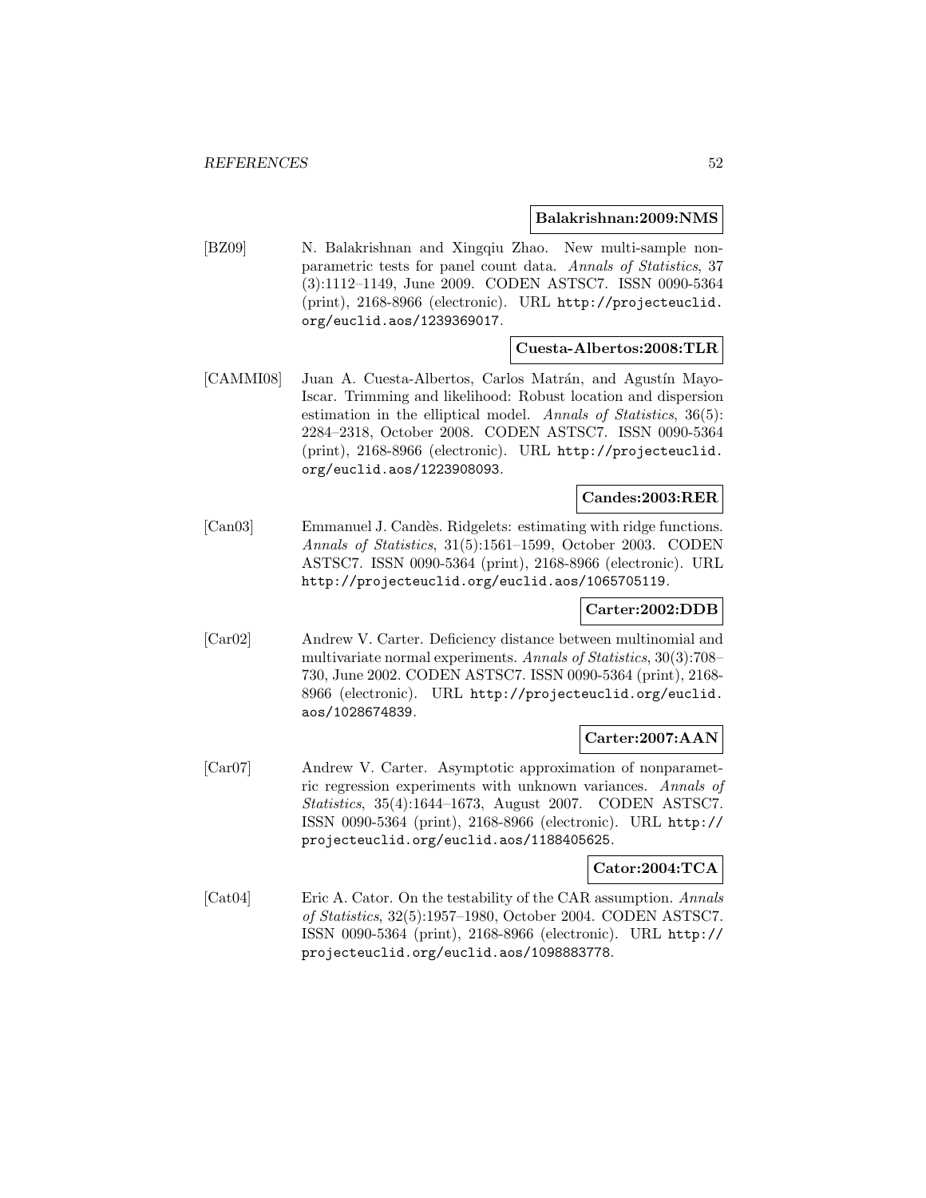**Balakrishnan:2009:NMS**

[BZ09] N. Balakrishnan and Xingqiu Zhao. New multi-sample nonparametric tests for panel count data. *Annals of Statistics*, 37 (3):1112–1149, June 2009. CODEN ASTSC7. ISSN 0090-5364 (print), 2168-8966 (electronic). URL http://projecteuclid.org/euclid.aos/1239369017.

**Cuesta-Albertos:2008:TLR**

[CAMMI08] Juan A. Cuesta-Albertos, Carlos Matrán, and Agustín Mayo-Iscar. Trimming and likelihood: Robust location and dispersion estimation in the elliptical model. *Annals of Statistics*, 36(5): 2284–2318, October 2008. CODEN ASTSC7. ISSN 0090-5364 (print), 2168-8966 (electronic). URL http://projecteuclid.org/euclid.aos/1223908093.

**Candes:2003:RER**

[Can03] Emmanuel J. Candès. Ridgelets: estimating with ridge functions. *Annals of Statistics*, 31(5):1561–1599, October 2003. CODEN ASTSC7. ISSN 0090-5364 (print), 2168-8966 (electronic). URL http://projecteuclid.org/euclid.aos/1065705119.

**Carter:2002:DDB**

[Car02] Andrew V. Carter. Deficiency distance between multinomial and multivariate normal experiments. *Annals of Statistics*, 30(3):708–730, June 2002. CODEN ASTSC7. ISSN 0090-5364 (print), 2168-8966 (electronic). URL http://projecteuclid.org/euclid.aos/1028674839.

**Carter:2007:AAN**

[Car07] Andrew V. Carter. Asymptotic approximation of nonparametric regression experiments with unknown variances. *Annals of Statistics*, 35(4):1644–1673, August 2007. CODEN ASTSC7. ISSN 0090-5364 (print), 2168-8966 (electronic). URL http://projecteuclid.org/euclid.aos/1188405625.

**Cator:2004:TCA**

[Cat04] Eric A. Cator. On the testability of the CAR assumption. *Annals of Statistics*, 32(5):1957–1980, October 2004. CODEN ASTSC7. ISSN 0090-5364 (print), 2168-8966 (electronic). URL http://projecteuclid.org/euclid.aos/1098883778.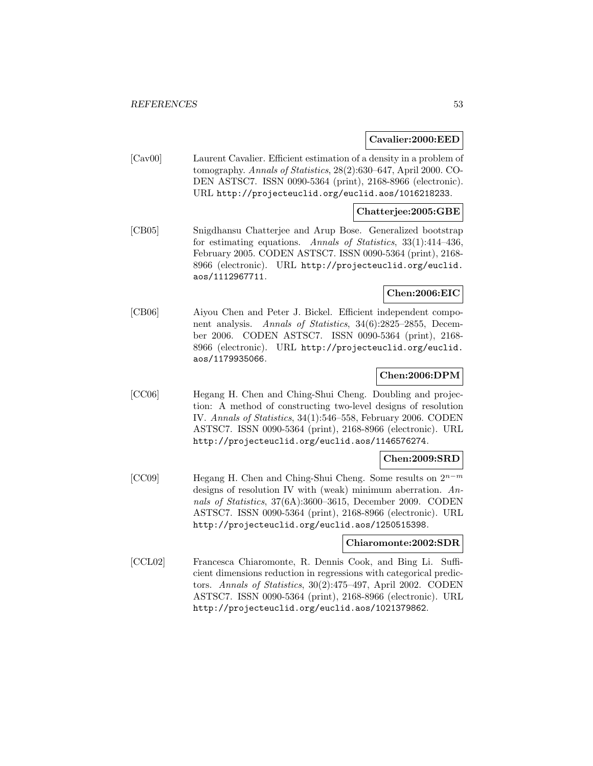**Cavalier:2000:EED**

[Cav00] Laurent Cavalier. Efficient estimation of a density in a problem of tomography. *Annals of Statistics*, 28(2):630–647, April 2000. CODEN ASTSC7. ISSN 0090-5364 (print), 2168-8966 (electronic). URL http://projecteuclid.org/euclid.aos/1016218233.

**Chatterjee:2005:GBE**

[CB05] Snigdhansu Chatterjee and Arup Bose. Generalized bootstrap for estimating equations. *Annals of Statistics*, 33(1):414–436, February 2005. CODEN ASTSC7. ISSN 0090-5364 (print), 2168-8966 (electronic). URL http://projecteuclid.org/euclid.aos/1112967711.

**Chen:2006:EIC**

[CB06] Aiyou Chen and Peter J. Bickel. Efficient independent component analysis. *Annals of Statistics*, 34(6):2825–2855, December 2006. CODEN ASTSC7. ISSN 0090-5364 (print), 2168-8966 (electronic). URL http://projecteuclid.org/euclid.aos/1179935066.

**Chen:2006:DPM**

[CC06] Hegang H. Chen and Ching-Shui Cheng. Doubling and projection: A method of constructing two-level designs of resolution IV. *Annals of Statistics*, 34(1):546–558, February 2006. CODEN ASTSC7. ISSN 0090-5364 (print), 2168-8966 (electronic). URL http://projecteuclid.org/euclid.aos/1146576274.

**Chen:2009:SRD**

[CC09] Hegang H. Chen and Ching-Shui Cheng. Some results on $2^{n-m}$ designs of resolution IV with (weak) minimum aberration. *Annals of Statistics*, 37(6A):3600–3615, December 2009. CODEN ASTSC7. ISSN 0090-5364 (print), 2168-8966 (electronic). URL http://projecteuclid.org/euclid.aos/1250515398.

**Chiaromonte:2002:SDR**

[CCL02] Francesca Chiaromonte, R. Dennis Cook, and Bing Li. Sufficient dimensions reduction in regressions with categorical predictors. *Annals of Statistics*, 30(2):475–497, April 2002. CODEN ASTSC7. ISSN 0090-5364 (print), 2168-8966 (electronic). URL http://projecteuclid.org/euclid.aos/1021379862.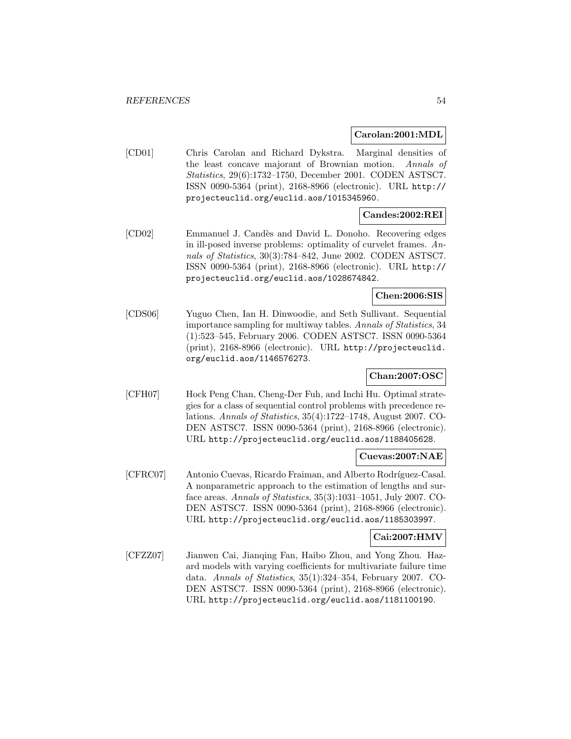**Carolan:2001:MDL**

[CD01] Chris Carolan and Richard Dykstra. Marginal densities of the least concave majorant of Brownian motion. *Annals of Statistics*, 29(6):1732–1750, December 2001. CODEN ASTSC7. ISSN 0090-5364 (print), 2168-8966 (electronic). URL http://projecteuclid.org/euclid.aos/1015345960.

**Candes:2002:REI**

[CD02] Emmanuel J. Candès and David L. Donoho. Recovering edges in ill-posed inverse problems: optimality of curvelet frames. *Annals of Statistics*, 30(3):784–842, June 2002. CODEN ASTSC7. ISSN 0090-5364 (print), 2168-8966 (electronic). URL http://projecteuclid.org/euclid.aos/1028674842.

**Chen:2006:SIS**

[CDS06] Yuguo Chen, Ian H. Dinwoodie, and Seth Sullivant. Sequential importance sampling for multiway tables. *Annals of Statistics*, 34 (1):523–545, February 2006. CODEN ASTSC7. ISSN 0090-5364 (print), 2168-8966 (electronic). URL http://projecteuclid.org/euclid.aos/1146576273.

**Chan:2007:OSC**

[CFH07] Hock Peng Chan, Cheng-Der Fuh, and Inchi Hu. Optimal strategies for a class of sequential control problems with precedence relations. *Annals of Statistics*, 35(4):1722–1748, August 2007. CODEN ASTSC7. ISSN 0090-5364 (print), 2168-8966 (electronic). URL http://projecteuclid.org/euclid.aos/1188405628.

**Cuevas:2007:NAE**

[CFRC07] Antonio Cuevas, Ricardo Fraiman, and Alberto Rodríguez-Casal. A nonparametric approach to the estimation of lengths and surface areas. *Annals of Statistics*, 35(3):1031–1051, July 2007. CODEN ASTSC7. ISSN 0090-5364 (print), 2168-8966 (electronic). URL http://projecteuclid.org/euclid.aos/1185303997.

**Cai:2007:HMV**

[CFZZ07] Jianwen Cai, Jianqing Fan, Haibo Zhou, and Yong Zhou. Hazard models with varying coefficients for multivariate failure time data. *Annals of Statistics*, 35(1):324–354, February 2007. CODEN ASTSC7. ISSN 0090-5364 (print), 2168-8966 (electronic). URL http://projecteuclid.org/euclid.aos/1181100190.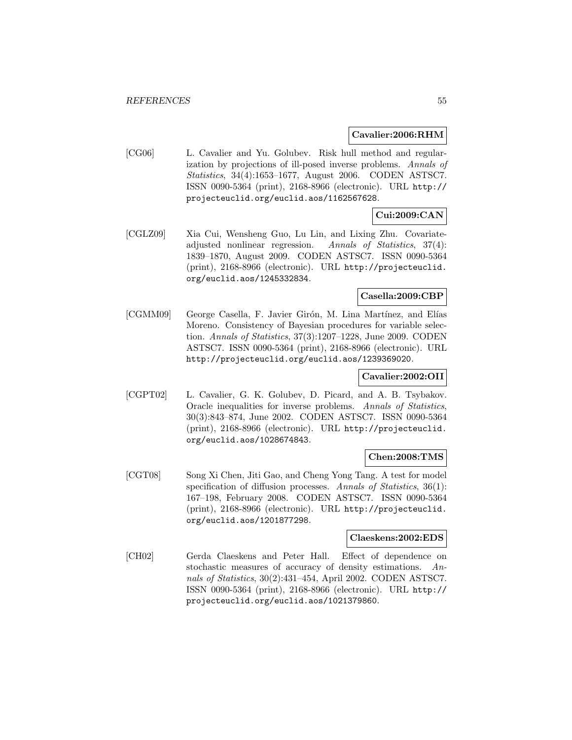**Cavalier:2006:RHM**

[CG06] L. Cavalier and Yu. Golubev. Risk hull method and regularization by projections of ill-posed inverse problems. *Annals of Statistics*, 34(4):1653–1677, August 2006. CODEN ASTSC7. ISSN 0090-5364 (print), 2168-8966 (electronic). URL http://projecteuclid.org/euclid.aos/1162567628.

**Cui:2009:CAN**

[CGLZ09] Xia Cui, Wensheng Guo, Lu Lin, and Lixing Zhu. Covariate-adjusted nonlinear regression. *Annals of Statistics*, 37(4): 1839–1870, August 2009. CODEN ASTSC7. ISSN 0090-5364 (print), 2168-8966 (electronic). URL http://projecteuclid.org/euclid.aos/1245332834.

**Casella:2009:CBP**

[CGMM09] George Casella, F. Javier Girón, M. Lina Martínez, and Elías Moreno. Consistency of Bayesian procedures for variable selection. *Annals of Statistics*, 37(3):1207–1228, June 2009. CODEN ASTSC7. ISSN 0090-5364 (print), 2168-8966 (electronic). URL http://projecteuclid.org/euclid.aos/1239369020.

**Cavalier:2002:OII**

[CGPT02] L. Cavalier, G. K. Golubev, D. Picard, and A. B. Tsybakov. Oracle inequalities for inverse problems. *Annals of Statistics*, 30(3):843–874, June 2002. CODEN ASTSC7. ISSN 0090-5364 (print), 2168-8966 (electronic). URL http://projecteuclid.org/euclid.aos/1028674843.

**Chen:2008:TMS**

[CGT08] Song Xi Chen, Jiti Gao, and Cheng Yong Tang. A test for model specification of diffusion processes. *Annals of Statistics*, 36(1): 167–198, February 2008. CODEN ASTSC7. ISSN 0090-5364 (print), 2168-8966 (electronic). URL http://projecteuclid.org/euclid.aos/1201877298.

**Claeskens:2002:EDS**

[CH02] Gerda Claeskens and Peter Hall. Effect of dependence on stochastic measures of accuracy of density estimations. *Annals of Statistics*, 30(2):431–454, April 2002. CODEN ASTSC7. ISSN 0090-5364 (print), 2168-8966 (electronic). URL http://projecteuclid.org/euclid.aos/1021379860.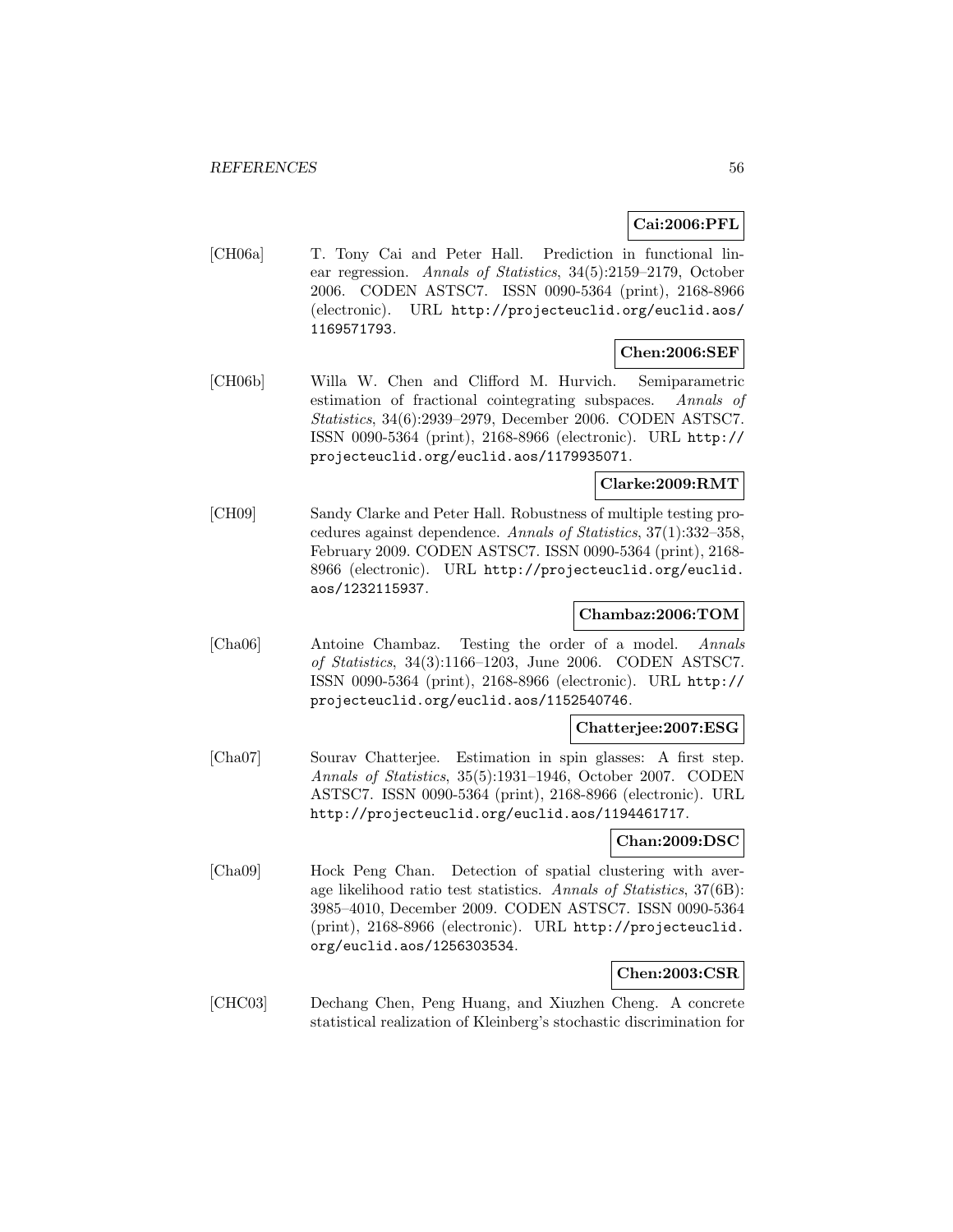**Cai:2006:PFL**

[CH06a] T. Tony Cai and Peter Hall. Prediction in functional linear regression. *Annals of Statistics*, 34(5):2159–2179, October 2006. CODEN ASTSC7. ISSN 0090-5364 (print), 2168-8966 (electronic). URL `http://projecteuclid.org/euclid.aos/1169571793`.

**Chen:2006:SEF**

[CH06b] Willa W. Chen and Clifford M. Hurvich. Semiparametric estimation of fractional cointegrating subspaces. *Annals of Statistics*, 34(6):2939–2979, December 2006. CODEN ASTSC7. ISSN 0090-5364 (print), 2168-8966 (electronic). URL `http://projecteuclid.org/euclid.aos/1179935071`.

**Clarke:2009:RMT**

[CH09] Sandy Clarke and Peter Hall. Robustness of multiple testing procedures against dependence. *Annals of Statistics*, 37(1):332–358, February 2009. CODEN ASTSC7. ISSN 0090-5364 (print), 2168-8966 (electronic). URL `http://projecteuclid.org/euclid.aos/1232115937`.

**Chambaz:2006:TOM**

[Cha06] Antoine Chambaz. Testing the order of a model. *Annals of Statistics*, 34(3):1166–1203, June 2006. CODEN ASTSC7. ISSN 0090-5364 (print), 2168-8966 (electronic). URL `http://projecteuclid.org/euclid.aos/1152540746`.

**Chatterjee:2007:ESG**

[Cha07] Sourav Chatterjee. Estimation in spin glasses: A first step. *Annals of Statistics*, 35(5):1931–1946, October 2007. CODEN ASTSC7. ISSN 0090-5364 (print), 2168-8966 (electronic). URL `http://projecteuclid.org/euclid.aos/1194461717`.

**Chan:2009:DSC**

[Cha09] Hock Peng Chan. Detection of spatial clustering with average likelihood ratio test statistics. *Annals of Statistics*, 37(6B): 3985–4010, December 2009. CODEN ASTSC7. ISSN 0090-5364 (print), 2168-8966 (electronic). URL `http://projecteuclid.org/euclid.aos/1256303534`.

**Chen:2003:CSR**

[CHC03] Dechang Chen, Peng Huang, and Xiuzhen Cheng. A concrete statistical realization of Kleinberg's stochastic discrimination for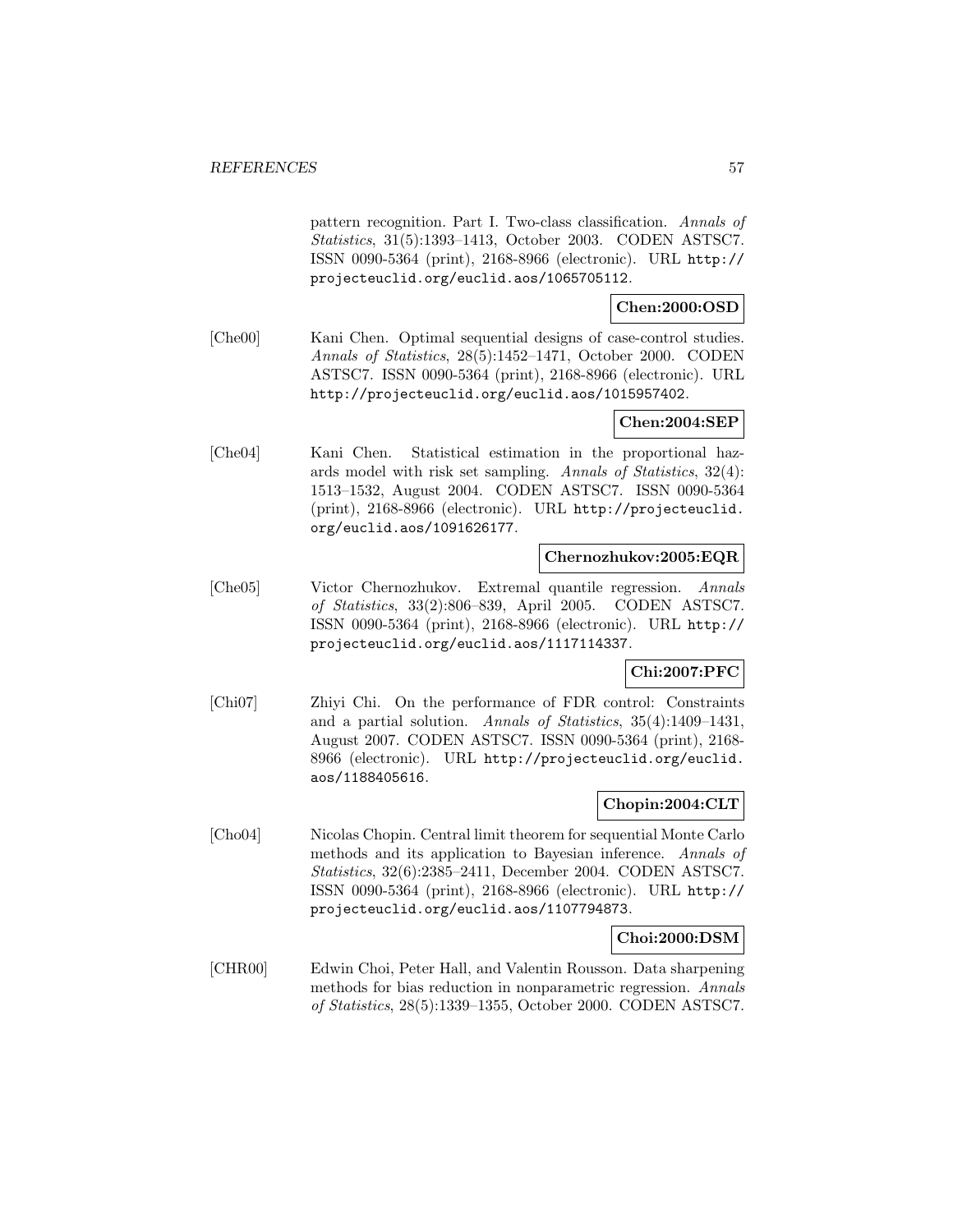pattern recognition. Part I. Two-class classification. *Annals of Statistics*, 31(5):1393–1413, October 2003. CODEN ASTSC7. ISSN 0090-5364 (print), 2168-8966 (electronic). URL http://projecteuclid.org/euclid.aos/1065705112.

**Chen:2000:OSD**

[Che00] Kani Chen. Optimal sequential designs of case-control studies. *Annals of Statistics*, 28(5):1452–1471, October 2000. CODEN ASTSC7. ISSN 0090-5364 (print), 2168-8966 (electronic). URL http://projecteuclid.org/euclid.aos/1015957402.

**Chen:2004:SEP**

[Che04] Kani Chen. Statistical estimation in the proportional hazards model with risk set sampling. *Annals of Statistics*, 32(4): 1513–1532, August 2004. CODEN ASTSC7. ISSN 0090-5364 (print), 2168-8966 (electronic). URL http://projecteuclid.org/euclid.aos/1091626177.

**Chernozhukov:2005:EQR**

[Che05] Victor Chernozhukov. Extremal quantile regression. *Annals of Statistics*, 33(2):806–839, April 2005. CODEN ASTSC7. ISSN 0090-5364 (print), 2168-8966 (electronic). URL http://projecteuclid.org/euclid.aos/1117114337.

**Chi:2007:PFC**

[Chi07] Zhiyi Chi. On the performance of FDR control: Constraints and a partial solution. *Annals of Statistics*, 35(4):1409–1431, August 2007. CODEN ASTSC7. ISSN 0090-5364 (print), 2168-8966 (electronic). URL http://projecteuclid.org/euclid.aos/1188405616.

**Chopin:2004:CLT**

[Cho04] Nicolas Chopin. Central limit theorem for sequential Monte Carlo methods and its application to Bayesian inference. *Annals of Statistics*, 32(6):2385–2411, December 2004. CODEN ASTSC7. ISSN 0090-5364 (print), 2168-8966 (electronic). URL http://projecteuclid.org/euclid.aos/1107794873.

**Choi:2000:DSM**

[CHR00] Edwin Choi, Peter Hall, and Valentin Rousson. Data sharpening methods for bias reduction in nonparametric regression. *Annals of Statistics*, 28(5):1339–1355, October 2000. CODEN ASTSC7.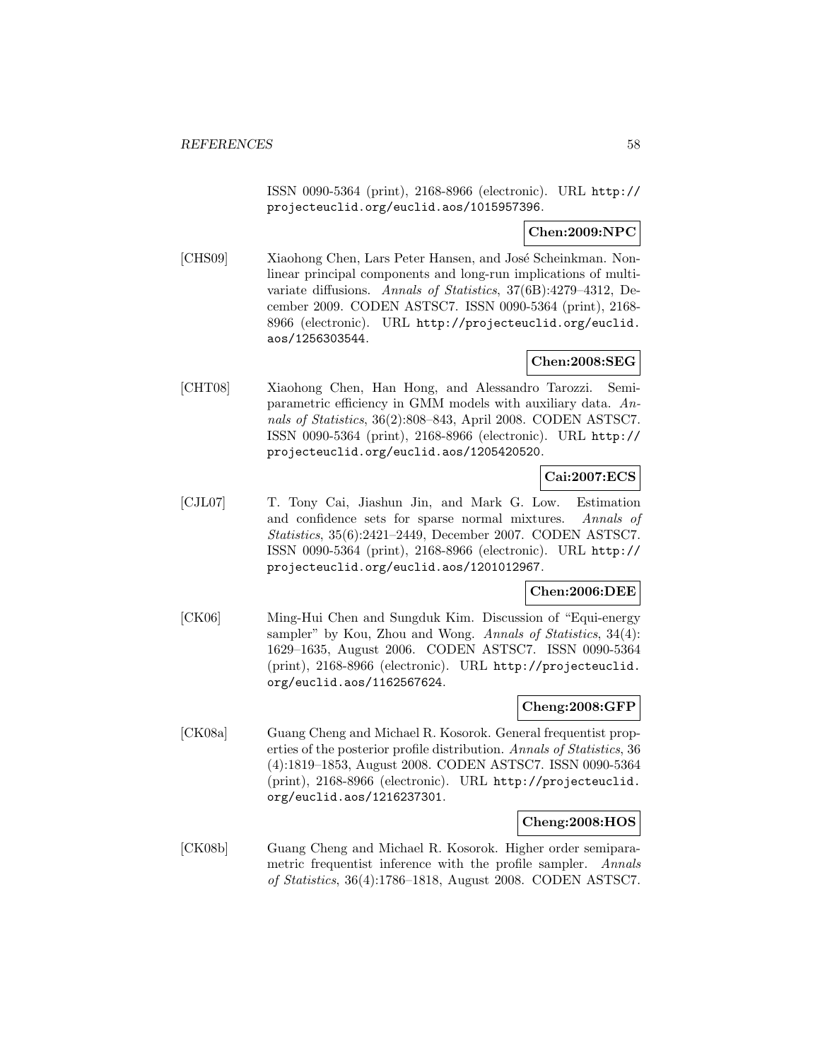ISSN 0090-5364 (print), 2168-8966 (electronic). URL http://projecteuclid.org/euclid.aos/1015957396.

**Chen:2009:NPC**

[CHS09] Xiaohong Chen, Lars Peter Hansen, and José Scheinkman. Nonlinear principal components and long-run implications of multivariate diffusions. *Annals of Statistics*, 37(6B):4279–4312, December 2009. CODEN ASTSC7. ISSN 0090-5364 (print), 2168-8966 (electronic). URL http://projecteuclid.org/euclid.aos/1256303544.

**Chen:2008:SEG**

[CHT08] Xiaohong Chen, Han Hong, and Alessandro Tarozzi. Semiparametric efficiency in GMM models with auxiliary data. *Annals of Statistics*, 36(2):808–843, April 2008. CODEN ASTSC7. ISSN 0090-5364 (print), 2168-8966 (electronic). URL http://projecteuclid.org/euclid.aos/1205420520.

**Cai:2007:ECS**

[CJL07] T. Tony Cai, Jiashun Jin, and Mark G. Low. Estimation and confidence sets for sparse normal mixtures. *Annals of Statistics*, 35(6):2421–2449, December 2007. CODEN ASTSC7. ISSN 0090-5364 (print), 2168-8966 (electronic). URL http://projecteuclid.org/euclid.aos/1201012967.

**Chen:2006:DEE**

[CK06] Ming-Hui Chen and Sungduk Kim. Discussion of "Equi-energy sampler" by Kou, Zhou and Wong. *Annals of Statistics*, 34(4):1629–1635, August 2006. CODEN ASTSC7. ISSN 0090-5364 (print), 2168-8966 (electronic). URL http://projecteuclid.org/euclid.aos/1162567624.

**Cheng:2008:GFP**

[CK08a] Guang Cheng and Michael R. Kosorok. General frequentist properties of the posterior profile distribution. *Annals of Statistics*, 36(4):1819–1853, August 2008. CODEN ASTSC7. ISSN 0090-5364 (print), 2168-8966 (electronic). URL http://projecteuclid.org/euclid.aos/1216237301.

**Cheng:2008:HOS**

[CK08b] Guang Cheng and Michael R. Kosorok. Higher order semiparametric frequentist inference with the profile sampler. *Annals of Statistics*, 36(4):1786–1818, August 2008. CODEN ASTSC7.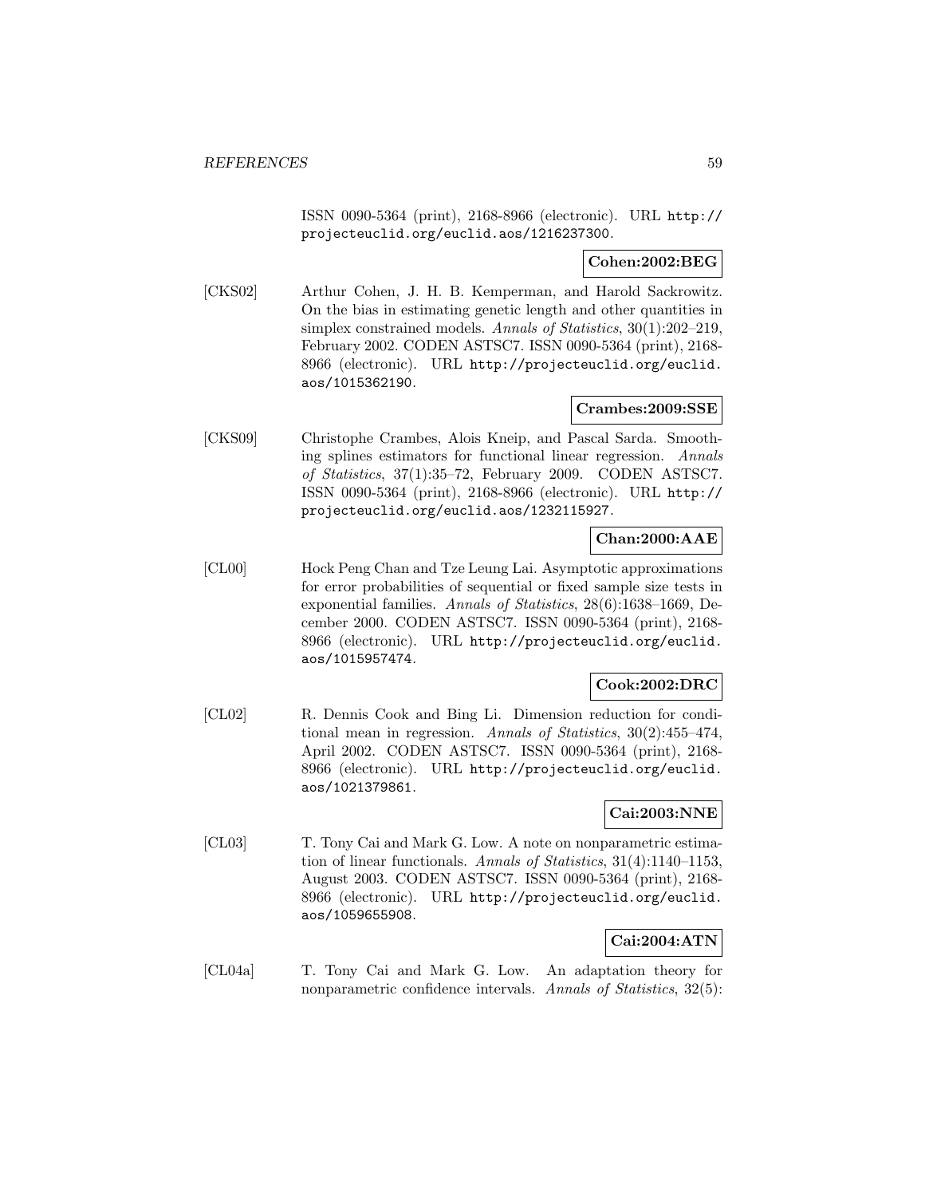ISSN 0090-5364 (print), 2168-8966 (electronic). URL http://projecteuclid.org/euclid.aos/1216237300.

**Cohen:2002:BEG**

[CKS02] Arthur Cohen, J. H. B. Kemperman, and Harold Sackrowitz. On the bias in estimating genetic length and other quantities in simplex constrained models. *Annals of Statistics*, 30(1):202–219, February 2002. CODEN ASTSC7. ISSN 0090-5364 (print), 2168-8966 (electronic). URL http://projecteuclid.org/euclid.aos/1015362190.

**Crambes:2009:SSE**

[CKS09] Christophe Crambes, Alois Kneip, and Pascal Sarda. Smoothing splines estimators for functional linear regression. *Annals of Statistics*, 37(1):35–72, February 2009. CODEN ASTSC7. ISSN 0090-5364 (print), 2168-8966 (electronic). URL http://projecteuclid.org/euclid.aos/1232115927.

**Chan:2000:AAE**

[CL00] Hock Peng Chan and Tze Leung Lai. Asymptotic approximations for error probabilities of sequential or fixed sample size tests in exponential families. *Annals of Statistics*, 28(6):1638–1669, December 2000. CODEN ASTSC7. ISSN 0090-5364 (print), 2168-8966 (electronic). URL http://projecteuclid.org/euclid.aos/1015957474.

**Cook:2002:DRC**

[CL02] R. Dennis Cook and Bing Li. Dimension reduction for conditional mean in regression. *Annals of Statistics*, 30(2):455–474, April 2002. CODEN ASTSC7. ISSN 0090-5364 (print), 2168-8966 (electronic). URL http://projecteuclid.org/euclid.aos/1021379861.

**Cai:2003:NNE**

[CL03] T. Tony Cai and Mark G. Low. A note on nonparametric estimation of linear functionals. *Annals of Statistics*, 31(4):1140–1153, August 2003. CODEN ASTSC7. ISSN 0090-5364 (print), 2168-8966 (electronic). URL http://projecteuclid.org/euclid.aos/1059655908.

**Cai:2004:ATN**

[CL04a] T. Tony Cai and Mark G. Low. An adaptation theory for nonparametric confidence intervals. *Annals of Statistics*, 32(5):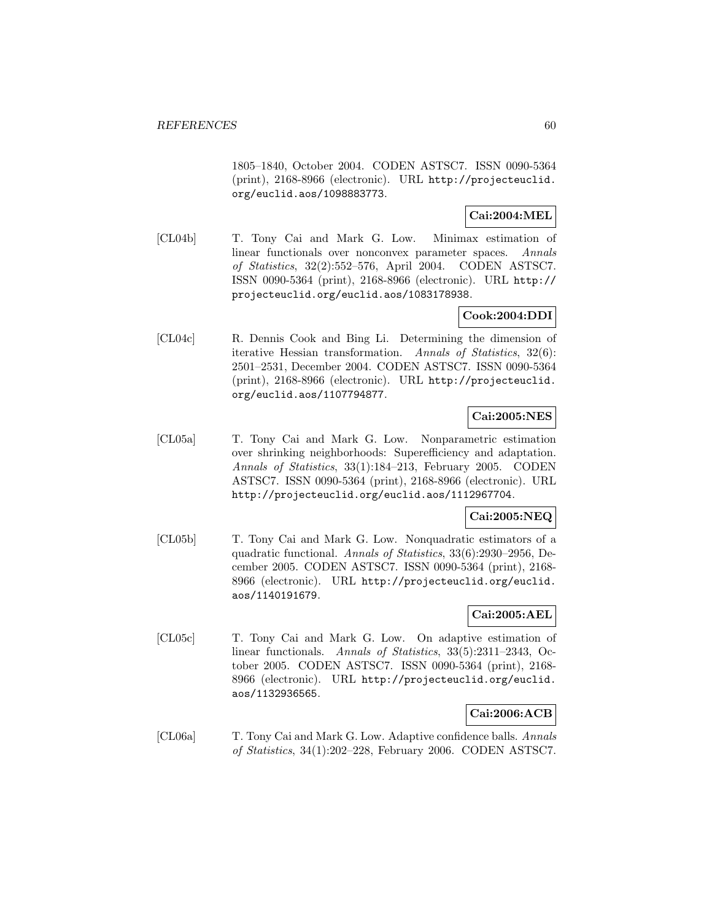1805–1840, October 2004. CODEN ASTSC7. ISSN 0090-5364 (print), 2168-8966 (electronic). URL http://projecteuclid.org/euclid.aos/1098883773.

**Cai:2004:MEL**

[CL04b] T. Tony Cai and Mark G. Low. Minimax estimation of linear functionals over nonconvex parameter spaces. *Annals of Statistics*, 32(2):552–576, April 2004. CODEN ASTSC7. ISSN 0090-5364 (print), 2168-8966 (electronic). URL http://projecteuclid.org/euclid.aos/1083178938.

**Cook:2004:DDI**

[CL04c] R. Dennis Cook and Bing Li. Determining the dimension of iterative Hessian transformation. *Annals of Statistics*, 32(6): 2501–2531, December 2004. CODEN ASTSC7. ISSN 0090-5364 (print), 2168-8966 (electronic). URL http://projecteuclid.org/euclid.aos/1107794877.

**Cai:2005:NES**

[CL05a] T. Tony Cai and Mark G. Low. Nonparametric estimation over shrinking neighborhoods: Superefficiency and adaptation. *Annals of Statistics*, 33(1):184–213, February 2005. CODEN ASTSC7. ISSN 0090-5364 (print), 2168-8966 (electronic). URL http://projecteuclid.org/euclid.aos/1112967704.

**Cai:2005:NEQ**

[CL05b] T. Tony Cai and Mark G. Low. Nonquadratic estimators of a quadratic functional. *Annals of Statistics*, 33(6):2930–2956, December 2005. CODEN ASTSC7. ISSN 0090-5364 (print), 2168-8966 (electronic). URL http://projecteuclid.org/euclid.aos/1140191679.

**Cai:2005:AEL**

[CL05c] T. Tony Cai and Mark G. Low. On adaptive estimation of linear functionals. *Annals of Statistics*, 33(5):2311–2343, October 2005. CODEN ASTSC7. ISSN 0090-5364 (print), 2168-8966 (electronic). URL http://projecteuclid.org/euclid.aos/1132936565.

**Cai:2006:ACB**

[CL06a] T. Tony Cai and Mark G. Low. Adaptive confidence balls. *Annals of Statistics*, 34(1):202–228, February 2006. CODEN ASTSC7.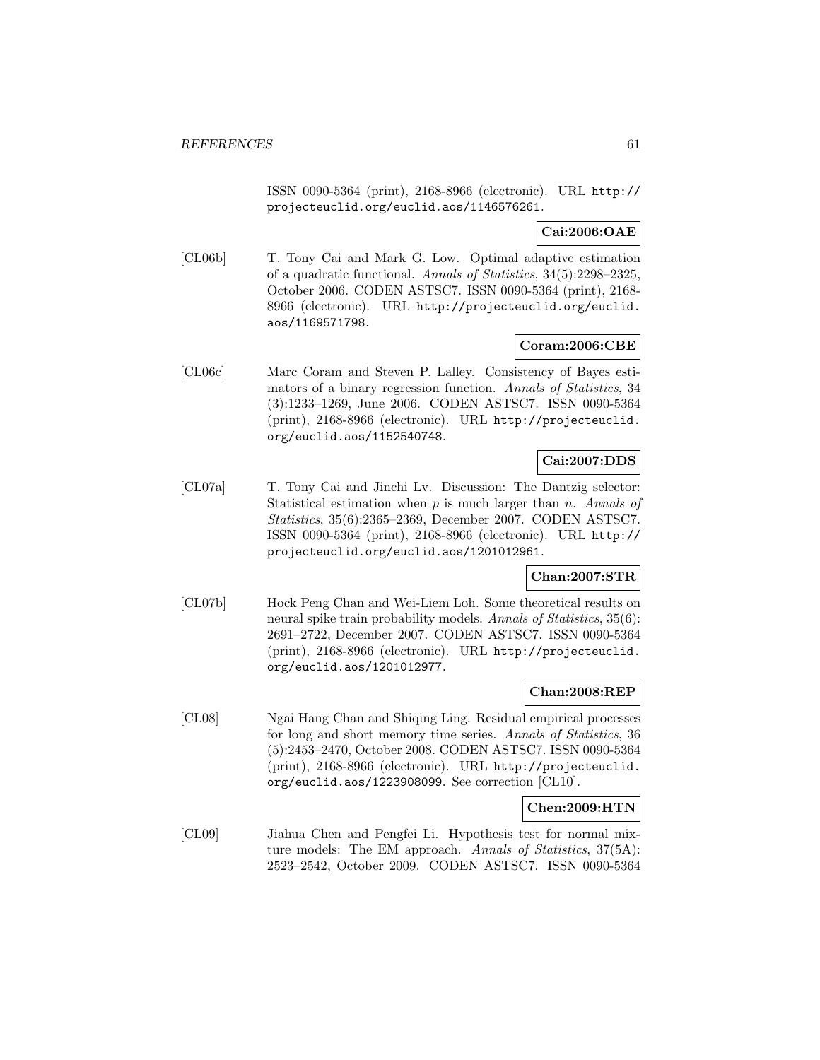ISSN 0090-5364 (print), 2168-8966 (electronic). URL http://projecteuclid.org/euclid.aos/1146576261.

**Cai:2006:OAE**

[CL06b] T. Tony Cai and Mark G. Low. Optimal adaptive estimation of a quadratic functional. *Annals of Statistics*, 34(5):2298–2325, October 2006. CODEN ASTSC7. ISSN 0090-5364 (print), 2168-8966 (electronic). URL http://projecteuclid.org/euclid.aos/1169571798.

**Coram:2006:CBE**

[CL06c] Marc Coram and Steven P. Lalley. Consistency of Bayes estimators of a binary regression function. *Annals of Statistics*, 34 (3):1233–1269, June 2006. CODEN ASTSC7. ISSN 0090-5364 (print), 2168-8966 (electronic). URL http://projecteuclid.org/euclid.aos/1152540748.

**Cai:2007:DDS**

[CL07a] T. Tony Cai and Jinchi Lv. Discussion: The Dantzig selector: Statistical estimation when $p$ is much larger than $n$. *Annals of Statistics*, 35(6):2365–2369, December 2007. CODEN ASTSC7. ISSN 0090-5364 (print), 2168-8966 (electronic). URL http://projecteuclid.org/euclid.aos/1201012961.

**Chan:2007:STR**

[CL07b] Hock Peng Chan and Wei-Liem Loh. Some theoretical results on neural spike train probability models. *Annals of Statistics*, 35(6): 2691–2722, December 2007. CODEN ASTSC7. ISSN 0090-5364 (print), 2168-8966 (electronic). URL http://projecteuclid.org/euclid.aos/1201012977.

**Chan:2008:REP**

[CL08] Ngai Hang Chan and Shiqing Ling. Residual empirical processes for long and short memory time series. *Annals of Statistics*, 36 (5):2453–2470, October 2008. CODEN ASTSC7. ISSN 0090-5364 (print), 2168-8966 (electronic). URL http://projecteuclid.org/euclid.aos/1223908099. See correction [CL10].

**Chen:2009:HTN**

[CL09] Jiahua Chen and Pengfei Li. Hypothesis test for normal mixture models: The EM approach. *Annals of Statistics*, 37(5A): 2523–2542, October 2009. CODEN ASTSC7. ISSN 0090-5364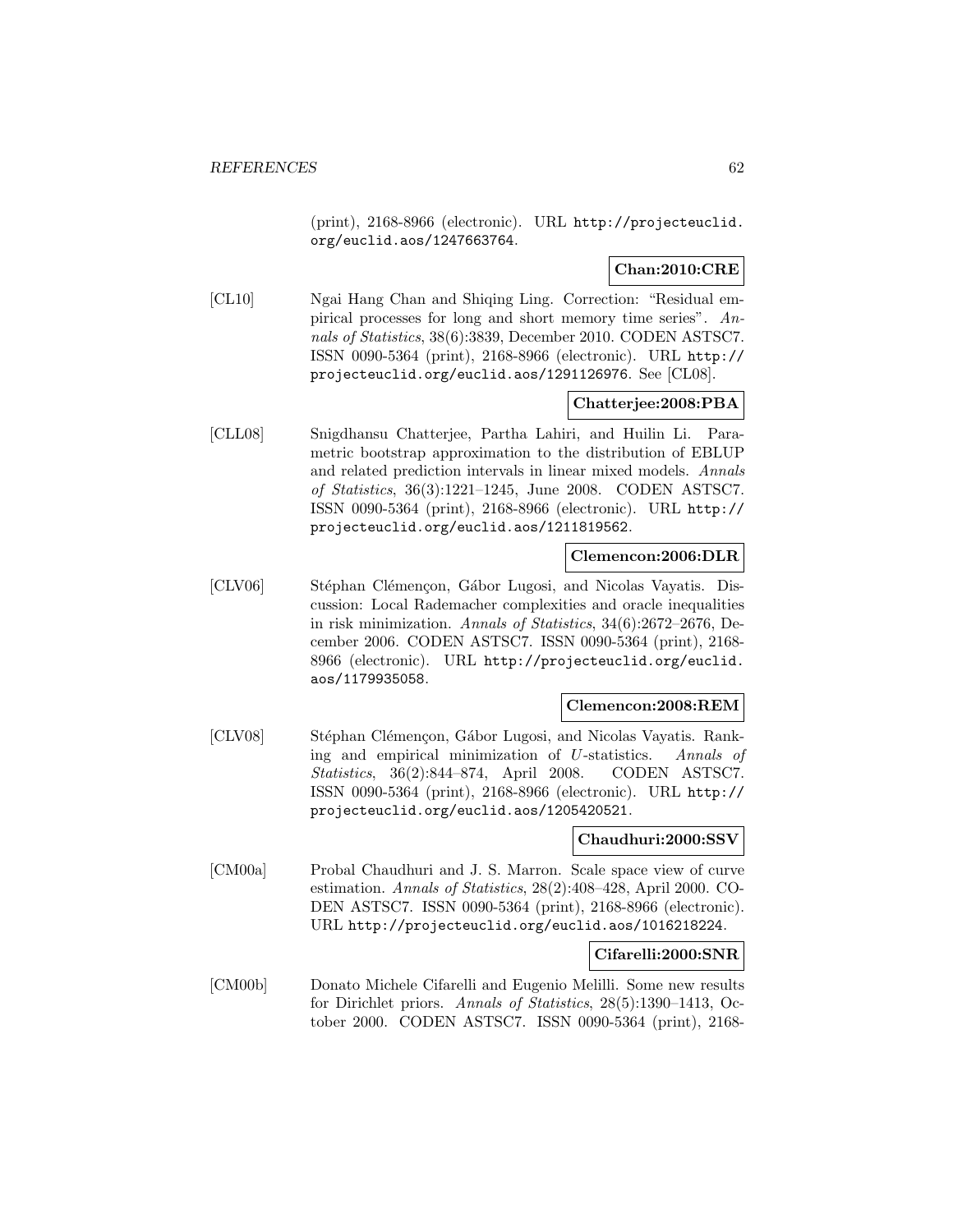(print), 2168-8966 (electronic). URL http://projecteuclid.org/euclid.aos/1247663764.

**Chan:2010:CRE**

[CL10] Ngai Hang Chan and Shiqing Ling. Correction: "Residual empirical processes for long and short memory time series". *Annals of Statistics*, 38(6):3839, December 2010. CODEN ASTSC7. ISSN 0090-5364 (print), 2168-8966 (electronic). URL http://projecteuclid.org/euclid.aos/1291126976. See [CL08].

**Chatterjee:2008:PBA**

[CLL08] Snigdhansu Chatterjee, Partha Lahiri, and Huilin Li. Parametric bootstrap approximation to the distribution of EBLUP and related prediction intervals in linear mixed models. *Annals of Statistics*, 36(3):1221–1245, June 2008. CODEN ASTSC7. ISSN 0090-5364 (print), 2168-8966 (electronic). URL http://projecteuclid.org/euclid.aos/1211819562.

**Clemencon:2006:DLR**

[CLV06] Stéphan Clémençon, Gábor Lugosi, and Nicolas Vayatis. Discussion: Local Rademacher complexities and oracle inequalities in risk minimization. *Annals of Statistics*, 34(6):2672–2676, December 2006. CODEN ASTSC7. ISSN 0090-5364 (print), 2168-8966 (electronic). URL http://projecteuclid.org/euclid.aos/1179935058.

**Clemencon:2008:REM**

[CLV08] Stéphan Clémençon, Gábor Lugosi, and Nicolas Vayatis. Ranking and empirical minimization of $U$-statistics. *Annals of Statistics*, 36(2):844–874, April 2008. CODEN ASTSC7. ISSN 0090-5364 (print), 2168-8966 (electronic). URL http://projecteuclid.org/euclid.aos/1205420521.

**Chaudhuri:2000:SSV**

[CM00a] Probal Chaudhuri and J. S. Marron. Scale space view of curve estimation. *Annals of Statistics*, 28(2):408–428, April 2000. CODEN ASTSC7. ISSN 0090-5364 (print), 2168-8966 (electronic). URL http://projecteuclid.org/euclid.aos/1016218224.

**Cifarelli:2000:SNR**

[CM00b] Donato Michele Cifarelli and Eugenio Melilli. Some new results for Dirichlet priors. *Annals of Statistics*, 28(5):1390–1413, October 2000. CODEN ASTSC7. ISSN 0090-5364 (print), 2168-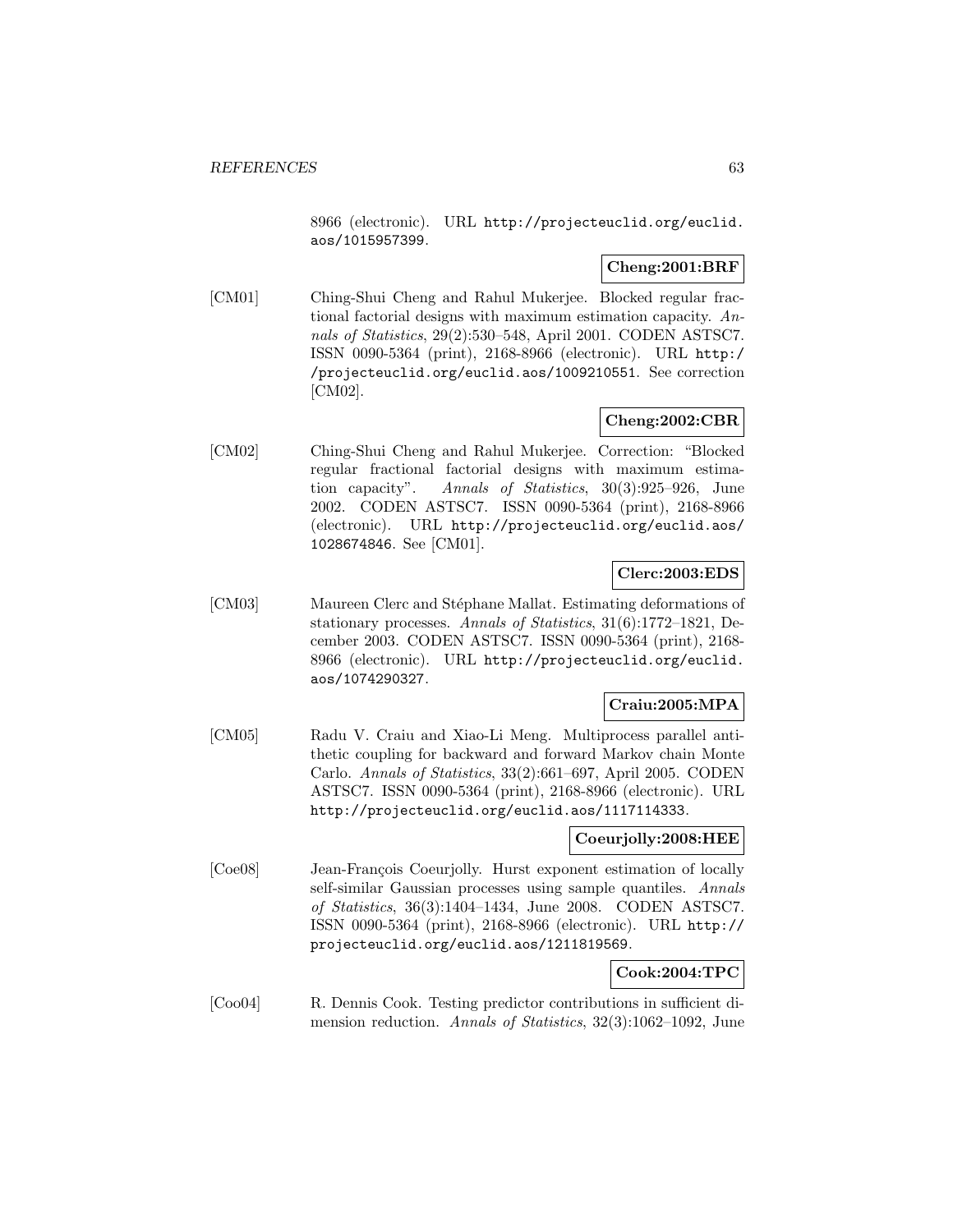8966 (electronic). URL http://projecteuclid.org/euclid.aos/1015957399.

**Cheng:2001:BRF**

[CM01] Ching-Shui Cheng and Rahul Mukerjee. Blocked regular fractional factorial designs with maximum estimation capacity. *Annals of Statistics*, 29(2):530–548, April 2001. CODEN ASTSC7. ISSN 0090-5364 (print), 2168-8966 (electronic). URL http://projecteuclid.org/euclid.aos/1009210551. See correction [CM02].

**Cheng:2002:CBR**

[CM02] Ching-Shui Cheng and Rahul Mukerjee. Correction: "Blocked regular fractional factorial designs with maximum estimation capacity". *Annals of Statistics*, 30(3):925–926, June 2002. CODEN ASTSC7. ISSN 0090-5364 (print), 2168-8966 (electronic). URL http://projecteuclid.org/euclid.aos/1028674846. See [CM01].

**Clerc:2003:EDS**

[CM03] Maureen Clerc and Stéphane Mallat. Estimating deformations of stationary processes. *Annals of Statistics*, 31(6):1772–1821, December 2003. CODEN ASTSC7. ISSN 0090-5364 (print), 2168-8966 (electronic). URL http://projecteuclid.org/euclid.aos/1074290327.

**Craiu:2005:MPA**

[CM05] Radu V. Craiu and Xiao-Li Meng. Multiprocess parallel antithetic coupling for backward and forward Markov chain Monte Carlo. *Annals of Statistics*, 33(2):661–697, April 2005. CODEN ASTSC7. ISSN 0090-5364 (print), 2168-8966 (electronic). URL http://projecteuclid.org/euclid.aos/1117114333.

**Coeurjolly:2008:HEE**

[Coe08] Jean-François Coeurjolly. Hurst exponent estimation of locally self-similar Gaussian processes using sample quantiles. *Annals of Statistics*, 36(3):1404–1434, June 2008. CODEN ASTSC7. ISSN 0090-5364 (print), 2168-8966 (electronic). URL http://projecteuclid.org/euclid.aos/1211819569.

**Cook:2004:TPC**

[Coo04] R. Dennis Cook. Testing predictor contributions in sufficient dimension reduction. *Annals of Statistics*, 32(3):1062–1092, June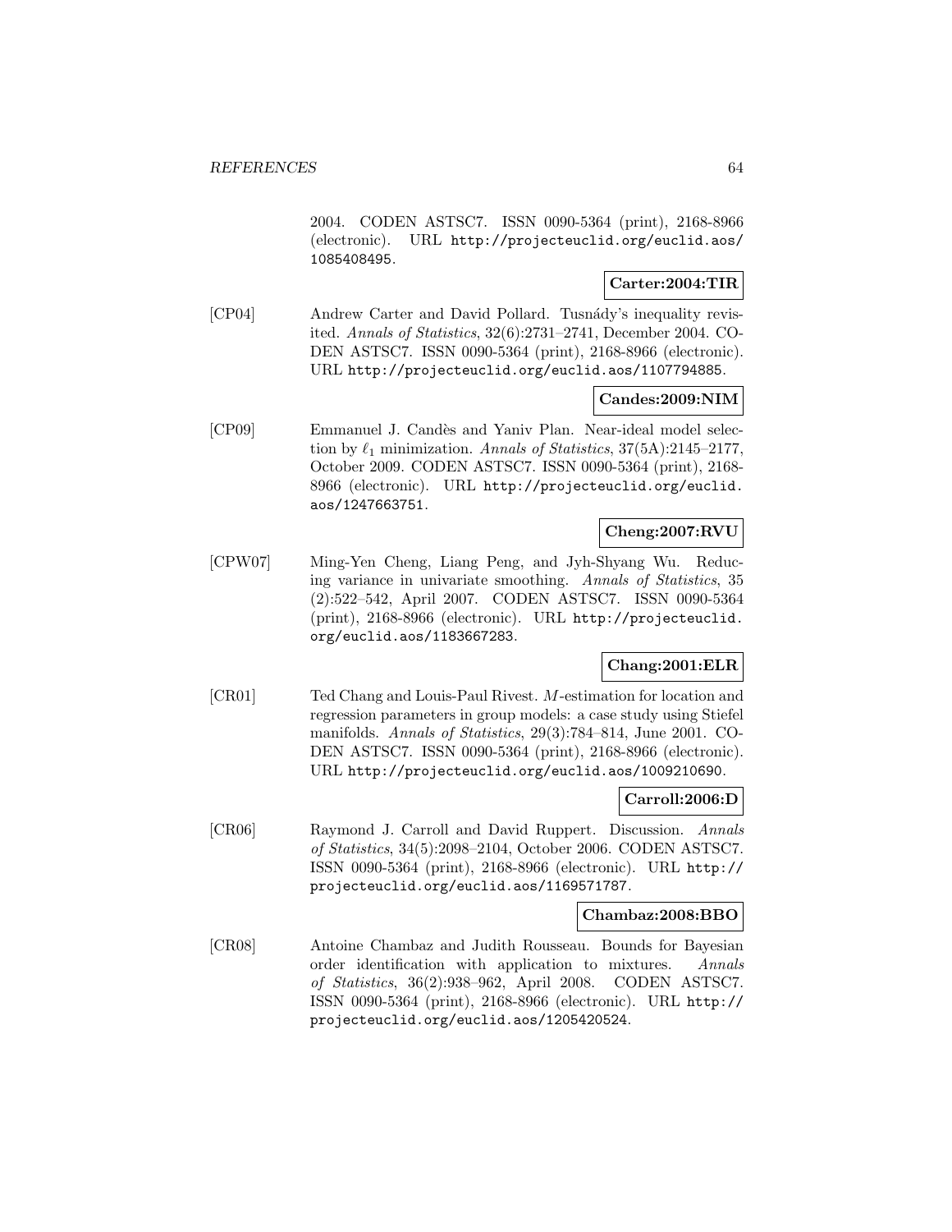2004. CODEN ASTSC7. ISSN 0090-5364 (print), 2168-8966 (electronic). URL http://projecteuclid.org/euclid.aos/1085408495.

**Carter:2004:TIR**

[CP04] Andrew Carter and David Pollard. Tusnády's inequality revisited. *Annals of Statistics*, 32(6):2731–2741, December 2004. CODEN ASTSC7. ISSN 0090-5364 (print), 2168-8966 (electronic). URL http://projecteuclid.org/euclid.aos/1107794885.

**Candes:2009:NIM**

[CP09] Emmanuel J. Candès and Yaniv Plan. Near-ideal model selection by $\ell_1$ minimization. *Annals of Statistics*, 37(5A):2145–2177, October 2009. CODEN ASTSC7. ISSN 0090-5364 (print), 2168-8966 (electronic). URL http://projecteuclid.org/euclid.aos/1247663751.

**Cheng:2007:RVU**

[CPW07] Ming-Yen Cheng, Liang Peng, and Jyh-Shyang Wu. Reducing variance in univariate smoothing. *Annals of Statistics*, 35 (2):522–542, April 2007. CODEN ASTSC7. ISSN 0090-5364 (print), 2168-8966 (electronic). URL http://projecteuclid.org/euclid.aos/1183667283.

**Chang:2001:ELR**

[CR01] Ted Chang and Louis-Paul Rivest. $M$-estimation for location and regression parameters in group models: a case study using Stiefel manifolds. *Annals of Statistics*, 29(3):784–814, June 2001. CODEN ASTSC7. ISSN 0090-5364 (print), 2168-8966 (electronic). URL http://projecteuclid.org/euclid.aos/1009210690.

**Carroll:2006:D**

[CR06] Raymond J. Carroll and David Ruppert. Discussion. *Annals of Statistics*, 34(5):2098–2104, October 2006. CODEN ASTSC7. ISSN 0090-5364 (print), 2168-8966 (electronic). URL http://projecteuclid.org/euclid.aos/1169571787.

**Chambaz:2008:BBO**

[CR08] Antoine Chambaz and Judith Rousseau. Bounds for Bayesian order identification with application to mixtures. *Annals of Statistics*, 36(2):938–962, April 2008. CODEN ASTSC7. ISSN 0090-5364 (print), 2168-8966 (electronic). URL http://projecteuclid.org/euclid.aos/1205420524.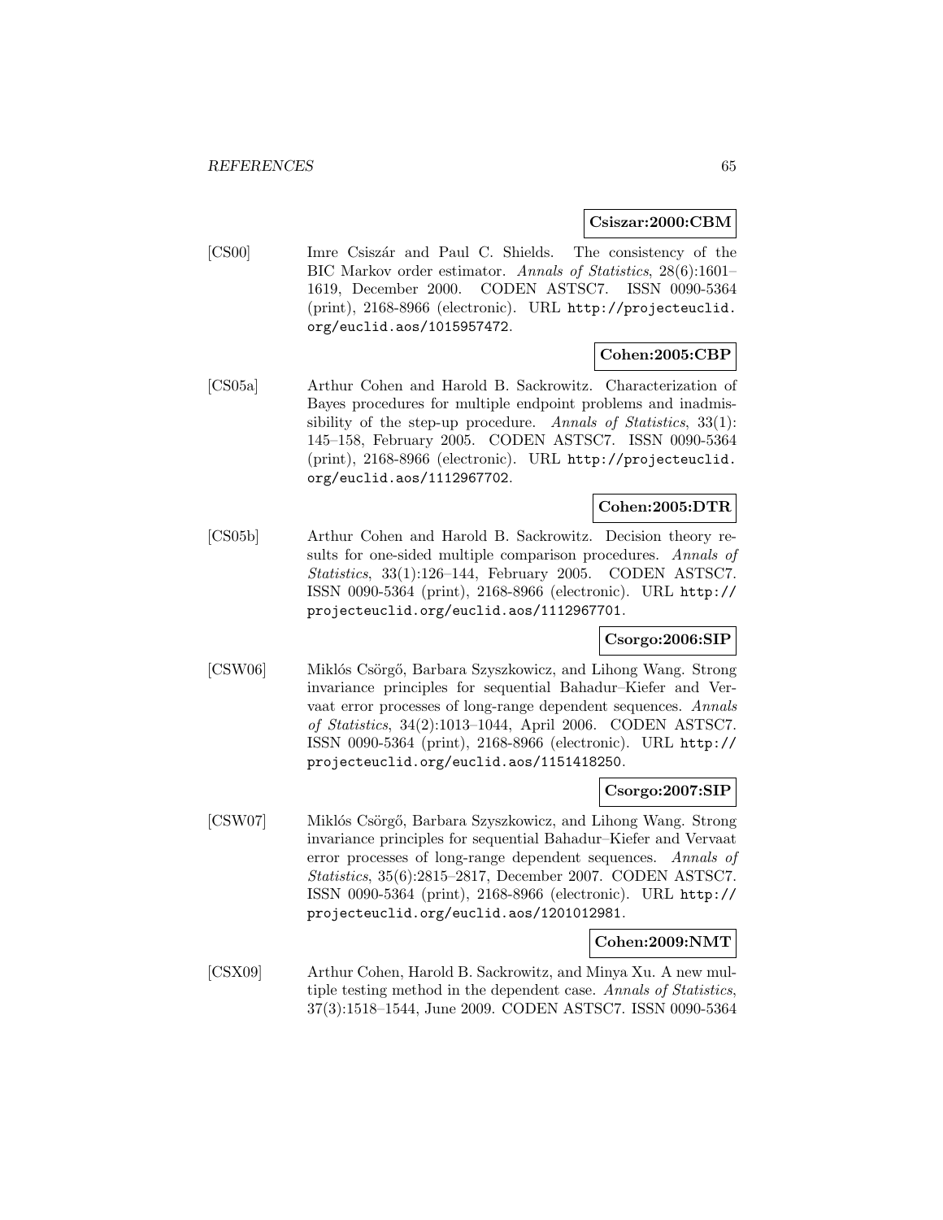**Csiszar:2000:CBM**

[CS00] Imre Csiszár and Paul C. Shields. The consistency of the BIC Markov order estimator. *Annals of Statistics*, 28(6):1601–1619, December 2000. CODEN ASTSC7. ISSN 0090-5364 (print), 2168-8966 (electronic). URL http://projecteuclid.org/euclid.aos/1015957472.

**Cohen:2005:CBP**

[CS05a] Arthur Cohen and Harold B. Sackrowitz. Characterization of Bayes procedures for multiple endpoint problems and inadmissibility of the step-up procedure. *Annals of Statistics*, 33(1): 145–158, February 2005. CODEN ASTSC7. ISSN 0090-5364 (print), 2168-8966 (electronic). URL http://projecteuclid.org/euclid.aos/1112967702.

**Cohen:2005:DTR**

[CS05b] Arthur Cohen and Harold B. Sackrowitz. Decision theory results for one-sided multiple comparison procedures. *Annals of Statistics*, 33(1):126–144, February 2005. CODEN ASTSC7. ISSN 0090-5364 (print), 2168-8966 (electronic). URL http://projecteuclid.org/euclid.aos/1112967701.

**Csorgo:2006:SIP**

[CSW06] Miklós Csörgő, Barbara Szyszkowicz, and Lihong Wang. Strong invariance principles for sequential Bahadur–Kiefer and Vervaat error processes of long-range dependent sequences. *Annals of Statistics*, 34(2):1013–1044, April 2006. CODEN ASTSC7. ISSN 0090-5364 (print), 2168-8966 (electronic). URL http://projecteuclid.org/euclid.aos/1151418250.

**Csorgo:2007:SIP**

[CSW07] Miklós Csörgő, Barbara Szyszkowicz, and Lihong Wang. Strong invariance principles for sequential Bahadur–Kiefer and Vervaat error processes of long-range dependent sequences. *Annals of Statistics*, 35(6):2815–2817, December 2007. CODEN ASTSC7. ISSN 0090-5364 (print), 2168-8966 (electronic). URL http://projecteuclid.org/euclid.aos/1201012981.

**Cohen:2009:NMT**

[CSX09] Arthur Cohen, Harold B. Sackrowitz, and Minya Xu. A new multiple testing method in the dependent case. *Annals of Statistics*, 37(3):1518–1544, June 2009. CODEN ASTSC7. ISSN 0090-5364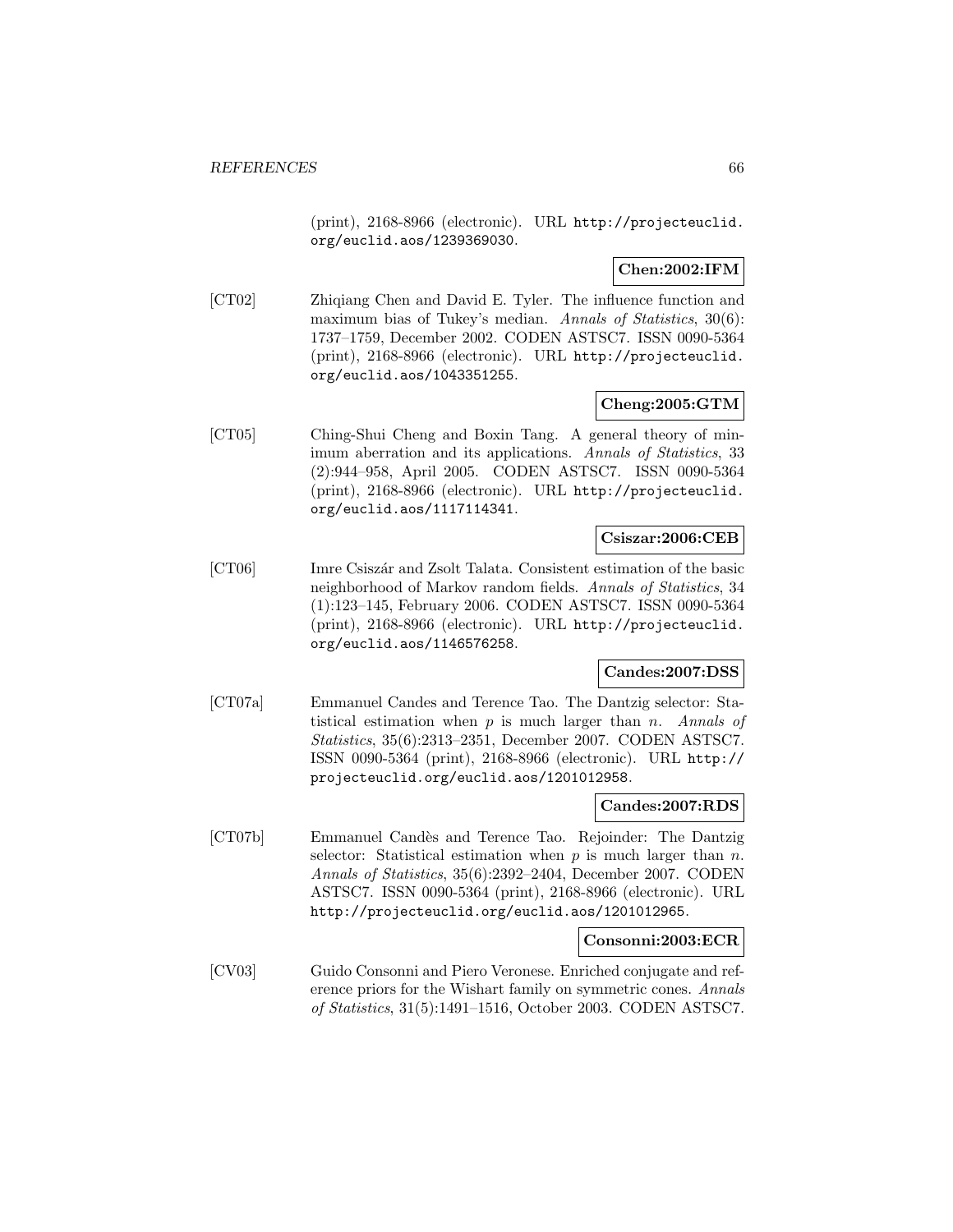(print), 2168-8966 (electronic). URL http://projecteuclid.org/euclid.aos/1239369030.

**Chen:2002:IFM**

[CT02] Zhiqiang Chen and David E. Tyler. The influence function and maximum bias of Tukey's median. *Annals of Statistics*, 30(6): 1737–1759, December 2002. CODEN ASTSC7. ISSN 0090-5364 (print), 2168-8966 (electronic). URL http://projecteuclid.org/euclid.aos/1043351255.

**Cheng:2005:GTM**

[CT05] Ching-Shui Cheng and Boxin Tang. A general theory of minimum aberration and its applications. *Annals of Statistics*, 33 (2):944–958, April 2005. CODEN ASTSC7. ISSN 0090-5364 (print), 2168-8966 (electronic). URL http://projecteuclid.org/euclid.aos/1117114341.

**Csiszar:2006:CEB**

[CT06] Imre Csiszár and Zsolt Talata. Consistent estimation of the basic neighborhood of Markov random fields. *Annals of Statistics*, 34 (1):123–145, February 2006. CODEN ASTSC7. ISSN 0090-5364 (print), 2168-8966 (electronic). URL http://projecteuclid.org/euclid.aos/1146576258.

**Candes:2007:DSS**

[CT07a] Emmanuel Candes and Terence Tao. The Dantzig selector: Statistical estimation when $p$ is much larger than $n$. *Annals of Statistics*, 35(6):2313–2351, December 2007. CODEN ASTSC7. ISSN 0090-5364 (print), 2168-8966 (electronic). URL http://projecteuclid.org/euclid.aos/1201012958.

**Candes:2007:RDS**

[CT07b] Emmanuel Candès and Terence Tao. Rejoinder: The Dantzig selector: Statistical estimation when $p$ is much larger than $n$. *Annals of Statistics*, 35(6):2392–2404, December 2007. CODEN ASTSC7. ISSN 0090-5364 (print), 2168-8966 (electronic). URL http://projecteuclid.org/euclid.aos/1201012965.

**Consonni:2003:ECR**

[CV03] Guido Consonni and Piero Veronese. Enriched conjugate and reference priors for the Wishart family on symmetric cones. *Annals of Statistics*, 31(5):1491–1516, October 2003. CODEN ASTSC7.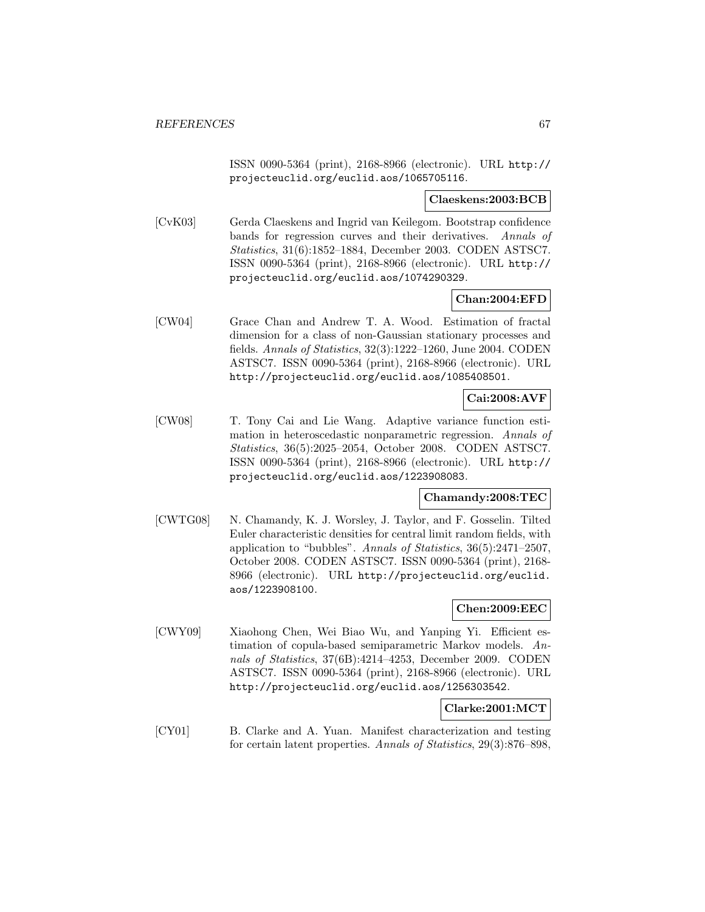ISSN 0090-5364 (print), 2168-8966 (electronic). URL http://projecteuclid.org/euclid.aos/1065705116.

**Claeskens:2003:BCB**

[CvK03] Gerda Claeskens and Ingrid van Keilegom. Bootstrap confidence bands for regression curves and their derivatives. *Annals of Statistics*, 31(6):1852–1884, December 2003. CODEN ASTSC7. ISSN 0090-5364 (print), 2168-8966 (electronic). URL http://projecteuclid.org/euclid.aos/1074290329.

**Chan:2004:EFD**

[CW04] Grace Chan and Andrew T. A. Wood. Estimation of fractal dimension for a class of non-Gaussian stationary processes and fields. *Annals of Statistics*, 32(3):1222–1260, June 2004. CODEN ASTSC7. ISSN 0090-5364 (print), 2168-8966 (electronic). URL http://projecteuclid.org/euclid.aos/1085408501.

**Cai:2008:AVF**

[CW08] T. Tony Cai and Lie Wang. Adaptive variance function estimation in heteroscedastic nonparametric regression. *Annals of Statistics*, 36(5):2025–2054, October 2008. CODEN ASTSC7. ISSN 0090-5364 (print), 2168-8966 (electronic). URL http://projecteuclid.org/euclid.aos/1223908083.

**Chamandy:2008:TEC**

[CWTG08] N. Chamandy, K. J. Worsley, J. Taylor, and F. Gosselin. Tilted Euler characteristic densities for central limit random fields, with application to "bubbles". *Annals of Statistics*, 36(5):2471–2507, October 2008. CODEN ASTSC7. ISSN 0090-5364 (print), 2168-8966 (electronic). URL http://projecteuclid.org/euclid.aos/1223908100.

**Chen:2009:EEC**

[CWY09] Xiaohong Chen, Wei Biao Wu, and Yanping Yi. Efficient estimation of copula-based semiparametric Markov models. *Annals of Statistics*, 37(6B):4214–4253, December 2009. CODEN ASTSC7. ISSN 0090-5364 (print), 2168-8966 (electronic). URL http://projecteuclid.org/euclid.aos/1256303542.

**Clarke:2001:MCT**

[CY01] B. Clarke and A. Yuan. Manifest characterization and testing for certain latent properties. *Annals of Statistics*, 29(3):876–898,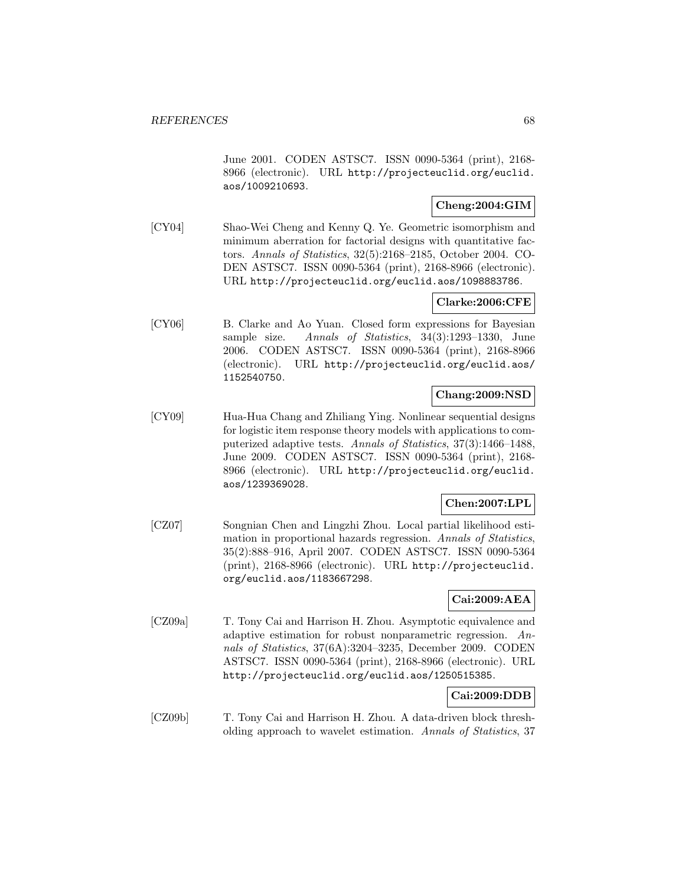June 2001. CODEN ASTSC7. ISSN 0090-5364 (print), 2168-8966 (electronic). URL http://projecteuclid.org/euclid.aos/1009210693.

**Cheng:2004:GIM**

[CY04] Shao-Wei Cheng and Kenny Q. Ye. Geometric isomorphism and minimum aberration for factorial designs with quantitative factors. *Annals of Statistics*, 32(5):2168–2185, October 2004. CODEN ASTSC7. ISSN 0090-5364 (print), 2168-8966 (electronic). URL http://projecteuclid.org/euclid.aos/1098883786.

**Clarke:2006:CFE**

[CY06] B. Clarke and Ao Yuan. Closed form expressions for Bayesian sample size. *Annals of Statistics*, 34(3):1293–1330, June 2006. CODEN ASTSC7. ISSN 0090-5364 (print), 2168-8966 (electronic). URL http://projecteuclid.org/euclid.aos/1152540750.

**Chang:2009:NSD**

[CY09] Hua-Hua Chang and Zhiliang Ying. Nonlinear sequential designs for logistic item response theory models with applications to computerized adaptive tests. *Annals of Statistics*, 37(3):1466–1488, June 2009. CODEN ASTSC7. ISSN 0090-5364 (print), 2168-8966 (electronic). URL http://projecteuclid.org/euclid.aos/1239369028.

**Chen:2007:LPL**

[CZ07] Songnian Chen and Lingzhi Zhou. Local partial likelihood estimation in proportional hazards regression. *Annals of Statistics*, 35(2):888–916, April 2007. CODEN ASTSC7. ISSN 0090-5364 (print), 2168-8966 (electronic). URL http://projecteuclid.org/euclid.aos/1183667298.

**Cai:2009:AEA**

[CZ09a] T. Tony Cai and Harrison H. Zhou. Asymptotic equivalence and adaptive estimation for robust nonparametric regression. *Annals of Statistics*, 37(6A):3204–3235, December 2009. CODEN ASTSC7. ISSN 0090-5364 (print), 2168-8966 (electronic). URL http://projecteuclid.org/euclid.aos/1250515385.

**Cai:2009:DDB**

[CZ09b] T. Tony Cai and Harrison H. Zhou. A data-driven block thresholding approach to wavelet estimation. *Annals of Statistics*, 37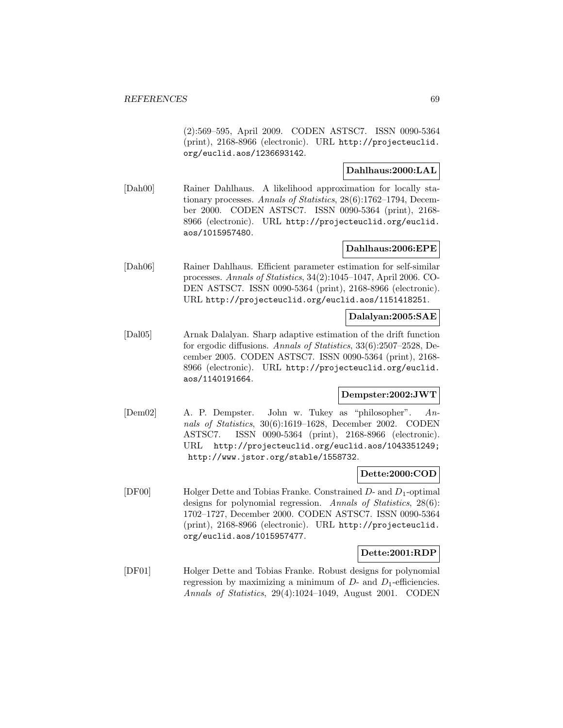(2):569–595, April 2009. CODEN ASTSC7. ISSN 0090-5364 (print), 2168-8966 (electronic). URL http://projecteuclid.org/euclid.aos/1236693142.

**Dahlhaus:2000:LAL**

[Dah00] Rainer Dahlhaus. A likelihood approximation for locally stationary processes. *Annals of Statistics*, 28(6):1762–1794, December 2000. CODEN ASTSC7. ISSN 0090-5364 (print), 2168-8966 (electronic). URL http://projecteuclid.org/euclid.aos/1015957480.

**Dahlhaus:2006:EPE**

[Dah06] Rainer Dahlhaus. Efficient parameter estimation for self-similar processes. *Annals of Statistics*, 34(2):1045–1047, April 2006. CODEN ASTSC7. ISSN 0090-5364 (print), 2168-8966 (electronic). URL http://projecteuclid.org/euclid.aos/1151418251.

**Dalalyan:2005:SAE**

[Dal05] Arnak Dalalyan. Sharp adaptive estimation of the drift function for ergodic diffusions. *Annals of Statistics*, 33(6):2507–2528, December 2005. CODEN ASTSC7. ISSN 0090-5364 (print), 2168-8966 (electronic). URL http://projecteuclid.org/euclid.aos/1140191664.

**Dempster:2002:JWT**

[Dem02] A. P. Dempster. John w. Tukey as "philosopher". *Annals of Statistics*, 30(6):1619–1628, December 2002. CODEN ASTSC7. ISSN 0090-5364 (print), 2168-8966 (electronic). URL http://projecteuclid.org/euclid.aos/1043351249; http://www.jstor.org/stable/1558732.

**Dette:2000:COD**

[DF00] Holger Dette and Tobias Franke. Constrained $D$- and $D_1$-optimal designs for polynomial regression. *Annals of Statistics*, 28(6): 1702–1727, December 2000. CODEN ASTSC7. ISSN 0090-5364 (print), 2168-8966 (electronic). URL http://projecteuclid.org/euclid.aos/1015957477.

**Dette:2001:RDP**

[DF01] Holger Dette and Tobias Franke. Robust designs for polynomial regression by maximizing a minimum of $D$- and $D_1$-efficiencies. *Annals of Statistics*, 29(4):1024–1049, August 2001. CODEN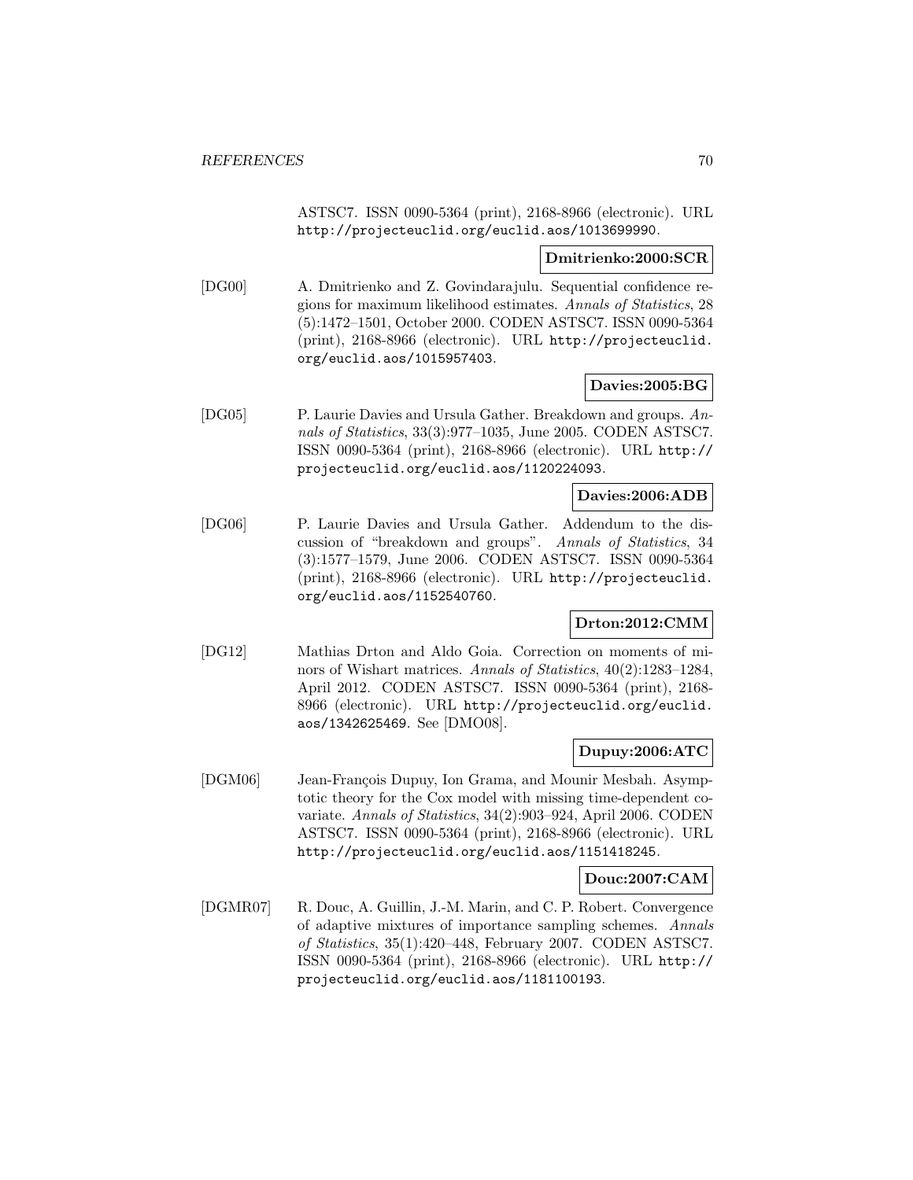ASTSC7. ISSN 0090-5364 (print), 2168-8966 (electronic). URL http://projecteuclid.org/euclid.aos/1013699990.

**Dmitrienko:2000:SCR**

[DG00] A. Dmitrienko and Z. Govindarajulu. Sequential confidence regions for maximum likelihood estimates. *Annals of Statistics*, 28 (5):1472–1501, October 2000. CODEN ASTSC7. ISSN 0090-5364 (print), 2168-8966 (electronic). URL http://projecteuclid.org/euclid.aos/1015957403.

**Davies:2005:BG**

[DG05] P. Laurie Davies and Ursula Gather. Breakdown and groups. *Annals of Statistics*, 33(3):977–1035, June 2005. CODEN ASTSC7. ISSN 0090-5364 (print), 2168-8966 (electronic). URL http://projecteuclid.org/euclid.aos/1120224093.

**Davies:2006:ADB**

[DG06] P. Laurie Davies and Ursula Gather. Addendum to the discussion of "breakdown and groups". *Annals of Statistics*, 34 (3):1577–1579, June 2006. CODEN ASTSC7. ISSN 0090-5364 (print), 2168-8966 (electronic). URL http://projecteuclid.org/euclid.aos/1152540760.

**Drton:2012:CMM**

[DG12] Mathias Drton and Aldo Goia. Correction on moments of minors of Wishart matrices. *Annals of Statistics*, 40(2):1283–1284, April 2012. CODEN ASTSC7. ISSN 0090-5364 (print), 2168-8966 (electronic). URL http://projecteuclid.org/euclid.aos/1342625469. See [DMO08].

**Dupuy:2006:ATC**

[DGM06] Jean-François Dupuy, Ion Grama, and Mounir Mesbah. Asymptotic theory for the Cox model with missing time-dependent covariate. *Annals of Statistics*, 34(2):903–924, April 2006. CODEN ASTSC7. ISSN 0090-5364 (print), 2168-8966 (electronic). URL http://projecteuclid.org/euclid.aos/1151418245.

**Douc:2007:CAM**

[DGMR07] R. Douc, A. Guillin, J.-M. Marin, and C. P. Robert. Convergence of adaptive mixtures of importance sampling schemes. *Annals of Statistics*, 35(1):420–448, February 2007. CODEN ASTSC7. ISSN 0090-5364 (print), 2168-8966 (electronic). URL http://projecteuclid.org/euclid.aos/1181100193.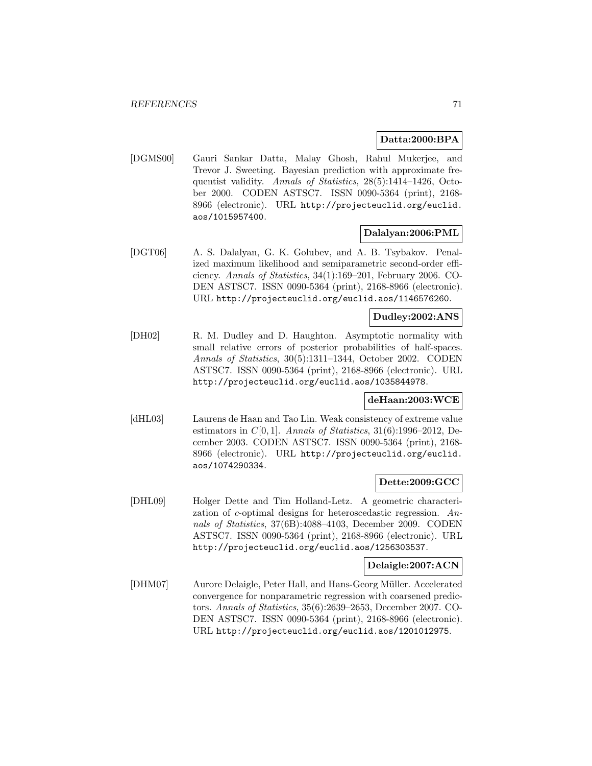**Datta:2000:BPA**

[DGMS00] Gauri Sankar Datta, Malay Ghosh, Rahul Mukerjee, and Trevor J. Sweeting. Bayesian prediction with approximate frequentist validity. *Annals of Statistics*, 28(5):1414–1426, October 2000. CODEN ASTSC7. ISSN 0090-5364 (print), 2168-8966 (electronic). URL http://projecteuclid.org/euclid.aos/1015957400.

**Dalalyan:2006:PML**

[DGT06] A. S. Dalalyan, G. K. Golubev, and A. B. Tsybakov. Penalized maximum likelihood and semiparametric second-order efficiency. *Annals of Statistics*, 34(1):169–201, February 2006. CODEN ASTSC7. ISSN 0090-5364 (print), 2168-8966 (electronic). URL http://projecteuclid.org/euclid.aos/1146576260.

**Dudley:2002:ANS**

[DH02] R. M. Dudley and D. Haughton. Asymptotic normality with small relative errors of posterior probabilities of half-spaces. *Annals of Statistics*, 30(5):1311–1344, October 2002. CODEN ASTSC7. ISSN 0090-5364 (print), 2168-8966 (electronic). URL http://projecteuclid.org/euclid.aos/1035844978.

**deHaan:2003:WCE**

[dHL03] Laurens de Haan and Tao Lin. Weak consistency of extreme value estimators in $C[0,1]$. *Annals of Statistics*, 31(6):1996–2012, December 2003. CODEN ASTSC7. ISSN 0090-5364 (print), 2168-8966 (electronic). URL http://projecteuclid.org/euclid.aos/1074290334.

**Dette:2009:GCC**

[DHL09] Holger Dette and Tim Holland-Letz. A geometric characterization of $c$-optimal designs for heteroscedastic regression. *Annals of Statistics*, 37(6B):4088–4103, December 2009. CODEN ASTSC7. ISSN 0090-5364 (print), 2168-8966 (electronic). URL http://projecteuclid.org/euclid.aos/1256303537.

**Delaigle:2007:ACN**

[DHM07] Aurore Delaigle, Peter Hall, and Hans-Georg Müller. Accelerated convergence for nonparametric regression with coarsened predictors. *Annals of Statistics*, 35(6):2639–2653, December 2007. CODEN ASTSC7. ISSN 0090-5364 (print), 2168-8966 (electronic). URL http://projecteuclid.org/euclid.aos/1201012975.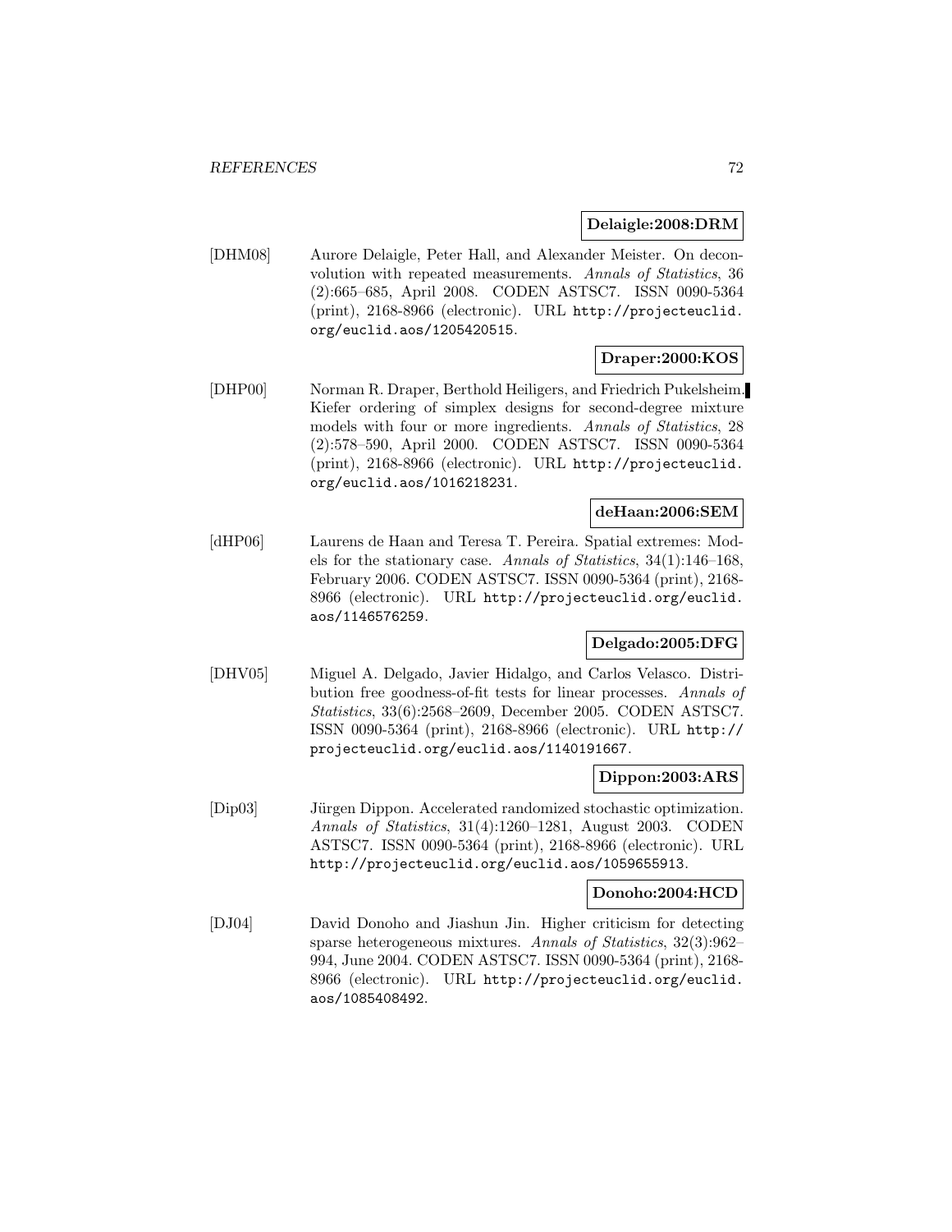**Delaigle:2008:DRM**

[DHM08] Aurore Delaigle, Peter Hall, and Alexander Meister. On deconvolution with repeated measurements. *Annals of Statistics*, 36 (2):665–685, April 2008. CODEN ASTSC7. ISSN 0090-5364 (print), 2168-8966 (electronic). URL http://projecteuclid.org/euclid.aos/1205420515.

**Draper:2000:KOS**

[DHP00] Norman R. Draper, Berthold Heiligers, and Friedrich Pukelsheim. Kiefer ordering of simplex designs for second-degree mixture models with four or more ingredients. *Annals of Statistics*, 28 (2):578–590, April 2000. CODEN ASTSC7. ISSN 0090-5364 (print), 2168-8966 (electronic). URL http://projecteuclid.org/euclid.aos/1016218231.

**deHaan:2006:SEM**

[dHP06] Laurens de Haan and Teresa T. Pereira. Spatial extremes: Models for the stationary case. *Annals of Statistics*, 34(1):146–168, February 2006. CODEN ASTSC7. ISSN 0090-5364 (print), 2168-8966 (electronic). URL http://projecteuclid.org/euclid.aos/1146576259.

**Delgado:2005:DFG**

[DHV05] Miguel A. Delgado, Javier Hidalgo, and Carlos Velasco. Distribution free goodness-of-fit tests for linear processes. *Annals of Statistics*, 33(6):2568–2609, December 2005. CODEN ASTSC7. ISSN 0090-5364 (print), 2168-8966 (electronic). URL http://projecteuclid.org/euclid.aos/1140191667.

**Dippon:2003:ARS**

[Dip03] Jürgen Dippon. Accelerated randomized stochastic optimization. *Annals of Statistics*, 31(4):1260–1281, August 2003. CODEN ASTSC7. ISSN 0090-5364 (print), 2168-8966 (electronic). URL http://projecteuclid.org/euclid.aos/1059655913.

**Donoho:2004:HCD**

[DJ04] David Donoho and Jiashun Jin. Higher criticism for detecting sparse heterogeneous mixtures. *Annals of Statistics*, 32(3):962–994, June 2004. CODEN ASTSC7. ISSN 0090-5364 (print), 2168-8966 (electronic). URL http://projecteuclid.org/euclid.aos/1085408492.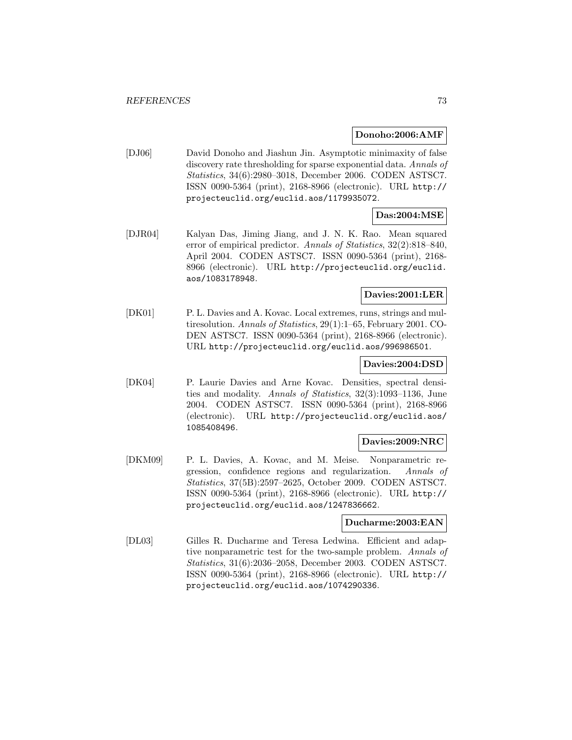**Donoho:2006:AMF**

[DJ06] David Donoho and Jiashun Jin. Asymptotic minimaxity of false discovery rate thresholding for sparse exponential data. *Annals of Statistics*, 34(6):2980–3018, December 2006. CODEN ASTSC7. ISSN 0090-5364 (print), 2168-8966 (electronic). URL `http://projecteuclid.org/euclid.aos/1179935072`.

**Das:2004:MSE**

[DJR04] Kalyan Das, Jiming Jiang, and J. N. K. Rao. Mean squared error of empirical predictor. *Annals of Statistics*, 32(2):818–840, April 2004. CODEN ASTSC7. ISSN 0090-5364 (print), 2168-8966 (electronic). URL `http://projecteuclid.org/euclid.aos/1083178948`.

**Davies:2001:LER**

[DK01] P. L. Davies and A. Kovac. Local extremes, runs, strings and multiresolution. *Annals of Statistics*, 29(1):1–65, February 2001. CODEN ASTSC7. ISSN 0090-5364 (print), 2168-8966 (electronic). URL `http://projecteuclid.org/euclid.aos/996986501`.

**Davies:2004:DSD**

[DK04] P. Laurie Davies and Arne Kovac. Densities, spectral densities and modality. *Annals of Statistics*, 32(3):1093–1136, June 2004. CODEN ASTSC7. ISSN 0090-5364 (print), 2168-8966 (electronic). URL `http://projecteuclid.org/euclid.aos/1085408496`.

**Davies:2009:NRC**

[DKM09] P. L. Davies, A. Kovac, and M. Meise. Nonparametric regression, confidence regions and regularization. *Annals of Statistics*, 37(5B):2597–2625, October 2009. CODEN ASTSC7. ISSN 0090-5364 (print), 2168-8966 (electronic). URL `http://projecteuclid.org/euclid.aos/1247836662`.

**Ducharme:2003:EAN**

[DL03] Gilles R. Ducharme and Teresa Ledwina. Efficient and adaptive nonparametric test for the two-sample problem. *Annals of Statistics*, 31(6):2036–2058, December 2003. CODEN ASTSC7. ISSN 0090-5364 (print), 2168-8966 (electronic). URL `http://projecteuclid.org/euclid.aos/1074290336`.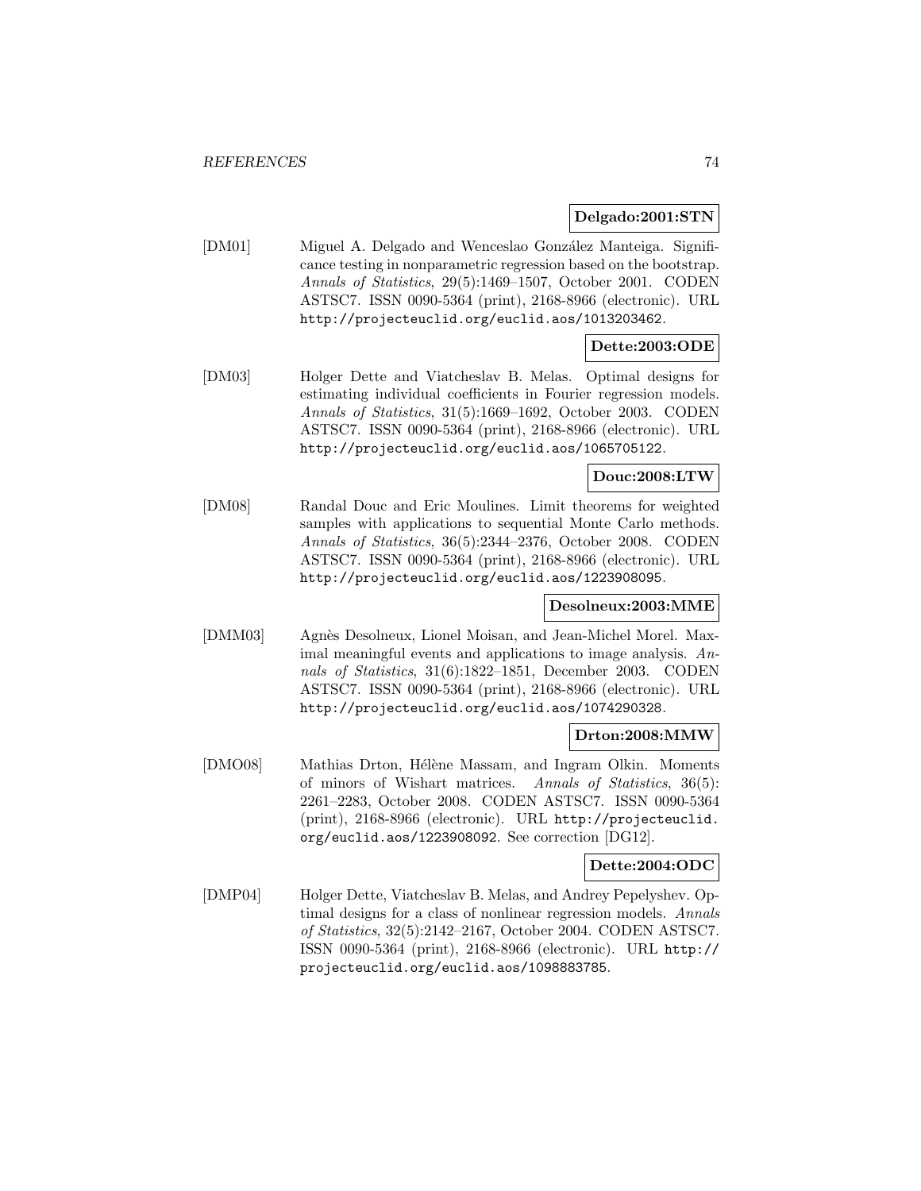**Delgado:2001:STN**

[DM01] Miguel A. Delgado and Wenceslao González Manteiga. Significance testing in nonparametric regression based on the bootstrap. *Annals of Statistics*, 29(5):1469–1507, October 2001. CODEN ASTSC7. ISSN 0090-5364 (print), 2168-8966 (electronic). URL http://projecteuclid.org/euclid.aos/1013203462.

**Dette:2003:ODE**

[DM03] Holger Dette and Viatcheslav B. Melas. Optimal designs for estimating individual coefficients in Fourier regression models. *Annals of Statistics*, 31(5):1669–1692, October 2003. CODEN ASTSC7. ISSN 0090-5364 (print), 2168-8966 (electronic). URL http://projecteuclid.org/euclid.aos/1065705122.

**Douc:2008:LTW**

[DM08] Randal Douc and Eric Moulines. Limit theorems for weighted samples with applications to sequential Monte Carlo methods. *Annals of Statistics*, 36(5):2344–2376, October 2008. CODEN ASTSC7. ISSN 0090-5364 (print), 2168-8966 (electronic). URL http://projecteuclid.org/euclid.aos/1223908095.

**Desolneux:2003:MME**

[DMM03] Agnès Desolneux, Lionel Moisan, and Jean-Michel Morel. Maximal meaningful events and applications to image analysis. *Annals of Statistics*, 31(6):1822–1851, December 2003. CODEN ASTSC7. ISSN 0090-5364 (print), 2168-8966 (electronic). URL http://projecteuclid.org/euclid.aos/1074290328.

**Drton:2008:MMW**

[DMO08] Mathias Drton, Hélène Massam, and Ingram Olkin. Moments of minors of Wishart matrices. *Annals of Statistics*, 36(5): 2261–2283, October 2008. CODEN ASTSC7. ISSN 0090-5364 (print), 2168-8966 (electronic). URL http://projecteuclid.org/euclid.aos/1223908092. See correction [DG12].

**Dette:2004:ODC**

[DMP04] Holger Dette, Viatcheslav B. Melas, and Andrey Pepelyshev. Optimal designs for a class of nonlinear regression models. *Annals of Statistics*, 32(5):2142–2167, October 2004. CODEN ASTSC7. ISSN 0090-5364 (print), 2168-8966 (electronic). URL http://projecteuclid.org/euclid.aos/1098883785.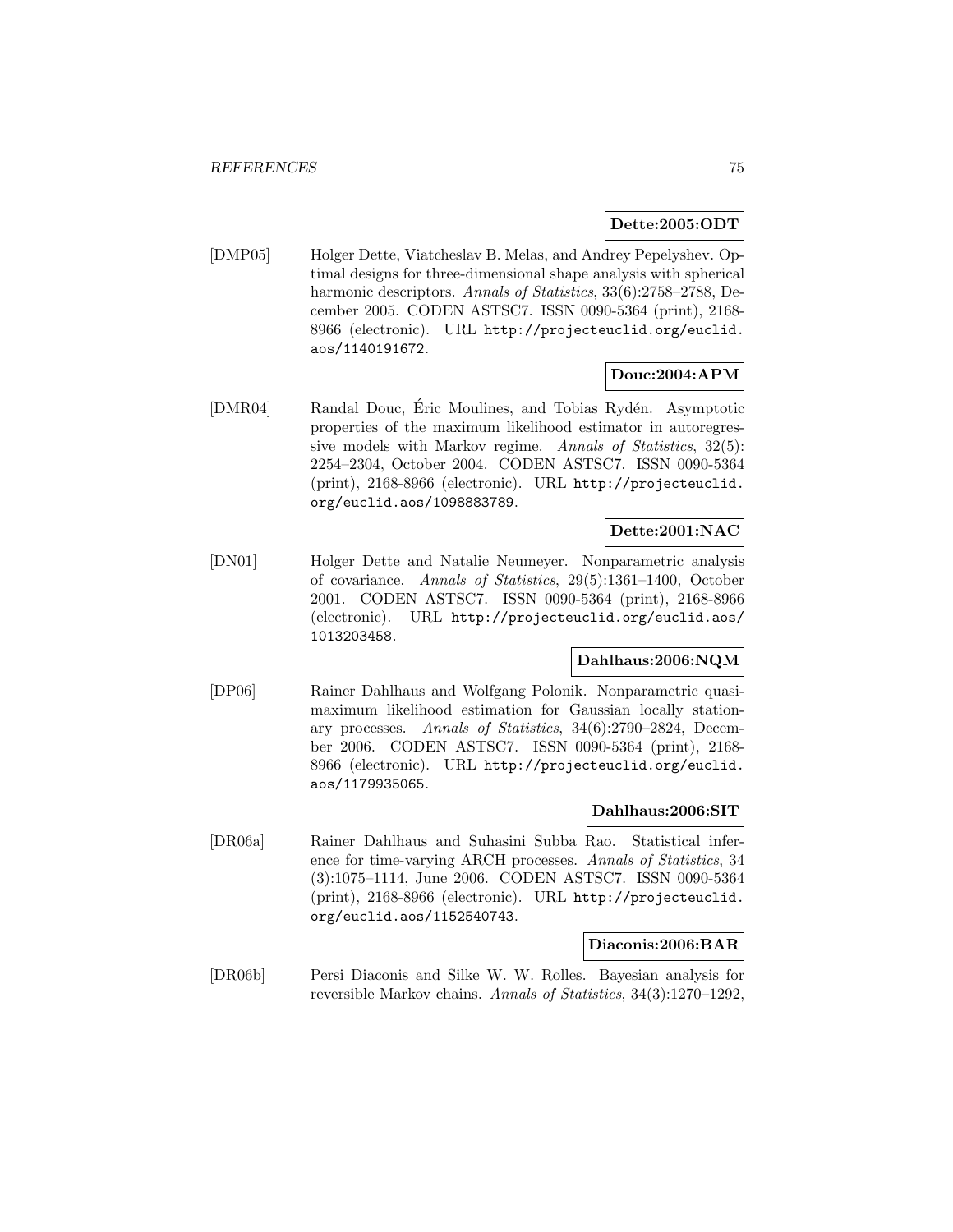**Dette:2005:ODT**

[DMP05] Holger Dette, Viatcheslav B. Melas, and Andrey Pepelyshev. Optimal designs for three-dimensional shape analysis with spherical harmonic descriptors. *Annals of Statistics*, 33(6):2758–2788, December 2005. CODEN ASTSC7. ISSN 0090-5364 (print), 2168-8966 (electronic). URL `http://projecteuclid.org/euclid.aos/1140191672`.

**Douc:2004:APM**

[DMR04] Randal Douc, Éric Moulines, and Tobias Rydén. Asymptotic properties of the maximum likelihood estimator in autoregressive models with Markov regime. *Annals of Statistics*, 32(5):2254–2304, October 2004. CODEN ASTSC7. ISSN 0090-5364 (print), 2168-8966 (electronic). URL `http://projecteuclid.org/euclid.aos/1098883789`.

**Dette:2001:NAC**

[DN01] Holger Dette and Natalie Neumeyer. Nonparametric analysis of covariance. *Annals of Statistics*, 29(5):1361–1400, October 2001. CODEN ASTSC7. ISSN 0090-5364 (print), 2168-8966 (electronic). URL `http://projecteuclid.org/euclid.aos/1013203458`.

**Dahlhaus:2006:NQM**

[DP06] Rainer Dahlhaus and Wolfgang Polonik. Nonparametric quasi-maximum likelihood estimation for Gaussian locally stationary processes. *Annals of Statistics*, 34(6):2790–2824, December 2006. CODEN ASTSC7. ISSN 0090-5364 (print), 2168-8966 (electronic). URL `http://projecteuclid.org/euclid.aos/1179935065`.

**Dahlhaus:2006:SIT**

[DR06a] Rainer Dahlhaus and Suhasini Subba Rao. Statistical inference for time-varying ARCH processes. *Annals of Statistics*, 34(3):1075–1114, June 2006. CODEN ASTSC7. ISSN 0090-5364 (print), 2168-8966 (electronic). URL `http://projecteuclid.org/euclid.aos/1152540743`.

**Diaconis:2006:BAR**

[DR06b] Persi Diaconis and Silke W. W. Rolles. Bayesian analysis for reversible Markov chains. *Annals of Statistics*, 34(3):1270–1292,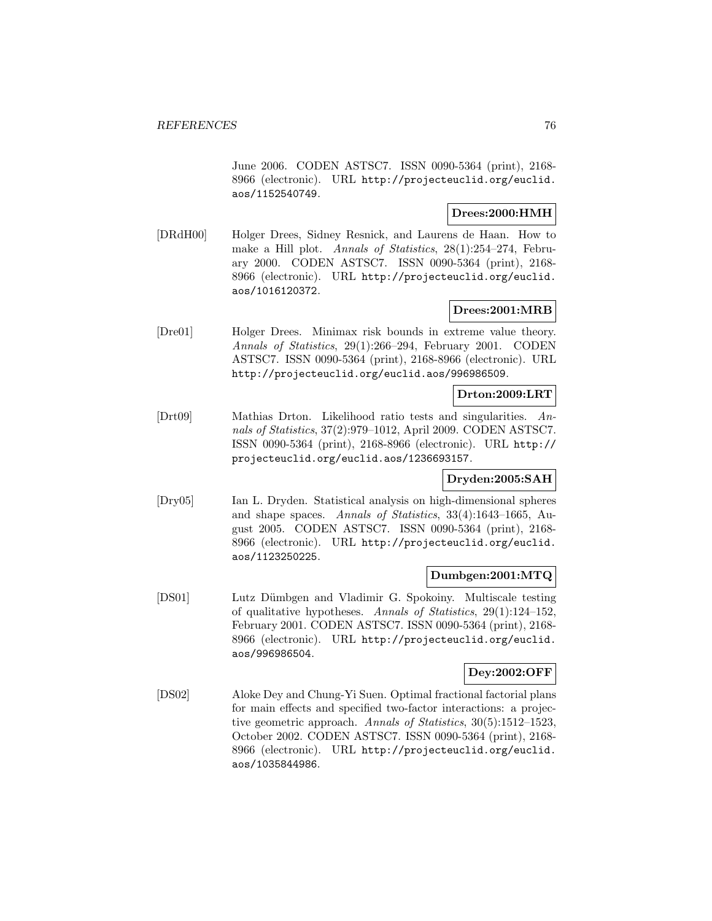June 2006. CODEN ASTSC7. ISSN 0090-5364 (print), 2168-8966 (electronic). URL http://projecteuclid.org/euclid.aos/1152540749.

**Drees:2000:HMH**

[DRdH00] Holger Drees, Sidney Resnick, and Laurens de Haan. How to make a Hill plot. *Annals of Statistics*, 28(1):254–274, February 2000. CODEN ASTSC7. ISSN 0090-5364 (print), 2168-8966 (electronic). URL http://projecteuclid.org/euclid.aos/1016120372.

**Drees:2001:MRB**

[Dre01] Holger Drees. Minimax risk bounds in extreme value theory. *Annals of Statistics*, 29(1):266–294, February 2001. CODEN ASTSC7. ISSN 0090-5364 (print), 2168-8966 (electronic). URL http://projecteuclid.org/euclid.aos/996986509.

**Drton:2009:LRT**

[Drt09] Mathias Drton. Likelihood ratio tests and singularities. *Annals of Statistics*, 37(2):979–1012, April 2009. CODEN ASTSC7. ISSN 0090-5364 (print), 2168-8966 (electronic). URL http://projecteuclid.org/euclid.aos/1236693157.

**Dryden:2005:SAH**

[Dry05] Ian L. Dryden. Statistical analysis on high-dimensional spheres and shape spaces. *Annals of Statistics*, 33(4):1643–1665, August 2005. CODEN ASTSC7. ISSN 0090-5364 (print), 2168-8966 (electronic). URL http://projecteuclid.org/euclid.aos/1123250225.

**Dumbgen:2001:MTQ**

[DS01] Lutz Dümbgen and Vladimir G. Spokoiny. Multiscale testing of qualitative hypotheses. *Annals of Statistics*, 29(1):124–152, February 2001. CODEN ASTSC7. ISSN 0090-5364 (print), 2168-8966 (electronic). URL http://projecteuclid.org/euclid.aos/996986504.

**Dey:2002:OFF**

[DS02] Aloke Dey and Chung-Yi Suen. Optimal fractional factorial plans for main effects and specified two-factor interactions: a projective geometric approach. *Annals of Statistics*, 30(5):1512–1523, October 2002. CODEN ASTSC7. ISSN 0090-5364 (print), 2168-8966 (electronic). URL http://projecteuclid.org/euclid.aos/1035844986.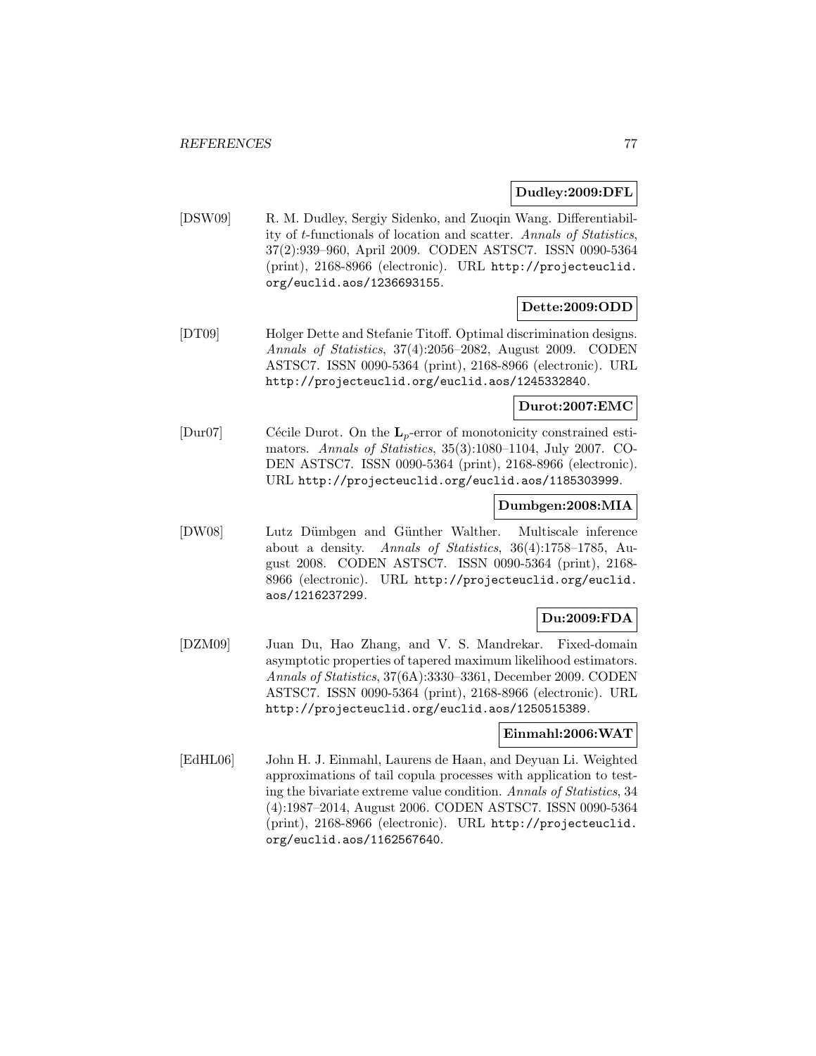**Dudley:2009:DFL**

[DSW09] R. M. Dudley, Sergiy Sidenko, and Zuoqin Wang. Differentiability of $t$-functionals of location and scatter. *Annals of Statistics*, 37(2):939–960, April 2009. CODEN ASTSC7. ISSN 0090-5364 (print), 2168-8966 (electronic). URL http://projecteuclid.org/euclid.aos/1236693155.

**Dette:2009:ODD**

[DT09] Holger Dette and Stefanie Titoff. Optimal discrimination designs. *Annals of Statistics*, 37(4):2056–2082, August 2009. CODEN ASTSC7. ISSN 0090-5364 (print), 2168-8966 (electronic). URL http://projecteuclid.org/euclid.aos/1245332840.

**Durot:2007:EMC**

[Dur07] Cécile Durot. On the $\mathbf{L}_p$-error of monotonicity constrained estimators. *Annals of Statistics*, 35(3):1080–1104, July 2007. CODEN ASTSC7. ISSN 0090-5364 (print), 2168-8966 (electronic). URL http://projecteuclid.org/euclid.aos/1185303999.

**Dumbgen:2008:MIA**

[DW08] Lutz Dümbgen and Günther Walther. Multiscale inference about a density. *Annals of Statistics*, 36(4):1758–1785, August 2008. CODEN ASTSC7. ISSN 0090-5364 (print), 2168-8966 (electronic). URL http://projecteuclid.org/euclid.aos/1216237299.

**Du:2009:FDA**

[DZM09] Juan Du, Hao Zhang, and V. S. Mandrekar. Fixed-domain asymptotic properties of tapered maximum likelihood estimators. *Annals of Statistics*, 37(6A):3330–3361, December 2009. CODEN ASTSC7. ISSN 0090-5364 (print), 2168-8966 (electronic). URL http://projecteuclid.org/euclid.aos/1250515389.

**Einmahl:2006:WAT**

[EdHL06] John H. J. Einmahl, Laurens de Haan, and Deyuan Li. Weighted approximations of tail copula processes with application to testing the bivariate extreme value condition. *Annals of Statistics*, 34 (4):1987–2014, August 2006. CODEN ASTSC7. ISSN 0090-5364 (print), 2168-8966 (electronic). URL http://projecteuclid.org/euclid.aos/1162567640.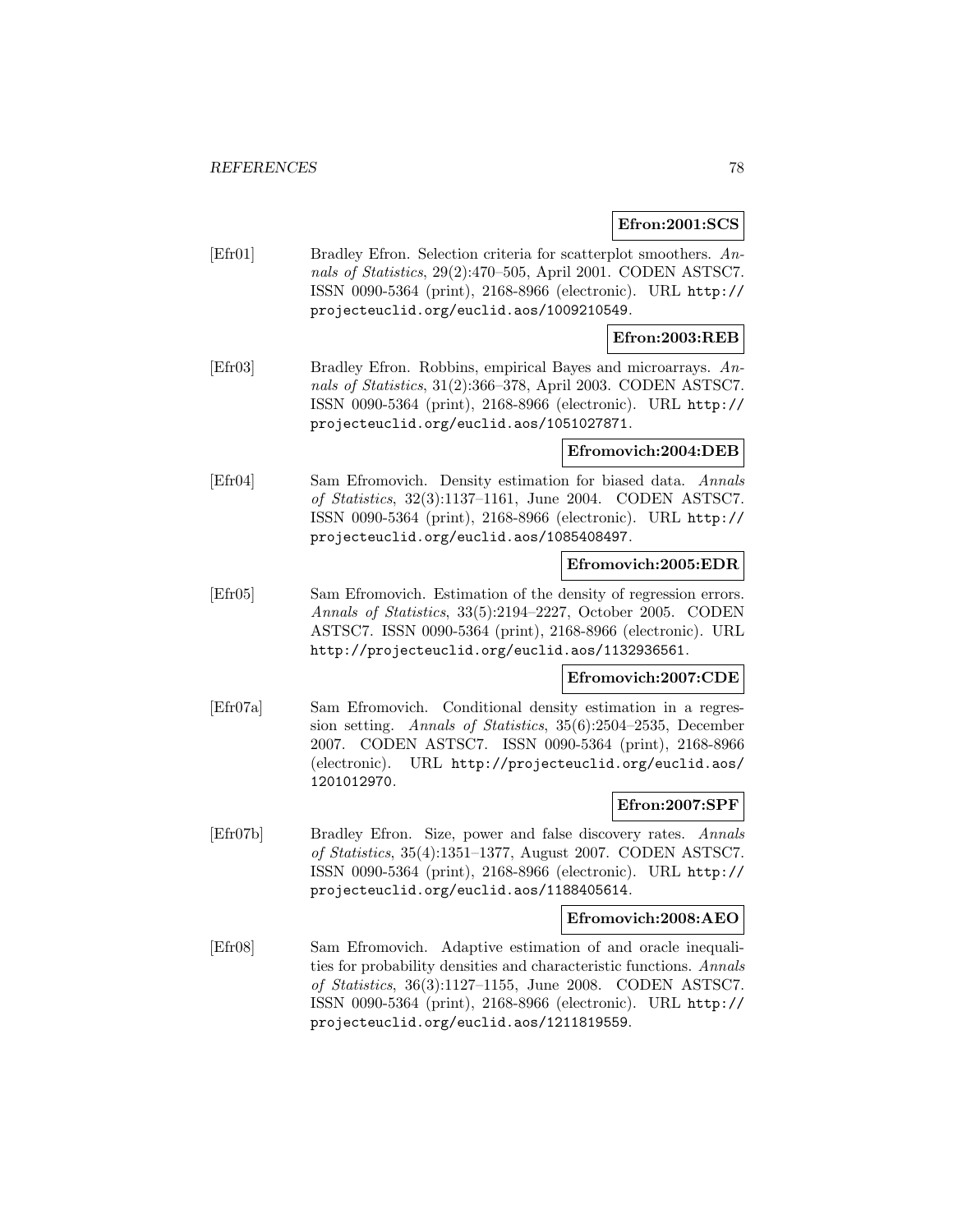**Efron:2001:SCS**

[Efr01] Bradley Efron. Selection criteria for scatterplot smoothers. *Annals of Statistics*, 29(2):470–505, April 2001. CODEN ASTSC7. ISSN 0090-5364 (print), 2168-8966 (electronic). URL http://projecteuclid.org/euclid.aos/1009210549.

**Efron:2003:REB**

[Efr03] Bradley Efron. Robbins, empirical Bayes and microarrays. *Annals of Statistics*, 31(2):366–378, April 2003. CODEN ASTSC7. ISSN 0090-5364 (print), 2168-8966 (electronic). URL http://projecteuclid.org/euclid.aos/1051027871.

**Efromovich:2004:DEB**

[Efr04] Sam Efromovich. Density estimation for biased data. *Annals of Statistics*, 32(3):1137–1161, June 2004. CODEN ASTSC7. ISSN 0090-5364 (print), 2168-8966 (electronic). URL http://projecteuclid.org/euclid.aos/1085408497.

**Efromovich:2005:EDR**

[Efr05] Sam Efromovich. Estimation of the density of regression errors. *Annals of Statistics*, 33(5):2194–2227, October 2005. CODEN ASTSC7. ISSN 0090-5364 (print), 2168-8966 (electronic). URL http://projecteuclid.org/euclid.aos/1132936561.

**Efromovich:2007:CDE**

[Efr07a] Sam Efromovich. Conditional density estimation in a regression setting. *Annals of Statistics*, 35(6):2504–2535, December 2007. CODEN ASTSC7. ISSN 0090-5364 (print), 2168-8966 (electronic). URL http://projecteuclid.org/euclid.aos/1201012970.

**Efron:2007:SPF**

[Efr07b] Bradley Efron. Size, power and false discovery rates. *Annals of Statistics*, 35(4):1351–1377, August 2007. CODEN ASTSC7. ISSN 0090-5364 (print), 2168-8966 (electronic). URL http://projecteuclid.org/euclid.aos/1188405614.

**Efromovich:2008:AEO**

[Efr08] Sam Efromovich. Adaptive estimation of and oracle inequalities for probability densities and characteristic functions. *Annals of Statistics*, 36(3):1127–1155, June 2008. CODEN ASTSC7. ISSN 0090-5364 (print), 2168-8966 (electronic). URL http://projecteuclid.org/euclid.aos/1211819559.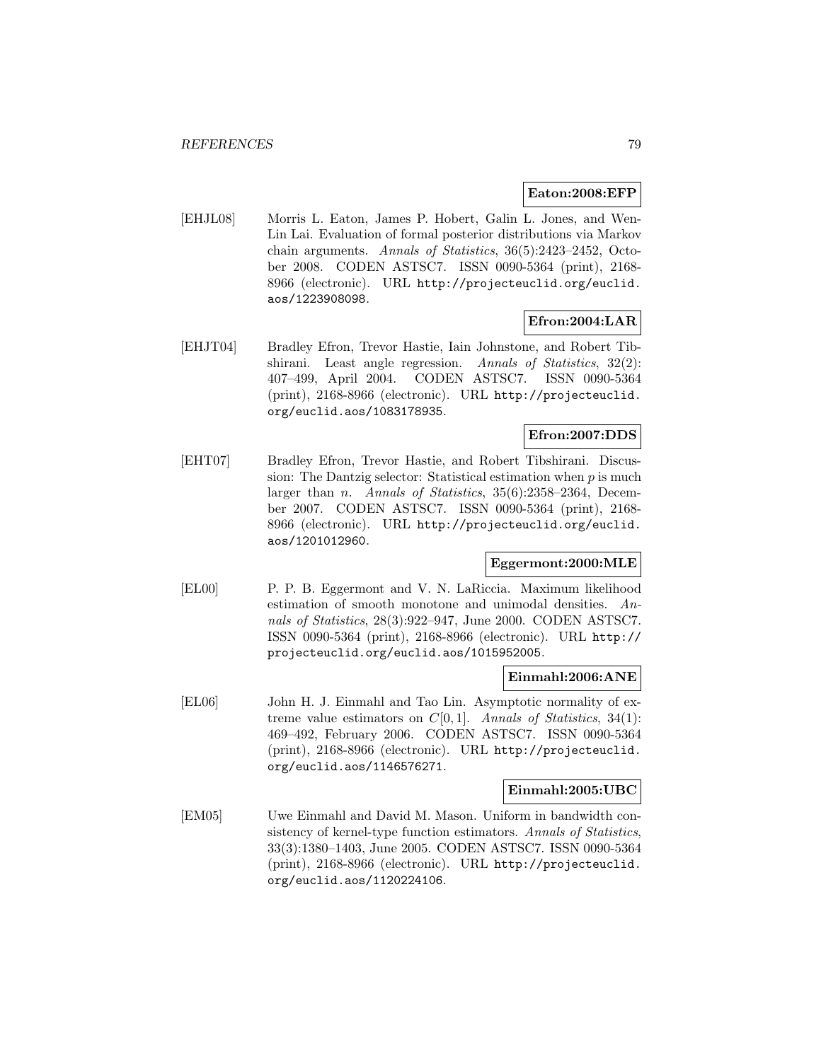**Eaton:2008:EFP**

[EHJL08] Morris L. Eaton, James P. Hobert, Galin L. Jones, and Wen-Lin Lai. Evaluation of formal posterior distributions via Markov chain arguments. *Annals of Statistics*, 36(5):2423–2452, October 2008. CODEN ASTSC7. ISSN 0090-5364 (print), 2168-8966 (electronic). URL http://projecteuclid.org/euclid.aos/1223908098.

**Efron:2004:LAR**

[EHJT04] Bradley Efron, Trevor Hastie, Iain Johnstone, and Robert Tibshirani. Least angle regression. *Annals of Statistics*, 32(2): 407–499, April 2004. CODEN ASTSC7. ISSN 0090-5364 (print), 2168-8966 (electronic). URL http://projecteuclid.org/euclid.aos/1083178935.

**Efron:2007:DDS**

[EHT07] Bradley Efron, Trevor Hastie, and Robert Tibshirani. Discussion: The Dantzig selector: Statistical estimation when $p$ is much larger than $n$. *Annals of Statistics*, 35(6):2358–2364, December 2007. CODEN ASTSC7. ISSN 0090-5364 (print), 2168-8966 (electronic). URL http://projecteuclid.org/euclid.aos/1201012960.

**Eggermont:2000:MLE**

[EL00] P. P. B. Eggermont and V. N. LaRiccia. Maximum likelihood estimation of smooth monotone and unimodal densities. *Annals of Statistics*, 28(3):922–947, June 2000. CODEN ASTSC7. ISSN 0090-5364 (print), 2168-8966 (electronic). URL http://projecteuclid.org/euclid.aos/1015952005.

**Einmahl:2006:ANE**

[EL06] John H. J. Einmahl and Tao Lin. Asymptotic normality of extreme value estimators on $C[0,1]$. *Annals of Statistics*, 34(1): 469–492, February 2006. CODEN ASTSC7. ISSN 0090-5364 (print), 2168-8966 (electronic). URL http://projecteuclid.org/euclid.aos/1146576271.

**Einmahl:2005:UBC**

[EM05] Uwe Einmahl and David M. Mason. Uniform in bandwidth consistency of kernel-type function estimators. *Annals of Statistics*, 33(3):1380–1403, June 2005. CODEN ASTSC7. ISSN 0090-5364 (print), 2168-8966 (electronic). URL http://projecteuclid.org/euclid.aos/1120224106.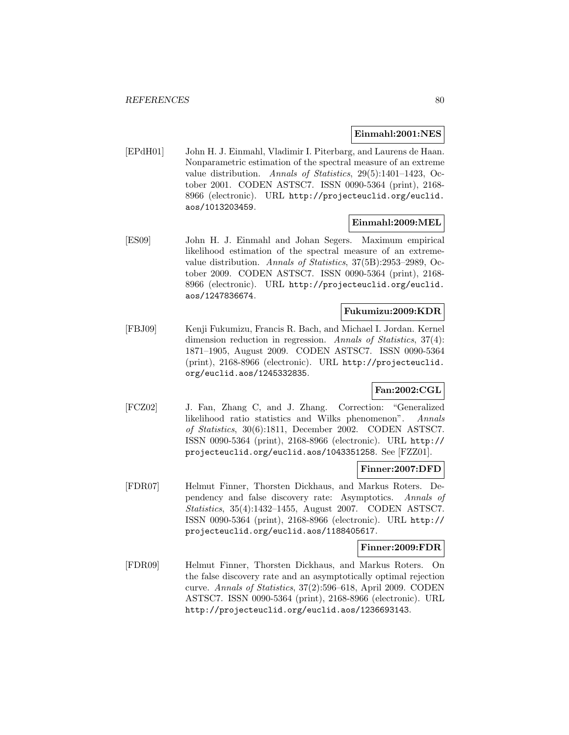**Einmahl:2001:NES**

[EPdH01] John H. J. Einmahl, Vladimir I. Piterbarg, and Laurens de Haan. Nonparametric estimation of the spectral measure of an extreme value distribution. *Annals of Statistics*, 29(5):1401–1423, October 2001. CODEN ASTSC7. ISSN 0090-5364 (print), 2168-8966 (electronic). URL http://projecteuclid.org/euclid.aos/1013203459.

**Einmahl:2009:MEL**

[ES09] John H. J. Einmahl and Johan Segers. Maximum empirical likelihood estimation of the spectral measure of an extreme-value distribution. *Annals of Statistics*, 37(5B):2953–2989, October 2009. CODEN ASTSC7. ISSN 0090-5364 (print), 2168-8966 (electronic). URL http://projecteuclid.org/euclid.aos/1247836674.

**Fukumizu:2009:KDR**

[FBJ09] Kenji Fukumizu, Francis R. Bach, and Michael I. Jordan. Kernel dimension reduction in regression. *Annals of Statistics*, 37(4): 1871–1905, August 2009. CODEN ASTSC7. ISSN 0090-5364 (print), 2168-8966 (electronic). URL http://projecteuclid.org/euclid.aos/1245332835.

**Fan:2002:CGL**

[FCZ02] J. Fan, Zhang C, and J. Zhang. Correction: "Generalized likelihood ratio statistics and Wilks phenomenon". *Annals of Statistics*, 30(6):1811, December 2002. CODEN ASTSC7. ISSN 0090-5364 (print), 2168-8966 (electronic). URL http://projecteuclid.org/euclid.aos/1043351258. See [FZZ01].

**Finner:2007:DFD**

[FDR07] Helmut Finner, Thorsten Dickhaus, and Markus Roters. Dependency and false discovery rate: Asymptotics. *Annals of Statistics*, 35(4):1432–1455, August 2007. CODEN ASTSC7. ISSN 0090-5364 (print), 2168-8966 (electronic). URL http://projecteuclid.org/euclid.aos/1188405617.

**Finner:2009:FDR**

[FDR09] Helmut Finner, Thorsten Dickhaus, and Markus Roters. On the false discovery rate and an asymptotically optimal rejection curve. *Annals of Statistics*, 37(2):596–618, April 2009. CODEN ASTSC7. ISSN 0090-5364 (print), 2168-8966 (electronic). URL http://projecteuclid.org/euclid.aos/1236693143.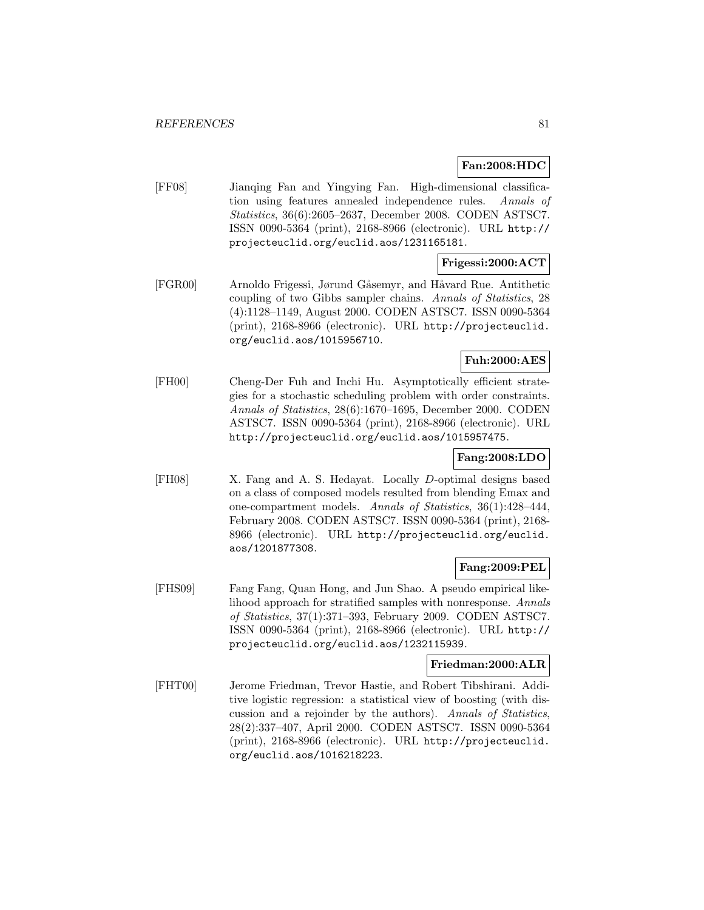**Fan:2008:HDC**

[FF08] Jianqing Fan and Yingying Fan. High-dimensional classification using features annealed independence rules. *Annals of Statistics*, 36(6):2605–2637, December 2008. CODEN ASTSC7. ISSN 0090-5364 (print), 2168-8966 (electronic). URL http://projecteuclid.org/euclid.aos/1231165181.

**Frigessi:2000:ACT**

[FGR00] Arnoldo Frigessi, Jørund Gåsemyr, and Håvard Rue. Antithetic coupling of two Gibbs sampler chains. *Annals of Statistics*, 28 (4):1128–1149, August 2000. CODEN ASTSC7. ISSN 0090-5364 (print), 2168-8966 (electronic). URL http://projecteuclid.org/euclid.aos/1015956710.

**Fuh:2000:AES**

[FH00] Cheng-Der Fuh and Inchi Hu. Asymptotically efficient strategies for a stochastic scheduling problem with order constraints. *Annals of Statistics*, 28(6):1670–1695, December 2000. CODEN ASTSC7. ISSN 0090-5364 (print), 2168-8966 (electronic). URL http://projecteuclid.org/euclid.aos/1015957475.

**Fang:2008:LDO**

[FH08] X. Fang and A. S. Hedayat. Locally $D$-optimal designs based on a class of composed models resulted from blending Emax and one-compartment models. *Annals of Statistics*, 36(1):428–444, February 2008. CODEN ASTSC7. ISSN 0090-5364 (print), 2168-8966 (electronic). URL http://projecteuclid.org/euclid.aos/1201877308.

**Fang:2009:PEL**

[FHS09] Fang Fang, Quan Hong, and Jun Shao. A pseudo empirical likelihood approach for stratified samples with nonresponse. *Annals of Statistics*, 37(1):371–393, February 2009. CODEN ASTSC7. ISSN 0090-5364 (print), 2168-8966 (electronic). URL http://projecteuclid.org/euclid.aos/1232115939.

**Friedman:2000:ALR**

[FHT00] Jerome Friedman, Trevor Hastie, and Robert Tibshirani. Additive logistic regression: a statistical view of boosting (with discussion and a rejoinder by the authors). *Annals of Statistics*, 28(2):337–407, April 2000. CODEN ASTSC7. ISSN 0090-5364 (print), 2168-8966 (electronic). URL http://projecteuclid.org/euclid.aos/1016218223.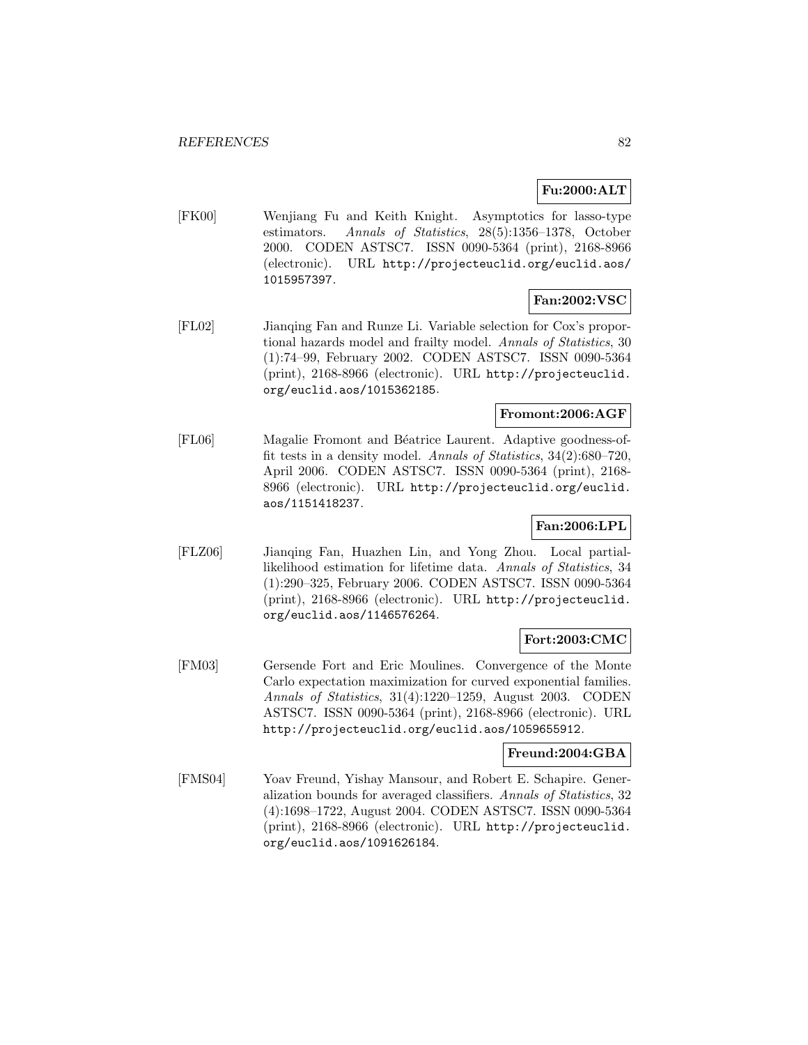**Fu:2000:ALT**

[FK00] Wenjiang Fu and Keith Knight. Asymptotics for lasso-type estimators. *Annals of Statistics*, 28(5):1356–1378, October 2000. CODEN ASTSC7. ISSN 0090-5364 (print), 2168-8966 (electronic). URL http://projecteuclid.org/euclid.aos/1015957397.

**Fan:2002:VSC**

[FL02] Jianqing Fan and Runze Li. Variable selection for Cox's proportional hazards model and frailty model. *Annals of Statistics*, 30 (1):74–99, February 2002. CODEN ASTSC7. ISSN 0090-5364 (print), 2168-8966 (electronic). URL http://projecteuclid.org/euclid.aos/1015362185.

**Fromont:2006:AGF**

[FL06] Magalie Fromont and Béatrice Laurent. Adaptive goodness-of-fit tests in a density model. *Annals of Statistics*, 34(2):680–720, April 2006. CODEN ASTSC7. ISSN 0090-5364 (print), 2168-8966 (electronic). URL http://projecteuclid.org/euclid.aos/1151418237.

**Fan:2006:LPL**

[FLZ06] Jianqing Fan, Huazhen Lin, and Yong Zhou. Local partial-likelihood estimation for lifetime data. *Annals of Statistics*, 34 (1):290–325, February 2006. CODEN ASTSC7. ISSN 0090-5364 (print), 2168-8966 (electronic). URL http://projecteuclid.org/euclid.aos/1146576264.

**Fort:2003:CMC**

[FM03] Gersende Fort and Eric Moulines. Convergence of the Monte Carlo expectation maximization for curved exponential families. *Annals of Statistics*, 31(4):1220–1259, August 2003. CODEN ASTSC7. ISSN 0090-5364 (print), 2168-8966 (electronic). URL http://projecteuclid.org/euclid.aos/1059655912.

**Freund:2004:GBA**

[FMS04] Yoav Freund, Yishay Mansour, and Robert E. Schapire. Generalization bounds for averaged classifiers. *Annals of Statistics*, 32 (4):1698–1722, August 2004. CODEN ASTSC7. ISSN 0090-5364 (print), 2168-8966 (electronic). URL http://projecteuclid.org/euclid.aos/1091626184.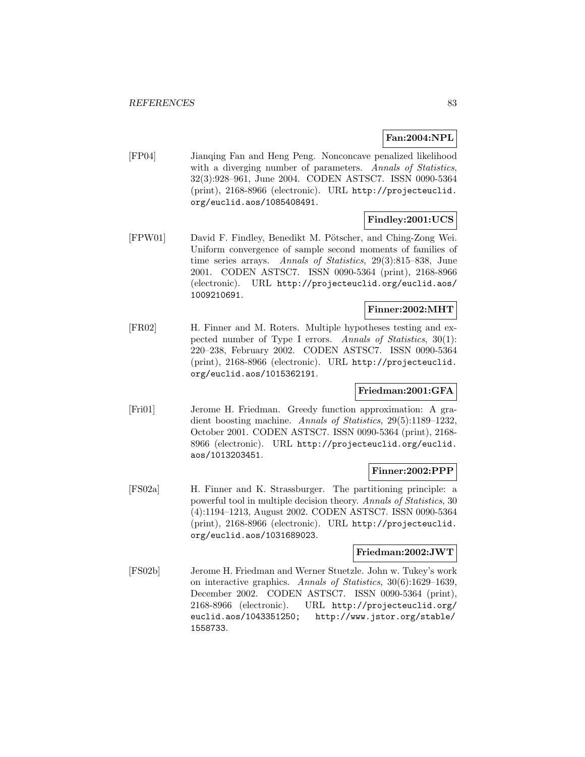**Fan:2004:NPL**

[FP04] Jianqing Fan and Heng Peng. Nonconcave penalized likelihood with a diverging number of parameters. *Annals of Statistics*, 32(3):928–961, June 2004. CODEN ASTSC7. ISSN 0090-5364 (print), 2168-8966 (electronic). URL http://projecteuclid.org/euclid.aos/1085408491.

**Findley:2001:UCS**

[FPW01] David F. Findley, Benedikt M. Pötscher, and Ching-Zong Wei. Uniform convergence of sample second moments of families of time series arrays. *Annals of Statistics*, 29(3):815–838, June 2001. CODEN ASTSC7. ISSN 0090-5364 (print), 2168-8966 (electronic). URL http://projecteuclid.org/euclid.aos/1009210691.

**Finner:2002:MHT**

[FR02] H. Finner and M. Roters. Multiple hypotheses testing and expected number of Type I errors. *Annals of Statistics*, 30(1): 220–238, February 2002. CODEN ASTSC7. ISSN 0090-5364 (print), 2168-8966 (electronic). URL http://projecteuclid.org/euclid.aos/1015362191.

**Friedman:2001:GFA**

[Fri01] Jerome H. Friedman. Greedy function approximation: A gradient boosting machine. *Annals of Statistics*, 29(5):1189–1232, October 2001. CODEN ASTSC7. ISSN 0090-5364 (print), 2168-8966 (electronic). URL http://projecteuclid.org/euclid.aos/1013203451.

**Finner:2002:PPP**

[FS02a] H. Finner and K. Strassburger. The partitioning principle: a powerful tool in multiple decision theory. *Annals of Statistics*, 30 (4):1194–1213, August 2002. CODEN ASTSC7. ISSN 0090-5364 (print), 2168-8966 (electronic). URL http://projecteuclid.org/euclid.aos/1031689023.

**Friedman:2002:JWT**

[FS02b] Jerome H. Friedman and Werner Stuetzle. John w. Tukey's work on interactive graphics. *Annals of Statistics*, 30(6):1629–1639, December 2002. CODEN ASTSC7. ISSN 0090-5364 (print), 2168-8966 (electronic). URL http://projecteuclid.org/euclid.aos/1043351250; http://www.jstor.org/stable/1558733.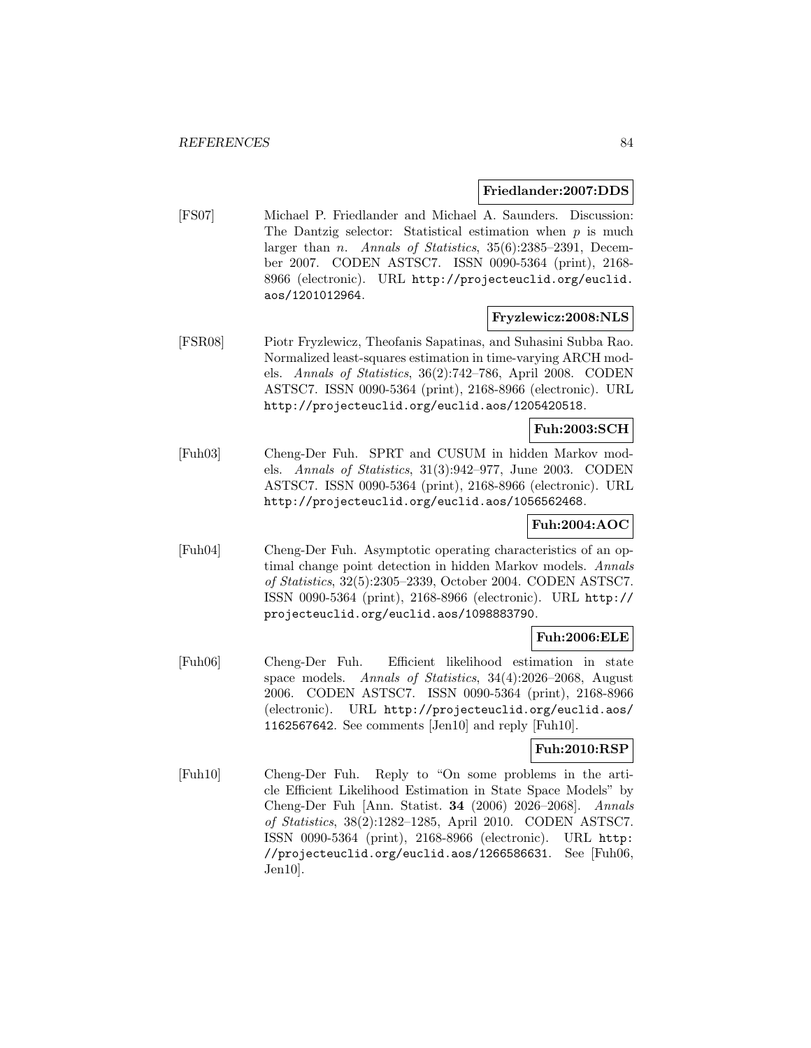**Friedlander:2007:DDS**

[FS07] Michael P. Friedlander and Michael A. Saunders. Discussion: The Dantzig selector: Statistical estimation when $p$ is much larger than $n$. *Annals of Statistics*, 35(6):2385–2391, December 2007. CODEN ASTSC7. ISSN 0090-5364 (print), 2168-8966 (electronic). URL http://projecteuclid.org/euclid.aos/1201012964.

**Fryzlewicz:2008:NLS**

[FSR08] Piotr Fryzlewicz, Theofanis Sapatinas, and Suhasini Subba Rao. Normalized least-squares estimation in time-varying ARCH models. *Annals of Statistics*, 36(2):742–786, April 2008. CODEN ASTSC7. ISSN 0090-5364 (print), 2168-8966 (electronic). URL http://projecteuclid.org/euclid.aos/1205420518.

**Fuh:2003:SCH**

[Fuh03] Cheng-Der Fuh. SPRT and CUSUM in hidden Markov models. *Annals of Statistics*, 31(3):942–977, June 2003. CODEN ASTSC7. ISSN 0090-5364 (print), 2168-8966 (electronic). URL http://projecteuclid.org/euclid.aos/1056562468.

**Fuh:2004:AOC**

[Fuh04] Cheng-Der Fuh. Asymptotic operating characteristics of an optimal change point detection in hidden Markov models. *Annals of Statistics*, 32(5):2305–2339, October 2004. CODEN ASTSC7. ISSN 0090-5364 (print), 2168-8966 (electronic). URL http://projecteuclid.org/euclid.aos/1098883790.

**Fuh:2006:ELE**

[Fuh06] Cheng-Der Fuh. Efficient likelihood estimation in state space models. *Annals of Statistics*, 34(4):2026–2068, August 2006. CODEN ASTSC7. ISSN 0090-5364 (print), 2168-8966 (electronic). URL http://projecteuclid.org/euclid.aos/1162567642. See comments [Jen10] and reply [Fuh10].

**Fuh:2010:RSP**

[Fuh10] Cheng-Der Fuh. Reply to "On some problems in the article Efficient Likelihood Estimation in State Space Models" by Cheng-Der Fuh [Ann. Statist. **34** (2006) 2026–2068]. *Annals of Statistics*, 38(2):1282–1285, April 2010. CODEN ASTSC7. ISSN 0090-5364 (print), 2168-8966 (electronic). URL http://projecteuclid.org/euclid.aos/1266586631. See [Fuh06, Jen10].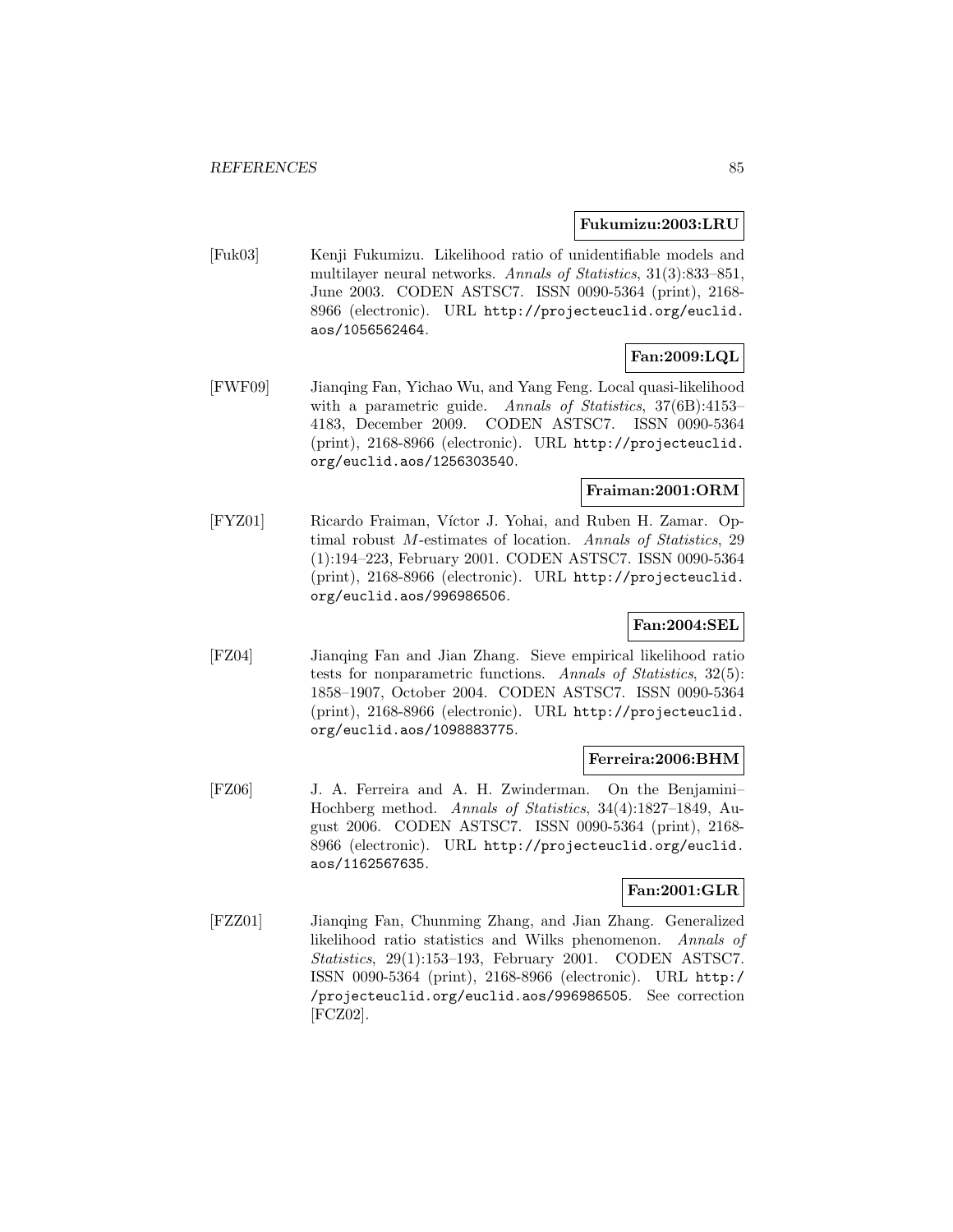**Fukumizu:2003:LRU**

[Fuk03] Kenji Fukumizu. Likelihood ratio of unidentifiable models and multilayer neural networks. *Annals of Statistics*, 31(3):833–851, June 2003. CODEN ASTSC7. ISSN 0090-5364 (print), 2168-8966 (electronic). URL http://projecteuclid.org/euclid.aos/1056562464.

**Fan:2009:LQL**

[FWF09] Jianqing Fan, Yichao Wu, and Yang Feng. Local quasi-likelihood with a parametric guide. *Annals of Statistics*, 37(6B):4153–4183, December 2009. CODEN ASTSC7. ISSN 0090-5364 (print), 2168-8966 (electronic). URL http://projecteuclid.org/euclid.aos/1256303540.

**Fraiman:2001:ORM**

[FYZ01] Ricardo Fraiman, Víctor J. Yohai, and Ruben H. Zamar. Optimal robust $M$-estimates of location. *Annals of Statistics*, 29 (1):194–223, February 2001. CODEN ASTSC7. ISSN 0090-5364 (print), 2168-8966 (electronic). URL http://projecteuclid.org/euclid.aos/996986506.

**Fan:2004:SEL**

[FZ04] Jianqing Fan and Jian Zhang. Sieve empirical likelihood ratio tests for nonparametric functions. *Annals of Statistics*, 32(5): 1858–1907, October 2004. CODEN ASTSC7. ISSN 0090-5364 (print), 2168-8966 (electronic). URL http://projecteuclid.org/euclid.aos/1098883775.

**Ferreira:2006:BHM**

[FZ06] J. A. Ferreira and A. H. Zwinderman. On the Benjamini–Hochberg method. *Annals of Statistics*, 34(4):1827–1849, August 2006. CODEN ASTSC7. ISSN 0090-5364 (print), 2168-8966 (electronic). URL http://projecteuclid.org/euclid.aos/1162567635.

**Fan:2001:GLR**

[FZZ01] Jianqing Fan, Chunming Zhang, and Jian Zhang. Generalized likelihood ratio statistics and Wilks phenomenon. *Annals of Statistics*, 29(1):153–193, February 2001. CODEN ASTSC7. ISSN 0090-5364 (print), 2168-8966 (electronic). URL http://projecteuclid.org/euclid.aos/996986505. See correction [FCZ02].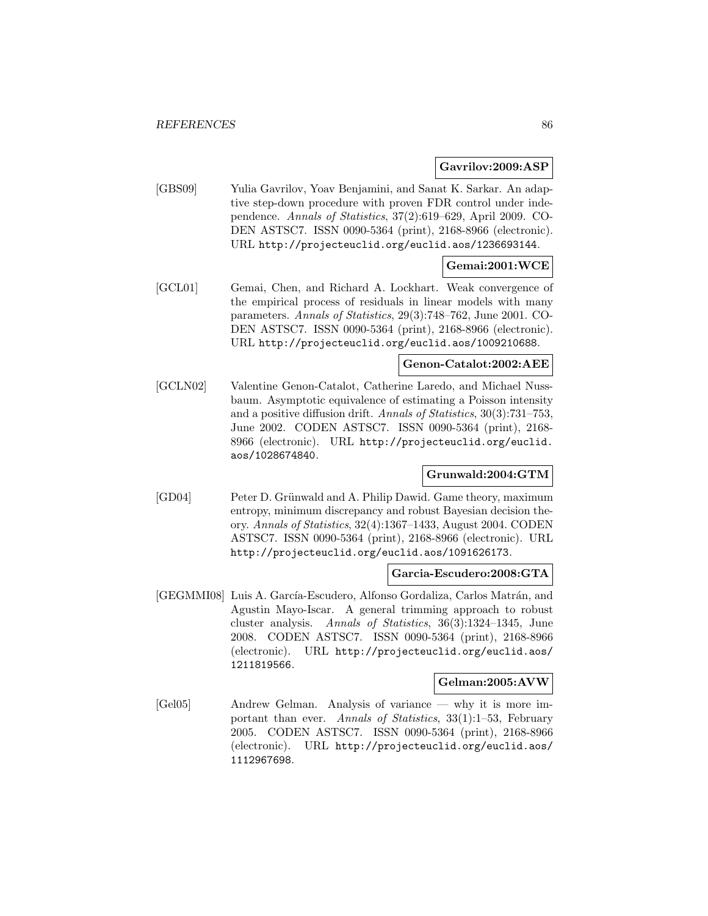**Gavrilov:2009:ASP**

[GBS09] Yulia Gavrilov, Yoav Benjamini, and Sanat K. Sarkar. An adaptive step-down procedure with proven FDR control under independence. *Annals of Statistics*, 37(2):619–629, April 2009. CODEN ASTSC7. ISSN 0090-5364 (print), 2168-8966 (electronic). URL `http://projecteuclid.org/euclid.aos/1236693144`.

**Gemai:2001:WCE**

[GCL01] Gemai, Chen, and Richard A. Lockhart. Weak convergence of the empirical process of residuals in linear models with many parameters. *Annals of Statistics*, 29(3):748–762, June 2001. CODEN ASTSC7. ISSN 0090-5364 (print), 2168-8966 (electronic). URL `http://projecteuclid.org/euclid.aos/1009210688`.

**Genon-Catalot:2002:AEE**

[GCLN02] Valentine Genon-Catalot, Catherine Laredo, and Michael Nussbaum. Asymptotic equivalence of estimating a Poisson intensity and a positive diffusion drift. *Annals of Statistics*, 30(3):731–753, June 2002. CODEN ASTSC7. ISSN 0090-5364 (print), 2168-8966 (electronic). URL `http://projecteuclid.org/euclid.aos/1028674840`.

**Grunwald:2004:GTM**

[GD04] Peter D. Grünwald and A. Philip Dawid. Game theory, maximum entropy, minimum discrepancy and robust Bayesian decision theory. *Annals of Statistics*, 32(4):1367–1433, August 2004. CODEN ASTSC7. ISSN 0090-5364 (print), 2168-8966 (electronic). URL `http://projecteuclid.org/euclid.aos/1091626173`.

**Garcia-Escudero:2008:GTA**

[GEGMMI08] Luis A. García-Escudero, Alfonso Gordaliza, Carlos Matrán, and Agustin Mayo-Iscar. A general trimming approach to robust cluster analysis. *Annals of Statistics*, 36(3):1324–1345, June 2008. CODEN ASTSC7. ISSN 0090-5364 (print), 2168-8966 (electronic). URL `http://projecteuclid.org/euclid.aos/1211819566`.

**Gelman:2005:AVW**

[Gel05] Andrew Gelman. Analysis of variance — why it is more important than ever. *Annals of Statistics*, 33(1):1–53, February 2005. CODEN ASTSC7. ISSN 0090-5364 (print), 2168-8966 (electronic). URL `http://projecteuclid.org/euclid.aos/1112967698`.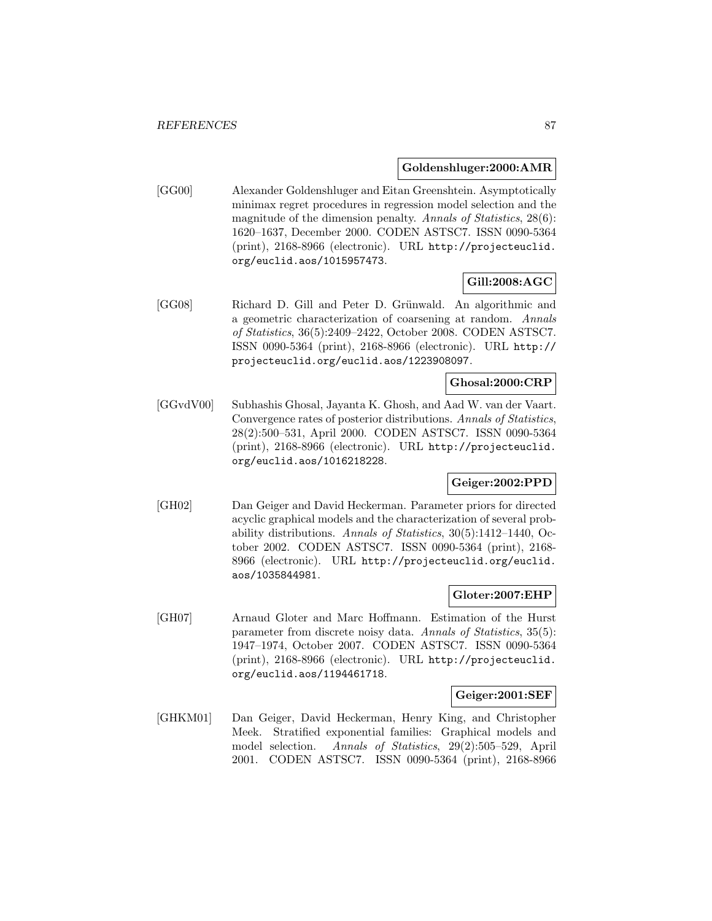**Goldenshluger:2000:AMR**

[GG00] Alexander Goldenshluger and Eitan Greenshtein. Asymptotically minimax regret procedures in regression model selection and the magnitude of the dimension penalty. *Annals of Statistics*, 28(6): 1620–1637, December 2000. CODEN ASTSC7. ISSN 0090-5364 (print), 2168-8966 (electronic). URL http://projecteuclid.org/euclid.aos/1015957473.

**Gill:2008:AGC**

[GG08] Richard D. Gill and Peter D. Grünwald. An algorithmic and a geometric characterization of coarsening at random. *Annals of Statistics*, 36(5):2409–2422, October 2008. CODEN ASTSC7. ISSN 0090-5364 (print), 2168-8966 (electronic). URL http://projecteuclid.org/euclid.aos/1223908097.

**Ghosal:2000:CRP**

[GGvdV00] Subhashis Ghosal, Jayanta K. Ghosh, and Aad W. van der Vaart. Convergence rates of posterior distributions. *Annals of Statistics*, 28(2):500–531, April 2000. CODEN ASTSC7. ISSN 0090-5364 (print), 2168-8966 (electronic). URL http://projecteuclid.org/euclid.aos/1016218228.

**Geiger:2002:PPD**

[GH02] Dan Geiger and David Heckerman. Parameter priors for directed acyclic graphical models and the characterization of several probability distributions. *Annals of Statistics*, 30(5):1412–1440, October 2002. CODEN ASTSC7. ISSN 0090-5364 (print), 2168-8966 (electronic). URL http://projecteuclid.org/euclid.aos/1035844981.

**Gloter:2007:EHP**

[GH07] Arnaud Gloter and Marc Hoffmann. Estimation of the Hurst parameter from discrete noisy data. *Annals of Statistics*, 35(5): 1947–1974, October 2007. CODEN ASTSC7. ISSN 0090-5364 (print), 2168-8966 (electronic). URL http://projecteuclid.org/euclid.aos/1194461718.

**Geiger:2001:SEF**

[GHKM01] Dan Geiger, David Heckerman, Henry King, and Christopher Meek. Stratified exponential families: Graphical models and model selection. *Annals of Statistics*, 29(2):505–529, April 2001. CODEN ASTSC7. ISSN 0090-5364 (print), 2168-8966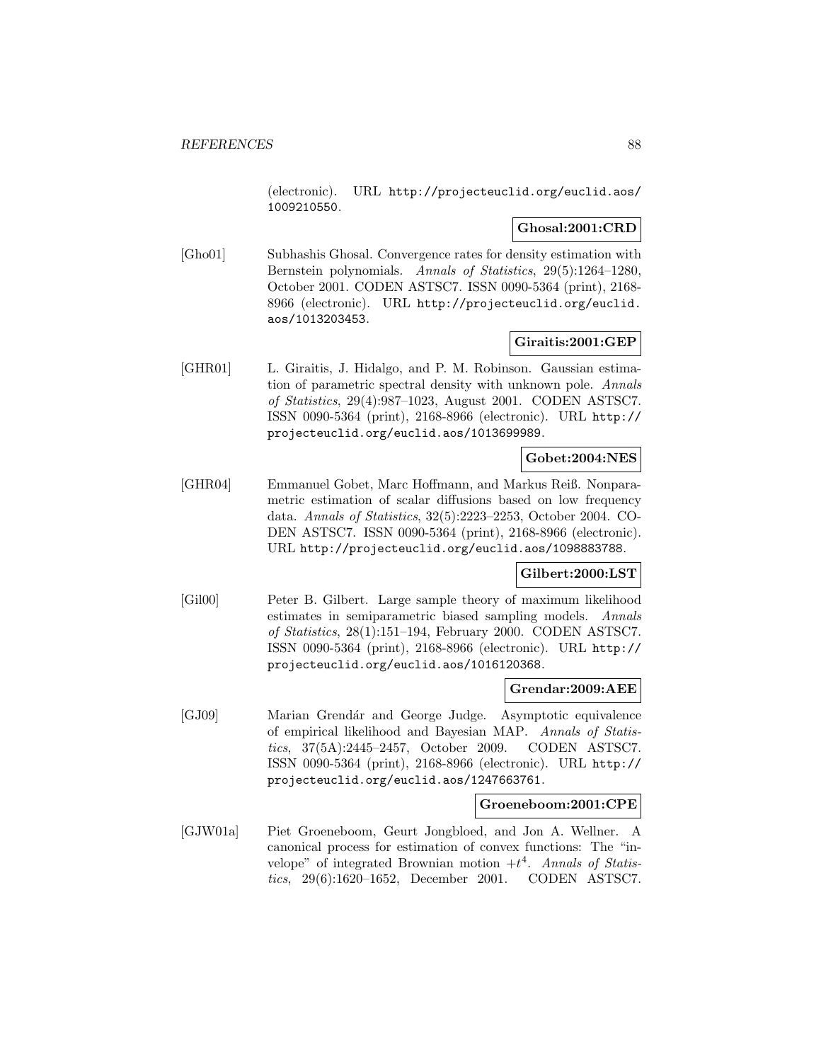(electronic). URL http://projecteuclid.org/euclid.aos/1009210550.

**Ghosal:2001:CRD**

[Gho01] Subhashis Ghosal. Convergence rates for density estimation with Bernstein polynomials. *Annals of Statistics*, 29(5):1264–1280, October 2001. CODEN ASTSC7. ISSN 0090-5364 (print), 2168-8966 (electronic). URL http://projecteuclid.org/euclid.aos/1013203453.

**Giraitis:2001:GEP**

[GHR01] L. Giraitis, J. Hidalgo, and P. M. Robinson. Gaussian estimation of parametric spectral density with unknown pole. *Annals of Statistics*, 29(4):987–1023, August 2001. CODEN ASTSC7. ISSN 0090-5364 (print), 2168-8966 (electronic). URL http://projecteuclid.org/euclid.aos/1013699989.

**Gobet:2004:NES**

[GHR04] Emmanuel Gobet, Marc Hoffmann, and Markus Reiß. Nonparametric estimation of scalar diffusions based on low frequency data. *Annals of Statistics*, 32(5):2223–2253, October 2004. CODEN ASTSC7. ISSN 0090-5364 (print), 2168-8966 (electronic). URL http://projecteuclid.org/euclid.aos/1098883788.

**Gilbert:2000:LST**

[Gil00] Peter B. Gilbert. Large sample theory of maximum likelihood estimates in semiparametric biased sampling models. *Annals of Statistics*, 28(1):151–194, February 2000. CODEN ASTSC7. ISSN 0090-5364 (print), 2168-8966 (electronic). URL http://projecteuclid.org/euclid.aos/1016120368.

**Grendar:2009:AEE**

[GJ09] Marian Grendár and George Judge. Asymptotic equivalence of empirical likelihood and Bayesian MAP. *Annals of Statistics*, 37(5A):2445–2457, October 2009. CODEN ASTSC7. ISSN 0090-5364 (print), 2168-8966 (electronic). URL http://projecteuclid.org/euclid.aos/1247663761.

**Groeneboom:2001:CPE**

[GJW01a] Piet Groeneboom, Geurt Jongbloed, and Jon A. Wellner. A canonical process for estimation of convex functions: The "invelope" of integrated Brownian motion $+t^4$. *Annals of Statistics*, 29(6):1620–1652, December 2001. CODEN ASTSC7.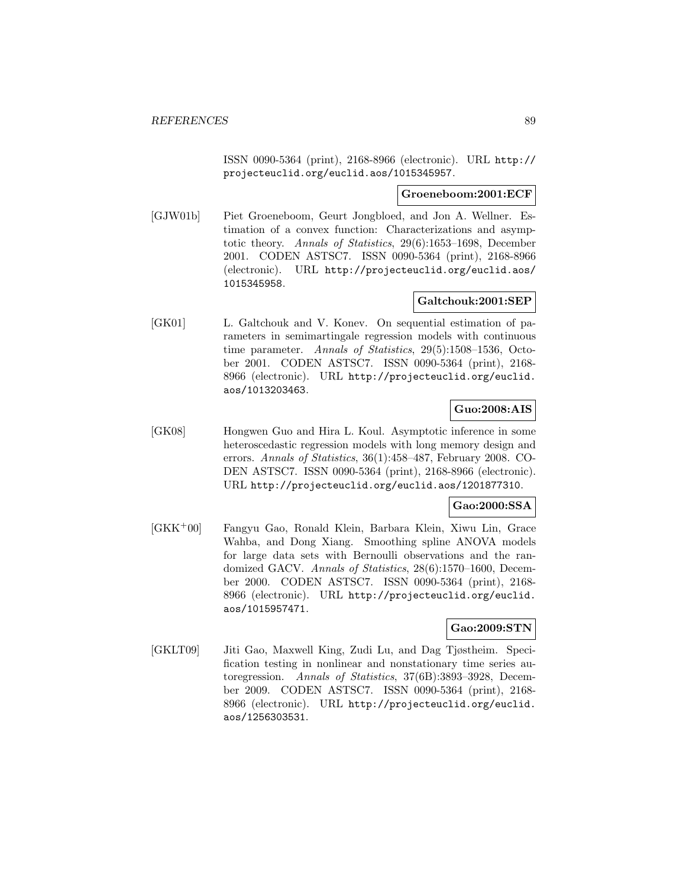ISSN 0090-5364 (print), 2168-8966 (electronic). URL http://projecteuclid.org/euclid.aos/1015345957.

**Groeneboom:2001:ECF**

[GJW01b] Piet Groeneboom, Geurt Jongbloed, and Jon A. Wellner. Estimation of a convex function: Characterizations and asymptotic theory. *Annals of Statistics*, 29(6):1653–1698, December 2001. CODEN ASTSC7. ISSN 0090-5364 (print), 2168-8966 (electronic). URL http://projecteuclid.org/euclid.aos/1015345958.

**Galtchouk:2001:SEP**

[GK01] L. Galtchouk and V. Konev. On sequential estimation of parameters in semimartingale regression models with continuous time parameter. *Annals of Statistics*, 29(5):1508–1536, October 2001. CODEN ASTSC7. ISSN 0090-5364 (print), 2168-8966 (electronic). URL http://projecteuclid.org/euclid.aos/1013203463.

**Guo:2008:AIS**

[GK08] Hongwen Guo and Hira L. Koul. Asymptotic inference in some heteroscedastic regression models with long memory design and errors. *Annals of Statistics*, 36(1):458–487, February 2008. CODEN ASTSC7. ISSN 0090-5364 (print), 2168-8966 (electronic). URL http://projecteuclid.org/euclid.aos/1201877310.

**Gao:2000:SSA**

[GKK+00] Fangyu Gao, Ronald Klein, Barbara Klein, Xiwu Lin, Grace Wahba, and Dong Xiang. Smoothing spline ANOVA models for large data sets with Bernoulli observations and the randomized GACV. *Annals of Statistics*, 28(6):1570–1600, December 2000. CODEN ASTSC7. ISSN 0090-5364 (print), 2168-8966 (electronic). URL http://projecteuclid.org/euclid.aos/1015957471.

**Gao:2009:STN**

[GKLT09] Jiti Gao, Maxwell King, Zudi Lu, and Dag Tjøstheim. Specification testing in nonlinear and nonstationary time series autoregression. *Annals of Statistics*, 37(6B):3893–3928, December 2009. CODEN ASTSC7. ISSN 0090-5364 (print), 2168-8966 (electronic). URL http://projecteuclid.org/euclid.aos/1256303531.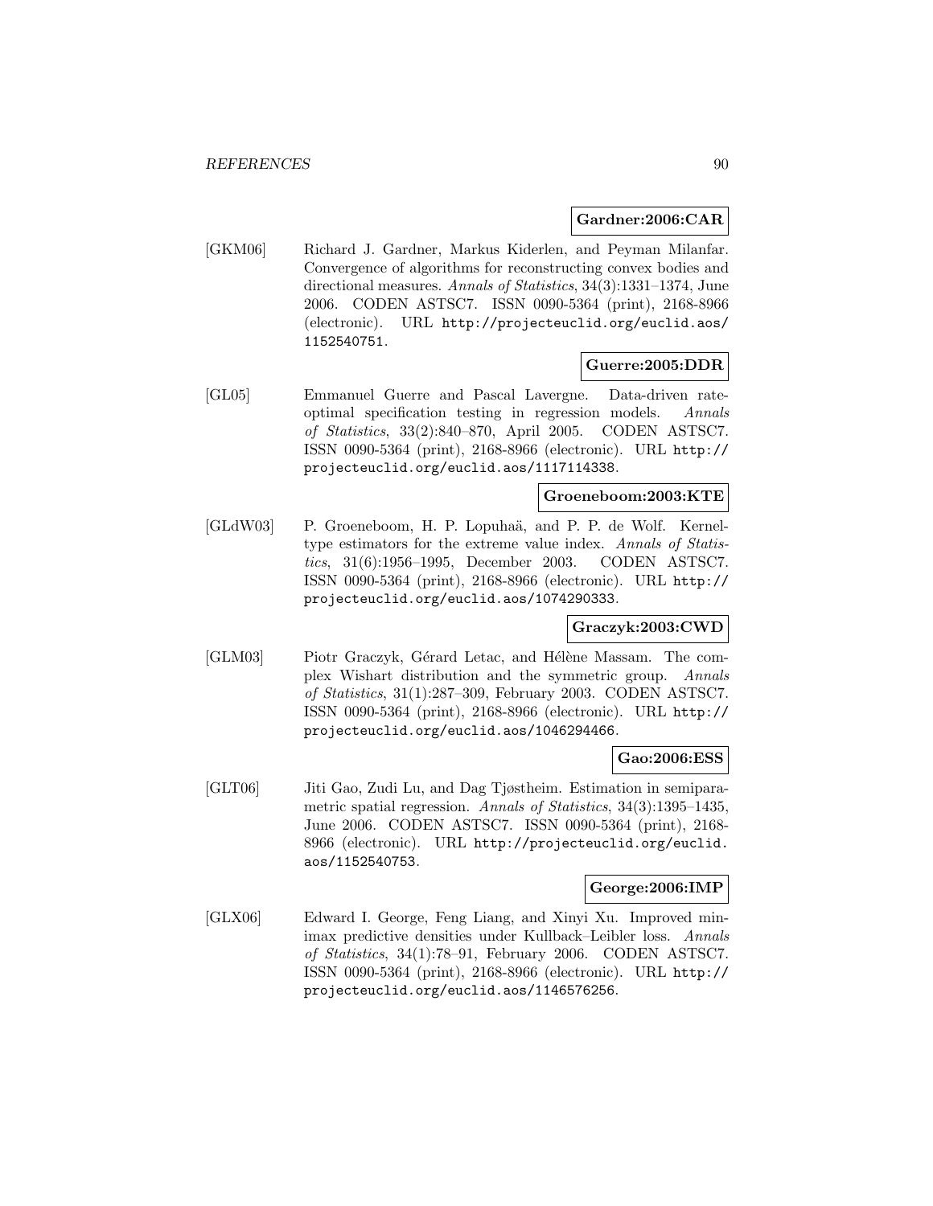**Gardner:2006:CAR**

[GKM06] Richard J. Gardner, Markus Kiderlen, and Peyman Milanfar. Convergence of algorithms for reconstructing convex bodies and directional measures. *Annals of Statistics*, 34(3):1331–1374, June 2006. CODEN ASTSC7. ISSN 0090-5364 (print), 2168-8966 (electronic). URL http://projecteuclid.org/euclid.aos/1152540751.

**Guerre:2005:DDR**

[GL05] Emmanuel Guerre and Pascal Lavergne. Data-driven rate-optimal specification testing in regression models. *Annals of Statistics*, 33(2):840–870, April 2005. CODEN ASTSC7. ISSN 0090-5364 (print), 2168-8966 (electronic). URL http://projecteuclid.org/euclid.aos/1117114338.

**Groeneboom:2003:KTE**

[GLdW03] P. Groeneboom, H. P. Lopuhaä, and P. P. de Wolf. Kernel-type estimators for the extreme value index. *Annals of Statistics*, 31(6):1956–1995, December 2003. CODEN ASTSC7. ISSN 0090-5364 (print), 2168-8966 (electronic). URL http://projecteuclid.org/euclid.aos/1074290333.

**Graczyk:2003:CWD**

[GLM03] Piotr Graczyk, Gérard Letac, and Hélène Massam. The complex Wishart distribution and the symmetric group. *Annals of Statistics*, 31(1):287–309, February 2003. CODEN ASTSC7. ISSN 0090-5364 (print), 2168-8966 (electronic). URL http://projecteuclid.org/euclid.aos/1046294466.

**Gao:2006:ESS**

[GLT06] Jiti Gao, Zudi Lu, and Dag Tjøstheim. Estimation in semiparametric spatial regression. *Annals of Statistics*, 34(3):1395–1435, June 2006. CODEN ASTSC7. ISSN 0090-5364 (print), 2168-8966 (electronic). URL http://projecteuclid.org/euclid.aos/1152540753.

**George:2006:IMP**

[GLX06] Edward I. George, Feng Liang, and Xinyi Xu. Improved minimax predictive densities under Kullback–Leibler loss. *Annals of Statistics*, 34(1):78–91, February 2006. CODEN ASTSC7. ISSN 0090-5364 (print), 2168-8966 (electronic). URL http://projecteuclid.org/euclid.aos/1146576256.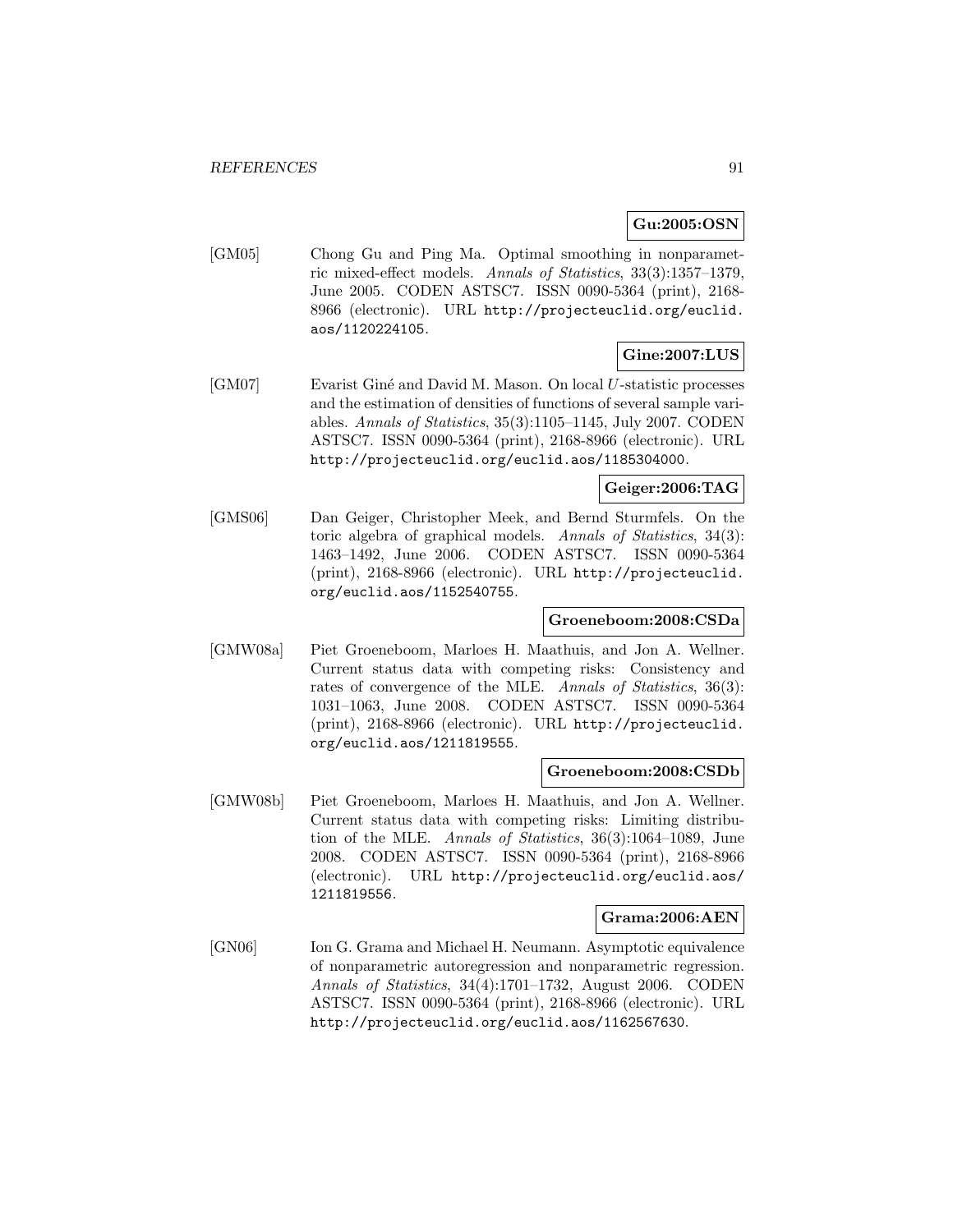**Gu:2005:OSN**

[GM05] Chong Gu and Ping Ma. Optimal smoothing in nonparametric mixed-effect models. *Annals of Statistics*, 33(3):1357–1379, June 2005. CODEN ASTSC7. ISSN 0090-5364 (print), 2168-8966 (electronic). URL http://projecteuclid.org/euclid.aos/1120224105.

**Gine:2007:LUS**

[GM07] Evarist Giné and David M. Mason. On local $U$-statistic processes and the estimation of densities of functions of several sample variables. *Annals of Statistics*, 35(3):1105–1145, July 2007. CODEN ASTSC7. ISSN 0090-5364 (print), 2168-8966 (electronic). URL http://projecteuclid.org/euclid.aos/1185304000.

**Geiger:2006:TAG**

[GMS06] Dan Geiger, Christopher Meek, and Bernd Sturmfels. On the toric algebra of graphical models. *Annals of Statistics*, 34(3): 1463–1492, June 2006. CODEN ASTSC7. ISSN 0090-5364 (print), 2168-8966 (electronic). URL http://projecteuclid.org/euclid.aos/1152540755.

**Groeneboom:2008:CSDa**

[GMW08a] Piet Groeneboom, Marloes H. Maathuis, and Jon A. Wellner. Current status data with competing risks: Consistency and rates of convergence of the MLE. *Annals of Statistics*, 36(3): 1031–1063, June 2008. CODEN ASTSC7. ISSN 0090-5364 (print), 2168-8966 (electronic). URL http://projecteuclid.org/euclid.aos/1211819555.

**Groeneboom:2008:CSDb**

[GMW08b] Piet Groeneboom, Marloes H. Maathuis, and Jon A. Wellner. Current status data with competing risks: Limiting distribution of the MLE. *Annals of Statistics*, 36(3):1064–1089, June 2008. CODEN ASTSC7. ISSN 0090-5364 (print), 2168-8966 (electronic). URL http://projecteuclid.org/euclid.aos/1211819556.

**Grama:2006:AEN**

[GN06] Ion G. Grama and Michael H. Neumann. Asymptotic equivalence of nonparametric autoregression and nonparametric regression. *Annals of Statistics*, 34(4):1701–1732, August 2006. CODEN ASTSC7. ISSN 0090-5364 (print), 2168-8966 (electronic). URL http://projecteuclid.org/euclid.aos/1162567630.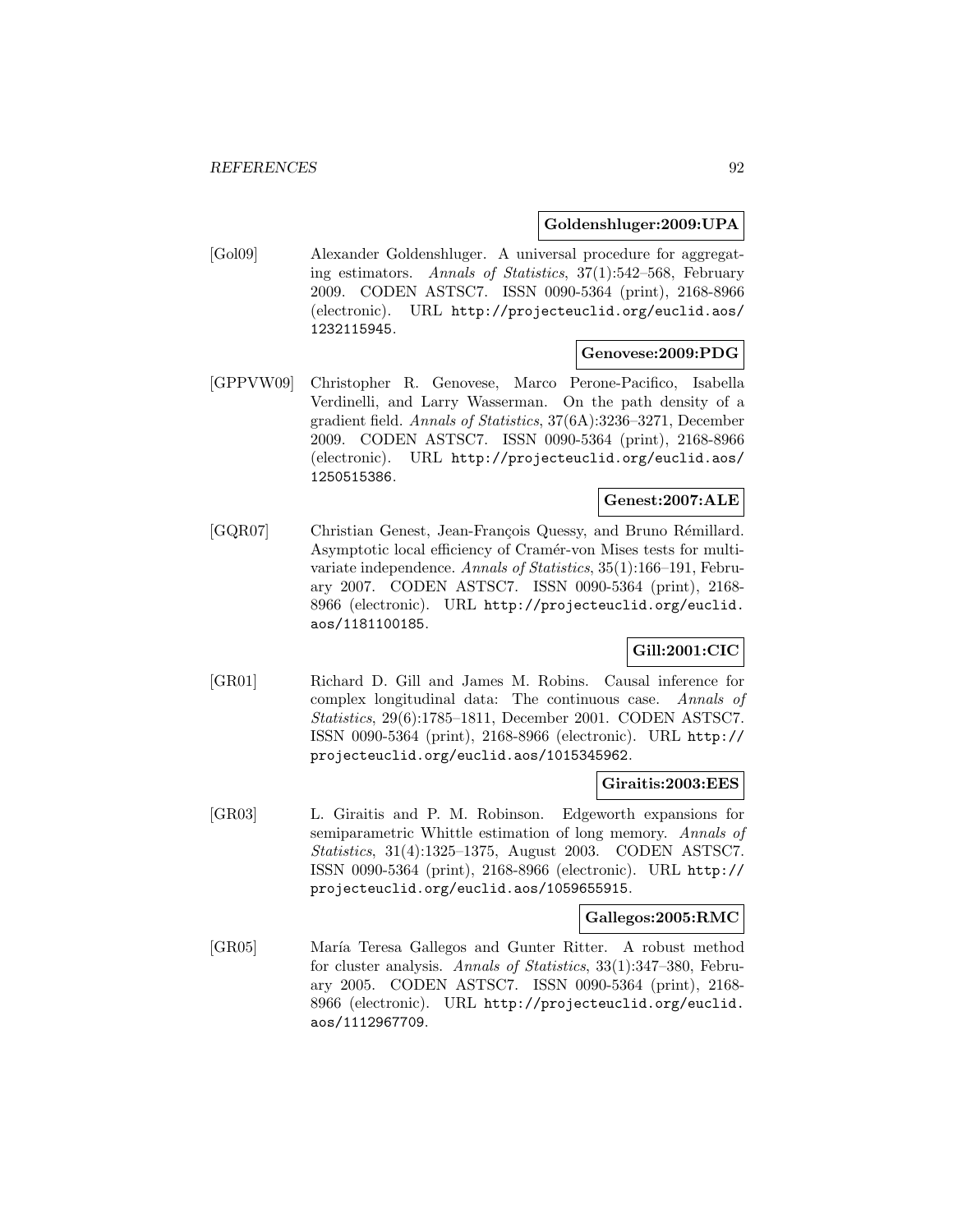**Goldenshluger:2009:UPA**

[Gol09] Alexander Goldenshluger. A universal procedure for aggregating estimators. *Annals of Statistics*, 37(1):542–568, February 2009. CODEN ASTSC7. ISSN 0090-5364 (print), 2168-8966 (electronic). URL http://projecteuclid.org/euclid.aos/1232115945.

**Genovese:2009:PDG**

[GPPVW09] Christopher R. Genovese, Marco Perone-Pacifico, Isabella Verdinelli, and Larry Wasserman. On the path density of a gradient field. *Annals of Statistics*, 37(6A):3236–3271, December 2009. CODEN ASTSC7. ISSN 0090-5364 (print), 2168-8966 (electronic). URL http://projecteuclid.org/euclid.aos/1250515386.

**Genest:2007:ALE**

[GQR07] Christian Genest, Jean-François Quessy, and Bruno Rémillard. Asymptotic local efficiency of Cramér-von Mises tests for multivariate independence. *Annals of Statistics*, 35(1):166–191, February 2007. CODEN ASTSC7. ISSN 0090-5364 (print), 2168-8966 (electronic). URL http://projecteuclid.org/euclid.aos/1181100185.

**Gill:2001:CIC**

[GR01] Richard D. Gill and James M. Robins. Causal inference for complex longitudinal data: The continuous case. *Annals of Statistics*, 29(6):1785–1811, December 2001. CODEN ASTSC7. ISSN 0090-5364 (print), 2168-8966 (electronic). URL http://projecteuclid.org/euclid.aos/1015345962.

**Giraitis:2003:EES**

[GR03] L. Giraitis and P. M. Robinson. Edgeworth expansions for semiparametric Whittle estimation of long memory. *Annals of Statistics*, 31(4):1325–1375, August 2003. CODEN ASTSC7. ISSN 0090-5364 (print), 2168-8966 (electronic). URL http://projecteuclid.org/euclid.aos/1059655915.

**Gallegos:2005:RMC**

[GR05] María Teresa Gallegos and Gunter Ritter. A robust method for cluster analysis. *Annals of Statistics*, 33(1):347–380, February 2005. CODEN ASTSC7. ISSN 0090-5364 (print), 2168-8966 (electronic). URL http://projecteuclid.org/euclid.aos/1112967709.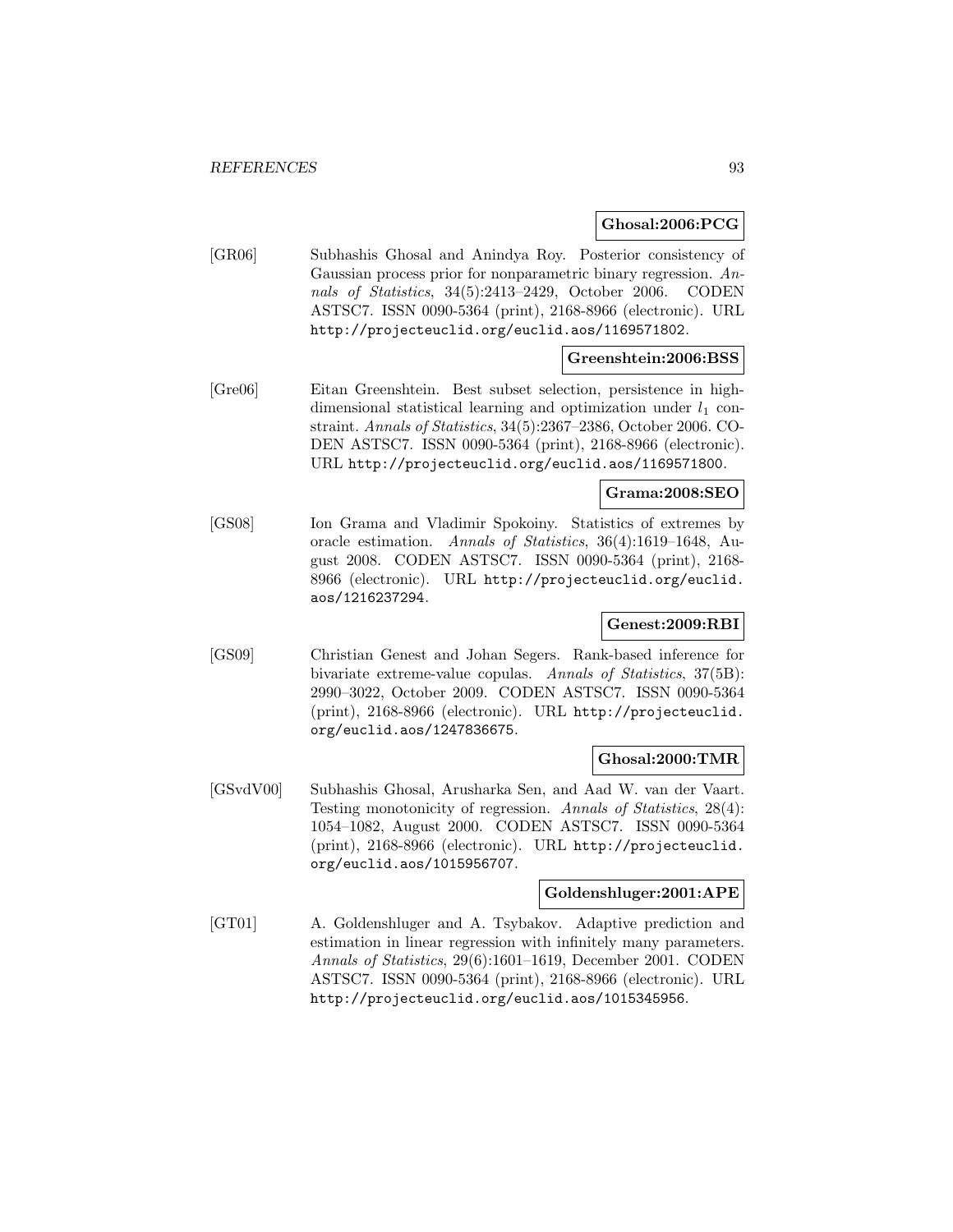**Ghosal:2006:PCG**

[GR06] Subhashis Ghosal and Anindya Roy. Posterior consistency of Gaussian process prior for nonparametric binary regression. *Annals of Statistics*, 34(5):2413–2429, October 2006. CODEN ASTSC7. ISSN 0090-5364 (print), 2168-8966 (electronic). URL `http://projecteuclid.org/euclid.aos/1169571802`.

**Greenshtein:2006:BSS**

[Gre06] Eitan Greenshtein. Best subset selection, persistence in high-dimensional statistical learning and optimization under $l_1$ constraint. *Annals of Statistics*, 34(5):2367–2386, October 2006. CODEN ASTSC7. ISSN 0090-5364 (print), 2168-8966 (electronic). URL `http://projecteuclid.org/euclid.aos/1169571800`.

**Grama:2008:SEO**

[GS08] Ion Grama and Vladimir Spokoiny. Statistics of extremes by oracle estimation. *Annals of Statistics*, 36(4):1619–1648, August 2008. CODEN ASTSC7. ISSN 0090-5364 (print), 2168-8966 (electronic). URL `http://projecteuclid.org/euclid.aos/1216237294`.

**Genest:2009:RBI**

[GS09] Christian Genest and Johan Segers. Rank-based inference for bivariate extreme-value copulas. *Annals of Statistics*, 37(5B): 2990–3022, October 2009. CODEN ASTSC7. ISSN 0090-5364 (print), 2168-8966 (electronic). URL `http://projecteuclid.org/euclid.aos/1247836675`.

**Ghosal:2000:TMR**

[GSvdV00] Subhashis Ghosal, Arusharka Sen, and Aad W. van der Vaart. Testing monotonicity of regression. *Annals of Statistics*, 28(4): 1054–1082, August 2000. CODEN ASTSC7. ISSN 0090-5364 (print), 2168-8966 (electronic). URL `http://projecteuclid.org/euclid.aos/1015956707`.

**Goldenshluger:2001:APE**

[GT01] A. Goldenshluger and A. Tsybakov. Adaptive prediction and estimation in linear regression with infinitely many parameters. *Annals of Statistics*, 29(6):1601–1619, December 2001. CODEN ASTSC7. ISSN 0090-5364 (print), 2168-8966 (electronic). URL `http://projecteuclid.org/euclid.aos/1015345956`.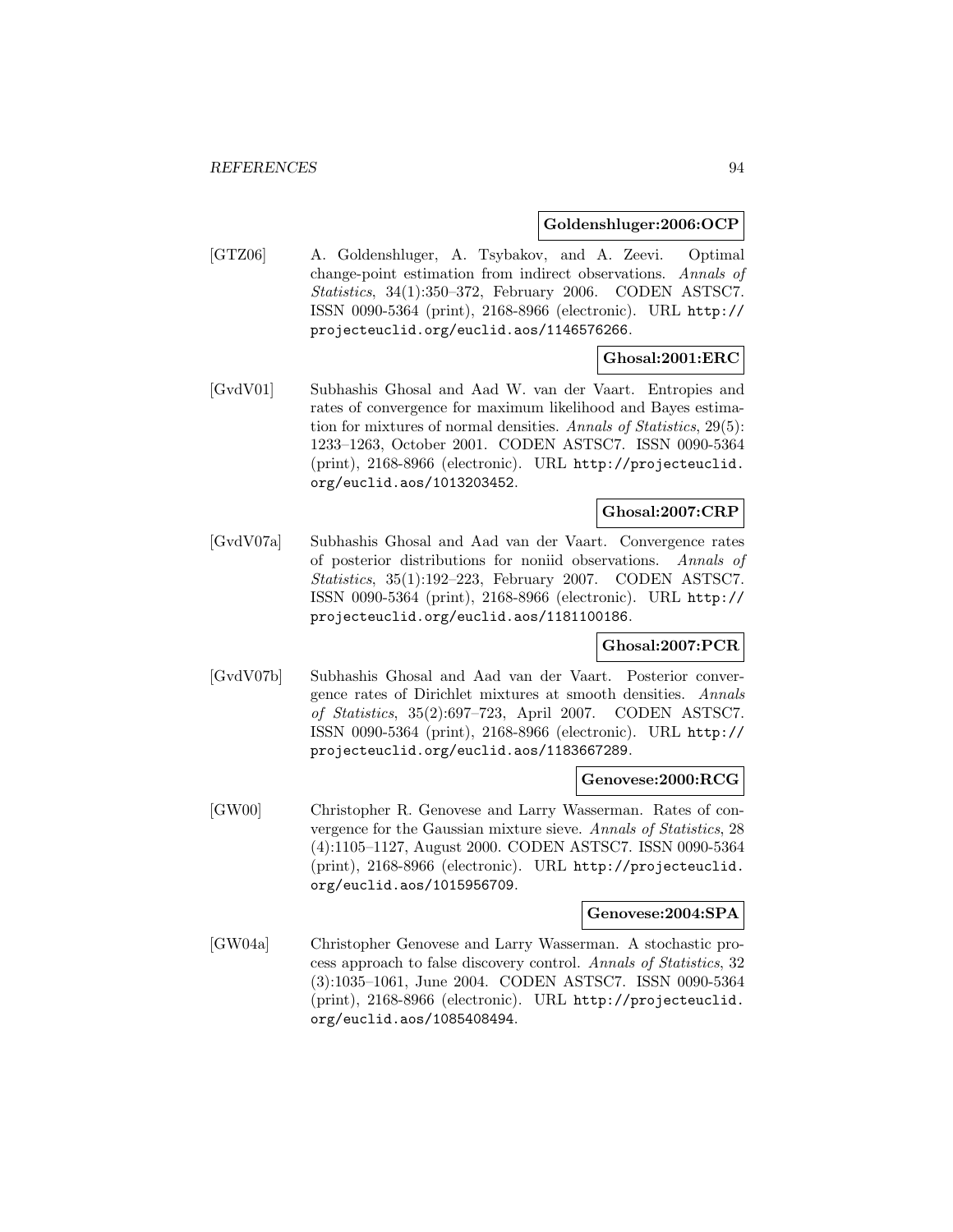**Goldenshluger:2006:OCP**

[GTZ06] A. Goldenshluger, A. Tsybakov, and A. Zeevi. Optimal change-point estimation from indirect observations. *Annals of Statistics*, 34(1):350–372, February 2006. CODEN ASTSC7. ISSN 0090-5364 (print), 2168-8966 (electronic). URL http://projecteuclid.org/euclid.aos/1146576266.

**Ghosal:2001:ERC**

[GvdV01] Subhashis Ghosal and Aad W. van der Vaart. Entropies and rates of convergence for maximum likelihood and Bayes estimation for mixtures of normal densities. *Annals of Statistics*, 29(5): 1233–1263, October 2001. CODEN ASTSC7. ISSN 0090-5364 (print), 2168-8966 (electronic). URL http://projecteuclid.org/euclid.aos/1013203452.

**Ghosal:2007:CRP**

[GvdV07a] Subhashis Ghosal and Aad van der Vaart. Convergence rates of posterior distributions for noniid observations. *Annals of Statistics*, 35(1):192–223, February 2007. CODEN ASTSC7. ISSN 0090-5364 (print), 2168-8966 (electronic). URL http://projecteuclid.org/euclid.aos/1181100186.

**Ghosal:2007:PCR**

[GvdV07b] Subhashis Ghosal and Aad van der Vaart. Posterior convergence rates of Dirichlet mixtures at smooth densities. *Annals of Statistics*, 35(2):697–723, April 2007. CODEN ASTSC7. ISSN 0090-5364 (print), 2168-8966 (electronic). URL http://projecteuclid.org/euclid.aos/1183667289.

**Genovese:2000:RCG**

[GW00] Christopher R. Genovese and Larry Wasserman. Rates of convergence for the Gaussian mixture sieve. *Annals of Statistics*, 28 (4):1105–1127, August 2000. CODEN ASTSC7. ISSN 0090-5364 (print), 2168-8966 (electronic). URL http://projecteuclid.org/euclid.aos/1015956709.

**Genovese:2004:SPA**

[GW04a] Christopher Genovese and Larry Wasserman. A stochastic process approach to false discovery control. *Annals of Statistics*, 32 (3):1035–1061, June 2004. CODEN ASTSC7. ISSN 0090-5364 (print), 2168-8966 (electronic). URL http://projecteuclid.org/euclid.aos/1085408494.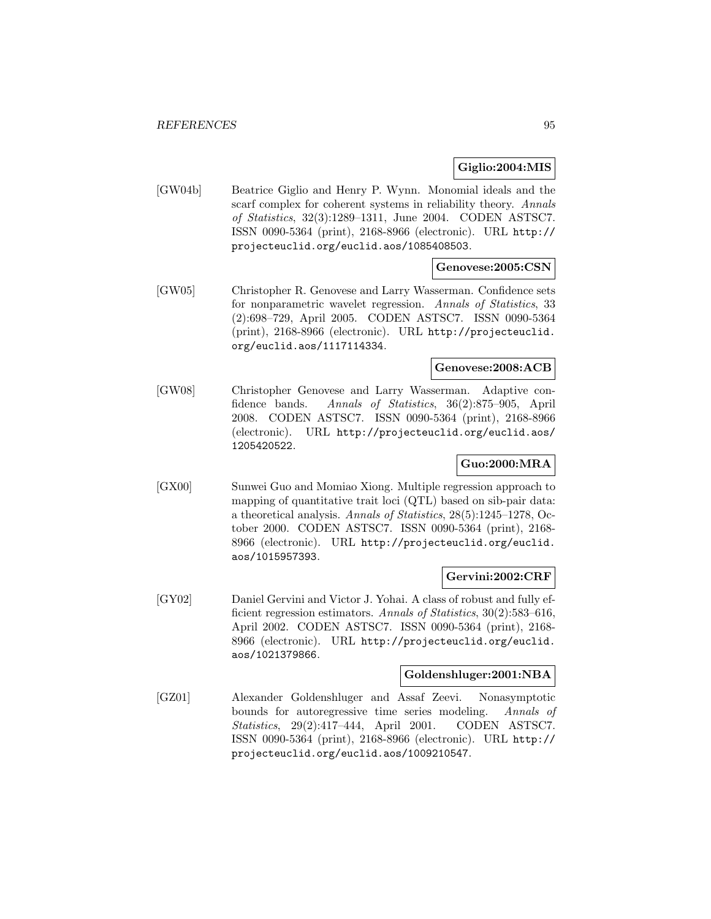**Giglio:2004:MIS**

[GW04b] Beatrice Giglio and Henry P. Wynn. Monomial ideals and the scarf complex for coherent systems in reliability theory. *Annals of Statistics*, 32(3):1289–1311, June 2004. CODEN ASTSC7. ISSN 0090-5364 (print), 2168-8966 (electronic). URL http://projecteuclid.org/euclid.aos/1085408503.

**Genovese:2005:CSN**

[GW05] Christopher R. Genovese and Larry Wasserman. Confidence sets for nonparametric wavelet regression. *Annals of Statistics*, 33 (2):698–729, April 2005. CODEN ASTSC7. ISSN 0090-5364 (print), 2168-8966 (electronic). URL http://projecteuclid.org/euclid.aos/1117114334.

**Genovese:2008:ACB**

[GW08] Christopher Genovese and Larry Wasserman. Adaptive confidence bands. *Annals of Statistics*, 36(2):875–905, April 2008. CODEN ASTSC7. ISSN 0090-5364 (print), 2168-8966 (electronic). URL http://projecteuclid.org/euclid.aos/1205420522.

**Guo:2000:MRA**

[GX00] Sunwei Guo and Momiao Xiong. Multiple regression approach to mapping of quantitative trait loci (QTL) based on sib-pair data: a theoretical analysis. *Annals of Statistics*, 28(5):1245–1278, October 2000. CODEN ASTSC7. ISSN 0090-5364 (print), 2168-8966 (electronic). URL http://projecteuclid.org/euclid.aos/1015957393.

**Gervini:2002:CRF**

[GY02] Daniel Gervini and Victor J. Yohai. A class of robust and fully efficient regression estimators. *Annals of Statistics*, 30(2):583–616, April 2002. CODEN ASTSC7. ISSN 0090-5364 (print), 2168-8966 (electronic). URL http://projecteuclid.org/euclid.aos/1021379866.

**Goldenshluger:2001:NBA**

[GZ01] Alexander Goldenshluger and Assaf Zeevi. Nonasymptotic bounds for autoregressive time series modeling. *Annals of Statistics*, 29(2):417–444, April 2001. CODEN ASTSC7. ISSN 0090-5364 (print), 2168-8966 (electronic). URL http://projecteuclid.org/euclid.aos/1009210547.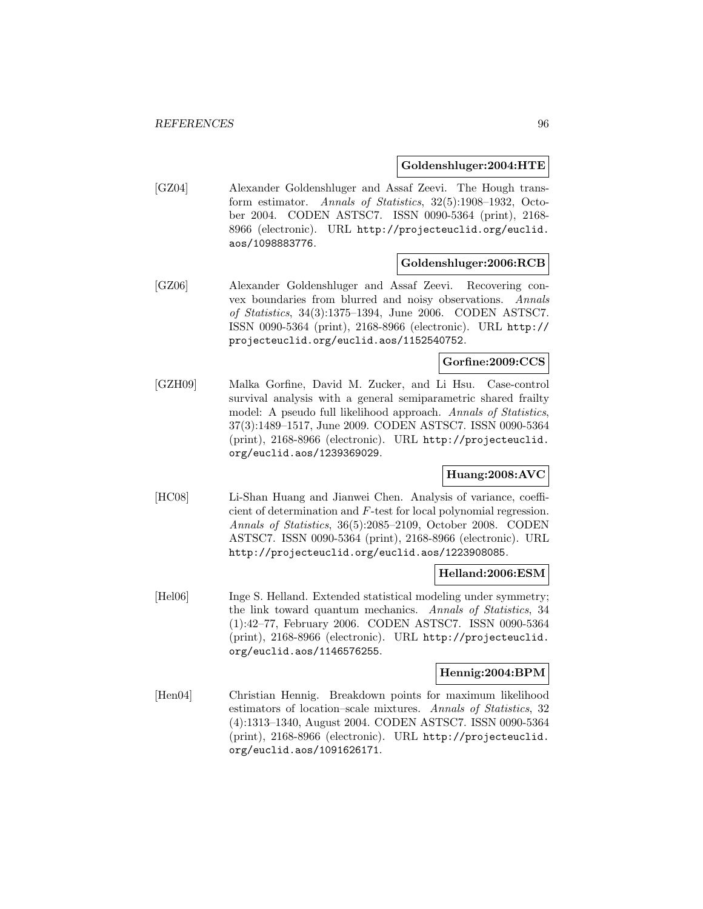**Goldenshluger:2004:HTE**

[GZ04] Alexander Goldenshluger and Assaf Zeevi. The Hough transform estimator. *Annals of Statistics*, 32(5):1908–1932, October 2004. CODEN ASTSC7. ISSN 0090-5364 (print), 2168-8966 (electronic). URL http://projecteuclid.org/euclid.aos/1098883776.

**Goldenshluger:2006:RCB**

[GZ06] Alexander Goldenshluger and Assaf Zeevi. Recovering convex boundaries from blurred and noisy observations. *Annals of Statistics*, 34(3):1375–1394, June 2006. CODEN ASTSC7. ISSN 0090-5364 (print), 2168-8966 (electronic). URL http://projecteuclid.org/euclid.aos/1152540752.

**Gorfine:2009:CCS**

[GZH09] Malka Gorfine, David M. Zucker, and Li Hsu. Case-control survival analysis with a general semiparametric shared frailty model: A pseudo full likelihood approach. *Annals of Statistics*, 37(3):1489–1517, June 2009. CODEN ASTSC7. ISSN 0090-5364 (print), 2168-8966 (electronic). URL http://projecteuclid.org/euclid.aos/1239369029.

**Huang:2008:AVC**

[HC08] Li-Shan Huang and Jianwei Chen. Analysis of variance, coefficient of determination and $F$-test for local polynomial regression. *Annals of Statistics*, 36(5):2085–2109, October 2008. CODEN ASTSC7. ISSN 0090-5364 (print), 2168-8966 (electronic). URL http://projecteuclid.org/euclid.aos/1223908085.

**Helland:2006:ESM**

[Hel06] Inge S. Helland. Extended statistical modeling under symmetry; the link toward quantum mechanics. *Annals of Statistics*, 34 (1):42–77, February 2006. CODEN ASTSC7. ISSN 0090-5364 (print), 2168-8966 (electronic). URL http://projecteuclid.org/euclid.aos/1146576255.

**Hennig:2004:BPM**

[Hen04] Christian Hennig. Breakdown points for maximum likelihood estimators of location–scale mixtures. *Annals of Statistics*, 32 (4):1313–1340, August 2004. CODEN ASTSC7. ISSN 0090-5364 (print), 2168-8966 (electronic). URL http://projecteuclid.org/euclid.aos/1091626171.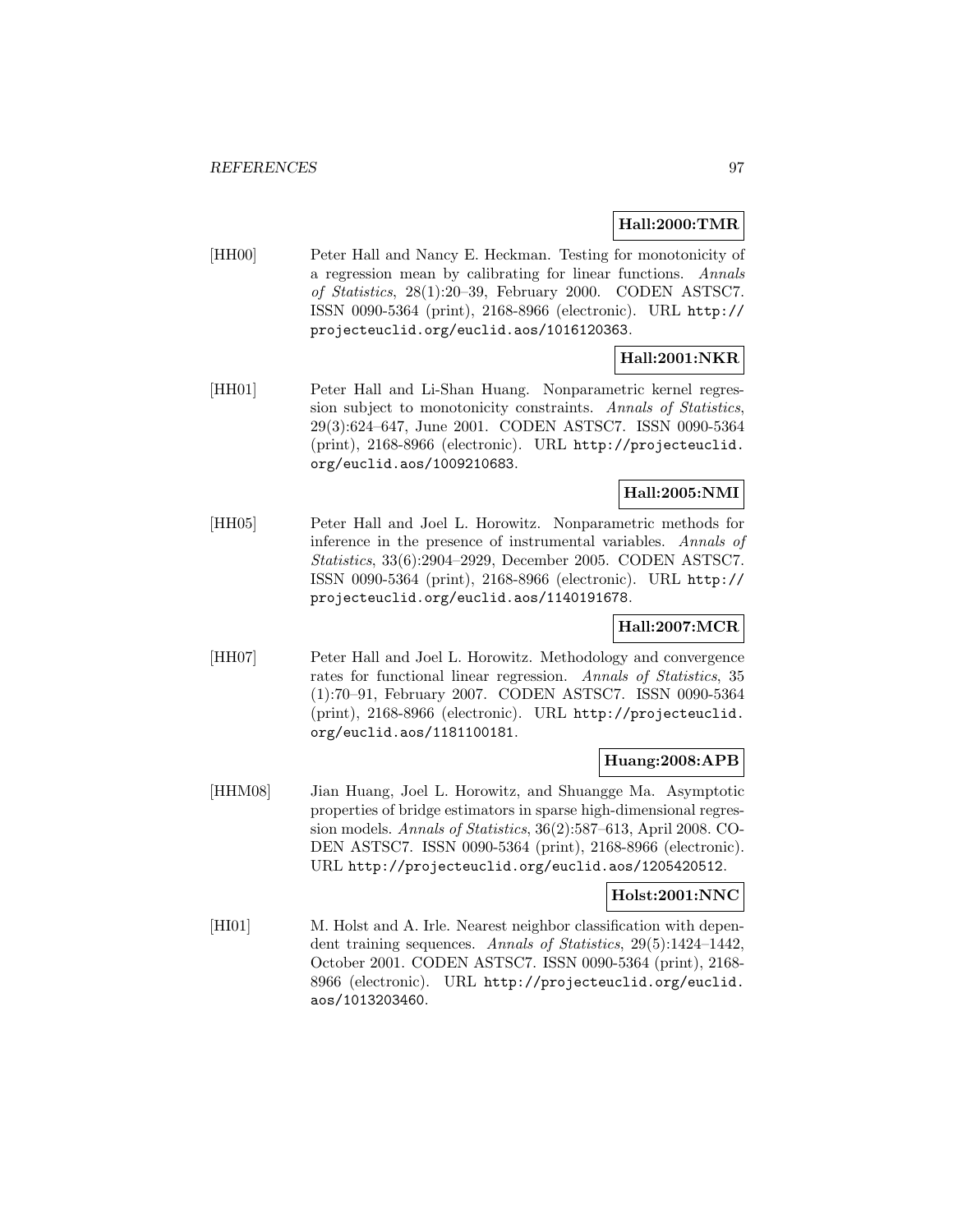**Hall:2000:TMR**

[HH00] Peter Hall and Nancy E. Heckman. Testing for monotonicity of a regression mean by calibrating for linear functions. *Annals of Statistics*, 28(1):20–39, February 2000. CODEN ASTSC7. ISSN 0090-5364 (print), 2168-8966 (electronic). URL `http://projecteuclid.org/euclid.aos/1016120363`.

**Hall:2001:NKR**

[HH01] Peter Hall and Li-Shan Huang. Nonparametric kernel regression subject to monotonicity constraints. *Annals of Statistics*, 29(3):624–647, June 2001. CODEN ASTSC7. ISSN 0090-5364 (print), 2168-8966 (electronic). URL `http://projecteuclid.org/euclid.aos/1009210683`.

**Hall:2005:NMI**

[HH05] Peter Hall and Joel L. Horowitz. Nonparametric methods for inference in the presence of instrumental variables. *Annals of Statistics*, 33(6):2904–2929, December 2005. CODEN ASTSC7. ISSN 0090-5364 (print), 2168-8966 (electronic). URL `http://projecteuclid.org/euclid.aos/1140191678`.

**Hall:2007:MCR**

[HH07] Peter Hall and Joel L. Horowitz. Methodology and convergence rates for functional linear regression. *Annals of Statistics*, 35 (1):70–91, February 2007. CODEN ASTSC7. ISSN 0090-5364 (print), 2168-8966 (electronic). URL `http://projecteuclid.org/euclid.aos/1181100181`.

**Huang:2008:APB**

[HHM08] Jian Huang, Joel L. Horowitz, and Shuangge Ma. Asymptotic properties of bridge estimators in sparse high-dimensional regression models. *Annals of Statistics*, 36(2):587–613, April 2008. CODEN ASTSC7. ISSN 0090-5364 (print), 2168-8966 (electronic). URL `http://projecteuclid.org/euclid.aos/1205420512`.

**Holst:2001:NNC**

[HI01] M. Holst and A. Irle. Nearest neighbor classification with dependent training sequences. *Annals of Statistics*, 29(5):1424–1442, October 2001. CODEN ASTSC7. ISSN 0090-5364 (print), 2168-8966 (electronic). URL `http://projecteuclid.org/euclid.aos/1013203460`.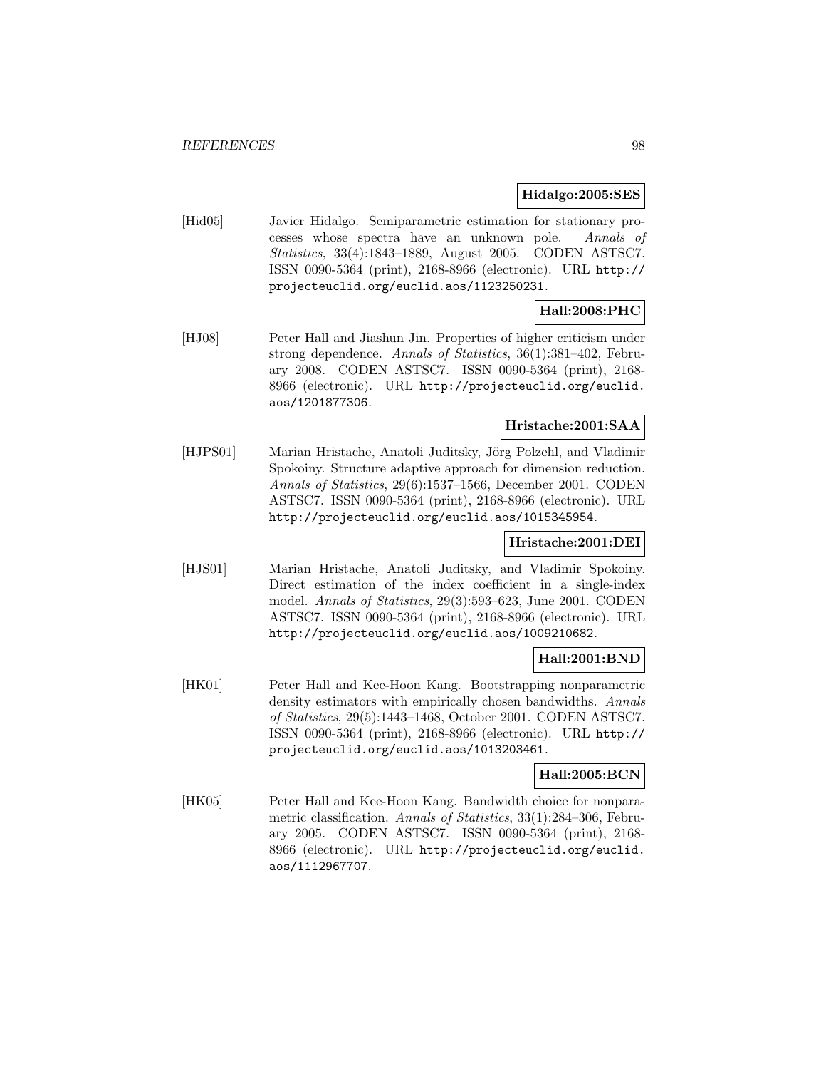**Hidalgo:2005:SES**

[Hid05] Javier Hidalgo. Semiparametric estimation for stationary processes whose spectra have an unknown pole. *Annals of Statistics*, 33(4):1843–1889, August 2005. CODEN ASTSC7. ISSN 0090-5364 (print), 2168-8966 (electronic). URL http://projecteuclid.org/euclid.aos/1123250231.

**Hall:2008:PHC**

[HJ08] Peter Hall and Jiashun Jin. Properties of higher criticism under strong dependence. *Annals of Statistics*, 36(1):381–402, February 2008. CODEN ASTSC7. ISSN 0090-5364 (print), 2168-8966 (electronic). URL http://projecteuclid.org/euclid.aos/1201877306.

**Hristache:2001:SAA**

[HJPS01] Marian Hristache, Anatoli Juditsky, Jörg Polzehl, and Vladimir Spokoiny. Structure adaptive approach for dimension reduction. *Annals of Statistics*, 29(6):1537–1566, December 2001. CODEN ASTSC7. ISSN 0090-5364 (print), 2168-8966 (electronic). URL http://projecteuclid.org/euclid.aos/1015345954.

**Hristache:2001:DEI**

[HJS01] Marian Hristache, Anatoli Juditsky, and Vladimir Spokoiny. Direct estimation of the index coefficient in a single-index model. *Annals of Statistics*, 29(3):593–623, June 2001. CODEN ASTSC7. ISSN 0090-5364 (print), 2168-8966 (electronic). URL http://projecteuclid.org/euclid.aos/1009210682.

**Hall:2001:BND**

[HK01] Peter Hall and Kee-Hoon Kang. Bootstrapping nonparametric density estimators with empirically chosen bandwidths. *Annals of Statistics*, 29(5):1443–1468, October 2001. CODEN ASTSC7. ISSN 0090-5364 (print), 2168-8966 (electronic). URL http://projecteuclid.org/euclid.aos/1013203461.

**Hall:2005:BCN**

[HK05] Peter Hall and Kee-Hoon Kang. Bandwidth choice for nonparametric classification. *Annals of Statistics*, 33(1):284–306, February 2005. CODEN ASTSC7. ISSN 0090-5364 (print), 2168-8966 (electronic). URL http://projecteuclid.org/euclid.aos/1112967707.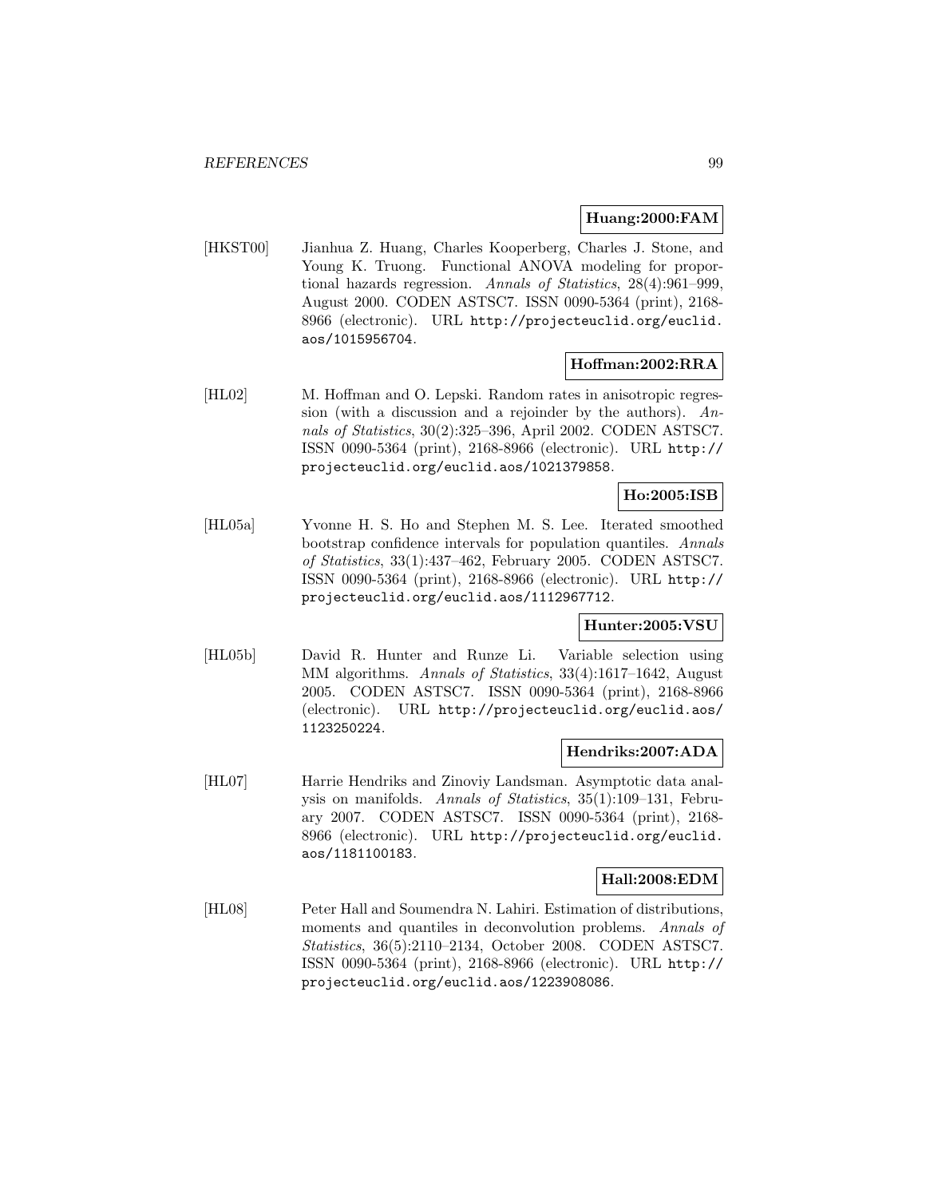**Huang:2000:FAM**

[HKST00] Jianhua Z. Huang, Charles Kooperberg, Charles J. Stone, and Young K. Truong. Functional ANOVA modeling for proportional hazards regression. *Annals of Statistics*, 28(4):961–999, August 2000. CODEN ASTSC7. ISSN 0090-5364 (print), 2168-8966 (electronic). URL http://projecteuclid.org/euclid.aos/1015956704.

**Hoffman:2002:RRA**

[HL02] M. Hoffman and O. Lepski. Random rates in anisotropic regression (with a discussion and a rejoinder by the authors). *Annals of Statistics*, 30(2):325–396, April 2002. CODEN ASTSC7. ISSN 0090-5364 (print), 2168-8966 (electronic). URL http://projecteuclid.org/euclid.aos/1021379858.

**Ho:2005:ISB**

[HL05a] Yvonne H. S. Ho and Stephen M. S. Lee. Iterated smoothed bootstrap confidence intervals for population quantiles. *Annals of Statistics*, 33(1):437–462, February 2005. CODEN ASTSC7. ISSN 0090-5364 (print), 2168-8966 (electronic). URL http://projecteuclid.org/euclid.aos/1112967712.

**Hunter:2005:VSU**

[HL05b] David R. Hunter and Runze Li. Variable selection using MM algorithms. *Annals of Statistics*, 33(4):1617–1642, August 2005. CODEN ASTSC7. ISSN 0090-5364 (print), 2168-8966 (electronic). URL http://projecteuclid.org/euclid.aos/1123250224.

**Hendriks:2007:ADA**

[HL07] Harrie Hendriks and Zinoviy Landsman. Asymptotic data analysis on manifolds. *Annals of Statistics*, 35(1):109–131, February 2007. CODEN ASTSC7. ISSN 0090-5364 (print), 2168-8966 (electronic). URL http://projecteuclid.org/euclid.aos/1181100183.

**Hall:2008:EDM**

[HL08] Peter Hall and Soumendra N. Lahiri. Estimation of distributions, moments and quantiles in deconvolution problems. *Annals of Statistics*, 36(5):2110–2134, October 2008. CODEN ASTSC7. ISSN 0090-5364 (print), 2168-8966 (electronic). URL http://projecteuclid.org/euclid.aos/1223908086.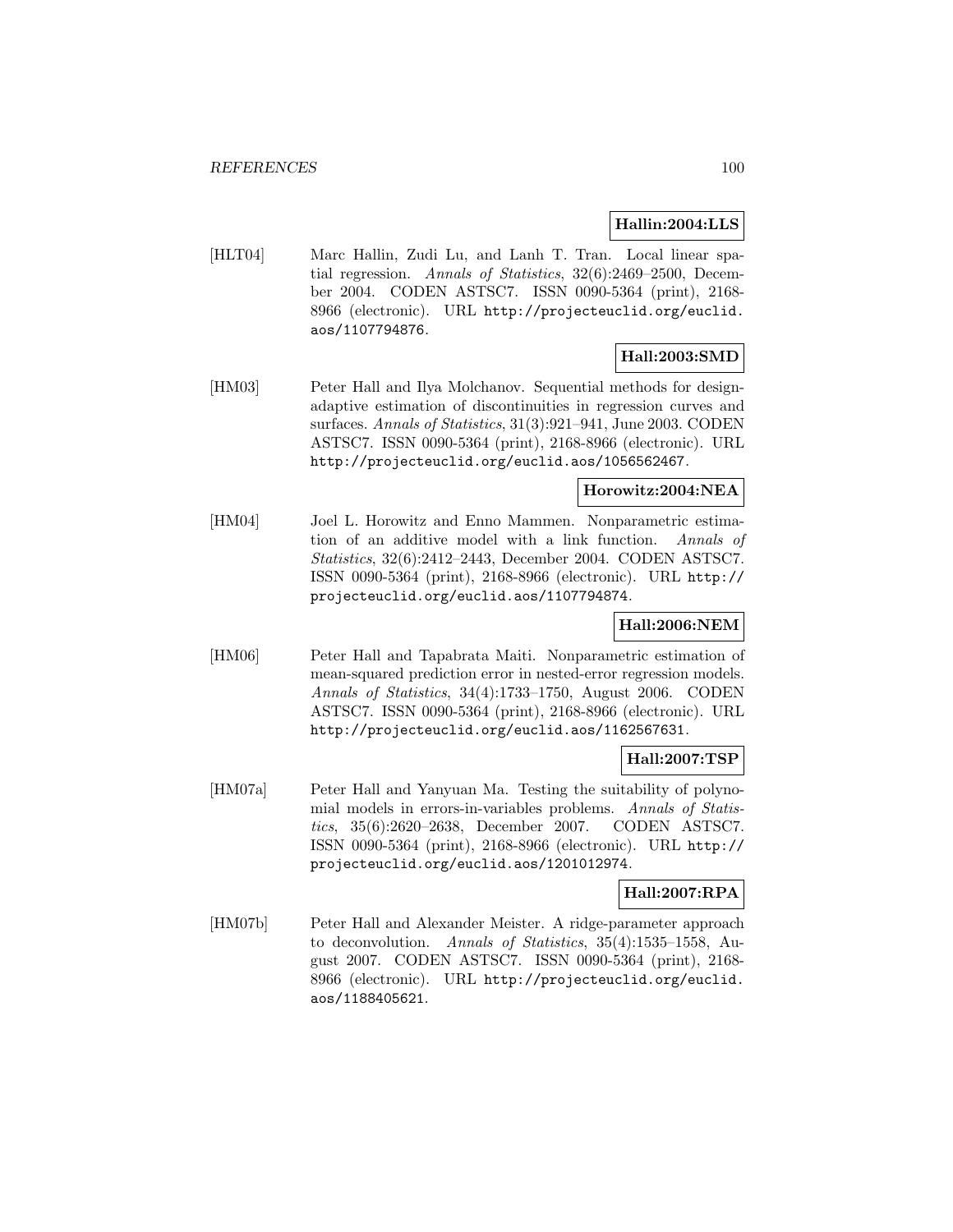**Hallin:2004:LLS**

[HLT04] Marc Hallin, Zudi Lu, and Lanh T. Tran. Local linear spatial regression. *Annals of Statistics*, 32(6):2469–2500, December 2004. CODEN ASTSC7. ISSN 0090-5364 (print), 2168-8966 (electronic). URL http://projecteuclid.org/euclid.aos/1107794876.

**Hall:2003:SMD**

[HM03] Peter Hall and Ilya Molchanov. Sequential methods for design-adaptive estimation of discontinuities in regression curves and surfaces. *Annals of Statistics*, 31(3):921–941, June 2003. CODEN ASTSC7. ISSN 0090-5364 (print), 2168-8966 (electronic). URL http://projecteuclid.org/euclid.aos/1056562467.

**Horowitz:2004:NEA**

[HM04] Joel L. Horowitz and Enno Mammen. Nonparametric estimation of an additive model with a link function. *Annals of Statistics*, 32(6):2412–2443, December 2004. CODEN ASTSC7. ISSN 0090-5364 (print), 2168-8966 (electronic). URL http://projecteuclid.org/euclid.aos/1107794874.

**Hall:2006:NEM**

[HM06] Peter Hall and Tapabrata Maiti. Nonparametric estimation of mean-squared prediction error in nested-error regression models. *Annals of Statistics*, 34(4):1733–1750, August 2006. CODEN ASTSC7. ISSN 0090-5364 (print), 2168-8966 (electronic). URL http://projecteuclid.org/euclid.aos/1162567631.

**Hall:2007:TSP**

[HM07a] Peter Hall and Yanyuan Ma. Testing the suitability of polynomial models in errors-in-variables problems. *Annals of Statistics*, 35(6):2620–2638, December 2007. CODEN ASTSC7. ISSN 0090-5364 (print), 2168-8966 (electronic). URL http://projecteuclid.org/euclid.aos/1201012974.

**Hall:2007:RPA**

[HM07b] Peter Hall and Alexander Meister. A ridge-parameter approach to deconvolution. *Annals of Statistics*, 35(4):1535–1558, August 2007. CODEN ASTSC7. ISSN 0090-5364 (print), 2168-8966 (electronic). URL http://projecteuclid.org/euclid.aos/1188405621.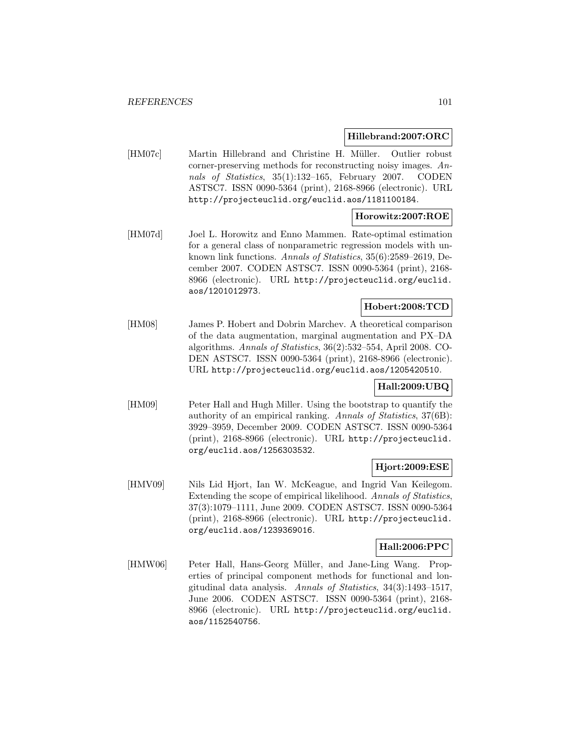**Hillebrand:2007:ORC**

[HM07c] Martin Hillebrand and Christine H. Müller. Outlier robust corner-preserving methods for reconstructing noisy images. *Annals of Statistics*, 35(1):132–165, February 2007. CODEN ASTSC7. ISSN 0090-5364 (print), 2168-8966 (electronic). URL http://projecteuclid.org/euclid.aos/1181100184.

**Horowitz:2007:ROE**

[HM07d] Joel L. Horowitz and Enno Mammen. Rate-optimal estimation for a general class of nonparametric regression models with unknown link functions. *Annals of Statistics*, 35(6):2589–2619, December 2007. CODEN ASTSC7. ISSN 0090-5364 (print), 2168-8966 (electronic). URL http://projecteuclid.org/euclid.aos/1201012973.

**Hobert:2008:TCD**

[HM08] James P. Hobert and Dobrin Marchev. A theoretical comparison of the data augmentation, marginal augmentation and PX–DA algorithms. *Annals of Statistics*, 36(2):532–554, April 2008. CODEN ASTSC7. ISSN 0090-5364 (print), 2168-8966 (electronic). URL http://projecteuclid.org/euclid.aos/1205420510.

**Hall:2009:UBQ**

[HM09] Peter Hall and Hugh Miller. Using the bootstrap to quantify the authority of an empirical ranking. *Annals of Statistics*, 37(6B): 3929–3959, December 2009. CODEN ASTSC7. ISSN 0090-5364 (print), 2168-8966 (electronic). URL http://projecteuclid.org/euclid.aos/1256303532.

**Hjort:2009:ESE**

[HMV09] Nils Lid Hjort, Ian W. McKeague, and Ingrid Van Keilegom. Extending the scope of empirical likelihood. *Annals of Statistics*, 37(3):1079–1111, June 2009. CODEN ASTSC7. ISSN 0090-5364 (print), 2168-8966 (electronic). URL http://projecteuclid.org/euclid.aos/1239369016.

**Hall:2006:PPC**

[HMW06] Peter Hall, Hans-Georg Müller, and Jane-Ling Wang. Properties of principal component methods for functional and longitudinal data analysis. *Annals of Statistics*, 34(3):1493–1517, June 2006. CODEN ASTSC7. ISSN 0090-5364 (print), 2168-8966 (electronic). URL http://projecteuclid.org/euclid.aos/1152540756.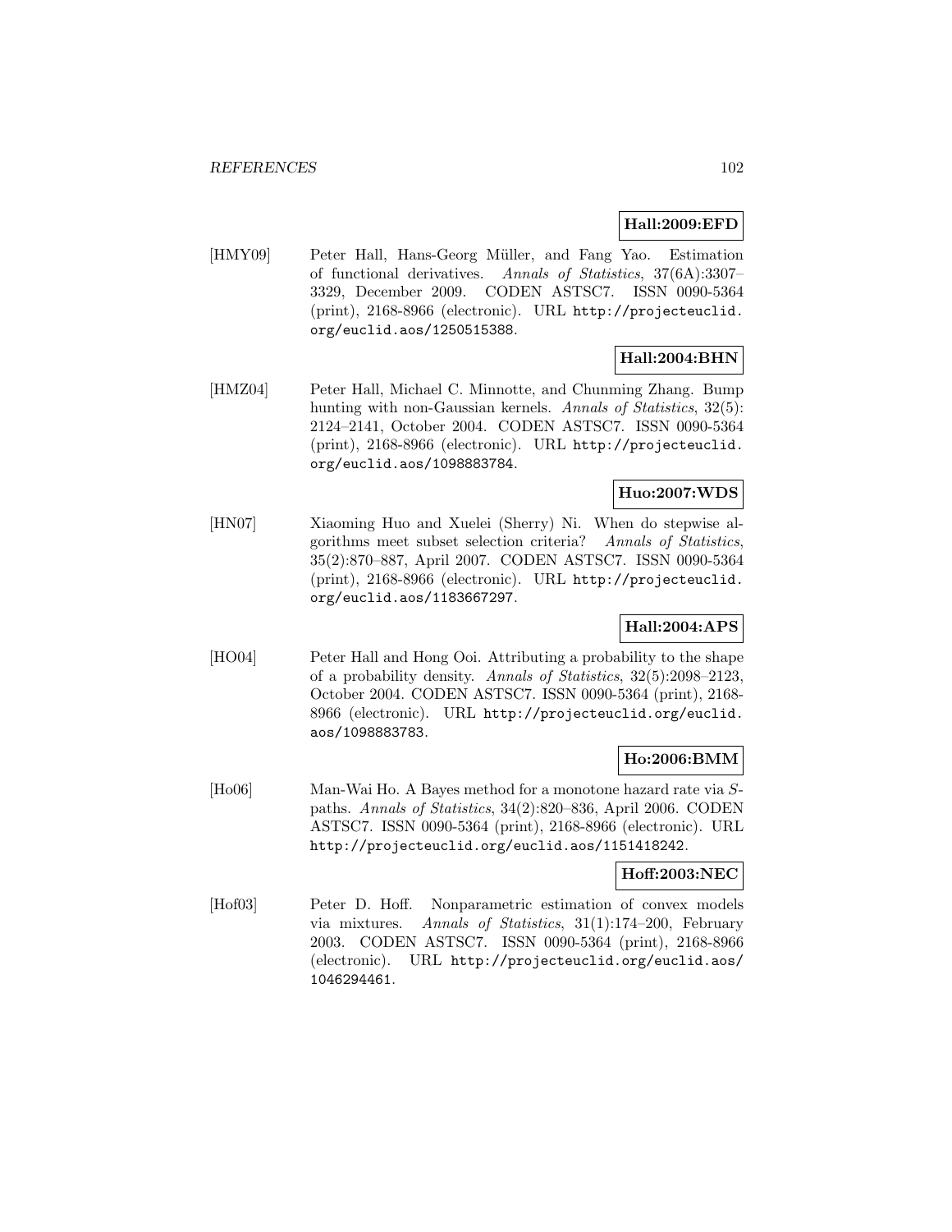**Hall:2009:EFD**

[HMY09] Peter Hall, Hans-Georg Müller, and Fang Yao. Estimation of functional derivatives. *Annals of Statistics*, 37(6A):3307–3329, December 2009. CODEN ASTSC7. ISSN 0090-5364 (print), 2168-8966 (electronic). URL http://projecteuclid.org/euclid.aos/1250515388.

**Hall:2004:BHN**

[HMZ04] Peter Hall, Michael C. Minnotte, and Chunming Zhang. Bump hunting with non-Gaussian kernels. *Annals of Statistics*, 32(5): 2124–2141, October 2004. CODEN ASTSC7. ISSN 0090-5364 (print), 2168-8966 (electronic). URL http://projecteuclid.org/euclid.aos/1098883784.

**Huo:2007:WDS**

[HN07] Xiaoming Huo and Xuelei (Sherry) Ni. When do stepwise algorithms meet subset selection criteria? *Annals of Statistics*, 35(2):870–887, April 2007. CODEN ASTSC7. ISSN 0090-5364 (print), 2168-8966 (electronic). URL http://projecteuclid.org/euclid.aos/1183667297.

**Hall:2004:APS**

[HO04] Peter Hall and Hong Ooi. Attributing a probability to the shape of a probability density. *Annals of Statistics*, 32(5):2098–2123, October 2004. CODEN ASTSC7. ISSN 0090-5364 (print), 2168-8966 (electronic). URL http://projecteuclid.org/euclid.aos/1098883783.

**Ho:2006:BMM**

[Ho06] Man-Wai Ho. A Bayes method for a monotone hazard rate via $S$-paths. *Annals of Statistics*, 34(2):820–836, April 2006. CODEN ASTSC7. ISSN 0090-5364 (print), 2168-8966 (electronic). URL http://projecteuclid.org/euclid.aos/1151418242.

**Hoff:2003:NEC**

[Hof03] Peter D. Hoff. Nonparametric estimation of convex models via mixtures. *Annals of Statistics*, 31(1):174–200, February 2003. CODEN ASTSC7. ISSN 0090-5364 (print), 2168-8966 (electronic). URL http://projecteuclid.org/euclid.aos/1046294461.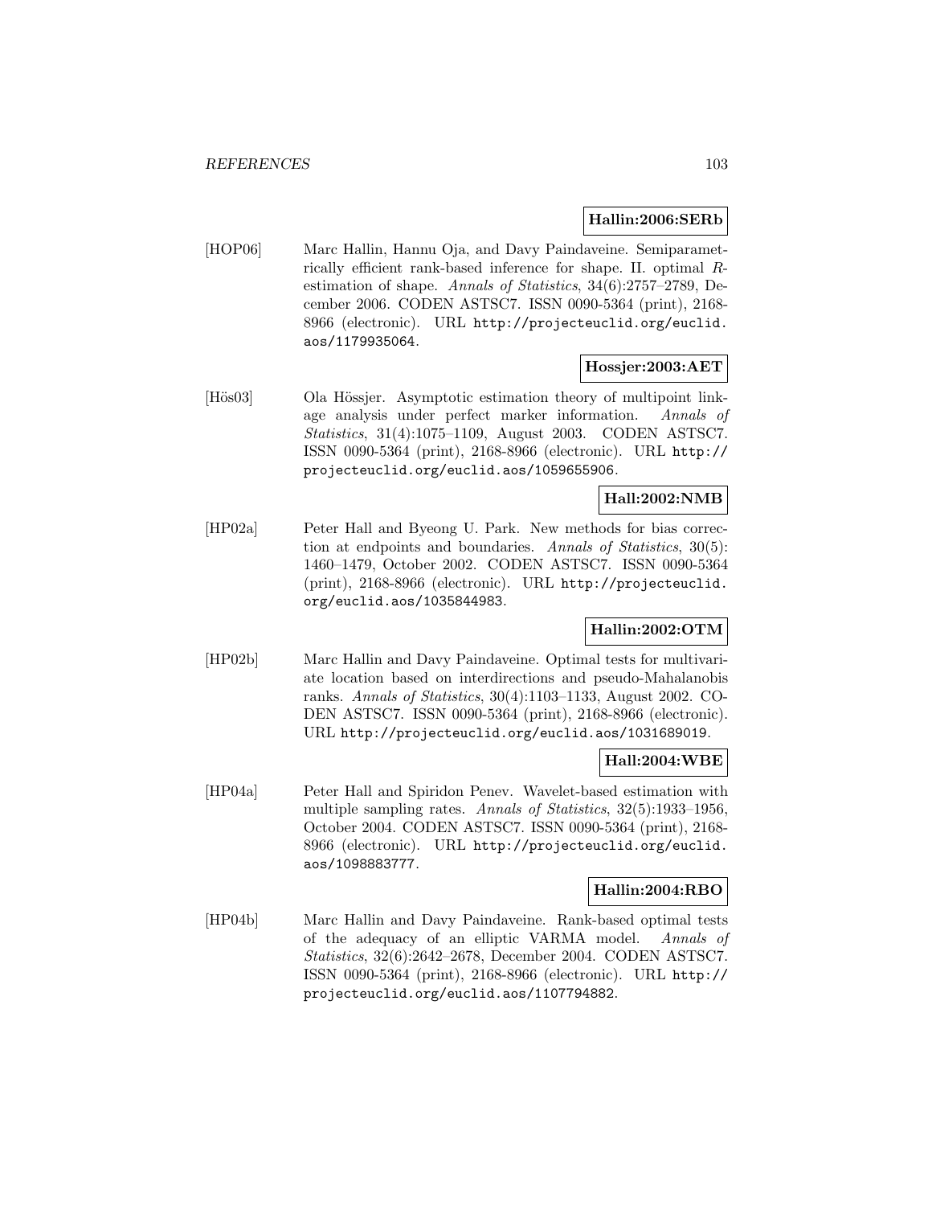**Hallin:2006:SERb**

[HOP06] Marc Hallin, Hannu Oja, and Davy Paindaveine. Semiparametrically efficient rank-based inference for shape. II. optimal $R$-estimation of shape. *Annals of Statistics*, 34(6):2757–2789, December 2006. CODEN ASTSC7. ISSN 0090-5364 (print), 2168-8966 (electronic). URL http://projecteuclid.org/euclid.aos/1179935064.

**Hossjer:2003:AET**

[Hös03] Ola Hössjer. Asymptotic estimation theory of multipoint linkage analysis under perfect marker information. *Annals of Statistics*, 31(4):1075–1109, August 2003. CODEN ASTSC7. ISSN 0090-5364 (print), 2168-8966 (electronic). URL http://projecteuclid.org/euclid.aos/1059655906.

**Hall:2002:NMB**

[HP02a] Peter Hall and Byeong U. Park. New methods for bias correction at endpoints and boundaries. *Annals of Statistics*, 30(5):1460–1479, October 2002. CODEN ASTSC7. ISSN 0090-5364 (print), 2168-8966 (electronic). URL http://projecteuclid.org/euclid.aos/1035844983.

**Hallin:2002:OTM**

[HP02b] Marc Hallin and Davy Paindaveine. Optimal tests for multivariate location based on interdirections and pseudo-Mahalanobis ranks. *Annals of Statistics*, 30(4):1103–1133, August 2002. CODEN ASTSC7. ISSN 0090-5364 (print), 2168-8966 (electronic). URL http://projecteuclid.org/euclid.aos/1031689019.

**Hall:2004:WBE**

[HP04a] Peter Hall and Spiridon Penev. Wavelet-based estimation with multiple sampling rates. *Annals of Statistics*, 32(5):1933–1956, October 2004. CODEN ASTSC7. ISSN 0090-5364 (print), 2168-8966 (electronic). URL http://projecteuclid.org/euclid.aos/1098883777.

**Hallin:2004:RBO**

[HP04b] Marc Hallin and Davy Paindaveine. Rank-based optimal tests of the adequacy of an elliptic VARMA model. *Annals of Statistics*, 32(6):2642–2678, December 2004. CODEN ASTSC7. ISSN 0090-5364 (print), 2168-8966 (electronic). URL http://projecteuclid.org/euclid.aos/1107794882.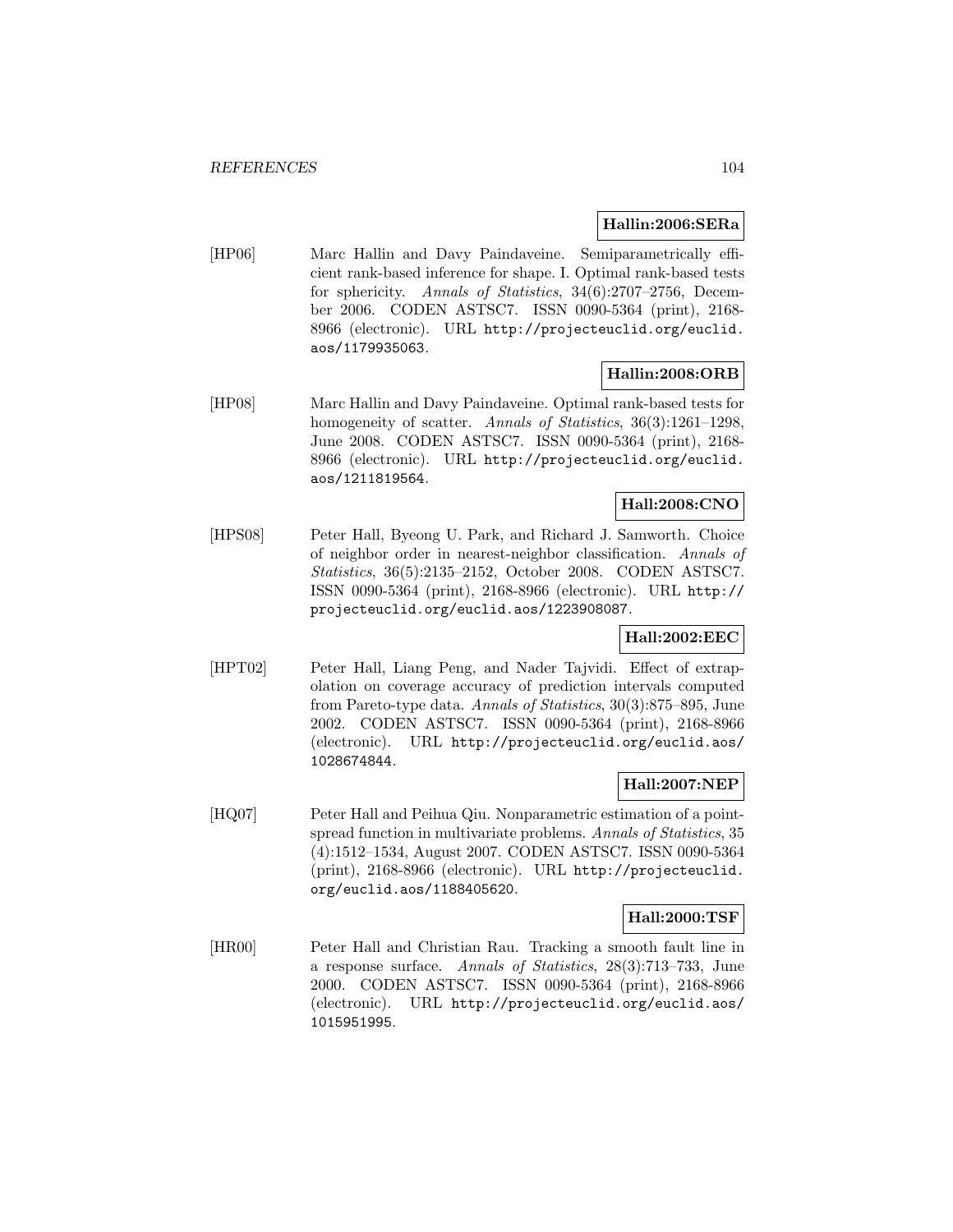**Hallin:2006:SERa**

[HP06] Marc Hallin and Davy Paindaveine. Semiparametrically efficient rank-based inference for shape. I. Optimal rank-based tests for sphericity. *Annals of Statistics*, 34(6):2707–2756, December 2006. CODEN ASTSC7. ISSN 0090-5364 (print), 2168-8966 (electronic). URL http://projecteuclid.org/euclid.aos/1179935063.

**Hallin:2008:ORB**

[HP08] Marc Hallin and Davy Paindaveine. Optimal rank-based tests for homogeneity of scatter. *Annals of Statistics*, 36(3):1261–1298, June 2008. CODEN ASTSC7. ISSN 0090-5364 (print), 2168-8966 (electronic). URL http://projecteuclid.org/euclid.aos/1211819564.

**Hall:2008:CNO**

[HPS08] Peter Hall, Byeong U. Park, and Richard J. Samworth. Choice of neighbor order in nearest-neighbor classification. *Annals of Statistics*, 36(5):2135–2152, October 2008. CODEN ASTSC7. ISSN 0090-5364 (print), 2168-8966 (electronic). URL http://projecteuclid.org/euclid.aos/1223908087.

**Hall:2002:EEC**

[HPT02] Peter Hall, Liang Peng, and Nader Tajvidi. Effect of extrapolation on coverage accuracy of prediction intervals computed from Pareto-type data. *Annals of Statistics*, 30(3):875–895, June 2002. CODEN ASTSC7. ISSN 0090-5364 (print), 2168-8966 (electronic). URL http://projecteuclid.org/euclid.aos/1028674844.

**Hall:2007:NEP**

[HQ07] Peter Hall and Peihua Qiu. Nonparametric estimation of a point-spread function in multivariate problems. *Annals of Statistics*, 35 (4):1512–1534, August 2007. CODEN ASTSC7. ISSN 0090-5364 (print), 2168-8966 (electronic). URL http://projecteuclid.org/euclid.aos/1188405620.

**Hall:2000:TSF**

[HR00] Peter Hall and Christian Rau. Tracking a smooth fault line in a response surface. *Annals of Statistics*, 28(3):713–733, June 2000. CODEN ASTSC7. ISSN 0090-5364 (print), 2168-8966 (electronic). URL http://projecteuclid.org/euclid.aos/1015951995.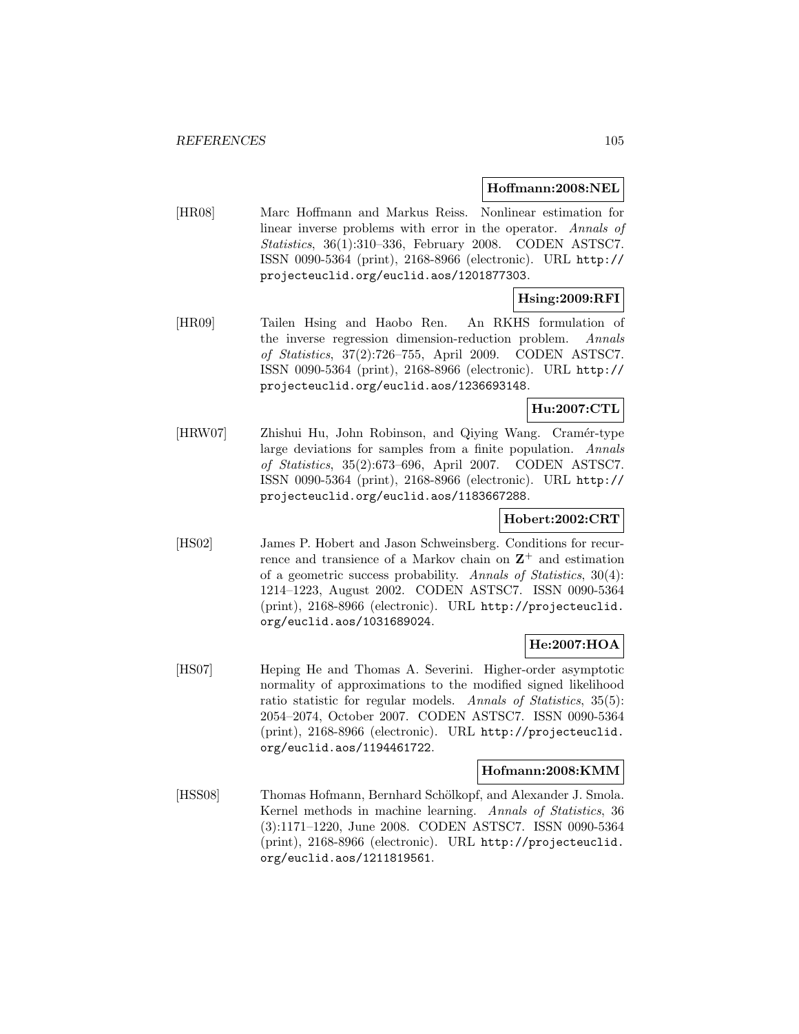**Hoffmann:2008:NEL**

[HR08] Marc Hoffmann and Markus Reiss. Nonlinear estimation for linear inverse problems with error in the operator. *Annals of Statistics*, 36(1):310–336, February 2008. CODEN ASTSC7. ISSN 0090-5364 (print), 2168-8966 (electronic). URL http://projecteuclid.org/euclid.aos/1201877303.

**Hsing:2009:RFI**

[HR09] Tailen Hsing and Haobo Ren. An RKHS formulation of the inverse regression dimension-reduction problem. *Annals of Statistics*, 37(2):726–755, April 2009. CODEN ASTSC7. ISSN 0090-5364 (print), 2168-8966 (electronic). URL http://projecteuclid.org/euclid.aos/1236693148.

**Hu:2007:CTL**

[HRW07] Zhishui Hu, John Robinson, and Qiying Wang. Cramér-type large deviations for samples from a finite population. *Annals of Statistics*, 35(2):673–696, April 2007. CODEN ASTSC7. ISSN 0090-5364 (print), 2168-8966 (electronic). URL http://projecteuclid.org/euclid.aos/1183667288.

**Hobert:2002:CRT**

[HS02] James P. Hobert and Jason Schweinsberg. Conditions for recurrence and transience of a Markov chain on $\mathbf{Z}^+$ and estimation of a geometric success probability. *Annals of Statistics*, 30(4): 1214–1223, August 2002. CODEN ASTSC7. ISSN 0090-5364 (print), 2168-8966 (electronic). URL http://projecteuclid.org/euclid.aos/1031689024.

**He:2007:HOA**

[HS07] Heping He and Thomas A. Severini. Higher-order asymptotic normality of approximations to the modified signed likelihood ratio statistic for regular models. *Annals of Statistics*, 35(5): 2054–2074, October 2007. CODEN ASTSC7. ISSN 0090-5364 (print), 2168-8966 (electronic). URL http://projecteuclid.org/euclid.aos/1194461722.

**Hofmann:2008:KMM**

[HSS08] Thomas Hofmann, Bernhard Schölkopf, and Alexander J. Smola. Kernel methods in machine learning. *Annals of Statistics*, 36 (3):1171–1220, June 2008. CODEN ASTSC7. ISSN 0090-5364 (print), 2168-8966 (electronic). URL http://projecteuclid.org/euclid.aos/1211819561.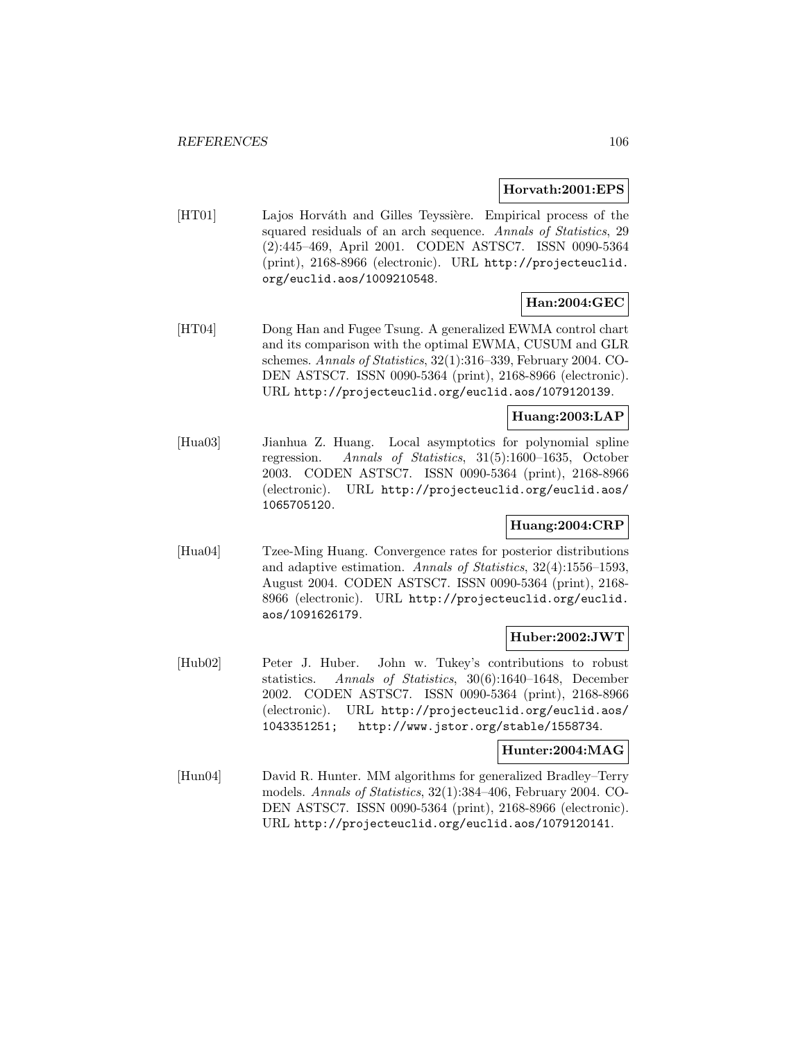**Horvath:2001:EPS**

[HT01] Lajos Horváth and Gilles Teyssière. Empirical process of the squared residuals of an arch sequence. *Annals of Statistics*, 29 (2):445–469, April 2001. CODEN ASTSC7. ISSN 0090-5364 (print), 2168-8966 (electronic). URL http://projecteuclid.org/euclid.aos/1009210548.

**Han:2004:GEC**

[HT04] Dong Han and Fugee Tsung. A generalized EWMA control chart and its comparison with the optimal EWMA, CUSUM and GLR schemes. *Annals of Statistics*, 32(1):316–339, February 2004. CODEN ASTSC7. ISSN 0090-5364 (print), 2168-8966 (electronic). URL http://projecteuclid.org/euclid.aos/1079120139.

**Huang:2003:LAP**

[Hua03] Jianhua Z. Huang. Local asymptotics for polynomial spline regression. *Annals of Statistics*, 31(5):1600–1635, October 2003. CODEN ASTSC7. ISSN 0090-5364 (print), 2168-8966 (electronic). URL http://projecteuclid.org/euclid.aos/1065705120.

**Huang:2004:CRP**

[Hua04] Tzee-Ming Huang. Convergence rates for posterior distributions and adaptive estimation. *Annals of Statistics*, 32(4):1556–1593, August 2004. CODEN ASTSC7. ISSN 0090-5364 (print), 2168-8966 (electronic). URL http://projecteuclid.org/euclid.aos/1091626179.

**Huber:2002:JWT**

[Hub02] Peter J. Huber. John w. Tukey's contributions to robust statistics. *Annals of Statistics*, 30(6):1640–1648, December 2002. CODEN ASTSC7. ISSN 0090-5364 (print), 2168-8966 (electronic). URL http://projecteuclid.org/euclid.aos/1043351251; http://www.jstor.org/stable/1558734.

**Hunter:2004:MAG**

[Hun04] David R. Hunter. MM algorithms for generalized Bradley–Terry models. *Annals of Statistics*, 32(1):384–406, February 2004. CODEN ASTSC7. ISSN 0090-5364 (print), 2168-8966 (electronic). URL http://projecteuclid.org/euclid.aos/1079120141.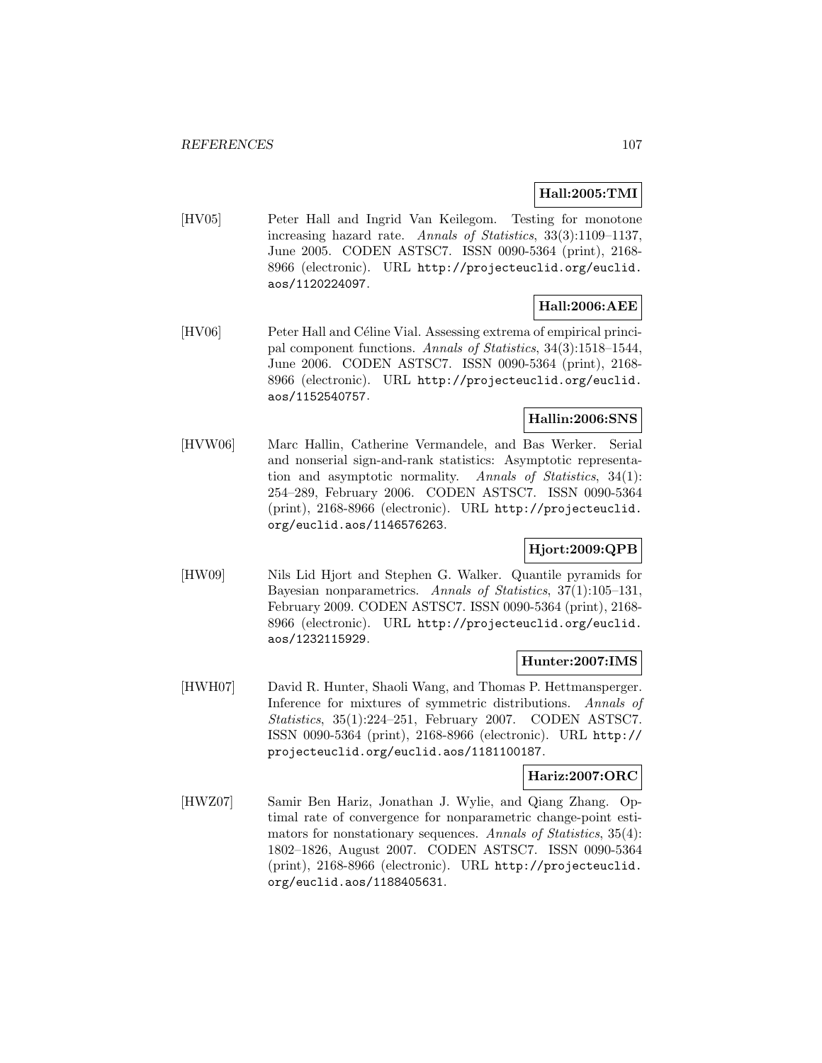**Hall:2005:TMI**

[HV05] Peter Hall and Ingrid Van Keilegom. Testing for monotone increasing hazard rate. *Annals of Statistics*, 33(3):1109–1137, June 2005. CODEN ASTSC7. ISSN 0090-5364 (print), 2168-8966 (electronic). URL http://projecteuclid.org/euclid.aos/1120224097.

**Hall:2006:AEE**

[HV06] Peter Hall and Céline Vial. Assessing extrema of empirical principal component functions. *Annals of Statistics*, 34(3):1518–1544, June 2006. CODEN ASTSC7. ISSN 0090-5364 (print), 2168-8966 (electronic). URL http://projecteuclid.org/euclid.aos/1152540757.

**Hallin:2006:SNS**

[HVW06] Marc Hallin, Catherine Vermandele, and Bas Werker. Serial and nonserial sign-and-rank statistics: Asymptotic representation and asymptotic normality. *Annals of Statistics*, 34(1): 254–289, February 2006. CODEN ASTSC7. ISSN 0090-5364 (print), 2168-8966 (electronic). URL http://projecteuclid.org/euclid.aos/1146576263.

**Hjort:2009:QPB**

[HW09] Nils Lid Hjort and Stephen G. Walker. Quantile pyramids for Bayesian nonparametrics. *Annals of Statistics*, 37(1):105–131, February 2009. CODEN ASTSC7. ISSN 0090-5364 (print), 2168-8966 (electronic). URL http://projecteuclid.org/euclid.aos/1232115929.

**Hunter:2007:IMS**

[HWH07] David R. Hunter, Shaoli Wang, and Thomas P. Hettmansperger. Inference for mixtures of symmetric distributions. *Annals of Statistics*, 35(1):224–251, February 2007. CODEN ASTSC7. ISSN 0090-5364 (print), 2168-8966 (electronic). URL http://projecteuclid.org/euclid.aos/1181100187.

**Hariz:2007:ORC**

[HWZ07] Samir Ben Hariz, Jonathan J. Wylie, and Qiang Zhang. Optimal rate of convergence for nonparametric change-point estimators for nonstationary sequences. *Annals of Statistics*, 35(4): 1802–1826, August 2007. CODEN ASTSC7. ISSN 0090-5364 (print), 2168-8966 (electronic). URL http://projecteuclid.org/euclid.aos/1188405631.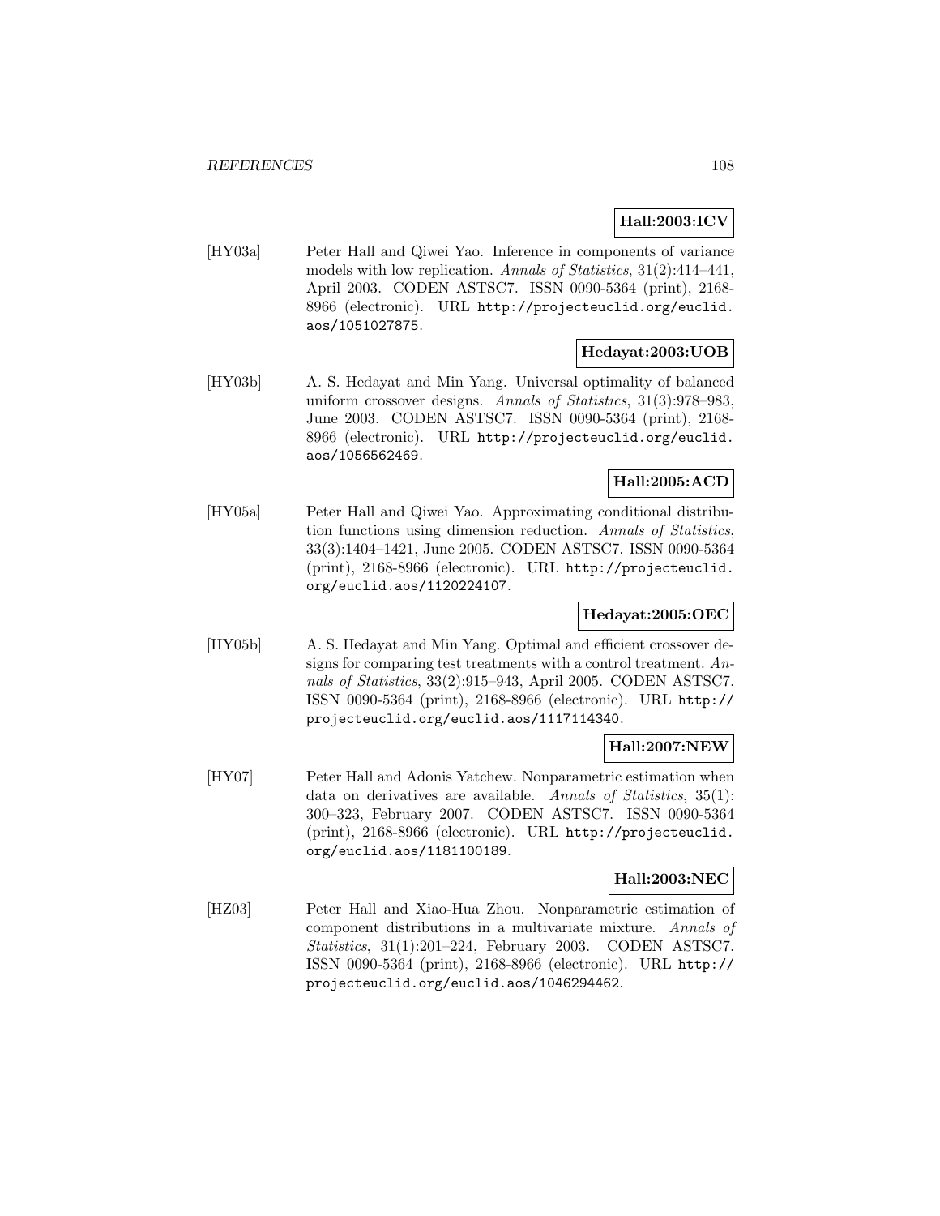**Hall:2003:ICV**

[HY03a] Peter Hall and Qiwei Yao. Inference in components of variance models with low replication. *Annals of Statistics*, 31(2):414–441, April 2003. CODEN ASTSC7. ISSN 0090-5364 (print), 2168-8966 (electronic). URL http://projecteuclid.org/euclid.aos/1051027875.

**Hedayat:2003:UOB**

[HY03b] A. S. Hedayat and Min Yang. Universal optimality of balanced uniform crossover designs. *Annals of Statistics*, 31(3):978–983, June 2003. CODEN ASTSC7. ISSN 0090-5364 (print), 2168-8966 (electronic). URL http://projecteuclid.org/euclid.aos/1056562469.

**Hall:2005:ACD**

[HY05a] Peter Hall and Qiwei Yao. Approximating conditional distribution functions using dimension reduction. *Annals of Statistics*, 33(3):1404–1421, June 2005. CODEN ASTSC7. ISSN 0090-5364 (print), 2168-8966 (electronic). URL http://projecteuclid.org/euclid.aos/1120224107.

**Hedayat:2005:OEC**

[HY05b] A. S. Hedayat and Min Yang. Optimal and efficient crossover designs for comparing test treatments with a control treatment. *Annals of Statistics*, 33(2):915–943, April 2005. CODEN ASTSC7. ISSN 0090-5364 (print), 2168-8966 (electronic). URL http://projecteuclid.org/euclid.aos/1117114340.

**Hall:2007:NEW**

[HY07] Peter Hall and Adonis Yatchew. Nonparametric estimation when data on derivatives are available. *Annals of Statistics*, 35(1):300–323, February 2007. CODEN ASTSC7. ISSN 0090-5364 (print), 2168-8966 (electronic). URL http://projecteuclid.org/euclid.aos/1181100189.

**Hall:2003:NEC**

[HZ03] Peter Hall and Xiao-Hua Zhou. Nonparametric estimation of component distributions in a multivariate mixture. *Annals of Statistics*, 31(1):201–224, February 2003. CODEN ASTSC7. ISSN 0090-5364 (print), 2168-8966 (electronic). URL http://projecteuclid.org/euclid.aos/1046294462.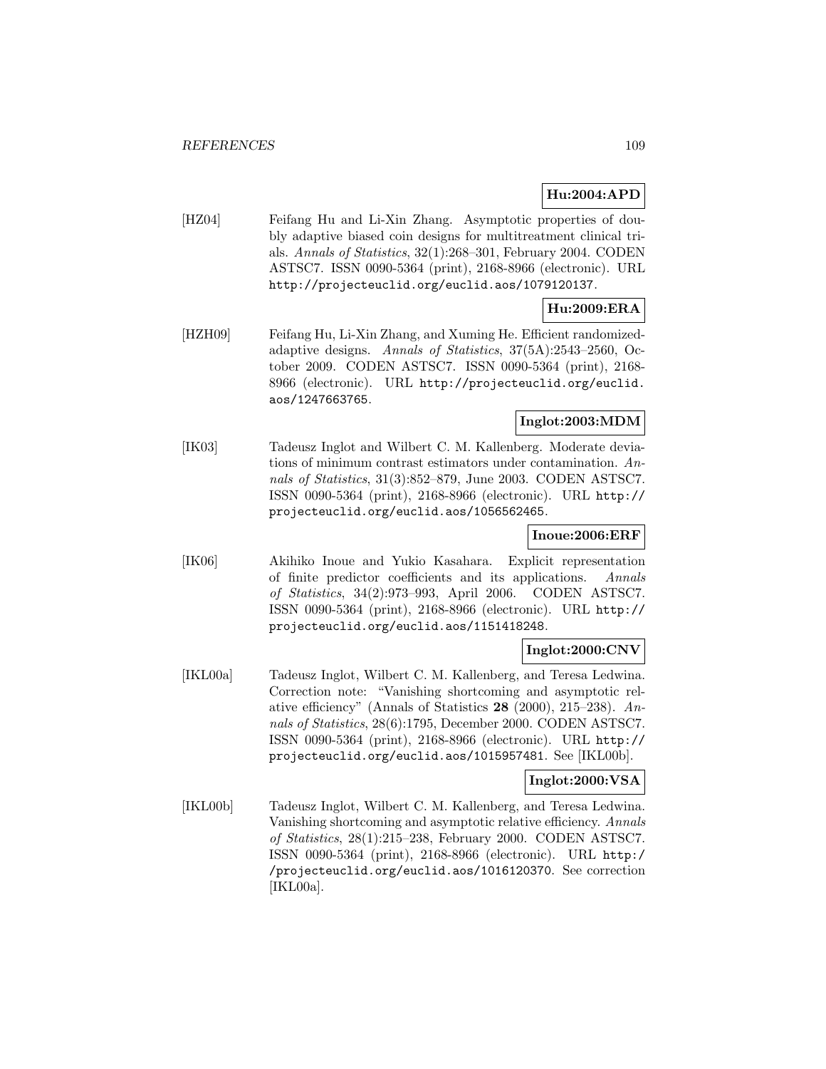**Hu:2004:APD**

[HZ04] Feifang Hu and Li-Xin Zhang. Asymptotic properties of doubly adaptive biased coin designs for multitreatment clinical trials. *Annals of Statistics*, 32(1):268–301, February 2004. CODEN ASTSC7. ISSN 0090-5364 (print), 2168-8966 (electronic). URL http://projecteuclid.org/euclid.aos/1079120137.

**Hu:2009:ERA**

[HZH09] Feifang Hu, Li-Xin Zhang, and Xuming He. Efficient randomized-adaptive designs. *Annals of Statistics*, 37(5A):2543–2560, October 2009. CODEN ASTSC7. ISSN 0090-5364 (print), 2168-8966 (electronic). URL http://projecteuclid.org/euclid.aos/1247663765.

**Inglot:2003:MDM**

[IK03] Tadeusz Inglot and Wilbert C. M. Kallenberg. Moderate deviations of minimum contrast estimators under contamination. *Annals of Statistics*, 31(3):852–879, June 2003. CODEN ASTSC7. ISSN 0090-5364 (print), 2168-8966 (electronic). URL http://projecteuclid.org/euclid.aos/1056562465.

**Inoue:2006:ERF**

[IK06] Akihiko Inoue and Yukio Kasahara. Explicit representation of finite predictor coefficients and its applications. *Annals of Statistics*, 34(2):973–993, April 2006. CODEN ASTSC7. ISSN 0090-5364 (print), 2168-8966 (electronic). URL http://projecteuclid.org/euclid.aos/1151418248.

**Inglot:2000:CNV**

[IKL00a] Tadeusz Inglot, Wilbert C. M. Kallenberg, and Teresa Ledwina. Correction note: "Vanishing shortcoming and asymptotic relative efficiency" (Annals of Statistics **28** (2000), 215–238). *Annals of Statistics*, 28(6):1795, December 2000. CODEN ASTSC7. ISSN 0090-5364 (print), 2168-8966 (electronic). URL http://projecteuclid.org/euclid.aos/1015957481. See [IKL00b].

**Inglot:2000:VSA**

[IKL00b] Tadeusz Inglot, Wilbert C. M. Kallenberg, and Teresa Ledwina. Vanishing shortcoming and asymptotic relative efficiency. *Annals of Statistics*, 28(1):215–238, February 2000. CODEN ASTSC7. ISSN 0090-5364 (print), 2168-8966 (electronic). URL http://projecteuclid.org/euclid.aos/1016120370. See correction [IKL00a].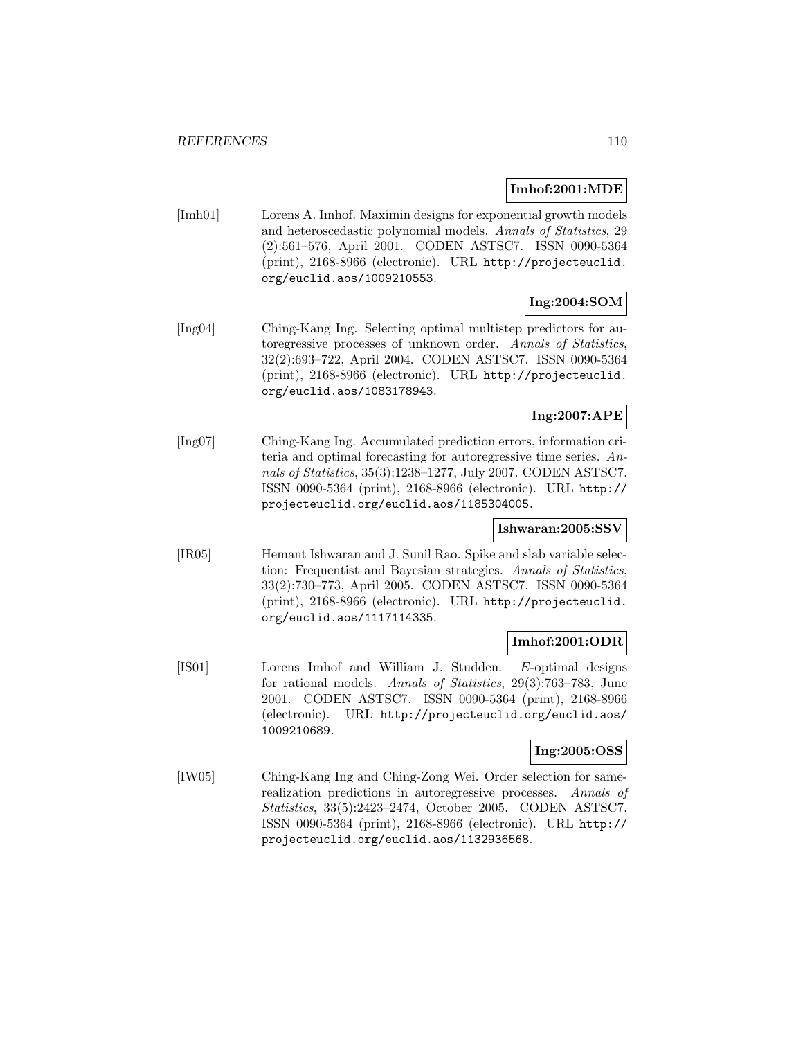**Imhof:2001:MDE**

[Imh01] Lorens A. Imhof. Maximin designs for exponential growth models and heteroscedastic polynomial models. *Annals of Statistics*, 29 (2):561–576, April 2001. CODEN ASTSC7. ISSN 0090-5364 (print), 2168-8966 (electronic). URL `http://projecteuclid.org/euclid.aos/1009210553`.

**Ing:2004:SOM**

[Ing04] Ching-Kang Ing. Selecting optimal multistep predictors for autoregressive processes of unknown order. *Annals of Statistics*, 32(2):693–722, April 2004. CODEN ASTSC7. ISSN 0090-5364 (print), 2168-8966 (electronic). URL `http://projecteuclid.org/euclid.aos/1083178943`.

**Ing:2007:APE**

[Ing07] Ching-Kang Ing. Accumulated prediction errors, information criteria and optimal forecasting for autoregressive time series. *Annals of Statistics*, 35(3):1238–1277, July 2007. CODEN ASTSC7. ISSN 0090-5364 (print), 2168-8966 (electronic). URL `http://projecteuclid.org/euclid.aos/1185304005`.

**Ishwaran:2005:SSV**

[IR05] Hemant Ishwaran and J. Sunil Rao. Spike and slab variable selection: Frequentist and Bayesian strategies. *Annals of Statistics*, 33(2):730–773, April 2005. CODEN ASTSC7. ISSN 0090-5364 (print), 2168-8966 (electronic). URL `http://projecteuclid.org/euclid.aos/1117114335`.

**Imhof:2001:ODR**

[IS01] Lorens Imhof and William J. Studden. $E$-optimal designs for rational models. *Annals of Statistics*, 29(3):763–783, June 2001. CODEN ASTSC7. ISSN 0090-5364 (print), 2168-8966 (electronic). URL `http://projecteuclid.org/euclid.aos/1009210689`.

**Ing:2005:OSS**

[IW05] Ching-Kang Ing and Ching-Zong Wei. Order selection for same-realization predictions in autoregressive processes. *Annals of Statistics*, 33(5):2423–2474, October 2005. CODEN ASTSC7. ISSN 0090-5364 (print), 2168-8966 (electronic). URL `http://projecteuclid.org/euclid.aos/1132936568`.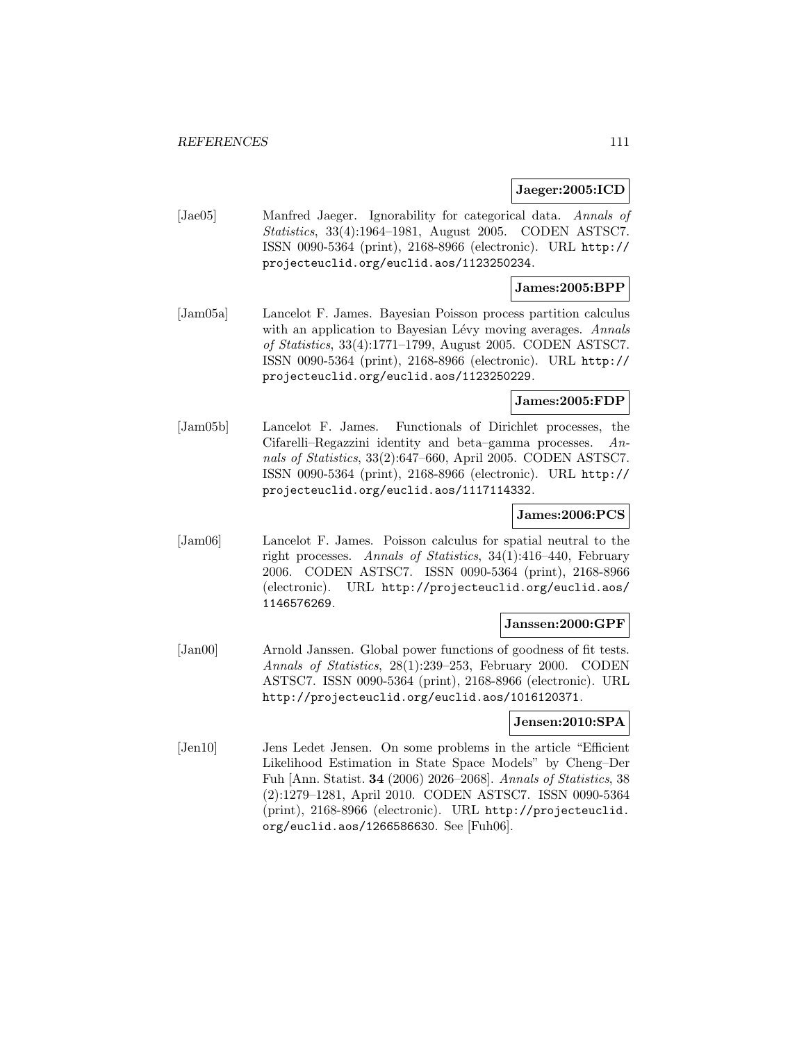**Jaeger:2005:ICD**

[Jae05] Manfred Jaeger. Ignorability for categorical data. *Annals of Statistics*, 33(4):1964–1981, August 2005. CODEN ASTSC7. ISSN 0090-5364 (print), 2168-8966 (electronic). URL http://projecteuclid.org/euclid.aos/1123250234.

**James:2005:BPP**

[Jam05a] Lancelot F. James. Bayesian Poisson process partition calculus with an application to Bayesian Lévy moving averages. *Annals of Statistics*, 33(4):1771–1799, August 2005. CODEN ASTSC7. ISSN 0090-5364 (print), 2168-8966 (electronic). URL http://projecteuclid.org/euclid.aos/1123250229.

**James:2005:FDP**

[Jam05b] Lancelot F. James. Functionals of Dirichlet processes, the Cifarelli–Regazzini identity and beta–gamma processes. *Annals of Statistics*, 33(2):647–660, April 2005. CODEN ASTSC7. ISSN 0090-5364 (print), 2168-8966 (electronic). URL http://projecteuclid.org/euclid.aos/1117114332.

**James:2006:PCS**

[Jam06] Lancelot F. James. Poisson calculus for spatial neutral to the right processes. *Annals of Statistics*, 34(1):416–440, February 2006. CODEN ASTSC7. ISSN 0090-5364 (print), 2168-8966 (electronic). URL http://projecteuclid.org/euclid.aos/1146576269.

**Janssen:2000:GPF**

[Jan00] Arnold Janssen. Global power functions of goodness of fit tests. *Annals of Statistics*, 28(1):239–253, February 2000. CODEN ASTSC7. ISSN 0090-5364 (print), 2168-8966 (electronic). URL http://projecteuclid.org/euclid.aos/1016120371.

**Jensen:2010:SPA**

[Jen10] Jens Ledet Jensen. On some problems in the article "Efficient Likelihood Estimation in State Space Models" by Cheng–Der Fuh [Ann. Statist. **34** (2006) 2026–2068]. *Annals of Statistics*, 38 (2):1279–1281, April 2010. CODEN ASTSC7. ISSN 0090-5364 (print), 2168-8966 (electronic). URL http://projecteuclid.org/euclid.aos/1266586630. See [Fuh06].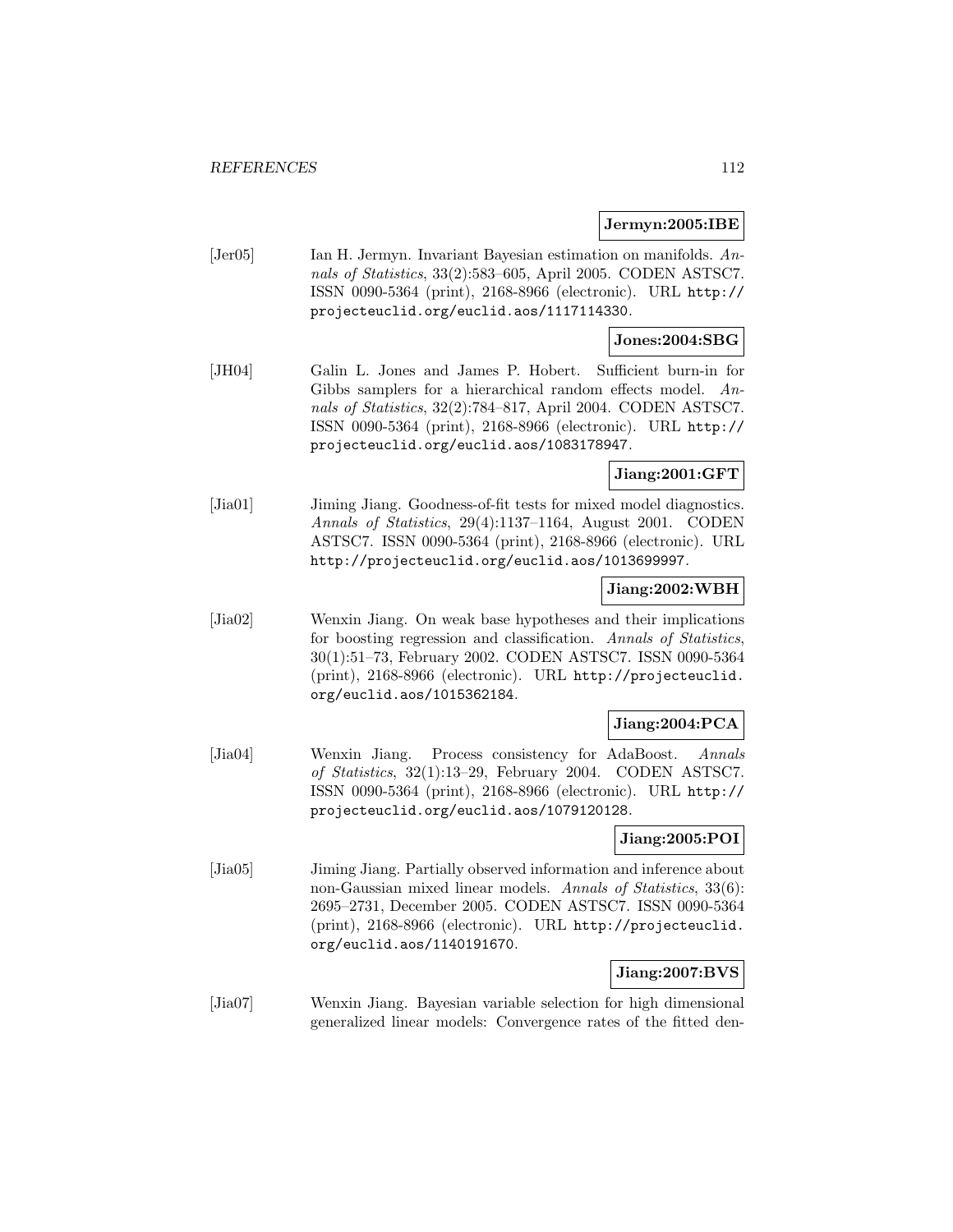**Jermyn:2005:IBE**

[Jer05] Ian H. Jermyn. Invariant Bayesian estimation on manifolds. *Annals of Statistics*, 33(2):583–605, April 2005. CODEN ASTSC7. ISSN 0090-5364 (print), 2168-8966 (electronic). URL http://projecteuclid.org/euclid.aos/1117114330.

**Jones:2004:SBG**

[JH04] Galin L. Jones and James P. Hobert. Sufficient burn-in for Gibbs samplers for a hierarchical random effects model. *Annals of Statistics*, 32(2):784–817, April 2004. CODEN ASTSC7. ISSN 0090-5364 (print), 2168-8966 (electronic). URL http://projecteuclid.org/euclid.aos/1083178947.

**Jiang:2001:GFT**

[Jia01] Jiming Jiang. Goodness-of-fit tests for mixed model diagnostics. *Annals of Statistics*, 29(4):1137–1164, August 2001. CODEN ASTSC7. ISSN 0090-5364 (print), 2168-8966 (electronic). URL http://projecteuclid.org/euclid.aos/1013699997.

**Jiang:2002:WBH**

[Jia02] Wenxin Jiang. On weak base hypotheses and their implications for boosting regression and classification. *Annals of Statistics*, 30(1):51–73, February 2002. CODEN ASTSC7. ISSN 0090-5364 (print), 2168-8966 (electronic). URL http://projecteuclid.org/euclid.aos/1015362184.

**Jiang:2004:PCA**

[Jia04] Wenxin Jiang. Process consistency for AdaBoost. *Annals of Statistics*, 32(1):13–29, February 2004. CODEN ASTSC7. ISSN 0090-5364 (print), 2168-8966 (electronic). URL http://projecteuclid.org/euclid.aos/1079120128.

**Jiang:2005:POI**

[Jia05] Jiming Jiang. Partially observed information and inference about non-Gaussian mixed linear models. *Annals of Statistics*, 33(6): 2695–2731, December 2005. CODEN ASTSC7. ISSN 0090-5364 (print), 2168-8966 (electronic). URL http://projecteuclid.org/euclid.aos/1140191670.

**Jiang:2007:BVS**

[Jia07] Wenxin Jiang. Bayesian variable selection for high dimensional generalized linear models: Convergence rates of the fitted den-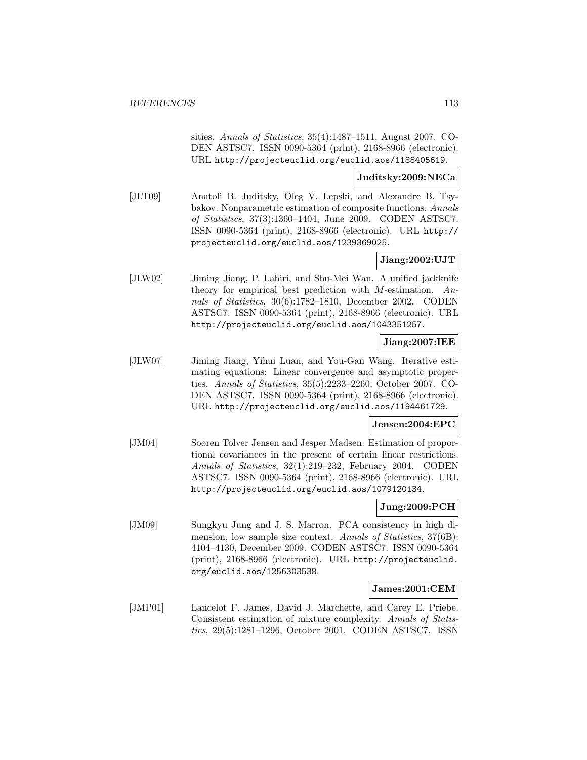sities. *Annals of Statistics*, 35(4):1487–1511, August 2007. CODEN ASTSC7. ISSN 0090-5364 (print), 2168-8966 (electronic). URL http://projecteuclid.org/euclid.aos/1188405619.

**Juditsky:2009:NECa**

[JLT09] Anatoli B. Juditsky, Oleg V. Lepski, and Alexandre B. Tsybakov. Nonparametric estimation of composite functions. *Annals of Statistics*, 37(3):1360–1404, June 2009. CODEN ASTSC7. ISSN 0090-5364 (print), 2168-8966 (electronic). URL http://projecteuclid.org/euclid.aos/1239369025.

**Jiang:2002:UJT**

[JLW02] Jiming Jiang, P. Lahiri, and Shu-Mei Wan. A unified jackknife theory for empirical best prediction with $M$-estimation. *Annals of Statistics*, 30(6):1782–1810, December 2002. CODEN ASTSC7. ISSN 0090-5364 (print), 2168-8966 (electronic). URL http://projecteuclid.org/euclid.aos/1043351257.

**Jiang:2007:IEE**

[JLW07] Jiming Jiang, Yihui Luan, and You-Gan Wang. Iterative estimating equations: Linear convergence and asymptotic properties. *Annals of Statistics*, 35(5):2233–2260, October 2007. CODEN ASTSC7. ISSN 0090-5364 (print), 2168-8966 (electronic). URL http://projecteuclid.org/euclid.aos/1194461729.

**Jensen:2004:EPC**

[JM04] Soøren Tolver Jensen and Jesper Madsen. Estimation of proportional covariances in the presene of certain linear restrictions. *Annals of Statistics*, 32(1):219–232, February 2004. CODEN ASTSC7. ISSN 0090-5364 (print), 2168-8966 (electronic). URL http://projecteuclid.org/euclid.aos/1079120134.

**Jung:2009:PCH**

[JM09] Sungkyu Jung and J. S. Marron. PCA consistency in high dimension, low sample size context. *Annals of Statistics*, 37(6B): 4104–4130, December 2009. CODEN ASTSC7. ISSN 0090-5364 (print), 2168-8966 (electronic). URL http://projecteuclid.org/euclid.aos/1256303538.

**James:2001:CEM**

[JMP01] Lancelot F. James, David J. Marchette, and Carey E. Priebe. Consistent estimation of mixture complexity. *Annals of Statistics*, 29(5):1281–1296, October 2001. CODEN ASTSC7. ISSN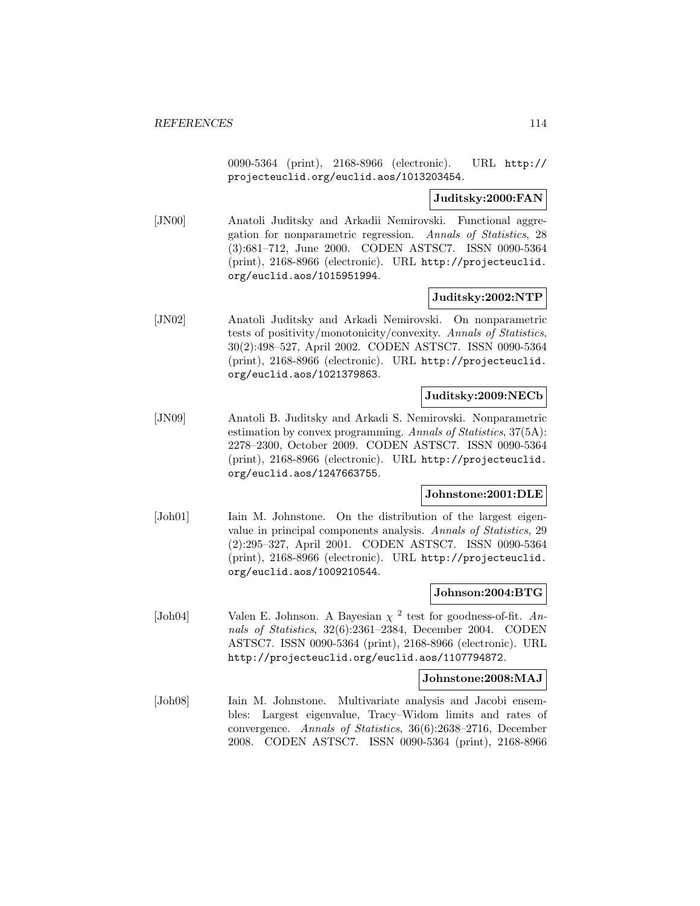0090-5364 (print), 2168-8966 (electronic). URL http://projecteuclid.org/euclid.aos/1013203454.

**Juditsky:2000:FAN**

[JN00] Anatoli Juditsky and Arkadii Nemirovski. Functional aggregation for nonparametric regression. *Annals of Statistics*, 28 (3):681–712, June 2000. CODEN ASTSC7. ISSN 0090-5364 (print), 2168-8966 (electronic). URL http://projecteuclid.org/euclid.aos/1015951994.

**Juditsky:2002:NTP**

[JN02] Anatoli Juditsky and Arkadi Nemirovski. On nonparametric tests of positivity/monotonicity/convexity. *Annals of Statistics*, 30(2):498–527, April 2002. CODEN ASTSC7. ISSN 0090-5364 (print), 2168-8966 (electronic). URL http://projecteuclid.org/euclid.aos/1021379863.

**Juditsky:2009:NECb**

[JN09] Anatoli B. Juditsky and Arkadi S. Nemirovski. Nonparametric estimation by convex programming. *Annals of Statistics*, 37(5A): 2278–2300, October 2009. CODEN ASTSC7. ISSN 0090-5364 (print), 2168-8966 (electronic). URL http://projecteuclid.org/euclid.aos/1247663755.

**Johnstone:2001:DLE**

[Joh01] Iain M. Johnstone. On the distribution of the largest eigenvalue in principal components analysis. *Annals of Statistics*, 29 (2):295–327, April 2001. CODEN ASTSC7. ISSN 0090-5364 (print), 2168-8966 (electronic). URL http://projecteuclid.org/euclid.aos/1009210544.

**Johnson:2004:BTG**

[Joh04] Valen E. Johnson. A Bayesian $\chi^2$ test for goodness-of-fit. *Annals of Statistics*, 32(6):2361–2384, December 2004. CODEN ASTSC7. ISSN 0090-5364 (print), 2168-8966 (electronic). URL http://projecteuclid.org/euclid.aos/1107794872.

**Johnstone:2008:MAJ**

[Joh08] Iain M. Johnstone. Multivariate analysis and Jacobi ensembles: Largest eigenvalue, Tracy–Widom limits and rates of convergence. *Annals of Statistics*, 36(6):2638–2716, December 2008. CODEN ASTSC7. ISSN 0090-5364 (print), 2168-8966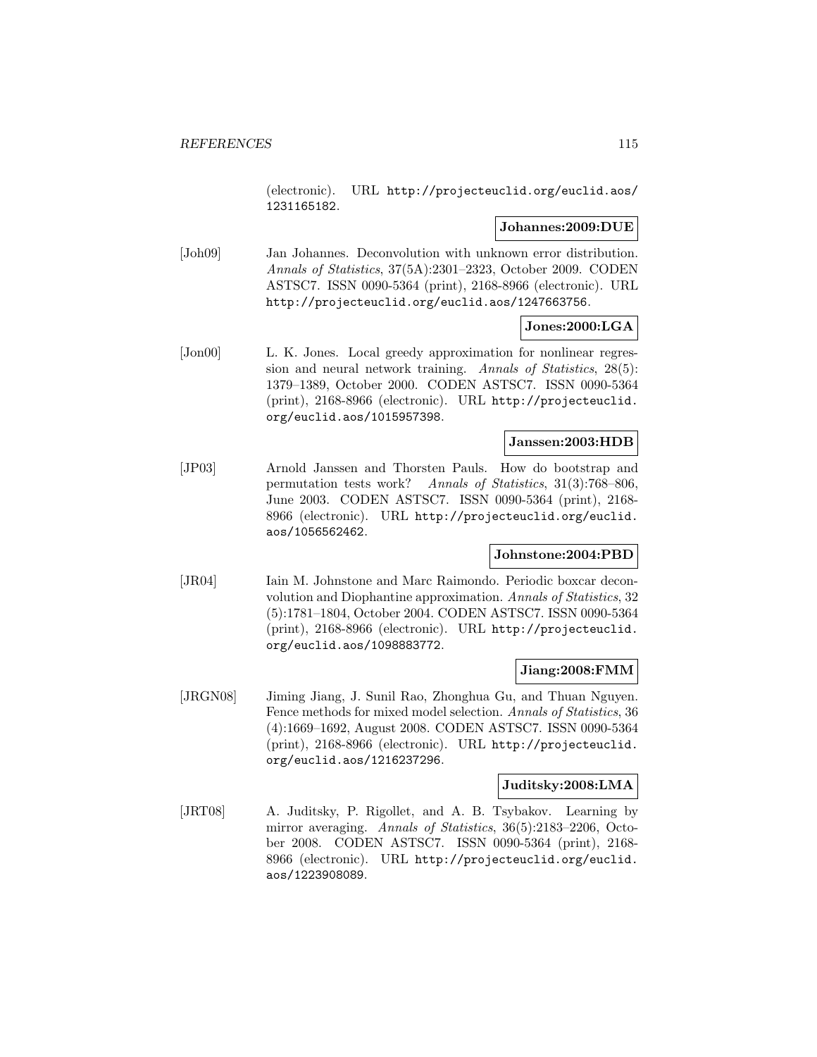(electronic). URL http://projecteuclid.org/euclid.aos/1231165182.

**Johannes:2009:DUE**

[Joh09] Jan Johannes. Deconvolution with unknown error distribution. *Annals of Statistics*, 37(5A):2301–2323, October 2009. CODEN ASTSC7. ISSN 0090-5364 (print), 2168-8966 (electronic). URL http://projecteuclid.org/euclid.aos/1247663756.

**Jones:2000:LGA**

[Jon00] L. K. Jones. Local greedy approximation for nonlinear regression and neural network training. *Annals of Statistics*, 28(5): 1379–1389, October 2000. CODEN ASTSC7. ISSN 0090-5364 (print), 2168-8966 (electronic). URL http://projecteuclid.org/euclid.aos/1015957398.

**Janssen:2003:HDB**

[JP03] Arnold Janssen and Thorsten Pauls. How do bootstrap and permutation tests work? *Annals of Statistics*, 31(3):768–806, June 2003. CODEN ASTSC7. ISSN 0090-5364 (print), 2168-8966 (electronic). URL http://projecteuclid.org/euclid.aos/1056562462.

**Johnstone:2004:PBD**

[JR04] Iain M. Johnstone and Marc Raimondo. Periodic boxcar deconvolution and Diophantine approximation. *Annals of Statistics*, 32 (5):1781–1804, October 2004. CODEN ASTSC7. ISSN 0090-5364 (print), 2168-8966 (electronic). URL http://projecteuclid.org/euclid.aos/1098883772.

**Jiang:2008:FMM**

[JRGN08] Jiming Jiang, J. Sunil Rao, Zhonghua Gu, and Thuan Nguyen. Fence methods for mixed model selection. *Annals of Statistics*, 36 (4):1669–1692, August 2008. CODEN ASTSC7. ISSN 0090-5364 (print), 2168-8966 (electronic). URL http://projecteuclid.org/euclid.aos/1216237296.

**Juditsky:2008:LMA**

[JRT08] A. Juditsky, P. Rigollet, and A. B. Tsybakov. Learning by mirror averaging. *Annals of Statistics*, 36(5):2183–2206, October 2008. CODEN ASTSC7. ISSN 0090-5364 (print), 2168-8966 (electronic). URL http://projecteuclid.org/euclid.aos/1223908089.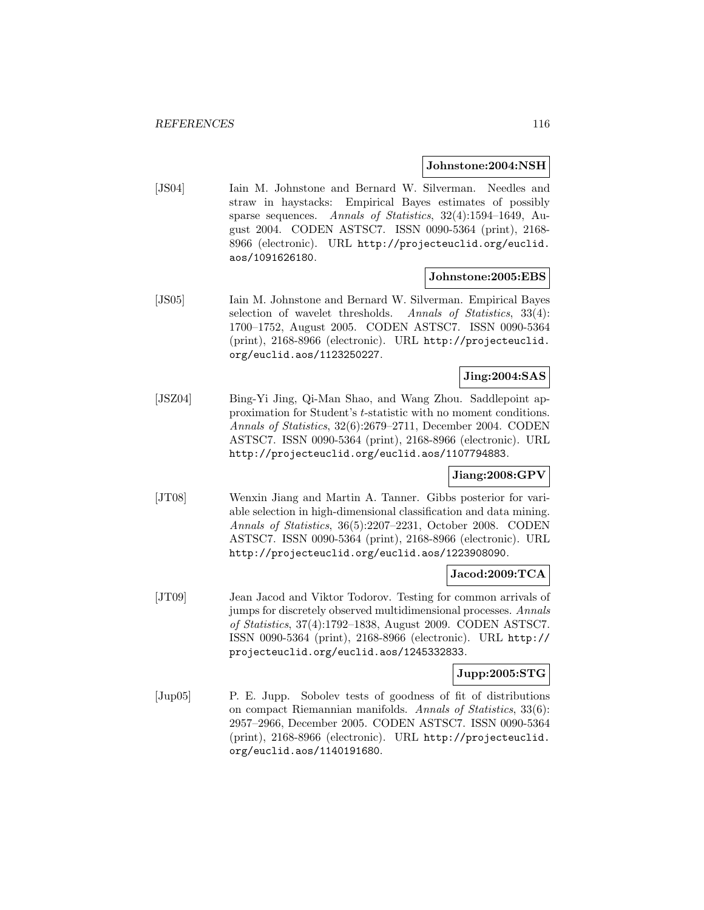**Johnstone:2004:NSH**

[JS04] Iain M. Johnstone and Bernard W. Silverman. Needles and straw in haystacks: Empirical Bayes estimates of possibly sparse sequences. *Annals of Statistics*, 32(4):1594–1649, August 2004. CODEN ASTSC7. ISSN 0090-5364 (print), 2168-8966 (electronic). URL http://projecteuclid.org/euclid.aos/1091626180.

**Johnstone:2005:EBS**

[JS05] Iain M. Johnstone and Bernard W. Silverman. Empirical Bayes selection of wavelet thresholds. *Annals of Statistics*, 33(4): 1700–1752, August 2005. CODEN ASTSC7. ISSN 0090-5364 (print), 2168-8966 (electronic). URL http://projecteuclid.org/euclid.aos/1123250227.

**Jing:2004:SAS**

[JSZ04] Bing-Yi Jing, Qi-Man Shao, and Wang Zhou. Saddlepoint approximation for Student's $t$-statistic with no moment conditions. *Annals of Statistics*, 32(6):2679–2711, December 2004. CODEN ASTSC7. ISSN 0090-5364 (print), 2168-8966 (electronic). URL http://projecteuclid.org/euclid.aos/1107794883.

**Jiang:2008:GPV**

[JT08] Wenxin Jiang and Martin A. Tanner. Gibbs posterior for variable selection in high-dimensional classification and data mining. *Annals of Statistics*, 36(5):2207–2231, October 2008. CODEN ASTSC7. ISSN 0090-5364 (print), 2168-8966 (electronic). URL http://projecteuclid.org/euclid.aos/1223908090.

**Jacod:2009:TCA**

[JT09] Jean Jacod and Viktor Todorov. Testing for common arrivals of jumps for discretely observed multidimensional processes. *Annals of Statistics*, 37(4):1792–1838, August 2009. CODEN ASTSC7. ISSN 0090-5364 (print), 2168-8966 (electronic). URL http://projecteuclid.org/euclid.aos/1245332833.

**Jupp:2005:STG**

[Jup05] P. E. Jupp. Sobolev tests of goodness of fit of distributions on compact Riemannian manifolds. *Annals of Statistics*, 33(6): 2957–2966, December 2005. CODEN ASTSC7. ISSN 0090-5364 (print), 2168-8966 (electronic). URL http://projecteuclid.org/euclid.aos/1140191680.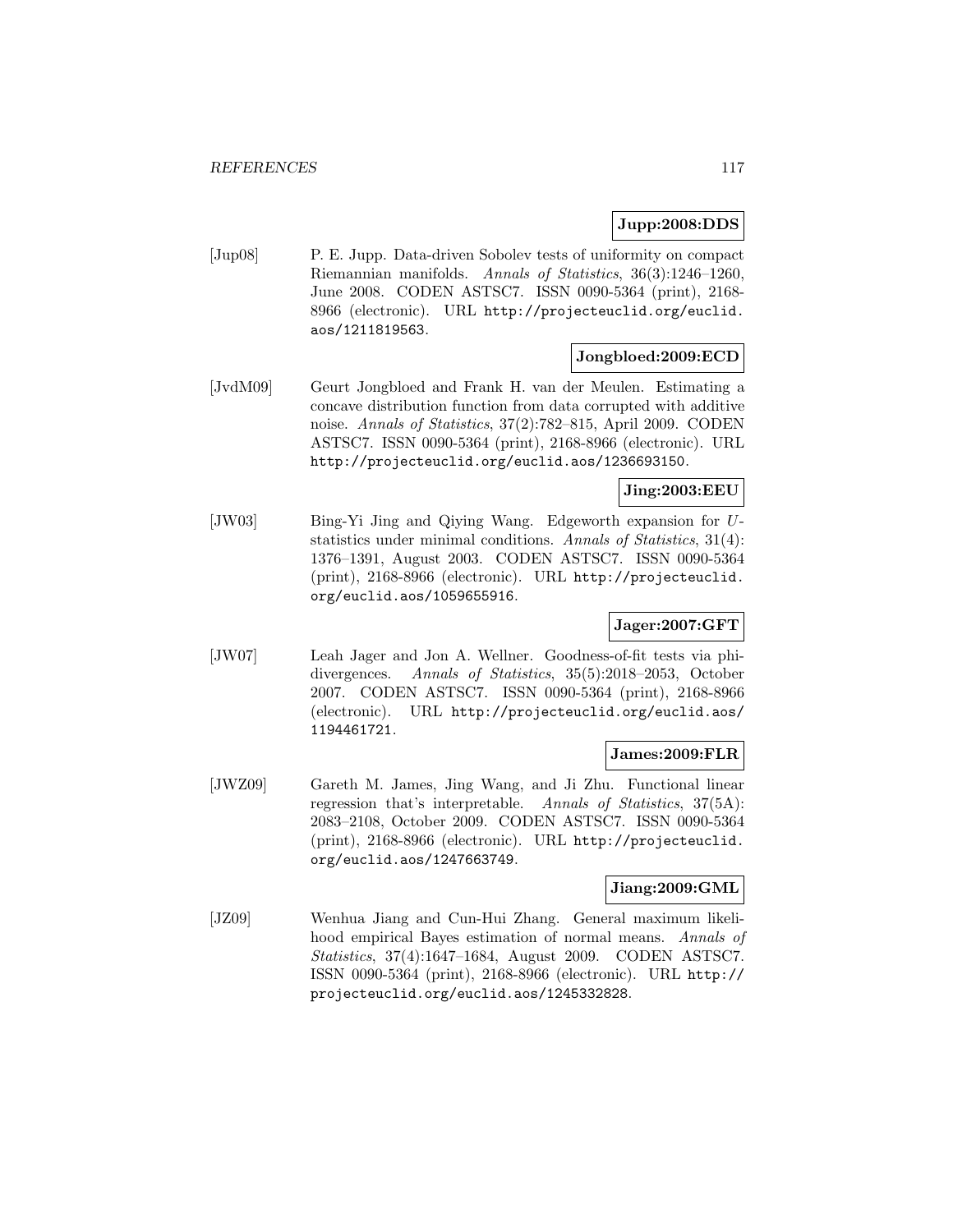**Jupp:2008:DDS**

[Jup08] P. E. Jupp. Data-driven Sobolev tests of uniformity on compact Riemannian manifolds. *Annals of Statistics*, 36(3):1246–1260, June 2008. CODEN ASTSC7. ISSN 0090-5364 (print), 2168-8966 (electronic). URL http://projecteuclid.org/euclid.aos/1211819563.

**Jongbloed:2009:ECD**

[JvdM09] Geurt Jongbloed and Frank H. van der Meulen. Estimating a concave distribution function from data corrupted with additive noise. *Annals of Statistics*, 37(2):782–815, April 2009. CODEN ASTSC7. ISSN 0090-5364 (print), 2168-8966 (electronic). URL http://projecteuclid.org/euclid.aos/1236693150.

**Jing:2003:EEU**

[JW03] Bing-Yi Jing and Qiying Wang. Edgeworth expansion for $U$-statistics under minimal conditions. *Annals of Statistics*, 31(4): 1376–1391, August 2003. CODEN ASTSC7. ISSN 0090-5364 (print), 2168-8966 (electronic). URL http://projecteuclid.org/euclid.aos/1059655916.

**Jager:2007:GFT**

[JW07] Leah Jager and Jon A. Wellner. Goodness-of-fit tests via phi-divergences. *Annals of Statistics*, 35(5):2018–2053, October 2007. CODEN ASTSC7. ISSN 0090-5364 (print), 2168-8966 (electronic). URL http://projecteuclid.org/euclid.aos/1194461721.

**James:2009:FLR**

[JWZ09] Gareth M. James, Jing Wang, and Ji Zhu. Functional linear regression that's interpretable. *Annals of Statistics*, 37(5A): 2083–2108, October 2009. CODEN ASTSC7. ISSN 0090-5364 (print), 2168-8966 (electronic). URL http://projecteuclid.org/euclid.aos/1247663749.

**Jiang:2009:GML**

[JZ09] Wenhua Jiang and Cun-Hui Zhang. General maximum likelihood empirical Bayes estimation of normal means. *Annals of Statistics*, 37(4):1647–1684, August 2009. CODEN ASTSC7. ISSN 0090-5364 (print), 2168-8966 (electronic). URL http://projecteuclid.org/euclid.aos/1245332828.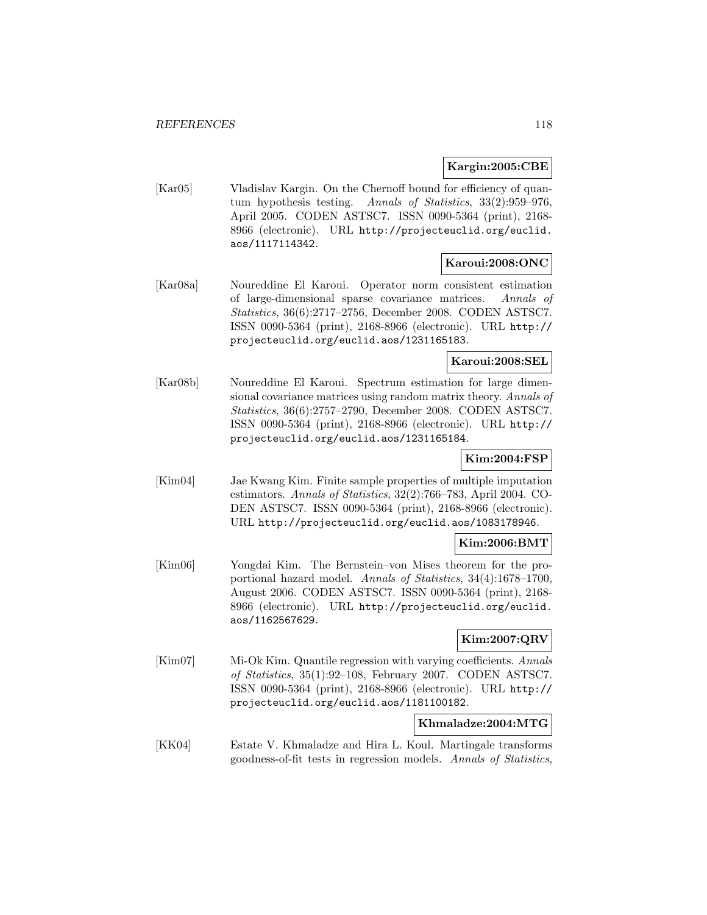**Kargin:2005:CBE**

[Kar05] Vladislav Kargin. On the Chernoff bound for efficiency of quantum hypothesis testing. *Annals of Statistics*, 33(2):959–976, April 2005. CODEN ASTSC7. ISSN 0090-5364 (print), 2168-8966 (electronic). URL http://projecteuclid.org/euclid.aos/1117114342.

**Karoui:2008:ONC**

[Kar08a] Noureddine El Karoui. Operator norm consistent estimation of large-dimensional sparse covariance matrices. *Annals of Statistics*, 36(6):2717–2756, December 2008. CODEN ASTSC7. ISSN 0090-5364 (print), 2168-8966 (electronic). URL http://projecteuclid.org/euclid.aos/1231165183.

**Karoui:2008:SEL**

[Kar08b] Noureddine El Karoui. Spectrum estimation for large dimensional covariance matrices using random matrix theory. *Annals of Statistics*, 36(6):2757–2790, December 2008. CODEN ASTSC7. ISSN 0090-5364 (print), 2168-8966 (electronic). URL http://projecteuclid.org/euclid.aos/1231165184.

**Kim:2004:FSP**

[Kim04] Jae Kwang Kim. Finite sample properties of multiple imputation estimators. *Annals of Statistics*, 32(2):766–783, April 2004. CODEN ASTSC7. ISSN 0090-5364 (print), 2168-8966 (electronic). URL http://projecteuclid.org/euclid.aos/1083178946.

**Kim:2006:BMT**

[Kim06] Yongdai Kim. The Bernstein–von Mises theorem for the proportional hazard model. *Annals of Statistics*, 34(4):1678–1700, August 2006. CODEN ASTSC7. ISSN 0090-5364 (print), 2168-8966 (electronic). URL http://projecteuclid.org/euclid.aos/1162567629.

**Kim:2007:QRV**

[Kim07] Mi-Ok Kim. Quantile regression with varying coefficients. *Annals of Statistics*, 35(1):92–108, February 2007. CODEN ASTSC7. ISSN 0090-5364 (print), 2168-8966 (electronic). URL http://projecteuclid.org/euclid.aos/1181100182.

**Khmaladze:2004:MTG**

[KK04] Estate V. Khmaladze and Hira L. Koul. Martingale transforms goodness-of-fit tests in regression models. *Annals of Statistics*,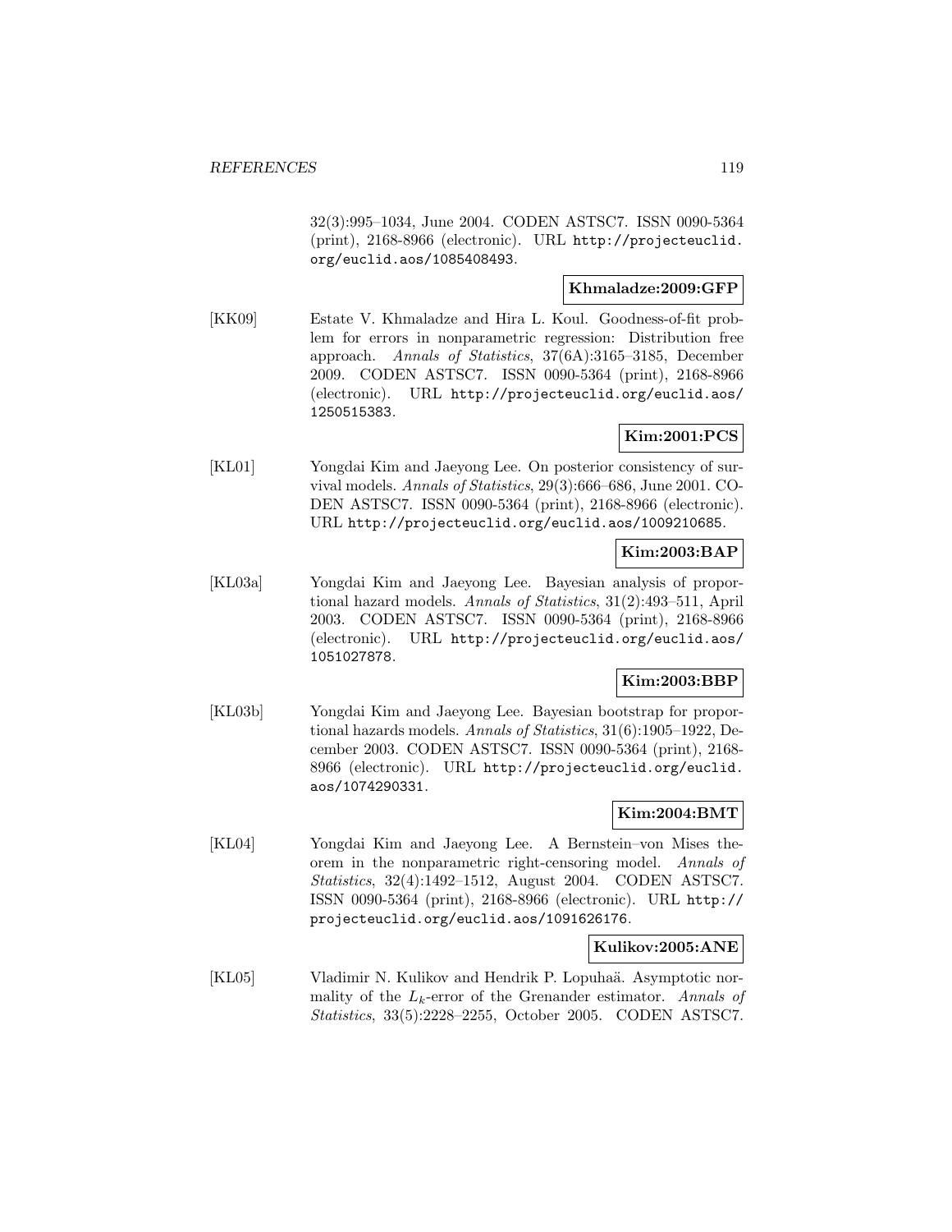32(3):995–1034, June 2004. CODEN ASTSC7. ISSN 0090-5364 (print), 2168-8966 (electronic). URL http://projecteuclid.org/euclid.aos/1085408493.

**Khmaladze:2009:GFP**

[KK09] Estate V. Khmaladze and Hira L. Koul. Goodness-of-fit problem for errors in nonparametric regression: Distribution free approach. *Annals of Statistics*, 37(6A):3165–3185, December 2009. CODEN ASTSC7. ISSN 0090-5364 (print), 2168-8966 (electronic). URL http://projecteuclid.org/euclid.aos/1250515383.

**Kim:2001:PCS**

[KL01] Yongdai Kim and Jaeyong Lee. On posterior consistency of survival models. *Annals of Statistics*, 29(3):666–686, June 2001. CODEN ASTSC7. ISSN 0090-5364 (print), 2168-8966 (electronic). URL http://projecteuclid.org/euclid.aos/1009210685.

**Kim:2003:BAP**

[KL03a] Yongdai Kim and Jaeyong Lee. Bayesian analysis of proportional hazard models. *Annals of Statistics*, 31(2):493–511, April 2003. CODEN ASTSC7. ISSN 0090-5364 (print), 2168-8966 (electronic). URL http://projecteuclid.org/euclid.aos/1051027878.

**Kim:2003:BBP**

[KL03b] Yongdai Kim and Jaeyong Lee. Bayesian bootstrap for proportional hazards models. *Annals of Statistics*, 31(6):1905–1922, December 2003. CODEN ASTSC7. ISSN 0090-5364 (print), 2168-8966 (electronic). URL http://projecteuclid.org/euclid.aos/1074290331.

**Kim:2004:BMT**

[KL04] Yongdai Kim and Jaeyong Lee. A Bernstein–von Mises theorem in the nonparametric right-censoring model. *Annals of Statistics*, 32(4):1492–1512, August 2004. CODEN ASTSC7. ISSN 0090-5364 (print), 2168-8966 (electronic). URL http://projecteuclid.org/euclid.aos/1091626176.

**Kulikov:2005:ANE**

[KL05] Vladimir N. Kulikov and Hendrik P. Lopuhaä. Asymptotic normality of the $L_k$-error of the Grenander estimator. *Annals of Statistics*, 33(5):2228–2255, October 2005. CODEN ASTSC7.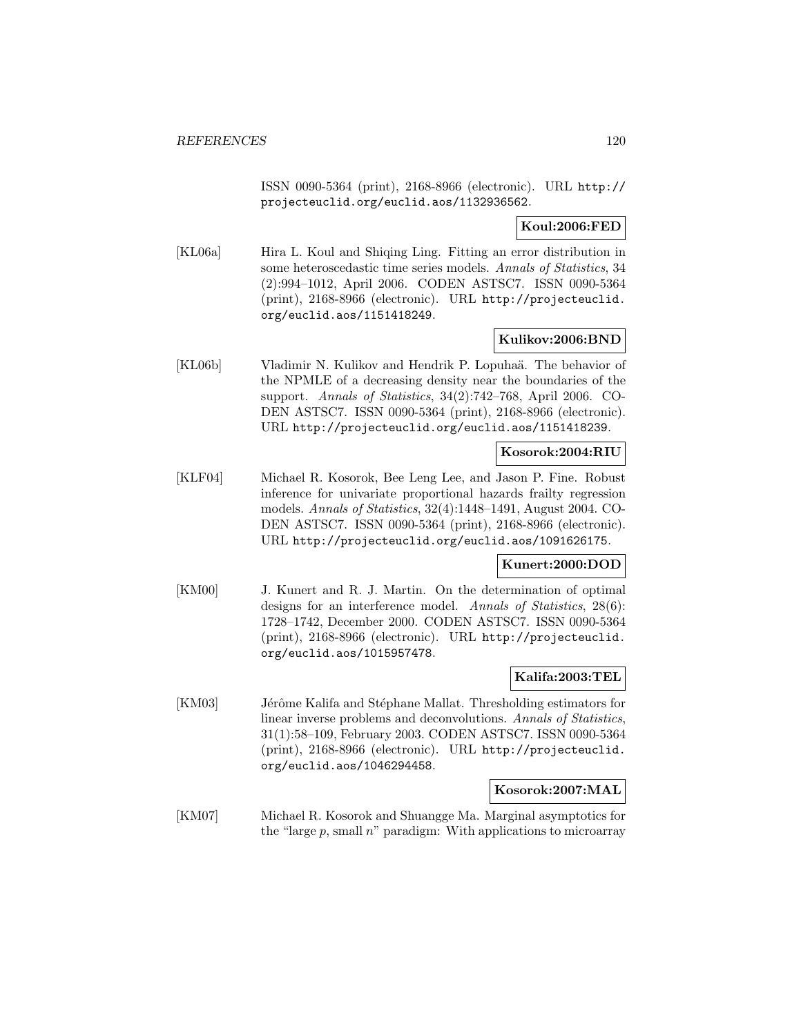ISSN 0090-5364 (print), 2168-8966 (electronic). URL http://projecteuclid.org/euclid.aos/1132936562.

**Koul:2006:FED**

[KL06a] Hira L. Koul and Shiqing Ling. Fitting an error distribution in some heteroscedastic time series models. *Annals of Statistics*, 34 (2):994–1012, April 2006. CODEN ASTSC7. ISSN 0090-5364 (print), 2168-8966 (electronic). URL http://projecteuclid.org/euclid.aos/1151418249.

**Kulikov:2006:BND**

[KL06b] Vladimir N. Kulikov and Hendrik P. Lopuhaä. The behavior of the NPMLE of a decreasing density near the boundaries of the support. *Annals of Statistics*, 34(2):742–768, April 2006. CODEN ASTSC7. ISSN 0090-5364 (print), 2168-8966 (electronic). URL http://projecteuclid.org/euclid.aos/1151418239.

**Kosorok:2004:RIU**

[KLF04] Michael R. Kosorok, Bee Leng Lee, and Jason P. Fine. Robust inference for univariate proportional hazards frailty regression models. *Annals of Statistics*, 32(4):1448–1491, August 2004. CODEN ASTSC7. ISSN 0090-5364 (print), 2168-8966 (electronic). URL http://projecteuclid.org/euclid.aos/1091626175.

**Kunert:2000:DOD**

[KM00] J. Kunert and R. J. Martin. On the determination of optimal designs for an interference model. *Annals of Statistics*, 28(6): 1728–1742, December 2000. CODEN ASTSC7. ISSN 0090-5364 (print), 2168-8966 (electronic). URL http://projecteuclid.org/euclid.aos/1015957478.

**Kalifa:2003:TEL**

[KM03] Jérôme Kalifa and Stéphane Mallat. Thresholding estimators for linear inverse problems and deconvolutions. *Annals of Statistics*, 31(1):58–109, February 2003. CODEN ASTSC7. ISSN 0090-5364 (print), 2168-8966 (electronic). URL http://projecteuclid.org/euclid.aos/1046294458.

**Kosorok:2007:MAL**

[KM07] Michael R. Kosorok and Shuangge Ma. Marginal asymptotics for the "large $p$, small $n$" paradigm: With applications to microarray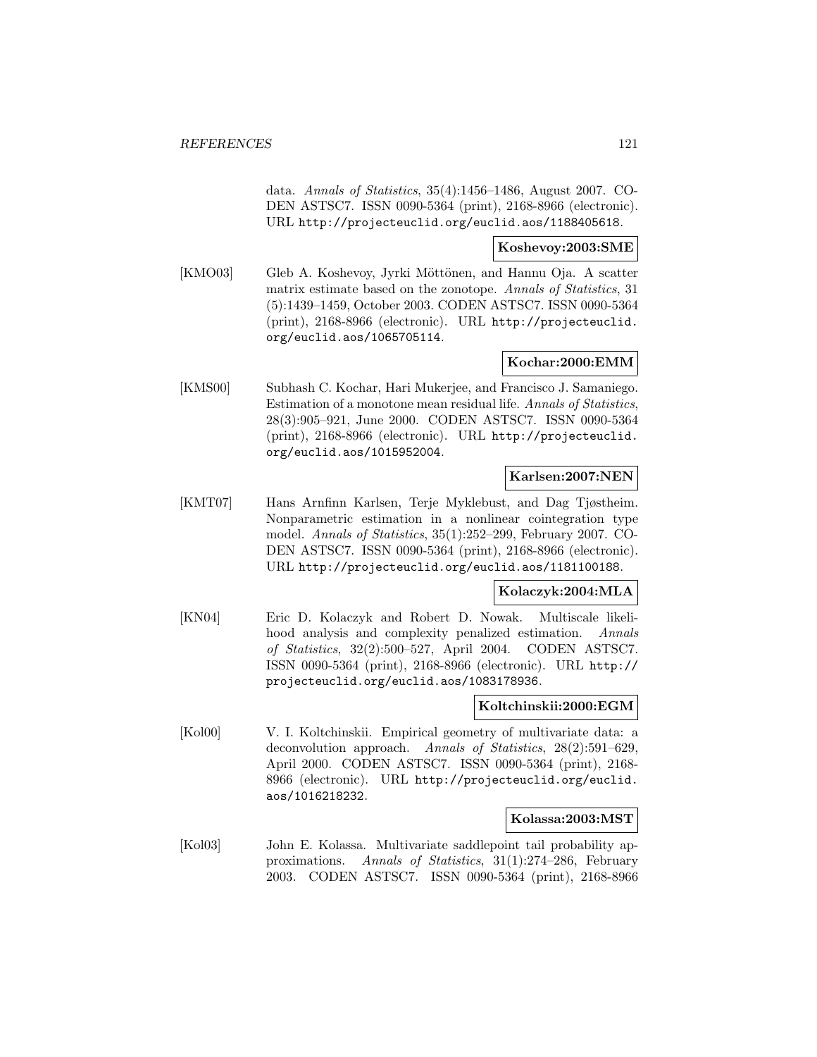data. *Annals of Statistics*, 35(4):1456–1486, August 2007. CODEN ASTSC7. ISSN 0090-5364 (print), 2168-8966 (electronic). URL http://projecteuclid.org/euclid.aos/1188405618.

**Koshevoy:2003:SME**

[KMO03] Gleb A. Koshevoy, Jyrki Möttönen, and Hannu Oja. A scatter matrix estimate based on the zonotope. *Annals of Statistics*, 31 (5):1439–1459, October 2003. CODEN ASTSC7. ISSN 0090-5364 (print), 2168-8966 (electronic). URL http://projecteuclid.org/euclid.aos/1065705114.

**Kochar:2000:EMM**

[KMS00] Subhash C. Kochar, Hari Mukerjee, and Francisco J. Samaniego. Estimation of a monotone mean residual life. *Annals of Statistics*, 28(3):905–921, June 2000. CODEN ASTSC7. ISSN 0090-5364 (print), 2168-8966 (electronic). URL http://projecteuclid.org/euclid.aos/1015952004.

**Karlsen:2007:NEN**

[KMT07] Hans Arnfinn Karlsen, Terje Myklebust, and Dag Tjøstheim. Nonparametric estimation in a nonlinear cointegration type model. *Annals of Statistics*, 35(1):252–299, February 2007. CODEN ASTSC7. ISSN 0090-5364 (print), 2168-8966 (electronic). URL http://projecteuclid.org/euclid.aos/1181100188.

**Kolaczyk:2004:MLA**

[KN04] Eric D. Kolaczyk and Robert D. Nowak. Multiscale likelihood analysis and complexity penalized estimation. *Annals of Statistics*, 32(2):500–527, April 2004. CODEN ASTSC7. ISSN 0090-5364 (print), 2168-8966 (electronic). URL http://projecteuclid.org/euclid.aos/1083178936.

**Koltchinskii:2000:EGM**

[Kol00] V. I. Koltchinskii. Empirical geometry of multivariate data: a deconvolution approach. *Annals of Statistics*, 28(2):591–629, April 2000. CODEN ASTSC7. ISSN 0090-5364 (print), 2168-8966 (electronic). URL http://projecteuclid.org/euclid.aos/1016218232.

**Kolassa:2003:MST**

[Kol03] John E. Kolassa. Multivariate saddlepoint tail probability approximations. *Annals of Statistics*, 31(1):274–286, February 2003. CODEN ASTSC7. ISSN 0090-5364 (print), 2168-8966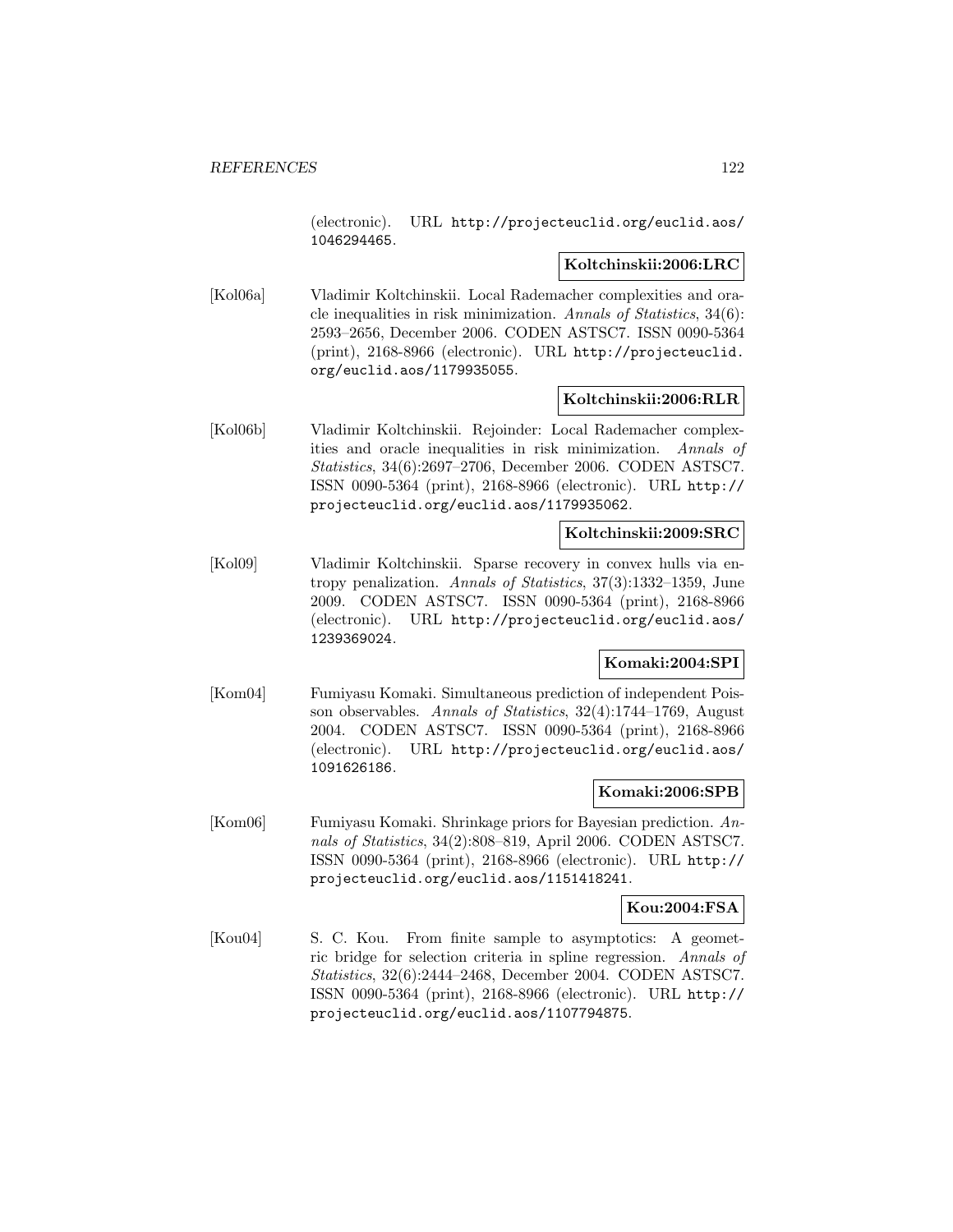(electronic). URL http://projecteuclid.org/euclid.aos/1046294465.

**Koltchinskii:2006:LRC**

[Kol06a] Vladimir Koltchinskii. Local Rademacher complexities and oracle inequalities in risk minimization. *Annals of Statistics*, 34(6): 2593–2656, December 2006. CODEN ASTSC7. ISSN 0090-5364 (print), 2168-8966 (electronic). URL http://projecteuclid.org/euclid.aos/1179935055.

**Koltchinskii:2006:RLR**

[Kol06b] Vladimir Koltchinskii. Rejoinder: Local Rademacher complexities and oracle inequalities in risk minimization. *Annals of Statistics*, 34(6):2697–2706, December 2006. CODEN ASTSC7. ISSN 0090-5364 (print), 2168-8966 (electronic). URL http://projecteuclid.org/euclid.aos/1179935062.

**Koltchinskii:2009:SRC**

[Kol09] Vladimir Koltchinskii. Sparse recovery in convex hulls via entropy penalization. *Annals of Statistics*, 37(3):1332–1359, June 2009. CODEN ASTSC7. ISSN 0090-5364 (print), 2168-8966 (electronic). URL http://projecteuclid.org/euclid.aos/1239369024.

**Komaki:2004:SPI**

[Kom04] Fumiyasu Komaki. Simultaneous prediction of independent Poisson observables. *Annals of Statistics*, 32(4):1744–1769, August 2004. CODEN ASTSC7. ISSN 0090-5364 (print), 2168-8966 (electronic). URL http://projecteuclid.org/euclid.aos/1091626186.

**Komaki:2006:SPB**

[Kom06] Fumiyasu Komaki. Shrinkage priors for Bayesian prediction. *Annals of Statistics*, 34(2):808–819, April 2006. CODEN ASTSC7. ISSN 0090-5364 (print), 2168-8966 (electronic). URL http://projecteuclid.org/euclid.aos/1151418241.

**Kou:2004:FSA**

[Kou04] S. C. Kou. From finite sample to asymptotics: A geometric bridge for selection criteria in spline regression. *Annals of Statistics*, 32(6):2444–2468, December 2004. CODEN ASTSC7. ISSN 0090-5364 (print), 2168-8966 (electronic). URL http://projecteuclid.org/euclid.aos/1107794875.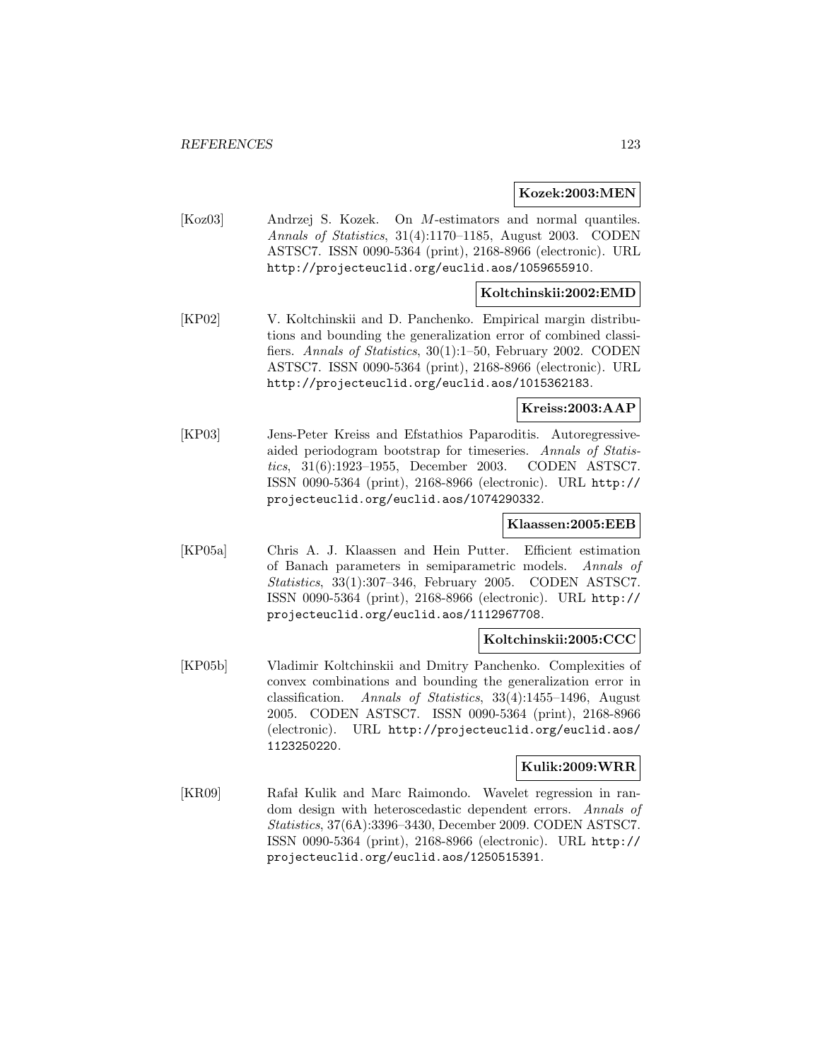**Kozek:2003:MEN**

[Koz03] Andrzej S. Kozek. On $M$-estimators and normal quantiles. *Annals of Statistics*, 31(4):1170–1185, August 2003. CODEN ASTSC7. ISSN 0090-5364 (print), 2168-8966 (electronic). URL http://projecteuclid.org/euclid.aos/1059655910.

**Koltchinskii:2002:EMD**

[KP02] V. Koltchinskii and D. Panchenko. Empirical margin distributions and bounding the generalization error of combined classifiers. *Annals of Statistics*, 30(1):1–50, February 2002. CODEN ASTSC7. ISSN 0090-5364 (print), 2168-8966 (electronic). URL http://projecteuclid.org/euclid.aos/1015362183.

**Kreiss:2003:AAP**

[KP03] Jens-Peter Kreiss and Efstathios Paparoditis. Autoregressive-aided periodogram bootstrap for timeseries. *Annals of Statistics*, 31(6):1923–1955, December 2003. CODEN ASTSC7. ISSN 0090-5364 (print), 2168-8966 (electronic). URL http://projecteuclid.org/euclid.aos/1074290332.

**Klaassen:2005:EEB**

[KP05a] Chris A. J. Klaassen and Hein Putter. Efficient estimation of Banach parameters in semiparametric models. *Annals of Statistics*, 33(1):307–346, February 2005. CODEN ASTSC7. ISSN 0090-5364 (print), 2168-8966 (electronic). URL http://projecteuclid.org/euclid.aos/1112967708.

**Koltchinskii:2005:CCC**

[KP05b] Vladimir Koltchinskii and Dmitry Panchenko. Complexities of convex combinations and bounding the generalization error in classification. *Annals of Statistics*, 33(4):1455–1496, August 2005. CODEN ASTSC7. ISSN 0090-5364 (print), 2168-8966 (electronic). URL http://projecteuclid.org/euclid.aos/1123250220.

**Kulik:2009:WRR**

[KR09] Rafał Kulik and Marc Raimondo. Wavelet regression in random design with heteroscedastic dependent errors. *Annals of Statistics*, 37(6A):3396–3430, December 2009. CODEN ASTSC7. ISSN 0090-5364 (print), 2168-8966 (electronic). URL http://projecteuclid.org/euclid.aos/1250515391.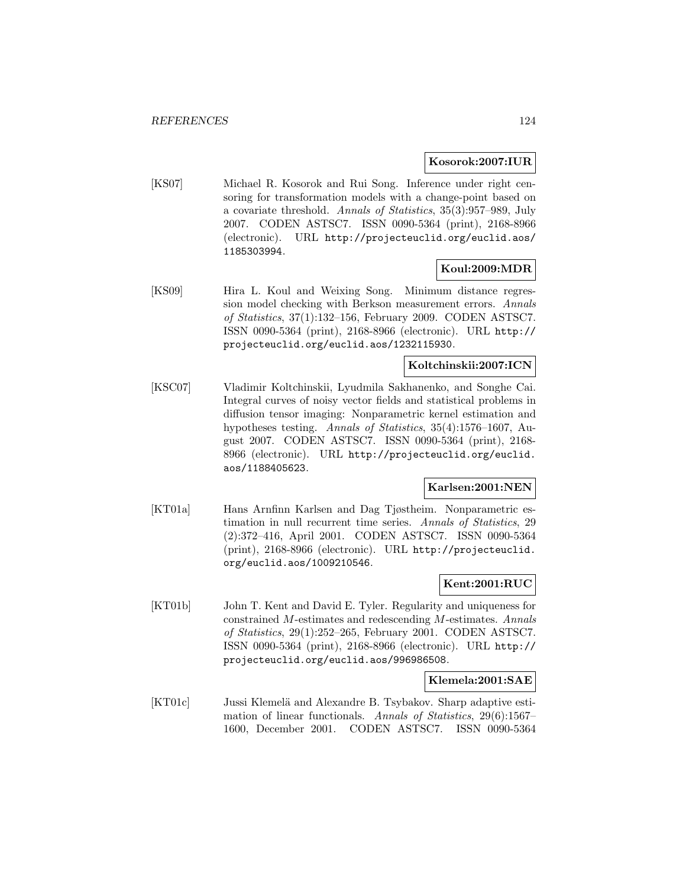**Kosorok:2007:IUR**

[KS07] Michael R. Kosorok and Rui Song. Inference under right censoring for transformation models with a change-point based on a covariate threshold. *Annals of Statistics*, 35(3):957–989, July 2007. CODEN ASTSC7. ISSN 0090-5364 (print), 2168-8966 (electronic). URL http://projecteuclid.org/euclid.aos/1185303994.

**Koul:2009:MDR**

[KS09] Hira L. Koul and Weixing Song. Minimum distance regression model checking with Berkson measurement errors. *Annals of Statistics*, 37(1):132–156, February 2009. CODEN ASTSC7. ISSN 0090-5364 (print), 2168-8966 (electronic). URL http://projecteuclid.org/euclid.aos/1232115930.

**Koltchinskii:2007:ICN**

[KSC07] Vladimir Koltchinskii, Lyudmila Sakhanenko, and Songhe Cai. Integral curves of noisy vector fields and statistical problems in diffusion tensor imaging: Nonparametric kernel estimation and hypotheses testing. *Annals of Statistics*, 35(4):1576–1607, August 2007. CODEN ASTSC7. ISSN 0090-5364 (print), 2168-8966 (electronic). URL http://projecteuclid.org/euclid.aos/1188405623.

**Karlsen:2001:NEN**

[KT01a] Hans Arnfinn Karlsen and Dag Tjøstheim. Nonparametric estimation in null recurrent time series. *Annals of Statistics*, 29 (2):372–416, April 2001. CODEN ASTSC7. ISSN 0090-5364 (print), 2168-8966 (electronic). URL http://projecteuclid.org/euclid.aos/1009210546.

**Kent:2001:RUC**

[KT01b] John T. Kent and David E. Tyler. Regularity and uniqueness for constrained $M$-estimates and redescending $M$-estimates. *Annals of Statistics*, 29(1):252–265, February 2001. CODEN ASTSC7. ISSN 0090-5364 (print), 2168-8966 (electronic). URL http://projecteuclid.org/euclid.aos/996986508.

**Klemela:2001:SAE**

[KT01c] Jussi Klemelä and Alexandre B. Tsybakov. Sharp adaptive estimation of linear functionals. *Annals of Statistics*, 29(6):1567–1600, December 2001. CODEN ASTSC7. ISSN 0090-5364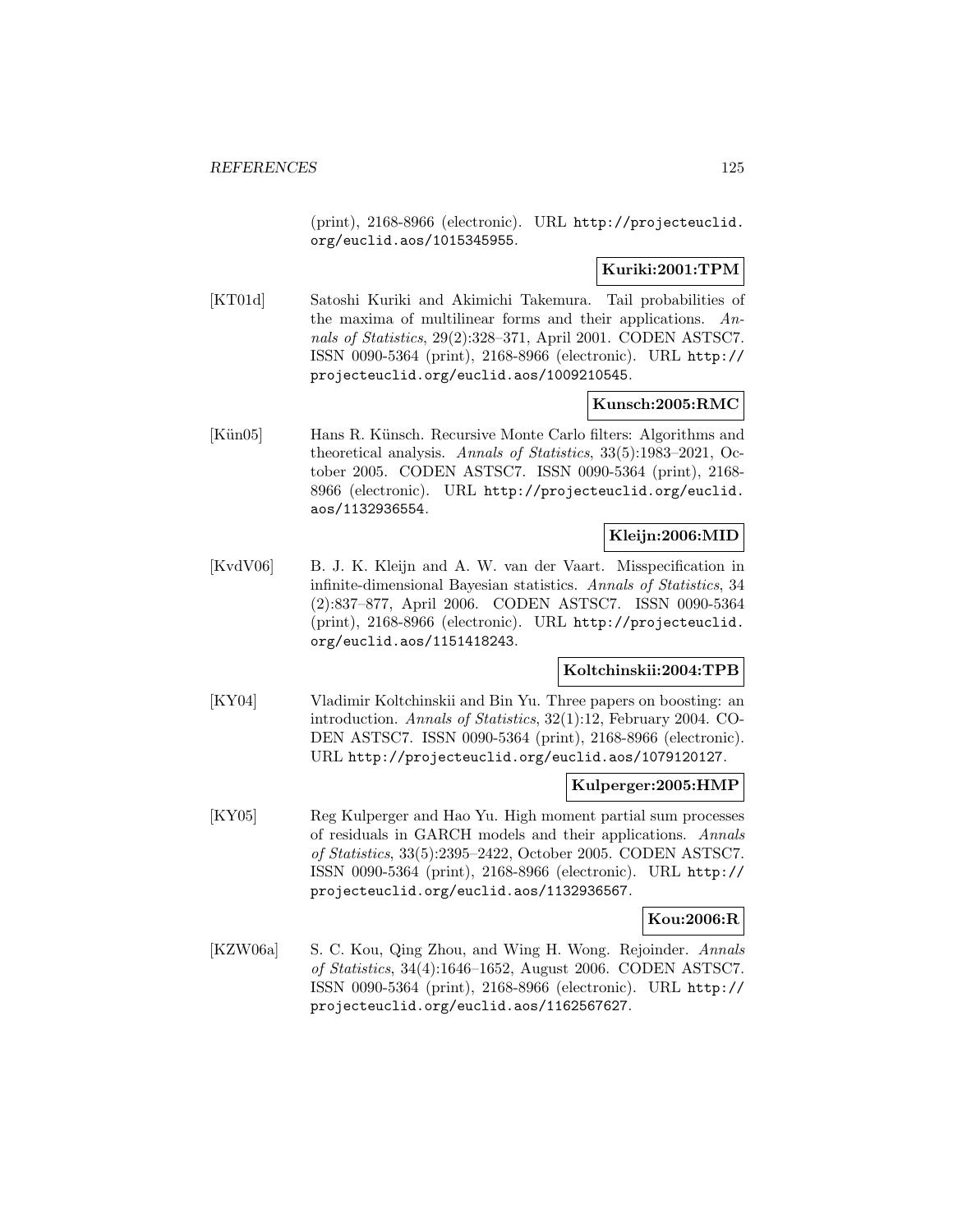(print), 2168-8966 (electronic). URL http://projecteuclid.org/euclid.aos/1015345955.

**Kuriki:2001:TPM**

[KT01d] Satoshi Kuriki and Akimichi Takemura. Tail probabilities of the maxima of multilinear forms and their applications. *Annals of Statistics*, 29(2):328–371, April 2001. CODEN ASTSC7. ISSN 0090-5364 (print), 2168-8966 (electronic). URL http://projecteuclid.org/euclid.aos/1009210545.

**Kunsch:2005:RMC**

[Kün05] Hans R. Künsch. Recursive Monte Carlo filters: Algorithms and theoretical analysis. *Annals of Statistics*, 33(5):1983–2021, October 2005. CODEN ASTSC7. ISSN 0090-5364 (print), 2168-8966 (electronic). URL http://projecteuclid.org/euclid.aos/1132936554.

**Kleijn:2006:MID**

[KvdV06] B. J. K. Kleijn and A. W. van der Vaart. Misspecification in infinite-dimensional Bayesian statistics. *Annals of Statistics*, 34 (2):837–877, April 2006. CODEN ASTSC7. ISSN 0090-5364 (print), 2168-8966 (electronic). URL http://projecteuclid.org/euclid.aos/1151418243.

**Koltchinskii:2004:TPB**

[KY04] Vladimir Koltchinskii and Bin Yu. Three papers on boosting: an introduction. *Annals of Statistics*, 32(1):12, February 2004. CODEN ASTSC7. ISSN 0090-5364 (print), 2168-8966 (electronic). URL http://projecteuclid.org/euclid.aos/1079120127.

**Kulperger:2005:HMP**

[KY05] Reg Kulperger and Hao Yu. High moment partial sum processes of residuals in GARCH models and their applications. *Annals of Statistics*, 33(5):2395–2422, October 2005. CODEN ASTSC7. ISSN 0090-5364 (print), 2168-8966 (electronic). URL http://projecteuclid.org/euclid.aos/1132936567.

**Kou:2006:R**

[KZW06a] S. C. Kou, Qing Zhou, and Wing H. Wong. Rejoinder. *Annals of Statistics*, 34(4):1646–1652, August 2006. CODEN ASTSC7. ISSN 0090-5364 (print), 2168-8966 (electronic). URL http://projecteuclid.org/euclid.aos/1162567627.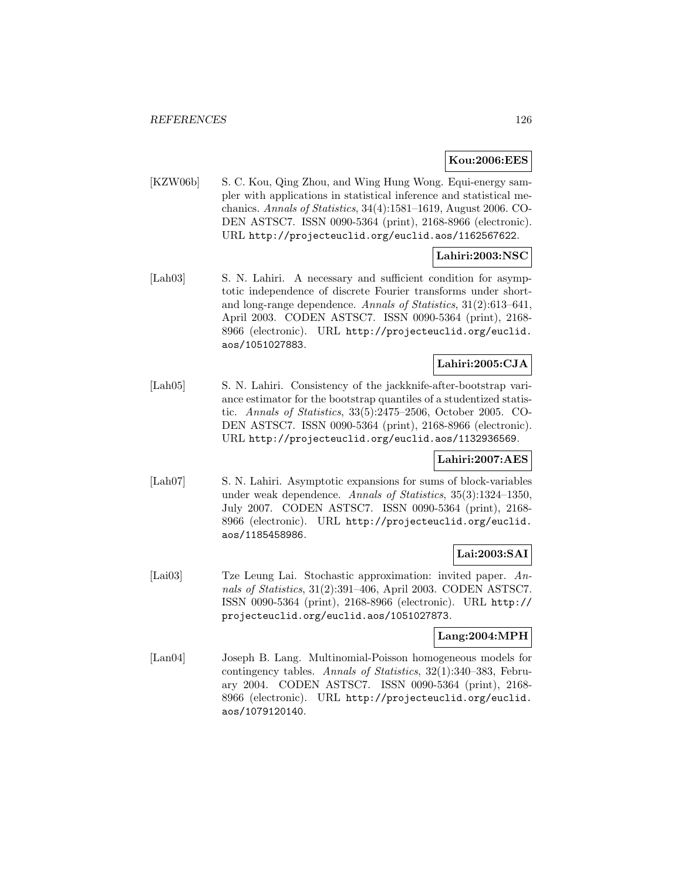**Kou:2006:EES**

[KZW06b] S. C. Kou, Qing Zhou, and Wing Hung Wong. Equi-energy sampler with applications in statistical inference and statistical mechanics. *Annals of Statistics*, 34(4):1581–1619, August 2006. CODEN ASTSC7. ISSN 0090-5364 (print), 2168-8966 (electronic). URL `http://projecteuclid.org/euclid.aos/1162567622`.

**Lahiri:2003:NSC**

[Lah03] S. N. Lahiri. A necessary and sufficient condition for asymptotic independence of discrete Fourier transforms under short- and long-range dependence. *Annals of Statistics*, 31(2):613–641, April 2003. CODEN ASTSC7. ISSN 0090-5364 (print), 2168-8966 (electronic). URL `http://projecteuclid.org/euclid.aos/1051027883`.

**Lahiri:2005:CJA**

[Lah05] S. N. Lahiri. Consistency of the jackknife-after-bootstrap variance estimator for the bootstrap quantiles of a studentized statistic. *Annals of Statistics*, 33(5):2475–2506, October 2005. CODEN ASTSC7. ISSN 0090-5364 (print), 2168-8966 (electronic). URL `http://projecteuclid.org/euclid.aos/1132936569`.

**Lahiri:2007:AES**

[Lah07] S. N. Lahiri. Asymptotic expansions for sums of block-variables under weak dependence. *Annals of Statistics*, 35(3):1324–1350, July 2007. CODEN ASTSC7. ISSN 0090-5364 (print), 2168-8966 (electronic). URL `http://projecteuclid.org/euclid.aos/1185458986`.

**Lai:2003:SAI**

[Lai03] Tze Leung Lai. Stochastic approximation: invited paper. *Annals of Statistics*, 31(2):391–406, April 2003. CODEN ASTSC7. ISSN 0090-5364 (print), 2168-8966 (electronic). URL `http://projecteuclid.org/euclid.aos/1051027873`.

**Lang:2004:MPH**

[Lan04] Joseph B. Lang. Multinomial-Poisson homogeneous models for contingency tables. *Annals of Statistics*, 32(1):340–383, February 2004. CODEN ASTSC7. ISSN 0090-5364 (print), 2168-8966 (electronic). URL `http://projecteuclid.org/euclid.aos/1079120140`.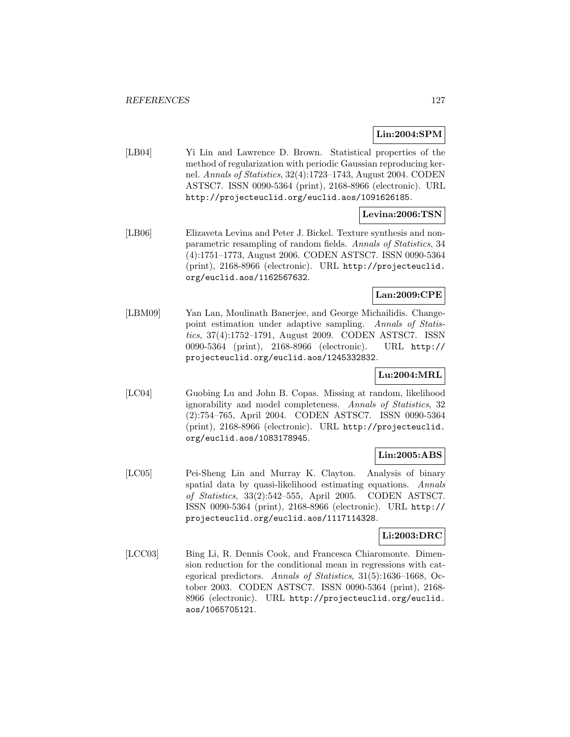**Lin:2004:SPM**

[LB04] Yi Lin and Lawrence D. Brown. Statistical properties of the method of regularization with periodic Gaussian reproducing kernel. *Annals of Statistics*, 32(4):1723–1743, August 2004. CODEN ASTSC7. ISSN 0090-5364 (print), 2168-8966 (electronic). URL http://projecteuclid.org/euclid.aos/1091626185.

**Levina:2006:TSN**

[LB06] Elizaveta Levina and Peter J. Bickel. Texture synthesis and non-parametric resampling of random fields. *Annals of Statistics*, 34 (4):1751–1773, August 2006. CODEN ASTSC7. ISSN 0090-5364 (print), 2168-8966 (electronic). URL http://projecteuclid.org/euclid.aos/1162567632.

**Lan:2009:CPE**

[LBM09] Yan Lan, Moulinath Banerjee, and George Michailidis. Change-point estimation under adaptive sampling. *Annals of Statistics*, 37(4):1752–1791, August 2009. CODEN ASTSC7. ISSN 0090-5364 (print), 2168-8966 (electronic). URL http://projecteuclid.org/euclid.aos/1245332832.

**Lu:2004:MRL**

[LC04] Guobing Lu and John B. Copas. Missing at random, likelihood ignorability and model completeness. *Annals of Statistics*, 32 (2):754–765, April 2004. CODEN ASTSC7. ISSN 0090-5364 (print), 2168-8966 (electronic). URL http://projecteuclid.org/euclid.aos/1083178945.

**Lin:2005:ABS**

[LC05] Pei-Sheng Lin and Murray K. Clayton. Analysis of binary spatial data by quasi-likelihood estimating equations. *Annals of Statistics*, 33(2):542–555, April 2005. CODEN ASTSC7. ISSN 0090-5364 (print), 2168-8966 (electronic). URL http://projecteuclid.org/euclid.aos/1117114328.

**Li:2003:DRC**

[LCC03] Bing Li, R. Dennis Cook, and Francesca Chiaromonte. Dimension reduction for the conditional mean in regressions with categorical predictors. *Annals of Statistics*, 31(5):1636–1668, October 2003. CODEN ASTSC7. ISSN 0090-5364 (print), 2168-8966 (electronic). URL http://projecteuclid.org/euclid.aos/1065705121.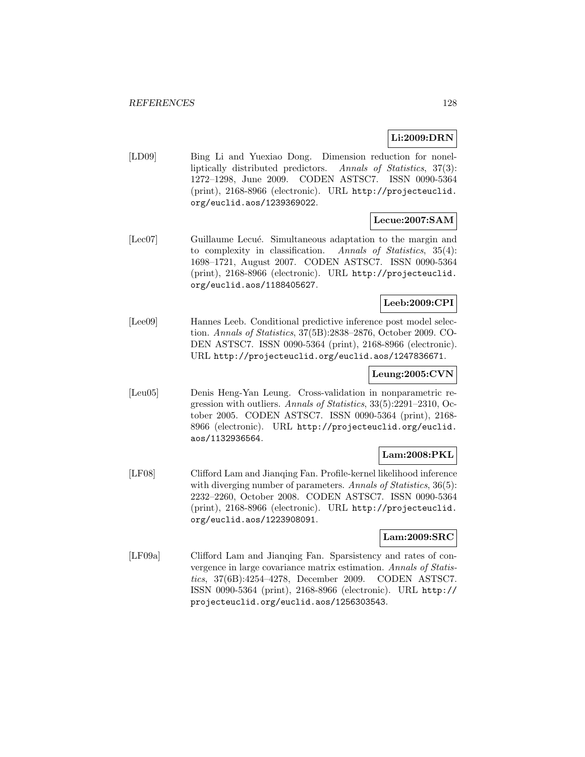**Li:2009:DRN**

[LD09] Bing Li and Yuexiao Dong. Dimension reduction for nonelliptically distributed predictors. *Annals of Statistics*, 37(3): 1272–1298, June 2009. CODEN ASTSC7. ISSN 0090-5364 (print), 2168-8966 (electronic). URL http://projecteuclid.org/euclid.aos/1239369022.

**Lecue:2007:SAM**

[Lec07] Guillaume Lecué. Simultaneous adaptation to the margin and to complexity in classification. *Annals of Statistics*, 35(4): 1698–1721, August 2007. CODEN ASTSC7. ISSN 0090-5364 (print), 2168-8966 (electronic). URL http://projecteuclid.org/euclid.aos/1188405627.

**Leeb:2009:CPI**

[Lee09] Hannes Leeb. Conditional predictive inference post model selection. *Annals of Statistics*, 37(5B):2838–2876, October 2009. CODEN ASTSC7. ISSN 0090-5364 (print), 2168-8966 (electronic). URL http://projecteuclid.org/euclid.aos/1247836671.

**Leung:2005:CVN**

[Leu05] Denis Heng-Yan Leung. Cross-validation in nonparametric regression with outliers. *Annals of Statistics*, 33(5):2291–2310, October 2005. CODEN ASTSC7. ISSN 0090-5364 (print), 2168-8966 (electronic). URL http://projecteuclid.org/euclid.aos/1132936564.

**Lam:2008:PKL**

[LF08] Clifford Lam and Jianqing Fan. Profile-kernel likelihood inference with diverging number of parameters. *Annals of Statistics*, 36(5): 2232–2260, October 2008. CODEN ASTSC7. ISSN 0090-5364 (print), 2168-8966 (electronic). URL http://projecteuclid.org/euclid.aos/1223908091.

**Lam:2009:SRC**

[LF09a] Clifford Lam and Jianqing Fan. Sparsistency and rates of convergence in large covariance matrix estimation. *Annals of Statistics*, 37(6B):4254–4278, December 2009. CODEN ASTSC7. ISSN 0090-5364 (print), 2168-8966 (electronic). URL http://projecteuclid.org/euclid.aos/1256303543.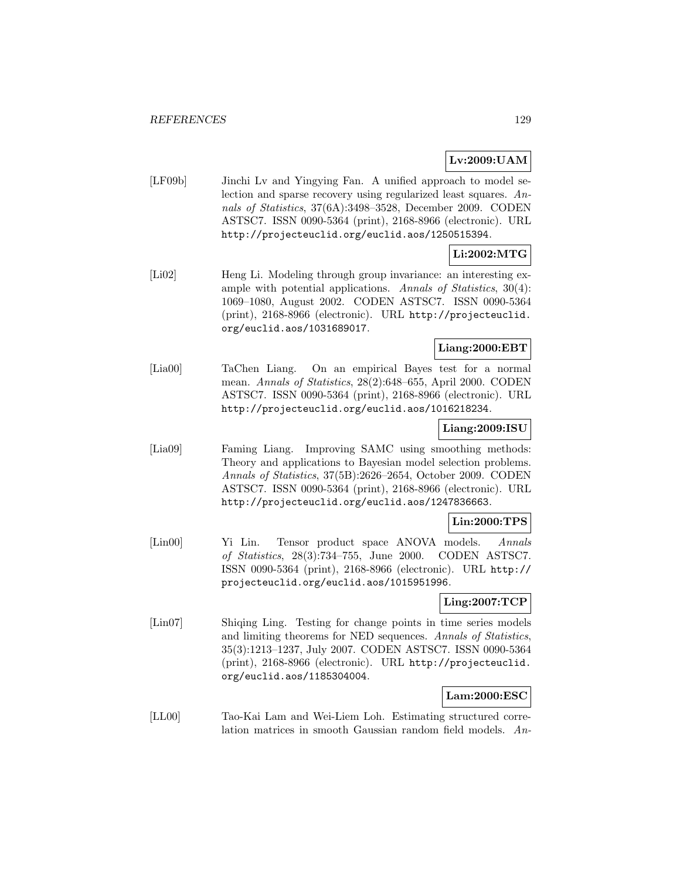**Lv:2009:UAM**

[LF09b] Jinchi Lv and Yingying Fan. A unified approach to model selection and sparse recovery using regularized least squares. *Annals of Statistics*, 37(6A):3498–3528, December 2009. CODEN ASTSC7. ISSN 0090-5364 (print), 2168-8966 (electronic). URL http://projecteuclid.org/euclid.aos/1250515394.

**Li:2002:MTG**

[Li02] Heng Li. Modeling through group invariance: an interesting example with potential applications. *Annals of Statistics*, 30(4): 1069–1080, August 2002. CODEN ASTSC7. ISSN 0090-5364 (print), 2168-8966 (electronic). URL http://projecteuclid.org/euclid.aos/1031689017.

**Liang:2000:EBT**

[Lia00] TaChen Liang. On an empirical Bayes test for a normal mean. *Annals of Statistics*, 28(2):648–655, April 2000. CODEN ASTSC7. ISSN 0090-5364 (print), 2168-8966 (electronic). URL http://projecteuclid.org/euclid.aos/1016218234.

**Liang:2009:ISU**

[Lia09] Faming Liang. Improving SAMC using smoothing methods: Theory and applications to Bayesian model selection problems. *Annals of Statistics*, 37(5B):2626–2654, October 2009. CODEN ASTSC7. ISSN 0090-5364 (print), 2168-8966 (electronic). URL http://projecteuclid.org/euclid.aos/1247836663.

**Lin:2000:TPS**

[Lin00] Yi Lin. Tensor product space ANOVA models. *Annals of Statistics*, 28(3):734–755, June 2000. CODEN ASTSC7. ISSN 0090-5364 (print), 2168-8966 (electronic). URL http://projecteuclid.org/euclid.aos/1015951996.

**Ling:2007:TCP**

[Lin07] Shiqing Ling. Testing for change points in time series models and limiting theorems for NED sequences. *Annals of Statistics*, 35(3):1213–1237, July 2007. CODEN ASTSC7. ISSN 0090-5364 (print), 2168-8966 (electronic). URL http://projecteuclid.org/euclid.aos/1185304004.

**Lam:2000:ESC**

[LL00] Tao-Kai Lam and Wei-Liem Loh. Estimating structured correlation matrices in smooth Gaussian random field models. *An-*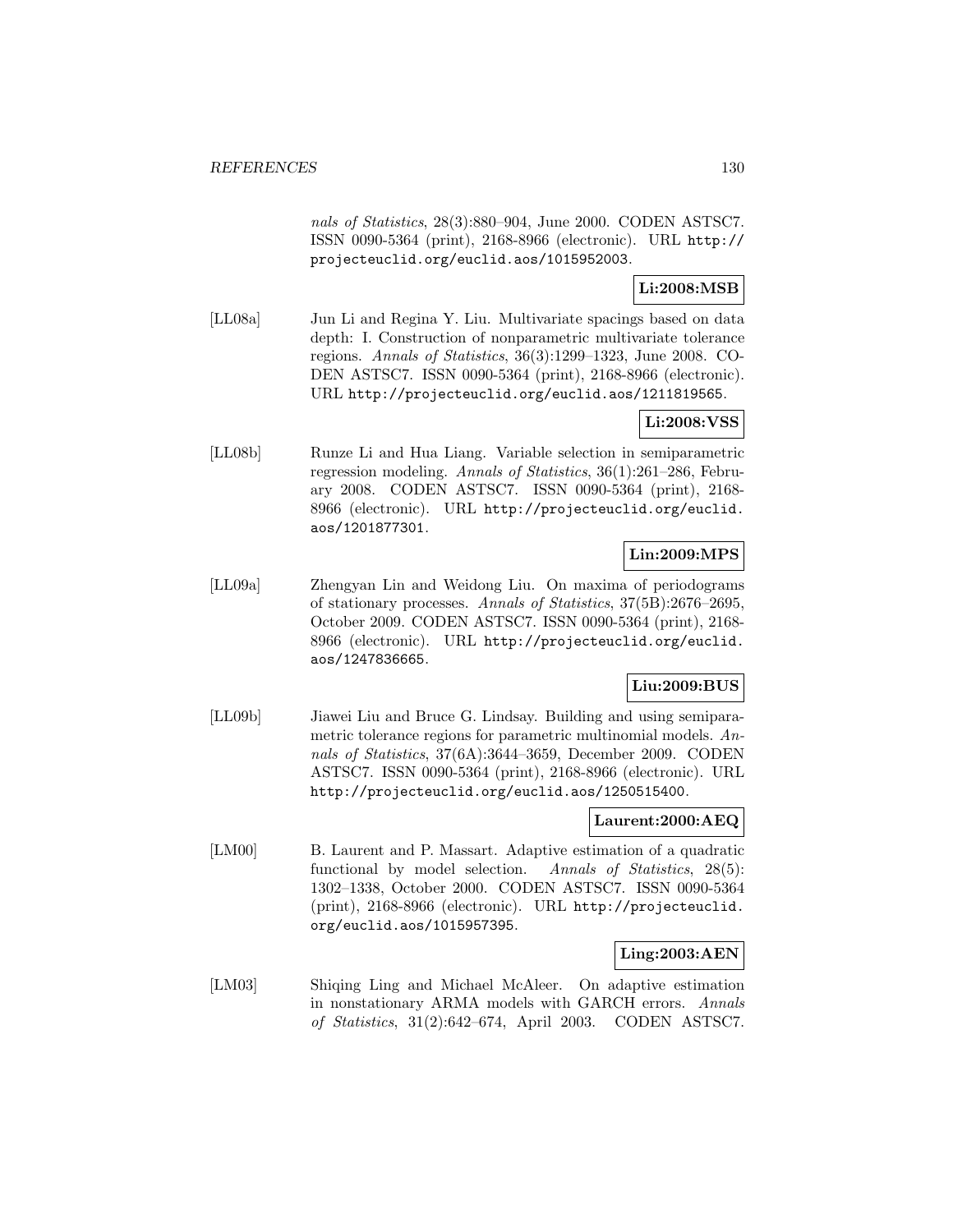*nals of Statistics*, 28(3):880–904, June 2000. CODEN ASTSC7. ISSN 0090-5364 (print), 2168-8966 (electronic). URL http://projecteuclid.org/euclid.aos/1015952003.

**Li:2008:MSB**

[LL08a] Jun Li and Regina Y. Liu. Multivariate spacings based on data depth: I. Construction of nonparametric multivariate tolerance regions. *Annals of Statistics*, 36(3):1299–1323, June 2008. CODEN ASTSC7. ISSN 0090-5364 (print), 2168-8966 (electronic). URL http://projecteuclid.org/euclid.aos/1211819565.

**Li:2008:VSS**

[LL08b] Runze Li and Hua Liang. Variable selection in semiparametric regression modeling. *Annals of Statistics*, 36(1):261–286, February 2008. CODEN ASTSC7. ISSN 0090-5364 (print), 2168-8966 (electronic). URL http://projecteuclid.org/euclid.aos/1201877301.

**Lin:2009:MPS**

[LL09a] Zhengyan Lin and Weidong Liu. On maxima of periodograms of stationary processes. *Annals of Statistics*, 37(5B):2676–2695, October 2009. CODEN ASTSC7. ISSN 0090-5364 (print), 2168-8966 (electronic). URL http://projecteuclid.org/euclid.aos/1247836665.

**Liu:2009:BUS**

[LL09b] Jiawei Liu and Bruce G. Lindsay. Building and using semiparametric tolerance regions for parametric multinomial models. *Annals of Statistics*, 37(6A):3644–3659, December 2009. CODEN ASTSC7. ISSN 0090-5364 (print), 2168-8966 (electronic). URL http://projecteuclid.org/euclid.aos/1250515400.

**Laurent:2000:AEQ**

[LM00] B. Laurent and P. Massart. Adaptive estimation of a quadratic functional by model selection. *Annals of Statistics*, 28(5):1302–1338, October 2000. CODEN ASTSC7. ISSN 0090-5364 (print), 2168-8966 (electronic). URL http://projecteuclid.org/euclid.aos/1015957395.

**Ling:2003:AEN**

[LM03] Shiqing Ling and Michael McAleer. On adaptive estimation in nonstationary ARMA models with GARCH errors. *Annals of Statistics*, 31(2):642–674, April 2003. CODEN ASTSC7.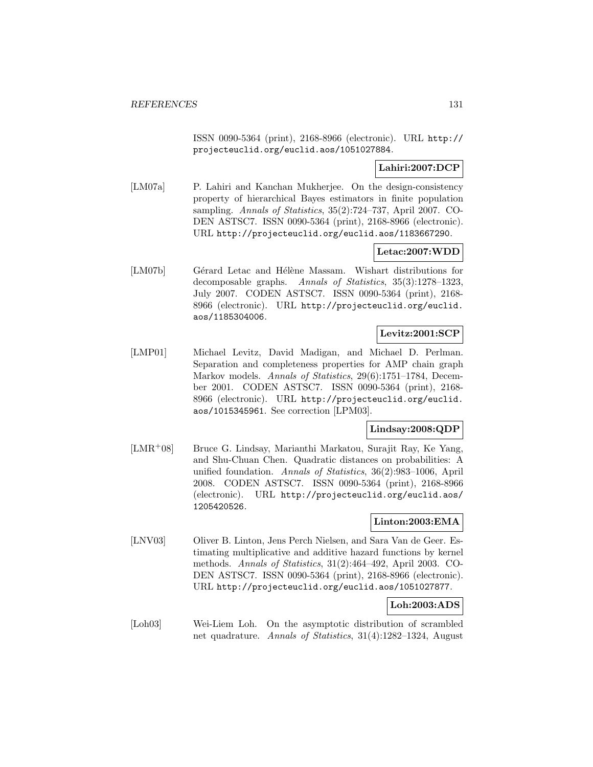ISSN 0090-5364 (print), 2168-8966 (electronic). URL http://projecteuclid.org/euclid.aos/1051027884.

**Lahiri:2007:DCP**

[LM07a] P. Lahiri and Kanchan Mukherjee. On the design-consistency property of hierarchical Bayes estimators in finite population sampling. *Annals of Statistics*, 35(2):724–737, April 2007. CODEN ASTSC7. ISSN 0090-5364 (print), 2168-8966 (electronic). URL http://projecteuclid.org/euclid.aos/1183667290.

**Letac:2007:WDD**

[LM07b] Gérard Letac and Hélène Massam. Wishart distributions for decomposable graphs. *Annals of Statistics*, 35(3):1278–1323, July 2007. CODEN ASTSC7. ISSN 0090-5364 (print), 2168-8966 (electronic). URL http://projecteuclid.org/euclid.aos/1185304006.

**Levitz:2001:SCP**

[LMP01] Michael Levitz, David Madigan, and Michael D. Perlman. Separation and completeness properties for AMP chain graph Markov models. *Annals of Statistics*, 29(6):1751–1784, December 2001. CODEN ASTSC7. ISSN 0090-5364 (print), 2168-8966 (electronic). URL http://projecteuclid.org/euclid.aos/1015345961. See correction [LPM03].

**Lindsay:2008:QDP**

[LMR+08] Bruce G. Lindsay, Marianthi Markatou, Surajit Ray, Ke Yang, and Shu-Chuan Chen. Quadratic distances on probabilities: A unified foundation. *Annals of Statistics*, 36(2):983–1006, April 2008. CODEN ASTSC7. ISSN 0090-5364 (print), 2168-8966 (electronic). URL http://projecteuclid.org/euclid.aos/1205420526.

**Linton:2003:EMA**

[LNV03] Oliver B. Linton, Jens Perch Nielsen, and Sara Van de Geer. Estimating multiplicative and additive hazard functions by kernel methods. *Annals of Statistics*, 31(2):464–492, April 2003. CODEN ASTSC7. ISSN 0090-5364 (print), 2168-8966 (electronic). URL http://projecteuclid.org/euclid.aos/1051027877.

**Loh:2003:ADS**

[Loh03] Wei-Liem Loh. On the asymptotic distribution of scrambled net quadrature. *Annals of Statistics*, 31(4):1282–1324, August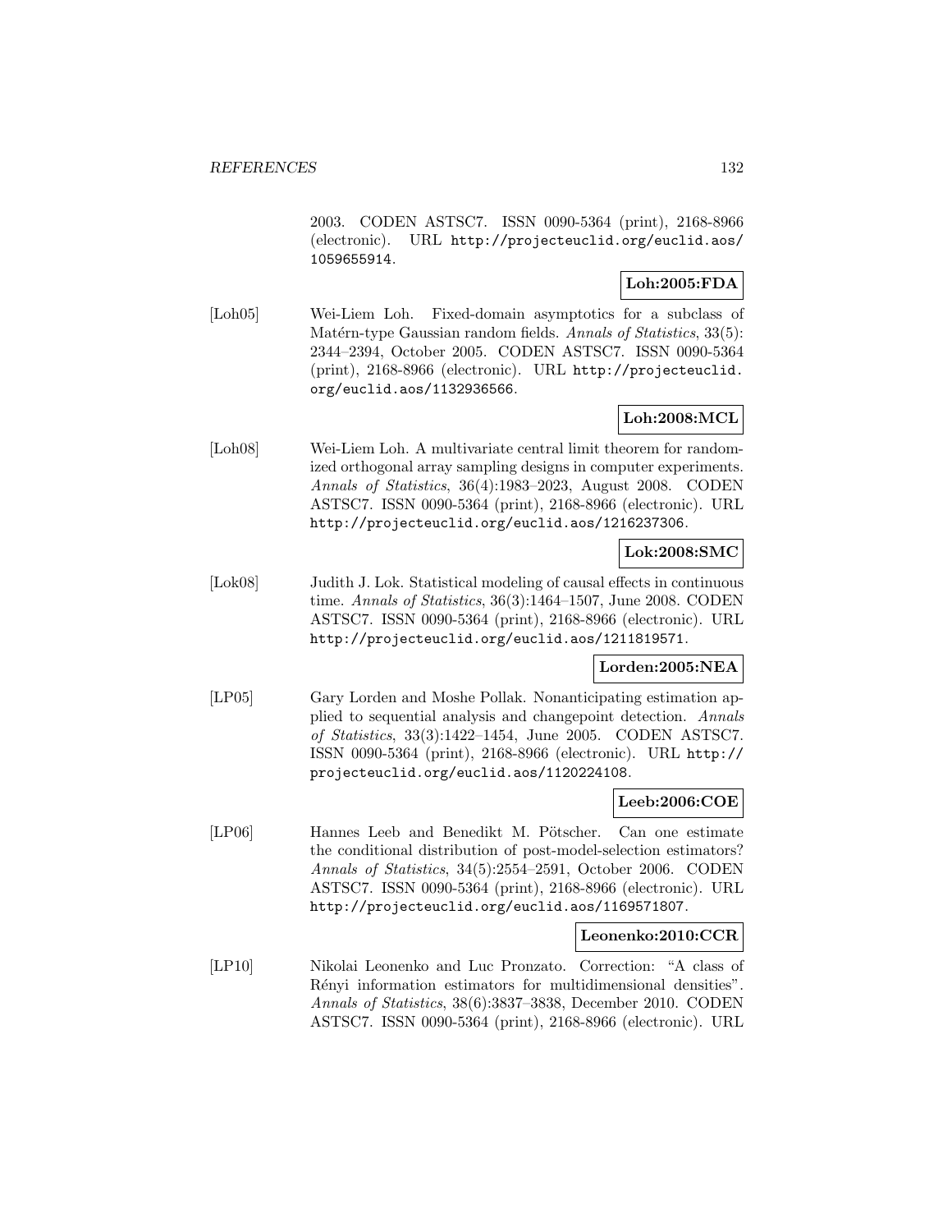2003. CODEN ASTSC7. ISSN 0090-5364 (print), 2168-8966 (electronic). URL http://projecteuclid.org/euclid.aos/1059655914.

**Loh:2005:FDA**

[Loh05] Wei-Liem Loh. Fixed-domain asymptotics for a subclass of Matérn-type Gaussian random fields. *Annals of Statistics*, 33(5): 2344–2394, October 2005. CODEN ASTSC7. ISSN 0090-5364 (print), 2168-8966 (electronic). URL http://projecteuclid.org/euclid.aos/1132936566.

**Loh:2008:MCL**

[Loh08] Wei-Liem Loh. A multivariate central limit theorem for randomized orthogonal array sampling designs in computer experiments. *Annals of Statistics*, 36(4):1983–2023, August 2008. CODEN ASTSC7. ISSN 0090-5364 (print), 2168-8966 (electronic). URL http://projecteuclid.org/euclid.aos/1216237306.

**Lok:2008:SMC**

[Lok08] Judith J. Lok. Statistical modeling of causal effects in continuous time. *Annals of Statistics*, 36(3):1464–1507, June 2008. CODEN ASTSC7. ISSN 0090-5364 (print), 2168-8966 (electronic). URL http://projecteuclid.org/euclid.aos/1211819571.

**Lorden:2005:NEA**

[LP05] Gary Lorden and Moshe Pollak. Nonanticipating estimation applied to sequential analysis and changepoint detection. *Annals of Statistics*, 33(3):1422–1454, June 2005. CODEN ASTSC7. ISSN 0090-5364 (print), 2168-8966 (electronic). URL http://projecteuclid.org/euclid.aos/1120224108.

**Leeb:2006:COE**

[LP06] Hannes Leeb and Benedikt M. Pötscher. Can one estimate the conditional distribution of post-model-selection estimators? *Annals of Statistics*, 34(5):2554–2591, October 2006. CODEN ASTSC7. ISSN 0090-5364 (print), 2168-8966 (electronic). URL http://projecteuclid.org/euclid.aos/1169571807.

**Leonenko:2010:CCR**

[LP10] Nikolai Leonenko and Luc Pronzato. Correction: "A class of Rényi information estimators for multidimensional densities". *Annals of Statistics*, 38(6):3837–3838, December 2010. CODEN ASTSC7. ISSN 0090-5364 (print), 2168-8966 (electronic). URL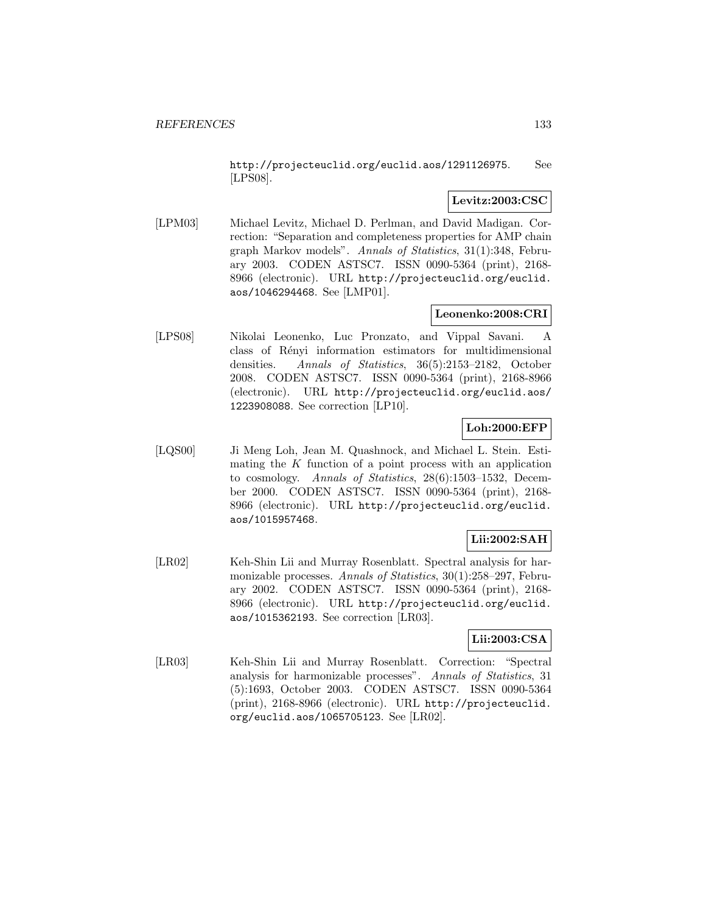http://projecteuclid.org/euclid.aos/1291126975. See [LPS08].

**Levitz:2003:CSC**

[LPM03] Michael Levitz, Michael D. Perlman, and David Madigan. Correction: "Separation and completeness properties for AMP chain graph Markov models". *Annals of Statistics*, 31(1):348, February 2003. CODEN ASTSC7. ISSN 0090-5364 (print), 2168-8966 (electronic). URL http://projecteuclid.org/euclid.aos/1046294468. See [LMP01].

**Leonenko:2008:CRI**

[LPS08] Nikolai Leonenko, Luc Pronzato, and Vippal Savani. A class of Rényi information estimators for multidimensional densities. *Annals of Statistics*, 36(5):2153–2182, October 2008. CODEN ASTSC7. ISSN 0090-5364 (print), 2168-8966 (electronic). URL http://projecteuclid.org/euclid.aos/1223908088. See correction [LP10].

**Loh:2000:EFP**

[LQS00] Ji Meng Loh, Jean M. Quashnock, and Michael L. Stein. Estimating the $K$ function of a point process with an application to cosmology. *Annals of Statistics*, 28(6):1503–1532, December 2000. CODEN ASTSC7. ISSN 0090-5364 (print), 2168-8966 (electronic). URL http://projecteuclid.org/euclid.aos/1015957468.

**Lii:2002:SAH**

[LR02] Keh-Shin Lii and Murray Rosenblatt. Spectral analysis for harmonizable processes. *Annals of Statistics*, 30(1):258–297, February 2002. CODEN ASTSC7. ISSN 0090-5364 (print), 2168-8966 (electronic). URL http://projecteuclid.org/euclid.aos/1015362193. See correction [LR03].

**Lii:2003:CSA**

[LR03] Keh-Shin Lii and Murray Rosenblatt. Correction: "Spectral analysis for harmonizable processes". *Annals of Statistics*, 31 (5):1693, October 2003. CODEN ASTSC7. ISSN 0090-5364 (print), 2168-8966 (electronic). URL http://projecteuclid.org/euclid.aos/1065705123. See [LR02].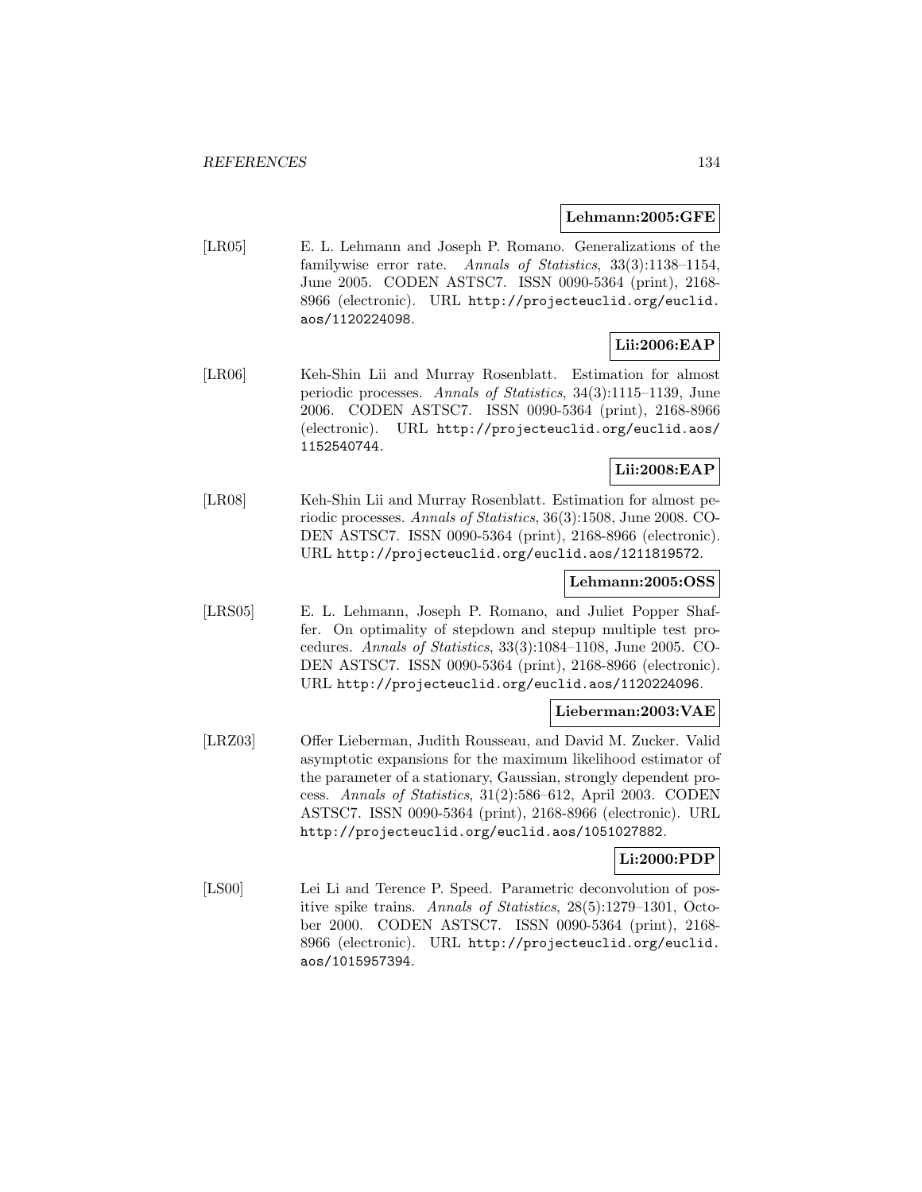**Lehmann:2005:GFE**

[LR05] E. L. Lehmann and Joseph P. Romano. Generalizations of the familywise error rate. *Annals of Statistics*, 33(3):1138–1154, June 2005. CODEN ASTSC7. ISSN 0090-5364 (print), 2168-8966 (electronic). URL http://projecteuclid.org/euclid.aos/1120224098.

**Lii:2006:EAP**

[LR06] Keh-Shin Lii and Murray Rosenblatt. Estimation for almost periodic processes. *Annals of Statistics*, 34(3):1115–1139, June 2006. CODEN ASTSC7. ISSN 0090-5364 (print), 2168-8966 (electronic). URL http://projecteuclid.org/euclid.aos/1152540744.

**Lii:2008:EAP**

[LR08] Keh-Shin Lii and Murray Rosenblatt. Estimation for almost periodic processes. *Annals of Statistics*, 36(3):1508, June 2008. CODEN ASTSC7. ISSN 0090-5364 (print), 2168-8966 (electronic). URL http://projecteuclid.org/euclid.aos/1211819572.

**Lehmann:2005:OSS**

[LRS05] E. L. Lehmann, Joseph P. Romano, and Juliet Popper Shaffer. On optimality of stepdown and stepup multiple test procedures. *Annals of Statistics*, 33(3):1084–1108, June 2005. CODEN ASTSC7. ISSN 0090-5364 (print), 2168-8966 (electronic). URL http://projecteuclid.org/euclid.aos/1120224096.

**Lieberman:2003:VAE**

[LRZ03] Offer Lieberman, Judith Rousseau, and David M. Zucker. Valid asymptotic expansions for the maximum likelihood estimator of the parameter of a stationary, Gaussian, strongly dependent process. *Annals of Statistics*, 31(2):586–612, April 2003. CODEN ASTSC7. ISSN 0090-5364 (print), 2168-8966 (electronic). URL http://projecteuclid.org/euclid.aos/1051027882.

**Li:2000:PDP**

[LS00] Lei Li and Terence P. Speed. Parametric deconvolution of positive spike trains. *Annals of Statistics*, 28(5):1279–1301, October 2000. CODEN ASTSC7. ISSN 0090-5364 (print), 2168-8966 (electronic). URL http://projecteuclid.org/euclid.aos/1015957394.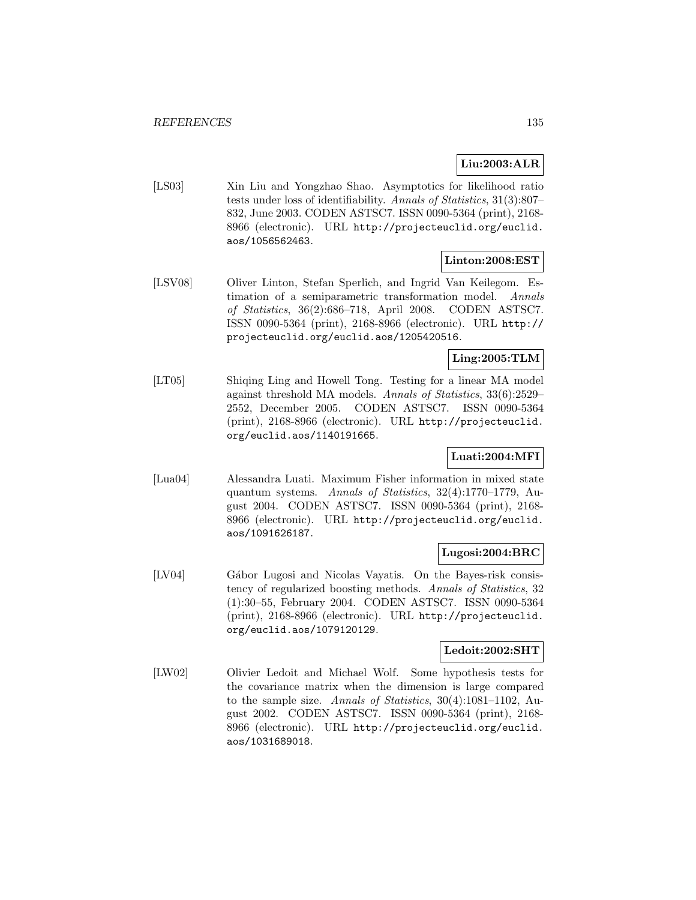**Liu:2003:ALR**

[LS03] Xin Liu and Yongzhao Shao. Asymptotics for likelihood ratio tests under loss of identifiability. *Annals of Statistics*, 31(3):807–832, June 2003. CODEN ASTSC7. ISSN 0090-5364 (print), 2168-8966 (electronic). URL http://projecteuclid.org/euclid.aos/1056562463.

**Linton:2008:EST**

[LSV08] Oliver Linton, Stefan Sperlich, and Ingrid Van Keilegom. Estimation of a semiparametric transformation model. *Annals of Statistics*, 36(2):686–718, April 2008. CODEN ASTSC7. ISSN 0090-5364 (print), 2168-8966 (electronic). URL http://projecteuclid.org/euclid.aos/1205420516.

**Ling:2005:TLM**

[LT05] Shiqing Ling and Howell Tong. Testing for a linear MA model against threshold MA models. *Annals of Statistics*, 33(6):2529–2552, December 2005. CODEN ASTSC7. ISSN 0090-5364 (print), 2168-8966 (electronic). URL http://projecteuclid.org/euclid.aos/1140191665.

**Luati:2004:MFI**

[Lua04] Alessandra Luati. Maximum Fisher information in mixed state quantum systems. *Annals of Statistics*, 32(4):1770–1779, August 2004. CODEN ASTSC7. ISSN 0090-5364 (print), 2168-8966 (electronic). URL http://projecteuclid.org/euclid.aos/1091626187.

**Lugosi:2004:BRC**

[LV04] Gábor Lugosi and Nicolas Vayatis. On the Bayes-risk consistency of regularized boosting methods. *Annals of Statistics*, 32(1):30–55, February 2004. CODEN ASTSC7. ISSN 0090-5364 (print), 2168-8966 (electronic). URL http://projecteuclid.org/euclid.aos/1079120129.

**Ledoit:2002:SHT**

[LW02] Olivier Ledoit and Michael Wolf. Some hypothesis tests for the covariance matrix when the dimension is large compared to the sample size. *Annals of Statistics*, 30(4):1081–1102, August 2002. CODEN ASTSC7. ISSN 0090-5364 (print), 2168-8966 (electronic). URL http://projecteuclid.org/euclid.aos/1031689018.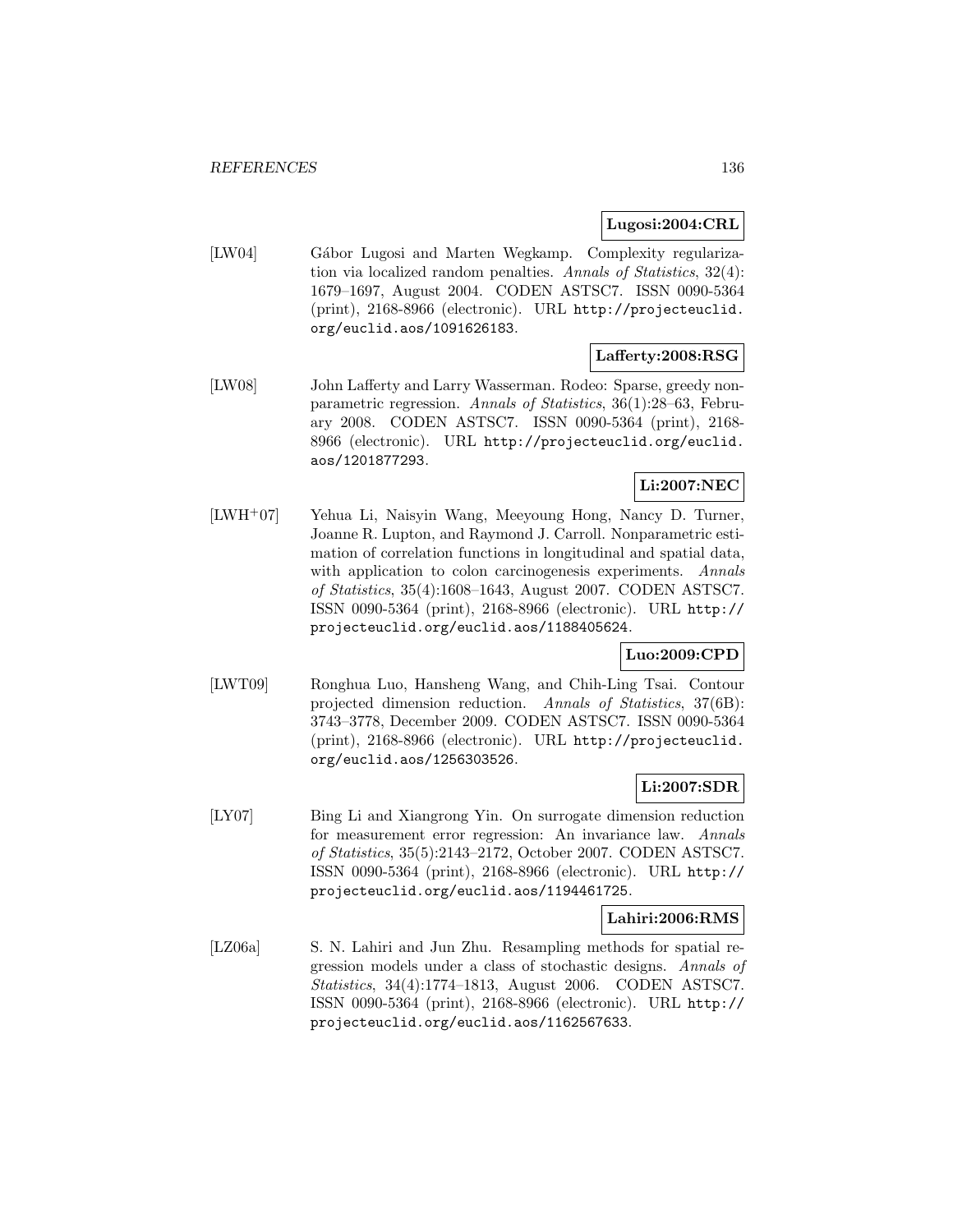**Lugosi:2004:CRL**

[LW04] Gábor Lugosi and Marten Wegkamp. Complexity regularization via localized random penalties. *Annals of Statistics*, 32(4): 1679–1697, August 2004. CODEN ASTSC7. ISSN 0090-5364 (print), 2168-8966 (electronic). URL http://projecteuclid.org/euclid.aos/1091626183.

**Lafferty:2008:RSG**

[LW08] John Lafferty and Larry Wasserman. Rodeo: Sparse, greedy nonparametric regression. *Annals of Statistics*, 36(1):28–63, February 2008. CODEN ASTSC7. ISSN 0090-5364 (print), 2168-8966 (electronic). URL http://projecteuclid.org/euclid.aos/1201877293.

**Li:2007:NEC**

[LWH+07] Yehua Li, Naisyin Wang, Meeyoung Hong, Nancy D. Turner, Joanne R. Lupton, and Raymond J. Carroll. Nonparametric estimation of correlation functions in longitudinal and spatial data, with application to colon carcinogenesis experiments. *Annals of Statistics*, 35(4):1608–1643, August 2007. CODEN ASTSC7. ISSN 0090-5364 (print), 2168-8966 (electronic). URL http://projecteuclid.org/euclid.aos/1188405624.

**Luo:2009:CPD**

[LWT09] Ronghua Luo, Hansheng Wang, and Chih-Ling Tsai. Contour projected dimension reduction. *Annals of Statistics*, 37(6B): 3743–3778, December 2009. CODEN ASTSC7. ISSN 0090-5364 (print), 2168-8966 (electronic). URL http://projecteuclid.org/euclid.aos/1256303526.

**Li:2007:SDR**

[LY07] Bing Li and Xiangrong Yin. On surrogate dimension reduction for measurement error regression: An invariance law. *Annals of Statistics*, 35(5):2143–2172, October 2007. CODEN ASTSC7. ISSN 0090-5364 (print), 2168-8966 (electronic). URL http://projecteuclid.org/euclid.aos/1194461725.

**Lahiri:2006:RMS**

[LZ06a] S. N. Lahiri and Jun Zhu. Resampling methods for spatial regression models under a class of stochastic designs. *Annals of Statistics*, 34(4):1774–1813, August 2006. CODEN ASTSC7. ISSN 0090-5364 (print), 2168-8966 (electronic). URL http://projecteuclid.org/euclid.aos/1162567633.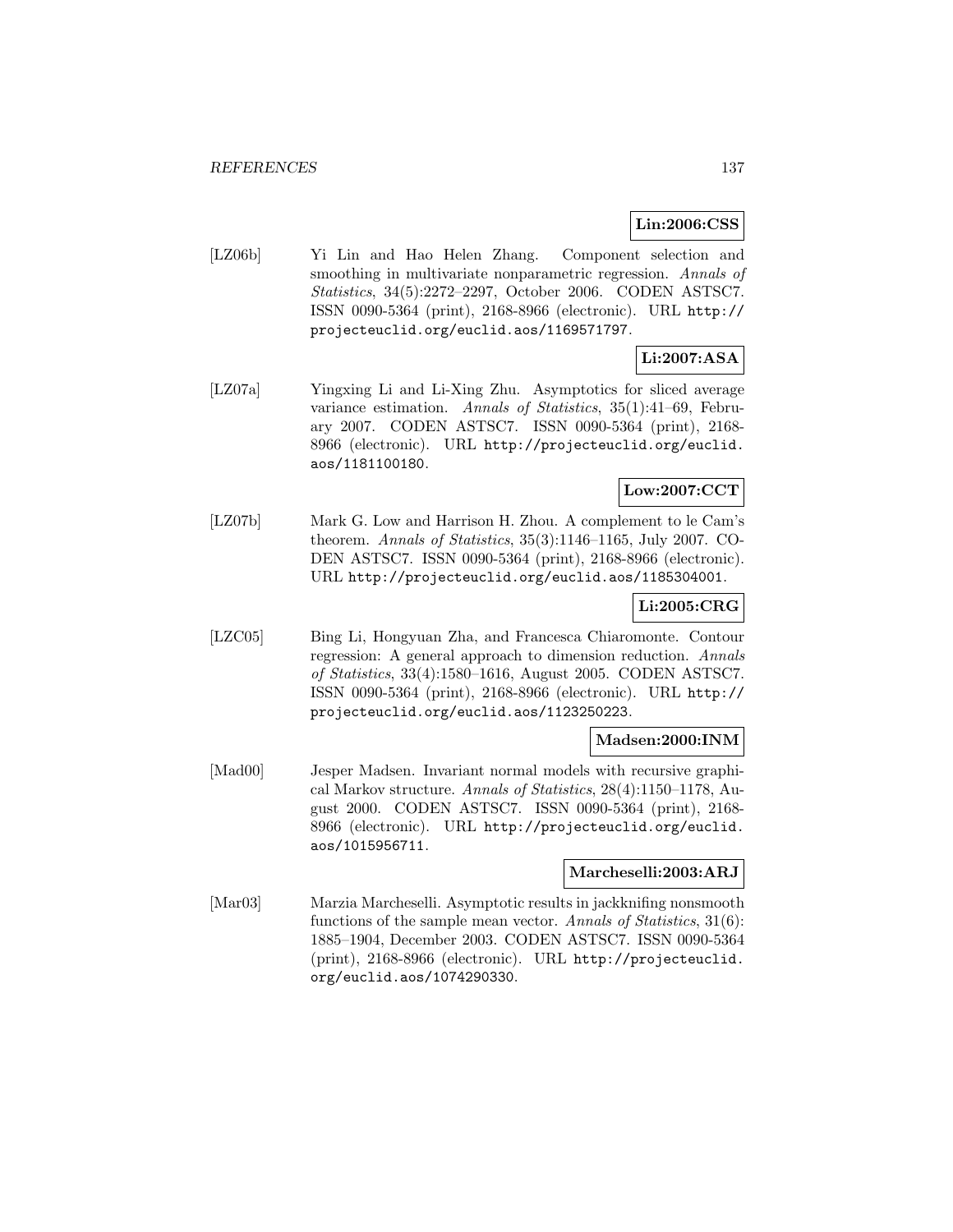**Lin:2006:CSS**

[LZ06b] Yi Lin and Hao Helen Zhang. Component selection and smoothing in multivariate nonparametric regression. *Annals of Statistics*, 34(5):2272–2297, October 2006. CODEN ASTSC7. ISSN 0090-5364 (print), 2168-8966 (electronic). URL http://projecteuclid.org/euclid.aos/1169571797.

**Li:2007:ASA**

[LZ07a] Yingxing Li and Li-Xing Zhu. Asymptotics for sliced average variance estimation. *Annals of Statistics*, 35(1):41–69, February 2007. CODEN ASTSC7. ISSN 0090-5364 (print), 2168-8966 (electronic). URL http://projecteuclid.org/euclid.aos/1181100180.

**Low:2007:CCT**

[LZ07b] Mark G. Low and Harrison H. Zhou. A complement to le Cam's theorem. *Annals of Statistics*, 35(3):1146–1165, July 2007. CODEN ASTSC7. ISSN 0090-5364 (print), 2168-8966 (electronic). URL http://projecteuclid.org/euclid.aos/1185304001.

**Li:2005:CRG**

[LZC05] Bing Li, Hongyuan Zha, and Francesca Chiaromonte. Contour regression: A general approach to dimension reduction. *Annals of Statistics*, 33(4):1580–1616, August 2005. CODEN ASTSC7. ISSN 0090-5364 (print), 2168-8966 (electronic). URL http://projecteuclid.org/euclid.aos/1123250223.

**Madsen:2000:INM**

[Mad00] Jesper Madsen. Invariant normal models with recursive graphical Markov structure. *Annals of Statistics*, 28(4):1150–1178, August 2000. CODEN ASTSC7. ISSN 0090-5364 (print), 2168-8966 (electronic). URL http://projecteuclid.org/euclid.aos/1015956711.

**Marcheselli:2003:ARJ**

[Mar03] Marzia Marcheselli. Asymptotic results in jackknifing nonsmooth functions of the sample mean vector. *Annals of Statistics*, 31(6):1885–1904, December 2003. CODEN ASTSC7. ISSN 0090-5364 (print), 2168-8966 (electronic). URL http://projecteuclid.org/euclid.aos/1074290330.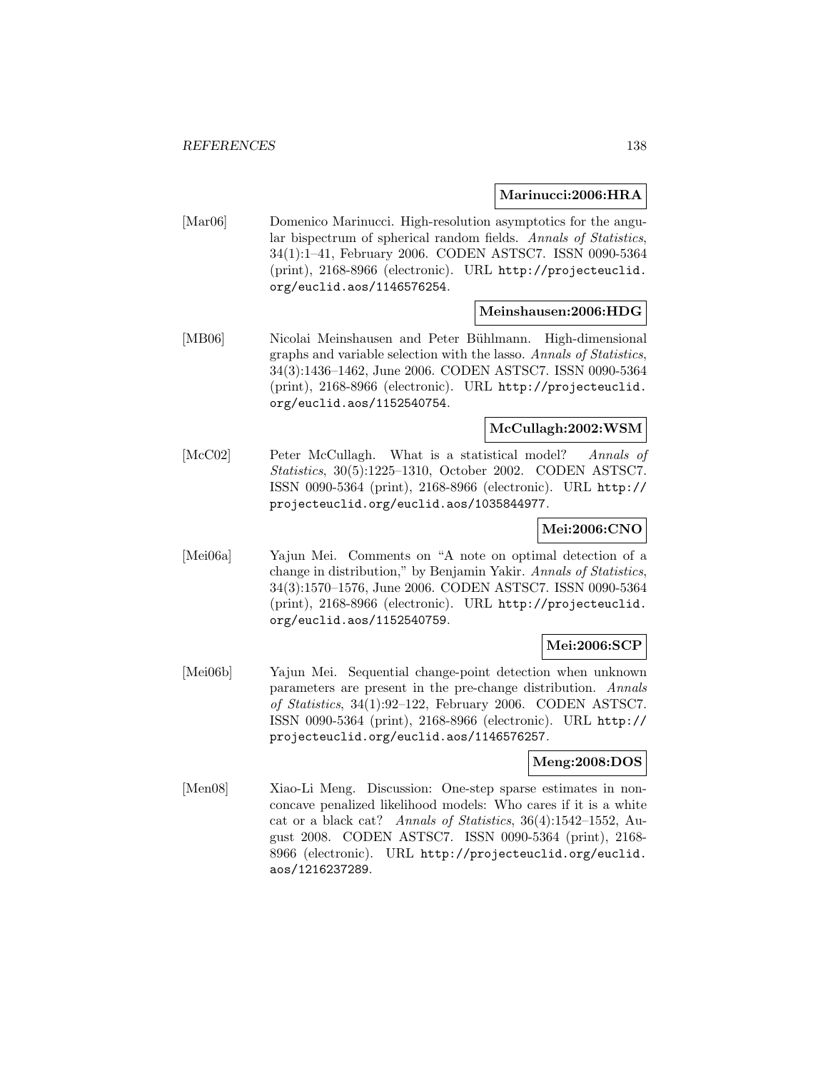**Marinucci:2006:HRA**

[Mar06] Domenico Marinucci. High-resolution asymptotics for the angular bispectrum of spherical random fields. *Annals of Statistics*, 34(1):1–41, February 2006. CODEN ASTSC7. ISSN 0090-5364 (print), 2168-8966 (electronic). URL http://projecteuclid.org/euclid.aos/1146576254.

**Meinshausen:2006:HDG**

[MB06] Nicolai Meinshausen and Peter Bühlmann. High-dimensional graphs and variable selection with the lasso. *Annals of Statistics*, 34(3):1436–1462, June 2006. CODEN ASTSC7. ISSN 0090-5364 (print), 2168-8966 (electronic). URL http://projecteuclid.org/euclid.aos/1152540754.

**McCullagh:2002:WSM**

[McC02] Peter McCullagh. What is a statistical model? *Annals of Statistics*, 30(5):1225–1310, October 2002. CODEN ASTSC7. ISSN 0090-5364 (print), 2168-8966 (electronic). URL http://projecteuclid.org/euclid.aos/1035844977.

**Mei:2006:CNO**

[Mei06a] Yajun Mei. Comments on "A note on optimal detection of a change in distribution," by Benjamin Yakir. *Annals of Statistics*, 34(3):1570–1576, June 2006. CODEN ASTSC7. ISSN 0090-5364 (print), 2168-8966 (electronic). URL http://projecteuclid.org/euclid.aos/1152540759.

**Mei:2006:SCP**

[Mei06b] Yajun Mei. Sequential change-point detection when unknown parameters are present in the pre-change distribution. *Annals of Statistics*, 34(1):92–122, February 2006. CODEN ASTSC7. ISSN 0090-5364 (print), 2168-8966 (electronic). URL http://projecteuclid.org/euclid.aos/1146576257.

**Meng:2008:DOS**

[Men08] Xiao-Li Meng. Discussion: One-step sparse estimates in nonconcave penalized likelihood models: Who cares if it is a white cat or a black cat? *Annals of Statistics*, 36(4):1542–1552, August 2008. CODEN ASTSC7. ISSN 0090-5364 (print), 2168-8966 (electronic). URL http://projecteuclid.org/euclid.aos/1216237289.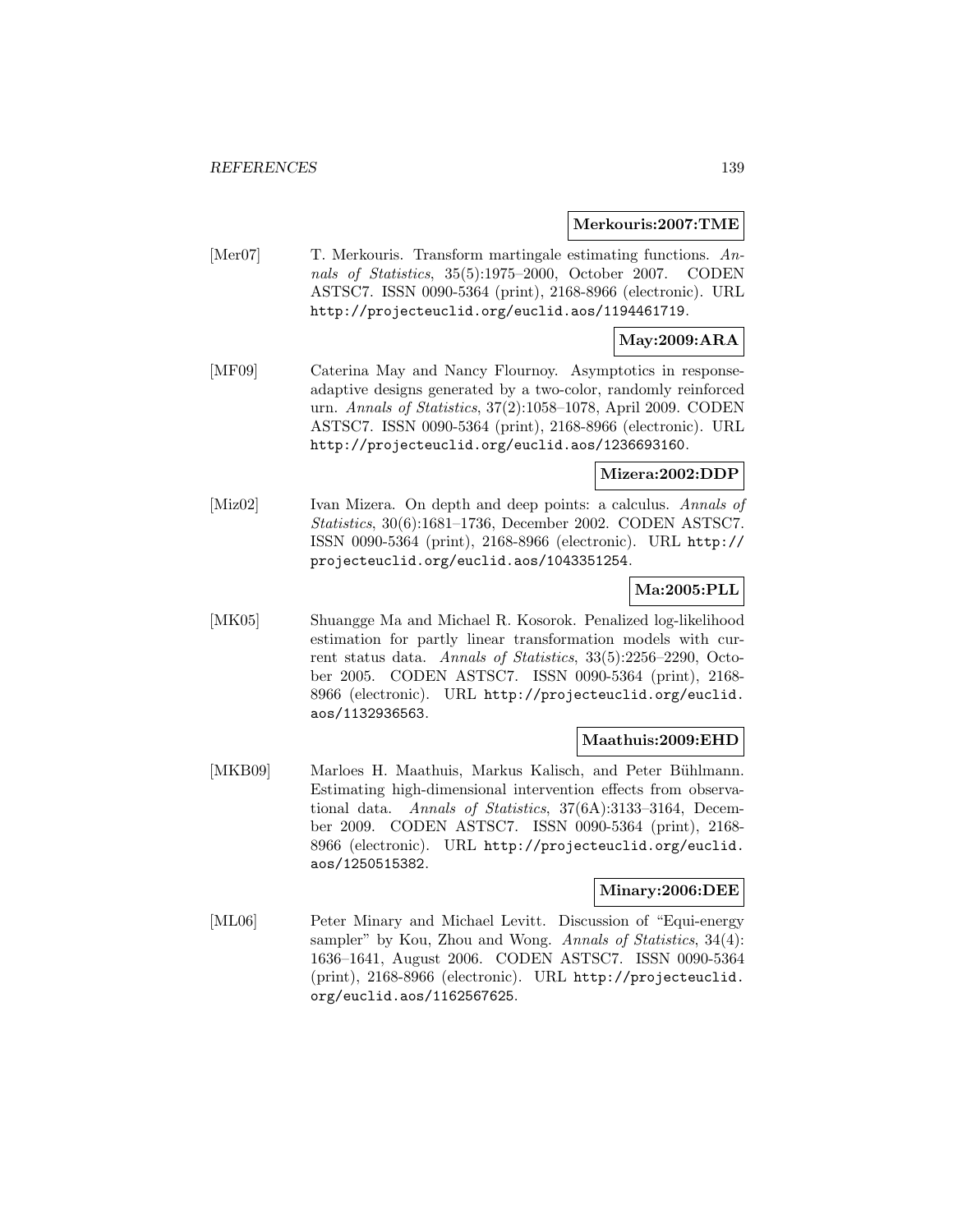**Merkouris:2007:TME**

[Mer07] T. Merkouris. Transform martingale estimating functions. *Annals of Statistics*, 35(5):1975–2000, October 2007. CODEN ASTSC7. ISSN 0090-5364 (print), 2168-8966 (electronic). URL http://projecteuclid.org/euclid.aos/1194461719.

**May:2009:ARA**

[MF09] Caterina May and Nancy Flournoy. Asymptotics in response-adaptive designs generated by a two-color, randomly reinforced urn. *Annals of Statistics*, 37(2):1058–1078, April 2009. CODEN ASTSC7. ISSN 0090-5364 (print), 2168-8966 (electronic). URL http://projecteuclid.org/euclid.aos/1236693160.

**Mizera:2002:DDP**

[Miz02] Ivan Mizera. On depth and deep points: a calculus. *Annals of Statistics*, 30(6):1681–1736, December 2002. CODEN ASTSC7. ISSN 0090-5364 (print), 2168-8966 (electronic). URL http://projecteuclid.org/euclid.aos/1043351254.

**Ma:2005:PLL**

[MK05] Shuangge Ma and Michael R. Kosorok. Penalized log-likelihood estimation for partly linear transformation models with current status data. *Annals of Statistics*, 33(5):2256–2290, October 2005. CODEN ASTSC7. ISSN 0090-5364 (print), 2168-8966 (electronic). URL http://projecteuclid.org/euclid.aos/1132936563.

**Maathuis:2009:EHD**

[MKB09] Marloes H. Maathuis, Markus Kalisch, and Peter Bühlmann. Estimating high-dimensional intervention effects from observational data. *Annals of Statistics*, 37(6A):3133–3164, December 2009. CODEN ASTSC7. ISSN 0090-5364 (print), 2168-8966 (electronic). URL http://projecteuclid.org/euclid.aos/1250515382.

**Minary:2006:DEE**

[ML06] Peter Minary and Michael Levitt. Discussion of "Equi-energy sampler" by Kou, Zhou and Wong. *Annals of Statistics*, 34(4):1636–1641, August 2006. CODEN ASTSC7. ISSN 0090-5364 (print), 2168-8966 (electronic). URL http://projecteuclid.org/euclid.aos/1162567625.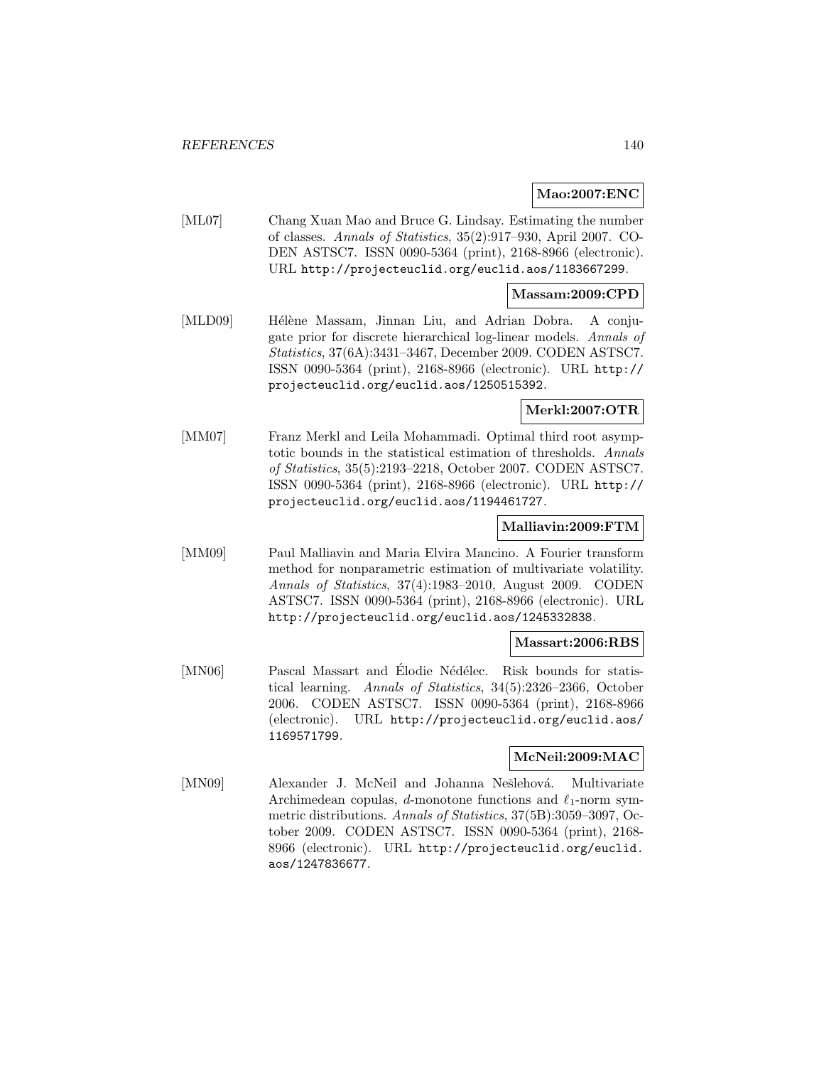**Mao:2007:ENC**

[ML07] Chang Xuan Mao and Bruce G. Lindsay. Estimating the number of classes. *Annals of Statistics*, 35(2):917–930, April 2007. CODEN ASTSC7. ISSN 0090-5364 (print), 2168-8966 (electronic). URL http://projecteuclid.org/euclid.aos/1183667299.

**Massam:2009:CPD**

[MLD09] Hélène Massam, Jinnan Liu, and Adrian Dobra. A conjugate prior for discrete hierarchical log-linear models. *Annals of Statistics*, 37(6A):3431–3467, December 2009. CODEN ASTSC7. ISSN 0090-5364 (print), 2168-8966 (electronic). URL http://projecteuclid.org/euclid.aos/1250515392.

**Merkl:2007:OTR**

[MM07] Franz Merkl and Leila Mohammadi. Optimal third root asymptotic bounds in the statistical estimation of thresholds. *Annals of Statistics*, 35(5):2193–2218, October 2007. CODEN ASTSC7. ISSN 0090-5364 (print), 2168-8966 (electronic). URL http://projecteuclid.org/euclid.aos/1194461727.

**Malliavin:2009:FTM**

[MM09] Paul Malliavin and Maria Elvira Mancino. A Fourier transform method for nonparametric estimation of multivariate volatility. *Annals of Statistics*, 37(4):1983–2010, August 2009. CODEN ASTSC7. ISSN 0090-5364 (print), 2168-8966 (electronic). URL http://projecteuclid.org/euclid.aos/1245332838.

**Massart:2006:RBS**

[MN06] Pascal Massart and Élodie Nédélec. Risk bounds for statistical learning. *Annals of Statistics*, 34(5):2326–2366, October 2006. CODEN ASTSC7. ISSN 0090-5364 (print), 2168-8966 (electronic). URL http://projecteuclid.org/euclid.aos/1169571799.

**McNeil:2009:MAC**

[MN09] Alexander J. McNeil and Johanna Nešlehová. Multivariate Archimedean copulas, $d$-monotone functions and $\ell_1$-norm symmetric distributions. *Annals of Statistics*, 37(5B):3059–3097, October 2009. CODEN ASTSC7. ISSN 0090-5364 (print), 2168-8966 (electronic). URL http://projecteuclid.org/euclid.aos/1247836677.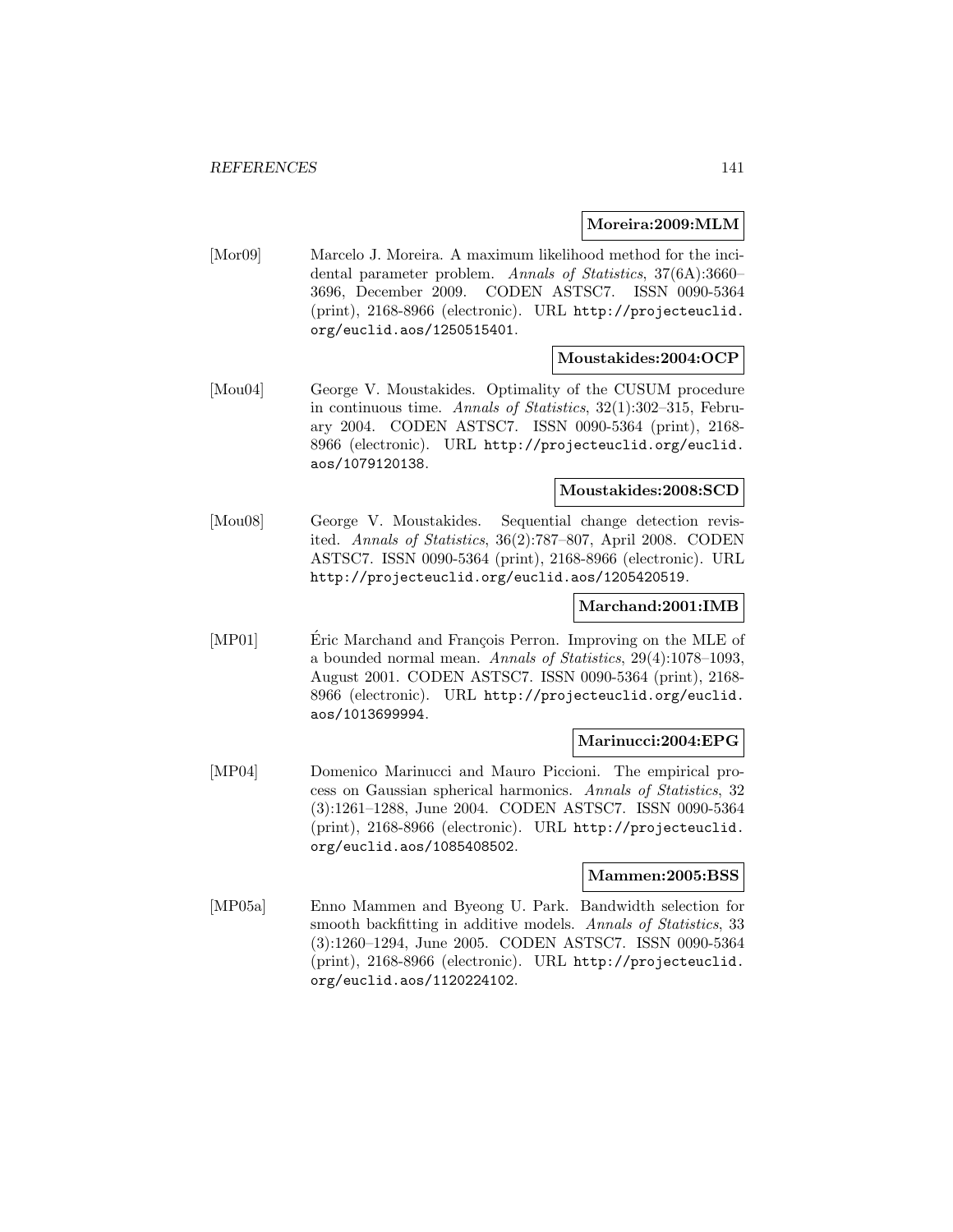**Moreira:2009:MLM**

[Mor09] Marcelo J. Moreira. A maximum likelihood method for the incidental parameter problem. *Annals of Statistics*, 37(6A):3660–3696, December 2009. CODEN ASTSC7. ISSN 0090-5364 (print), 2168-8966 (electronic). URL http://projecteuclid.org/euclid.aos/1250515401.

**Moustakides:2004:OCP**

[Mou04] George V. Moustakides. Optimality of the CUSUM procedure in continuous time. *Annals of Statistics*, 32(1):302–315, February 2004. CODEN ASTSC7. ISSN 0090-5364 (print), 2168-8966 (electronic). URL http://projecteuclid.org/euclid.aos/1079120138.

**Moustakides:2008:SCD**

[Mou08] George V. Moustakides. Sequential change detection revisited. *Annals of Statistics*, 36(2):787–807, April 2008. CODEN ASTSC7. ISSN 0090-5364 (print), 2168-8966 (electronic). URL http://projecteuclid.org/euclid.aos/1205420519.

**Marchand:2001:IMB**

[MP01] Éric Marchand and François Perron. Improving on the MLE of a bounded normal mean. *Annals of Statistics*, 29(4):1078–1093, August 2001. CODEN ASTSC7. ISSN 0090-5364 (print), 2168-8966 (electronic). URL http://projecteuclid.org/euclid.aos/1013699994.

**Marinucci:2004:EPG**

[MP04] Domenico Marinucci and Mauro Piccioni. The empirical process on Gaussian spherical harmonics. *Annals of Statistics*, 32 (3):1261–1288, June 2004. CODEN ASTSC7. ISSN 0090-5364 (print), 2168-8966 (electronic). URL http://projecteuclid.org/euclid.aos/1085408502.

**Mammen:2005:BSS**

[MP05a] Enno Mammen and Byeong U. Park. Bandwidth selection for smooth backfitting in additive models. *Annals of Statistics*, 33 (3):1260–1294, June 2005. CODEN ASTSC7. ISSN 0090-5364 (print), 2168-8966 (electronic). URL http://projecteuclid.org/euclid.aos/1120224102.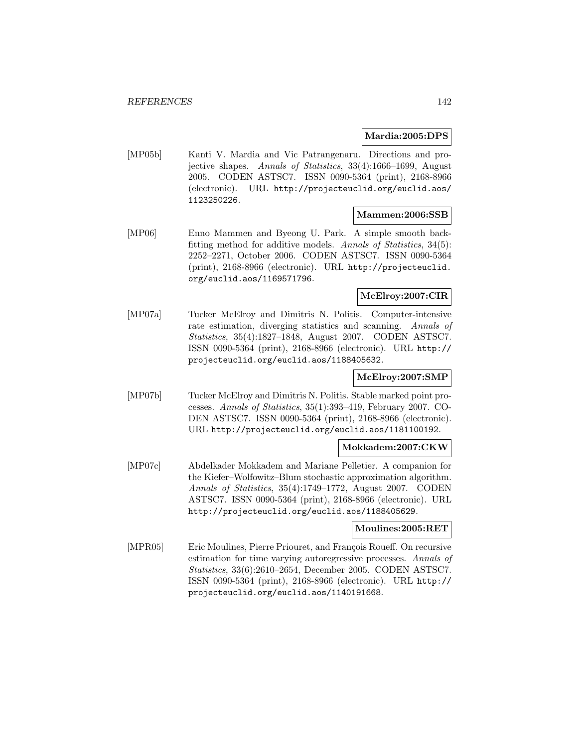**Mardia:2005:DPS**

[MP05b] Kanti V. Mardia and Vic Patrangenaru. Directions and projective shapes. *Annals of Statistics*, 33(4):1666–1699, August 2005. CODEN ASTSC7. ISSN 0090-5364 (print), 2168-8966 (electronic). URL http://projecteuclid.org/euclid.aos/1123250226.

**Mammen:2006:SSB**

[MP06] Enno Mammen and Byeong U. Park. A simple smooth backfitting method for additive models. *Annals of Statistics*, 34(5): 2252–2271, October 2006. CODEN ASTSC7. ISSN 0090-5364 (print), 2168-8966 (electronic). URL http://projecteuclid.org/euclid.aos/1169571796.

**McElroy:2007:CIR**

[MP07a] Tucker McElroy and Dimitris N. Politis. Computer-intensive rate estimation, diverging statistics and scanning. *Annals of Statistics*, 35(4):1827–1848, August 2007. CODEN ASTSC7. ISSN 0090-5364 (print), 2168-8966 (electronic). URL http://projecteuclid.org/euclid.aos/1188405632.

**McElroy:2007:SMP**

[MP07b] Tucker McElroy and Dimitris N. Politis. Stable marked point processes. *Annals of Statistics*, 35(1):393–419, February 2007. CODEN ASTSC7. ISSN 0090-5364 (print), 2168-8966 (electronic). URL http://projecteuclid.org/euclid.aos/1181100192.

**Mokkadem:2007:CKW**

[MP07c] Abdelkader Mokkadem and Mariane Pelletier. A companion for the Kiefer–Wolfowitz–Blum stochastic approximation algorithm. *Annals of Statistics*, 35(4):1749–1772, August 2007. CODEN ASTSC7. ISSN 0090-5364 (print), 2168-8966 (electronic). URL http://projecteuclid.org/euclid.aos/1188405629.

**Moulines:2005:RET**

[MPR05] Eric Moulines, Pierre Priouret, and François Roueff. On recursive estimation for time varying autoregressive processes. *Annals of Statistics*, 33(6):2610–2654, December 2005. CODEN ASTSC7. ISSN 0090-5364 (print), 2168-8966 (electronic). URL http://projecteuclid.org/euclid.aos/1140191668.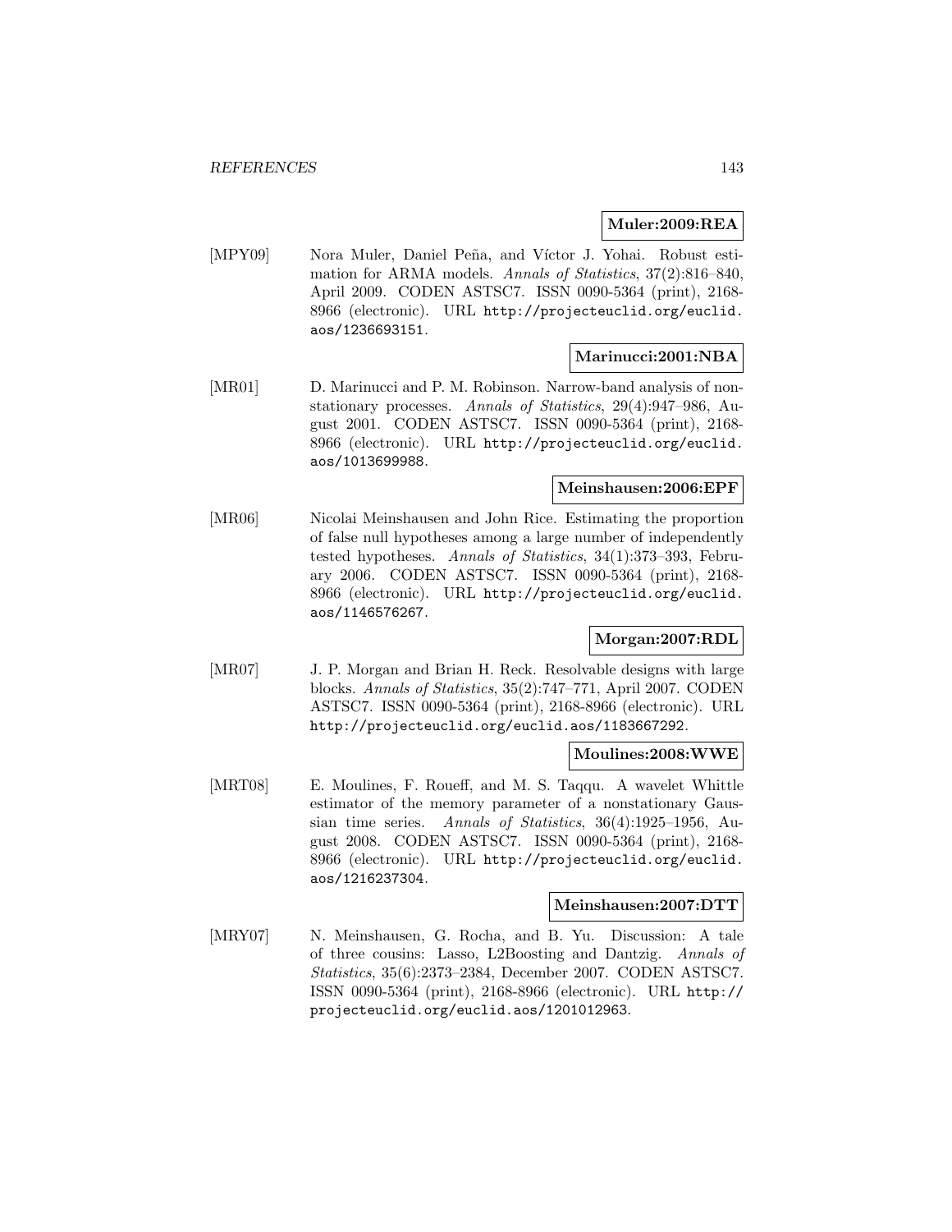**Muler:2009:REA**

[MPY09] Nora Muler, Daniel Peña, and Víctor J. Yohai. Robust estimation for ARMA models. *Annals of Statistics*, 37(2):816–840, April 2009. CODEN ASTSC7. ISSN 0090-5364 (print), 2168-8966 (electronic). URL http://projecteuclid.org/euclid.aos/1236693151.

**Marinucci:2001:NBA**

[MR01] D. Marinucci and P. M. Robinson. Narrow-band analysis of nonstationary processes. *Annals of Statistics*, 29(4):947–986, August 2001. CODEN ASTSC7. ISSN 0090-5364 (print), 2168-8966 (electronic). URL http://projecteuclid.org/euclid.aos/1013699988.

**Meinshausen:2006:EPF**

[MR06] Nicolai Meinshausen and John Rice. Estimating the proportion of false null hypotheses among a large number of independently tested hypotheses. *Annals of Statistics*, 34(1):373–393, February 2006. CODEN ASTSC7. ISSN 0090-5364 (print), 2168-8966 (electronic). URL http://projecteuclid.org/euclid.aos/1146576267.

**Morgan:2007:RDL**

[MR07] J. P. Morgan and Brian H. Reck. Resolvable designs with large blocks. *Annals of Statistics*, 35(2):747–771, April 2007. CODEN ASTSC7. ISSN 0090-5364 (print), 2168-8966 (electronic). URL http://projecteuclid.org/euclid.aos/1183667292.

**Moulines:2008:WWE**

[MRT08] E. Moulines, F. Roueff, and M. S. Taqqu. A wavelet Whittle estimator of the memory parameter of a nonstationary Gaussian time series. *Annals of Statistics*, 36(4):1925–1956, August 2008. CODEN ASTSC7. ISSN 0090-5364 (print), 2168-8966 (electronic). URL http://projecteuclid.org/euclid.aos/1216237304.

**Meinshausen:2007:DTT**

[MRY07] N. Meinshausen, G. Rocha, and B. Yu. Discussion: A tale of three cousins: Lasso, L2Boosting and Dantzig. *Annals of Statistics*, 35(6):2373–2384, December 2007. CODEN ASTSC7. ISSN 0090-5364 (print), 2168-8966 (electronic). URL http://projecteuclid.org/euclid.aos/1201012963.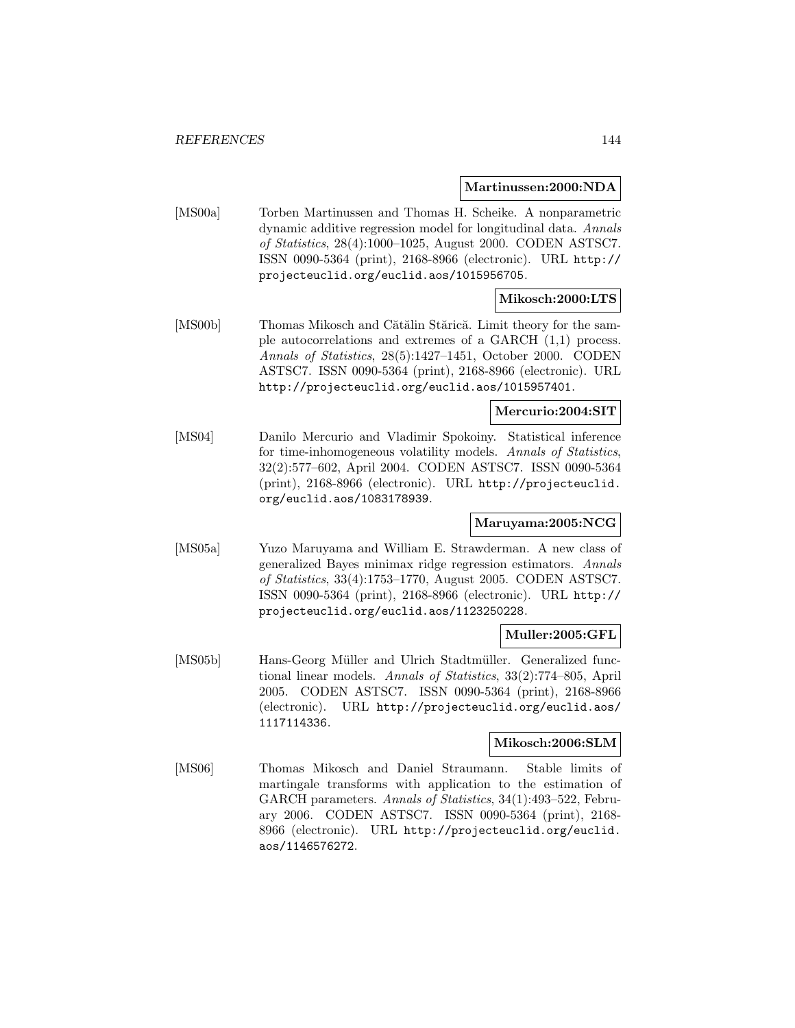**Martinussen:2000:NDA**

[MS00a] Torben Martinussen and Thomas H. Scheike. A nonparametric dynamic additive regression model for longitudinal data. *Annals of Statistics*, 28(4):1000–1025, August 2000. CODEN ASTSC7. ISSN 0090-5364 (print), 2168-8966 (electronic). URL http://projecteuclid.org/euclid.aos/1015956705.

**Mikosch:2000:LTS**

[MS00b] Thomas Mikosch and Cătălin Stărică. Limit theory for the sample autocorrelations and extremes of a GARCH (1,1) process. *Annals of Statistics*, 28(5):1427–1451, October 2000. CODEN ASTSC7. ISSN 0090-5364 (print), 2168-8966 (electronic). URL http://projecteuclid.org/euclid.aos/1015957401.

**Mercurio:2004:SIT**

[MS04] Danilo Mercurio and Vladimir Spokoiny. Statistical inference for time-inhomogeneous volatility models. *Annals of Statistics*, 32(2):577–602, April 2004. CODEN ASTSC7. ISSN 0090-5364 (print), 2168-8966 (electronic). URL http://projecteuclid.org/euclid.aos/1083178939.

**Maruyama:2005:NCG**

[MS05a] Yuzo Maruyama and William E. Strawderman. A new class of generalized Bayes minimax ridge regression estimators. *Annals of Statistics*, 33(4):1753–1770, August 2005. CODEN ASTSC7. ISSN 0090-5364 (print), 2168-8966 (electronic). URL http://projecteuclid.org/euclid.aos/1123250228.

**Muller:2005:GFL**

[MS05b] Hans-Georg Müller and Ulrich Stadtmüller. Generalized functional linear models. *Annals of Statistics*, 33(2):774–805, April 2005. CODEN ASTSC7. ISSN 0090-5364 (print), 2168-8966 (electronic). URL http://projecteuclid.org/euclid.aos/1117114336.

**Mikosch:2006:SLM**

[MS06] Thomas Mikosch and Daniel Straumann. Stable limits of martingale transforms with application to the estimation of GARCH parameters. *Annals of Statistics*, 34(1):493–522, February 2006. CODEN ASTSC7. ISSN 0090-5364 (print), 2168-8966 (electronic). URL http://projecteuclid.org/euclid.aos/1146576272.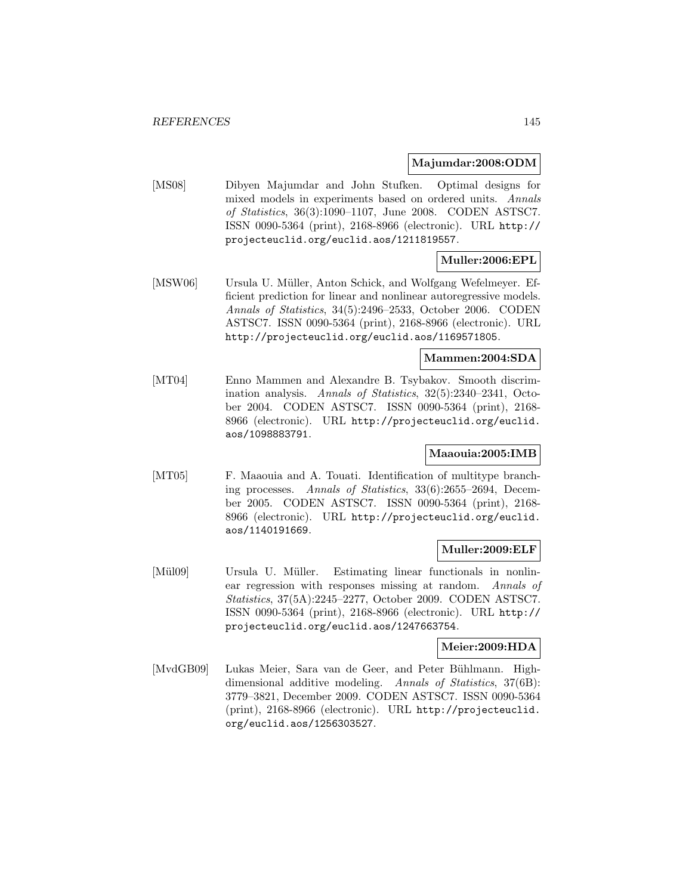**Majumdar:2008:ODM**

[MS08] Dibyen Majumdar and John Stufken. Optimal designs for mixed models in experiments based on ordered units. *Annals of Statistics*, 36(3):1090–1107, June 2008. CODEN ASTSC7. ISSN 0090-5364 (print), 2168-8966 (electronic). URL http://projecteuclid.org/euclid.aos/1211819557.

**Muller:2006:EPL**

[MSW06] Ursula U. Müller, Anton Schick, and Wolfgang Wefelmeyer. Efficient prediction for linear and nonlinear autoregressive models. *Annals of Statistics*, 34(5):2496–2533, October 2006. CODEN ASTSC7. ISSN 0090-5364 (print), 2168-8966 (electronic). URL http://projecteuclid.org/euclid.aos/1169571805.

**Mammen:2004:SDA**

[MT04] Enno Mammen and Alexandre B. Tsybakov. Smooth discrimination analysis. *Annals of Statistics*, 32(5):2340–2341, October 2004. CODEN ASTSC7. ISSN 0090-5364 (print), 2168-8966 (electronic). URL http://projecteuclid.org/euclid.aos/1098883791.

**Maaouia:2005:IMB**

[MT05] F. Maaouia and A. Touati. Identification of multitype branching processes. *Annals of Statistics*, 33(6):2655–2694, December 2005. CODEN ASTSC7. ISSN 0090-5364 (print), 2168-8966 (electronic). URL http://projecteuclid.org/euclid.aos/1140191669.

**Muller:2009:ELF**

[Mül09] Ursula U. Müller. Estimating linear functionals in nonlinear regression with responses missing at random. *Annals of Statistics*, 37(5A):2245–2277, October 2009. CODEN ASTSC7. ISSN 0090-5364 (print), 2168-8966 (electronic). URL http://projecteuclid.org/euclid.aos/1247663754.

**Meier:2009:HDA**

[MvdGB09] Lukas Meier, Sara van de Geer, and Peter Bühlmann. High-dimensional additive modeling. *Annals of Statistics*, 37(6B): 3779–3821, December 2009. CODEN ASTSC7. ISSN 0090-5364 (print), 2168-8966 (electronic). URL http://projecteuclid.org/euclid.aos/1256303527.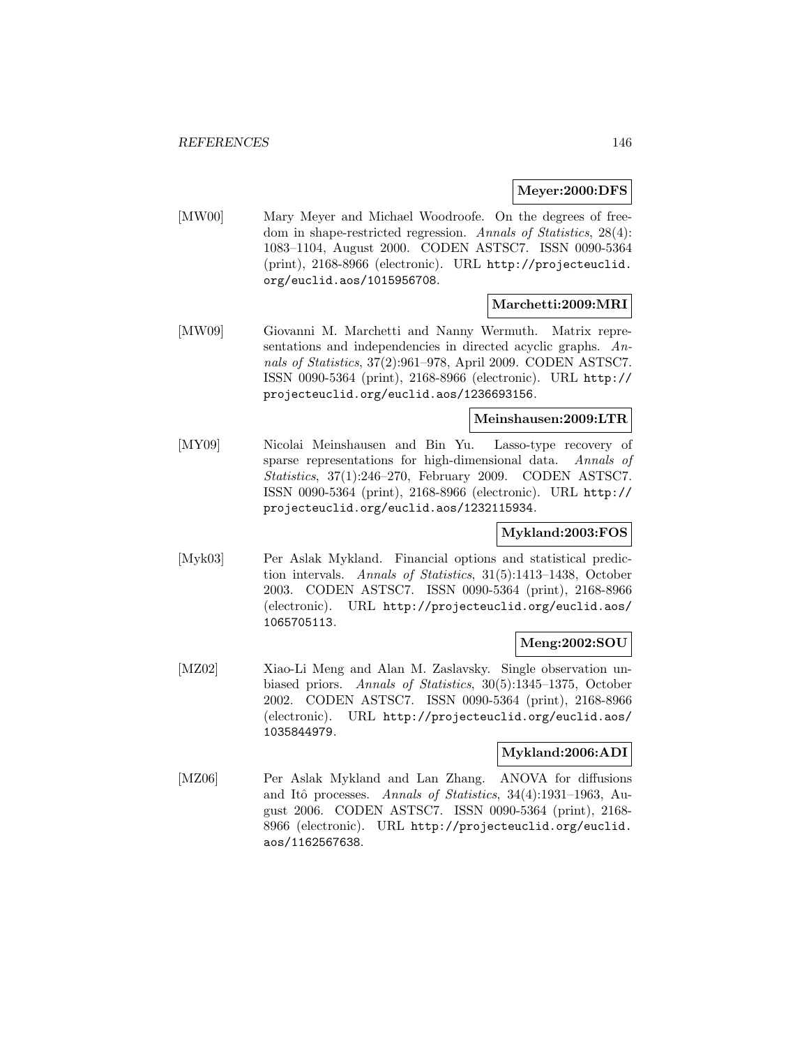**Meyer:2000:DFS**

[MW00] Mary Meyer and Michael Woodroofe. On the degrees of freedom in shape-restricted regression. *Annals of Statistics*, 28(4): 1083–1104, August 2000. CODEN ASTSC7. ISSN 0090-5364 (print), 2168-8966 (electronic). URL http://projecteuclid.org/euclid.aos/1015956708.

**Marchetti:2009:MRI**

[MW09] Giovanni M. Marchetti and Nanny Wermuth. Matrix representations and independencies in directed acyclic graphs. *Annals of Statistics*, 37(2):961–978, April 2009. CODEN ASTSC7. ISSN 0090-5364 (print), 2168-8966 (electronic). URL http://projecteuclid.org/euclid.aos/1236693156.

**Meinshausen:2009:LTR**

[MY09] Nicolai Meinshausen and Bin Yu. Lasso-type recovery of sparse representations for high-dimensional data. *Annals of Statistics*, 37(1):246–270, February 2009. CODEN ASTSC7. ISSN 0090-5364 (print), 2168-8966 (electronic). URL http://projecteuclid.org/euclid.aos/1232115934.

**Mykland:2003:FOS**

[Myk03] Per Aslak Mykland. Financial options and statistical prediction intervals. *Annals of Statistics*, 31(5):1413–1438, October 2003. CODEN ASTSC7. ISSN 0090-5364 (print), 2168-8966 (electronic). URL http://projecteuclid.org/euclid.aos/1065705113.

**Meng:2002:SOU**

[MZ02] Xiao-Li Meng and Alan M. Zaslavsky. Single observation unbiased priors. *Annals of Statistics*, 30(5):1345–1375, October 2002. CODEN ASTSC7. ISSN 0090-5364 (print), 2168-8966 (electronic). URL http://projecteuclid.org/euclid.aos/1035844979.

**Mykland:2006:ADI**

[MZ06] Per Aslak Mykland and Lan Zhang. ANOVA for diffusions and Itô processes. *Annals of Statistics*, 34(4):1931–1963, August 2006. CODEN ASTSC7. ISSN 0090-5364 (print), 2168-8966 (electronic). URL http://projecteuclid.org/euclid.aos/1162567638.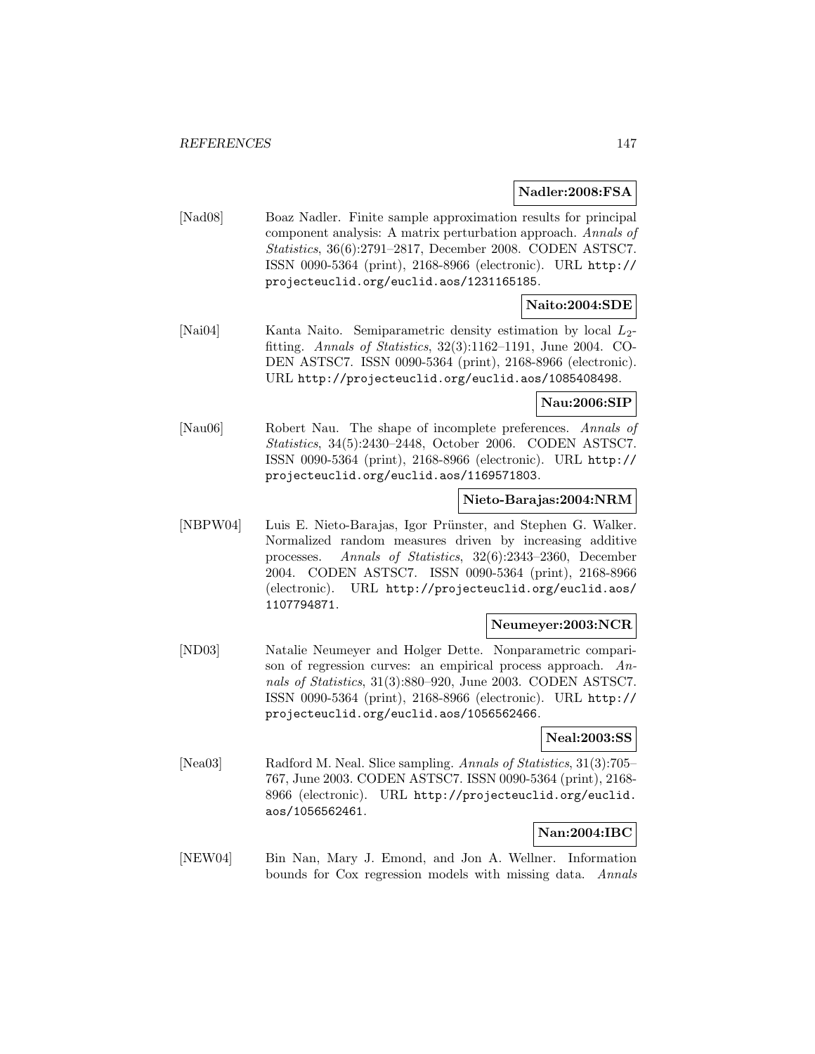**Nadler:2008:FSA**

[Nad08] Boaz Nadler. Finite sample approximation results for principal component analysis: A matrix perturbation approach. *Annals of Statistics*, 36(6):2791–2817, December 2008. CODEN ASTSC7. ISSN 0090-5364 (print), 2168-8966 (electronic). URL http://projecteuclid.org/euclid.aos/1231165185.

**Naito:2004:SDE**

[Nai04] Kanta Naito. Semiparametric density estimation by local $L_2$-fitting. *Annals of Statistics*, 32(3):1162–1191, June 2004. CODEN ASTSC7. ISSN 0090-5364 (print), 2168-8966 (electronic). URL http://projecteuclid.org/euclid.aos/1085408498.

**Nau:2006:SIP**

[Nau06] Robert Nau. The shape of incomplete preferences. *Annals of Statistics*, 34(5):2430–2448, October 2006. CODEN ASTSC7. ISSN 0090-5364 (print), 2168-8966 (electronic). URL http://projecteuclid.org/euclid.aos/1169571803.

**Nieto-Barajas:2004:NRM**

[NBPW04] Luis E. Nieto-Barajas, Igor Prünster, and Stephen G. Walker. Normalized random measures driven by increasing additive processes. *Annals of Statistics*, 32(6):2343–2360, December 2004. CODEN ASTSC7. ISSN 0090-5364 (print), 2168-8966 (electronic). URL http://projecteuclid.org/euclid.aos/1107794871.

**Neumeyer:2003:NCR**

[ND03] Natalie Neumeyer and Holger Dette. Nonparametric comparison of regression curves: an empirical process approach. *Annals of Statistics*, 31(3):880–920, June 2003. CODEN ASTSC7. ISSN 0090-5364 (print), 2168-8966 (electronic). URL http://projecteuclid.org/euclid.aos/1056562466.

**Neal:2003:SS**

[Nea03] Radford M. Neal. Slice sampling. *Annals of Statistics*, 31(3):705–767, June 2003. CODEN ASTSC7. ISSN 0090-5364 (print), 2168-8966 (electronic). URL http://projecteuclid.org/euclid.aos/1056562461.

**Nan:2004:IBC**

[NEW04] Bin Nan, Mary J. Emond, and Jon A. Wellner. Information bounds for Cox regression models with missing data. *Annals*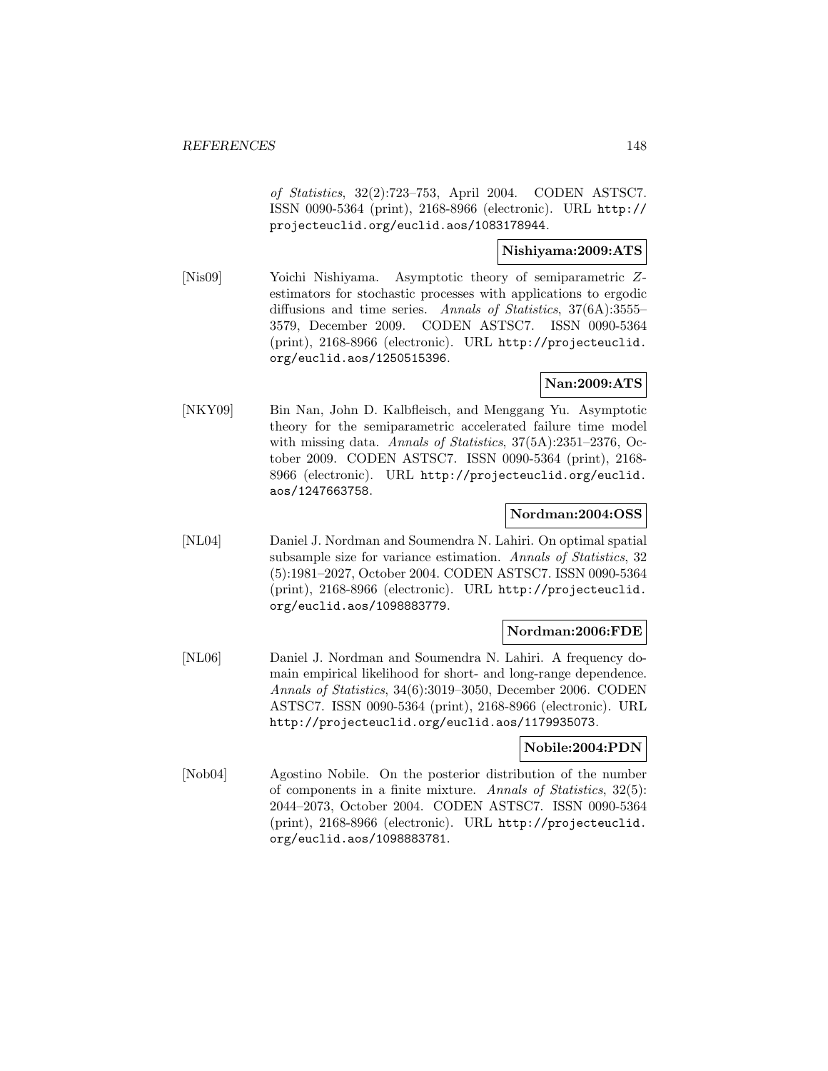*of Statistics*, 32(2):723–753, April 2004. CODEN ASTSC7. ISSN 0090-5364 (print), 2168-8966 (electronic). URL http://projecteuclid.org/euclid.aos/1083178944.

**Nishiyama:2009:ATS**

[Nis09] Yoichi Nishiyama. Asymptotic theory of semiparametric $Z$-estimators for stochastic processes with applications to ergodic diffusions and time series. *Annals of Statistics*, 37(6A):3555–3579, December 2009. CODEN ASTSC7. ISSN 0090-5364 (print), 2168-8966 (electronic). URL http://projecteuclid.org/euclid.aos/1250515396.

**Nan:2009:ATS**

[NKY09] Bin Nan, John D. Kalbfleisch, and Menggang Yu. Asymptotic theory for the semiparametric accelerated failure time model with missing data. *Annals of Statistics*, 37(5A):2351–2376, October 2009. CODEN ASTSC7. ISSN 0090-5364 (print), 2168-8966 (electronic). URL http://projecteuclid.org/euclid.aos/1247663758.

**Nordman:2004:OSS**

[NL04] Daniel J. Nordman and Soumendra N. Lahiri. On optimal spatial subsample size for variance estimation. *Annals of Statistics*, 32 (5):1981–2027, October 2004. CODEN ASTSC7. ISSN 0090-5364 (print), 2168-8966 (electronic). URL http://projecteuclid.org/euclid.aos/1098883779.

**Nordman:2006:FDE**

[NL06] Daniel J. Nordman and Soumendra N. Lahiri. A frequency domain empirical likelihood for short- and long-range dependence. *Annals of Statistics*, 34(6):3019–3050, December 2006. CODEN ASTSC7. ISSN 0090-5364 (print), 2168-8966 (electronic). URL http://projecteuclid.org/euclid.aos/1179935073.

**Nobile:2004:PDN**

[Nob04] Agostino Nobile. On the posterior distribution of the number of components in a finite mixture. *Annals of Statistics*, 32(5): 2044–2073, October 2004. CODEN ASTSC7. ISSN 0090-5364 (print), 2168-8966 (electronic). URL http://projecteuclid.org/euclid.aos/1098883781.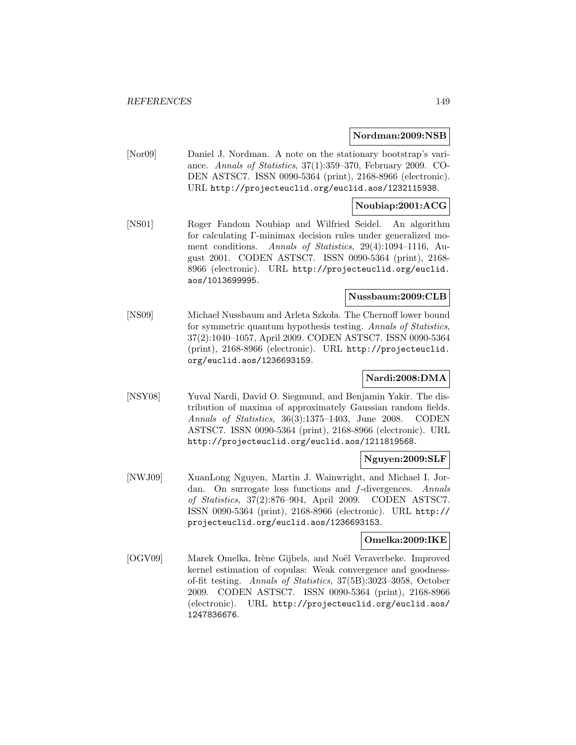**Nordman:2009:NSB**

[Nor09] Daniel J. Nordman. A note on the stationary bootstrap's variance. *Annals of Statistics*, 37(1):359–370, February 2009. CODEN ASTSC7. ISSN 0090-5364 (print), 2168-8966 (electronic). URL http://projecteuclid.org/euclid.aos/1232115938.

**Noubiap:2001:ACG**

[NS01] Roger Fandom Noubiap and Wilfried Seidel. An algorithm for calculating Γ-minimax decision rules under generalized moment conditions. *Annals of Statistics*, 29(4):1094–1116, August 2001. CODEN ASTSC7. ISSN 0090-5364 (print), 2168-8966 (electronic). URL http://projecteuclid.org/euclid.aos/1013699995.

**Nussbaum:2009:CLB**

[NS09] Michael Nussbaum and Arleta Szkoła. The Chernoff lower bound for symmetric quantum hypothesis testing. *Annals of Statistics*, 37(2):1040–1057, April 2009. CODEN ASTSC7. ISSN 0090-5364 (print), 2168-8966 (electronic). URL http://projecteuclid.org/euclid.aos/1236693159.

**Nardi:2008:DMA**

[NSY08] Yuval Nardi, David O. Siegmund, and Benjamin Yakir. The distribution of maxima of approximately Gaussian random fields. *Annals of Statistics*, 36(3):1375–1403, June 2008. CODEN ASTSC7. ISSN 0090-5364 (print), 2168-8966 (electronic). URL http://projecteuclid.org/euclid.aos/1211819568.

**Nguyen:2009:SLF**

[NWJ09] XuanLong Nguyen, Martin J. Wainwright, and Michael I. Jordan. On surrogate loss functions and $f$-divergences. *Annals of Statistics*, 37(2):876–904, April 2009. CODEN ASTSC7. ISSN 0090-5364 (print), 2168-8966 (electronic). URL http://projecteuclid.org/euclid.aos/1236693153.

**Omelka:2009:IKE**

[OGV09] Marek Omelka, Irène Gijbels, and Noël Veraverbeke. Improved kernel estimation of copulas: Weak convergence and goodness-of-fit testing. *Annals of Statistics*, 37(5B):3023–3058, October 2009. CODEN ASTSC7. ISSN 0090-5364 (print), 2168-8966 (electronic). URL http://projecteuclid.org/euclid.aos/1247836676.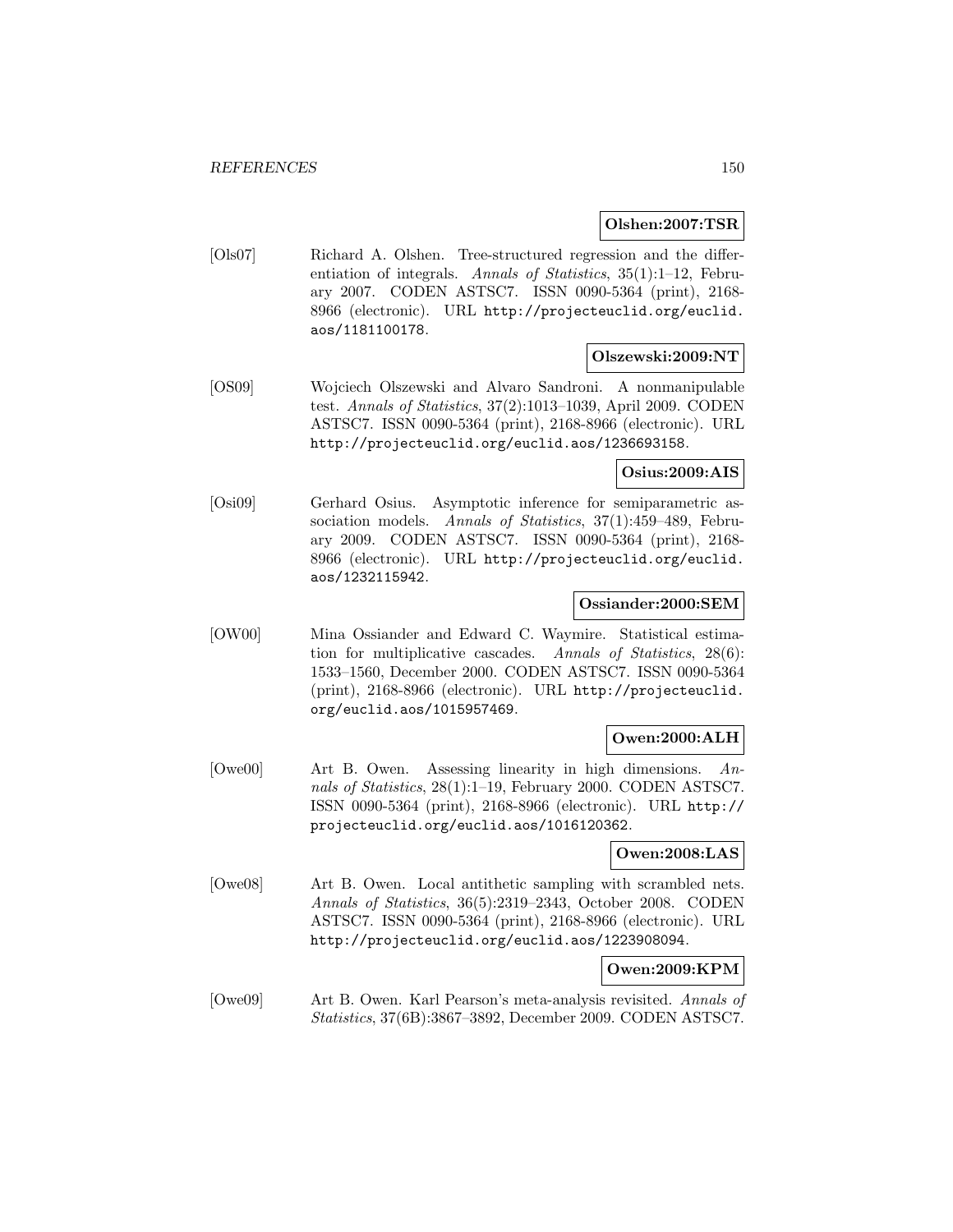**Olshen:2007:TSR**

[Ols07] Richard A. Olshen. Tree-structured regression and the differentiation of integrals. *Annals of Statistics*, 35(1):1–12, February 2007. CODEN ASTSC7. ISSN 0090-5364 (print), 2168-8966 (electronic). URL http://projecteuclid.org/euclid.aos/1181100178.

**Olszewski:2009:NT**

[OS09] Wojciech Olszewski and Alvaro Sandroni. A nonmanipulable test. *Annals of Statistics*, 37(2):1013–1039, April 2009. CODEN ASTSC7. ISSN 0090-5364 (print), 2168-8966 (electronic). URL http://projecteuclid.org/euclid.aos/1236693158.

**Osius:2009:AIS**

[Osi09] Gerhard Osius. Asymptotic inference for semiparametric association models. *Annals of Statistics*, 37(1):459–489, February 2009. CODEN ASTSC7. ISSN 0090-5364 (print), 2168-8966 (electronic). URL http://projecteuclid.org/euclid.aos/1232115942.

**Ossiander:2000:SEM**

[OW00] Mina Ossiander and Edward C. Waymire. Statistical estimation for multiplicative cascades. *Annals of Statistics*, 28(6):1533–1560, December 2000. CODEN ASTSC7. ISSN 0090-5364 (print), 2168-8966 (electronic). URL http://projecteuclid.org/euclid.aos/1015957469.

**Owen:2000:ALH**

[Owe00] Art B. Owen. Assessing linearity in high dimensions. *Annals of Statistics*, 28(1):1–19, February 2000. CODEN ASTSC7. ISSN 0090-5364 (print), 2168-8966 (electronic). URL http://projecteuclid.org/euclid.aos/1016120362.

**Owen:2008:LAS**

[Owe08] Art B. Owen. Local antithetic sampling with scrambled nets. *Annals of Statistics*, 36(5):2319–2343, October 2008. CODEN ASTSC7. ISSN 0090-5364 (print), 2168-8966 (electronic). URL http://projecteuclid.org/euclid.aos/1223908094.

**Owen:2009:KPM**

[Owe09] Art B. Owen. Karl Pearson's meta-analysis revisited. *Annals of Statistics*, 37(6B):3867–3892, December 2009. CODEN ASTSC7.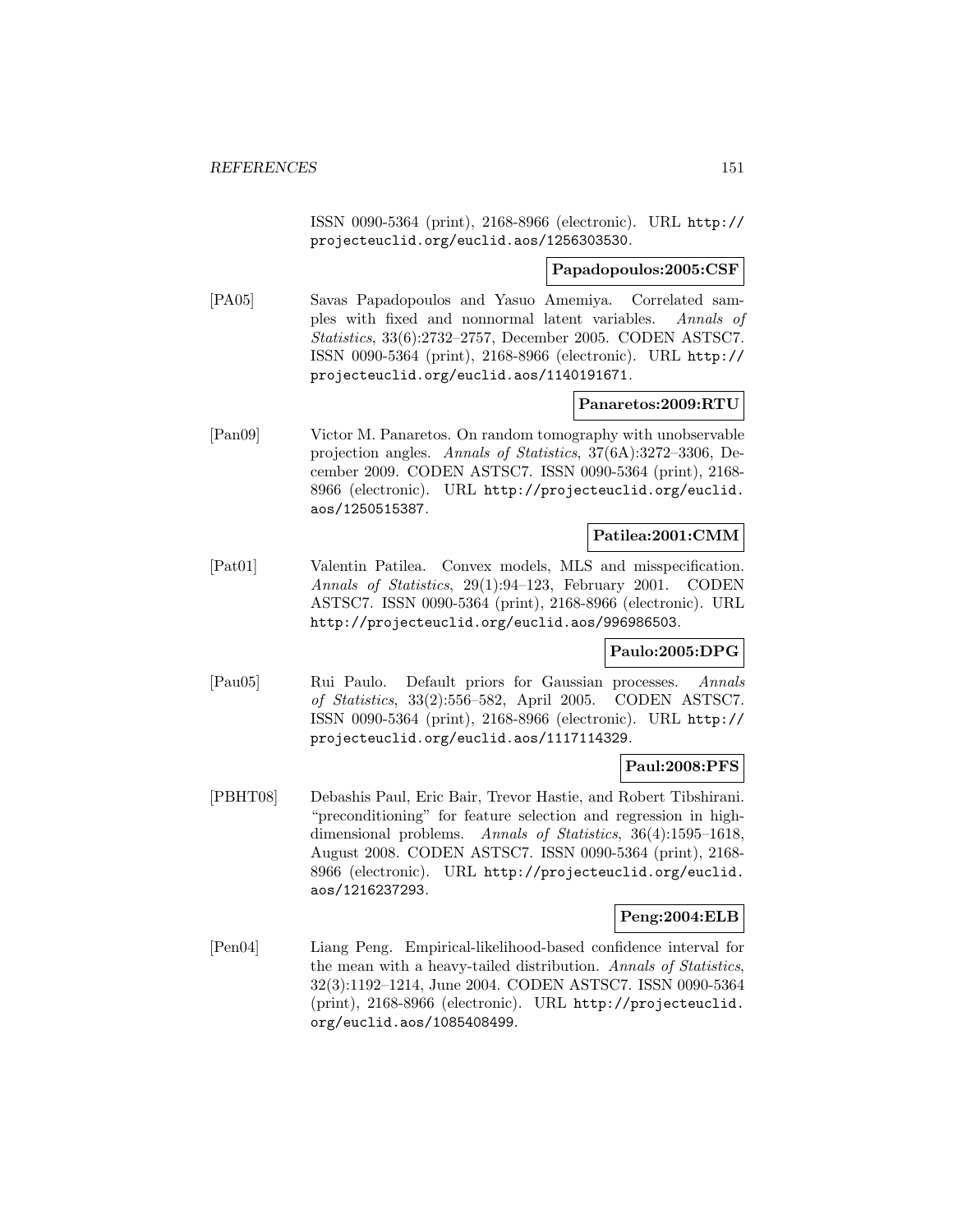ISSN 0090-5364 (print), 2168-8966 (electronic). URL http://projecteuclid.org/euclid.aos/1256303530.

**Papadopoulos:2005:CSF**

[PA05] Savas Papadopoulos and Yasuo Amemiya. Correlated samples with fixed and nonnormal latent variables. *Annals of Statistics*, 33(6):2732–2757, December 2005. CODEN ASTSC7. ISSN 0090-5364 (print), 2168-8966 (electronic). URL http://projecteuclid.org/euclid.aos/1140191671.

**Panaretos:2009:RTU**

[Pan09] Victor M. Panaretos. On random tomography with unobservable projection angles. *Annals of Statistics*, 37(6A):3272–3306, December 2009. CODEN ASTSC7. ISSN 0090-5364 (print), 2168-8966 (electronic). URL http://projecteuclid.org/euclid.aos/1250515387.

**Patilea:2001:CMM**

[Pat01] Valentin Patilea. Convex models, MLS and misspecification. *Annals of Statistics*, 29(1):94–123, February 2001. CODEN ASTSC7. ISSN 0090-5364 (print), 2168-8966 (electronic). URL http://projecteuclid.org/euclid.aos/996986503.

**Paulo:2005:DPG**

[Pau05] Rui Paulo. Default priors for Gaussian processes. *Annals of Statistics*, 33(2):556–582, April 2005. CODEN ASTSC7. ISSN 0090-5364 (print), 2168-8966 (electronic). URL http://projecteuclid.org/euclid.aos/1117114329.

**Paul:2008:PFS**

[PBHT08] Debashis Paul, Eric Bair, Trevor Hastie, and Robert Tibshirani. "preconditioning" for feature selection and regression in high-dimensional problems. *Annals of Statistics*, 36(4):1595–1618, August 2008. CODEN ASTSC7. ISSN 0090-5364 (print), 2168-8966 (electronic). URL http://projecteuclid.org/euclid.aos/1216237293.

**Peng:2004:ELB**

[Pen04] Liang Peng. Empirical-likelihood-based confidence interval for the mean with a heavy-tailed distribution. *Annals of Statistics*, 32(3):1192–1214, June 2004. CODEN ASTSC7. ISSN 0090-5364 (print), 2168-8966 (electronic). URL http://projecteuclid.org/euclid.aos/1085408499.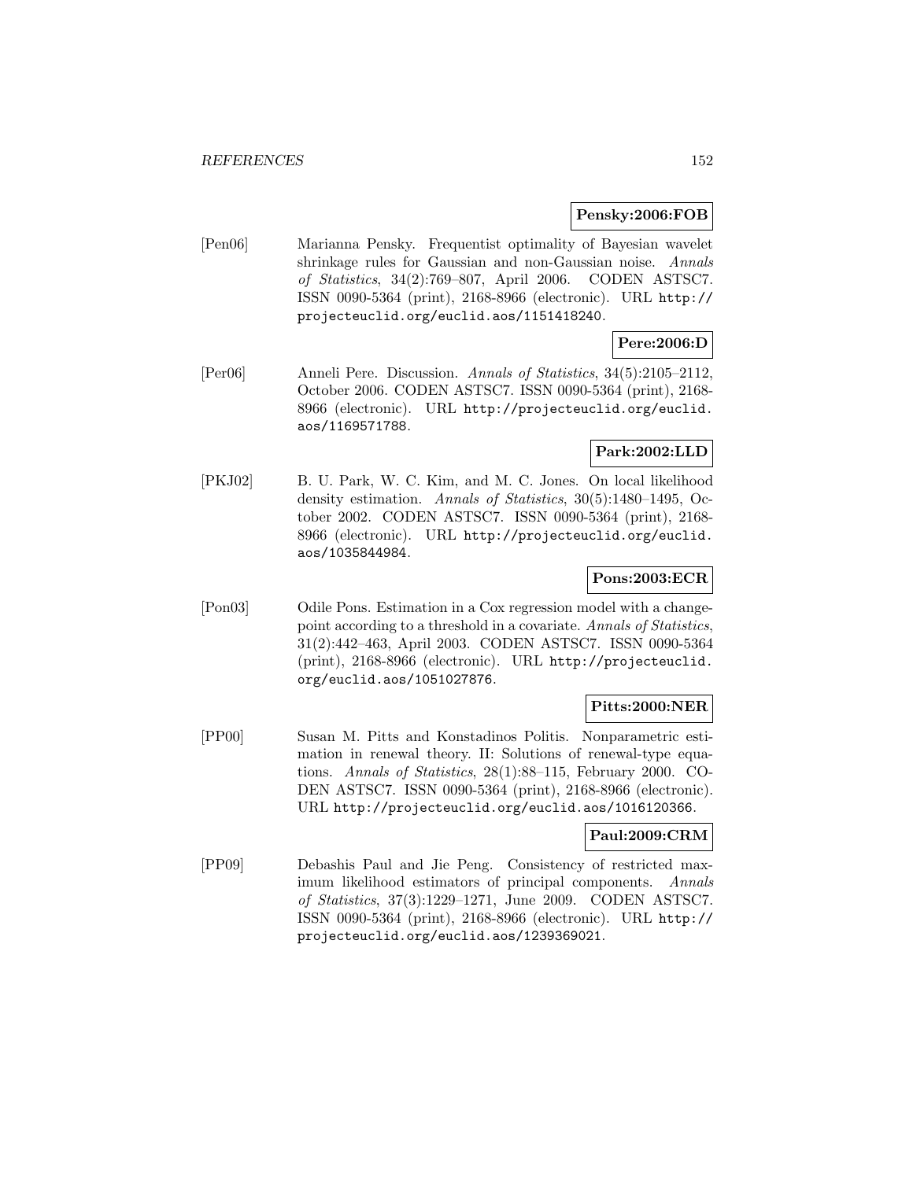**Pensky:2006:FOB**

[Pen06] Marianna Pensky. Frequentist optimality of Bayesian wavelet shrinkage rules for Gaussian and non-Gaussian noise. *Annals of Statistics*, 34(2):769–807, April 2006. CODEN ASTSC7. ISSN 0090-5364 (print), 2168-8966 (electronic). URL http://projecteuclid.org/euclid.aos/1151418240.

**Pere:2006:D**

[Per06] Anneli Pere. Discussion. *Annals of Statistics*, 34(5):2105–2112, October 2006. CODEN ASTSC7. ISSN 0090-5364 (print), 2168-8966 (electronic). URL http://projecteuclid.org/euclid.aos/1169571788.

**Park:2002:LLD**

[PKJ02] B. U. Park, W. C. Kim, and M. C. Jones. On local likelihood density estimation. *Annals of Statistics*, 30(5):1480–1495, October 2002. CODEN ASTSC7. ISSN 0090-5364 (print), 2168-8966 (electronic). URL http://projecteuclid.org/euclid.aos/1035844984.

**Pons:2003:ECR**

[Pon03] Odile Pons. Estimation in a Cox regression model with a change-point according to a threshold in a covariate. *Annals of Statistics*, 31(2):442–463, April 2003. CODEN ASTSC7. ISSN 0090-5364 (print), 2168-8966 (electronic). URL http://projecteuclid.org/euclid.aos/1051027876.

**Pitts:2000:NER**

[PP00] Susan M. Pitts and Konstadinos Politis. Nonparametric estimation in renewal theory. II: Solutions of renewal-type equations. *Annals of Statistics*, 28(1):88–115, February 2000. CODEN ASTSC7. ISSN 0090-5364 (print), 2168-8966 (electronic). URL http://projecteuclid.org/euclid.aos/1016120366.

**Paul:2009:CRM**

[PP09] Debashis Paul and Jie Peng. Consistency of restricted maximum likelihood estimators of principal components. *Annals of Statistics*, 37(3):1229–1271, June 2009. CODEN ASTSC7. ISSN 0090-5364 (print), 2168-8966 (electronic). URL http://projecteuclid.org/euclid.aos/1239369021.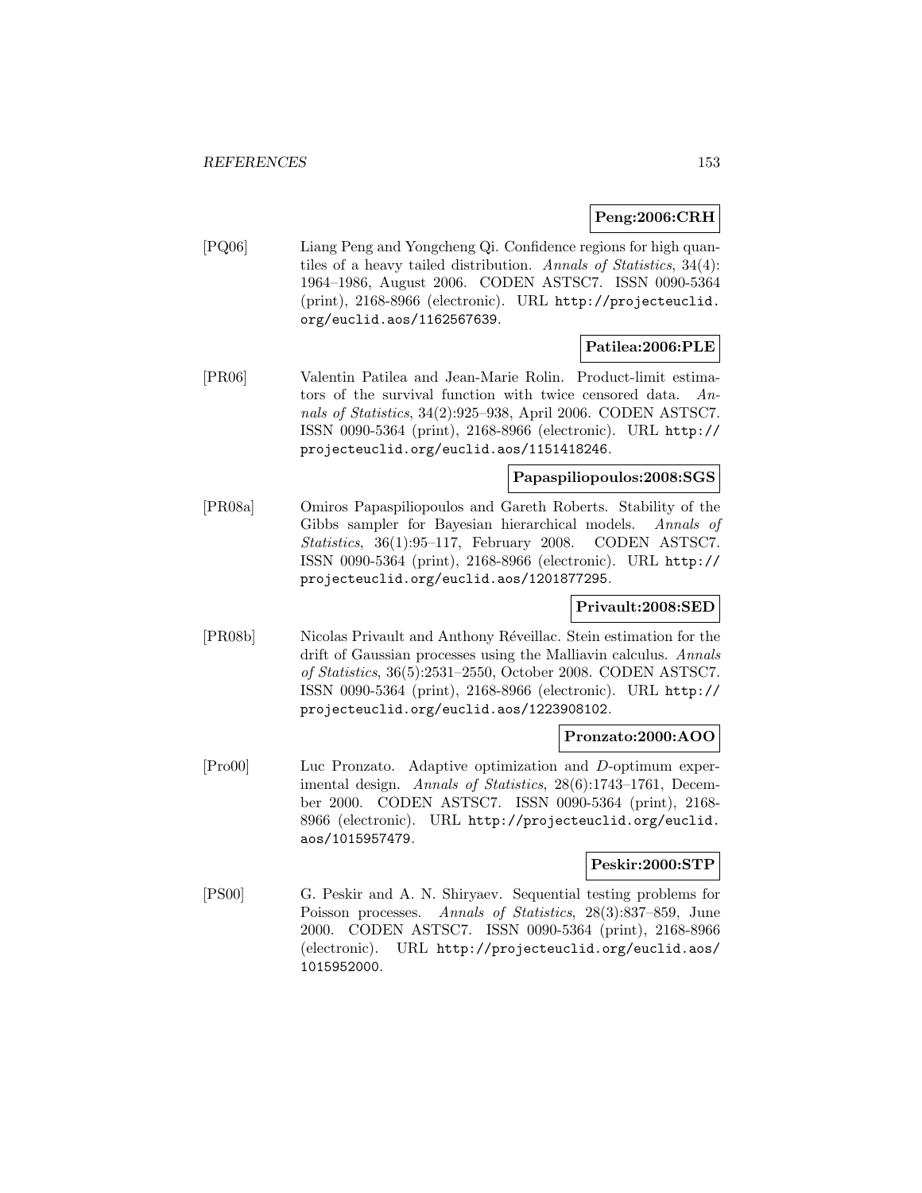**Peng:2006:CRH**

[PQ06] Liang Peng and Yongcheng Qi. Confidence regions for high quantiles of a heavy tailed distribution. *Annals of Statistics*, 34(4): 1964–1986, August 2006. CODEN ASTSC7. ISSN 0090-5364 (print), 2168-8966 (electronic). URL http://projecteuclid.org/euclid.aos/1162567639.

**Patilea:2006:PLE**

[PR06] Valentin Patilea and Jean-Marie Rolin. Product-limit estimators of the survival function with twice censored data. *Annals of Statistics*, 34(2):925–938, April 2006. CODEN ASTSC7. ISSN 0090-5364 (print), 2168-8966 (electronic). URL http://projecteuclid.org/euclid.aos/1151418246.

**Papaspiliopoulos:2008:SGS**

[PR08a] Omiros Papaspiliopoulos and Gareth Roberts. Stability of the Gibbs sampler for Bayesian hierarchical models. *Annals of Statistics*, 36(1):95–117, February 2008. CODEN ASTSC7. ISSN 0090-5364 (print), 2168-8966 (electronic). URL http://projecteuclid.org/euclid.aos/1201877295.

**Privault:2008:SED**

[PR08b] Nicolas Privault and Anthony Réveillac. Stein estimation for the drift of Gaussian processes using the Malliavin calculus. *Annals of Statistics*, 36(5):2531–2550, October 2008. CODEN ASTSC7. ISSN 0090-5364 (print), 2168-8966 (electronic). URL http://projecteuclid.org/euclid.aos/1223908102.

**Pronzato:2000:AOO**

[Pro00] Luc Pronzato. Adaptive optimization and $D$-optimum experimental design. *Annals of Statistics*, 28(6):1743–1761, December 2000. CODEN ASTSC7. ISSN 0090-5364 (print), 2168-8966 (electronic). URL http://projecteuclid.org/euclid.aos/1015957479.

**Peskir:2000:STP**

[PS00] G. Peskir and A. N. Shiryaev. Sequential testing problems for Poisson processes. *Annals of Statistics*, 28(3):837–859, June 2000. CODEN ASTSC7. ISSN 0090-5364 (print), 2168-8966 (electronic). URL http://projecteuclid.org/euclid.aos/1015952000.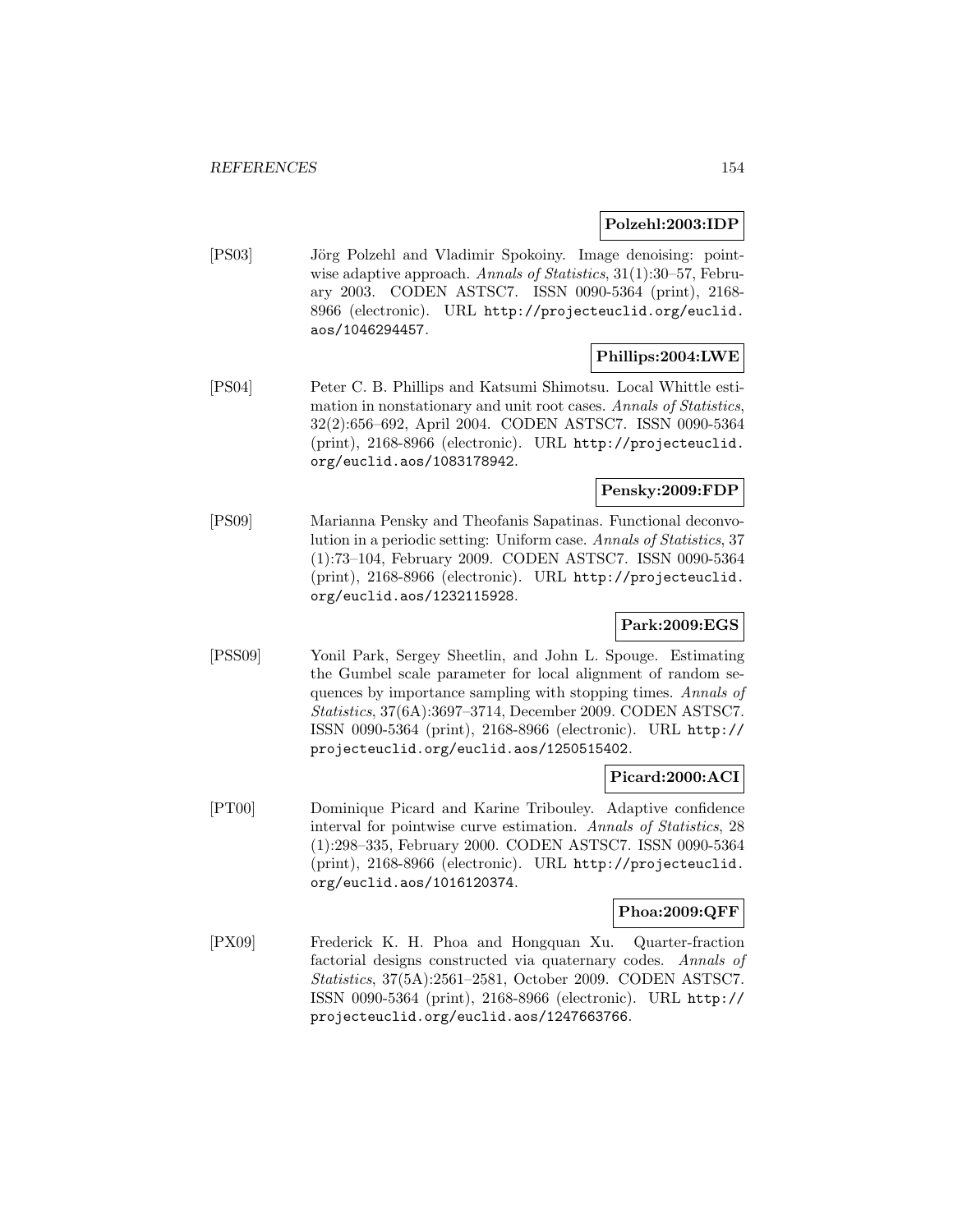**Polzehl:2003:IDP**

[PS03] Jörg Polzehl and Vladimir Spokoiny. Image denoising: pointwise adaptive approach. *Annals of Statistics*, 31(1):30–57, February 2003. CODEN ASTSC7. ISSN 0090-5364 (print), 2168-8966 (electronic). URL http://projecteuclid.org/euclid.aos/1046294457.

**Phillips:2004:LWE**

[PS04] Peter C. B. Phillips and Katsumi Shimotsu. Local Whittle estimation in nonstationary and unit root cases. *Annals of Statistics*, 32(2):656–692, April 2004. CODEN ASTSC7. ISSN 0090-5364 (print), 2168-8966 (electronic). URL http://projecteuclid.org/euclid.aos/1083178942.

**Pensky:2009:FDP**

[PS09] Marianna Pensky and Theofanis Sapatinas. Functional deconvolution in a periodic setting: Uniform case. *Annals of Statistics*, 37 (1):73–104, February 2009. CODEN ASTSC7. ISSN 0090-5364 (print), 2168-8966 (electronic). URL http://projecteuclid.org/euclid.aos/1232115928.

**Park:2009:EGS**

[PSS09] Yonil Park, Sergey Sheetlin, and John L. Spouge. Estimating the Gumbel scale parameter for local alignment of random sequences by importance sampling with stopping times. *Annals of Statistics*, 37(6A):3697–3714, December 2009. CODEN ASTSC7. ISSN 0090-5364 (print), 2168-8966 (electronic). URL http://projecteuclid.org/euclid.aos/1250515402.

**Picard:2000:ACI**

[PT00] Dominique Picard and Karine Tribouley. Adaptive confidence interval for pointwise curve estimation. *Annals of Statistics*, 28 (1):298–335, February 2000. CODEN ASTSC7. ISSN 0090-5364 (print), 2168-8966 (electronic). URL http://projecteuclid.org/euclid.aos/1016120374.

**Phoa:2009:QFF**

[PX09] Frederick K. H. Phoa and Hongquan Xu. Quarter-fraction factorial designs constructed via quaternary codes. *Annals of Statistics*, 37(5A):2561–2581, October 2009. CODEN ASTSC7. ISSN 0090-5364 (print), 2168-8966 (electronic). URL http://projecteuclid.org/euclid.aos/1247663766.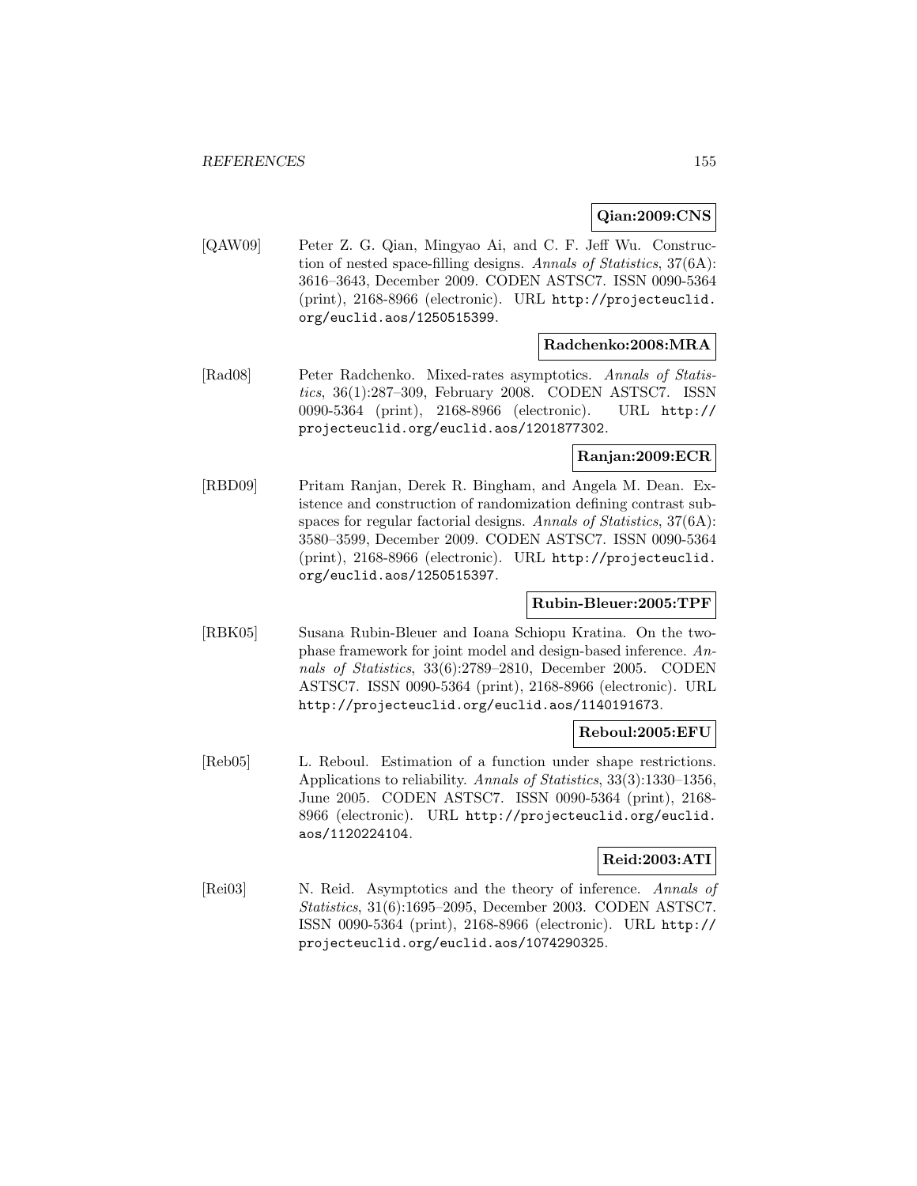**Qian:2009:CNS**

[QAW09] Peter Z. G. Qian, Mingyao Ai, and C. F. Jeff Wu. Construction of nested space-filling designs. *Annals of Statistics*, 37(6A): 3616–3643, December 2009. CODEN ASTSC7. ISSN 0090-5364 (print), 2168-8966 (electronic). URL http://projecteuclid.org/euclid.aos/1250515399.

**Radchenko:2008:MRA**

[Rad08] Peter Radchenko. Mixed-rates asymptotics. *Annals of Statistics*, 36(1):287–309, February 2008. CODEN ASTSC7. ISSN 0090-5364 (print), 2168-8966 (electronic). URL http://projecteuclid.org/euclid.aos/1201877302.

**Ranjan:2009:ECR**

[RBD09] Pritam Ranjan, Derek R. Bingham, and Angela M. Dean. Existence and construction of randomization defining contrast subspaces for regular factorial designs. *Annals of Statistics*, 37(6A): 3580–3599, December 2009. CODEN ASTSC7. ISSN 0090-5364 (print), 2168-8966 (electronic). URL http://projecteuclid.org/euclid.aos/1250515397.

**Rubin-Bleuer:2005:TPF**

[RBK05] Susana Rubin-Bleuer and Ioana Schiopu Kratina. On the two-phase framework for joint model and design-based inference. *Annals of Statistics*, 33(6):2789–2810, December 2005. CODEN ASTSC7. ISSN 0090-5364 (print), 2168-8966 (electronic). URL http://projecteuclid.org/euclid.aos/1140191673.

**Reboul:2005:EFU**

[Reb05] L. Reboul. Estimation of a function under shape restrictions. Applications to reliability. *Annals of Statistics*, 33(3):1330–1356, June 2005. CODEN ASTSC7. ISSN 0090-5364 (print), 2168-8966 (electronic). URL http://projecteuclid.org/euclid.aos/1120224104.

**Reid:2003:ATI**

[Rei03] N. Reid. Asymptotics and the theory of inference. *Annals of Statistics*, 31(6):1695–2095, December 2003. CODEN ASTSC7. ISSN 0090-5364 (print), 2168-8966 (electronic). URL http://projecteuclid.org/euclid.aos/1074290325.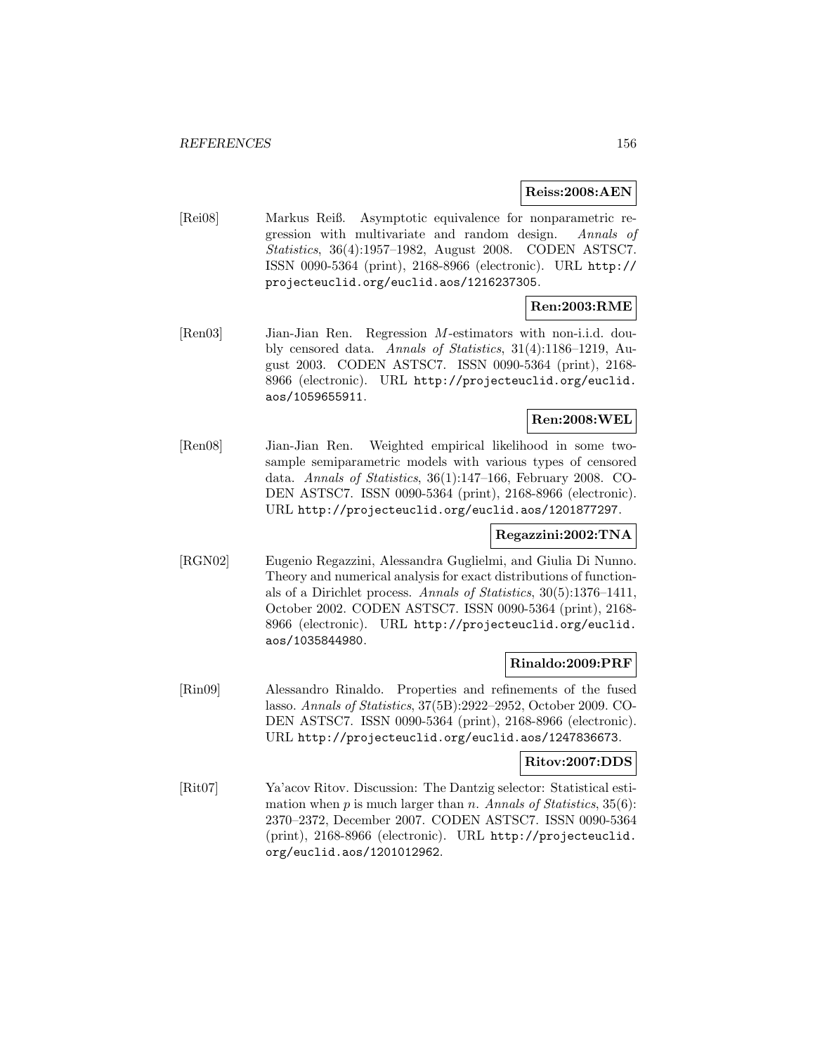**Reiss:2008:AEN**

[Rei08] Markus Reiß. Asymptotic equivalence for nonparametric regression with multivariate and random design. *Annals of Statistics*, 36(4):1957–1982, August 2008. CODEN ASTSC7. ISSN 0090-5364 (print), 2168-8966 (electronic). URL http://projecteuclid.org/euclid.aos/1216237305.

**Ren:2003:RME**

[Ren03] Jian-Jian Ren. Regression $M$-estimators with non-i.i.d. doubly censored data. *Annals of Statistics*, 31(4):1186–1219, August 2003. CODEN ASTSC7. ISSN 0090-5364 (print), 2168-8966 (electronic). URL http://projecteuclid.org/euclid.aos/1059655911.

**Ren:2008:WEL**

[Ren08] Jian-Jian Ren. Weighted empirical likelihood in some two-sample semiparametric models with various types of censored data. *Annals of Statistics*, 36(1):147–166, February 2008. CODEN ASTSC7. ISSN 0090-5364 (print), 2168-8966 (electronic). URL http://projecteuclid.org/euclid.aos/1201877297.

**Regazzini:2002:TNA**

[RGN02] Eugenio Regazzini, Alessandra Guglielmi, and Giulia Di Nunno. Theory and numerical analysis for exact distributions of functionals of a Dirichlet process. *Annals of Statistics*, 30(5):1376–1411, October 2002. CODEN ASTSC7. ISSN 0090-5364 (print), 2168-8966 (electronic). URL http://projecteuclid.org/euclid.aos/1035844980.

**Rinaldo:2009:PRF**

[Rin09] Alessandro Rinaldo. Properties and refinements of the fused lasso. *Annals of Statistics*, 37(5B):2922–2952, October 2009. CODEN ASTSC7. ISSN 0090-5364 (print), 2168-8966 (electronic). URL http://projecteuclid.org/euclid.aos/1247836673.

**Ritov:2007:DDS**

[Rit07] Ya'acov Ritov. Discussion: The Dantzig selector: Statistical estimation when $p$ is much larger than $n$. *Annals of Statistics*, 35(6):2370–2372, December 2007. CODEN ASTSC7. ISSN 0090-5364 (print), 2168-8966 (electronic). URL http://projecteuclid.org/euclid.aos/1201012962.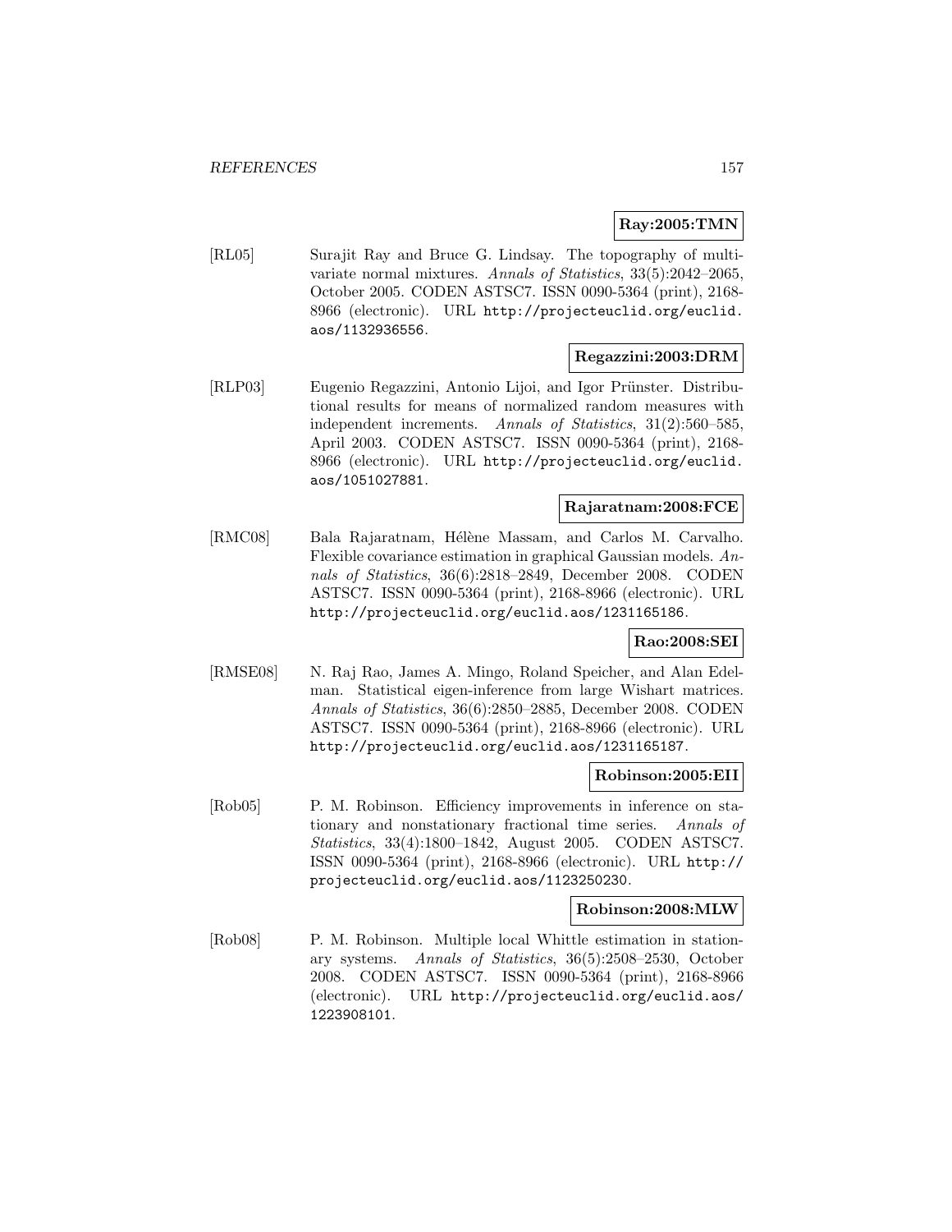**Ray:2005:TMN**

[RL05] Surajit Ray and Bruce G. Lindsay. The topography of multivariate normal mixtures. *Annals of Statistics*, 33(5):2042–2065, October 2005. CODEN ASTSC7. ISSN 0090-5364 (print), 2168-8966 (electronic). URL http://projecteuclid.org/euclid.aos/1132936556.

**Regazzini:2003:DRM**

[RLP03] Eugenio Regazzini, Antonio Lijoi, and Igor Prünster. Distributional results for means of normalized random measures with independent increments. *Annals of Statistics*, 31(2):560–585, April 2003. CODEN ASTSC7. ISSN 0090-5364 (print), 2168-8966 (electronic). URL http://projecteuclid.org/euclid.aos/1051027881.

**Rajaratnam:2008:FCE**

[RMC08] Bala Rajaratnam, Hélène Massam, and Carlos M. Carvalho. Flexible covariance estimation in graphical Gaussian models. *Annals of Statistics*, 36(6):2818–2849, December 2008. CODEN ASTSC7. ISSN 0090-5364 (print), 2168-8966 (electronic). URL http://projecteuclid.org/euclid.aos/1231165186.

**Rao:2008:SEI**

[RMSE08] N. Raj Rao, James A. Mingo, Roland Speicher, and Alan Edelman. Statistical eigen-inference from large Wishart matrices. *Annals of Statistics*, 36(6):2850–2885, December 2008. CODEN ASTSC7. ISSN 0090-5364 (print), 2168-8966 (electronic). URL http://projecteuclid.org/euclid.aos/1231165187.

**Robinson:2005:EII**

[Rob05] P. M. Robinson. Efficiency improvements in inference on stationary and nonstationary fractional time series. *Annals of Statistics*, 33(4):1800–1842, August 2005. CODEN ASTSC7. ISSN 0090-5364 (print), 2168-8966 (electronic). URL http://projecteuclid.org/euclid.aos/1123250230.

**Robinson:2008:MLW**

[Rob08] P. M. Robinson. Multiple local Whittle estimation in stationary systems. *Annals of Statistics*, 36(5):2508–2530, October 2008. CODEN ASTSC7. ISSN 0090-5364 (print), 2168-8966 (electronic). URL http://projecteuclid.org/euclid.aos/1223908101.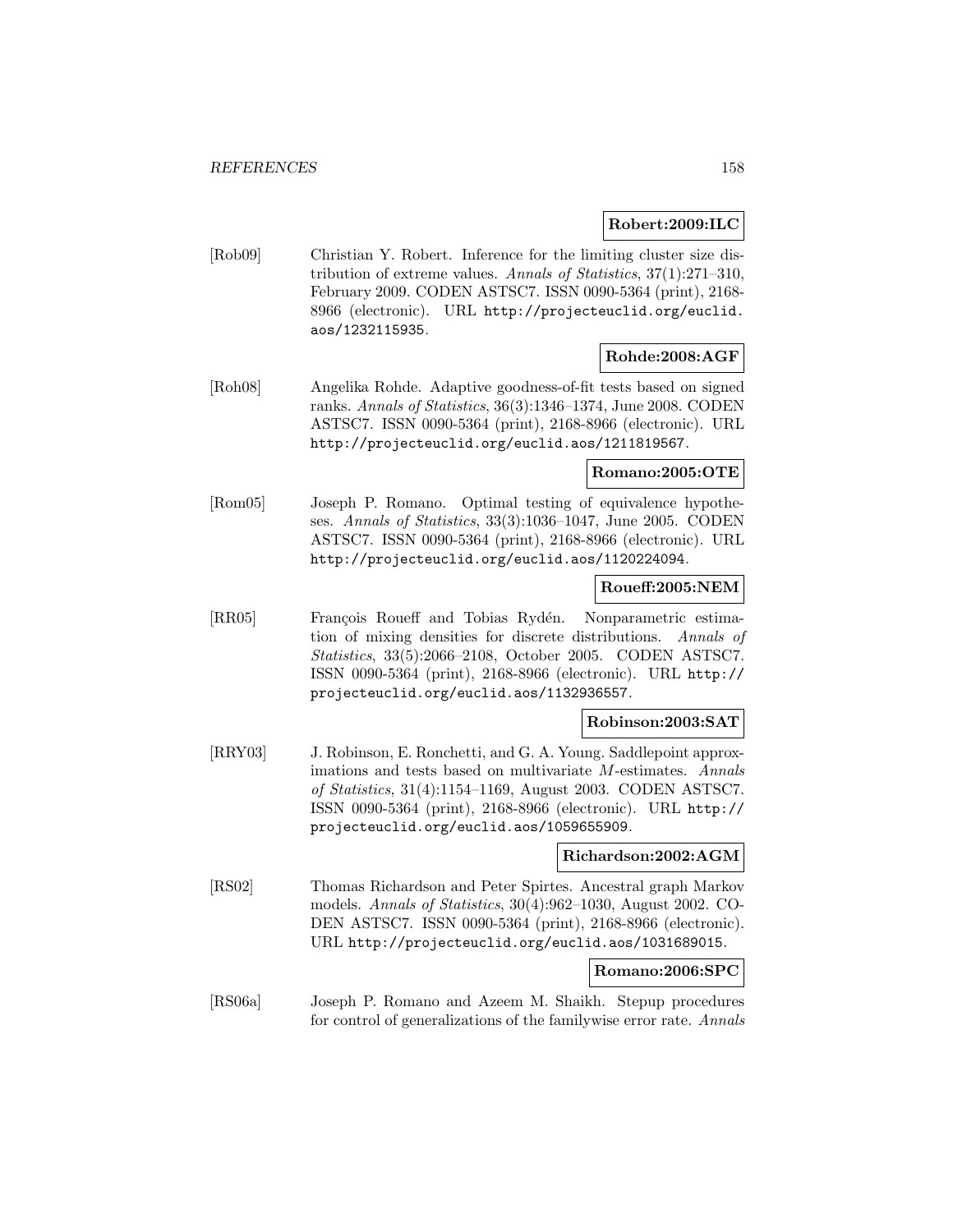**Robert:2009:ILC**

[Rob09] Christian Y. Robert. Inference for the limiting cluster size distribution of extreme values. *Annals of Statistics*, 37(1):271–310, February 2009. CODEN ASTSC7. ISSN 0090-5364 (print), 2168-8966 (electronic). URL http://projecteuclid.org/euclid.aos/1232115935.

**Rohde:2008:AGF**

[Roh08] Angelika Rohde. Adaptive goodness-of-fit tests based on signed ranks. *Annals of Statistics*, 36(3):1346–1374, June 2008. CODEN ASTSC7. ISSN 0090-5364 (print), 2168-8966 (electronic). URL http://projecteuclid.org/euclid.aos/1211819567.

**Romano:2005:OTE**

[Rom05] Joseph P. Romano. Optimal testing of equivalence hypotheses. *Annals of Statistics*, 33(3):1036–1047, June 2005. CODEN ASTSC7. ISSN 0090-5364 (print), 2168-8966 (electronic). URL http://projecteuclid.org/euclid.aos/1120224094.

**Roueff:2005:NEM**

[RR05] François Roueff and Tobias Rydén. Nonparametric estimation of mixing densities for discrete distributions. *Annals of Statistics*, 33(5):2066–2108, October 2005. CODEN ASTSC7. ISSN 0090-5364 (print), 2168-8966 (electronic). URL http://projecteuclid.org/euclid.aos/1132936557.

**Robinson:2003:SAT**

[RRY03] J. Robinson, E. Ronchetti, and G. A. Young. Saddlepoint approximations and tests based on multivariate $M$-estimates. *Annals of Statistics*, 31(4):1154–1169, August 2003. CODEN ASTSC7. ISSN 0090-5364 (print), 2168-8966 (electronic). URL http://projecteuclid.org/euclid.aos/1059655909.

**Richardson:2002:AGM**

[RS02] Thomas Richardson and Peter Spirtes. Ancestral graph Markov models. *Annals of Statistics*, 30(4):962–1030, August 2002. CODEN ASTSC7. ISSN 0090-5364 (print), 2168-8966 (electronic). URL http://projecteuclid.org/euclid.aos/1031689015.

**Romano:2006:SPC**

[RS06a] Joseph P. Romano and Azeem M. Shaikh. Stepup procedures for control of generalizations of the familywise error rate. *Annals*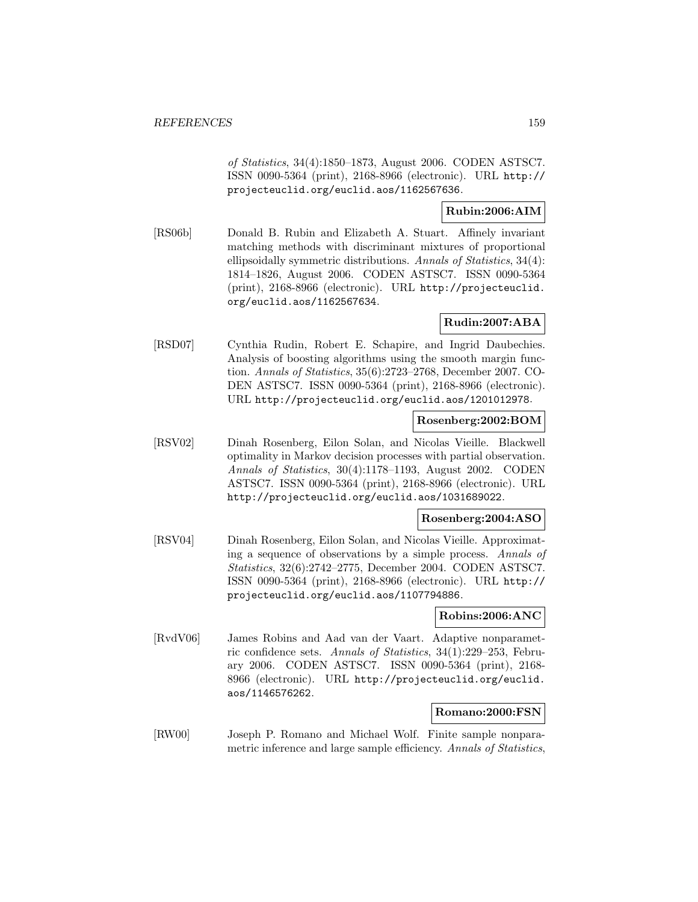*of Statistics*, 34(4):1850–1873, August 2006. CODEN ASTSC7. ISSN 0090-5364 (print), 2168-8966 (electronic). URL http://projecteuclid.org/euclid.aos/1162567636.

**Rubin:2006:AIM**

[RS06b] Donald B. Rubin and Elizabeth A. Stuart. Affinely invariant matching methods with discriminant mixtures of proportional ellipsoidally symmetric distributions. *Annals of Statistics*, 34(4): 1814–1826, August 2006. CODEN ASTSC7. ISSN 0090-5364 (print), 2168-8966 (electronic). URL http://projecteuclid.org/euclid.aos/1162567634.

**Rudin:2007:ABA**

[RSD07] Cynthia Rudin, Robert E. Schapire, and Ingrid Daubechies. Analysis of boosting algorithms using the smooth margin function. *Annals of Statistics*, 35(6):2723–2768, December 2007. CODEN ASTSC7. ISSN 0090-5364 (print), 2168-8966 (electronic). URL http://projecteuclid.org/euclid.aos/1201012978.

**Rosenberg:2002:BOM**

[RSV02] Dinah Rosenberg, Eilon Solan, and Nicolas Vieille. Blackwell optimality in Markov decision processes with partial observation. *Annals of Statistics*, 30(4):1178–1193, August 2002. CODEN ASTSC7. ISSN 0090-5364 (print), 2168-8966 (electronic). URL http://projecteuclid.org/euclid.aos/1031689022.

**Rosenberg:2004:ASO**

[RSV04] Dinah Rosenberg, Eilon Solan, and Nicolas Vieille. Approximating a sequence of observations by a simple process. *Annals of Statistics*, 32(6):2742–2775, December 2004. CODEN ASTSC7. ISSN 0090-5364 (print), 2168-8966 (electronic). URL http://projecteuclid.org/euclid.aos/1107794886.

**Robins:2006:ANC**

[RvdV06] James Robins and Aad van der Vaart. Adaptive nonparametric confidence sets. *Annals of Statistics*, 34(1):229–253, February 2006. CODEN ASTSC7. ISSN 0090-5364 (print), 2168-8966 (electronic). URL http://projecteuclid.org/euclid.aos/1146576262.

**Romano:2000:FSN**

[RW00] Joseph P. Romano and Michael Wolf. Finite sample nonparametric inference and large sample efficiency. *Annals of Statistics*,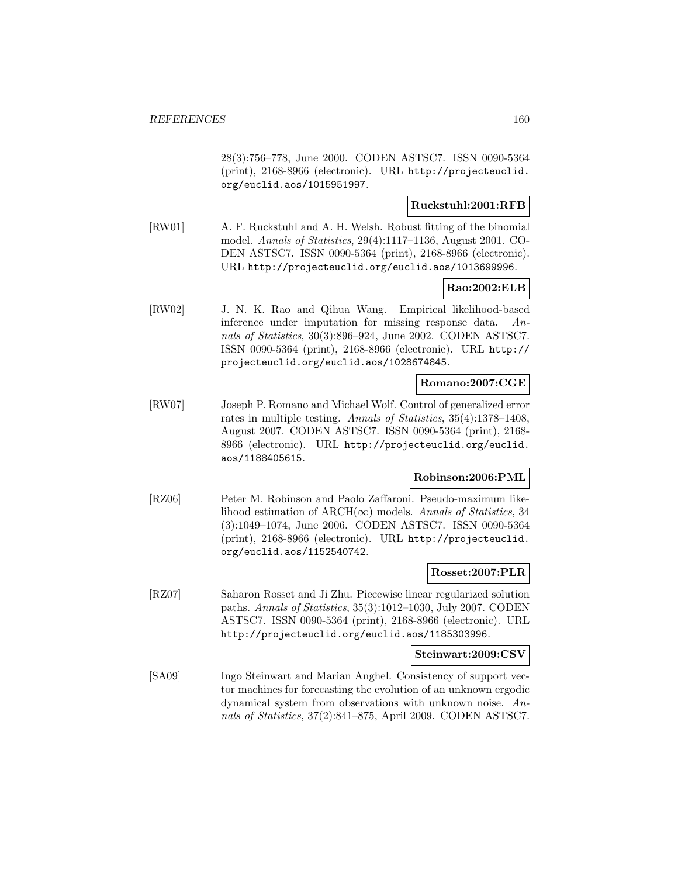28(3):756–778, June 2000. CODEN ASTSC7. ISSN 0090-5364 (print), 2168-8966 (electronic). URL http://projecteuclid.org/euclid.aos/1015951997.

**Ruckstuhl:2001:RFB**

[RW01] A. F. Ruckstuhl and A. H. Welsh. Robust fitting of the binomial model. *Annals of Statistics*, 29(4):1117–1136, August 2001. CODEN ASTSC7. ISSN 0090-5364 (print), 2168-8966 (electronic). URL http://projecteuclid.org/euclid.aos/1013699996.

**Rao:2002:ELB**

[RW02] J. N. K. Rao and Qihua Wang. Empirical likelihood-based inference under imputation for missing response data. *Annals of Statistics*, 30(3):896–924, June 2002. CODEN ASTSC7. ISSN 0090-5364 (print), 2168-8966 (electronic). URL http://projecteuclid.org/euclid.aos/1028674845.

**Romano:2007:CGE**

[RW07] Joseph P. Romano and Michael Wolf. Control of generalized error rates in multiple testing. *Annals of Statistics*, 35(4):1378–1408, August 2007. CODEN ASTSC7. ISSN 0090-5364 (print), 2168-8966 (electronic). URL http://projecteuclid.org/euclid.aos/1188405615.

**Robinson:2006:PML**

[RZ06] Peter M. Robinson and Paolo Zaffaroni. Pseudo-maximum likelihood estimation of ARCH($\infty$) models. *Annals of Statistics*, 34 (3):1049–1074, June 2006. CODEN ASTSC7. ISSN 0090-5364 (print), 2168-8966 (electronic). URL http://projecteuclid.org/euclid.aos/1152540742.

**Rosset:2007:PLR**

[RZ07] Saharon Rosset and Ji Zhu. Piecewise linear regularized solution paths. *Annals of Statistics*, 35(3):1012–1030, July 2007. CODEN ASTSC7. ISSN 0090-5364 (print), 2168-8966 (electronic). URL http://projecteuclid.org/euclid.aos/1185303996.

**Steinwart:2009:CSV**

[SA09] Ingo Steinwart and Marian Anghel. Consistency of support vector machines for forecasting the evolution of an unknown ergodic dynamical system from observations with unknown noise. *Annals of Statistics*, 37(2):841–875, April 2009. CODEN ASTSC7.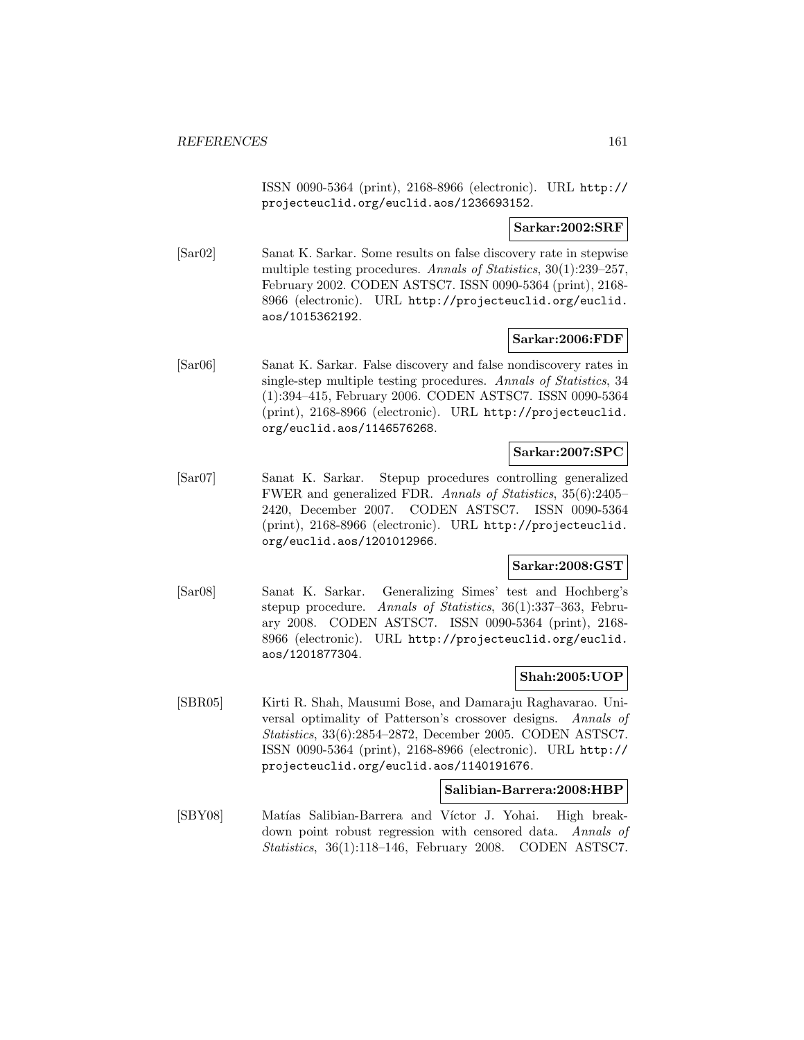ISSN 0090-5364 (print), 2168-8966 (electronic). URL http://projecteuclid.org/euclid.aos/1236693152.

**Sarkar:2002:SRF**

[Sar02] Sanat K. Sarkar. Some results on false discovery rate in stepwise multiple testing procedures. *Annals of Statistics*, 30(1):239–257, February 2002. CODEN ASTSC7. ISSN 0090-5364 (print), 2168-8966 (electronic). URL http://projecteuclid.org/euclid.aos/1015362192.

**Sarkar:2006:FDF**

[Sar06] Sanat K. Sarkar. False discovery and false nondiscovery rates in single-step multiple testing procedures. *Annals of Statistics*, 34 (1):394–415, February 2006. CODEN ASTSC7. ISSN 0090-5364 (print), 2168-8966 (electronic). URL http://projecteuclid.org/euclid.aos/1146576268.

**Sarkar:2007:SPC**

[Sar07] Sanat K. Sarkar. Stepup procedures controlling generalized FWER and generalized FDR. *Annals of Statistics*, 35(6):2405–2420, December 2007. CODEN ASTSC7. ISSN 0090-5364 (print), 2168-8966 (electronic). URL http://projecteuclid.org/euclid.aos/1201012966.

**Sarkar:2008:GST**

[Sar08] Sanat K. Sarkar. Generalizing Simes' test and Hochberg's stepup procedure. *Annals of Statistics*, 36(1):337–363, February 2008. CODEN ASTSC7. ISSN 0090-5364 (print), 2168-8966 (electronic). URL http://projecteuclid.org/euclid.aos/1201877304.

**Shah:2005:UOP**

[SBR05] Kirti R. Shah, Mausumi Bose, and Damaraju Raghavarao. Universal optimality of Patterson's crossover designs. *Annals of Statistics*, 33(6):2854–2872, December 2005. CODEN ASTSC7. ISSN 0090-5364 (print), 2168-8966 (electronic). URL http://projecteuclid.org/euclid.aos/1140191676.

**Salibian-Barrera:2008:HBP**

[SBY08] Matías Salibian-Barrera and Víctor J. Yohai. High breakdown point robust regression with censored data. *Annals of Statistics*, 36(1):118–146, February 2008. CODEN ASTSC7.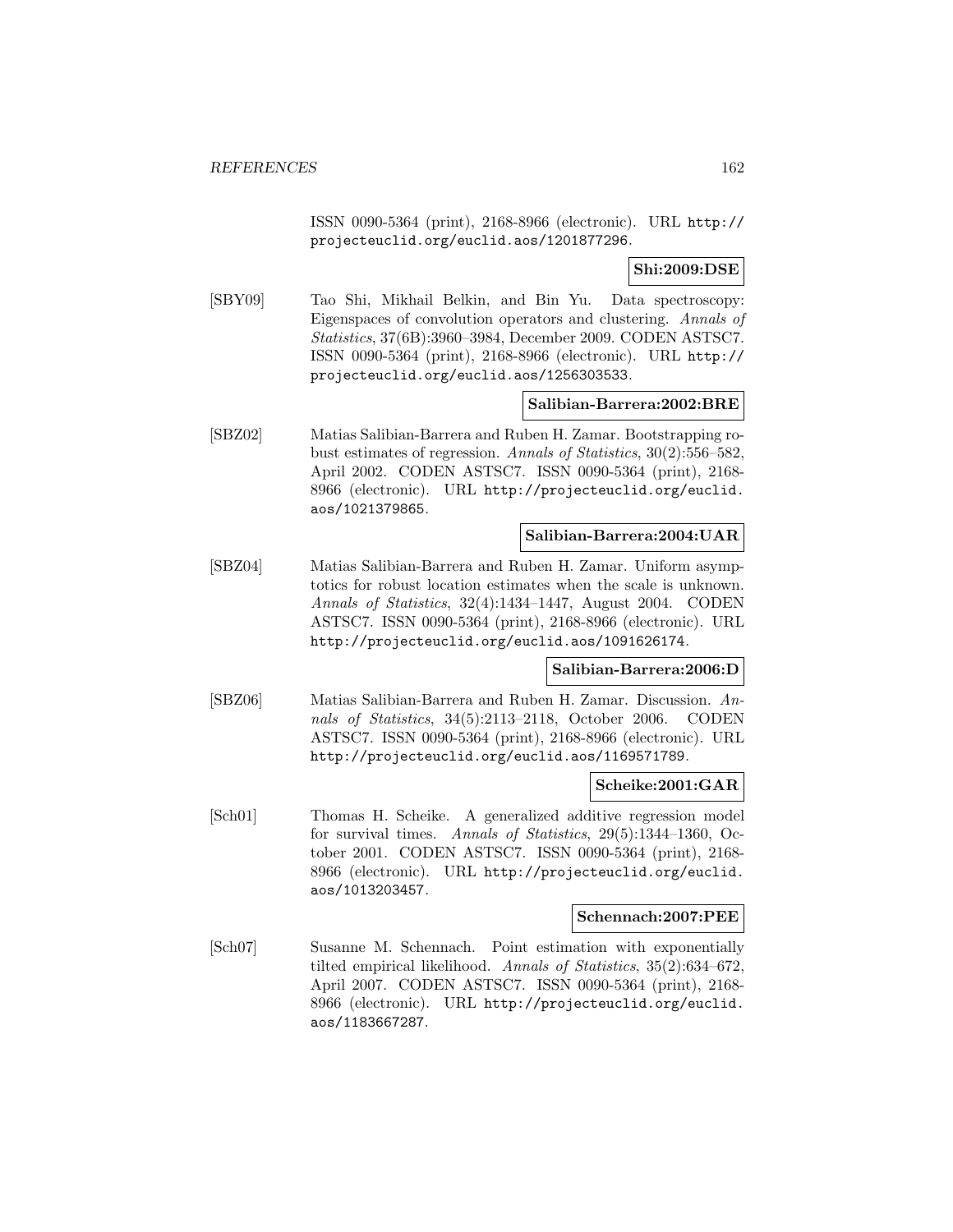ISSN 0090-5364 (print), 2168-8966 (electronic). URL http://projecteuclid.org/euclid.aos/1201877296.

**Shi:2009:DSE**

[SBY09] Tao Shi, Mikhail Belkin, and Bin Yu. Data spectroscopy: Eigenspaces of convolution operators and clustering. *Annals of Statistics*, 37(6B):3960–3984, December 2009. CODEN ASTSC7. ISSN 0090-5364 (print), 2168-8966 (electronic). URL http://projecteuclid.org/euclid.aos/1256303533.

**Salibian-Barrera:2002:BRE**

[SBZ02] Matias Salibian-Barrera and Ruben H. Zamar. Bootstrapping robust estimates of regression. *Annals of Statistics*, 30(2):556–582, April 2002. CODEN ASTSC7. ISSN 0090-5364 (print), 2168-8966 (electronic). URL http://projecteuclid.org/euclid.aos/1021379865.

**Salibian-Barrera:2004:UAR**

[SBZ04] Matias Salibian-Barrera and Ruben H. Zamar. Uniform asymptotics for robust location estimates when the scale is unknown. *Annals of Statistics*, 32(4):1434–1447, August 2004. CODEN ASTSC7. ISSN 0090-5364 (print), 2168-8966 (electronic). URL http://projecteuclid.org/euclid.aos/1091626174.

**Salibian-Barrera:2006:D**

[SBZ06] Matias Salibian-Barrera and Ruben H. Zamar. Discussion. *Annals of Statistics*, 34(5):2113–2118, October 2006. CODEN ASTSC7. ISSN 0090-5364 (print), 2168-8966 (electronic). URL http://projecteuclid.org/euclid.aos/1169571789.

**Scheike:2001:GAR**

[Sch01] Thomas H. Scheike. A generalized additive regression model for survival times. *Annals of Statistics*, 29(5):1344–1360, October 2001. CODEN ASTSC7. ISSN 0090-5364 (print), 2168-8966 (electronic). URL http://projecteuclid.org/euclid.aos/1013203457.

**Schennach:2007:PEE**

[Sch07] Susanne M. Schennach. Point estimation with exponentially tilted empirical likelihood. *Annals of Statistics*, 35(2):634–672, April 2007. CODEN ASTSC7. ISSN 0090-5364 (print), 2168-8966 (electronic). URL http://projecteuclid.org/euclid.aos/1183667287.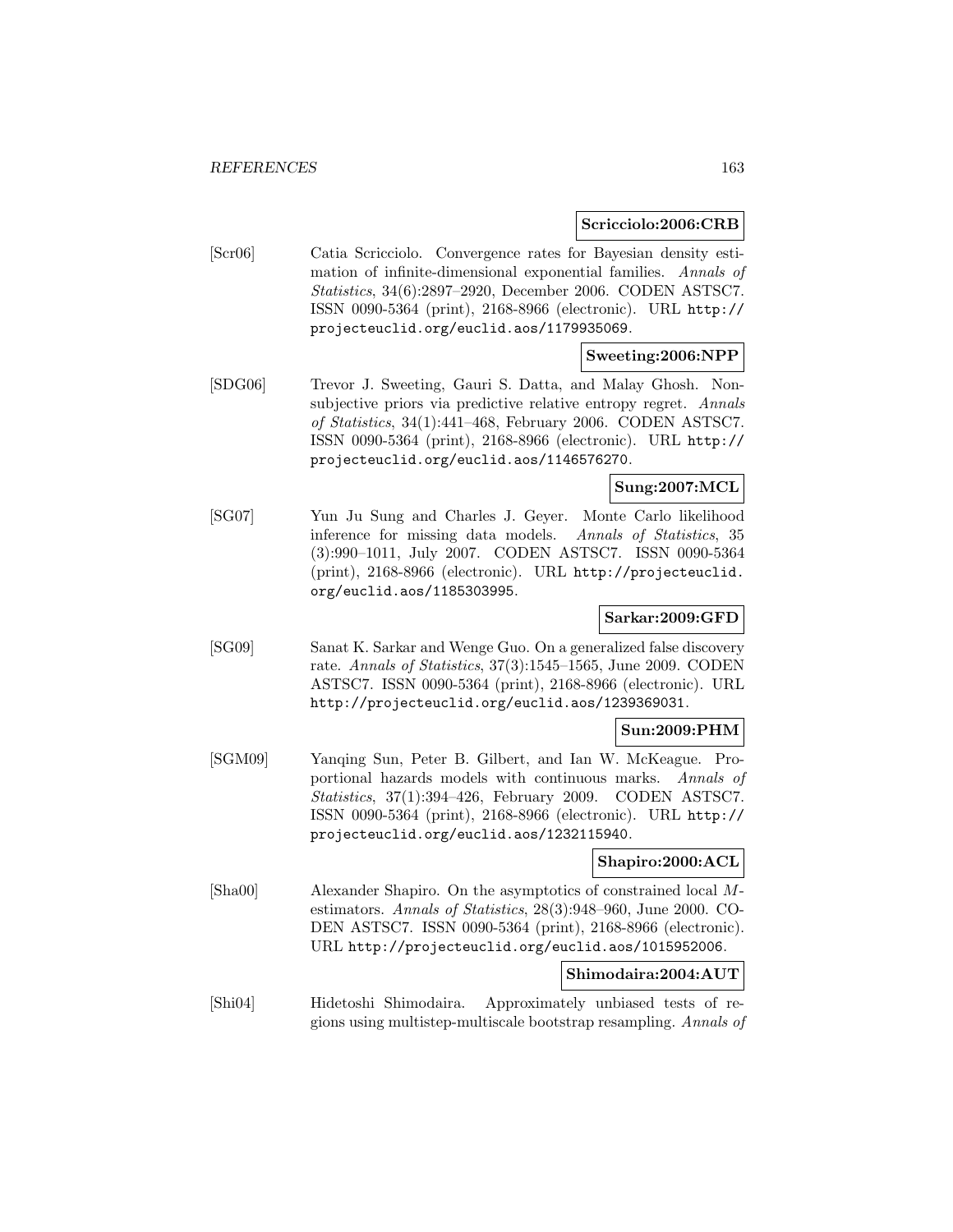**Scricciolo:2006:CRB**

[Scr06] Catia Scricciolo. Convergence rates for Bayesian density estimation of infinite-dimensional exponential families. *Annals of Statistics*, 34(6):2897–2920, December 2006. CODEN ASTSC7. ISSN 0090-5364 (print), 2168-8966 (electronic). URL `http://projecteuclid.org/euclid.aos/1179935069`.

**Sweeting:2006:NPP**

[SDG06] Trevor J. Sweeting, Gauri S. Datta, and Malay Ghosh. Nonsubjective priors via predictive relative entropy regret. *Annals of Statistics*, 34(1):441–468, February 2006. CODEN ASTSC7. ISSN 0090-5364 (print), 2168-8966 (electronic). URL `http://projecteuclid.org/euclid.aos/1146576270`.

**Sung:2007:MCL**

[SG07] Yun Ju Sung and Charles J. Geyer. Monte Carlo likelihood inference for missing data models. *Annals of Statistics*, 35 (3):990–1011, July 2007. CODEN ASTSC7. ISSN 0090-5364 (print), 2168-8966 (electronic). URL `http://projecteuclid.org/euclid.aos/1185303995`.

**Sarkar:2009:GFD**

[SG09] Sanat K. Sarkar and Wenge Guo. On a generalized false discovery rate. *Annals of Statistics*, 37(3):1545–1565, June 2009. CODEN ASTSC7. ISSN 0090-5364 (print), 2168-8966 (electronic). URL `http://projecteuclid.org/euclid.aos/1239369031`.

**Sun:2009:PHM**

[SGM09] Yanqing Sun, Peter B. Gilbert, and Ian W. McKeague. Proportional hazards models with continuous marks. *Annals of Statistics*, 37(1):394–426, February 2009. CODEN ASTSC7. ISSN 0090-5364 (print), 2168-8966 (electronic). URL `http://projecteuclid.org/euclid.aos/1232115940`.

**Shapiro:2000:ACL**

[Sha00] Alexander Shapiro. On the asymptotics of constrained local $M$-estimators. *Annals of Statistics*, 28(3):948–960, June 2000. CODEN ASTSC7. ISSN 0090-5364 (print), 2168-8966 (electronic). URL `http://projecteuclid.org/euclid.aos/1015952006`.

**Shimodaira:2004:AUT**

[Shi04] Hidetoshi Shimodaira. Approximately unbiased tests of regions using multistep-multiscale bootstrap resampling. *Annals of*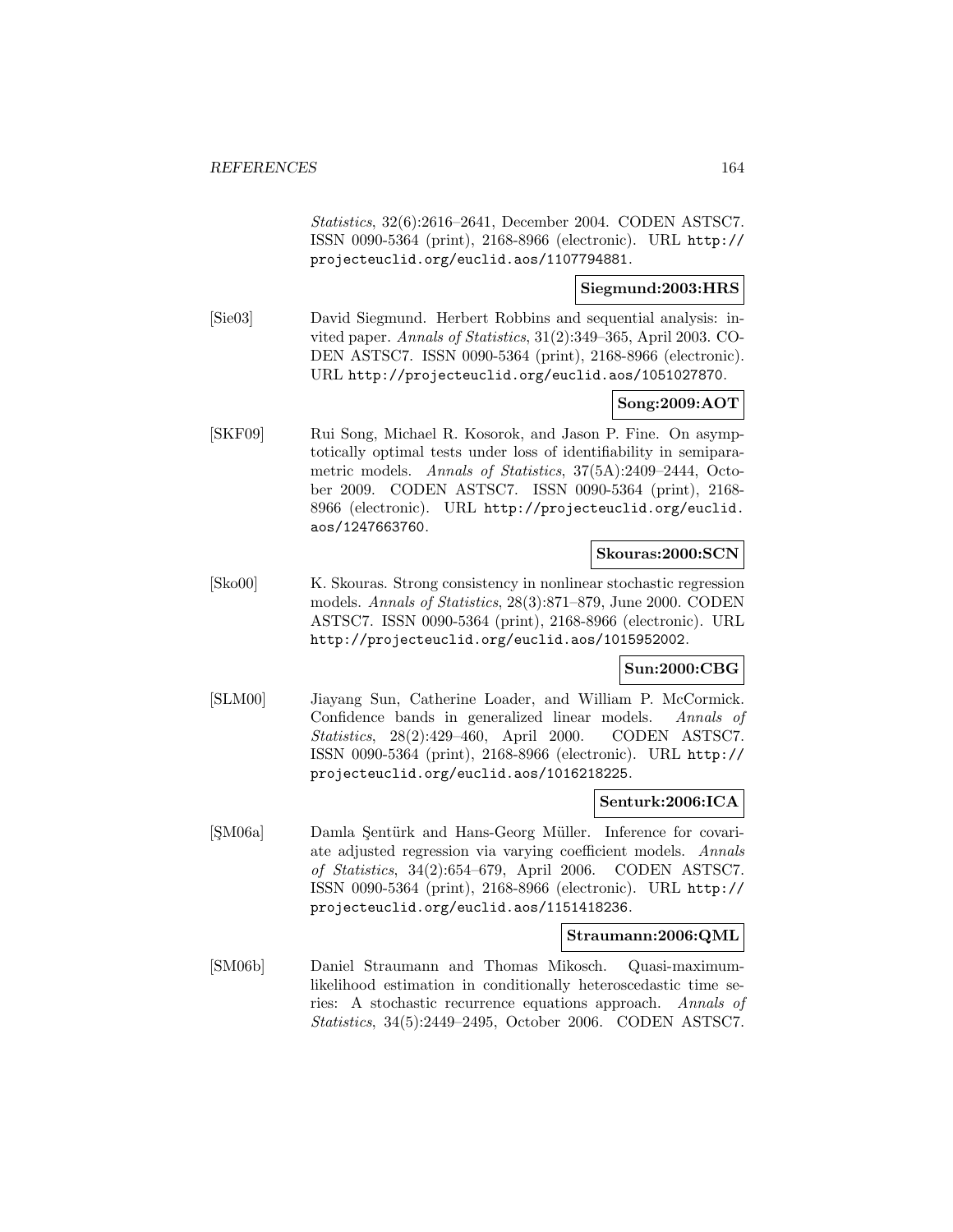*Statistics*, 32(6):2616–2641, December 2004. CODEN ASTSC7. ISSN 0090-5364 (print), 2168-8966 (electronic). URL http://projecteuclid.org/euclid.aos/1107794881.

**Siegmund:2003:HRS**

[Sie03] David Siegmund. Herbert Robbins and sequential analysis: invited paper. *Annals of Statistics*, 31(2):349–365, April 2003. CODEN ASTSC7. ISSN 0090-5364 (print), 2168-8966 (electronic). URL http://projecteuclid.org/euclid.aos/1051027870.

**Song:2009:AOT**

[SKF09] Rui Song, Michael R. Kosorok, and Jason P. Fine. On asymptotically optimal tests under loss of identifiability in semiparametric models. *Annals of Statistics*, 37(5A):2409–2444, October 2009. CODEN ASTSC7. ISSN 0090-5364 (print), 2168-8966 (electronic). URL http://projecteuclid.org/euclid.aos/1247663760.

**Skouras:2000:SCN**

[Sko00] K. Skouras. Strong consistency in nonlinear stochastic regression models. *Annals of Statistics*, 28(3):871–879, June 2000. CODEN ASTSC7. ISSN 0090-5364 (print), 2168-8966 (electronic). URL http://projecteuclid.org/euclid.aos/1015952002.

**Sun:2000:CBG**

[SLM00] Jiayang Sun, Catherine Loader, and William P. McCormick. Confidence bands in generalized linear models. *Annals of Statistics*, 28(2):429–460, April 2000. CODEN ASTSC7. ISSN 0090-5364 (print), 2168-8966 (electronic). URL http://projecteuclid.org/euclid.aos/1016218225.

**Senturk:2006:ICA**

[ŞM06a] Damla Şentürk and Hans-Georg Müller. Inference for covariate adjusted regression via varying coefficient models. *Annals of Statistics*, 34(2):654–679, April 2006. CODEN ASTSC7. ISSN 0090-5364 (print), 2168-8966 (electronic). URL http://projecteuclid.org/euclid.aos/1151418236.

**Straumann:2006:QML**

[SM06b] Daniel Straumann and Thomas Mikosch. Quasi-maximum-likelihood estimation in conditionally heteroscedastic time series: A stochastic recurrence equations approach. *Annals of Statistics*, 34(5):2449–2495, October 2006. CODEN ASTSC7.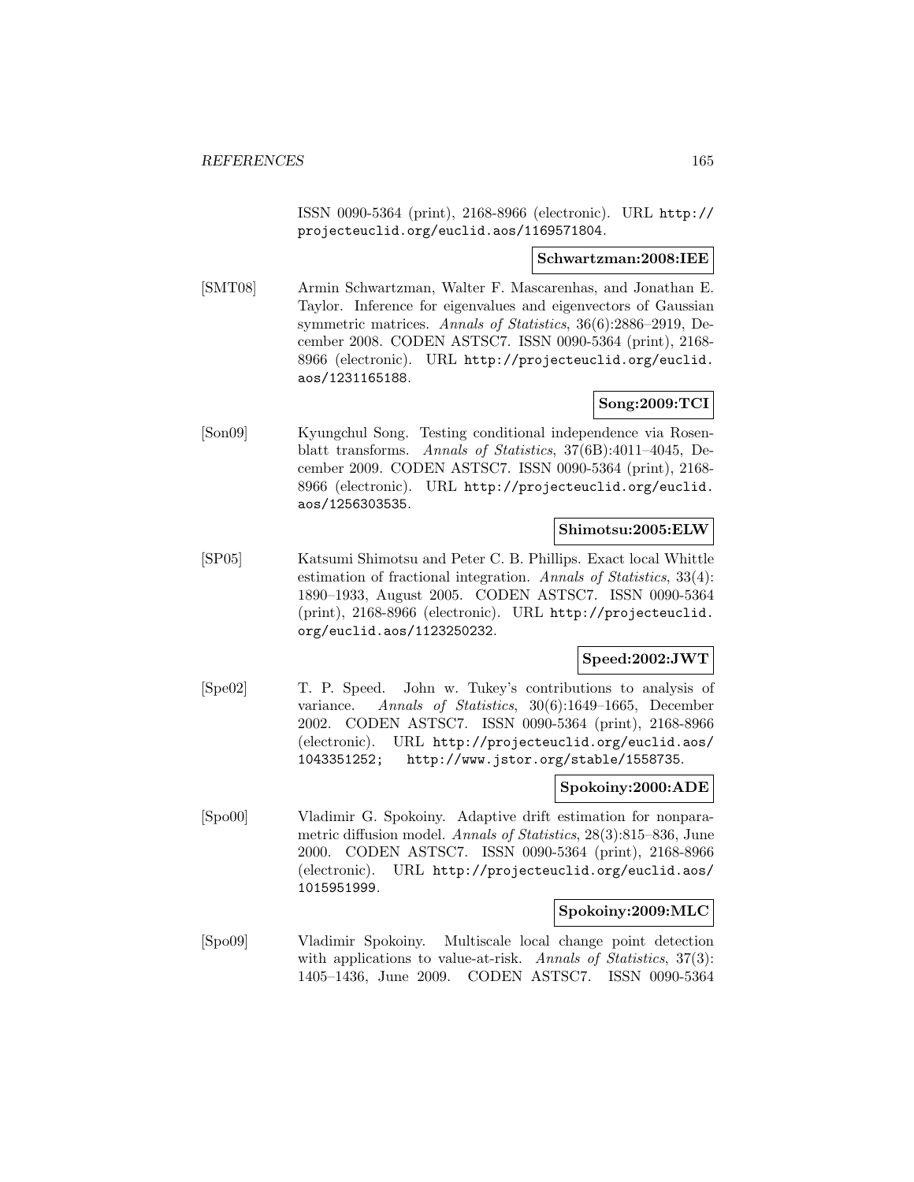ISSN 0090-5364 (print), 2168-8966 (electronic). URL http://projecteuclid.org/euclid.aos/1169571804.

**Schwartzman:2008:IEE**

[SMT08] Armin Schwartzman, Walter F. Mascarenhas, and Jonathan E. Taylor. Inference for eigenvalues and eigenvectors of Gaussian symmetric matrices. *Annals of Statistics*, 36(6):2886–2919, December 2008. CODEN ASTSC7. ISSN 0090-5364 (print), 2168-8966 (electronic). URL http://projecteuclid.org/euclid.aos/1231165188.

**Song:2009:TCI**

[Son09] Kyungchul Song. Testing conditional independence via Rosenblatt transforms. *Annals of Statistics*, 37(6B):4011–4045, December 2009. CODEN ASTSC7. ISSN 0090-5364 (print), 2168-8966 (electronic). URL http://projecteuclid.org/euclid.aos/1256303535.

**Shimotsu:2005:ELW**

[SP05] Katsumi Shimotsu and Peter C. B. Phillips. Exact local Whittle estimation of fractional integration. *Annals of Statistics*, 33(4): 1890–1933, August 2005. CODEN ASTSC7. ISSN 0090-5364 (print), 2168-8966 (electronic). URL http://projecteuclid.org/euclid.aos/1123250232.

**Speed:2002:JWT**

[Spe02] T. P. Speed. John w. Tukey's contributions to analysis of variance. *Annals of Statistics*, 30(6):1649–1665, December 2002. CODEN ASTSC7. ISSN 0090-5364 (print), 2168-8966 (electronic). URL http://projecteuclid.org/euclid.aos/1043351252; http://www.jstor.org/stable/1558735.

**Spokoiny:2000:ADE**

[Spo00] Vladimir G. Spokoiny. Adaptive drift estimation for nonparametric diffusion model. *Annals of Statistics*, 28(3):815–836, June 2000. CODEN ASTSC7. ISSN 0090-5364 (print), 2168-8966 (electronic). URL http://projecteuclid.org/euclid.aos/1015951999.

**Spokoiny:2009:MLC**

[Spo09] Vladimir Spokoiny. Multiscale local change point detection with applications to value-at-risk. *Annals of Statistics*, 37(3): 1405–1436, June 2009. CODEN ASTSC7. ISSN 0090-5364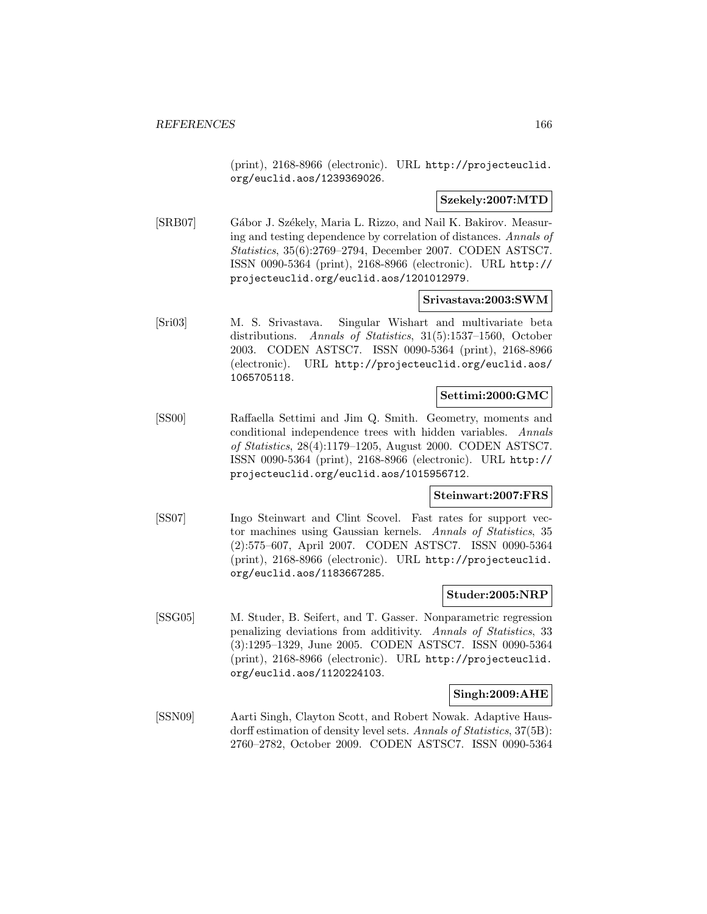(print), 2168-8966 (electronic). URL http://projecteuclid.org/euclid.aos/1239369026.

**Szekely:2007:MTD**

[SRB07] Gábor J. Székely, Maria L. Rizzo, and Nail K. Bakirov. Measuring and testing dependence by correlation of distances. *Annals of Statistics*, 35(6):2769–2794, December 2007. CODEN ASTSC7. ISSN 0090-5364 (print), 2168-8966 (electronic). URL http://projecteuclid.org/euclid.aos/1201012979.

**Srivastava:2003:SWM**

[Sri03] M. S. Srivastava. Singular Wishart and multivariate beta distributions. *Annals of Statistics*, 31(5):1537–1560, October 2003. CODEN ASTSC7. ISSN 0090-5364 (print), 2168-8966 (electronic). URL http://projecteuclid.org/euclid.aos/1065705118.

**Settimi:2000:GMC**

[SS00] Raffaella Settimi and Jim Q. Smith. Geometry, moments and conditional independence trees with hidden variables. *Annals of Statistics*, 28(4):1179–1205, August 2000. CODEN ASTSC7. ISSN 0090-5364 (print), 2168-8966 (electronic). URL http://projecteuclid.org/euclid.aos/1015956712.

**Steinwart:2007:FRS**

[SS07] Ingo Steinwart and Clint Scovel. Fast rates for support vector machines using Gaussian kernels. *Annals of Statistics*, 35(2):575–607, April 2007. CODEN ASTSC7. ISSN 0090-5364 (print), 2168-8966 (electronic). URL http://projecteuclid.org/euclid.aos/1183667285.

**Studer:2005:NRP**

[SSG05] M. Studer, B. Seifert, and T. Gasser. Nonparametric regression penalizing deviations from additivity. *Annals of Statistics*, 33(3):1295–1329, June 2005. CODEN ASTSC7. ISSN 0090-5364 (print), 2168-8966 (electronic). URL http://projecteuclid.org/euclid.aos/1120224103.

**Singh:2009:AHE**

[SSN09] Aarti Singh, Clayton Scott, and Robert Nowak. Adaptive Hausdorff estimation of density level sets. *Annals of Statistics*, 37(5B):2760–2782, October 2009. CODEN ASTSC7. ISSN 0090-5364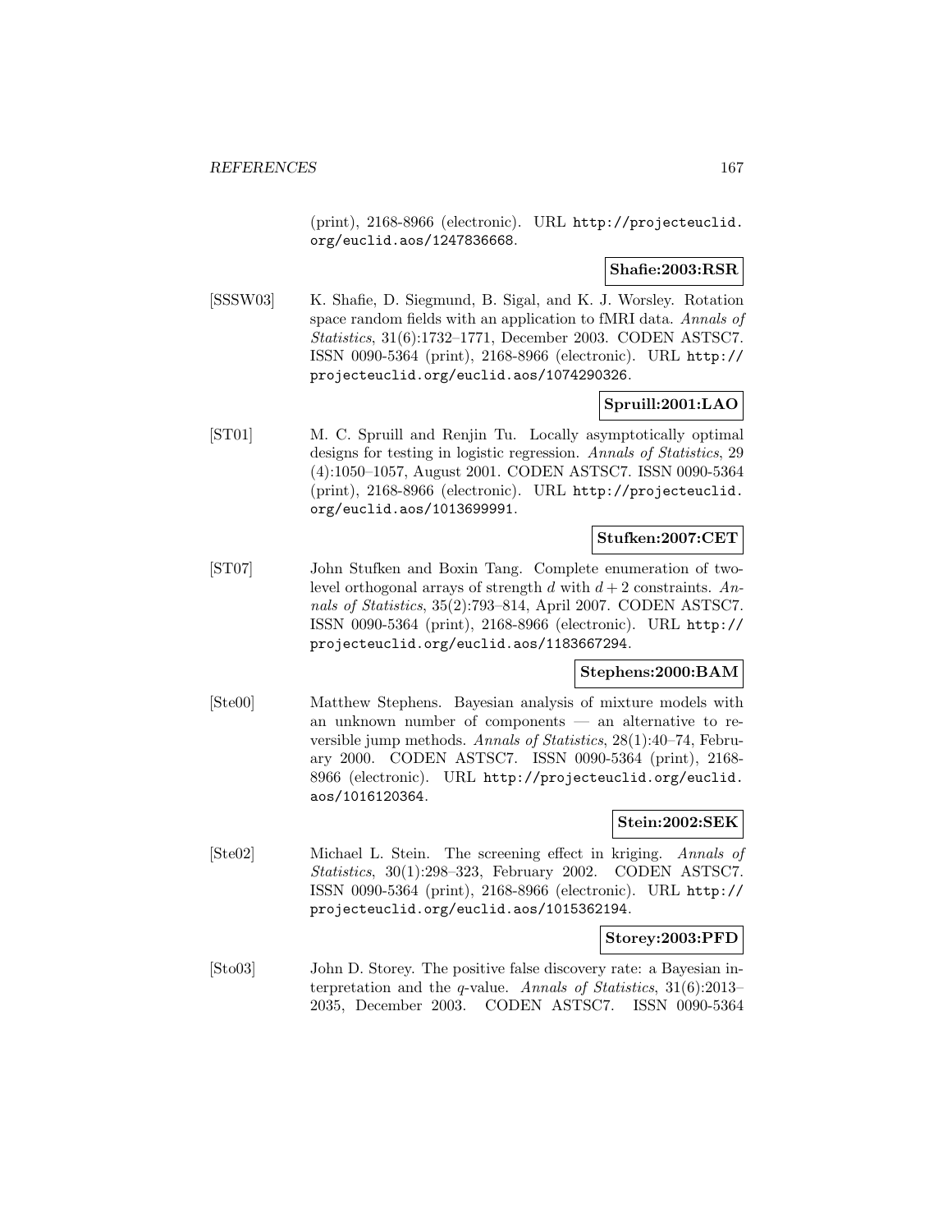(print), 2168-8966 (electronic). URL http://projecteuclid.org/euclid.aos/1247836668.

**Shafie:2003:RSR**

[SSSW03] K. Shafie, D. Siegmund, B. Sigal, and K. J. Worsley. Rotation space random fields with an application to fMRI data. *Annals of Statistics*, 31(6):1732–1771, December 2003. CODEN ASTSC7. ISSN 0090-5364 (print), 2168-8966 (electronic). URL http://projecteuclid.org/euclid.aos/1074290326.

**Spruill:2001:LAO**

[ST01] M. C. Spruill and Renjin Tu. Locally asymptotically optimal designs for testing in logistic regression. *Annals of Statistics*, 29 (4):1050–1057, August 2001. CODEN ASTSC7. ISSN 0090-5364 (print), 2168-8966 (electronic). URL http://projecteuclid.org/euclid.aos/1013699991.

**Stufken:2007:CET**

[ST07] John Stufken and Boxin Tang. Complete enumeration of two-level orthogonal arrays of strength $d$ with $d+2$ constraints. *Annals of Statistics*, 35(2):793–814, April 2007. CODEN ASTSC7. ISSN 0090-5364 (print), 2168-8966 (electronic). URL http://projecteuclid.org/euclid.aos/1183667294.

**Stephens:2000:BAM**

[Ste00] Matthew Stephens. Bayesian analysis of mixture models with an unknown number of components — an alternative to reversible jump methods. *Annals of Statistics*, 28(1):40–74, February 2000. CODEN ASTSC7. ISSN 0090-5364 (print), 2168-8966 (electronic). URL http://projecteuclid.org/euclid.aos/1016120364.

**Stein:2002:SEK**

[Ste02] Michael L. Stein. The screening effect in kriging. *Annals of Statistics*, 30(1):298–323, February 2002. CODEN ASTSC7. ISSN 0090-5364 (print), 2168-8966 (electronic). URL http://projecteuclid.org/euclid.aos/1015362194.

**Storey:2003:PFD**

[Sto03] John D. Storey. The positive false discovery rate: a Bayesian interpretation and the $q$-value. *Annals of Statistics*, 31(6):2013–2035, December 2003. CODEN ASTSC7. ISSN 0090-5364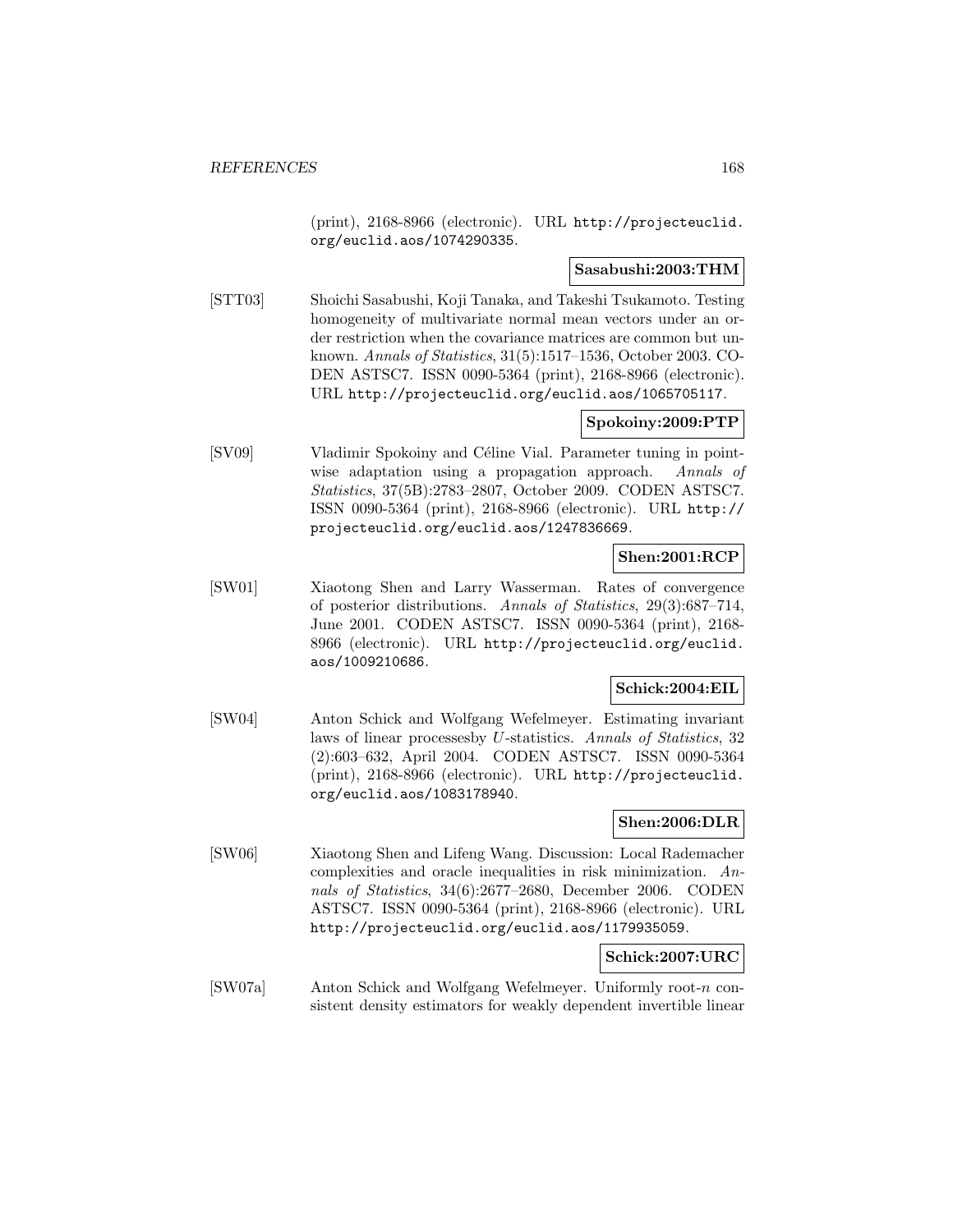(print), 2168-8966 (electronic). URL http://projecteuclid.org/euclid.aos/1074290335.

**Sasabushi:2003:THM**

[STT03] Shoichi Sasabushi, Koji Tanaka, and Takeshi Tsukamoto. Testing homogeneity of multivariate normal mean vectors under an order restriction when the covariance matrices are common but unknown. *Annals of Statistics*, 31(5):1517–1536, October 2003. CODEN ASTSC7. ISSN 0090-5364 (print), 2168-8966 (electronic). URL http://projecteuclid.org/euclid.aos/1065705117.

**Spokoiny:2009:PTP**

[SV09] Vladimir Spokoiny and Céline Vial. Parameter tuning in pointwise adaptation using a propagation approach. *Annals of Statistics*, 37(5B):2783–2807, October 2009. CODEN ASTSC7. ISSN 0090-5364 (print), 2168-8966 (electronic). URL http://projecteuclid.org/euclid.aos/1247836669.

**Shen:2001:RCP**

[SW01] Xiaotong Shen and Larry Wasserman. Rates of convergence of posterior distributions. *Annals of Statistics*, 29(3):687–714, June 2001. CODEN ASTSC7. ISSN 0090-5364 (print), 2168-8966 (electronic). URL http://projecteuclid.org/euclid.aos/1009210686.

**Schick:2004:EIL**

[SW04] Anton Schick and Wolfgang Wefelmeyer. Estimating invariant laws of linear processesby $U$-statistics. *Annals of Statistics*, 32 (2):603–632, April 2004. CODEN ASTSC7. ISSN 0090-5364 (print), 2168-8966 (electronic). URL http://projecteuclid.org/euclid.aos/1083178940.

**Shen:2006:DLR**

[SW06] Xiaotong Shen and Lifeng Wang. Discussion: Local Rademacher complexities and oracle inequalities in risk minimization. *Annals of Statistics*, 34(6):2677–2680, December 2006. CODEN ASTSC7. ISSN 0090-5364 (print), 2168-8966 (electronic). URL http://projecteuclid.org/euclid.aos/1179935059.

**Schick:2007:URC**

[SW07a] Anton Schick and Wolfgang Wefelmeyer. Uniformly root-$n$ consistent density estimators for weakly dependent invertible linear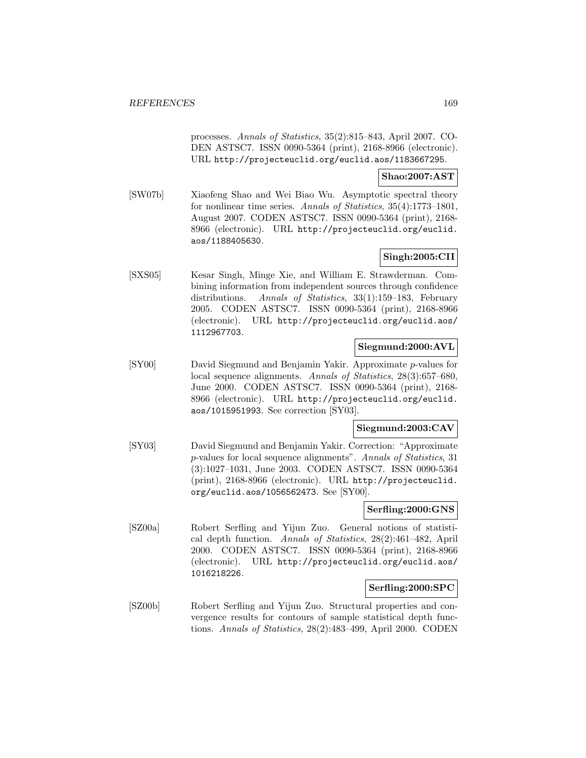processes. *Annals of Statistics*, 35(2):815–843, April 2007. CODEN ASTSC7. ISSN 0090-5364 (print), 2168-8966 (electronic). URL `http://projecteuclid.org/euclid.aos/1183667295`.

**Shao:2007:AST**

[SW07b] Xiaofeng Shao and Wei Biao Wu. Asymptotic spectral theory for nonlinear time series. *Annals of Statistics*, 35(4):1773–1801, August 2007. CODEN ASTSC7. ISSN 0090-5364 (print), 2168-8966 (electronic). URL `http://projecteuclid.org/euclid.aos/1188405630`.

**Singh:2005:CII**

[SXS05] Kesar Singh, Minge Xie, and William E. Strawderman. Combining information from independent sources through confidence distributions. *Annals of Statistics*, 33(1):159–183, February 2005. CODEN ASTSC7. ISSN 0090-5364 (print), 2168-8966 (electronic). URL `http://projecteuclid.org/euclid.aos/1112967703`.

**Siegmund:2000:AVL**

[SY00] David Siegmund and Benjamin Yakir. Approximate $p$-values for local sequence alignments. *Annals of Statistics*, 28(3):657–680, June 2000. CODEN ASTSC7. ISSN 0090-5364 (print), 2168-8966 (electronic). URL `http://projecteuclid.org/euclid.aos/1015951993`. See correction [SY03].

**Siegmund:2003:CAV**

[SY03] David Siegmund and Benjamin Yakir. Correction: "Approximate $p$-values for local sequence alignments". *Annals of Statistics*, 31 (3):1027–1031, June 2003. CODEN ASTSC7. ISSN 0090-5364 (print), 2168-8966 (electronic). URL `http://projecteuclid.org/euclid.aos/1056562473`. See [SY00].

**Serfling:2000:GNS**

[SZ00a] Robert Serfling and Yijun Zuo. General notions of statistical depth function. *Annals of Statistics*, 28(2):461–482, April 2000. CODEN ASTSC7. ISSN 0090-5364 (print), 2168-8966 (electronic). URL `http://projecteuclid.org/euclid.aos/1016218226`.

**Serfling:2000:SPC**

[SZ00b] Robert Serfling and Yijun Zuo. Structural properties and convergence results for contours of sample statistical depth functions. *Annals of Statistics*, 28(2):483–499, April 2000. CODEN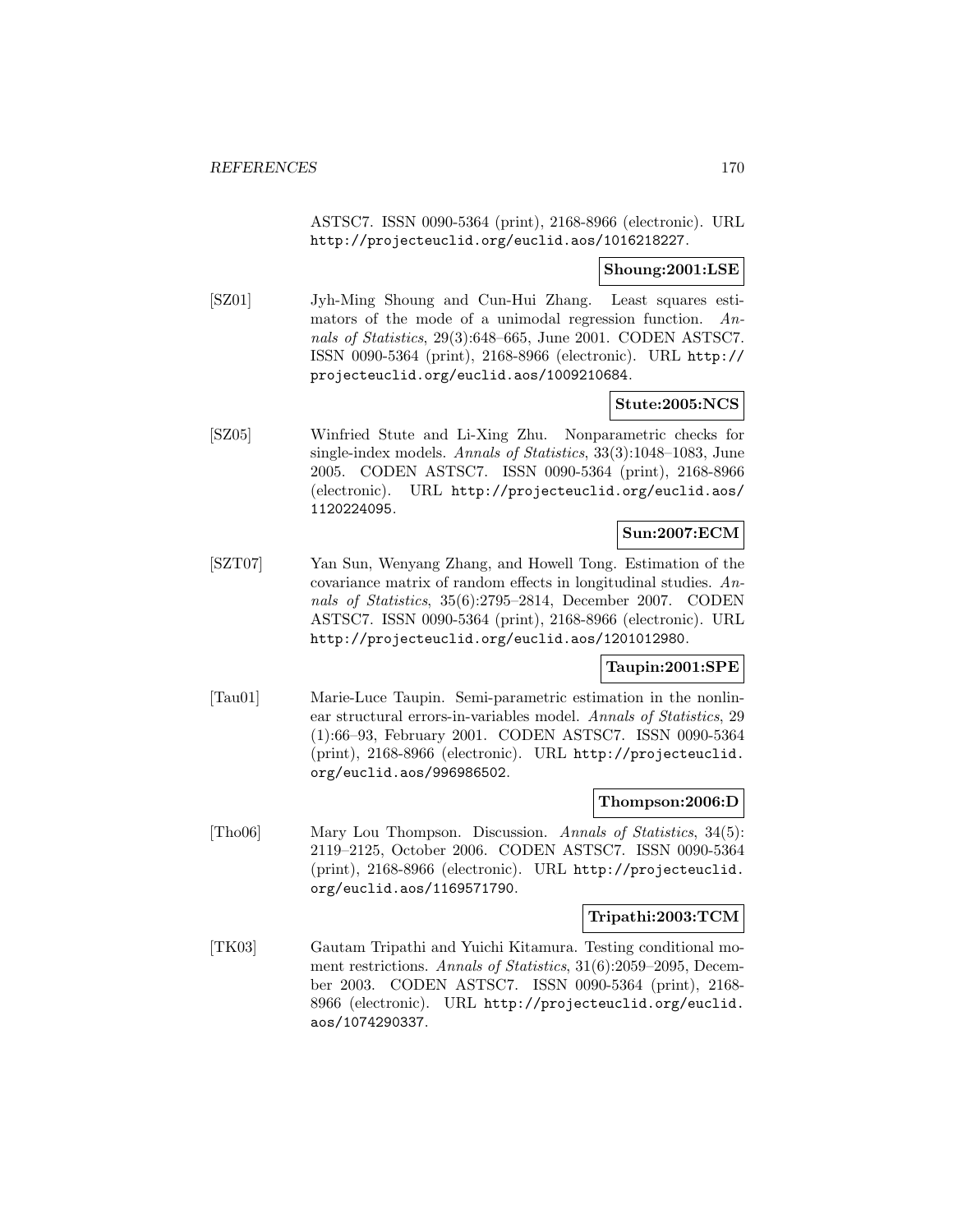ASTSC7. ISSN 0090-5364 (print), 2168-8966 (electronic). URL http://projecteuclid.org/euclid.aos/1016218227.

**Shoung:2001:LSE**

[SZ01] Jyh-Ming Shoung and Cun-Hui Zhang. Least squares estimators of the mode of a unimodal regression function. *Annals of Statistics*, 29(3):648–665, June 2001. CODEN ASTSC7. ISSN 0090-5364 (print), 2168-8966 (electronic). URL http://projecteuclid.org/euclid.aos/1009210684.

**Stute:2005:NCS**

[SZ05] Winfried Stute and Li-Xing Zhu. Nonparametric checks for single-index models. *Annals of Statistics*, 33(3):1048–1083, June 2005. CODEN ASTSC7. ISSN 0090-5364 (print), 2168-8966 (electronic). URL http://projecteuclid.org/euclid.aos/1120224095.

**Sun:2007:ECM**

[SZT07] Yan Sun, Wenyang Zhang, and Howell Tong. Estimation of the covariance matrix of random effects in longitudinal studies. *Annals of Statistics*, 35(6):2795–2814, December 2007. CODEN ASTSC7. ISSN 0090-5364 (print), 2168-8966 (electronic). URL http://projecteuclid.org/euclid.aos/1201012980.

**Taupin:2001:SPE**

[Tau01] Marie-Luce Taupin. Semi-parametric estimation in the nonlinear structural errors-in-variables model. *Annals of Statistics*, 29(1):66–93, February 2001. CODEN ASTSC7. ISSN 0090-5364 (print), 2168-8966 (electronic). URL http://projecteuclid.org/euclid.aos/996986502.

**Thompson:2006:D**

[Tho06] Mary Lou Thompson. Discussion. *Annals of Statistics*, 34(5):2119–2125, October 2006. CODEN ASTSC7. ISSN 0090-5364 (print), 2168-8966 (electronic). URL http://projecteuclid.org/euclid.aos/1169571790.

**Tripathi:2003:TCM**

[TK03] Gautam Tripathi and Yuichi Kitamura. Testing conditional moment restrictions. *Annals of Statistics*, 31(6):2059–2095, December 2003. CODEN ASTSC7. ISSN 0090-5364 (print), 2168-8966 (electronic). URL http://projecteuclid.org/euclid.aos/1074290337.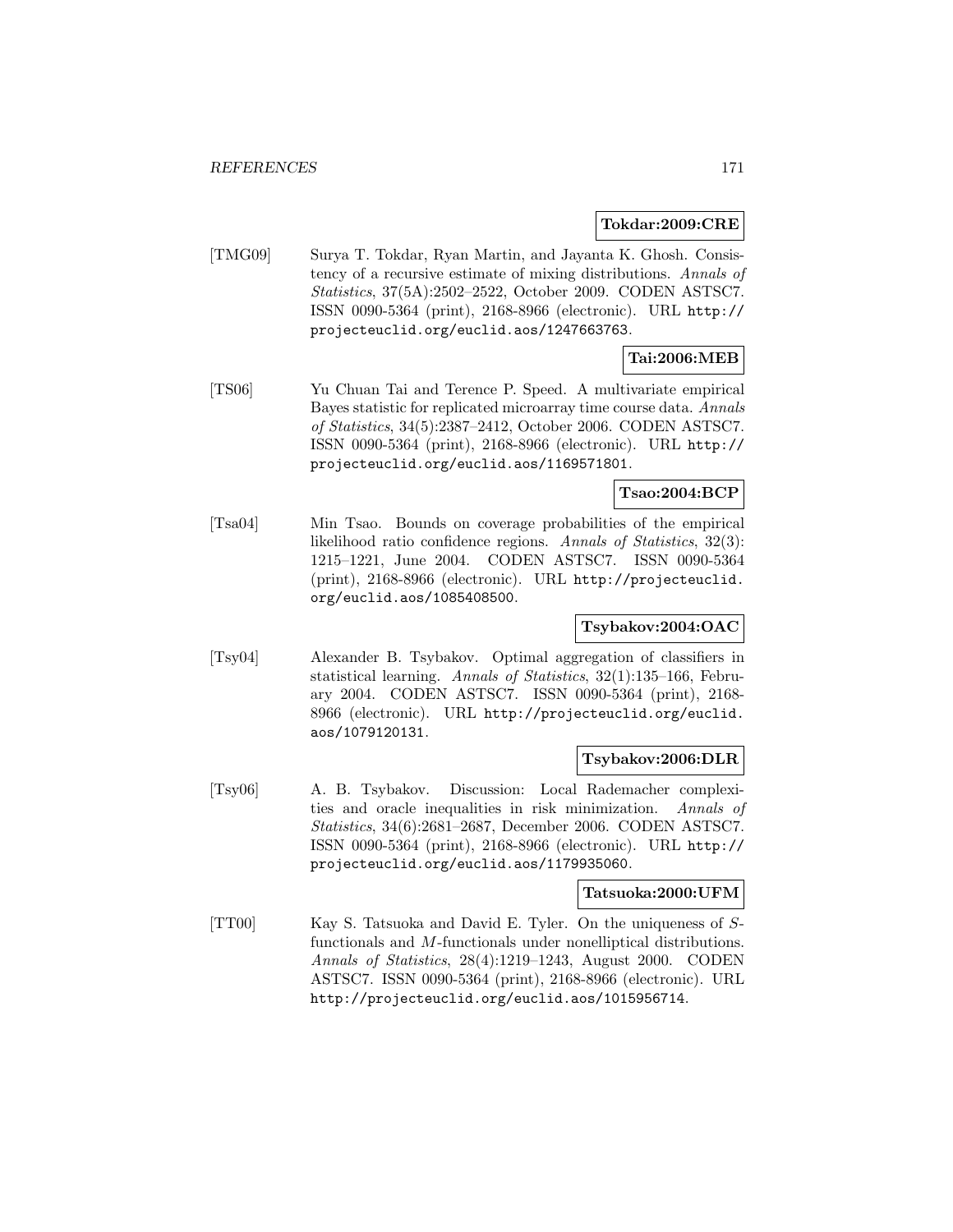**Tokdar:2009:CRE**

[TMG09] Surya T. Tokdar, Ryan Martin, and Jayanta K. Ghosh. Consistency of a recursive estimate of mixing distributions. *Annals of Statistics*, 37(5A):2502–2522, October 2009. CODEN ASTSC7. ISSN 0090-5364 (print), 2168-8966 (electronic). URL http://projecteuclid.org/euclid.aos/1247663763.

**Tai:2006:MEB**

[TS06] Yu Chuan Tai and Terence P. Speed. A multivariate empirical Bayes statistic for replicated microarray time course data. *Annals of Statistics*, 34(5):2387–2412, October 2006. CODEN ASTSC7. ISSN 0090-5364 (print), 2168-8966 (electronic). URL http://projecteuclid.org/euclid.aos/1169571801.

**Tsao:2004:BCP**

[Tsa04] Min Tsao. Bounds on coverage probabilities of the empirical likelihood ratio confidence regions. *Annals of Statistics*, 32(3): 1215–1221, June 2004. CODEN ASTSC7. ISSN 0090-5364 (print), 2168-8966 (electronic). URL http://projecteuclid.org/euclid.aos/1085408500.

**Tsybakov:2004:OAC**

[Tsy04] Alexander B. Tsybakov. Optimal aggregation of classifiers in statistical learning. *Annals of Statistics*, 32(1):135–166, February 2004. CODEN ASTSC7. ISSN 0090-5364 (print), 2168-8966 (electronic). URL http://projecteuclid.org/euclid.aos/1079120131.

**Tsybakov:2006:DLR**

[Tsy06] A. B. Tsybakov. Discussion: Local Rademacher complexities and oracle inequalities in risk minimization. *Annals of Statistics*, 34(6):2681–2687, December 2006. CODEN ASTSC7. ISSN 0090-5364 (print), 2168-8966 (electronic). URL http://projecteuclid.org/euclid.aos/1179935060.

**Tatsuoka:2000:UFM**

[TT00] Kay S. Tatsuoka and David E. Tyler. On the uniqueness of $S$-functionals and $M$-functionals under nonelliptical distributions. *Annals of Statistics*, 28(4):1219–1243, August 2000. CODEN ASTSC7. ISSN 0090-5364 (print), 2168-8966 (electronic). URL http://projecteuclid.org/euclid.aos/1015956714.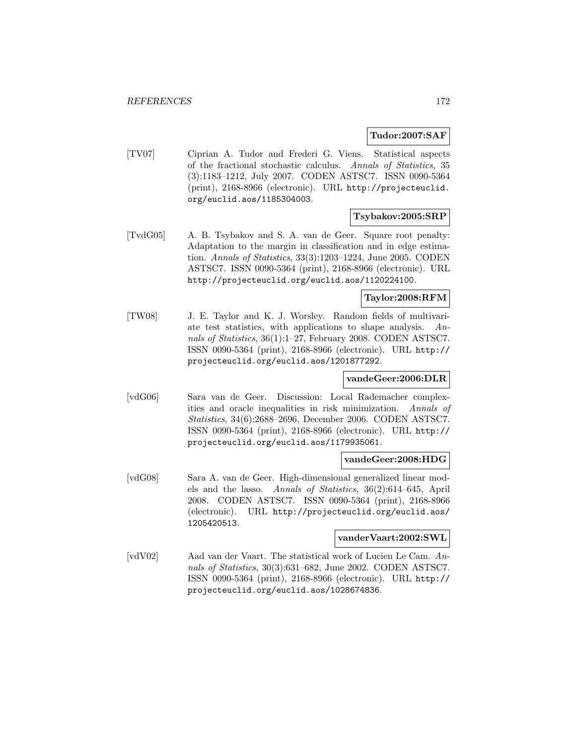**Tudor:2007:SAF**

[TV07] Ciprian A. Tudor and Frederi G. Viens. Statistical aspects of the fractional stochastic calculus. *Annals of Statistics*, 35 (3):1183–1212, July 2007. CODEN ASTSC7. ISSN 0090-5364 (print), 2168-8966 (electronic). URL http://projecteuclid.org/euclid.aos/1185304003.

**Tsybakov:2005:SRP**

[TvdG05] A. B. Tsybakov and S. A. van de Geer. Square root penalty: Adaptation to the margin in classification and in edge estimation. *Annals of Statistics*, 33(3):1203–1224, June 2005. CODEN ASTSC7. ISSN 0090-5364 (print), 2168-8966 (electronic). URL http://projecteuclid.org/euclid.aos/1120224100.

**Taylor:2008:RFM**

[TW08] J. E. Taylor and K. J. Worsley. Random fields of multivariate test statistics, with applications to shape analysis. *Annals of Statistics*, 36(1):1–27, February 2008. CODEN ASTSC7. ISSN 0090-5364 (print), 2168-8966 (electronic). URL http://projecteuclid.org/euclid.aos/1201877292.

**vandeGeer:2006:DLR**

[vdG06] Sara van de Geer. Discussion: Local Rademacher complexities and oracle inequalities in risk minimization. *Annals of Statistics*, 34(6):2688–2696, December 2006. CODEN ASTSC7. ISSN 0090-5364 (print), 2168-8966 (electronic). URL http://projecteuclid.org/euclid.aos/1179935061.

**vandeGeer:2008:HDG**

[vdG08] Sara A. van de Geer. High-dimensional generalized linear models and the lasso. *Annals of Statistics*, 36(2):614–645, April 2008. CODEN ASTSC7. ISSN 0090-5364 (print), 2168-8966 (electronic). URL http://projecteuclid.org/euclid.aos/1205420513.

**vanderVaart:2002:SWL**

[vdV02] Aad van der Vaart. The statistical work of Lucien Le Cam. *Annals of Statistics*, 30(3):631–682, June 2002. CODEN ASTSC7. ISSN 0090-5364 (print), 2168-8966 (electronic). URL http://projecteuclid.org/euclid.aos/1028674836.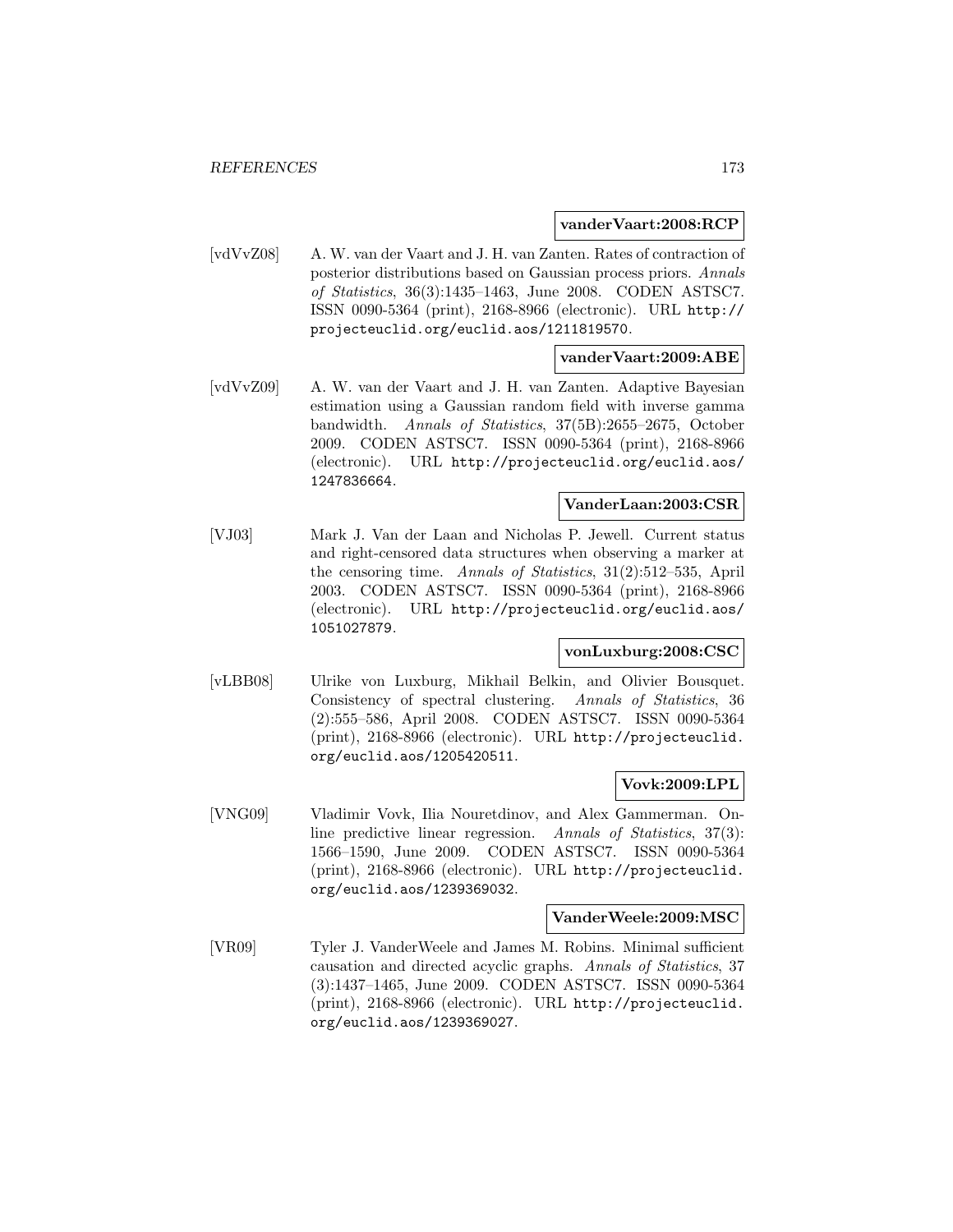**vanderVaart:2008:RCP**

[vdVvZ08] A. W. van der Vaart and J. H. van Zanten. Rates of contraction of posterior distributions based on Gaussian process priors. *Annals of Statistics*, 36(3):1435–1463, June 2008. CODEN ASTSC7. ISSN 0090-5364 (print), 2168-8966 (electronic). URL http://projecteuclid.org/euclid.aos/1211819570.

**vanderVaart:2009:ABE**

[vdVvZ09] A. W. van der Vaart and J. H. van Zanten. Adaptive Bayesian estimation using a Gaussian random field with inverse gamma bandwidth. *Annals of Statistics*, 37(5B):2655–2675, October 2009. CODEN ASTSC7. ISSN 0090-5364 (print), 2168-8966 (electronic). URL http://projecteuclid.org/euclid.aos/1247836664.

**VanderLaan:2003:CSR**

[VJ03] Mark J. Van der Laan and Nicholas P. Jewell. Current status and right-censored data structures when observing a marker at the censoring time. *Annals of Statistics*, 31(2):512–535, April 2003. CODEN ASTSC7. ISSN 0090-5364 (print), 2168-8966 (electronic). URL http://projecteuclid.org/euclid.aos/1051027879.

**vonLuxburg:2008:CSC**

[vLBB08] Ulrike von Luxburg, Mikhail Belkin, and Olivier Bousquet. Consistency of spectral clustering. *Annals of Statistics*, 36 (2):555–586, April 2008. CODEN ASTSC7. ISSN 0090-5364 (print), 2168-8966 (electronic). URL http://projecteuclid.org/euclid.aos/1205420511.

**Vovk:2009:LPL**

[VNG09] Vladimir Vovk, Ilia Nouretdinov, and Alex Gammerman. Online predictive linear regression. *Annals of Statistics*, 37(3): 1566–1590, June 2009. CODEN ASTSC7. ISSN 0090-5364 (print), 2168-8966 (electronic). URL http://projecteuclid.org/euclid.aos/1239369032.

**VanderWeele:2009:MSC**

[VR09] Tyler J. VanderWeele and James M. Robins. Minimal sufficient causation and directed acyclic graphs. *Annals of Statistics*, 37 (3):1437–1465, June 2009. CODEN ASTSC7. ISSN 0090-5364 (print), 2168-8966 (electronic). URL http://projecteuclid.org/euclid.aos/1239369027.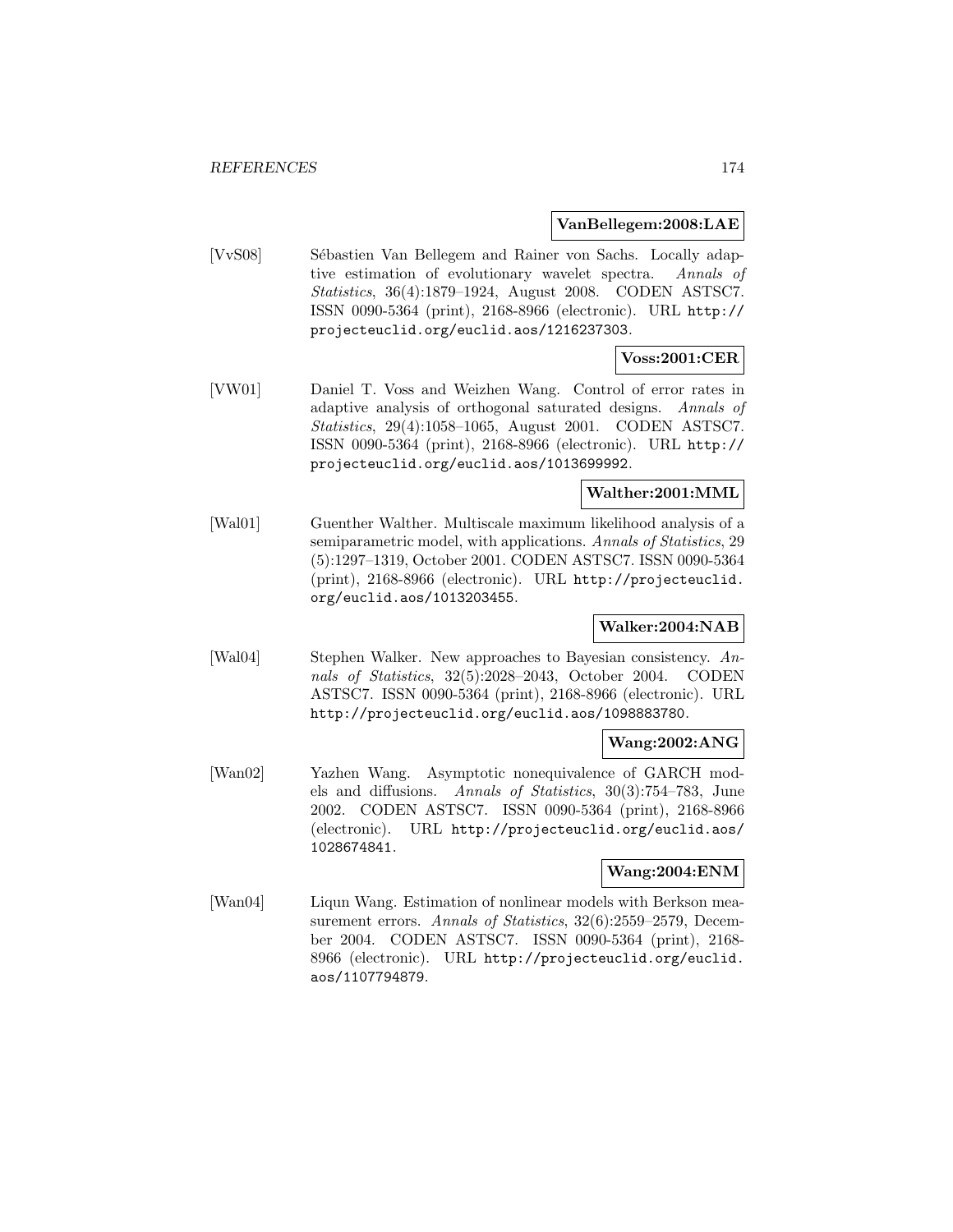**VanBellegem:2008:LAE**

[VvS08] Sébastien Van Bellegem and Rainer von Sachs. Locally adaptive estimation of evolutionary wavelet spectra. *Annals of Statistics*, 36(4):1879–1924, August 2008. CODEN ASTSC7. ISSN 0090-5364 (print), 2168-8966 (electronic). URL `http://projecteuclid.org/euclid.aos/1216237303`.

**Voss:2001:CER**

[VW01] Daniel T. Voss and Weizhen Wang. Control of error rates in adaptive analysis of orthogonal saturated designs. *Annals of Statistics*, 29(4):1058–1065, August 2001. CODEN ASTSC7. ISSN 0090-5364 (print), 2168-8966 (electronic). URL `http://projecteuclid.org/euclid.aos/1013699992`.

**Walther:2001:MML**

[Wal01] Guenther Walther. Multiscale maximum likelihood analysis of a semiparametric model, with applications. *Annals of Statistics*, 29 (5):1297–1319, October 2001. CODEN ASTSC7. ISSN 0090-5364 (print), 2168-8966 (electronic). URL `http://projecteuclid.org/euclid.aos/1013203455`.

**Walker:2004:NAB**

[Wal04] Stephen Walker. New approaches to Bayesian consistency. *Annals of Statistics*, 32(5):2028–2043, October 2004. CODEN ASTSC7. ISSN 0090-5364 (print), 2168-8966 (electronic). URL `http://projecteuclid.org/euclid.aos/1098883780`.

**Wang:2002:ANG**

[Wan02] Yazhen Wang. Asymptotic nonequivalence of GARCH models and diffusions. *Annals of Statistics*, 30(3):754–783, June 2002. CODEN ASTSC7. ISSN 0090-5364 (print), 2168-8966 (electronic). URL `http://projecteuclid.org/euclid.aos/1028674841`.

**Wang:2004:ENM**

[Wan04] Liqun Wang. Estimation of nonlinear models with Berkson measurement errors. *Annals of Statistics*, 32(6):2559–2579, December 2004. CODEN ASTSC7. ISSN 0090-5364 (print), 2168-8966 (electronic). URL `http://projecteuclid.org/euclid.aos/1107794879`.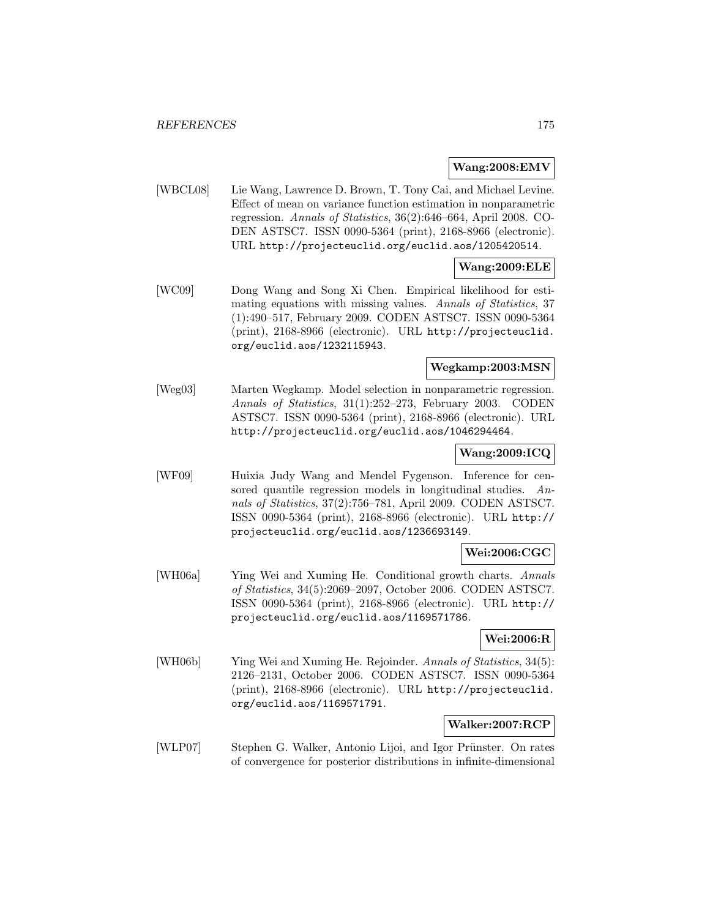**Wang:2008:EMV**

[WBCL08] Lie Wang, Lawrence D. Brown, T. Tony Cai, and Michael Levine. Effect of mean on variance function estimation in nonparametric regression. *Annals of Statistics*, 36(2):646–664, April 2008. CODEN ASTSC7. ISSN 0090-5364 (print), 2168-8966 (electronic). URL `http://projecteuclid.org/euclid.aos/1205420514`.

**Wang:2009:ELE**

[WC09] Dong Wang and Song Xi Chen. Empirical likelihood for estimating equations with missing values. *Annals of Statistics*, 37 (1):490–517, February 2009. CODEN ASTSC7. ISSN 0090-5364 (print), 2168-8966 (electronic). URL `http://projecteuclid.org/euclid.aos/1232115943`.

**Wegkamp:2003:MSN**

[Weg03] Marten Wegkamp. Model selection in nonparametric regression. *Annals of Statistics*, 31(1):252–273, February 2003. CODEN ASTSC7. ISSN 0090-5364 (print), 2168-8966 (electronic). URL `http://projecteuclid.org/euclid.aos/1046294464`.

**Wang:2009:ICQ**

[WF09] Huixia Judy Wang and Mendel Fygenson. Inference for censored quantile regression models in longitudinal studies. *Annals of Statistics*, 37(2):756–781, April 2009. CODEN ASTSC7. ISSN 0090-5364 (print), 2168-8966 (electronic). URL `http://projecteuclid.org/euclid.aos/1236693149`.

**Wei:2006:CGC**

[WH06a] Ying Wei and Xuming He. Conditional growth charts. *Annals of Statistics*, 34(5):2069–2097, October 2006. CODEN ASTSC7. ISSN 0090-5364 (print), 2168-8966 (electronic). URL `http://projecteuclid.org/euclid.aos/1169571786`.

**Wei:2006:R**

[WH06b] Ying Wei and Xuming He. Rejoinder. *Annals of Statistics*, 34(5): 2126–2131, October 2006. CODEN ASTSC7. ISSN 0090-5364 (print), 2168-8966 (electronic). URL `http://projecteuclid.org/euclid.aos/1169571791`.

**Walker:2007:RCP**

[WLP07] Stephen G. Walker, Antonio Lijoi, and Igor Prünster. On rates of convergence for posterior distributions in infinite-dimensional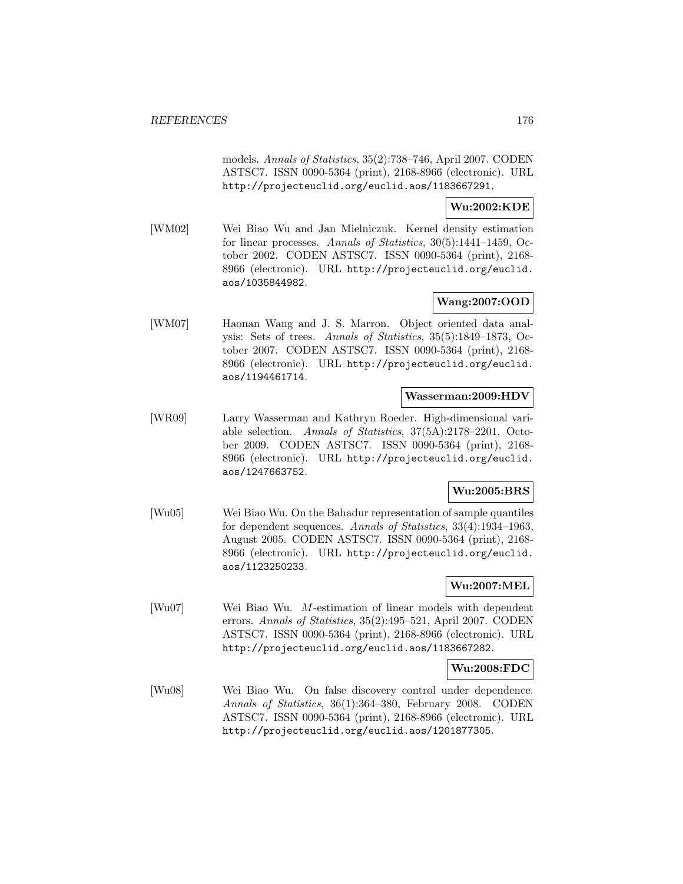models. *Annals of Statistics*, 35(2):738–746, April 2007. CODEN ASTSC7. ISSN 0090-5364 (print), 2168-8966 (electronic). URL http://projecteuclid.org/euclid.aos/1183667291.

**Wu:2002:KDE**

[WM02] Wei Biao Wu and Jan Mielniczuk. Kernel density estimation for linear processes. *Annals of Statistics*, 30(5):1441–1459, October 2002. CODEN ASTSC7. ISSN 0090-5364 (print), 2168-8966 (electronic). URL http://projecteuclid.org/euclid.aos/1035844982.

**Wang:2007:OOD**

[WM07] Haonan Wang and J. S. Marron. Object oriented data analysis: Sets of trees. *Annals of Statistics*, 35(5):1849–1873, October 2007. CODEN ASTSC7. ISSN 0090-5364 (print), 2168-8966 (electronic). URL http://projecteuclid.org/euclid.aos/1194461714.

**Wasserman:2009:HDV**

[WR09] Larry Wasserman and Kathryn Roeder. High-dimensional variable selection. *Annals of Statistics*, 37(5A):2178–2201, October 2009. CODEN ASTSC7. ISSN 0090-5364 (print), 2168-8966 (electronic). URL http://projecteuclid.org/euclid.aos/1247663752.

**Wu:2005:BRS**

[Wu05] Wei Biao Wu. On the Bahadur representation of sample quantiles for dependent sequences. *Annals of Statistics*, 33(4):1934–1963, August 2005. CODEN ASTSC7. ISSN 0090-5364 (print), 2168-8966 (electronic). URL http://projecteuclid.org/euclid.aos/1123250233.

**Wu:2007:MEL**

[Wu07] Wei Biao Wu. $M$-estimation of linear models with dependent errors. *Annals of Statistics*, 35(2):495–521, April 2007. CODEN ASTSC7. ISSN 0090-5364 (print), 2168-8966 (electronic). URL http://projecteuclid.org/euclid.aos/1183667282.

**Wu:2008:FDC**

[Wu08] Wei Biao Wu. On false discovery control under dependence. *Annals of Statistics*, 36(1):364–380, February 2008. CODEN ASTSC7. ISSN 0090-5364 (print), 2168-8966 (electronic). URL http://projecteuclid.org/euclid.aos/1201877305.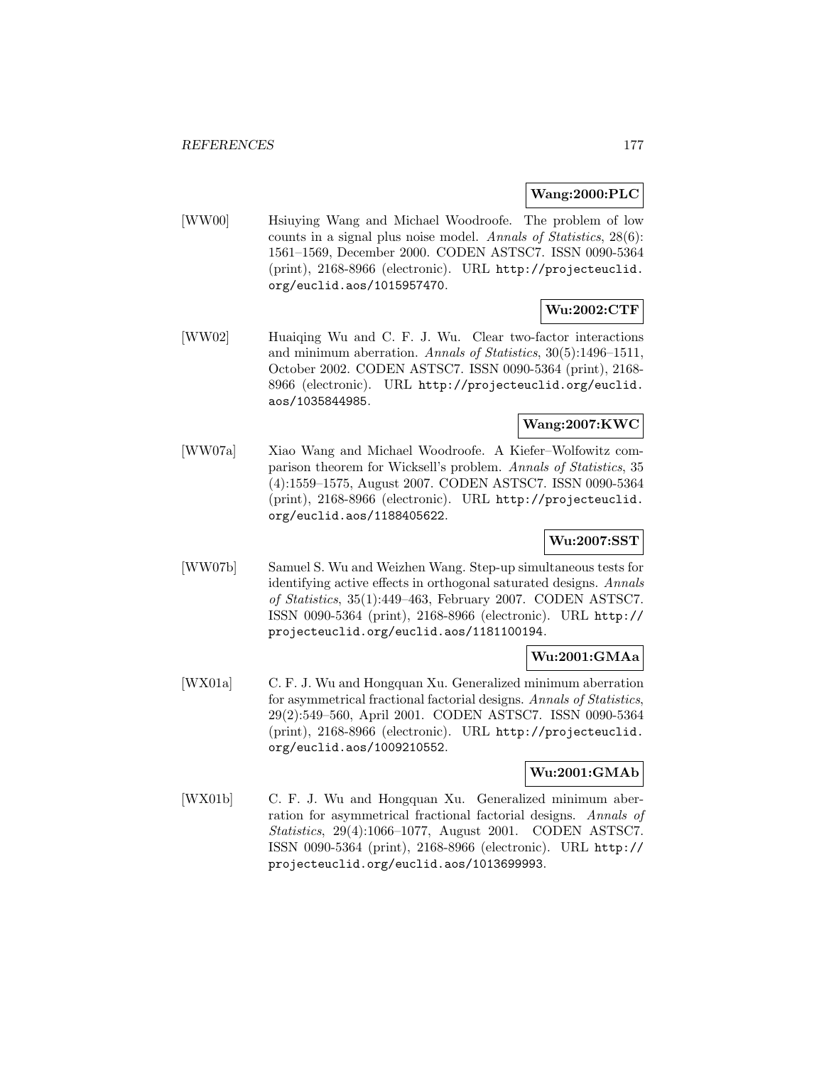**Wang:2000:PLC**

[WW00] Hsiuying Wang and Michael Woodroofe. The problem of low counts in a signal plus noise model. *Annals of Statistics*, 28(6): 1561–1569, December 2000. CODEN ASTSC7. ISSN 0090-5364 (print), 2168-8966 (electronic). URL http://projecteuclid.org/euclid.aos/1015957470.

**Wu:2002:CTF**

[WW02] Huaiqing Wu and C. F. J. Wu. Clear two-factor interactions and minimum aberration. *Annals of Statistics*, 30(5):1496–1511, October 2002. CODEN ASTSC7. ISSN 0090-5364 (print), 2168-8966 (electronic). URL http://projecteuclid.org/euclid.aos/1035844985.

**Wang:2007:KWC**

[WW07a] Xiao Wang and Michael Woodroofe. A Kiefer–Wolfowitz comparison theorem for Wicksell's problem. *Annals of Statistics*, 35 (4):1559–1575, August 2007. CODEN ASTSC7. ISSN 0090-5364 (print), 2168-8966 (electronic). URL http://projecteuclid.org/euclid.aos/1188405622.

**Wu:2007:SST**

[WW07b] Samuel S. Wu and Weizhen Wang. Step-up simultaneous tests for identifying active effects in orthogonal saturated designs. *Annals of Statistics*, 35(1):449–463, February 2007. CODEN ASTSC7. ISSN 0090-5364 (print), 2168-8966 (electronic). URL http://projecteuclid.org/euclid.aos/1181100194.

**Wu:2001:GMAa**

[WX01a] C. F. J. Wu and Hongquan Xu. Generalized minimum aberration for asymmetrical fractional factorial designs. *Annals of Statistics*, 29(2):549–560, April 2001. CODEN ASTSC7. ISSN 0090-5364 (print), 2168-8966 (electronic). URL http://projecteuclid.org/euclid.aos/1009210552.

**Wu:2001:GMAb**

[WX01b] C. F. J. Wu and Hongquan Xu. Generalized minimum aberration for asymmetrical fractional factorial designs. *Annals of Statistics*, 29(4):1066–1077, August 2001. CODEN ASTSC7. ISSN 0090-5364 (print), 2168-8966 (electronic). URL http://projecteuclid.org/euclid.aos/1013699993.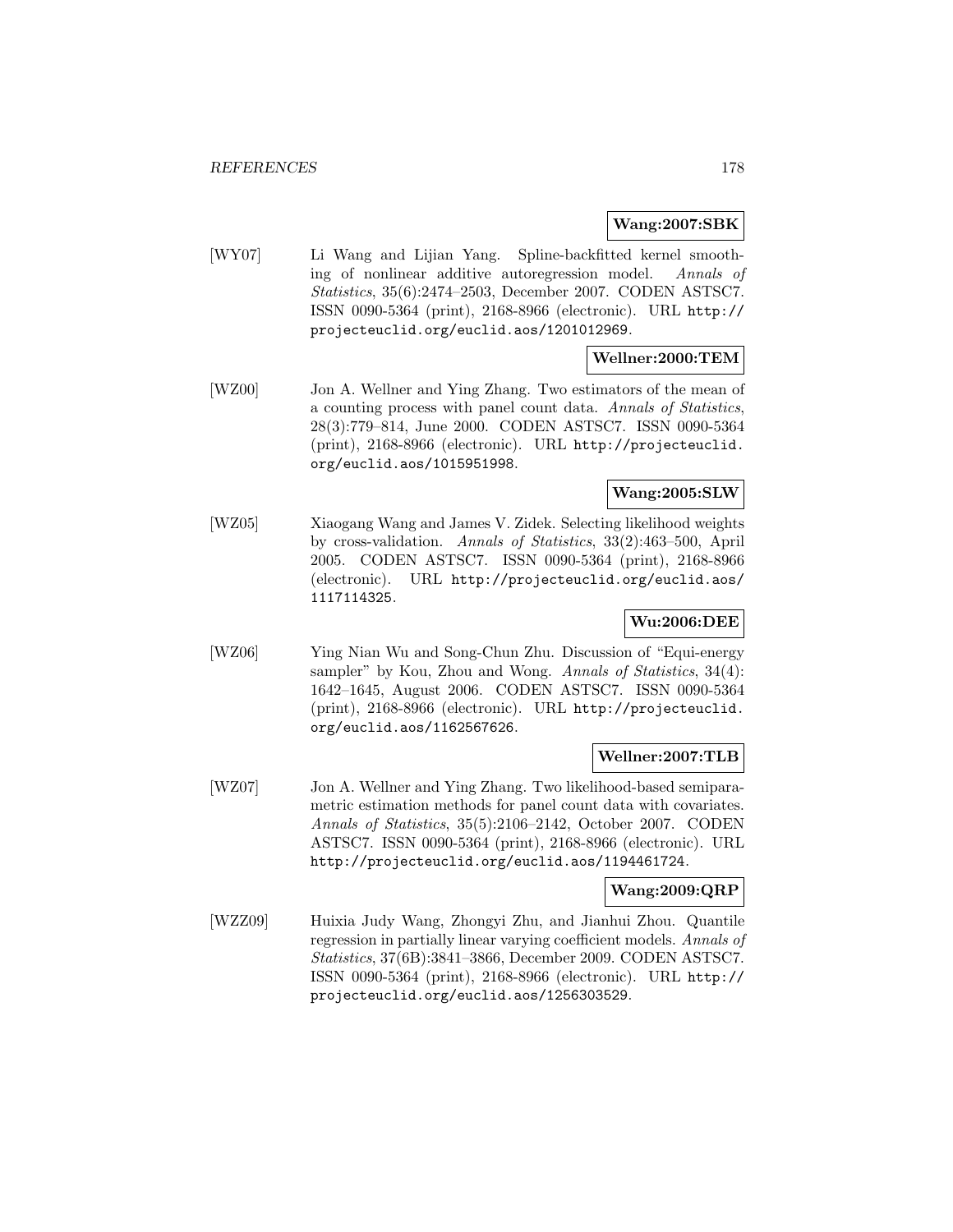**Wang:2007:SBK**

[WY07] Li Wang and Lijian Yang. Spline-backfitted kernel smoothing of nonlinear additive autoregression model. *Annals of Statistics*, 35(6):2474–2503, December 2007. CODEN ASTSC7. ISSN 0090-5364 (print), 2168-8966 (electronic). URL http://projecteuclid.org/euclid.aos/1201012969.

**Wellner:2000:TEM**

[WZ00] Jon A. Wellner and Ying Zhang. Two estimators of the mean of a counting process with panel count data. *Annals of Statistics*, 28(3):779–814, June 2000. CODEN ASTSC7. ISSN 0090-5364 (print), 2168-8966 (electronic). URL http://projecteuclid.org/euclid.aos/1015951998.

**Wang:2005:SLW**

[WZ05] Xiaogang Wang and James V. Zidek. Selecting likelihood weights by cross-validation. *Annals of Statistics*, 33(2):463–500, April 2005. CODEN ASTSC7. ISSN 0090-5364 (print), 2168-8966 (electronic). URL http://projecteuclid.org/euclid.aos/1117114325.

**Wu:2006:DEE**

[WZ06] Ying Nian Wu and Song-Chun Zhu. Discussion of "Equi-energy sampler" by Kou, Zhou and Wong. *Annals of Statistics*, 34(4): 1642–1645, August 2006. CODEN ASTSC7. ISSN 0090-5364 (print), 2168-8966 (electronic). URL http://projecteuclid.org/euclid.aos/1162567626.

**Wellner:2007:TLB**

[WZ07] Jon A. Wellner and Ying Zhang. Two likelihood-based semiparametric estimation methods for panel count data with covariates. *Annals of Statistics*, 35(5):2106–2142, October 2007. CODEN ASTSC7. ISSN 0090-5364 (print), 2168-8966 (electronic). URL http://projecteuclid.org/euclid.aos/1194461724.

**Wang:2009:QRP**

[WZZ09] Huixia Judy Wang, Zhongyi Zhu, and Jianhui Zhou. Quantile regression in partially linear varying coefficient models. *Annals of Statistics*, 37(6B):3841–3866, December 2009. CODEN ASTSC7. ISSN 0090-5364 (print), 2168-8966 (electronic). URL http://projecteuclid.org/euclid.aos/1256303529.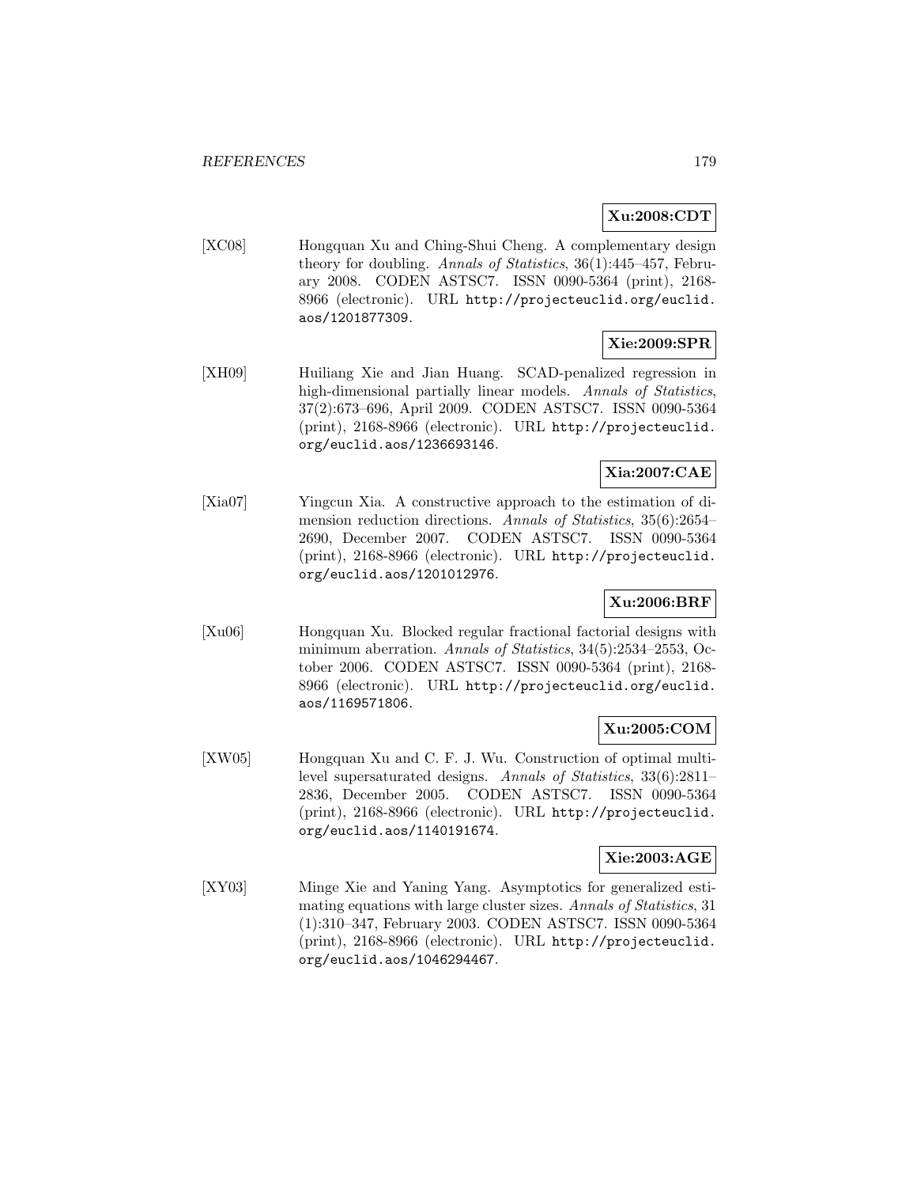**Xu:2008:CDT**

[XC08] Hongquan Xu and Ching-Shui Cheng. A complementary design theory for doubling. *Annals of Statistics*, 36(1):445–457, February 2008. CODEN ASTSC7. ISSN 0090-5364 (print), 2168-8966 (electronic). URL http://projecteuclid.org/euclid.aos/1201877309.

**Xie:2009:SPR**

[XH09] Huiliang Xie and Jian Huang. SCAD-penalized regression in high-dimensional partially linear models. *Annals of Statistics*, 37(2):673–696, April 2009. CODEN ASTSC7. ISSN 0090-5364 (print), 2168-8966 (electronic). URL http://projecteuclid.org/euclid.aos/1236693146.

**Xia:2007:CAE**

[Xia07] Yingcun Xia. A constructive approach to the estimation of dimension reduction directions. *Annals of Statistics*, 35(6):2654–2690, December 2007. CODEN ASTSC7. ISSN 0090-5364 (print), 2168-8966 (electronic). URL http://projecteuclid.org/euclid.aos/1201012976.

**Xu:2006:BRF**

[Xu06] Hongquan Xu. Blocked regular fractional factorial designs with minimum aberration. *Annals of Statistics*, 34(5):2534–2553, October 2006. CODEN ASTSC7. ISSN 0090-5364 (print), 2168-8966 (electronic). URL http://projecteuclid.org/euclid.aos/1169571806.

**Xu:2005:COM**

[XW05] Hongquan Xu and C. F. J. Wu. Construction of optimal multi-level supersaturated designs. *Annals of Statistics*, 33(6):2811–2836, December 2005. CODEN ASTSC7. ISSN 0090-5364 (print), 2168-8966 (electronic). URL http://projecteuclid.org/euclid.aos/1140191674.

**Xie:2003:AGE**

[XY03] Minge Xie and Yaning Yang. Asymptotics for generalized estimating equations with large cluster sizes. *Annals of Statistics*, 31 (1):310–347, February 2003. CODEN ASTSC7. ISSN 0090-5364 (print), 2168-8966 (electronic). URL http://projecteuclid.org/euclid.aos/1046294467.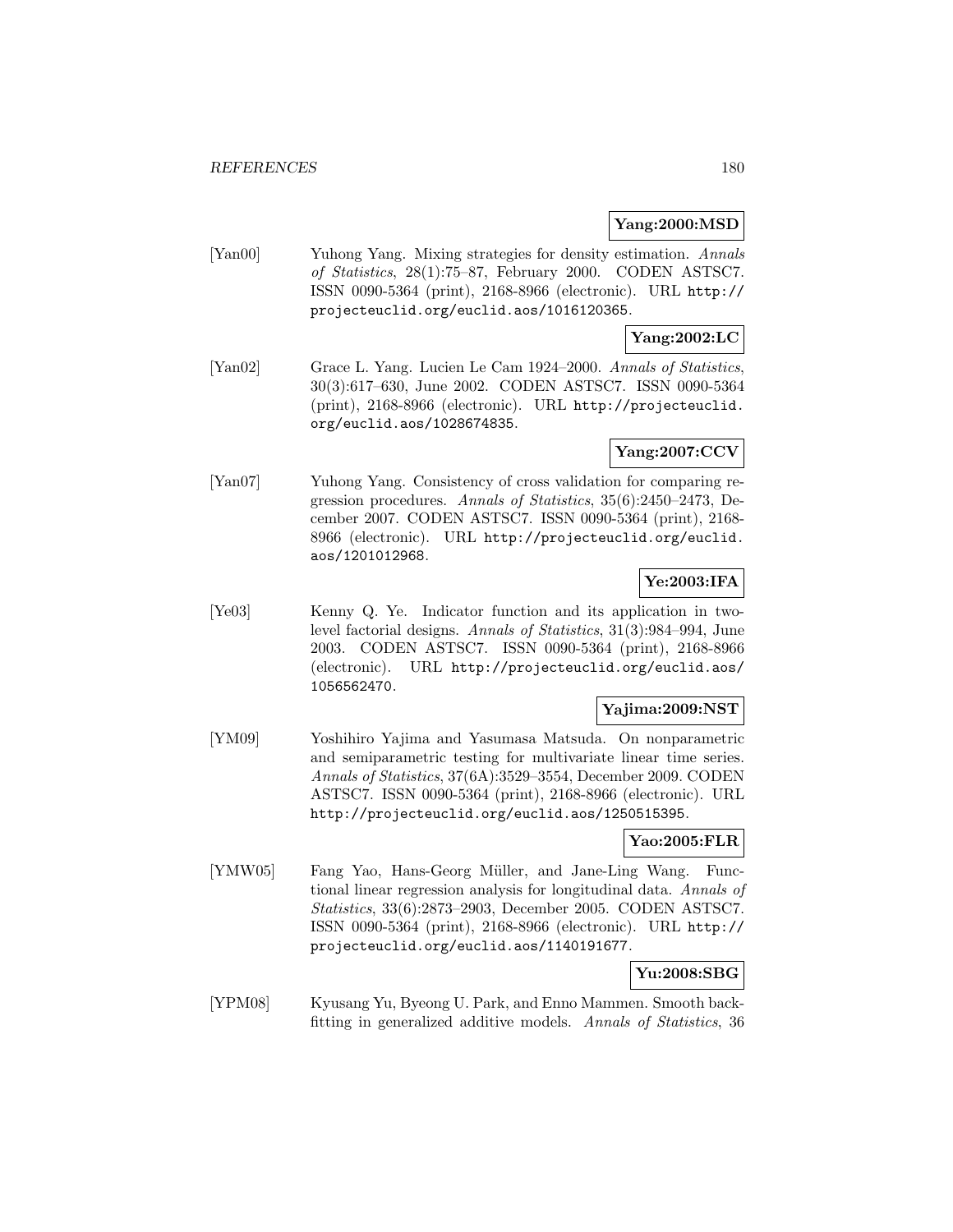**Yang:2000:MSD**

[Yan00] Yuhong Yang. Mixing strategies for density estimation. *Annals of Statistics*, 28(1):75–87, February 2000. CODEN ASTSC7. ISSN 0090-5364 (print), 2168-8966 (electronic). URL `http://projecteuclid.org/euclid.aos/1016120365`.

**Yang:2002:LC**

[Yan02] Grace L. Yang. Lucien Le Cam 1924–2000. *Annals of Statistics*, 30(3):617–630, June 2002. CODEN ASTSC7. ISSN 0090-5364 (print), 2168-8966 (electronic). URL `http://projecteuclid.org/euclid.aos/1028674835`.

**Yang:2007:CCV**

[Yan07] Yuhong Yang. Consistency of cross validation for comparing regression procedures. *Annals of Statistics*, 35(6):2450–2473, December 2007. CODEN ASTSC7. ISSN 0090-5364 (print), 2168-8966 (electronic). URL `http://projecteuclid.org/euclid.aos/1201012968`.

**Ye:2003:IFA**

[Ye03] Kenny Q. Ye. Indicator function and its application in two-level factorial designs. *Annals of Statistics*, 31(3):984–994, June 2003. CODEN ASTSC7. ISSN 0090-5364 (print), 2168-8966 (electronic). URL `http://projecteuclid.org/euclid.aos/1056562470`.

**Yajima:2009:NST**

[YM09] Yoshihiro Yajima and Yasumasa Matsuda. On nonparametric and semiparametric testing for multivariate linear time series. *Annals of Statistics*, 37(6A):3529–3554, December 2009. CODEN ASTSC7. ISSN 0090-5364 (print), 2168-8966 (electronic). URL `http://projecteuclid.org/euclid.aos/1250515395`.

**Yao:2005:FLR**

[YMW05] Fang Yao, Hans-Georg Müller, and Jane-Ling Wang. Functional linear regression analysis for longitudinal data. *Annals of Statistics*, 33(6):2873–2903, December 2005. CODEN ASTSC7. ISSN 0090-5364 (print), 2168-8966 (electronic). URL `http://projecteuclid.org/euclid.aos/1140191677`.

**Yu:2008:SBG**

[YPM08] Kyusang Yu, Byeong U. Park, and Enno Mammen. Smooth backfitting in generalized additive models. *Annals of Statistics*, 36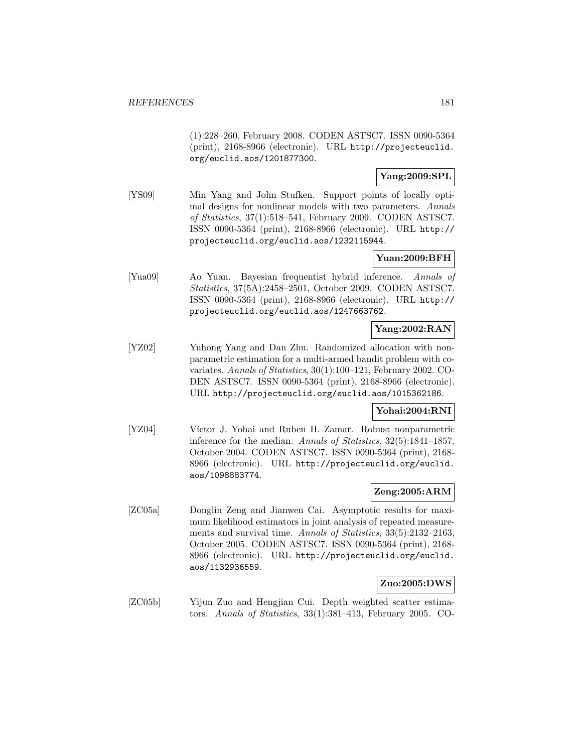(1):228–260, February 2008. CODEN ASTSC7. ISSN 0090-5364 (print), 2168-8966 (electronic). URL http://projecteuclid.org/euclid.aos/1201877300.

**Yang:2009:SPL**

[YS09] Min Yang and John Stufken. Support points of locally optimal designs for nonlinear models with two parameters. *Annals of Statistics*, 37(1):518–541, February 2009. CODEN ASTSC7. ISSN 0090-5364 (print), 2168-8966 (electronic). URL http://projecteuclid.org/euclid.aos/1232115944.

**Yuan:2009:BFH**

[Yua09] Ao Yuan. Bayesian frequentist hybrid inference. *Annals of Statistics*, 37(5A):2458–2501, October 2009. CODEN ASTSC7. ISSN 0090-5364 (print), 2168-8966 (electronic). URL http://projecteuclid.org/euclid.aos/1247663762.

**Yang:2002:RAN**

[YZ02] Yuhong Yang and Dan Zhu. Randomized allocation with nonparametric estimation for a multi-armed bandit problem with covariates. *Annals of Statistics*, 30(1):100–121, February 2002. CODEN ASTSC7. ISSN 0090-5364 (print), 2168-8966 (electronic). URL http://projecteuclid.org/euclid.aos/1015362186.

**Yohai:2004:RNI**

[YZ04] Víctor J. Yohai and Ruben H. Zamar. Robust nonparametric inference for the median. *Annals of Statistics*, 32(5):1841–1857, October 2004. CODEN ASTSC7. ISSN 0090-5364 (print), 2168-8966 (electronic). URL http://projecteuclid.org/euclid.aos/1098883774.

**Zeng:2005:ARM**

[ZC05a] Donglin Zeng and Jianwen Cai. Asymptotic results for maximum likelihood estimators in joint analysis of repeated measurements and survival time. *Annals of Statistics*, 33(5):2132–2163, October 2005. CODEN ASTSC7. ISSN 0090-5364 (print), 2168-8966 (electronic). URL http://projecteuclid.org/euclid.aos/1132936559.

**Zuo:2005:DWS**

[ZC05b] Yijun Zuo and Hengjian Cui. Depth weighted scatter estimators. *Annals of Statistics*, 33(1):381–413, February 2005. CO-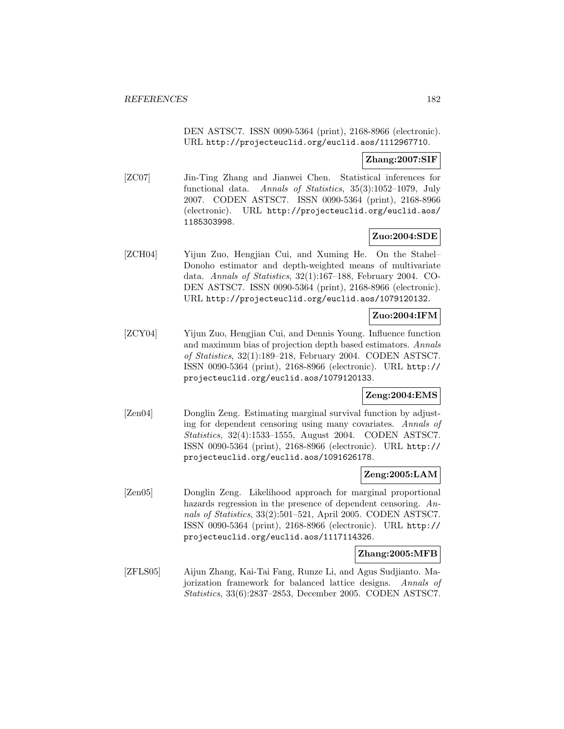DEN ASTSC7. ISSN 0090-5364 (print), 2168-8966 (electronic). URL http://projecteuclid.org/euclid.aos/1112967710.

**Zhang:2007:SIF**

[ZC07] Jin-Ting Zhang and Jianwei Chen. Statistical inferences for functional data. *Annals of Statistics*, 35(3):1052–1079, July 2007. CODEN ASTSC7. ISSN 0090-5364 (print), 2168-8966 (electronic). URL http://projecteuclid.org/euclid.aos/1185303998.

**Zuo:2004:SDE**

[ZCH04] Yijun Zuo, Hengjian Cui, and Xuming He. On the Stahel–Donoho estimator and depth-weighted means of multivariate data. *Annals of Statistics*, 32(1):167–188, February 2004. CODEN ASTSC7. ISSN 0090-5364 (print), 2168-8966 (electronic). URL http://projecteuclid.org/euclid.aos/1079120132.

**Zuo:2004:IFM**

[ZCY04] Yijun Zuo, Hengjian Cui, and Dennis Young. Influence function and maximum bias of projection depth based estimators. *Annals of Statistics*, 32(1):189–218, February 2004. CODEN ASTSC7. ISSN 0090-5364 (print), 2168-8966 (electronic). URL http://projecteuclid.org/euclid.aos/1079120133.

**Zeng:2004:EMS**

[Zen04] Donglin Zeng. Estimating marginal survival function by adjusting for dependent censoring using many covariates. *Annals of Statistics*, 32(4):1533–1555, August 2004. CODEN ASTSC7. ISSN 0090-5364 (print), 2168-8966 (electronic). URL http://projecteuclid.org/euclid.aos/1091626178.

**Zeng:2005:LAM**

[Zen05] Donglin Zeng. Likelihood approach for marginal proportional hazards regression in the presence of dependent censoring. *Annals of Statistics*, 33(2):501–521, April 2005. CODEN ASTSC7. ISSN 0090-5364 (print), 2168-8966 (electronic). URL http://projecteuclid.org/euclid.aos/1117114326.

**Zhang:2005:MFB**

[ZFLS05] Aijun Zhang, Kai-Tai Fang, Runze Li, and Agus Sudjianto. Majorization framework for balanced lattice designs. *Annals of Statistics*, 33(6):2837–2853, December 2005. CODEN ASTSC7.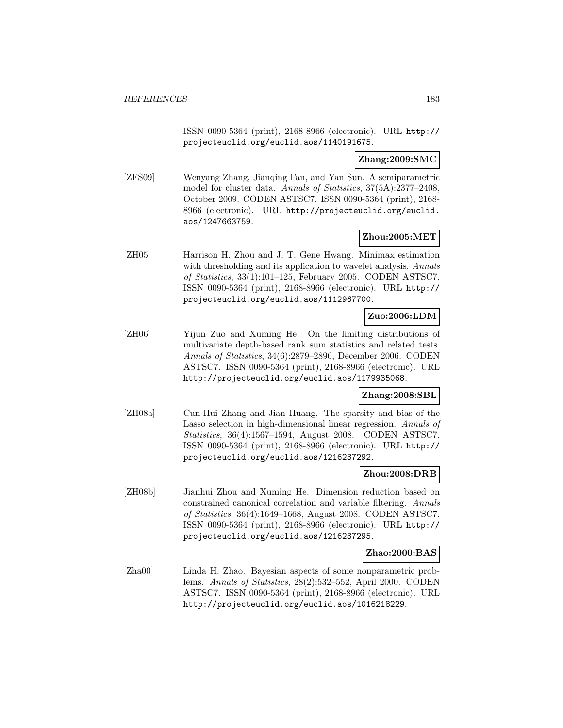ISSN 0090-5364 (print), 2168-8966 (electronic). URL http://projecteuclid.org/euclid.aos/1140191675.

**Zhang:2009:SMC**

[ZFS09] Wenyang Zhang, Jianqing Fan, and Yan Sun. A semiparametric model for cluster data. *Annals of Statistics*, 37(5A):2377–2408, October 2009. CODEN ASTSC7. ISSN 0090-5364 (print), 2168-8966 (electronic). URL http://projecteuclid.org/euclid.aos/1247663759.

**Zhou:2005:MET**

[ZH05] Harrison H. Zhou and J. T. Gene Hwang. Minimax estimation with thresholding and its application to wavelet analysis. *Annals of Statistics*, 33(1):101–125, February 2005. CODEN ASTSC7. ISSN 0090-5364 (print), 2168-8966 (electronic). URL http://projecteuclid.org/euclid.aos/1112967700.

**Zuo:2006:LDM**

[ZH06] Yijun Zuo and Xuming He. On the limiting distributions of multivariate depth-based rank sum statistics and related tests. *Annals of Statistics*, 34(6):2879–2896, December 2006. CODEN ASTSC7. ISSN 0090-5364 (print), 2168-8966 (electronic). URL http://projecteuclid.org/euclid.aos/1179935068.

**Zhang:2008:SBL**

[ZH08a] Cun-Hui Zhang and Jian Huang. The sparsity and bias of the Lasso selection in high-dimensional linear regression. *Annals of Statistics*, 36(4):1567–1594, August 2008. CODEN ASTSC7. ISSN 0090-5364 (print), 2168-8966 (electronic). URL http://projecteuclid.org/euclid.aos/1216237292.

**Zhou:2008:DRB**

[ZH08b] Jianhui Zhou and Xuming He. Dimension reduction based on constrained canonical correlation and variable filtering. *Annals of Statistics*, 36(4):1649–1668, August 2008. CODEN ASTSC7. ISSN 0090-5364 (print), 2168-8966 (electronic). URL http://projecteuclid.org/euclid.aos/1216237295.

**Zhao:2000:BAS**

[Zha00] Linda H. Zhao. Bayesian aspects of some nonparametric problems. *Annals of Statistics*, 28(2):532–552, April 2000. CODEN ASTSC7. ISSN 0090-5364 (print), 2168-8966 (electronic). URL http://projecteuclid.org/euclid.aos/1016218229.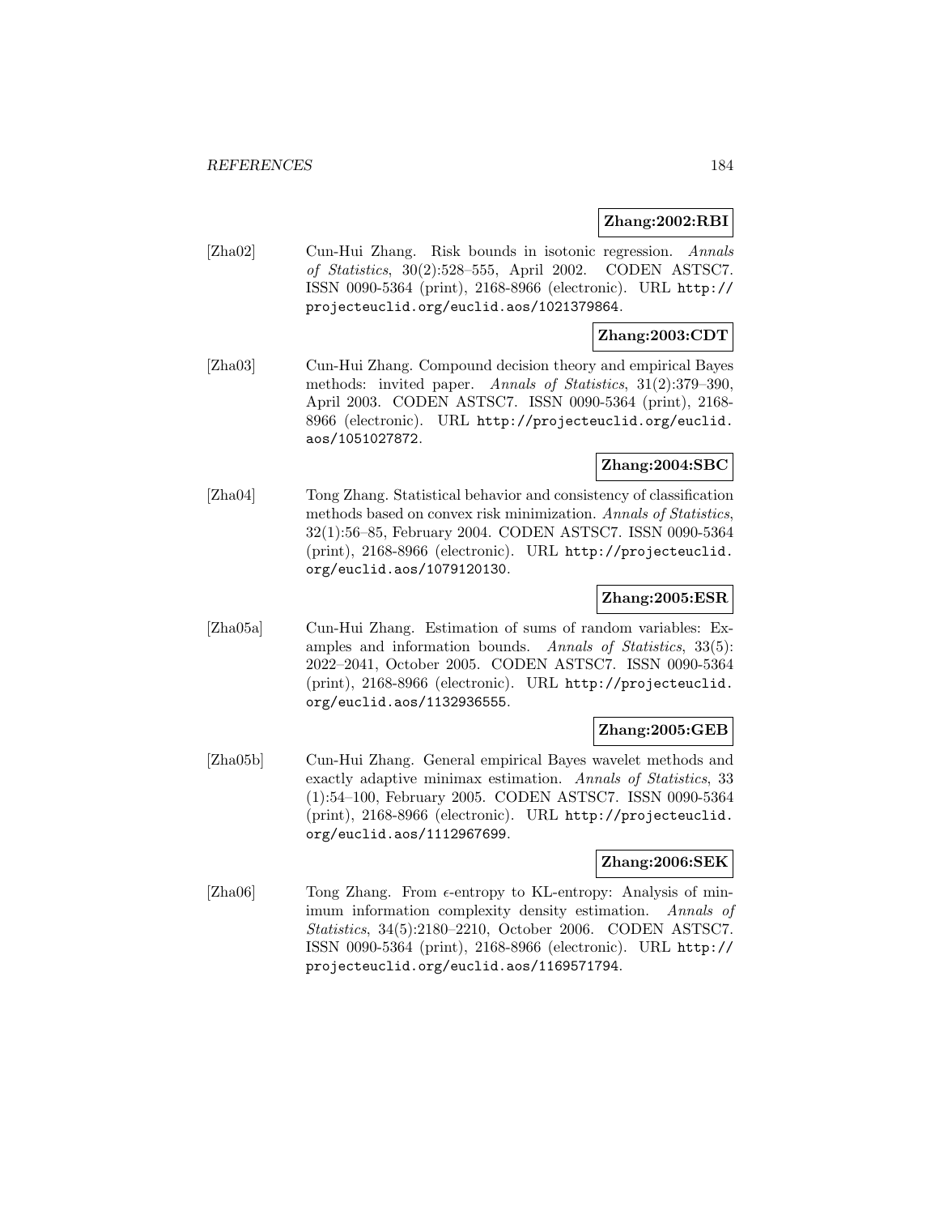**Zhang:2002:RBI**

[Zha02] Cun-Hui Zhang. Risk bounds in isotonic regression. *Annals of Statistics*, 30(2):528–555, April 2002. CODEN ASTSC7. ISSN 0090-5364 (print), 2168-8966 (electronic). URL http://projecteuclid.org/euclid.aos/1021379864.

**Zhang:2003:CDT**

[Zha03] Cun-Hui Zhang. Compound decision theory and empirical Bayes methods: invited paper. *Annals of Statistics*, 31(2):379–390, April 2003. CODEN ASTSC7. ISSN 0090-5364 (print), 2168-8966 (electronic). URL http://projecteuclid.org/euclid.aos/1051027872.

**Zhang:2004:SBC**

[Zha04] Tong Zhang. Statistical behavior and consistency of classification methods based on convex risk minimization. *Annals of Statistics*, 32(1):56–85, February 2004. CODEN ASTSC7. ISSN 0090-5364 (print), 2168-8966 (electronic). URL http://projecteuclid.org/euclid.aos/1079120130.

**Zhang:2005:ESR**

[Zha05a] Cun-Hui Zhang. Estimation of sums of random variables: Examples and information bounds. *Annals of Statistics*, 33(5): 2022–2041, October 2005. CODEN ASTSC7. ISSN 0090-5364 (print), 2168-8966 (electronic). URL http://projecteuclid.org/euclid.aos/1132936555.

**Zhang:2005:GEB**

[Zha05b] Cun-Hui Zhang. General empirical Bayes wavelet methods and exactly adaptive minimax estimation. *Annals of Statistics*, 33 (1):54–100, February 2005. CODEN ASTSC7. ISSN 0090-5364 (print), 2168-8966 (electronic). URL http://projecteuclid.org/euclid.aos/1112967699.

**Zhang:2006:SEK**

[Zha06] Tong Zhang. From $\epsilon$-entropy to KL-entropy: Analysis of minimum information complexity density estimation. *Annals of Statistics*, 34(5):2180–2210, October 2006. CODEN ASTSC7. ISSN 0090-5364 (print), 2168-8966 (electronic). URL http://projecteuclid.org/euclid.aos/1169571794.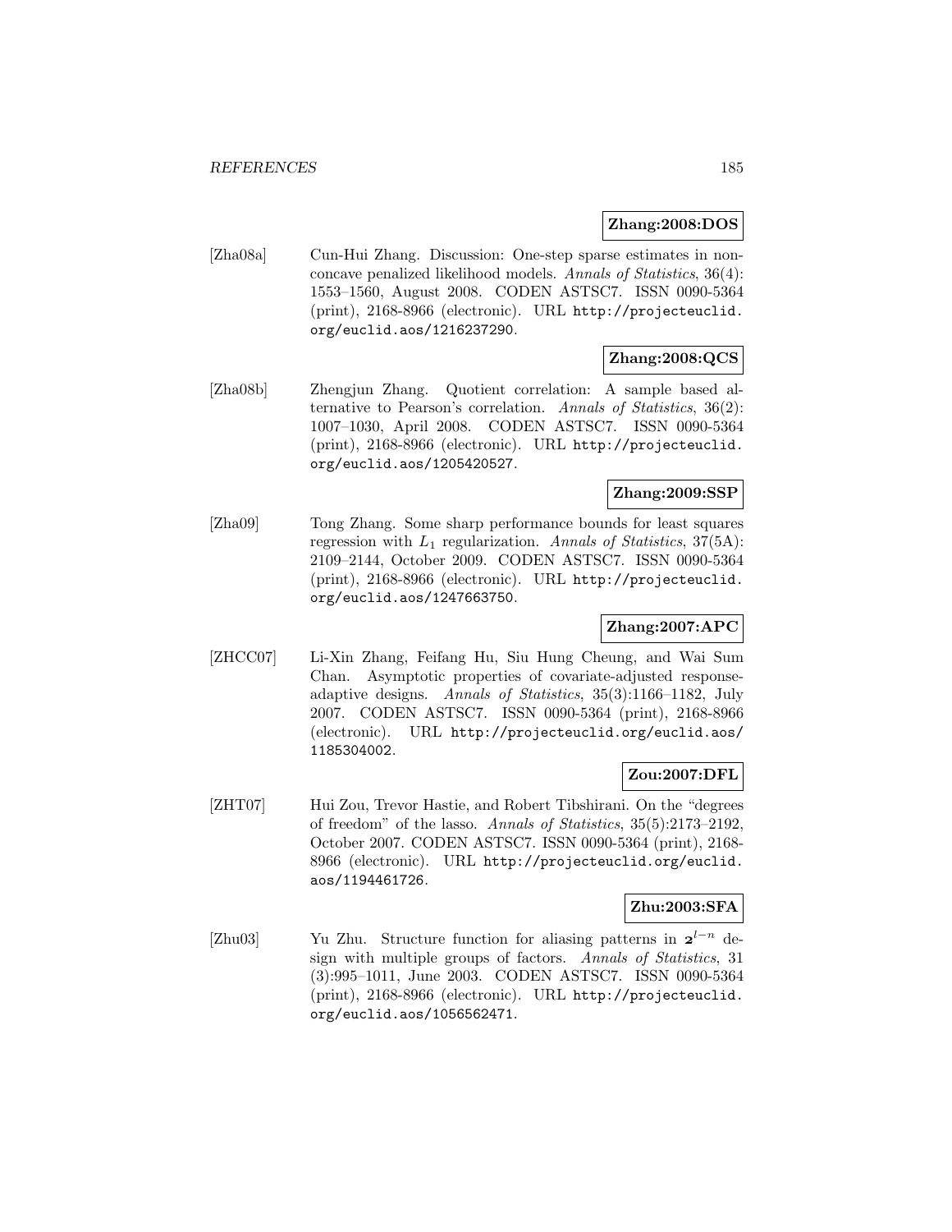**Zhang:2008:DOS**

[Zha08a] Cun-Hui Zhang. Discussion: One-step sparse estimates in nonconcave penalized likelihood models. *Annals of Statistics*, 36(4): 1553–1560, August 2008. CODEN ASTSC7. ISSN 0090-5364 (print), 2168-8966 (electronic). URL `http://projecteuclid.org/euclid.aos/1216237290`.

**Zhang:2008:QCS**

[Zha08b] Zhengjun Zhang. Quotient correlation: A sample based alternative to Pearson's correlation. *Annals of Statistics*, 36(2): 1007–1030, April 2008. CODEN ASTSC7. ISSN 0090-5364 (print), 2168-8966 (electronic). URL `http://projecteuclid.org/euclid.aos/1205420527`.

**Zhang:2009:SSP**

[Zha09] Tong Zhang. Some sharp performance bounds for least squares regression with $L_1$ regularization. *Annals of Statistics*, 37(5A): 2109–2144, October 2009. CODEN ASTSC7. ISSN 0090-5364 (print), 2168-8966 (electronic). URL `http://projecteuclid.org/euclid.aos/1247663750`.

**Zhang:2007:APC**

[ZHCC07] Li-Xin Zhang, Feifang Hu, Siu Hung Cheung, and Wai Sum Chan. Asymptotic properties of covariate-adjusted response-adaptive designs. *Annals of Statistics*, 35(3):1166–1182, July 2007. CODEN ASTSC7. ISSN 0090-5364 (print), 2168-8966 (electronic). URL `http://projecteuclid.org/euclid.aos/1185304002`.

**Zou:2007:DFL**

[ZHT07] Hui Zou, Trevor Hastie, and Robert Tibshirani. On the "degrees of freedom" of the lasso. *Annals of Statistics*, 35(5):2173–2192, October 2007. CODEN ASTSC7. ISSN 0090-5364 (print), 2168-8966 (electronic). URL `http://projecteuclid.org/euclid.aos/1194461726`.

**Zhu:2003:SFA**

[Zhu03] Yu Zhu. Structure function for aliasing patterns in $\mathbf{2}^{l-n}$ design with multiple groups of factors. *Annals of Statistics*, 31 (3):995–1011, June 2003. CODEN ASTSC7. ISSN 0090-5364 (print), 2168-8966 (electronic). URL `http://projecteuclid.org/euclid.aos/1056562471`.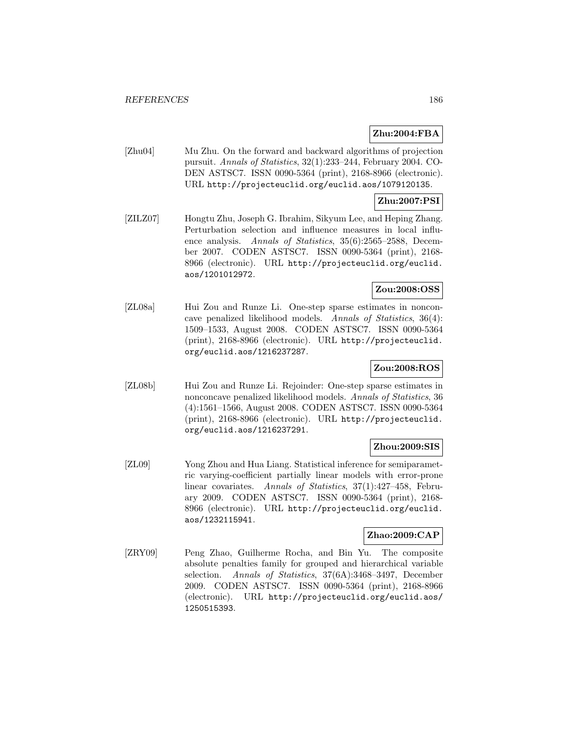**Zhu:2004:FBA**

[Zhu04] Mu Zhu. On the forward and backward algorithms of projection pursuit. *Annals of Statistics*, 32(1):233–244, February 2004. CODEN ASTSC7. ISSN 0090-5364 (print), 2168-8966 (electronic). URL http://projecteuclid.org/euclid.aos/1079120135.

**Zhu:2007:PSI**

[ZILZ07] Hongtu Zhu, Joseph G. Ibrahim, Sikyum Lee, and Heping Zhang. Perturbation selection and influence measures in local influence analysis. *Annals of Statistics*, 35(6):2565–2588, December 2007. CODEN ASTSC7. ISSN 0090-5364 (print), 2168-8966 (electronic). URL http://projecteuclid.org/euclid.aos/1201012972.

**Zou:2008:OSS**

[ZL08a] Hui Zou and Runze Li. One-step sparse estimates in nonconcave penalized likelihood models. *Annals of Statistics*, 36(4):1509–1533, August 2008. CODEN ASTSC7. ISSN 0090-5364 (print), 2168-8966 (electronic). URL http://projecteuclid.org/euclid.aos/1216237287.

**Zou:2008:ROS**

[ZL08b] Hui Zou and Runze Li. Rejoinder: One-step sparse estimates in nonconcave penalized likelihood models. *Annals of Statistics*, 36 (4):1561–1566, August 2008. CODEN ASTSC7. ISSN 0090-5364 (print), 2168-8966 (electronic). URL http://projecteuclid.org/euclid.aos/1216237291.

**Zhou:2009:SIS**

[ZL09] Yong Zhou and Hua Liang. Statistical inference for semiparametric varying-coefficient partially linear models with error-prone linear covariates. *Annals of Statistics*, 37(1):427–458, February 2009. CODEN ASTSC7. ISSN 0090-5364 (print), 2168-8966 (electronic). URL http://projecteuclid.org/euclid.aos/1232115941.

**Zhao:2009:CAP**

[ZRY09] Peng Zhao, Guilherme Rocha, and Bin Yu. The composite absolute penalties family for grouped and hierarchical variable selection. *Annals of Statistics*, 37(6A):3468–3497, December 2009. CODEN ASTSC7. ISSN 0090-5364 (print), 2168-8966 (electronic). URL http://projecteuclid.org/euclid.aos/1250515393.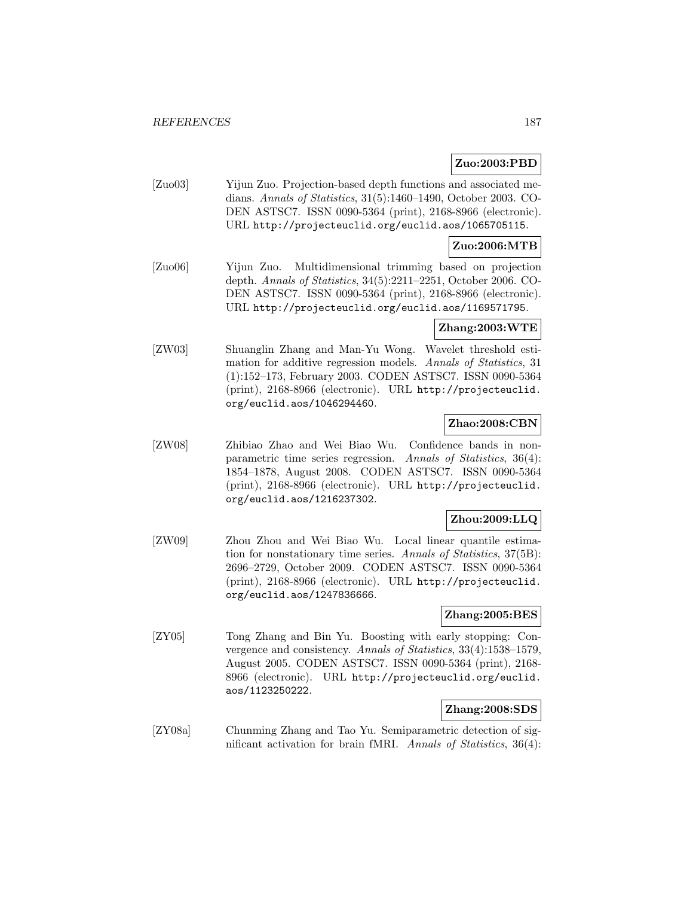**Zuo:2003:PBD**

[Zuo03] Yijun Zuo. Projection-based depth functions and associated medians. *Annals of Statistics*, 31(5):1460–1490, October 2003. CODEN ASTSC7. ISSN 0090-5364 (print), 2168-8966 (electronic). URL `http://projecteuclid.org/euclid.aos/1065705115`.

**Zuo:2006:MTB**

[Zuo06] Yijun Zuo. Multidimensional trimming based on projection depth. *Annals of Statistics*, 34(5):2211–2251, October 2006. CODEN ASTSC7. ISSN 0090-5364 (print), 2168-8966 (electronic). URL `http://projecteuclid.org/euclid.aos/1169571795`.

**Zhang:2003:WTE**

[ZW03] Shuanglin Zhang and Man-Yu Wong. Wavelet threshold estimation for additive regression models. *Annals of Statistics*, 31 (1):152–173, February 2003. CODEN ASTSC7. ISSN 0090-5364 (print), 2168-8966 (electronic). URL `http://projecteuclid.org/euclid.aos/1046294460`.

**Zhao:2008:CBN**

[ZW08] Zhibiao Zhao and Wei Biao Wu. Confidence bands in nonparametric time series regression. *Annals of Statistics*, 36(4): 1854–1878, August 2008. CODEN ASTSC7. ISSN 0090-5364 (print), 2168-8966 (electronic). URL `http://projecteuclid.org/euclid.aos/1216237302`.

**Zhou:2009:LLQ**

[ZW09] Zhou Zhou and Wei Biao Wu. Local linear quantile estimation for nonstationary time series. *Annals of Statistics*, 37(5B): 2696–2729, October 2009. CODEN ASTSC7. ISSN 0090-5364 (print), 2168-8966 (electronic). URL `http://projecteuclid.org/euclid.aos/1247836666`.

**Zhang:2005:BES**

[ZY05] Tong Zhang and Bin Yu. Boosting with early stopping: Convergence and consistency. *Annals of Statistics*, 33(4):1538–1579, August 2005. CODEN ASTSC7. ISSN 0090-5364 (print), 2168-8966 (electronic). URL `http://projecteuclid.org/euclid.aos/1123250222`.

**Zhang:2008:SDS**

[ZY08a] Chunming Zhang and Tao Yu. Semiparametric detection of significant activation for brain fMRI. *Annals of Statistics*, 36(4):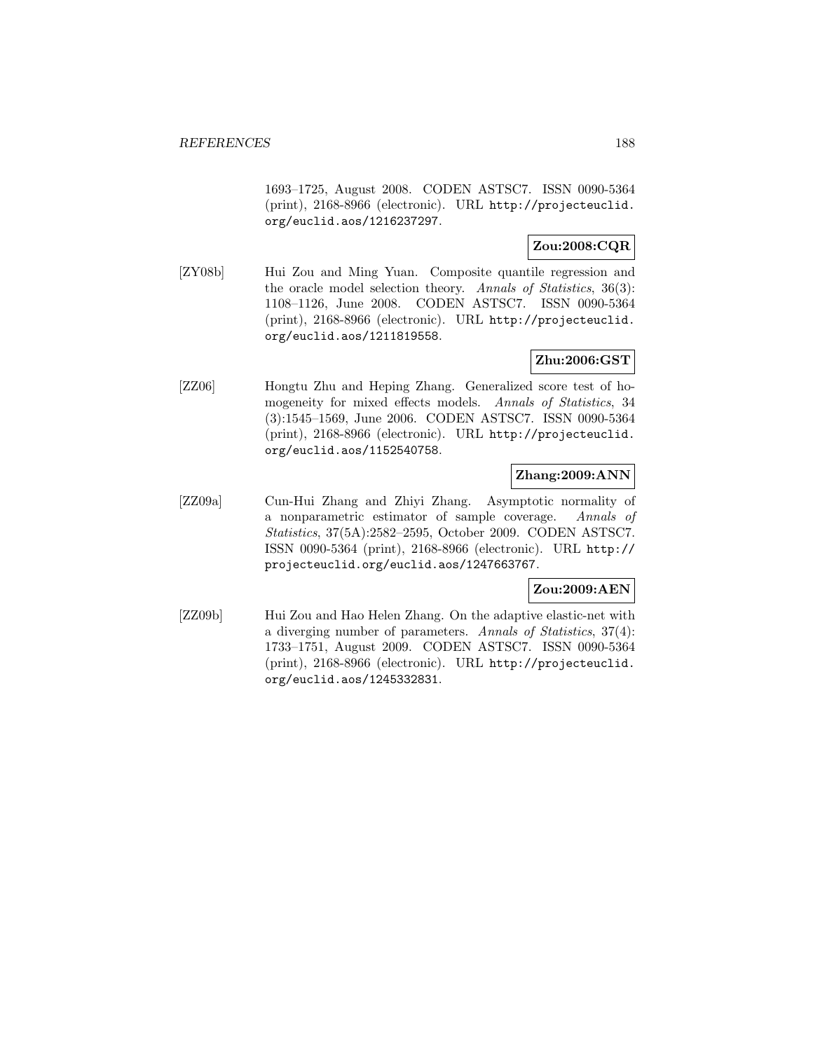1693–1725, August 2008. CODEN ASTSC7. ISSN 0090-5364 (print), 2168-8966 (electronic). URL http://projecteuclid.org/euclid.aos/1216237297.

**Zou:2008:CQR**

[ZY08b] Hui Zou and Ming Yuan. Composite quantile regression and the oracle model selection theory. *Annals of Statistics*, 36(3): 1108–1126, June 2008. CODEN ASTSC7. ISSN 0090-5364 (print), 2168-8966 (electronic). URL http://projecteuclid.org/euclid.aos/1211819558.

**Zhu:2006:GST**

[ZZ06] Hongtu Zhu and Heping Zhang. Generalized score test of homogeneity for mixed effects models. *Annals of Statistics*, 34 (3):1545–1569, June 2006. CODEN ASTSC7. ISSN 0090-5364 (print), 2168-8966 (electronic). URL http://projecteuclid.org/euclid.aos/1152540758.

**Zhang:2009:ANN**

[ZZ09a] Cun-Hui Zhang and Zhiyi Zhang. Asymptotic normality of a nonparametric estimator of sample coverage. *Annals of Statistics*, 37(5A):2582–2595, October 2009. CODEN ASTSC7. ISSN 0090-5364 (print), 2168-8966 (electronic). URL http://projecteuclid.org/euclid.aos/1247663767.

**Zou:2009:AEN**

[ZZ09b] Hui Zou and Hao Helen Zhang. On the adaptive elastic-net with a diverging number of parameters. *Annals of Statistics*, 37(4): 1733–1751, August 2009. CODEN ASTSC7. ISSN 0090-5364 (print), 2168-8966 (electronic). URL http://projecteuclid.org/euclid.aos/1245332831.